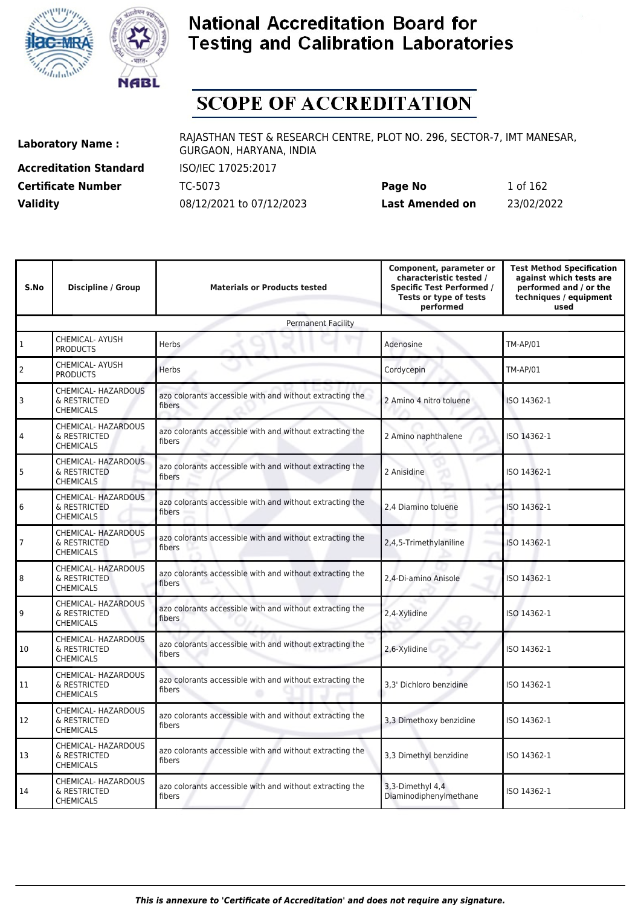# National Accreditation Board for Testing and Calibration Laboratories

## SCOPE OF ACCREDITATION

| | | | |
|---|---|---|---|
| **Laboratory Name :** | RAJASTHAN TEST & RESEARCH CENTRE, PLOT NO. 296, SECTOR-7, IMT MANESAR, GURGAON, HARYANA, INDIA | | |
| **Accreditation Standard** | ISO/IEC 17025:2017 | | |
| **Certificate Number** | TC-5073 | **Page No** | 1 of 162 |
| **Validity** | 08/12/2021 to 07/12/2023 | **Last Amended on** | 23/02/2022 |

| S.No | Discipline / Group | Materials or Products tested | Component, parameter or characteristic tested / Specific Test Performed / Tests or type of tests performed | Test Method Specification against which tests are performed and / or the techniques / equipment used |
|---|---|---|---|---|
| | | Permanent Facility | | |
| 1 | CHEMICAL- AYUSH PRODUCTS | Herbs | Adenosine | TM-AP/01 |
| 2 | CHEMICAL- AYUSH PRODUCTS | Herbs | Cordycepin | TM-AP/01 |
| 3 | CHEMICAL- HAZARDOUS & RESTRICTED CHEMICALS | azo colorants accessible with and without extracting the fibers | 2 Amino 4 nitro toluene | ISO 14362-1 |
| 4 | CHEMICAL- HAZARDOUS & RESTRICTED CHEMICALS | azo colorants accessible with and without extracting the fibers | 2 Amino naphthalene | ISO 14362-1 |
| 5 | CHEMICAL- HAZARDOUS & RESTRICTED CHEMICALS | azo colorants accessible with and without extracting the fibers | 2 Anisidine | ISO 14362-1 |
| 6 | CHEMICAL- HAZARDOUS & RESTRICTED CHEMICALS | azo colorants accessible with and without extracting the fibers | 2,4 Diamino toluene | ISO 14362-1 |
| 7 | CHEMICAL- HAZARDOUS & RESTRICTED CHEMICALS | azo colorants accessible with and without extracting the fibers | 2,4,5-Trimethylaniline | ISO 14362-1 |
| 8 | CHEMICAL- HAZARDOUS & RESTRICTED CHEMICALS | azo colorants accessible with and without extracting the fibers | 2,4-Di-amino Anisole | ISO 14362-1 |
| 9 | CHEMICAL- HAZARDOUS & RESTRICTED CHEMICALS | azo colorants accessible with and without extracting the fibers | 2,4-Xylidine | ISO 14362-1 |
| 10 | CHEMICAL- HAZARDOUS & RESTRICTED CHEMICALS | azo colorants accessible with and without extracting the fibers | 2,6-Xylidine | ISO 14362-1 |
| 11 | CHEMICAL- HAZARDOUS & RESTRICTED CHEMICALS | azo colorants accessible with and without extracting the fibers | 3,3' Dichloro benzidine | ISO 14362-1 |
| 12 | CHEMICAL- HAZARDOUS & RESTRICTED CHEMICALS | azo colorants accessible with and without extracting the fibers | 3,3 Dimethoxy benzidine | ISO 14362-1 |
| 13 | CHEMICAL- HAZARDOUS & RESTRICTED CHEMICALS | azo colorants accessible with and without extracting the fibers | 3,3 Dimethyl benzidine | ISO 14362-1 |
| 14 | CHEMICAL- HAZARDOUS & RESTRICTED CHEMICALS | azo colorants accessible with and without extracting the fibers | 3,3-Dimethyl 4,4 Diaminodiphenylmethane | ISO 14362-1 |

*This is annexure to 'Certificate of Accreditation' and does not require any signature.*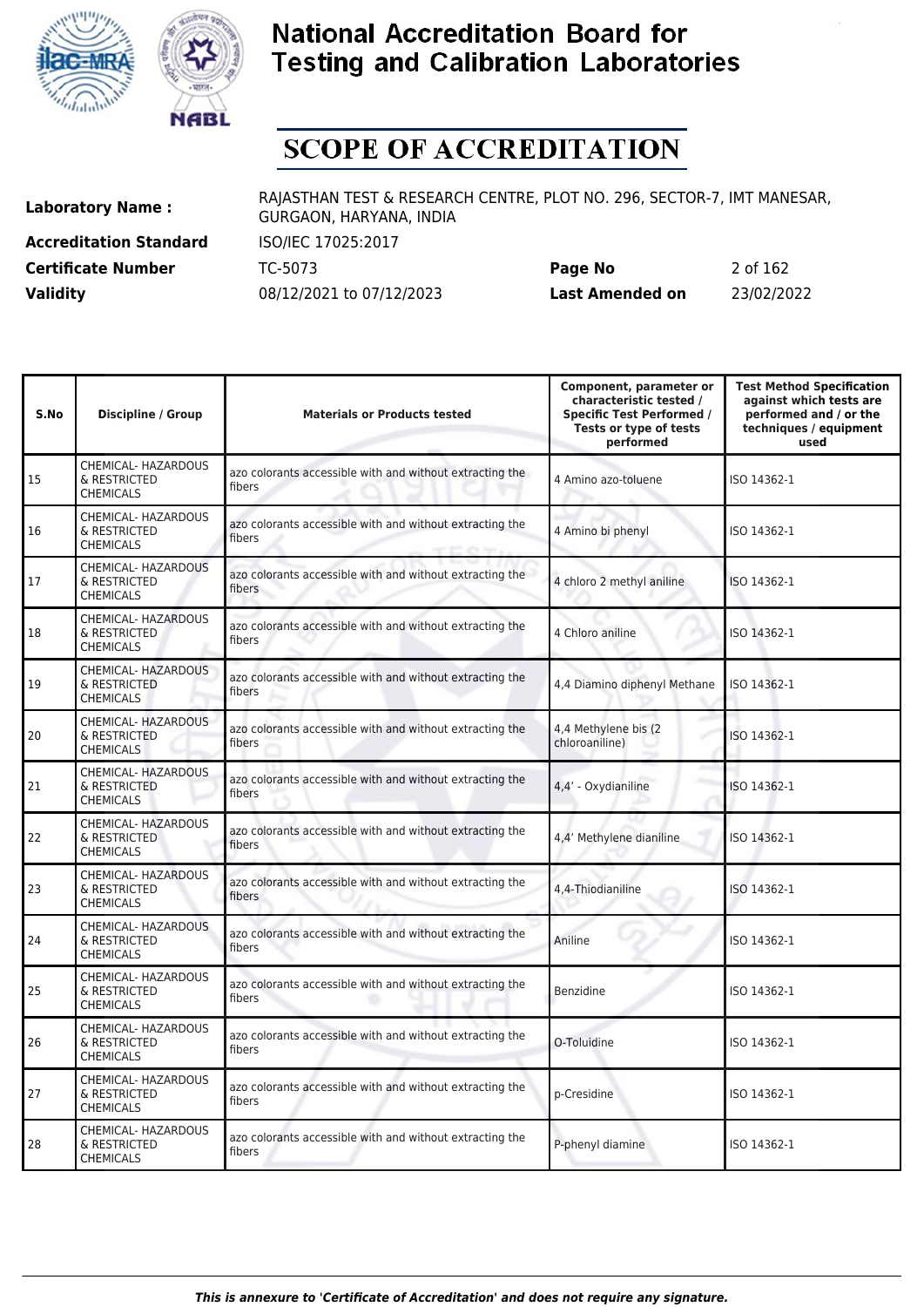# National Accreditation Board for Testing and Calibration Laboratories

## SCOPE OF ACCREDITATION

| | | | |
|---|---|---|---|
| **Laboratory Name :** | RAJASTHAN TEST & RESEARCH CENTRE, PLOT NO. 296, SECTOR-7, IMT MANESAR, GURGAON, HARYANA, INDIA | | |
| **Accreditation Standard** | ISO/IEC 17025:2017 | | |
| **Certificate Number** | TC-5073 | **Page No** | 2 of 162 |
| **Validity** | 08/12/2021 to 07/12/2023 | **Last Amended on** | 23/02/2022 |

| S.No | Discipline / Group | Materials or Products tested | Component, parameter or characteristic tested / Specific Test Performed / Tests or type of tests performed | Test Method Specification against which tests are performed and / or the techniques / equipment used |
|---|---|---|---|---|
| 15 | CHEMICAL- HAZARDOUS & RESTRICTED CHEMICALS | azo colorants accessible with and without extracting the fibers | 4 Amino azo-toluene | ISO 14362-1 |
| 16 | CHEMICAL- HAZARDOUS & RESTRICTED CHEMICALS | azo colorants accessible with and without extracting the fibers | 4 Amino bi phenyl | ISO 14362-1 |
| 17 | CHEMICAL- HAZARDOUS & RESTRICTED CHEMICALS | azo colorants accessible with and without extracting the fibers | 4 chloro 2 methyl aniline | ISO 14362-1 |
| 18 | CHEMICAL- HAZARDOUS & RESTRICTED CHEMICALS | azo colorants accessible with and without extracting the fibers | 4 Chloro aniline | ISO 14362-1 |
| 19 | CHEMICAL- HAZARDOUS & RESTRICTED CHEMICALS | azo colorants accessible with and without extracting the fibers | 4,4 Diamino diphenyl Methane | ISO 14362-1 |
| 20 | CHEMICAL- HAZARDOUS & RESTRICTED CHEMICALS | azo colorants accessible with and without extracting the fibers | 4,4 Methylene bis (2 chloroaniline) | ISO 14362-1 |
| 21 | CHEMICAL- HAZARDOUS & RESTRICTED CHEMICALS | azo colorants accessible with and without extracting the fibers | 4,4' - Oxydianiline | ISO 14362-1 |
| 22 | CHEMICAL- HAZARDOUS & RESTRICTED CHEMICALS | azo colorants accessible with and without extracting the fibers | 4,4' Methylene dianiline | ISO 14362-1 |
| 23 | CHEMICAL- HAZARDOUS & RESTRICTED CHEMICALS | azo colorants accessible with and without extracting the fibers | 4,4-Thiodianiline | ISO 14362-1 |
| 24 | CHEMICAL- HAZARDOUS & RESTRICTED CHEMICALS | azo colorants accessible with and without extracting the fibers | Aniline | ISO 14362-1 |
| 25 | CHEMICAL- HAZARDOUS & RESTRICTED CHEMICALS | azo colorants accessible with and without extracting the fibers | Benzidine | ISO 14362-1 |
| 26 | CHEMICAL- HAZARDOUS & RESTRICTED CHEMICALS | azo colorants accessible with and without extracting the fibers | O-Toluidine | ISO 14362-1 |
| 27 | CHEMICAL- HAZARDOUS & RESTRICTED CHEMICALS | azo colorants accessible with and without extracting the fibers | p-Cresidine | ISO 14362-1 |
| 28 | CHEMICAL- HAZARDOUS & RESTRICTED CHEMICALS | azo colorants accessible with and without extracting the fibers | P-phenyl diamine | ISO 14362-1 |

*This is annexure to 'Certificate of Accreditation' and does not require any signature.*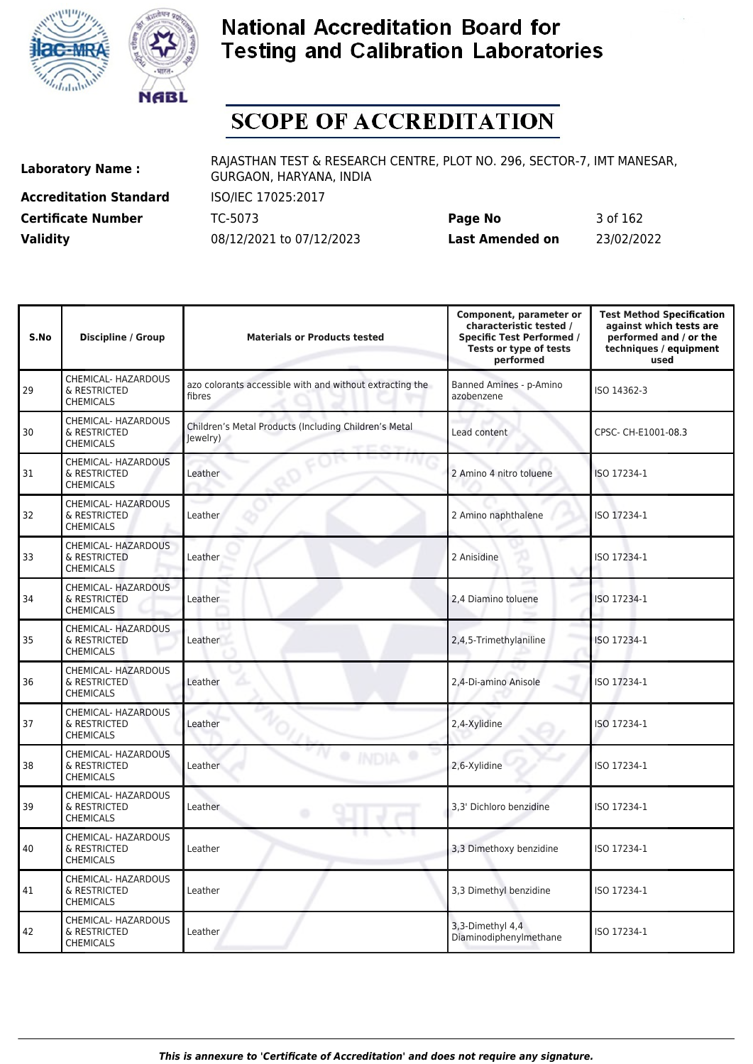# National Accreditation Board for Testing and Calibration Laboratories

## SCOPE OF ACCREDITATION

| | | | |
|---|---|---|---|
| **Laboratory Name :** | RAJASTHAN TEST & RESEARCH CENTRE, PLOT NO. 296, SECTOR-7, IMT MANESAR, GURGAON, HARYANA, INDIA | | |
| **Accreditation Standard** | ISO/IEC 17025:2017 | | |
| **Certificate Number** | TC-5073 | **Page No** | 3 of 162 |
| **Validity** | 08/12/2021 to 07/12/2023 | **Last Amended on** | 23/02/2022 |

| S.No | Discipline / Group | Materials or Products tested | Component, parameter or characteristic tested / Specific Test Performed / Tests or type of tests performed | Test Method Specification against which tests are performed and / or the techniques / equipment used |
|---|---|---|---|---|
| 29 | CHEMICAL- HAZARDOUS & RESTRICTED CHEMICALS | azo colorants accessible with and without extracting the fibres | Banned Amines - p-Amino azobenzene | ISO 14362-3 |
| 30 | CHEMICAL- HAZARDOUS & RESTRICTED CHEMICALS | Children’s Metal Products (Including Children’s Metal Jewelry) | Lead content | CPSC- CH-E1001-08.3 |
| 31 | CHEMICAL- HAZARDOUS & RESTRICTED CHEMICALS | Leather | 2 Amino 4 nitro toluene | ISO 17234-1 |
| 32 | CHEMICAL- HAZARDOUS & RESTRICTED CHEMICALS | Leather | 2 Amino naphthalene | ISO 17234-1 |
| 33 | CHEMICAL- HAZARDOUS & RESTRICTED CHEMICALS | Leather | 2 Anisidine | ISO 17234-1 |
| 34 | CHEMICAL- HAZARDOUS & RESTRICTED CHEMICALS | Leather | 2,4 Diamino toluene | ISO 17234-1 |
| 35 | CHEMICAL- HAZARDOUS & RESTRICTED CHEMICALS | Leather | 2,4,5-Trimethylaniline | ISO 17234-1 |
| 36 | CHEMICAL- HAZARDOUS & RESTRICTED CHEMICALS | Leather | 2,4-Di-amino Anisole | ISO 17234-1 |
| 37 | CHEMICAL- HAZARDOUS & RESTRICTED CHEMICALS | Leather | 2,4-Xylidine | ISO 17234-1 |
| 38 | CHEMICAL- HAZARDOUS & RESTRICTED CHEMICALS | Leather | 2,6-Xylidine | ISO 17234-1 |
| 39 | CHEMICAL- HAZARDOUS & RESTRICTED CHEMICALS | Leather | 3,3' Dichloro benzidine | ISO 17234-1 |
| 40 | CHEMICAL- HAZARDOUS & RESTRICTED CHEMICALS | Leather | 3,3 Dimethoxy benzidine | ISO 17234-1 |
| 41 | CHEMICAL- HAZARDOUS & RESTRICTED CHEMICALS | Leather | 3,3 Dimethyl benzidine | ISO 17234-1 |
| 42 | CHEMICAL- HAZARDOUS & RESTRICTED CHEMICALS | Leather | 3,3-Dimethyl 4,4 Diaminodiphenylmethane | ISO 17234-1 |

*This is annexure to 'Certificate of Accreditation' and does not require any signature.*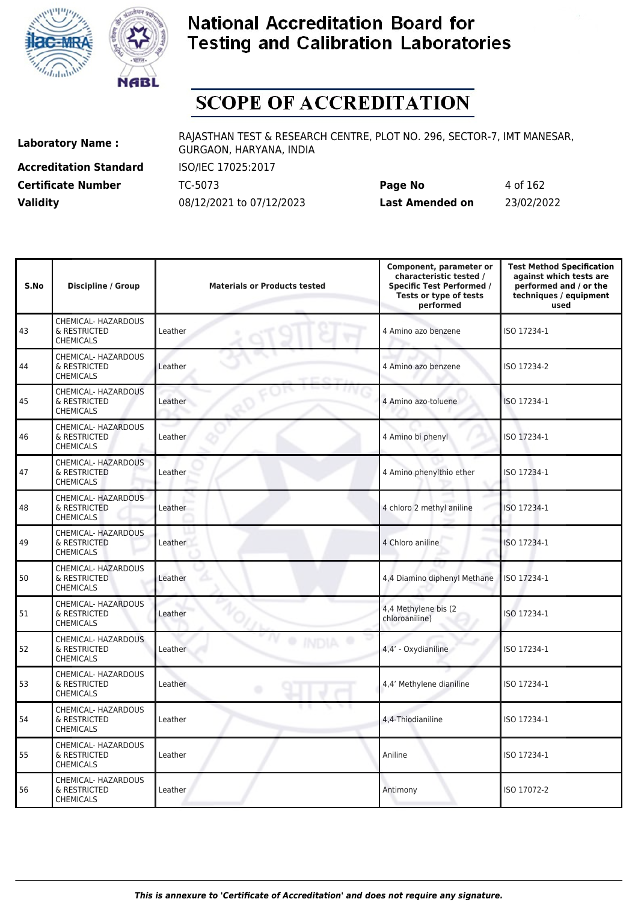# National Accreditation Board for Testing and Calibration Laboratories

## SCOPE OF ACCREDITATION

| | | | |
|---|---|---|---|
| **Laboratory Name :** | RAJASTHAN TEST & RESEARCH CENTRE, PLOT NO. 296, SECTOR-7, IMT MANESAR, GURGAON, HARYANA, INDIA | | |
| **Accreditation Standard** | ISO/IEC 17025:2017 | | |
| **Certificate Number** | TC-5073 | **Page No** | 4 of 162 |
| **Validity** | 08/12/2021 to 07/12/2023 | **Last Amended on** | 23/02/2022 |

| S.No | Discipline / Group | Materials or Products tested | Component, parameter or characteristic tested / Specific Test Performed / Tests or type of tests performed | Test Method Specification against which tests are performed and / or the techniques / equipment used |
|---|---|---|---|---|
| 43 | CHEMICAL- HAZARDOUS & RESTRICTED CHEMICALS | Leather | 4 Amino azo benzene | ISO 17234-1 |
| 44 | CHEMICAL- HAZARDOUS & RESTRICTED CHEMICALS | Leather | 4 Amino azo benzene | ISO 17234-2 |
| 45 | CHEMICAL- HAZARDOUS & RESTRICTED CHEMICALS | Leather | 4 Amino azo-toluene | ISO 17234-1 |
| 46 | CHEMICAL- HAZARDOUS & RESTRICTED CHEMICALS | Leather | 4 Amino bi phenyl | ISO 17234-1 |
| 47 | CHEMICAL- HAZARDOUS & RESTRICTED CHEMICALS | Leather | 4 Amino phenylthio ether | ISO 17234-1 |
| 48 | CHEMICAL- HAZARDOUS & RESTRICTED CHEMICALS | Leather | 4 chloro 2 methyl aniline | ISO 17234-1 |
| 49 | CHEMICAL- HAZARDOUS & RESTRICTED CHEMICALS | Leather | 4 Chloro aniline | ISO 17234-1 |
| 50 | CHEMICAL- HAZARDOUS & RESTRICTED CHEMICALS | Leather | 4,4 Diamino diphenyl Methane | ISO 17234-1 |
| 51 | CHEMICAL- HAZARDOUS & RESTRICTED CHEMICALS | Leather | 4,4 Methylene bis (2 chloroaniline) | ISO 17234-1 |
| 52 | CHEMICAL- HAZARDOUS & RESTRICTED CHEMICALS | Leather | 4,4' - Oxydianiline | ISO 17234-1 |
| 53 | CHEMICAL- HAZARDOUS & RESTRICTED CHEMICALS | Leather | 4,4' Methylene dianiline | ISO 17234-1 |
| 54 | CHEMICAL- HAZARDOUS & RESTRICTED CHEMICALS | Leather | 4,4-Thiodianiline | ISO 17234-1 |
| 55 | CHEMICAL- HAZARDOUS & RESTRICTED CHEMICALS | Leather | Aniline | ISO 17234-1 |
| 56 | CHEMICAL- HAZARDOUS & RESTRICTED CHEMICALS | Leather | Antimony | ISO 17072-2 |

*This is annexure to 'Certificate of Accreditation' and does not require any signature.*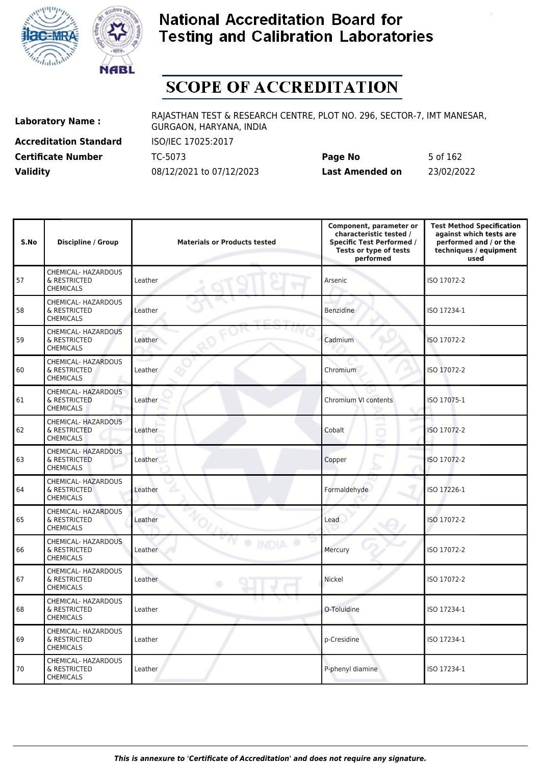# National Accreditation Board for Testing and Calibration Laboratories

# SCOPE OF ACCREDITATION

| | | | |
|---|---|---|---|
| **Laboratory Name :** | RAJASTHAN TEST & RESEARCH CENTRE, PLOT NO. 296, SECTOR-7, IMT MANESAR, GURGAON, HARYANA, INDIA | | |
| **Accreditation Standard** | ISO/IEC 17025:2017 | | |
| **Certificate Number** | TC-5073 | **Page No** | 5 of 162 |
| **Validity** | 08/12/2021 to 07/12/2023 | **Last Amended on** | 23/02/2022 |

| S.No | Discipline / Group | Materials or Products tested | Component, parameter or characteristic tested / Specific Test Performed / Tests or type of tests performed | Test Method Specification against which tests are performed and / or the techniques / equipment used |
|---|---|---|---|---|
| 57 | CHEMICAL- HAZARDOUS & RESTRICTED CHEMICALS | Leather | Arsenic | ISO 17072-2 |
| 58 | CHEMICAL- HAZARDOUS & RESTRICTED CHEMICALS | Leather | Benzidine | ISO 17234-1 |
| 59 | CHEMICAL- HAZARDOUS & RESTRICTED CHEMICALS | Leather | Cadmium | ISO 17072-2 |
| 60 | CHEMICAL- HAZARDOUS & RESTRICTED CHEMICALS | Leather | Chromium | ISO 17072-2 |
| 61 | CHEMICAL- HAZARDOUS & RESTRICTED CHEMICALS | Leather | Chromium VI contents | ISO 17075-1 |
| 62 | CHEMICAL- HAZARDOUS & RESTRICTED CHEMICALS | Leather | Cobalt | ISO 17072-2 |
| 63 | CHEMICAL- HAZARDOUS & RESTRICTED CHEMICALS | Leather | Copper | ISO 17072-2 |
| 64 | CHEMICAL- HAZARDOUS & RESTRICTED CHEMICALS | Leather | Formaldehyde | ISO 17226-1 |
| 65 | CHEMICAL- HAZARDOUS & RESTRICTED CHEMICALS | Leather | Lead | ISO 17072-2 |
| 66 | CHEMICAL- HAZARDOUS & RESTRICTED CHEMICALS | Leather | Mercury | ISO 17072-2 |
| 67 | CHEMICAL- HAZARDOUS & RESTRICTED CHEMICALS | Leather | Nickel | ISO 17072-2 |
| 68 | CHEMICAL- HAZARDOUS & RESTRICTED CHEMICALS | Leather | O-Toluidine | ISO 17234-1 |
| 69 | CHEMICAL- HAZARDOUS & RESTRICTED CHEMICALS | Leather | p-Cresidine | ISO 17234-1 |
| 70 | CHEMICAL- HAZARDOUS & RESTRICTED CHEMICALS | Leather | P-phenyl diamine | ISO 17234-1 |

*This is annexure to 'Certificate of Accreditation' and does not require any signature.*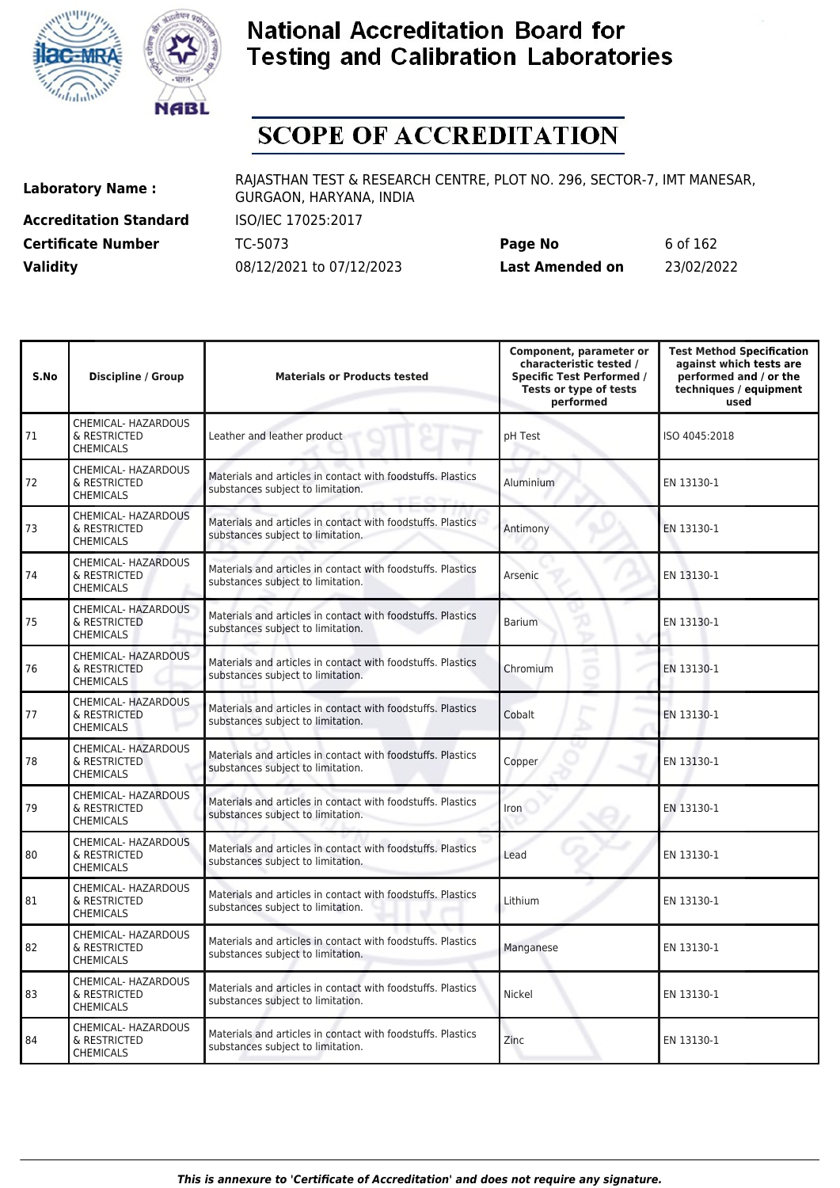# National Accreditation Board for Testing and Calibration Laboratories

## SCOPE OF ACCREDITATION

| | | | |
|---|---|---|---|
| **Laboratory Name :** | RAJASTHAN TEST & RESEARCH CENTRE, PLOT NO. 296, SECTOR-7, IMT MANESAR, GURGAON, HARYANA, INDIA | | |
| **Accreditation Standard** | ISO/IEC 17025:2017 | | |
| **Certificate Number** | TC-5073 | **Page No** | 6 of 162 |
| **Validity** | 08/12/2021 to 07/12/2023 | **Last Amended on** | 23/02/2022 |

| S.No | Discipline / Group | Materials or Products tested | Component, parameter or characteristic tested / Specific Test Performed / Tests or type of tests performed | Test Method Specification against which tests are performed and / or the techniques / equipment used |
|---|---|---|---|---|
| 71 | CHEMICAL- HAZARDOUS & RESTRICTED CHEMICALS | Leather and leather product | pH Test | ISO 4045:2018 |
| 72 | CHEMICAL- HAZARDOUS & RESTRICTED CHEMICALS | Materials and articles in contact with foodstuffs. Plastics substances subject to limitation. | Aluminium | EN 13130-1 |
| 73 | CHEMICAL- HAZARDOUS & RESTRICTED CHEMICALS | Materials and articles in contact with foodstuffs. Plastics substances subject to limitation. | Antimony | EN 13130-1 |
| 74 | CHEMICAL- HAZARDOUS & RESTRICTED CHEMICALS | Materials and articles in contact with foodstuffs. Plastics substances subject to limitation. | Arsenic | EN 13130-1 |
| 75 | CHEMICAL- HAZARDOUS & RESTRICTED CHEMICALS | Materials and articles in contact with foodstuffs. Plastics substances subject to limitation. | Barium | EN 13130-1 |
| 76 | CHEMICAL- HAZARDOUS & RESTRICTED CHEMICALS | Materials and articles in contact with foodstuffs. Plastics substances subject to limitation. | Chromium | EN 13130-1 |
| 77 | CHEMICAL- HAZARDOUS & RESTRICTED CHEMICALS | Materials and articles in contact with foodstuffs. Plastics substances subject to limitation. | Cobalt | EN 13130-1 |
| 78 | CHEMICAL- HAZARDOUS & RESTRICTED CHEMICALS | Materials and articles in contact with foodstuffs. Plastics substances subject to limitation. | Copper | EN 13130-1 |
| 79 | CHEMICAL- HAZARDOUS & RESTRICTED CHEMICALS | Materials and articles in contact with foodstuffs. Plastics substances subject to limitation. | Iron | EN 13130-1 |
| 80 | CHEMICAL- HAZARDOUS & RESTRICTED CHEMICALS | Materials and articles in contact with foodstuffs. Plastics substances subject to limitation. | Lead | EN 13130-1 |
| 81 | CHEMICAL- HAZARDOUS & RESTRICTED CHEMICALS | Materials and articles in contact with foodstuffs. Plastics substances subject to limitation. | Lithium | EN 13130-1 |
| 82 | CHEMICAL- HAZARDOUS & RESTRICTED CHEMICALS | Materials and articles in contact with foodstuffs. Plastics substances subject to limitation. | Manganese | EN 13130-1 |
| 83 | CHEMICAL- HAZARDOUS & RESTRICTED CHEMICALS | Materials and articles in contact with foodstuffs. Plastics substances subject to limitation. | Nickel | EN 13130-1 |
| 84 | CHEMICAL- HAZARDOUS & RESTRICTED CHEMICALS | Materials and articles in contact with foodstuffs. Plastics substances subject to limitation. | Zinc | EN 13130-1 |

*This is annexure to 'Certificate of Accreditation' and does not require any signature.*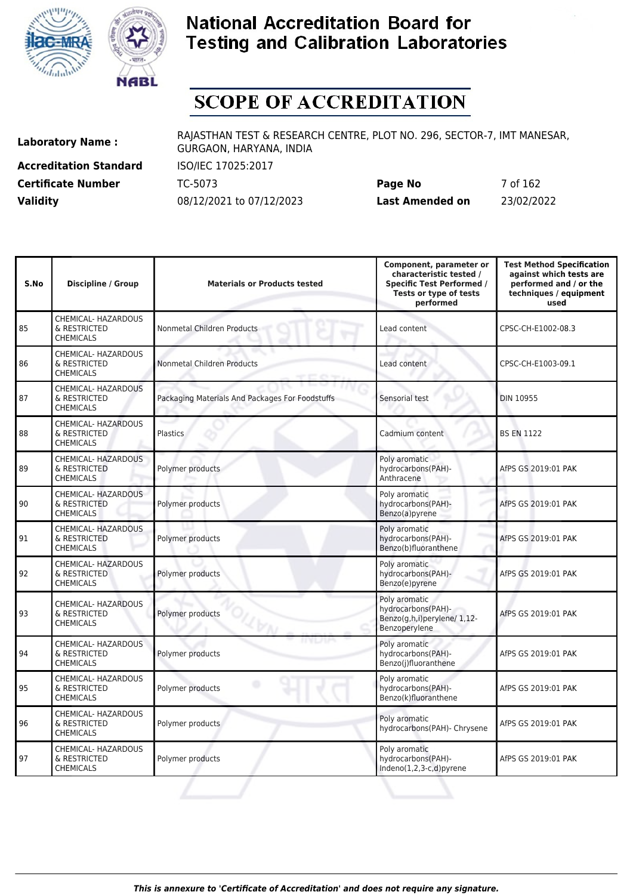# National Accreditation Board for Testing and Calibration Laboratories

## SCOPE OF ACCREDITATION

| | | | |
|---|---|---|---|
| **Laboratory Name :** | RAJASTHAN TEST & RESEARCH CENTRE, PLOT NO. 296, SECTOR-7, IMT MANESAR, GURGAON, HARYANA, INDIA | | |
| **Accreditation Standard** | ISO/IEC 17025:2017 | | |
| **Certificate Number** | TC-5073 | **Page No** | 7 of 162 |
| **Validity** | 08/12/2021 to 07/12/2023 | **Last Amended on** | 23/02/2022 |

| S.No | Discipline / Group | Materials or Products tested | Component, parameter or characteristic tested / Specific Test Performed / Tests or type of tests performed | Test Method Specification against which tests are performed and / or the techniques / equipment used |
|---|---|---|---|---|
| 85 | CHEMICAL- HAZARDOUS & RESTRICTED CHEMICALS | Nonmetal Children Products | Lead content | CPSC-CH-E1002-08.3 |
| 86 | CHEMICAL- HAZARDOUS & RESTRICTED CHEMICALS | Nonmetal Children Products | Lead content | CPSC-CH-E1003-09.1 |
| 87 | CHEMICAL- HAZARDOUS & RESTRICTED CHEMICALS | Packaging Materials And Packages For Foodstuffs | Sensorial test | DIN 10955 |
| 88 | CHEMICAL- HAZARDOUS & RESTRICTED CHEMICALS | Plastics | Cadmium content | BS EN 1122 |
| 89 | CHEMICAL- HAZARDOUS & RESTRICTED CHEMICALS | Polymer products | Poly aromatic hydrocarbons(PAH)- Anthracene | AfPS GS 2019:01 PAK |
| 90 | CHEMICAL- HAZARDOUS & RESTRICTED CHEMICALS | Polymer products | Poly aromatic hydrocarbons(PAH)- Benzo(a)pyrene | AfPS GS 2019:01 PAK |
| 91 | CHEMICAL- HAZARDOUS & RESTRICTED CHEMICALS | Polymer products | Poly aromatic hydrocarbons(PAH)- Benzo(b)fluoranthene | AfPS GS 2019:01 PAK |
| 92 | CHEMICAL- HAZARDOUS & RESTRICTED CHEMICALS | Polymer products | Poly aromatic hydrocarbons(PAH)- Benzo(e)pyrene | AfPS GS 2019:01 PAK |
| 93 | CHEMICAL- HAZARDOUS & RESTRICTED CHEMICALS | Polymer products | Poly aromatic hydrocarbons(PAH)- Benzo(g,h,i)perylene/ 1,12-Benzoperylene | AfPS GS 2019:01 PAK |
| 94 | CHEMICAL- HAZARDOUS & RESTRICTED CHEMICALS | Polymer products | Poly aromatic hydrocarbons(PAH)- Benzo(j)fluoranthene | AfPS GS 2019:01 PAK |
| 95 | CHEMICAL- HAZARDOUS & RESTRICTED CHEMICALS | Polymer products | Poly aromatic hydrocarbons(PAH)- Benzo(k)fluoranthene | AfPS GS 2019:01 PAK |
| 96 | CHEMICAL- HAZARDOUS & RESTRICTED CHEMICALS | Polymer products | Poly aromatic hydrocarbons(PAH)- Chrysene | AfPS GS 2019:01 PAK |
| 97 | CHEMICAL- HAZARDOUS & RESTRICTED CHEMICALS | Polymer products | Poly aromatic hydrocarbons(PAH)- Indeno(1,2,3-c,d)pyrene | AfPS GS 2019:01 PAK |

*This is annexure to 'Certificate of Accreditation' and does not require any signature.*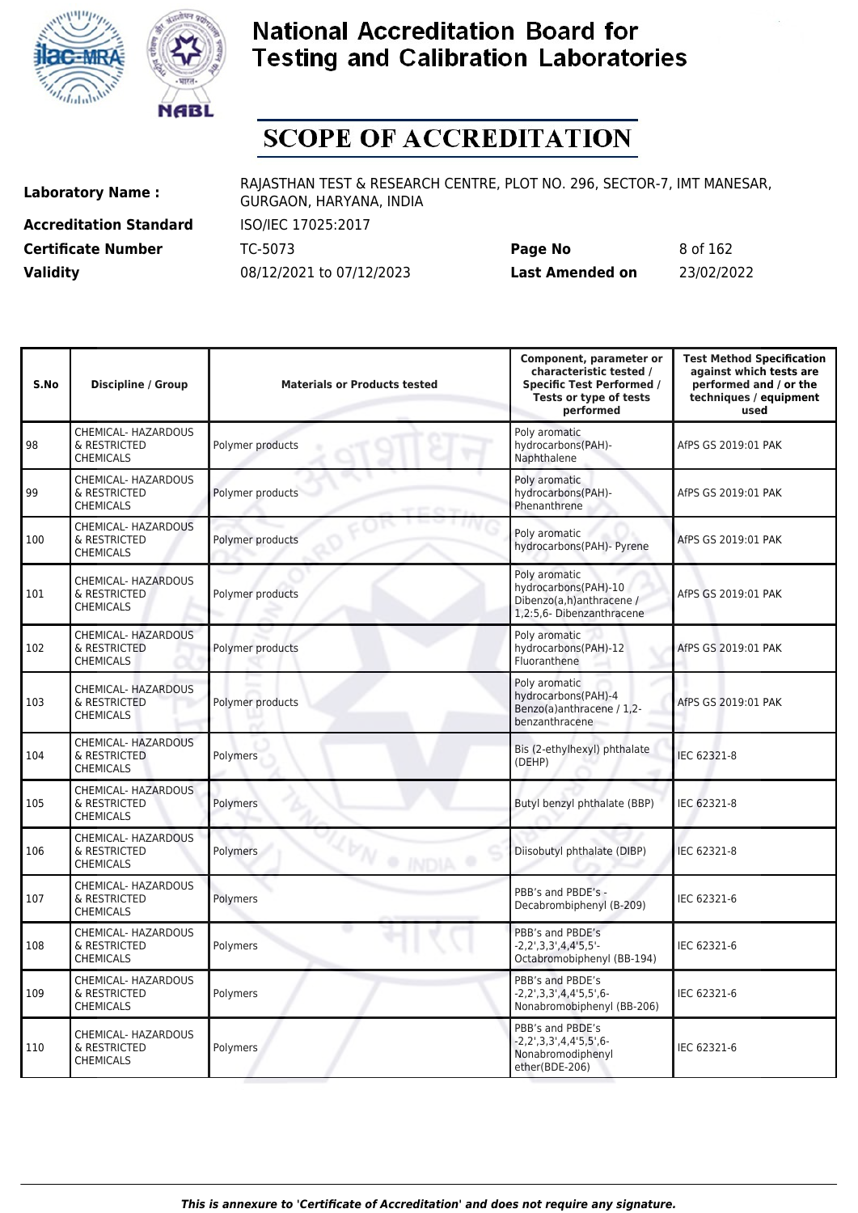# National Accreditation Board for Testing and Calibration Laboratories

## SCOPE OF ACCREDITATION

**Laboratory Name :** RAJASTHAN TEST & RESEARCH CENTRE, PLOT NO. 296, SECTOR-7, IMT MANESAR, GURGAON, HARYANA, INDIA

**Accreditation Standard** ISO/IEC 17025:2017

**Certificate Number** TC-5073 **Page No** 8 of 162

**Validity** 08/12/2021 to 07/12/2023 **Last Amended on** 23/02/2022

| S.No | Discipline / Group | Materials or Products tested | Component, parameter or characteristic tested / Specific Test Performed / Tests or type of tests performed | Test Method Specification against which tests are performed and / or the techniques / equipment used |
|---|---|---|---|---|
| 98 | CHEMICAL- HAZARDOUS & RESTRICTED CHEMICALS | Polymer products | Poly aromatic hydrocarbons(PAH)- Naphthalene | AfPS GS 2019:01 PAK |
| 99 | CHEMICAL- HAZARDOUS & RESTRICTED CHEMICALS | Polymer products | Poly aromatic hydrocarbons(PAH)- Phenanthrene | AfPS GS 2019:01 PAK |
| 100 | CHEMICAL- HAZARDOUS & RESTRICTED CHEMICALS | Polymer products | Poly aromatic hydrocarbons(PAH)- Pyrene | AfPS GS 2019:01 PAK |
| 101 | CHEMICAL- HAZARDOUS & RESTRICTED CHEMICALS | Polymer products | Poly aromatic hydrocarbons(PAH)-10 Dibenzo(a,h)anthracene / 1,2:5,6- Dibenzanthracene | AfPS GS 2019:01 PAK |
| 102 | CHEMICAL- HAZARDOUS & RESTRICTED CHEMICALS | Polymer products | Poly aromatic hydrocarbons(PAH)-12 Fluoranthene | AfPS GS 2019:01 PAK |
| 103 | CHEMICAL- HAZARDOUS & RESTRICTED CHEMICALS | Polymer products | Poly aromatic hydrocarbons(PAH)-4 Benzo(a)anthracene / 1,2-benzanthracene | AfPS GS 2019:01 PAK |
| 104 | CHEMICAL- HAZARDOUS & RESTRICTED CHEMICALS | Polymers | Bis (2-ethylhexyl) phthalate (DEHP) | IEC 62321-8 |
| 105 | CHEMICAL- HAZARDOUS & RESTRICTED CHEMICALS | Polymers | Butyl benzyl phthalate (BBP) | IEC 62321-8 |
| 106 | CHEMICAL- HAZARDOUS & RESTRICTED CHEMICALS | Polymers | Diisobutyl phthalate (DIBP) | IEC 62321-8 |
| 107 | CHEMICAL- HAZARDOUS & RESTRICTED CHEMICALS | Polymers | PBB's and PBDE's - Decabrombiphenyl (B-209) | IEC 62321-6 |
| 108 | CHEMICAL- HAZARDOUS & RESTRICTED CHEMICALS | Polymers | PBB's and PBDE's -2,2',3,3',4,4'5,5'- Octabromobiphenyl (BB-194) | IEC 62321-6 |
| 109 | CHEMICAL- HAZARDOUS & RESTRICTED CHEMICALS | Polymers | PBB's and PBDE's -2,2',3,3',4,4'5,5',6- Nonabromobiphenyl (BB-206) | IEC 62321-6 |
| 110 | CHEMICAL- HAZARDOUS & RESTRICTED CHEMICALS | Polymers | PBB's and PBDE's -2,2',3,3',4,4'5,5',6- Nonabromodiphenyl ether(BDE-206) | IEC 62321-6 |

*This is annexure to 'Certificate of Accreditation' and does not require any signature.*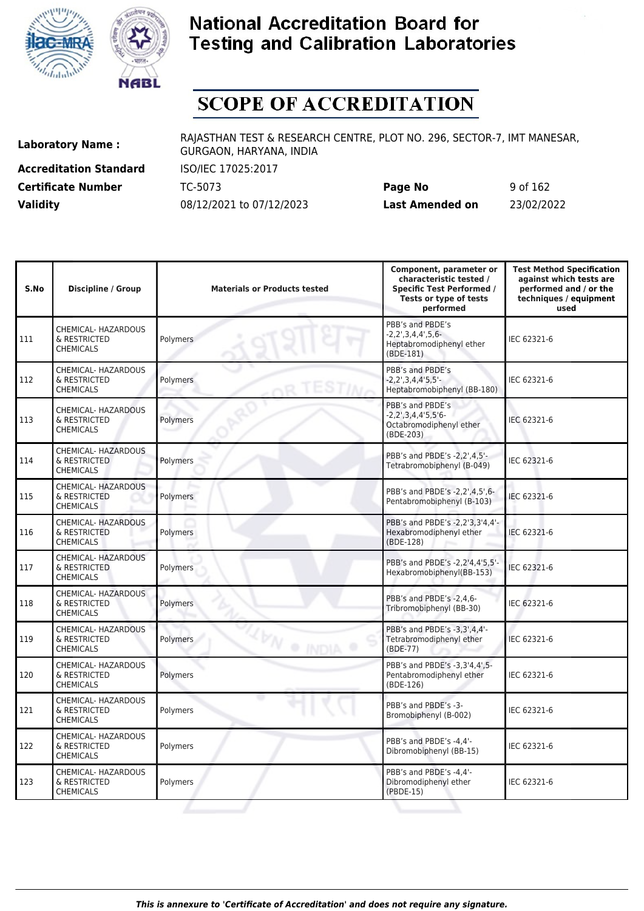# National Accreditation Board for Testing and Calibration Laboratories

# SCOPE OF ACCREDITATION

| | | | |
|---|---|---|---|
| **Laboratory Name :** | RAJASTHAN TEST & RESEARCH CENTRE, PLOT NO. 296, SECTOR-7, IMT MANESAR, GURGAON, HARYANA, INDIA | | |
| **Accreditation Standard** | ISO/IEC 17025:2017 | | |
| **Certificate Number** | TC-5073 | **Page No** | 9 of 162 |
| **Validity** | 08/12/2021 to 07/12/2023 | **Last Amended on** | 23/02/2022 |

| S.No | Discipline / Group | Materials or Products tested | Component, parameter or characteristic tested / Specific Test Performed / Tests or type of tests performed | Test Method Specification against which tests are performed and / or the techniques / equipment used |
|---|---|---|---|---|
| 111 | CHEMICAL- HAZARDOUS & RESTRICTED CHEMICALS | Polymers | PBB's and PBDE's -2,2',3,4,4',5,6-Heptabromodiphenyl ether (BDE-181) | IEC 62321-6 |
| 112 | CHEMICAL- HAZARDOUS & RESTRICTED CHEMICALS | Polymers | PBB's and PBDE's -2,2',3,4,4'5,5'-Heptabromobiphenyl (BB-180) | IEC 62321-6 |
| 113 | CHEMICAL- HAZARDOUS & RESTRICTED CHEMICALS | Polymers | PBB's and PBDE's -2,2',3,4,4'5,5'6-Octabromodiphenyl ether (BDE-203) | IEC 62321-6 |
| 114 | CHEMICAL- HAZARDOUS & RESTRICTED CHEMICALS | Polymers | PBB's and PBDE's -2,2',4,5'-Tetrabromobiphenyl (B-049) | IEC 62321-6 |
| 115 | CHEMICAL- HAZARDOUS & RESTRICTED CHEMICALS | Polymers | PBB's and PBDE's -2,2',4,5',6-Pentabromobiphenyl (B-103) | IEC 62321-6 |
| 116 | CHEMICAL- HAZARDOUS & RESTRICTED CHEMICALS | Polymers | PBB's and PBDE's -2,2'3,3'4,4'-Hexabromodiphenyl ether (BDE-128) | IEC 62321-6 |
| 117 | CHEMICAL- HAZARDOUS & RESTRICTED CHEMICALS | Polymers | PBB's and PBDE's -2,2'4,4'5,5'-Hexabromobiphenyl(BB-153) | IEC 62321-6 |
| 118 | CHEMICAL- HAZARDOUS & RESTRICTED CHEMICALS | Polymers | PBB's and PBDE's -2,4,6-Tribromobiphenyl (BB-30) | IEC 62321-6 |
| 119 | CHEMICAL- HAZARDOUS & RESTRICTED CHEMICALS | Polymers | PBB's and PBDE's -3,3',4,4'-Tetrabromodiphenyl ether (BDE-77) | IEC 62321-6 |
| 120 | CHEMICAL- HAZARDOUS & RESTRICTED CHEMICALS | Polymers | PBB's and PBDE's -3,3'4,4',5-Pentabromodiphenyl ether (BDE-126) | IEC 62321-6 |
| 121 | CHEMICAL- HAZARDOUS & RESTRICTED CHEMICALS | Polymers | PBB's and PBDE's -3-Bromobiphenyl (B-002) | IEC 62321-6 |
| 122 | CHEMICAL- HAZARDOUS & RESTRICTED CHEMICALS | Polymers | PBB's and PBDE's -4,4'-Dibromobiphenyl (BB-15) | IEC 62321-6 |
| 123 | CHEMICAL- HAZARDOUS & RESTRICTED CHEMICALS | Polymers | PBB's and PBDE's -4,4'-Dibromodiphenyl ether (PBDE-15) | IEC 62321-6 |

*This is annexure to 'Certificate of Accreditation' and does not require any signature.*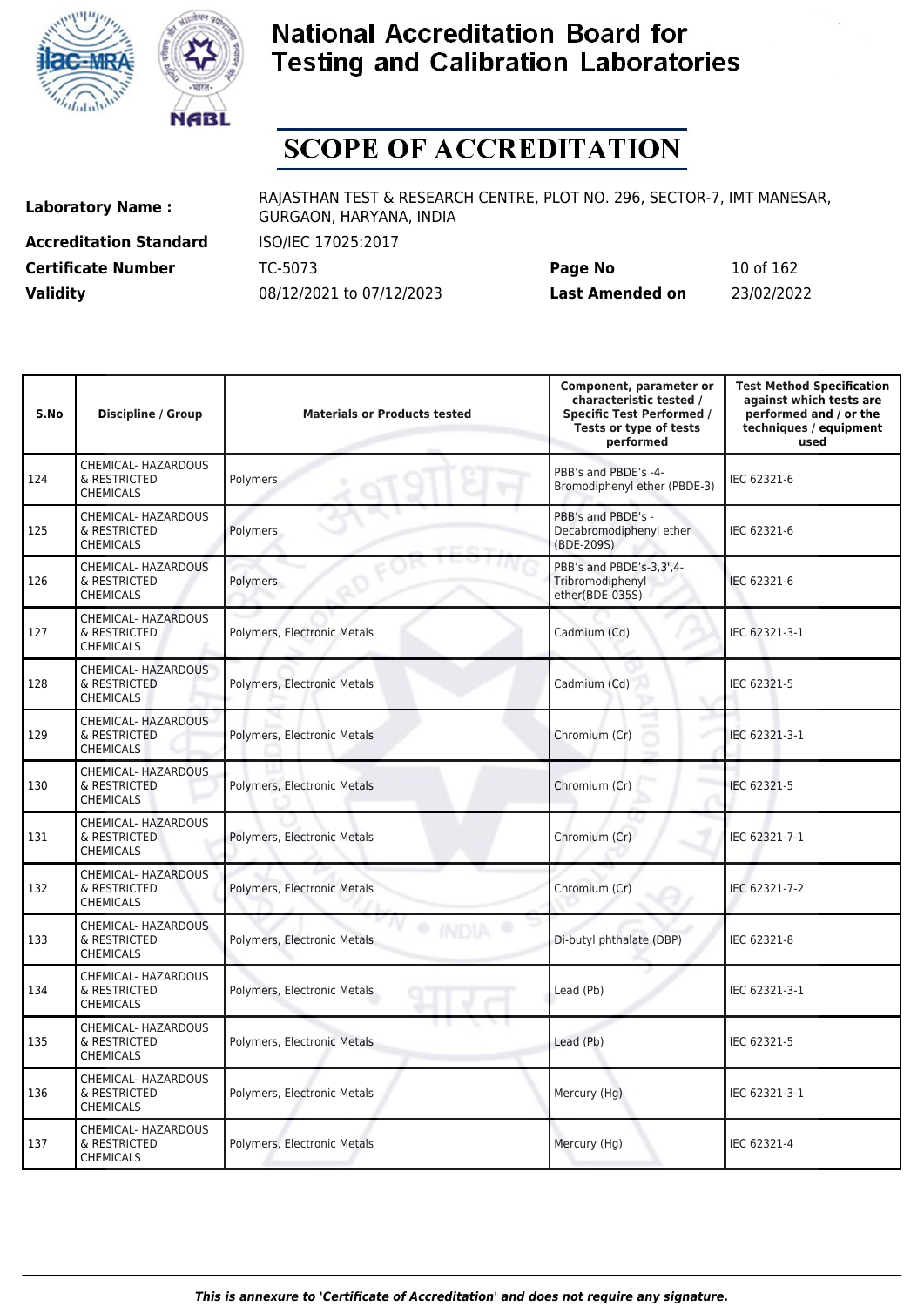# National Accreditation Board for Testing and Calibration Laboratories

# SCOPE OF ACCREDITATION

| | | | |
|---|---|---|---|
| **Laboratory Name :** | RAJASTHAN TEST & RESEARCH CENTRE, PLOT NO. 296, SECTOR-7, IMT MANESAR, GURGAON, HARYANA, INDIA | | |
| **Accreditation Standard** | ISO/IEC 17025:2017 | | |
| **Certificate Number** | TC-5073 | **Page No** | 10 of 162 |
| **Validity** | 08/12/2021 to 07/12/2023 | **Last Amended on** | 23/02/2022 |

| S.No | Discipline / Group | Materials or Products tested | Component, parameter or characteristic tested / Specific Test Performed / Tests or type of tests performed | Test Method Specification against which tests are performed and / or the techniques / equipment used |
|---|---|---|---|---|
| 124 | CHEMICAL- HAZARDOUS & RESTRICTED CHEMICALS | Polymers | PBB's and PBDE's -4-Bromodiphenyl ether (PBDE-3) | IEC 62321-6 |
| 125 | CHEMICAL- HAZARDOUS & RESTRICTED CHEMICALS | Polymers | PBB's and PBDE's - Decabromodiphenyl ether (BDE-209S) | IEC 62321-6 |
| 126 | CHEMICAL- HAZARDOUS & RESTRICTED CHEMICALS | Polymers | PBB's and PBDE's-3,3',4-Tribromodiphenyl ether(BDE-035S) | IEC 62321-6 |
| 127 | CHEMICAL- HAZARDOUS & RESTRICTED CHEMICALS | Polymers, Electronic Metals | Cadmium (Cd) | IEC 62321-3-1 |
| 128 | CHEMICAL- HAZARDOUS & RESTRICTED CHEMICALS | Polymers, Electronic Metals | Cadmium (Cd) | IEC 62321-5 |
| 129 | CHEMICAL- HAZARDOUS & RESTRICTED CHEMICALS | Polymers, Electronic Metals | Chromium (Cr) | IEC 62321-3-1 |
| 130 | CHEMICAL- HAZARDOUS & RESTRICTED CHEMICALS | Polymers, Electronic Metals | Chromium (Cr) | IEC 62321-5 |
| 131 | CHEMICAL- HAZARDOUS & RESTRICTED CHEMICALS | Polymers, Electronic Metals | Chromium (Cr) | IEC 62321-7-1 |
| 132 | CHEMICAL- HAZARDOUS & RESTRICTED CHEMICALS | Polymers, Electronic Metals | Chromium (Cr) | IEC 62321-7-2 |
| 133 | CHEMICAL- HAZARDOUS & RESTRICTED CHEMICALS | Polymers, Electronic Metals | Di-butyl phthalate (DBP) | IEC 62321-8 |
| 134 | CHEMICAL- HAZARDOUS & RESTRICTED CHEMICALS | Polymers, Electronic Metals | Lead (Pb) | IEC 62321-3-1 |
| 135 | CHEMICAL- HAZARDOUS & RESTRICTED CHEMICALS | Polymers, Electronic Metals | Lead (Pb) | IEC 62321-5 |
| 136 | CHEMICAL- HAZARDOUS & RESTRICTED CHEMICALS | Polymers, Electronic Metals | Mercury (Hg) | IEC 62321-3-1 |
| 137 | CHEMICAL- HAZARDOUS & RESTRICTED CHEMICALS | Polymers, Electronic Metals | Mercury (Hg) | IEC 62321-4 |

*This is annexure to 'Certificate of Accreditation' and does not require any signature.*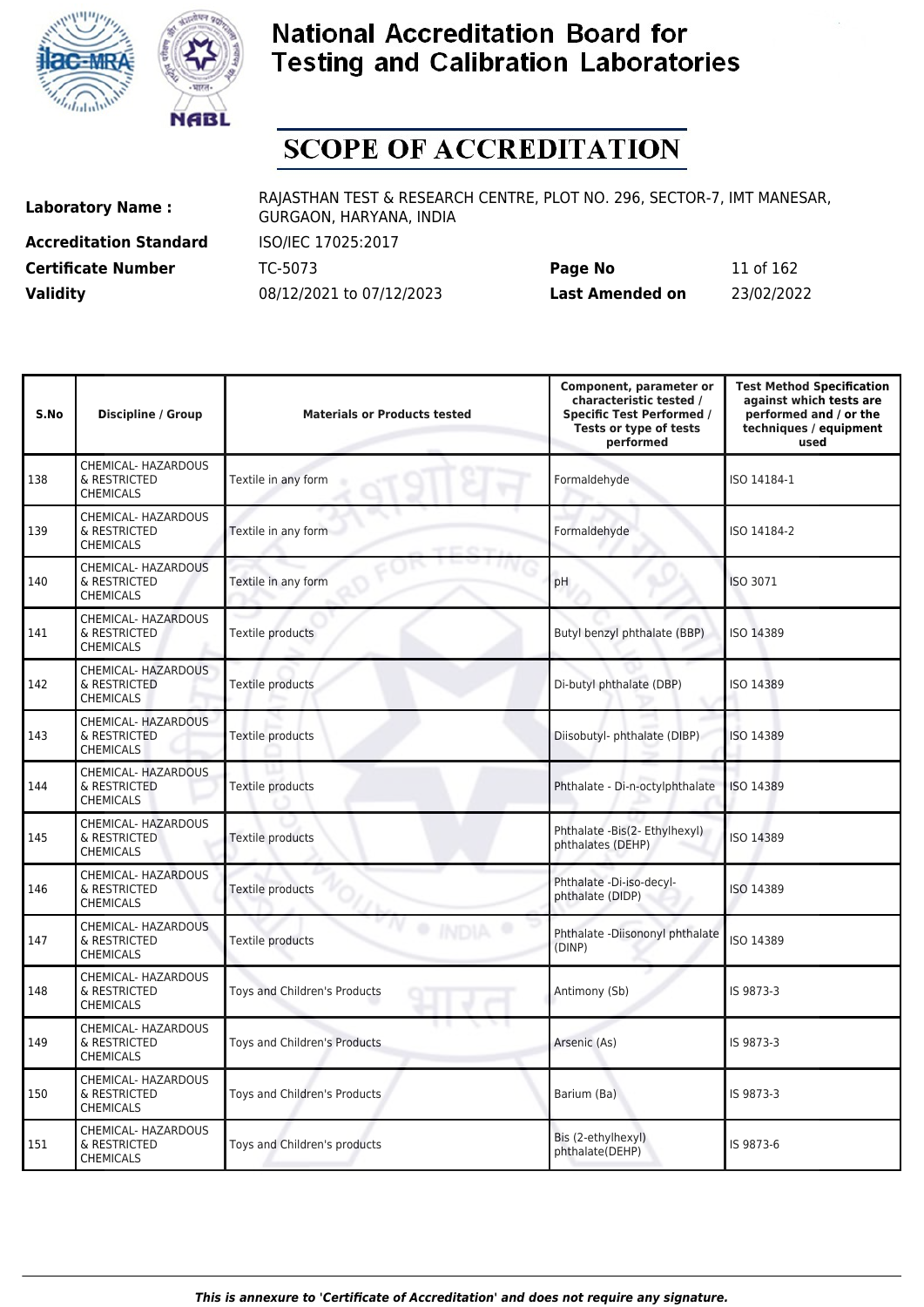# National Accreditation Board for Testing and Calibration Laboratories

## SCOPE OF ACCREDITATION

**Laboratory Name :** RAJASTHAN TEST & RESEARCH CENTRE, PLOT NO. 296, SECTOR-7, IMT MANESAR, GURGAON, HARYANA, INDIA

**Accreditation Standard** ISO/IEC 17025:2017

**Certificate Number** TC-5073 **Page No** 11 of 162

**Validity** 08/12/2021 to 07/12/2023 **Last Amended on** 23/02/2022

| S.No | Discipline / Group | Materials or Products tested | Component, parameter or characteristic tested / Specific Test Performed / Tests or type of tests performed | Test Method Specification against which tests are performed and / or the techniques / equipment used |
|---|---|---|---|---|
| 138 | CHEMICAL- HAZARDOUS & RESTRICTED CHEMICALS | Textile in any form | Formaldehyde | ISO 14184-1 |
| 139 | CHEMICAL- HAZARDOUS & RESTRICTED CHEMICALS | Textile in any form | Formaldehyde | ISO 14184-2 |
| 140 | CHEMICAL- HAZARDOUS & RESTRICTED CHEMICALS | Textile in any form | pH | ISO 3071 |
| 141 | CHEMICAL- HAZARDOUS & RESTRICTED CHEMICALS | Textile products | Butyl benzyl phthalate (BBP) | ISO 14389 |
| 142 | CHEMICAL- HAZARDOUS & RESTRICTED CHEMICALS | Textile products | Di-butyl phthalate (DBP) | ISO 14389 |
| 143 | CHEMICAL- HAZARDOUS & RESTRICTED CHEMICALS | Textile products | Diisobutyl- phthalate (DIBP) | ISO 14389 |
| 144 | CHEMICAL- HAZARDOUS & RESTRICTED CHEMICALS | Textile products | Phthalate - Di-n-octylphthalate | ISO 14389 |
| 145 | CHEMICAL- HAZARDOUS & RESTRICTED CHEMICALS | Textile products | Phthalate -Bis(2- Ethylhexyl) phthalates (DEHP) | ISO 14389 |
| 146 | CHEMICAL- HAZARDOUS & RESTRICTED CHEMICALS | Textile products | Phthalate -Di-iso-decyl-phthalate (DIDP) | ISO 14389 |
| 147 | CHEMICAL- HAZARDOUS & RESTRICTED CHEMICALS | Textile products | Phthalate -Diisononyl phthalate (DINP) | ISO 14389 |
| 148 | CHEMICAL- HAZARDOUS & RESTRICTED CHEMICALS | Toys and Children's Products | Antimony (Sb) | IS 9873-3 |
| 149 | CHEMICAL- HAZARDOUS & RESTRICTED CHEMICALS | Toys and Children's Products | Arsenic (As) | IS 9873-3 |
| 150 | CHEMICAL- HAZARDOUS & RESTRICTED CHEMICALS | Toys and Children's Products | Barium (Ba) | IS 9873-3 |
| 151 | CHEMICAL- HAZARDOUS & RESTRICTED CHEMICALS | Toys and Children's products | Bis (2-ethylhexyl) phthalate(DEHP) | IS 9873-6 |

*This is annexure to 'Certificate of Accreditation' and does not require any signature.*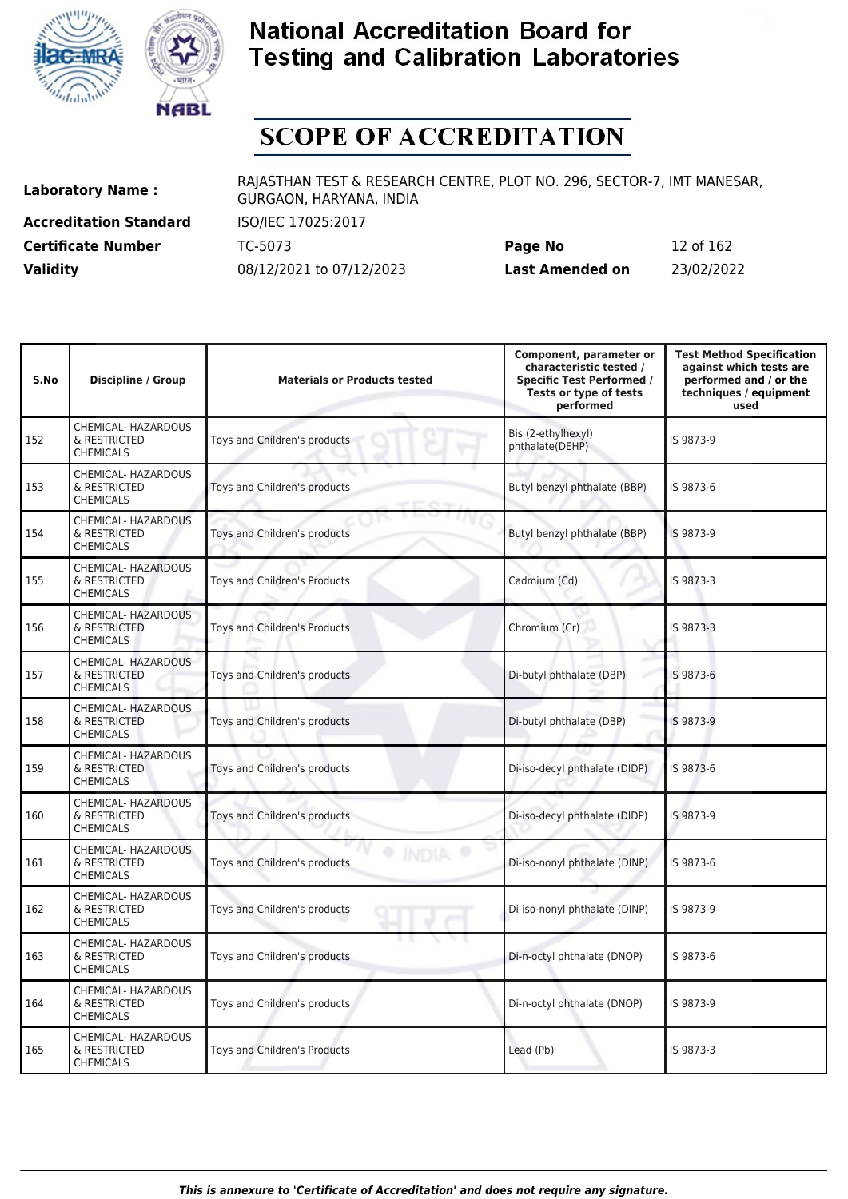# National Accreditation Board for Testing and Calibration Laboratories

## SCOPE OF ACCREDITATION

**Laboratory Name :** RAJASTHAN TEST & RESEARCH CENTRE, PLOT NO. 296, SECTOR-7, IMT MANESAR, GURGAON, HARYANA, INDIA

**Accreditation Standard** ISO/IEC 17025:2017

**Certificate Number** TC-5073 **Page No** 12 of 162

**Validity** 08/12/2021 to 07/12/2023 **Last Amended on** 23/02/2022

| S.No | Discipline / Group | Materials or Products tested | Component, parameter or characteristic tested / Specific Test Performed / Tests or type of tests performed | Test Method Specification against which tests are performed and / or the techniques / equipment used |
|---|---|---|---|---|
| 152 | CHEMICAL- HAZARDOUS & RESTRICTED CHEMICALS | Toys and Children's products | Bis (2-ethylhexyl) phthalate(DEHP) | IS 9873-9 |
| 153 | CHEMICAL- HAZARDOUS & RESTRICTED CHEMICALS | Toys and Children's products | Butyl benzyl phthalate (BBP) | IS 9873-6 |
| 154 | CHEMICAL- HAZARDOUS & RESTRICTED CHEMICALS | Toys and Children's products | Butyl benzyl phthalate (BBP) | IS 9873-9 |
| 155 | CHEMICAL- HAZARDOUS & RESTRICTED CHEMICALS | Toys and Children's Products | Cadmium (Cd) | IS 9873-3 |
| 156 | CHEMICAL- HAZARDOUS & RESTRICTED CHEMICALS | Toys and Children's Products | Chromium (Cr) | IS 9873-3 |
| 157 | CHEMICAL- HAZARDOUS & RESTRICTED CHEMICALS | Toys and Children's products | Di-butyl phthalate (DBP) | IS 9873-6 |
| 158 | CHEMICAL- HAZARDOUS & RESTRICTED CHEMICALS | Toys and Children's products | Di-butyl phthalate (DBP) | IS 9873-9 |
| 159 | CHEMICAL- HAZARDOUS & RESTRICTED CHEMICALS | Toys and Children's products | Di-iso-decyl phthalate (DIDP) | IS 9873-6 |
| 160 | CHEMICAL- HAZARDOUS & RESTRICTED CHEMICALS | Toys and Children's products | Di-iso-decyl phthalate (DIDP) | IS 9873-9 |
| 161 | CHEMICAL- HAZARDOUS & RESTRICTED CHEMICALS | Toys and Children's products | Di-iso-nonyl phthalate (DINP) | IS 9873-6 |
| 162 | CHEMICAL- HAZARDOUS & RESTRICTED CHEMICALS | Toys and Children's products | Di-iso-nonyl phthalate (DINP) | IS 9873-9 |
| 163 | CHEMICAL- HAZARDOUS & RESTRICTED CHEMICALS | Toys and Children's products | Di-n-octyl phthalate (DNOP) | IS 9873-6 |
| 164 | CHEMICAL- HAZARDOUS & RESTRICTED CHEMICALS | Toys and Children's products | Di-n-octyl phthalate (DNOP) | IS 9873-9 |
| 165 | CHEMICAL- HAZARDOUS & RESTRICTED CHEMICALS | Toys and Children's Products | Lead (Pb) | IS 9873-3 |

*This is annexure to 'Certificate of Accreditation' and does not require any signature.*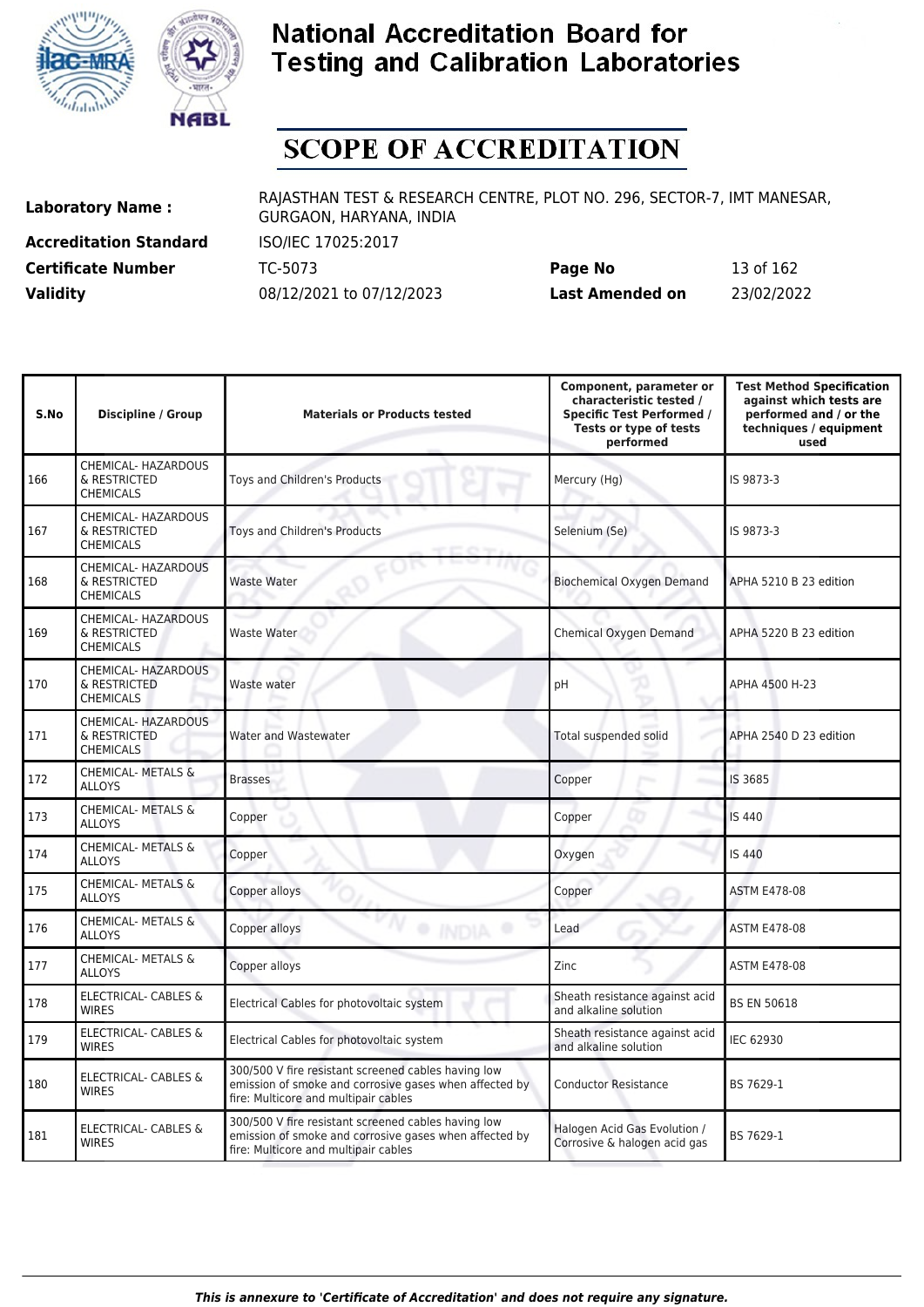# National Accreditation Board for Testing and Calibration Laboratories

## SCOPE OF ACCREDITATION

| | | | |
|---|---|---|---|
| **Laboratory Name :** | RAJASTHAN TEST & RESEARCH CENTRE, PLOT NO. 296, SECTOR-7, IMT MANESAR, GURGAON, HARYANA, INDIA | | |
| **Accreditation Standard** | ISO/IEC 17025:2017 | | |
| **Certificate Number** | TC-5073 | **Page No** | 13 of 162 |
| **Validity** | 08/12/2021 to 07/12/2023 | **Last Amended on** | 23/02/2022 |

| S.No | Discipline / Group | Materials or Products tested | Component, parameter or characteristic tested / Specific Test Performed / Tests or type of tests performed | Test Method Specification against which tests are performed and / or the techniques / equipment used |
|---|---|---|---|---|
| 166 | CHEMICAL- HAZARDOUS & RESTRICTED CHEMICALS | Toys and Children's Products | Mercury (Hg) | IS 9873-3 |
| 167 | CHEMICAL- HAZARDOUS & RESTRICTED CHEMICALS | Toys and Children's Products | Selenium (Se) | IS 9873-3 |
| 168 | CHEMICAL- HAZARDOUS & RESTRICTED CHEMICALS | Waste Water | Biochemical Oxygen Demand | APHA 5210 B 23 edition |
| 169 | CHEMICAL- HAZARDOUS & RESTRICTED CHEMICALS | Waste Water | Chemical Oxygen Demand | APHA 5220 B 23 edition |
| 170 | CHEMICAL- HAZARDOUS & RESTRICTED CHEMICALS | Waste water | pH | APHA 4500 H-23 |
| 171 | CHEMICAL- HAZARDOUS & RESTRICTED CHEMICALS | Water and Wastewater | Total suspended solid | APHA 2540 D 23 edition |
| 172 | CHEMICAL- METALS & ALLOYS | Brasses | Copper | IS 3685 |
| 173 | CHEMICAL- METALS & ALLOYS | Copper | Copper | IS 440 |
| 174 | CHEMICAL- METALS & ALLOYS | Copper | Oxygen | IS 440 |
| 175 | CHEMICAL- METALS & ALLOYS | Copper alloys | Copper | ASTM E478-08 |
| 176 | CHEMICAL- METALS & ALLOYS | Copper alloys | Lead | ASTM E478-08 |
| 177 | CHEMICAL- METALS & ALLOYS | Copper alloys | Zinc | ASTM E478-08 |
| 178 | ELECTRICAL- CABLES & WIRES | Electrical Cables for photovoltaic system | Sheath resistance against acid and alkaline solution | BS EN 50618 |
| 179 | ELECTRICAL- CABLES & WIRES | Electrical Cables for photovoltaic system | Sheath resistance against acid and alkaline solution | IEC 62930 |
| 180 | ELECTRICAL- CABLES & WIRES | 300/500 V fire resistant screened cables having low emission of smoke and corrosive gases when affected by fire: Multicore and multipair cables | Conductor Resistance | BS 7629-1 |
| 181 | ELECTRICAL- CABLES & WIRES | 300/500 V fire resistant screened cables having low emission of smoke and corrosive gases when affected by fire: Multicore and multipair cables | Halogen Acid Gas Evolution / Corrosive & halogen acid gas | BS 7629-1 |

*This is annexure to 'Certificate of Accreditation' and does not require any signature.*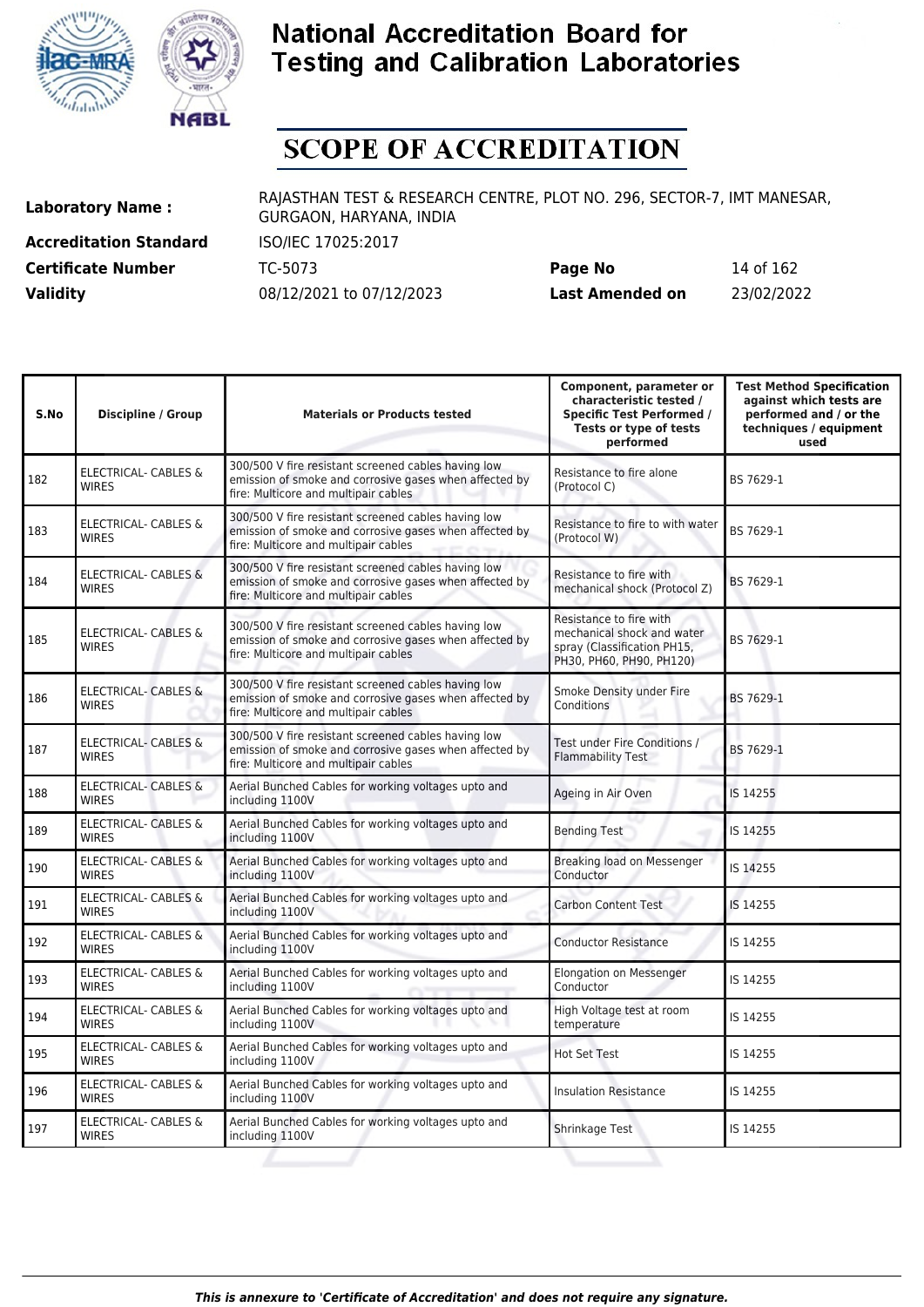# National Accreditation Board for Testing and Calibration Laboratories

## SCOPE OF ACCREDITATION

**Laboratory Name :** RAJASTHAN TEST & RESEARCH CENTRE, PLOT NO. 296, SECTOR-7, IMT MANESAR, GURGAON, HARYANA, INDIA

**Accreditation Standard** ISO/IEC 17025:2017

**Certificate Number** TC-5073 **Page No** 14 of 162

**Validity** 08/12/2021 to 07/12/2023 **Last Amended on** 23/02/2022

| S.No | Discipline / Group | Materials or Products tested | Component, parameter or characteristic tested / Specific Test Performed / Tests or type of tests performed | Test Method Specification against which tests are performed and / or the techniques / equipment used |
|---|---|---|---|---|
| 182 | ELECTRICAL- CABLES & WIRES | 300/500 V fire resistant screened cables having low emission of smoke and corrosive gases when affected by fire: Multicore and multipair cables | Resistance to fire alone (Protocol C) | BS 7629-1 |
| 183 | ELECTRICAL- CABLES & WIRES | 300/500 V fire resistant screened cables having low emission of smoke and corrosive gases when affected by fire: Multicore and multipair cables | Resistance to fire to with water (Protocol W) | BS 7629-1 |
| 184 | ELECTRICAL- CABLES & WIRES | 300/500 V fire resistant screened cables having low emission of smoke and corrosive gases when affected by fire: Multicore and multipair cables | Resistance to fire with mechanical shock (Protocol Z) | BS 7629-1 |
| 185 | ELECTRICAL- CABLES & WIRES | 300/500 V fire resistant screened cables having low emission of smoke and corrosive gases when affected by fire: Multicore and multipair cables | Resistance to fire with mechanical shock and water spray (Classification PH15, PH30, PH60, PH90, PH120) | BS 7629-1 |
| 186 | ELECTRICAL- CABLES & WIRES | 300/500 V fire resistant screened cables having low emission of smoke and corrosive gases when affected by fire: Multicore and multipair cables | Smoke Density under Fire Conditions | BS 7629-1 |
| 187 | ELECTRICAL- CABLES & WIRES | 300/500 V fire resistant screened cables having low emission of smoke and corrosive gases when affected by fire: Multicore and multipair cables | Test under Fire Conditions / Flammability Test | BS 7629-1 |
| 188 | ELECTRICAL- CABLES & WIRES | Aerial Bunched Cables for working voltages upto and including 1100V | Ageing in Air Oven | IS 14255 |
| 189 | ELECTRICAL- CABLES & WIRES | Aerial Bunched Cables for working voltages upto and including 1100V | Bending Test | IS 14255 |
| 190 | ELECTRICAL- CABLES & WIRES | Aerial Bunched Cables for working voltages upto and including 1100V | Breaking load on Messenger Conductor | IS 14255 |
| 191 | ELECTRICAL- CABLES & WIRES | Aerial Bunched Cables for working voltages upto and including 1100V | Carbon Content Test | IS 14255 |
| 192 | ELECTRICAL- CABLES & WIRES | Aerial Bunched Cables for working voltages upto and including 1100V | Conductor Resistance | IS 14255 |
| 193 | ELECTRICAL- CABLES & WIRES | Aerial Bunched Cables for working voltages upto and including 1100V | Elongation on Messenger Conductor | IS 14255 |
| 194 | ELECTRICAL- CABLES & WIRES | Aerial Bunched Cables for working voltages upto and including 1100V | High Voltage test at room temperature | IS 14255 |
| 195 | ELECTRICAL- CABLES & WIRES | Aerial Bunched Cables for working voltages upto and including 1100V | Hot Set Test | IS 14255 |
| 196 | ELECTRICAL- CABLES & WIRES | Aerial Bunched Cables for working voltages upto and including 1100V | Insulation Resistance | IS 14255 |
| 197 | ELECTRICAL- CABLES & WIRES | Aerial Bunched Cables for working voltages upto and including 1100V | Shrinkage Test | IS 14255 |

*This is annexure to 'Certificate of Accreditation' and does not require any signature.*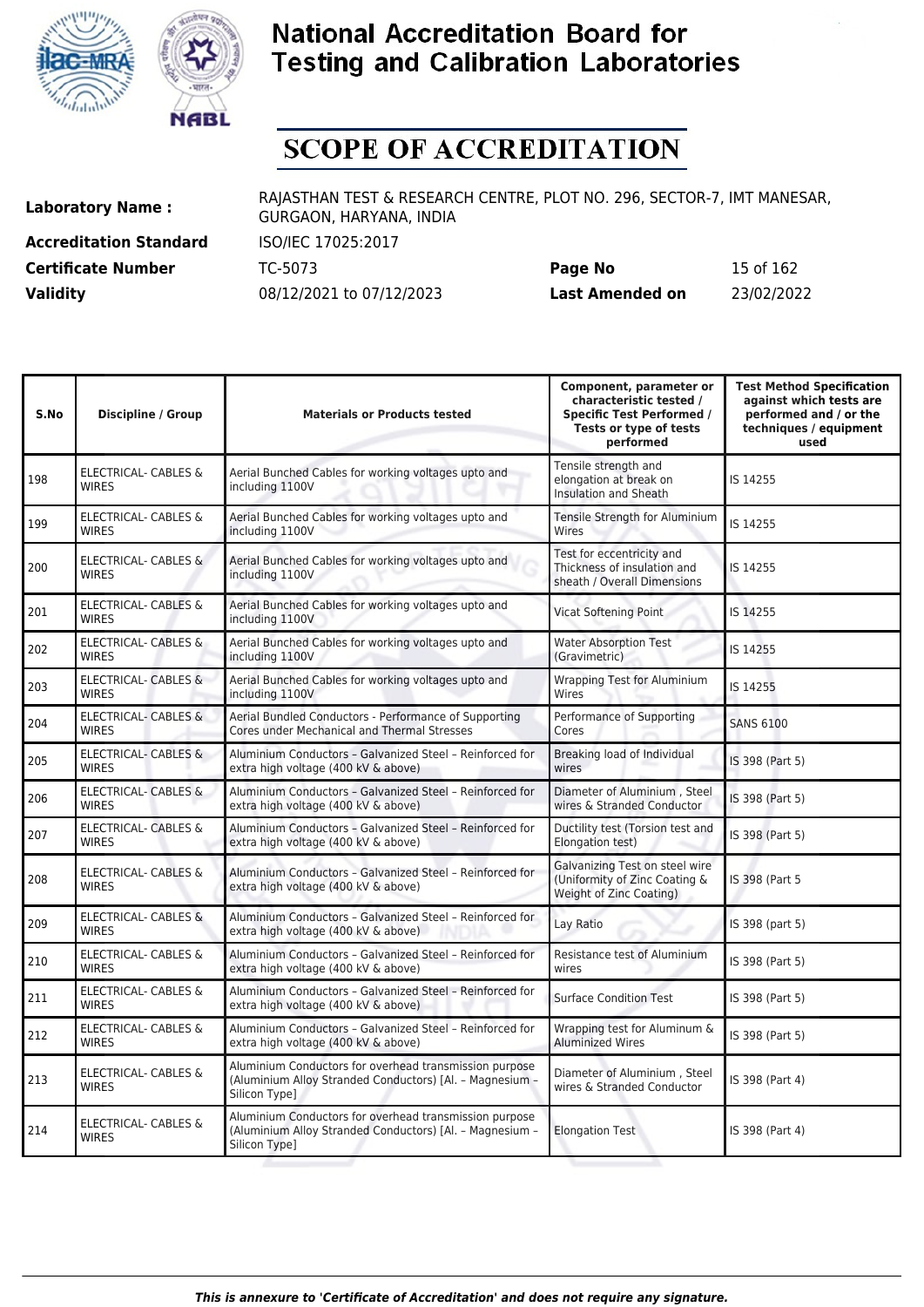# National Accreditation Board for Testing and Calibration Laboratories

## SCOPE OF ACCREDITATION

| | | | |
|---|---|---|---|
| **Laboratory Name :** | RAJASTHAN TEST & RESEARCH CENTRE, PLOT NO. 296, SECTOR-7, IMT MANESAR, GURGAON, HARYANA, INDIA | | |
| **Accreditation Standard** | ISO/IEC 17025:2017 | | |
| **Certificate Number** | TC-5073 | **Page No** | 15 of 162 |
| **Validity** | 08/12/2021 to 07/12/2023 | **Last Amended on** | 23/02/2022 |

| S.No | Discipline / Group | Materials or Products tested | Component, parameter or characteristic tested / Specific Test Performed / Tests or type of tests performed | Test Method Specification against which tests are performed and / or the techniques / equipment used |
|---|---|---|---|---|
| 198 | ELECTRICAL- CABLES & WIRES | Aerial Bunched Cables for working voltages upto and including 1100V | Tensile strength and elongation at break on Insulation and Sheath | IS 14255 |
| 199 | ELECTRICAL- CABLES & WIRES | Aerial Bunched Cables for working voltages upto and including 1100V | Tensile Strength for Aluminium Wires | IS 14255 |
| 200 | ELECTRICAL- CABLES & WIRES | Aerial Bunched Cables for working voltages upto and including 1100V | Test for eccentricity and Thickness of insulation and sheath / Overall Dimensions | IS 14255 |
| 201 | ELECTRICAL- CABLES & WIRES | Aerial Bunched Cables for working voltages upto and including 1100V | Vicat Softening Point | IS 14255 |
| 202 | ELECTRICAL- CABLES & WIRES | Aerial Bunched Cables for working voltages upto and including 1100V | Water Absorption Test (Gravimetric) | IS 14255 |
| 203 | ELECTRICAL- CABLES & WIRES | Aerial Bunched Cables for working voltages upto and including 1100V | Wrapping Test for Aluminium Wires | IS 14255 |
| 204 | ELECTRICAL- CABLES & WIRES | Aerial Bundled Conductors - Performance of Supporting Cores under Mechanical and Thermal Stresses | Performance of Supporting Cores | SANS 6100 |
| 205 | ELECTRICAL- CABLES & WIRES | Aluminium Conductors – Galvanized Steel – Reinforced for extra high voltage (400 kV & above) | Breaking load of Individual wires | IS 398 (Part 5) |
| 206 | ELECTRICAL- CABLES & WIRES | Aluminium Conductors – Galvanized Steel – Reinforced for extra high voltage (400 kV & above) | Diameter of Aluminium , Steel wires & Stranded Conductor | IS 398 (Part 5) |
| 207 | ELECTRICAL- CABLES & WIRES | Aluminium Conductors – Galvanized Steel – Reinforced for extra high voltage (400 kV & above) | Ductility test (Torsion test and Elongation test) | IS 398 (Part 5) |
| 208 | ELECTRICAL- CABLES & WIRES | Aluminium Conductors – Galvanized Steel – Reinforced for extra high voltage (400 kV & above) | Galvanizing Test on steel wire (Uniformity of Zinc Coating & Weight of Zinc Coating) | IS 398 (Part 5 |
| 209 | ELECTRICAL- CABLES & WIRES | Aluminium Conductors – Galvanized Steel – Reinforced for extra high voltage (400 kV & above) | Lay Ratio | IS 398 (part 5) |
| 210 | ELECTRICAL- CABLES & WIRES | Aluminium Conductors – Galvanized Steel – Reinforced for extra high voltage (400 kV & above) | Resistance test of Aluminium wires | IS 398 (Part 5) |
| 211 | ELECTRICAL- CABLES & WIRES | Aluminium Conductors – Galvanized Steel – Reinforced for extra high voltage (400 kV & above) | Surface Condition Test | IS 398 (Part 5) |
| 212 | ELECTRICAL- CABLES & WIRES | Aluminium Conductors – Galvanized Steel – Reinforced for extra high voltage (400 kV & above) | Wrapping test for Aluminum & Aluminized Wires | IS 398 (Part 5) |
| 213 | ELECTRICAL- CABLES & WIRES | Aluminium Conductors for overhead transmission purpose (Aluminium Alloy Stranded Conductors) [Al. – Magnesium – Silicon Type] | Diameter of Aluminium , Steel wires & Stranded Conductor | IS 398 (Part 4) |
| 214 | ELECTRICAL- CABLES & WIRES | Aluminium Conductors for overhead transmission purpose (Aluminium Alloy Stranded Conductors) [Al. – Magnesium – Silicon Type] | Elongation Test | IS 398 (Part 4) |

*This is annexure to 'Certificate of Accreditation' and does not require any signature.*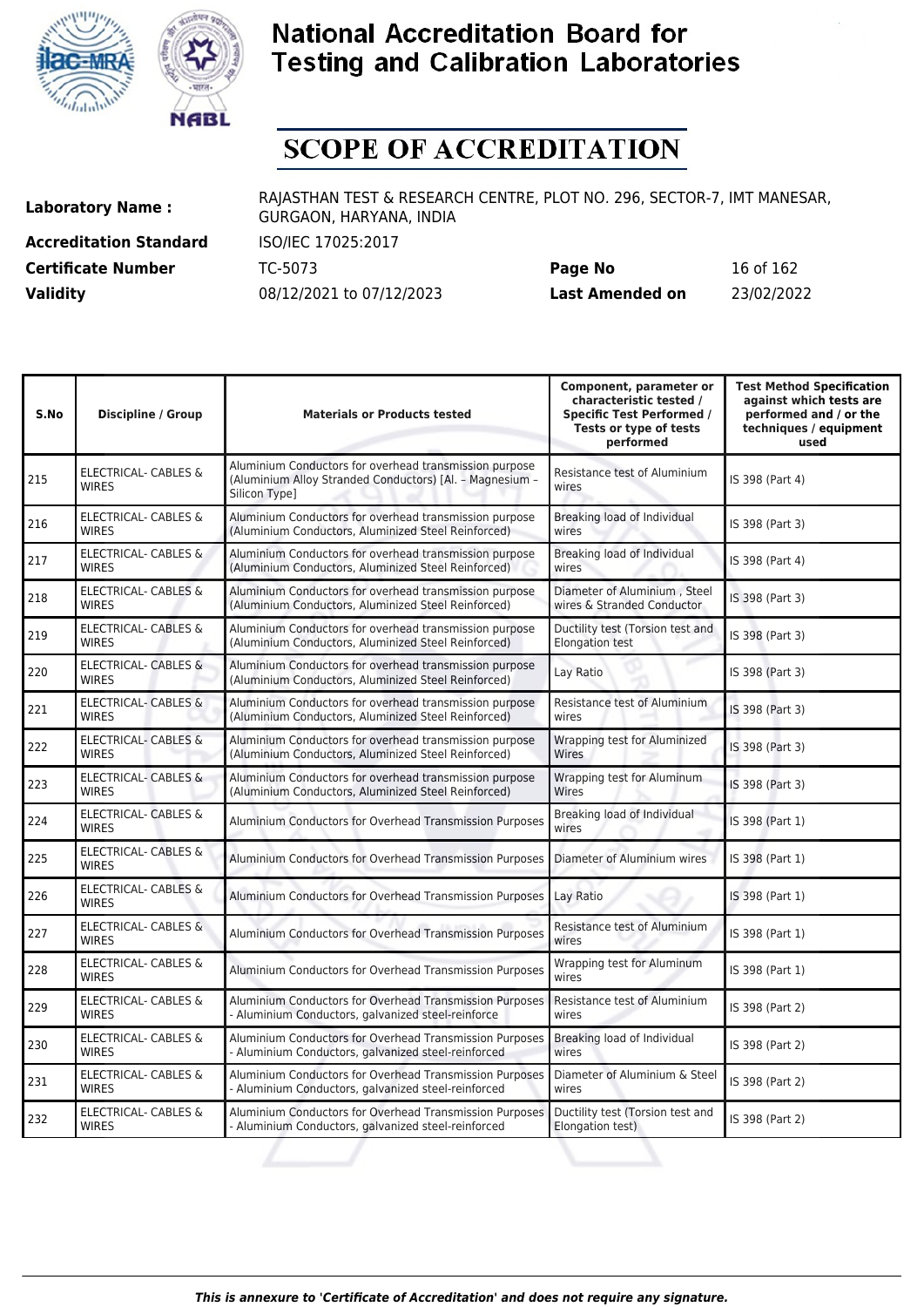# National Accreditation Board for Testing and Calibration Laboratories

# SCOPE OF ACCREDITATION

| | | | |
|---|---|---|---|
| **Laboratory Name :** | RAJASTHAN TEST & RESEARCH CENTRE, PLOT NO. 296, SECTOR-7, IMT MANESAR, GURGAON, HARYANA, INDIA | | |
| **Accreditation Standard** | ISO/IEC 17025:2017 | | |
| **Certificate Number** | TC-5073 | **Page No** | 16 of 162 |
| **Validity** | 08/12/2021 to 07/12/2023 | **Last Amended on** | 23/02/2022 |

| S.No | Discipline / Group | Materials or Products tested | Component, parameter or characteristic tested / Specific Test Performed / Tests or type of tests performed | Test Method Specification against which tests are performed and / or the techniques / equipment used |
|---|---|---|---|---|
| 215 | ELECTRICAL- CABLES & WIRES | Aluminium Conductors for overhead transmission purpose (Aluminium Alloy Stranded Conductors) [Al. – Magnesium – Silicon Type] | Resistance test of Aluminium wires | IS 398 (Part 4) |
| 216 | ELECTRICAL- CABLES & WIRES | Aluminium Conductors for overhead transmission purpose (Aluminium Conductors, Aluminized Steel Reinforced) | Breaking load of Individual wires | IS 398 (Part 3) |
| 217 | ELECTRICAL- CABLES & WIRES | Aluminium Conductors for overhead transmission purpose (Aluminium Conductors, Aluminized Steel Reinforced) | Breaking load of Individual wires | IS 398 (Part 4) |
| 218 | ELECTRICAL- CABLES & WIRES | Aluminium Conductors for overhead transmission purpose (Aluminium Conductors, Aluminized Steel Reinforced) | Diameter of Aluminium , Steel wires & Stranded Conductor | IS 398 (Part 3) |
| 219 | ELECTRICAL- CABLES & WIRES | Aluminium Conductors for overhead transmission purpose (Aluminium Conductors, Aluminized Steel Reinforced) | Ductility test (Torsion test and Elongation test | IS 398 (Part 3) |
| 220 | ELECTRICAL- CABLES & WIRES | Aluminium Conductors for overhead transmission purpose (Aluminium Conductors, Aluminized Steel Reinforced) | Lay Ratio | IS 398 (Part 3) |
| 221 | ELECTRICAL- CABLES & WIRES | Aluminium Conductors for overhead transmission purpose (Aluminium Conductors, Aluminized Steel Reinforced) | Resistance test of Aluminium wires | IS 398 (Part 3) |
| 222 | ELECTRICAL- CABLES & WIRES | Aluminium Conductors for overhead transmission purpose (Aluminium Conductors, Aluminized Steel Reinforced) | Wrapping test for Aluminized Wires | IS 398 (Part 3) |
| 223 | ELECTRICAL- CABLES & WIRES | Aluminium Conductors for overhead transmission purpose (Aluminium Conductors, Aluminized Steel Reinforced) | Wrapping test for Aluminum Wires | IS 398 (Part 3) |
| 224 | ELECTRICAL- CABLES & WIRES | Aluminium Conductors for Overhead Transmission Purposes | Breaking load of Individual wires | IS 398 (Part 1) |
| 225 | ELECTRICAL- CABLES & WIRES | Aluminium Conductors for Overhead Transmission Purposes | Diameter of Aluminium wires | IS 398 (Part 1) |
| 226 | ELECTRICAL- CABLES & WIRES | Aluminium Conductors for Overhead Transmission Purposes | Lay Ratio | IS 398 (Part 1) |
| 227 | ELECTRICAL- CABLES & WIRES | Aluminium Conductors for Overhead Transmission Purposes | Resistance test of Aluminium wires | IS 398 (Part 1) |
| 228 | ELECTRICAL- CABLES & WIRES | Aluminium Conductors for Overhead Transmission Purposes | Wrapping test for Aluminum wires | IS 398 (Part 1) |
| 229 | ELECTRICAL- CABLES & WIRES | Aluminium Conductors for Overhead Transmission Purposes - Aluminium Conductors, galvanized steel-reinforce | Resistance test of Aluminium wires | IS 398 (Part 2) |
| 230 | ELECTRICAL- CABLES & WIRES | Aluminium Conductors for Overhead Transmission Purposes - Aluminium Conductors, galvanized steel-reinforced | Breaking load of Individual wires | IS 398 (Part 2) |
| 231 | ELECTRICAL- CABLES & WIRES | Aluminium Conductors for Overhead Transmission Purposes - Aluminium Conductors, galvanized steel-reinforced | Diameter of Aluminium & Steel wires | IS 398 (Part 2) |
| 232 | ELECTRICAL- CABLES & WIRES | Aluminium Conductors for Overhead Transmission Purposes - Aluminium Conductors, galvanized steel-reinforced | Ductility test (Torsion test and Elongation test) | IS 398 (Part 2) |

*This is annexure to 'Certificate of Accreditation' and does not require any signature.*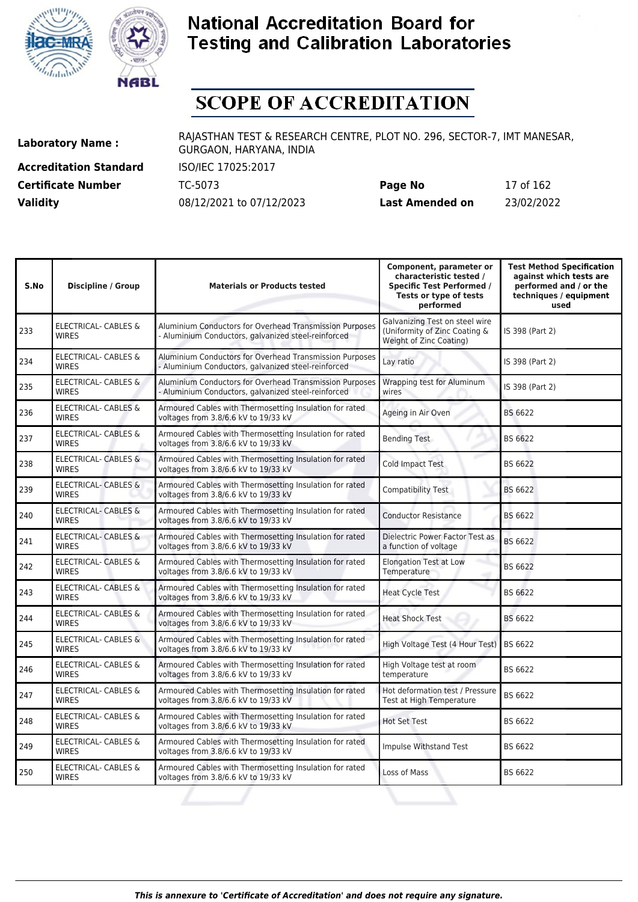# National Accreditation Board for Testing and Calibration Laboratories

## SCOPE OF ACCREDITATION

| | | | |
|---|---|---|---|
| **Laboratory Name :** | RAJASTHAN TEST & RESEARCH CENTRE, PLOT NO. 296, SECTOR-7, IMT MANESAR, GURGAON, HARYANA, INDIA | | |
| **Accreditation Standard** | ISO/IEC 17025:2017 | | |
| **Certificate Number** | TC-5073 | **Page No** | 17 of 162 |
| **Validity** | 08/12/2021 to 07/12/2023 | **Last Amended on** | 23/02/2022 |

| S.No | Discipline / Group | Materials or Products tested | Component, parameter or characteristic tested / Specific Test Performed / Tests or type of tests performed | Test Method Specification against which tests are performed and / or the techniques / equipment used |
|---|---|---|---|---|
| 233 | ELECTRICAL- CABLES & WIRES | Aluminium Conductors for Overhead Transmission Purposes - Aluminium Conductors, galvanized steel-reinforced | Galvanizing Test on steel wire (Uniformity of Zinc Coating & Weight of Zinc Coating) | IS 398 (Part 2) |
| 234 | ELECTRICAL- CABLES & WIRES | Aluminium Conductors for Overhead Transmission Purposes - Aluminium Conductors, galvanized steel-reinforced | Lay ratio | IS 398 (Part 2) |
| 235 | ELECTRICAL- CABLES & WIRES | Aluminium Conductors for Overhead Transmission Purposes - Aluminium Conductors, galvanized steel-reinforced | Wrapping test for Aluminum wires | IS 398 (Part 2) |
| 236 | ELECTRICAL- CABLES & WIRES | Armoured Cables with Thermosetting Insulation for rated voltages from 3.8/6.6 kV to 19/33 kV | Ageing in Air Oven | BS 6622 |
| 237 | ELECTRICAL- CABLES & WIRES | Armoured Cables with Thermosetting Insulation for rated voltages from 3.8/6.6 kV to 19/33 kV | Bending Test | BS 6622 |
| 238 | ELECTRICAL- CABLES & WIRES | Armoured Cables with Thermosetting Insulation for rated voltages from 3.8/6.6 kV to 19/33 kV | Cold Impact Test | BS 6622 |
| 239 | ELECTRICAL- CABLES & WIRES | Armoured Cables with Thermosetting Insulation for rated voltages from 3.8/6.6 kV to 19/33 kV | Compatibility Test | BS 6622 |
| 240 | ELECTRICAL- CABLES & WIRES | Armoured Cables with Thermosetting Insulation for rated voltages from 3.8/6.6 kV to 19/33 kV | Conductor Resistance | BS 6622 |
| 241 | ELECTRICAL- CABLES & WIRES | Armoured Cables with Thermosetting Insulation for rated voltages from 3.8/6.6 kV to 19/33 kV | Dielectric Power Factor Test as a function of voltage | BS 6622 |
| 242 | ELECTRICAL- CABLES & WIRES | Armoured Cables with Thermosetting Insulation for rated voltages from 3.8/6.6 kV to 19/33 kV | Elongation Test at Low Temperature | BS 6622 |
| 243 | ELECTRICAL- CABLES & WIRES | Armoured Cables with Thermosetting Insulation for rated voltages from 3.8/6.6 kV to 19/33 kV | Heat Cycle Test | BS 6622 |
| 244 | ELECTRICAL- CABLES & WIRES | Armoured Cables with Thermosetting Insulation for rated voltages from 3.8/6.6 kV to 19/33 kV | Heat Shock Test | BS 6622 |
| 245 | ELECTRICAL- CABLES & WIRES | Armoured Cables with Thermosetting Insulation for rated voltages from 3.8/6.6 kV to 19/33 kV | High Voltage Test (4 Hour Test) | BS 6622 |
| 246 | ELECTRICAL- CABLES & WIRES | Armoured Cables with Thermosetting Insulation for rated voltages from 3.8/6.6 kV to 19/33 kV | High Voltage test at room temperature | BS 6622 |
| 247 | ELECTRICAL- CABLES & WIRES | Armoured Cables with Thermosetting Insulation for rated voltages from 3.8/6.6 kV to 19/33 kV | Hot deformation test / Pressure Test at High Temperature | BS 6622 |
| 248 | ELECTRICAL- CABLES & WIRES | Armoured Cables with Thermosetting Insulation for rated voltages from 3.8/6.6 kV to 19/33 kV | Hot Set Test | BS 6622 |
| 249 | ELECTRICAL- CABLES & WIRES | Armoured Cables with Thermosetting Insulation for rated voltages from 3.8/6.6 kV to 19/33 kV | Impulse Withstand Test | BS 6622 |
| 250 | ELECTRICAL- CABLES & WIRES | Armoured Cables with Thermosetting Insulation for rated voltages from 3.8/6.6 kV to 19/33 kV | Loss of Mass | BS 6622 |

*This is annexure to 'Certificate of Accreditation' and does not require any signature.*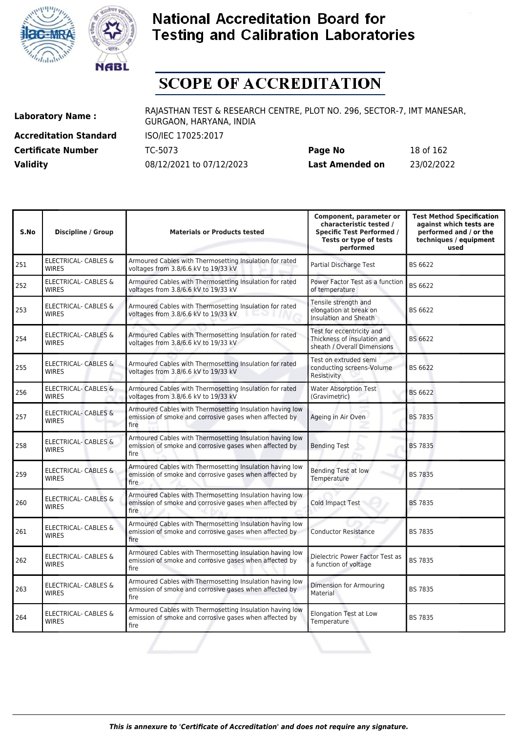# National Accreditation Board for Testing and Calibration Laboratories

# SCOPE OF ACCREDITATION

**Laboratory Name :** RAJASTHAN TEST & RESEARCH CENTRE, PLOT NO. 296, SECTOR-7, IMT MANESAR, GURGAON, HARYANA, INDIA

**Accreditation Standard** ISO/IEC 17025:2017

**Certificate Number** TC-5073 **Page No** 18 of 162

**Validity** 08/12/2021 to 07/12/2023 **Last Amended on** 23/02/2022

| S.No | Discipline / Group | Materials or Products tested | Component, parameter or characteristic tested / Specific Test Performed / Tests or type of tests performed | Test Method Specification against which tests are performed and / or the techniques / equipment used |
|---|---|---|---|---|
| 251 | ELECTRICAL- CABLES & WIRES | Armoured Cables with Thermosetting Insulation for rated voltages from 3.8/6.6 kV to 19/33 kV | Partial Discharge Test | BS 6622 |
| 252 | ELECTRICAL- CABLES & WIRES | Armoured Cables with Thermosetting Insulation for rated voltages from 3.8/6.6 kV to 19/33 kV | Power Factor Test as a function of temperature | BS 6622 |
| 253 | ELECTRICAL- CABLES & WIRES | Armoured Cables with Thermosetting Insulation for rated voltages from 3.8/6.6 kV to 19/33 kV | Tensile strength and elongation at break on Insulation and Sheath | BS 6622 |
| 254 | ELECTRICAL- CABLES & WIRES | Armoured Cables with Thermosetting Insulation for rated voltages from 3.8/6.6 kV to 19/33 kV | Test for eccentricity and Thickness of insulation and sheath / Overall Dimensions | BS 6622 |
| 255 | ELECTRICAL- CABLES & WIRES | Armoured Cables with Thermosetting Insulation for rated voltages from 3.8/6.6 kV to 19/33 kV | Test on extruded semi conducting screens-Volume Resistivity | BS 6622 |
| 256 | ELECTRICAL- CABLES & WIRES | Armoured Cables with Thermosetting Insulation for rated voltages from 3.8/6.6 kV to 19/33 kV | Water Absorption Test (Gravimetric) | BS 6622 |
| 257 | ELECTRICAL- CABLES & WIRES | Armoured Cables with Thermosetting Insulation having low emission of smoke and corrosive gases when affected by fire | Ageing in Air Oven | BS 7835 |
| 258 | ELECTRICAL- CABLES & WIRES | Armoured Cables with Thermosetting Insulation having low emission of smoke and corrosive gases when affected by fire | Bending Test | BS 7835 |
| 259 | ELECTRICAL- CABLES & WIRES | Armoured Cables with Thermosetting Insulation having low emission of smoke and corrosive gases when affected by fire | Bending Test at low Temperature | BS 7835 |
| 260 | ELECTRICAL- CABLES & WIRES | Armoured Cables with Thermosetting Insulation having low emission of smoke and corrosive gases when affected by fire | Cold Impact Test | BS 7835 |
| 261 | ELECTRICAL- CABLES & WIRES | Armoured Cables with Thermosetting Insulation having low emission of smoke and corrosive gases when affected by fire | Conductor Resistance | BS 7835 |
| 262 | ELECTRICAL- CABLES & WIRES | Armoured Cables with Thermosetting Insulation having low emission of smoke and corrosive gases when affected by fire | Dielectric Power Factor Test as a function of voltage | BS 7835 |
| 263 | ELECTRICAL- CABLES & WIRES | Armoured Cables with Thermosetting Insulation having low emission of smoke and corrosive gases when affected by fire | Dimension for Armouring Material | BS 7835 |
| 264 | ELECTRICAL- CABLES & WIRES | Armoured Cables with Thermosetting Insulation having low emission of smoke and corrosive gases when affected by fire | Elongation Test at Low Temperature | BS 7835 |

*This is annexure to 'Certificate of Accreditation' and does not require any signature.*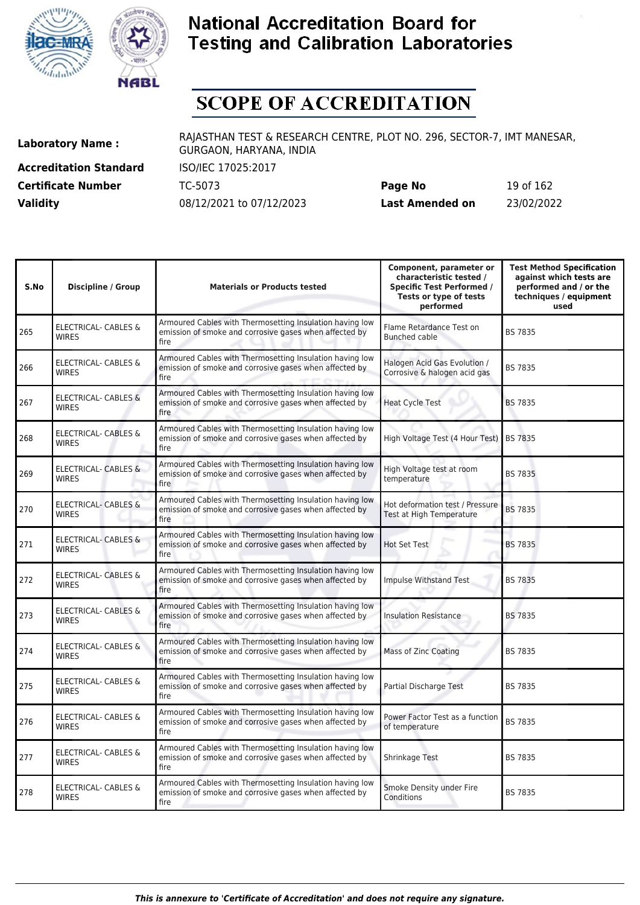# National Accreditation Board for Testing and Calibration Laboratories

## SCOPE OF ACCREDITATION

| | | | |
|---|---|---|---|
| **Laboratory Name :** | RAJASTHAN TEST & RESEARCH CENTRE, PLOT NO. 296, SECTOR-7, IMT MANESAR, GURGAON, HARYANA, INDIA | | |
| **Accreditation Standard** | ISO/IEC 17025:2017 | | |
| **Certificate Number** | TC-5073 | **Page No** | 19 of 162 |
| **Validity** | 08/12/2021 to 07/12/2023 | **Last Amended on** | 23/02/2022 |

| S.No | Discipline / Group | Materials or Products tested | Component, parameter or characteristic tested / Specific Test Performed / Tests or type of tests performed | Test Method Specification against which tests are performed and / or the techniques / equipment used |
|---|---|---|---|---|
| 265 | ELECTRICAL- CABLES & WIRES | Armoured Cables with Thermosetting Insulation having low emission of smoke and corrosive gases when affected by fire | Flame Retardance Test on Bunched cable | BS 7835 |
| 266 | ELECTRICAL- CABLES & WIRES | Armoured Cables with Thermosetting Insulation having low emission of smoke and corrosive gases when affected by fire | Halogen Acid Gas Evolution / Corrosive & halogen acid gas | BS 7835 |
| 267 | ELECTRICAL- CABLES & WIRES | Armoured Cables with Thermosetting Insulation having low emission of smoke and corrosive gases when affected by fire | Heat Cycle Test | BS 7835 |
| 268 | ELECTRICAL- CABLES & WIRES | Armoured Cables with Thermosetting Insulation having low emission of smoke and corrosive gases when affected by fire | High Voltage Test (4 Hour Test) | BS 7835 |
| 269 | ELECTRICAL- CABLES & WIRES | Armoured Cables with Thermosetting Insulation having low emission of smoke and corrosive gases when affected by fire | High Voltage test at room temperature | BS 7835 |
| 270 | ELECTRICAL- CABLES & WIRES | Armoured Cables with Thermosetting Insulation having low emission of smoke and corrosive gases when affected by fire | Hot deformation test / Pressure Test at High Temperature | BS 7835 |
| 271 | ELECTRICAL- CABLES & WIRES | Armoured Cables with Thermosetting Insulation having low emission of smoke and corrosive gases when affected by fire | Hot Set Test | BS 7835 |
| 272 | ELECTRICAL- CABLES & WIRES | Armoured Cables with Thermosetting Insulation having low emission of smoke and corrosive gases when affected by fire | Impulse Withstand Test | BS 7835 |
| 273 | ELECTRICAL- CABLES & WIRES | Armoured Cables with Thermosetting Insulation having low emission of smoke and corrosive gases when affected by fire | Insulation Resistance | BS 7835 |
| 274 | ELECTRICAL- CABLES & WIRES | Armoured Cables with Thermosetting Insulation having low emission of smoke and corrosive gases when affected by fire | Mass of Zinc Coating | BS 7835 |
| 275 | ELECTRICAL- CABLES & WIRES | Armoured Cables with Thermosetting Insulation having low emission of smoke and corrosive gases when affected by fire | Partial Discharge Test | BS 7835 |
| 276 | ELECTRICAL- CABLES & WIRES | Armoured Cables with Thermosetting Insulation having low emission of smoke and corrosive gases when affected by fire | Power Factor Test as a function of temperature | BS 7835 |
| 277 | ELECTRICAL- CABLES & WIRES | Armoured Cables with Thermosetting Insulation having low emission of smoke and corrosive gases when affected by fire | Shrinkage Test | BS 7835 |
| 278 | ELECTRICAL- CABLES & WIRES | Armoured Cables with Thermosetting Insulation having low emission of smoke and corrosive gases when affected by fire | Smoke Density under Fire Conditions | BS 7835 |

*This is annexure to 'Certificate of Accreditation' and does not require any signature.*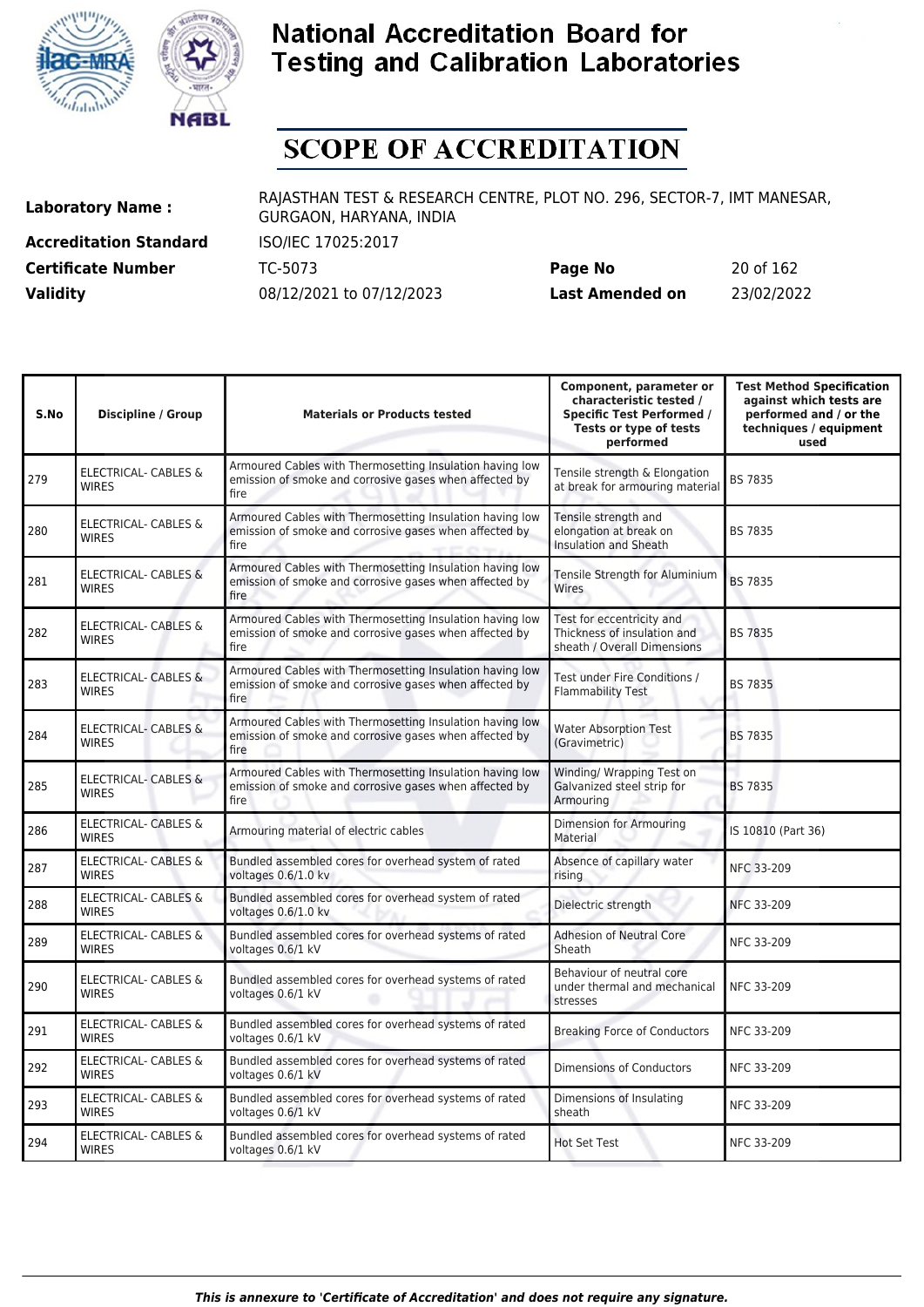# National Accreditation Board for Testing and Calibration Laboratories

## SCOPE OF ACCREDITATION

| | | | |
|---|---|---|---|
| **Laboratory Name :** | RAJASTHAN TEST & RESEARCH CENTRE, PLOT NO. 296, SECTOR-7, IMT MANESAR, GURGAON, HARYANA, INDIA | | |
| **Accreditation Standard** | ISO/IEC 17025:2017 | | |
| **Certificate Number** | TC-5073 | **Page No** | 20 of 162 |
| **Validity** | 08/12/2021 to 07/12/2023 | **Last Amended on** | 23/02/2022 |

| S.No | Discipline / Group | Materials or Products tested | Component, parameter or characteristic tested / Specific Test Performed / Tests or type of tests performed | Test Method Specification against which tests are performed and / or the techniques / equipment used |
|---|---|---|---|---|
| 279 | ELECTRICAL- CABLES & WIRES | Armoured Cables with Thermosetting Insulation having low emission of smoke and corrosive gases when affected by fire | Tensile strength & Elongation at break for armouring material | BS 7835 |
| 280 | ELECTRICAL- CABLES & WIRES | Armoured Cables with Thermosetting Insulation having low emission of smoke and corrosive gases when affected by fire | Tensile strength and elongation at break on Insulation and Sheath | BS 7835 |
| 281 | ELECTRICAL- CABLES & WIRES | Armoured Cables with Thermosetting Insulation having low emission of smoke and corrosive gases when affected by fire | Tensile Strength for Aluminium Wires | BS 7835 |
| 282 | ELECTRICAL- CABLES & WIRES | Armoured Cables with Thermosetting Insulation having low emission of smoke and corrosive gases when affected by fire | Test for eccentricity and Thickness of insulation and sheath / Overall Dimensions | BS 7835 |
| 283 | ELECTRICAL- CABLES & WIRES | Armoured Cables with Thermosetting Insulation having low emission of smoke and corrosive gases when affected by fire | Test under Fire Conditions / Flammability Test | BS 7835 |
| 284 | ELECTRICAL- CABLES & WIRES | Armoured Cables with Thermosetting Insulation having low emission of smoke and corrosive gases when affected by fire | Water Absorption Test (Gravimetric) | BS 7835 |
| 285 | ELECTRICAL- CABLES & WIRES | Armoured Cables with Thermosetting Insulation having low emission of smoke and corrosive gases when affected by fire | Winding/ Wrapping Test on Galvanized steel strip for Armouring | BS 7835 |
| 286 | ELECTRICAL- CABLES & WIRES | Armouring material of electric cables | Dimension for Armouring Material | IS 10810 (Part 36) |
| 287 | ELECTRICAL- CABLES & WIRES | Bundled assembled cores for overhead system of rated voltages 0.6/1.0 kv | Absence of capillary water rising | NFC 33-209 |
| 288 | ELECTRICAL- CABLES & WIRES | Bundled assembled cores for overhead system of rated voltages 0.6/1.0 kv | Dielectric strength | NFC 33-209 |
| 289 | ELECTRICAL- CABLES & WIRES | Bundled assembled cores for overhead systems of rated voltages 0.6/1 kV | Adhesion of Neutral Core Sheath | NFC 33-209 |
| 290 | ELECTRICAL- CABLES & WIRES | Bundled assembled cores for overhead systems of rated voltages 0.6/1 kV | Behaviour of neutral core under thermal and mechanical stresses | NFC 33-209 |
| 291 | ELECTRICAL- CABLES & WIRES | Bundled assembled cores for overhead systems of rated voltages 0.6/1 kV | Breaking Force of Conductors | NFC 33-209 |
| 292 | ELECTRICAL- CABLES & WIRES | Bundled assembled cores for overhead systems of rated voltages 0.6/1 kV | Dimensions of Conductors | NFC 33-209 |
| 293 | ELECTRICAL- CABLES & WIRES | Bundled assembled cores for overhead systems of rated voltages 0.6/1 kV | Dimensions of Insulating sheath | NFC 33-209 |
| 294 | ELECTRICAL- CABLES & WIRES | Bundled assembled cores for overhead systems of rated voltages 0.6/1 kV | Hot Set Test | NFC 33-209 |

*This is annexure to 'Certificate of Accreditation' and does not require any signature.*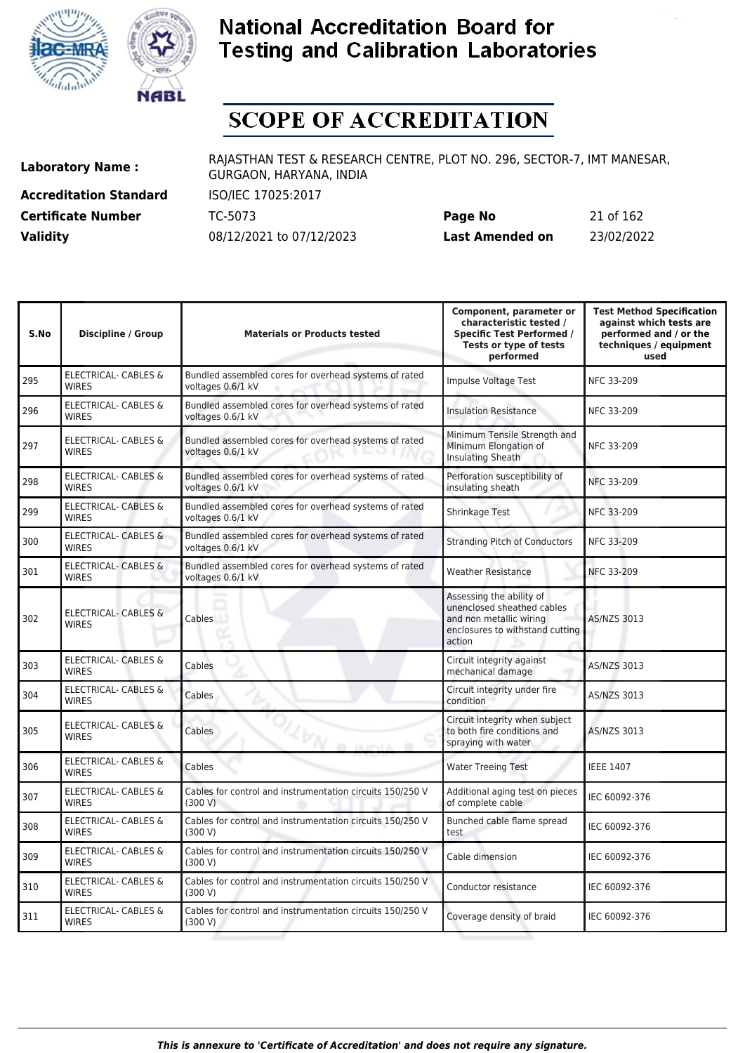# National Accreditation Board for Testing and Calibration Laboratories

# SCOPE OF ACCREDITATION

| | | | |
|---|---|---|---|
| **Laboratory Name :** | RAJASTHAN TEST & RESEARCH CENTRE, PLOT NO. 296, SECTOR-7, IMT MANESAR, GURGAON, HARYANA, INDIA | | |
| **Accreditation Standard** | ISO/IEC 17025:2017 | | |
| **Certificate Number** | TC-5073 | **Page No** | 21 of 162 |
| **Validity** | 08/12/2021 to 07/12/2023 | **Last Amended on** | 23/02/2022 |

| S.No | Discipline / Group | Materials or Products tested | Component, parameter or characteristic tested / Specific Test Performed / Tests or type of tests performed | Test Method Specification against which tests are performed and / or the techniques / equipment used |
|---|---|---|---|---|
| 295 | ELECTRICAL- CABLES & WIRES | Bundled assembled cores for overhead systems of rated voltages 0.6/1 kV | Impulse Voltage Test | NFC 33-209 |
| 296 | ELECTRICAL- CABLES & WIRES | Bundled assembled cores for overhead systems of rated voltages 0.6/1 kV | Insulation Resistance | NFC 33-209 |
| 297 | ELECTRICAL- CABLES & WIRES | Bundled assembled cores for overhead systems of rated voltages 0.6/1 kV | Minimum Tensile Strength and Minimum Elongation of Insulating Sheath | NFC 33-209 |
| 298 | ELECTRICAL- CABLES & WIRES | Bundled assembled cores for overhead systems of rated voltages 0.6/1 kV | Perforation susceptibility of insulating sheath | NFC 33-209 |
| 299 | ELECTRICAL- CABLES & WIRES | Bundled assembled cores for overhead systems of rated voltages 0.6/1 kV | Shrinkage Test | NFC 33-209 |
| 300 | ELECTRICAL- CABLES & WIRES | Bundled assembled cores for overhead systems of rated voltages 0.6/1 kV | Stranding Pitch of Conductors | NFC 33-209 |
| 301 | ELECTRICAL- CABLES & WIRES | Bundled assembled cores for overhead systems of rated voltages 0.6/1 kV | Weather Resistance | NFC 33-209 |
| 302 | ELECTRICAL- CABLES & WIRES | Cables | Assessing the ability of unenclosed sheathed cables and non metallic wiring enclosures to withstand cutting action | AS/NZS 3013 |
| 303 | ELECTRICAL- CABLES & WIRES | Cables | Circuit integrity against mechanical damage | AS/NZS 3013 |
| 304 | ELECTRICAL- CABLES & WIRES | Cables | Circuit integrity under fire condition | AS/NZS 3013 |
| 305 | ELECTRICAL- CABLES & WIRES | Cables | Circuit integrity when subject to both fire conditions and spraying with water | AS/NZS 3013 |
| 306 | ELECTRICAL- CABLES & WIRES | Cables | Water Treeing Test | IEEE 1407 |
| 307 | ELECTRICAL- CABLES & WIRES | Cables for control and instrumentation circuits 150/250 V (300 V) | Additional aging test on pieces of complete cable | IEC 60092-376 |
| 308 | ELECTRICAL- CABLES & WIRES | Cables for control and instrumentation circuits 150/250 V (300 V) | Bunched cable flame spread test | IEC 60092-376 |
| 309 | ELECTRICAL- CABLES & WIRES | Cables for control and instrumentation circuits 150/250 V (300 V) | Cable dimension | IEC 60092-376 |
| 310 | ELECTRICAL- CABLES & WIRES | Cables for control and instrumentation circuits 150/250 V (300 V) | Conductor resistance | IEC 60092-376 |
| 311 | ELECTRICAL- CABLES & WIRES | Cables for control and instrumentation circuits 150/250 V (300 V) | Coverage density of braid | IEC 60092-376 |

*This is annexure to 'Certificate of Accreditation' and does not require any signature.*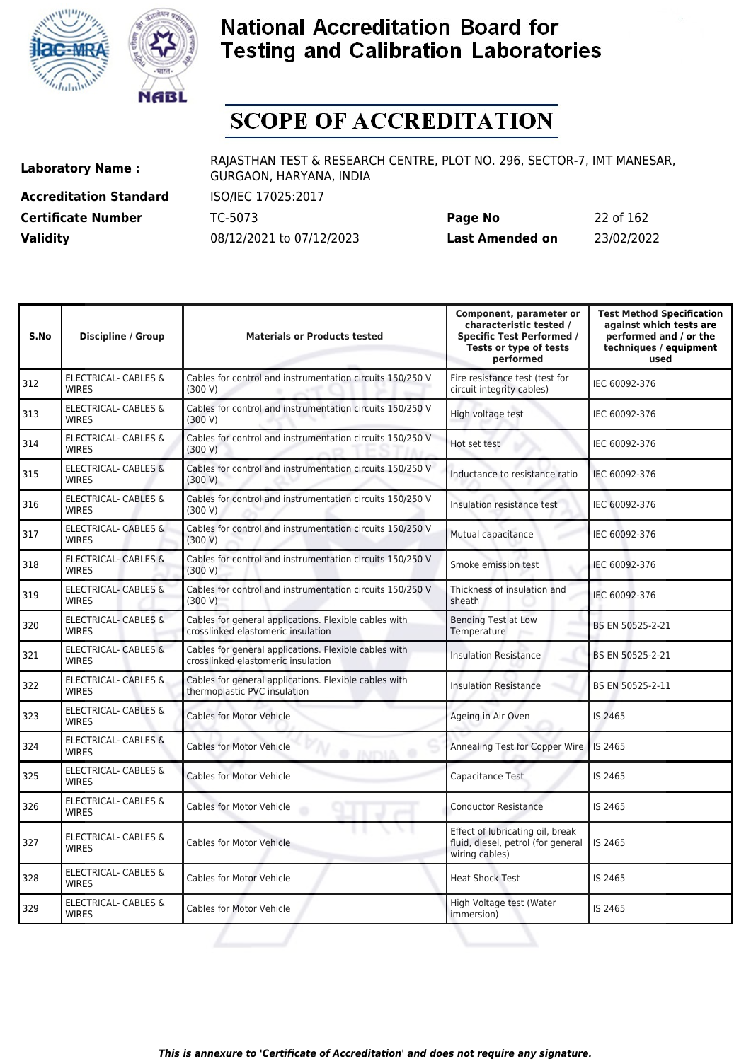# National Accreditation Board for Testing and Calibration Laboratories

## SCOPE OF ACCREDITATION

| | | | |
|---|---|---|---|
| **Laboratory Name :** | RAJASTHAN TEST & RESEARCH CENTRE, PLOT NO. 296, SECTOR-7, IMT MANESAR, GURGAON, HARYANA, INDIA | | |
| **Accreditation Standard** | ISO/IEC 17025:2017 | | |
| **Certificate Number** | TC-5073 | **Page No** | 22 of 162 |
| **Validity** | 08/12/2021 to 07/12/2023 | **Last Amended on** | 23/02/2022 |

| S.No | Discipline / Group | Materials or Products tested | Component, parameter or characteristic tested / Specific Test Performed / Tests or type of tests performed | Test Method Specification against which tests are performed and / or the techniques / equipment used |
|---|---|---|---|---|
| 312 | ELECTRICAL- CABLES & WIRES | Cables for control and instrumentation circuits 150/250 V (300 V) | Fire resistance test (test for circuit integrity cables) | IEC 60092-376 |
| 313 | ELECTRICAL- CABLES & WIRES | Cables for control and instrumentation circuits 150/250 V (300 V) | High voltage test | IEC 60092-376 |
| 314 | ELECTRICAL- CABLES & WIRES | Cables for control and instrumentation circuits 150/250 V (300 V) | Hot set test | IEC 60092-376 |
| 315 | ELECTRICAL- CABLES & WIRES | Cables for control and instrumentation circuits 150/250 V (300 V) | Inductance to resistance ratio | IEC 60092-376 |
| 316 | ELECTRICAL- CABLES & WIRES | Cables for control and instrumentation circuits 150/250 V (300 V) | Insulation resistance test | IEC 60092-376 |
| 317 | ELECTRICAL- CABLES & WIRES | Cables for control and instrumentation circuits 150/250 V (300 V) | Mutual capacitance | IEC 60092-376 |
| 318 | ELECTRICAL- CABLES & WIRES | Cables for control and instrumentation circuits 150/250 V (300 V) | Smoke emission test | IEC 60092-376 |
| 319 | ELECTRICAL- CABLES & WIRES | Cables for control and instrumentation circuits 150/250 V (300 V) | Thickness of insulation and sheath | IEC 60092-376 |
| 320 | ELECTRICAL- CABLES & WIRES | Cables for general applications. Flexible cables with crosslinked elastomeric insulation | Bending Test at Low Temperature | BS EN 50525-2-21 |
| 321 | ELECTRICAL- CABLES & WIRES | Cables for general applications. Flexible cables with crosslinked elastomeric insulation | Insulation Resistance | BS EN 50525-2-21 |
| 322 | ELECTRICAL- CABLES & WIRES | Cables for general applications. Flexible cables with thermoplastic PVC insulation | Insulation Resistance | BS EN 50525-2-11 |
| 323 | ELECTRICAL- CABLES & WIRES | Cables for Motor Vehicle | Ageing in Air Oven | IS 2465 |
| 324 | ELECTRICAL- CABLES & WIRES | Cables for Motor Vehicle | Annealing Test for Copper Wire | IS 2465 |
| 325 | ELECTRICAL- CABLES & WIRES | Cables for Motor Vehicle | Capacitance Test | IS 2465 |
| 326 | ELECTRICAL- CABLES & WIRES | Cables for Motor Vehicle | Conductor Resistance | IS 2465 |
| 327 | ELECTRICAL- CABLES & WIRES | Cables for Motor Vehicle | Effect of lubricating oil, break fluid, diesel, petrol (for general wiring cables) | IS 2465 |
| 328 | ELECTRICAL- CABLES & WIRES | Cables for Motor Vehicle | Heat Shock Test | IS 2465 |
| 329 | ELECTRICAL- CABLES & WIRES | Cables for Motor Vehicle | High Voltage test (Water immersion) | IS 2465 |

*This is annexure to 'Certificate of Accreditation' and does not require any signature.*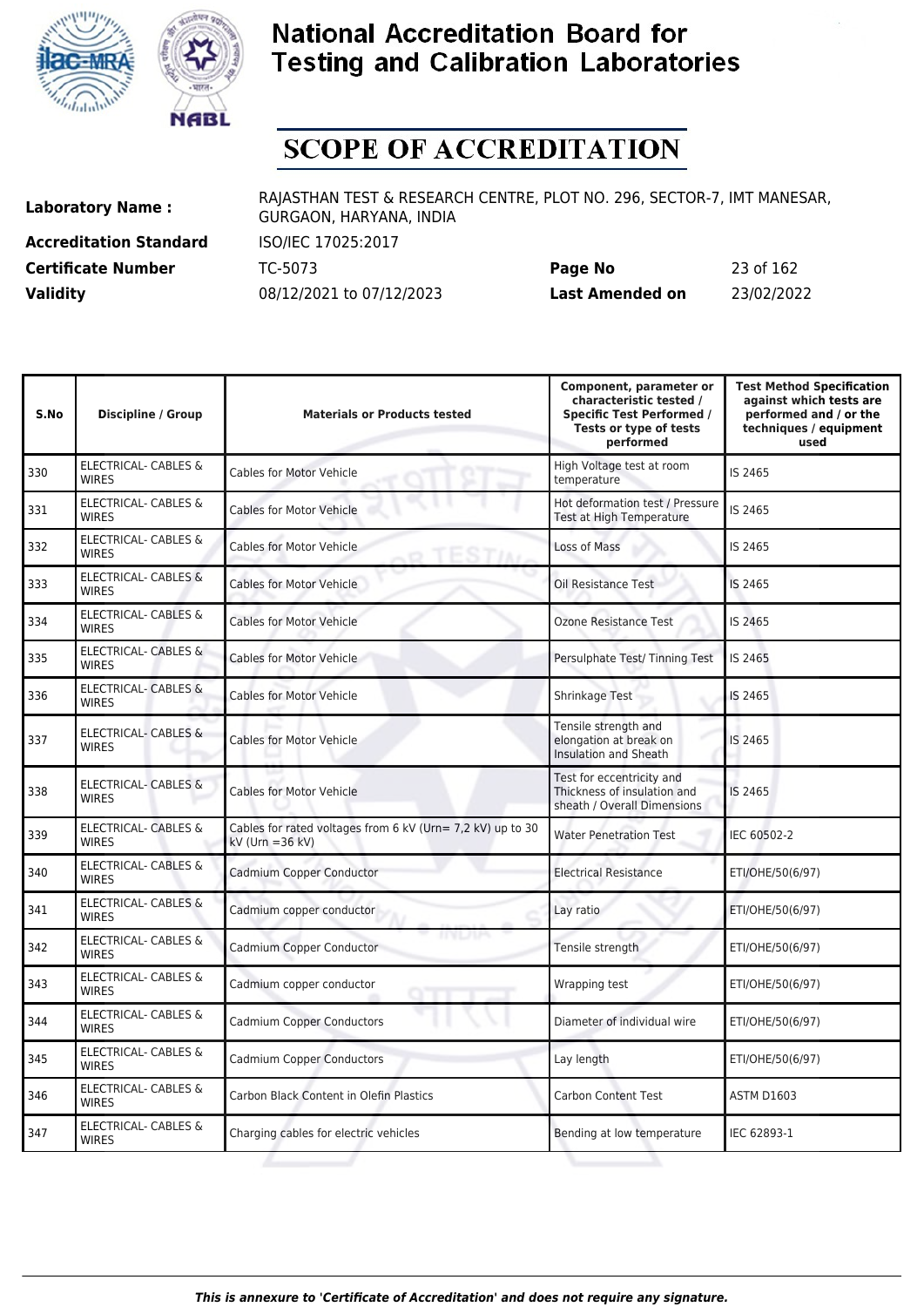# National Accreditation Board for Testing and Calibration Laboratories

# SCOPE OF ACCREDITATION

| | | | |
|---|---|---|---|
| **Laboratory Name :** | RAJASTHAN TEST & RESEARCH CENTRE, PLOT NO. 296, SECTOR-7, IMT MANESAR, GURGAON, HARYANA, INDIA | | |
| **Accreditation Standard** | ISO/IEC 17025:2017 | | |
| **Certificate Number** | TC-5073 | **Page No** | 23 of 162 |
| **Validity** | 08/12/2021 to 07/12/2023 | **Last Amended on** | 23/02/2022 |

| S.No | Discipline / Group | Materials or Products tested | Component, parameter or characteristic tested / Specific Test Performed / Tests or type of tests performed | Test Method Specification against which tests are performed and / or the techniques / equipment used |
|---|---|---|---|---|
| 330 | ELECTRICAL- CABLES & WIRES | Cables for Motor Vehicle | High Voltage test at room temperature | IS 2465 |
| 331 | ELECTRICAL- CABLES & WIRES | Cables for Motor Vehicle | Hot deformation test / Pressure Test at High Temperature | IS 2465 |
| 332 | ELECTRICAL- CABLES & WIRES | Cables for Motor Vehicle | Loss of Mass | IS 2465 |
| 333 | ELECTRICAL- CABLES & WIRES | Cables for Motor Vehicle | Oil Resistance Test | IS 2465 |
| 334 | ELECTRICAL- CABLES & WIRES | Cables for Motor Vehicle | Ozone Resistance Test | IS 2465 |
| 335 | ELECTRICAL- CABLES & WIRES | Cables for Motor Vehicle | Persulphate Test/ Tinning Test | IS 2465 |
| 336 | ELECTRICAL- CABLES & WIRES | Cables for Motor Vehicle | Shrinkage Test | IS 2465 |
| 337 | ELECTRICAL- CABLES & WIRES | Cables for Motor Vehicle | Tensile strength and elongation at break on Insulation and Sheath | IS 2465 |
| 338 | ELECTRICAL- CABLES & WIRES | Cables for Motor Vehicle | Test for eccentricity and Thickness of insulation and sheath / Overall Dimensions | IS 2465 |
| 339 | ELECTRICAL- CABLES & WIRES | Cables for rated voltages from 6 kV (Urn= 7,2 kV) up to 30 kV (Urn =36 kV) | Water Penetration Test | IEC 60502-2 |
| 340 | ELECTRICAL- CABLES & WIRES | Cadmium Copper Conductor | Electrical Resistance | ETI/OHE/50(6/97) |
| 341 | ELECTRICAL- CABLES & WIRES | Cadmium copper conductor | Lay ratio | ETI/OHE/50(6/97) |
| 342 | ELECTRICAL- CABLES & WIRES | Cadmium Copper Conductor | Tensile strength | ETI/OHE/50(6/97) |
| 343 | ELECTRICAL- CABLES & WIRES | Cadmium copper conductor | Wrapping test | ETI/OHE/50(6/97) |
| 344 | ELECTRICAL- CABLES & WIRES | Cadmium Copper Conductors | Diameter of individual wire | ETI/OHE/50(6/97) |
| 345 | ELECTRICAL- CABLES & WIRES | Cadmium Copper Conductors | Lay length | ETI/OHE/50(6/97) |
| 346 | ELECTRICAL- CABLES & WIRES | Carbon Black Content in Olefin Plastics | Carbon Content Test | ASTM D1603 |
| 347 | ELECTRICAL- CABLES & WIRES | Charging cables for electric vehicles | Bending at low temperature | IEC 62893-1 |

*This is annexure to 'Certificate of Accreditation' and does not require any signature.*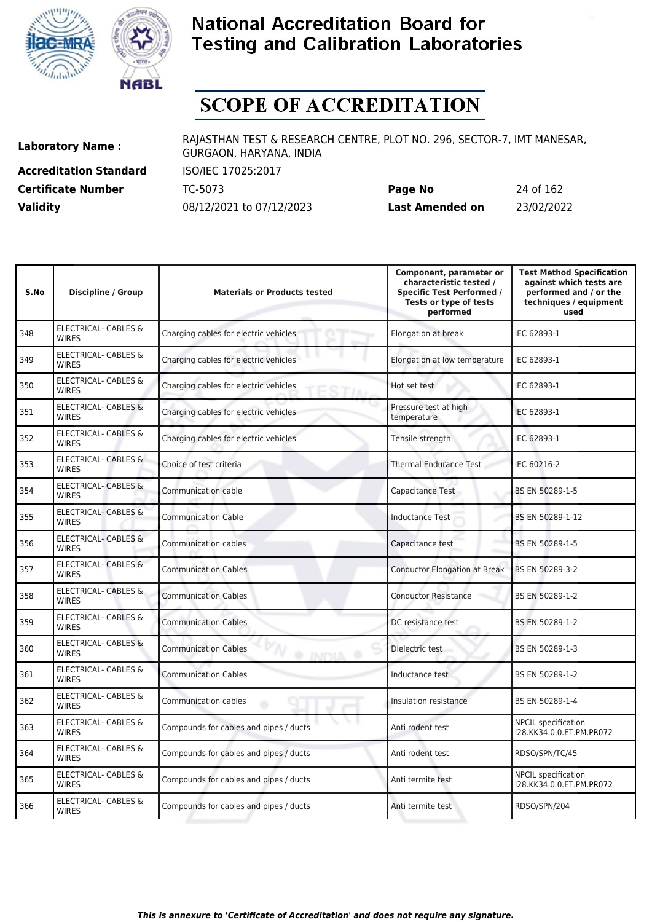# National Accreditation Board for Testing and Calibration Laboratories

## SCOPE OF ACCREDITATION

| | | | |
|---|---|---|---|
| **Laboratory Name :** | RAJASTHAN TEST & RESEARCH CENTRE, PLOT NO. 296, SECTOR-7, IMT MANESAR, GURGAON, HARYANA, INDIA | | |
| **Accreditation Standard** | ISO/IEC 17025:2017 | | |
| **Certificate Number** | TC-5073 | **Page No** | 24 of 162 |
| **Validity** | 08/12/2021 to 07/12/2023 | **Last Amended on** | 23/02/2022 |

| S.No | Discipline / Group | Materials or Products tested | Component, parameter or characteristic tested / Specific Test Performed / Tests or type of tests performed | Test Method Specification against which tests are performed and / or the techniques / equipment used |
|---|---|---|---|---|
| 348 | ELECTRICAL- CABLES & WIRES | Charging cables for electric vehicles | Elongation at break | IEC 62893-1 |
| 349 | ELECTRICAL- CABLES & WIRES | Charging cables for electric vehicles | Elongation at low temperature | IEC 62893-1 |
| 350 | ELECTRICAL- CABLES & WIRES | Charging cables for electric vehicles | Hot set test | IEC 62893-1 |
| 351 | ELECTRICAL- CABLES & WIRES | Charging cables for electric vehicles | Pressure test at high temperature | IEC 62893-1 |
| 352 | ELECTRICAL- CABLES & WIRES | Charging cables for electric vehicles | Tensile strength | IEC 62893-1 |
| 353 | ELECTRICAL- CABLES & WIRES | Choice of test criteria | Thermal Endurance Test | IEC 60216-2 |
| 354 | ELECTRICAL- CABLES & WIRES | Communication cable | Capacitance Test | BS EN 50289-1-5 |
| 355 | ELECTRICAL- CABLES & WIRES | Communication Cable | Inductance Test | BS EN 50289-1-12 |
| 356 | ELECTRICAL- CABLES & WIRES | Communication cables | Capacitance test | BS EN 50289-1-5 |
| 357 | ELECTRICAL- CABLES & WIRES | Communication Cables | Conductor Elongation at Break | BS EN 50289-3-2 |
| 358 | ELECTRICAL- CABLES & WIRES | Communication Cables | Conductor Resistance | BS EN 50289-1-2 |
| 359 | ELECTRICAL- CABLES & WIRES | Communication Cables | DC resistance test | BS EN 50289-1-2 |
| 360 | ELECTRICAL- CABLES & WIRES | Communication Cables | Dielectric test | BS EN 50289-1-3 |
| 361 | ELECTRICAL- CABLES & WIRES | Communication Cables | Inductance test | BS EN 50289-1-2 |
| 362 | ELECTRICAL- CABLES & WIRES | Communication cables | Insulation resistance | BS EN 50289-1-4 |
| 363 | ELECTRICAL- CABLES & WIRES | Compounds for cables and pipes / ducts | Anti rodent test | NPCIL specification I28.KK34.0.0.ET.PM.PR072 |
| 364 | ELECTRICAL- CABLES & WIRES | Compounds for cables and pipes / ducts | Anti rodent test | RDSO/SPN/TC/45 |
| 365 | ELECTRICAL- CABLES & WIRES | Compounds for cables and pipes / ducts | Anti termite test | NPCIL specification I28.KK34.0.0.ET.PM.PR072 |
| 366 | ELECTRICAL- CABLES & WIRES | Compounds for cables and pipes / ducts | Anti termite test | RDSO/SPN/204 |

*This is annexure to 'Certificate of Accreditation' and does not require any signature.*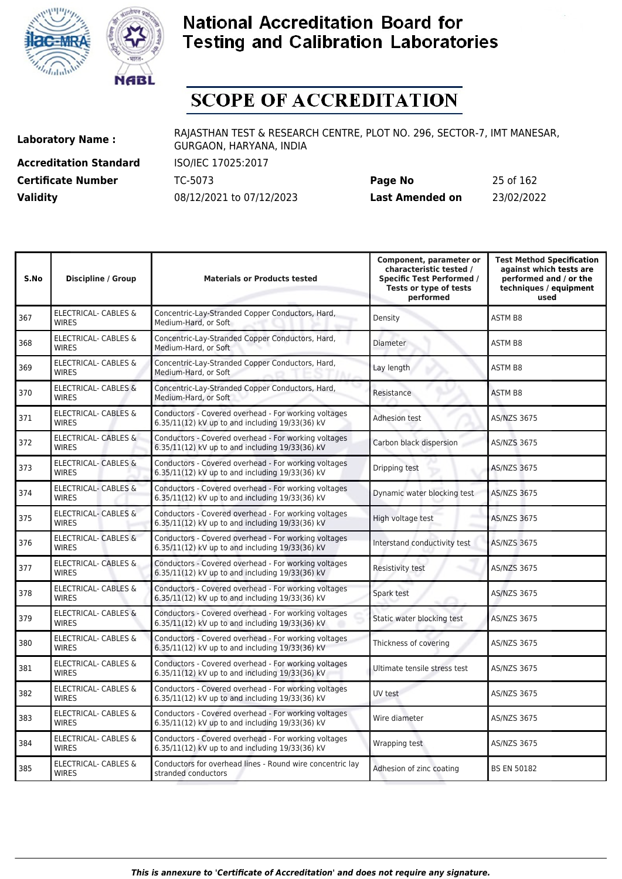# National Accreditation Board for Testing and Calibration Laboratories

# SCOPE OF ACCREDITATION

| | | | |
|---|---|---|---|
| **Laboratory Name :** | RAJASTHAN TEST & RESEARCH CENTRE, PLOT NO. 296, SECTOR-7, IMT MANESAR, GURGAON, HARYANA, INDIA | | |
| **Accreditation Standard** | ISO/IEC 17025:2017 | | |
| **Certificate Number** | TC-5073 | **Page No** | 25 of 162 |
| **Validity** | 08/12/2021 to 07/12/2023 | **Last Amended on** | 23/02/2022 |

| S.No | Discipline / Group | Materials or Products tested | Component, parameter or characteristic tested / Specific Test Performed / Tests or type of tests performed | Test Method Specification against which tests are performed and / or the techniques / equipment used |
|---|---|---|---|---|
| 367 | ELECTRICAL- CABLES & WIRES | Concentric-Lay-Stranded Copper Conductors, Hard, Medium-Hard, or Soft | Density | ASTM B8 |
| 368 | ELECTRICAL- CABLES & WIRES | Concentric-Lay-Stranded Copper Conductors, Hard, Medium-Hard, or Soft | Diameter | ASTM B8 |
| 369 | ELECTRICAL- CABLES & WIRES | Concentric-Lay-Stranded Copper Conductors, Hard, Medium-Hard, or Soft | Lay length | ASTM B8 |
| 370 | ELECTRICAL- CABLES & WIRES | Concentric-Lay-Stranded Copper Conductors, Hard, Medium-Hard, or Soft | Resistance | ASTM B8 |
| 371 | ELECTRICAL- CABLES & WIRES | Conductors - Covered overhead - For working voltages 6.35/11(12) kV up to and including 19/33(36) kV | Adhesion test | AS/NZS 3675 |
| 372 | ELECTRICAL- CABLES & WIRES | Conductors - Covered overhead - For working voltages 6.35/11(12) kV up to and including 19/33(36) kV | Carbon black dispersion | AS/NZS 3675 |
| 373 | ELECTRICAL- CABLES & WIRES | Conductors - Covered overhead - For working voltages 6.35/11(12) kV up to and including 19/33(36) kV | Dripping test | AS/NZS 3675 |
| 374 | ELECTRICAL- CABLES & WIRES | Conductors - Covered overhead - For working voltages 6.35/11(12) kV up to and including 19/33(36) kV | Dynamic water blocking test | AS/NZS 3675 |
| 375 | ELECTRICAL- CABLES & WIRES | Conductors - Covered overhead - For working voltages 6.35/11(12) kV up to and including 19/33(36) kV | High voltage test | AS/NZS 3675 |
| 376 | ELECTRICAL- CABLES & WIRES | Conductors - Covered overhead - For working voltages 6.35/11(12) kV up to and including 19/33(36) kV | Interstand conductivity test | AS/NZS 3675 |
| 377 | ELECTRICAL- CABLES & WIRES | Conductors - Covered overhead - For working voltages 6.35/11(12) kV up to and including 19/33(36) kV | Resistivity test | AS/NZS 3675 |
| 378 | ELECTRICAL- CABLES & WIRES | Conductors - Covered overhead - For working voltages 6.35/11(12) kV up to and including 19/33(36) kV | Spark test | AS/NZS 3675 |
| 379 | ELECTRICAL- CABLES & WIRES | Conductors - Covered overhead - For working voltages 6.35/11(12) kV up to and including 19/33(36) kV | Static water blocking test | AS/NZS 3675 |
| 380 | ELECTRICAL- CABLES & WIRES | Conductors - Covered overhead - For working voltages 6.35/11(12) kV up to and including 19/33(36) kV | Thickness of covering | AS/NZS 3675 |
| 381 | ELECTRICAL- CABLES & WIRES | Conductors - Covered overhead - For working voltages 6.35/11(12) kV up to and including 19/33(36) kV | Ultimate tensile stress test | AS/NZS 3675 |
| 382 | ELECTRICAL- CABLES & WIRES | Conductors - Covered overhead - For working voltages 6.35/11(12) kV up to and including 19/33(36) kV | UV test | AS/NZS 3675 |
| 383 | ELECTRICAL- CABLES & WIRES | Conductors - Covered overhead - For working voltages 6.35/11(12) kV up to and including 19/33(36) kV | Wire diameter | AS/NZS 3675 |
| 384 | ELECTRICAL- CABLES & WIRES | Conductors - Covered overhead - For working voltages 6.35/11(12) kV up to and including 19/33(36) kV | Wrapping test | AS/NZS 3675 |
| 385 | ELECTRICAL- CABLES & WIRES | Conductors for overhead lines - Round wire concentric lay stranded conductors | Adhesion of zinc coating | BS EN 50182 |

*This is annexure to 'Certificate of Accreditation' and does not require any signature.*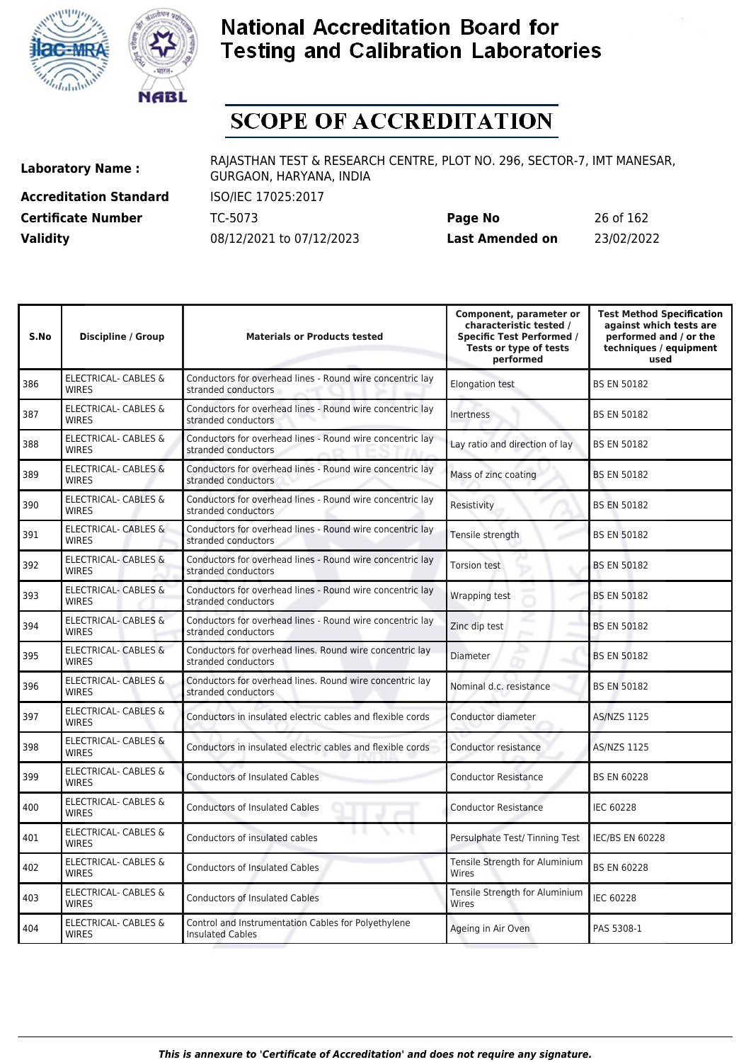# National Accreditation Board for Testing and Calibration Laboratories

## SCOPE OF ACCREDITATION

**Laboratory Name :** RAJASTHAN TEST & RESEARCH CENTRE, PLOT NO. 296, SECTOR-7, IMT MANESAR, GURGAON, HARYANA, INDIA

**Accreditation Standard** ISO/IEC 17025:2017

**Certificate Number** TC-5073 **Page No** 26 of 162

**Validity** 08/12/2021 to 07/12/2023 **Last Amended on** 23/02/2022

| S.No | Discipline / Group | Materials or Products tested | Component, parameter or characteristic tested / Specific Test Performed / Tests or type of tests performed | Test Method Specification against which tests are performed and / or the techniques / equipment used |
|---|---|---|---|---|
| 386 | ELECTRICAL- CABLES & WIRES | Conductors for overhead lines - Round wire concentric lay stranded conductors | Elongation test | BS EN 50182 |
| 387 | ELECTRICAL- CABLES & WIRES | Conductors for overhead lines - Round wire concentric lay stranded conductors | Inertness | BS EN 50182 |
| 388 | ELECTRICAL- CABLES & WIRES | Conductors for overhead lines - Round wire concentric lay stranded conductors | Lay ratio and direction of lay | BS EN 50182 |
| 389 | ELECTRICAL- CABLES & WIRES | Conductors for overhead lines - Round wire concentric lay stranded conductors | Mass of zinc coating | BS EN 50182 |
| 390 | ELECTRICAL- CABLES & WIRES | Conductors for overhead lines - Round wire concentric lay stranded conductors | Resistivity | BS EN 50182 |
| 391 | ELECTRICAL- CABLES & WIRES | Conductors for overhead lines - Round wire concentric lay stranded conductors | Tensile strength | BS EN 50182 |
| 392 | ELECTRICAL- CABLES & WIRES | Conductors for overhead lines - Round wire concentric lay stranded conductors | Torsion test | BS EN 50182 |
| 393 | ELECTRICAL- CABLES & WIRES | Conductors for overhead lines - Round wire concentric lay stranded conductors | Wrapping test | BS EN 50182 |
| 394 | ELECTRICAL- CABLES & WIRES | Conductors for overhead lines - Round wire concentric lay stranded conductors | Zinc dip test | BS EN 50182 |
| 395 | ELECTRICAL- CABLES & WIRES | Conductors for overhead lines. Round wire concentric lay stranded conductors | Diameter | BS EN 50182 |
| 396 | ELECTRICAL- CABLES & WIRES | Conductors for overhead lines. Round wire concentric lay stranded conductors | Nominal d.c. resistance | BS EN 50182 |
| 397 | ELECTRICAL- CABLES & WIRES | Conductors in insulated electric cables and flexible cords | Conductor diameter | AS/NZS 1125 |
| 398 | ELECTRICAL- CABLES & WIRES | Conductors in insulated electric cables and flexible cords | Conductor resistance | AS/NZS 1125 |
| 399 | ELECTRICAL- CABLES & WIRES | Conductors of Insulated Cables | Conductor Resistance | BS EN 60228 |
| 400 | ELECTRICAL- CABLES & WIRES | Conductors of Insulated Cables | Conductor Resistance | IEC 60228 |
| 401 | ELECTRICAL- CABLES & WIRES | Conductors of insulated cables | Persulphate Test/ Tinning Test | IEC/BS EN 60228 |
| 402 | ELECTRICAL- CABLES & WIRES | Conductors of Insulated Cables | Tensile Strength for Aluminium Wires | BS EN 60228 |
| 403 | ELECTRICAL- CABLES & WIRES | Conductors of Insulated Cables | Tensile Strength for Aluminium Wires | IEC 60228 |
| 404 | ELECTRICAL- CABLES & WIRES | Control and Instrumentation Cables for Polyethylene Insulated Cables | Ageing in Air Oven | PAS 5308-1 |

*This is annexure to 'Certificate of Accreditation' and does not require any signature.*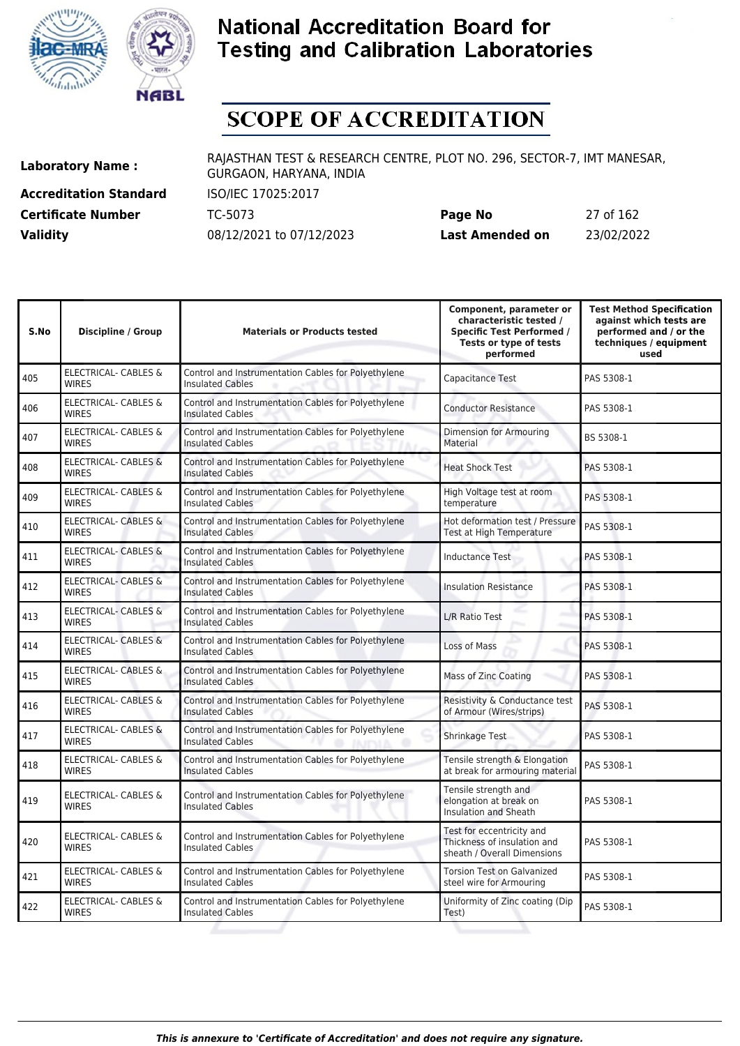# National Accreditation Board for Testing and Calibration Laboratories

# SCOPE OF ACCREDITATION

| | | | |
|---|---|---|---|
| **Laboratory Name :** | RAJASTHAN TEST & RESEARCH CENTRE, PLOT NO. 296, SECTOR-7, IMT MANESAR, GURGAON, HARYANA, INDIA | | |
| **Accreditation Standard** | ISO/IEC 17025:2017 | | |
| **Certificate Number** | TC-5073 | **Page No** | 27 of 162 |
| **Validity** | 08/12/2021 to 07/12/2023 | **Last Amended on** | 23/02/2022 |

| S.No | Discipline / Group | Materials or Products tested | Component, parameter or characteristic tested / Specific Test Performed / Tests or type of tests performed | Test Method Specification against which tests are performed and / or the techniques / equipment used |
|---|---|---|---|---|
| 405 | ELECTRICAL- CABLES & WIRES | Control and Instrumentation Cables for Polyethylene Insulated Cables | Capacitance Test | PAS 5308-1 |
| 406 | ELECTRICAL- CABLES & WIRES | Control and Instrumentation Cables for Polyethylene Insulated Cables | Conductor Resistance | PAS 5308-1 |
| 407 | ELECTRICAL- CABLES & WIRES | Control and Instrumentation Cables for Polyethylene Insulated Cables | Dimension for Armouring Material | BS 5308-1 |
| 408 | ELECTRICAL- CABLES & WIRES | Control and Instrumentation Cables for Polyethylene Insulated Cables | Heat Shock Test | PAS 5308-1 |
| 409 | ELECTRICAL- CABLES & WIRES | Control and Instrumentation Cables for Polyethylene Insulated Cables | High Voltage test at room temperature | PAS 5308-1 |
| 410 | ELECTRICAL- CABLES & WIRES | Control and Instrumentation Cables for Polyethylene Insulated Cables | Hot deformation test / Pressure Test at High Temperature | PAS 5308-1 |
| 411 | ELECTRICAL- CABLES & WIRES | Control and Instrumentation Cables for Polyethylene Insulated Cables | Inductance Test | PAS 5308-1 |
| 412 | ELECTRICAL- CABLES & WIRES | Control and Instrumentation Cables for Polyethylene Insulated Cables | Insulation Resistance | PAS 5308-1 |
| 413 | ELECTRICAL- CABLES & WIRES | Control and Instrumentation Cables for Polyethylene Insulated Cables | L/R Ratio Test | PAS 5308-1 |
| 414 | ELECTRICAL- CABLES & WIRES | Control and Instrumentation Cables for Polyethylene Insulated Cables | Loss of Mass | PAS 5308-1 |
| 415 | ELECTRICAL- CABLES & WIRES | Control and Instrumentation Cables for Polyethylene Insulated Cables | Mass of Zinc Coating | PAS 5308-1 |
| 416 | ELECTRICAL- CABLES & WIRES | Control and Instrumentation Cables for Polyethylene Insulated Cables | Resistivity & Conductance test of Armour (Wires/strips) | PAS 5308-1 |
| 417 | ELECTRICAL- CABLES & WIRES | Control and Instrumentation Cables for Polyethylene Insulated Cables | Shrinkage Test | PAS 5308-1 |
| 418 | ELECTRICAL- CABLES & WIRES | Control and Instrumentation Cables for Polyethylene Insulated Cables | Tensile strength & Elongation at break for armouring material | PAS 5308-1 |
| 419 | ELECTRICAL- CABLES & WIRES | Control and Instrumentation Cables for Polyethylene Insulated Cables | Tensile strength and elongation at break on Insulation and Sheath | PAS 5308-1 |
| 420 | ELECTRICAL- CABLES & WIRES | Control and Instrumentation Cables for Polyethylene Insulated Cables | Test for eccentricity and Thickness of insulation and sheath / Overall Dimensions | PAS 5308-1 |
| 421 | ELECTRICAL- CABLES & WIRES | Control and Instrumentation Cables for Polyethylene Insulated Cables | Torsion Test on Galvanized steel wire for Armouring | PAS 5308-1 |
| 422 | ELECTRICAL- CABLES & WIRES | Control and Instrumentation Cables for Polyethylene Insulated Cables | Uniformity of Zinc coating (Dip Test) | PAS 5308-1 |

*This is annexure to 'Certificate of Accreditation' and does not require any signature.*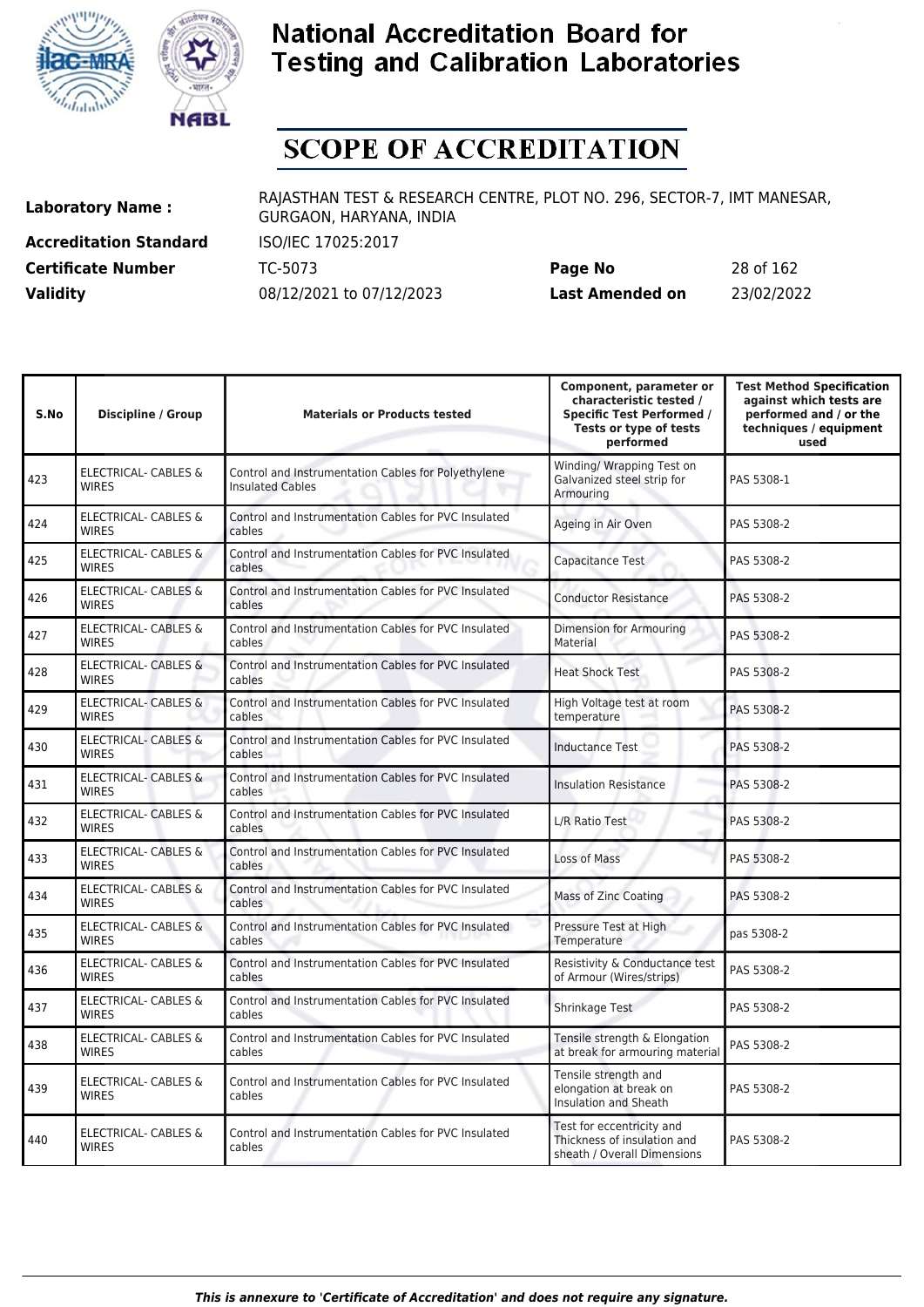# National Accreditation Board for Testing and Calibration Laboratories

## SCOPE OF ACCREDITATION

**Laboratory Name :** RAJASTHAN TEST & RESEARCH CENTRE, PLOT NO. 296, SECTOR-7, IMT MANESAR, GURGAON, HARYANA, INDIA

**Accreditation Standard** ISO/IEC 17025:2017

**Certificate Number** TC-5073 **Page No** 28 of 162

**Validity** 08/12/2021 to 07/12/2023 **Last Amended on** 23/02/2022

| S.No | Discipline / Group | Materials or Products tested | Component, parameter or characteristic tested / Specific Test Performed / Tests or type of tests performed | Test Method Specification against which tests are performed and / or the techniques / equipment used |
|---|---|---|---|---|
| 423 | ELECTRICAL- CABLES & WIRES | Control and Instrumentation Cables for Polyethylene Insulated Cables | Winding/ Wrapping Test on Galvanized steel strip for Armouring | PAS 5308-1 |
| 424 | ELECTRICAL- CABLES & WIRES | Control and Instrumentation Cables for PVC Insulated cables | Ageing in Air Oven | PAS 5308-2 |
| 425 | ELECTRICAL- CABLES & WIRES | Control and Instrumentation Cables for PVC Insulated cables | Capacitance Test | PAS 5308-2 |
| 426 | ELECTRICAL- CABLES & WIRES | Control and Instrumentation Cables for PVC Insulated cables | Conductor Resistance | PAS 5308-2 |
| 427 | ELECTRICAL- CABLES & WIRES | Control and Instrumentation Cables for PVC Insulated cables | Dimension for Armouring Material | PAS 5308-2 |
| 428 | ELECTRICAL- CABLES & WIRES | Control and Instrumentation Cables for PVC Insulated cables | Heat Shock Test | PAS 5308-2 |
| 429 | ELECTRICAL- CABLES & WIRES | Control and Instrumentation Cables for PVC Insulated cables | High Voltage test at room temperature | PAS 5308-2 |
| 430 | ELECTRICAL- CABLES & WIRES | Control and Instrumentation Cables for PVC Insulated cables | Inductance Test | PAS 5308-2 |
| 431 | ELECTRICAL- CABLES & WIRES | Control and Instrumentation Cables for PVC Insulated cables | Insulation Resistance | PAS 5308-2 |
| 432 | ELECTRICAL- CABLES & WIRES | Control and Instrumentation Cables for PVC Insulated cables | L/R Ratio Test | PAS 5308-2 |
| 433 | ELECTRICAL- CABLES & WIRES | Control and Instrumentation Cables for PVC Insulated cables | Loss of Mass | PAS 5308-2 |
| 434 | ELECTRICAL- CABLES & WIRES | Control and Instrumentation Cables for PVC Insulated cables | Mass of Zinc Coating | PAS 5308-2 |
| 435 | ELECTRICAL- CABLES & WIRES | Control and Instrumentation Cables for PVC Insulated cables | Pressure Test at High Temperature | pas 5308-2 |
| 436 | ELECTRICAL- CABLES & WIRES | Control and Instrumentation Cables for PVC Insulated cables | Resistivity & Conductance test of Armour (Wires/strips) | PAS 5308-2 |
| 437 | ELECTRICAL- CABLES & WIRES | Control and Instrumentation Cables for PVC Insulated cables | Shrinkage Test | PAS 5308-2 |
| 438 | ELECTRICAL- CABLES & WIRES | Control and Instrumentation Cables for PVC Insulated cables | Tensile strength & Elongation at break for armouring material | PAS 5308-2 |
| 439 | ELECTRICAL- CABLES & WIRES | Control and Instrumentation Cables for PVC Insulated cables | Tensile strength and elongation at break on Insulation and Sheath | PAS 5308-2 |
| 440 | ELECTRICAL- CABLES & WIRES | Control and Instrumentation Cables for PVC Insulated cables | Test for eccentricity and Thickness of insulation and sheath / Overall Dimensions | PAS 5308-2 |

*This is annexure to 'Certificate of Accreditation' and does not require any signature.*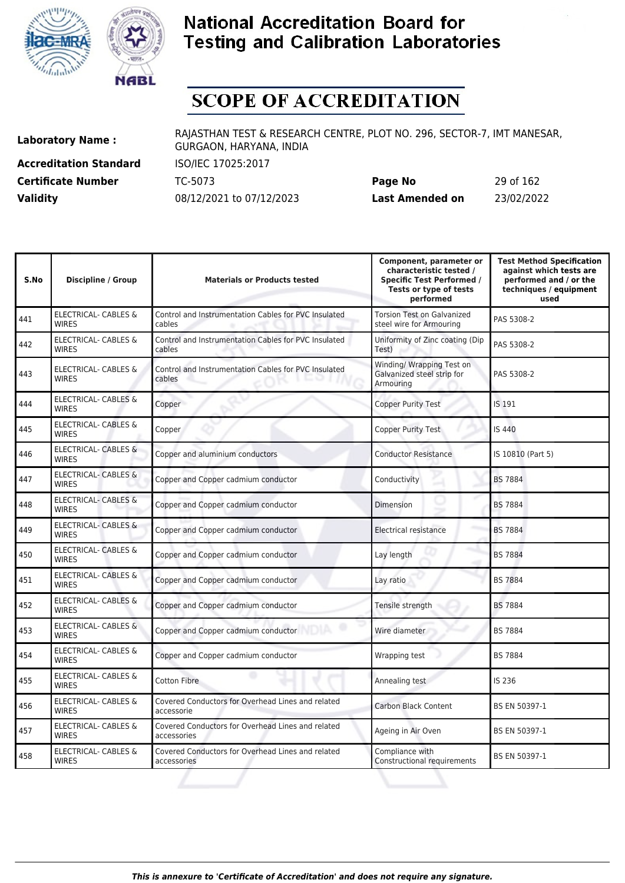# National Accreditation Board for Testing and Calibration Laboratories

## SCOPE OF ACCREDITATION

| | | | |
|---|---|---|---|
| **Laboratory Name :** | RAJASTHAN TEST & RESEARCH CENTRE, PLOT NO. 296, SECTOR-7, IMT MANESAR, GURGAON, HARYANA, INDIA | | |
| **Accreditation Standard** | ISO/IEC 17025:2017 | | |
| **Certificate Number** | TC-5073 | **Page No** | 29 of 162 |
| **Validity** | 08/12/2021 to 07/12/2023 | **Last Amended on** | 23/02/2022 |

| S.No | Discipline / Group | Materials or Products tested | Component, parameter or characteristic tested / Specific Test Performed / Tests or type of tests performed | Test Method Specification against which tests are performed and / or the techniques / equipment used |
|---|---|---|---|---|
| 441 | ELECTRICAL- CABLES & WIRES | Control and Instrumentation Cables for PVC Insulated cables | Torsion Test on Galvanized steel wire for Armouring | PAS 5308-2 |
| 442 | ELECTRICAL- CABLES & WIRES | Control and Instrumentation Cables for PVC Insulated cables | Uniformity of Zinc coating (Dip Test) | PAS 5308-2 |
| 443 | ELECTRICAL- CABLES & WIRES | Control and Instrumentation Cables for PVC Insulated cables | Winding/ Wrapping Test on Galvanized steel strip for Armouring | PAS 5308-2 |
| 444 | ELECTRICAL- CABLES & WIRES | Copper | Copper Purity Test | IS 191 |
| 445 | ELECTRICAL- CABLES & WIRES | Copper | Copper Purity Test | IS 440 |
| 446 | ELECTRICAL- CABLES & WIRES | Copper and aluminium conductors | Conductor Resistance | IS 10810 (Part 5) |
| 447 | ELECTRICAL- CABLES & WIRES | Copper and Copper cadmium conductor | Conductivity | BS 7884 |
| 448 | ELECTRICAL- CABLES & WIRES | Copper and Copper cadmium conductor | Dimension | BS 7884 |
| 449 | ELECTRICAL- CABLES & WIRES | Copper and Copper cadmium conductor | Electrical resistance | BS 7884 |
| 450 | ELECTRICAL- CABLES & WIRES | Copper and Copper cadmium conductor | Lay length | BS 7884 |
| 451 | ELECTRICAL- CABLES & WIRES | Copper and Copper cadmium conductor | Lay ratio | BS 7884 |
| 452 | ELECTRICAL- CABLES & WIRES | Copper and Copper cadmium conductor | Tensile strength | BS 7884 |
| 453 | ELECTRICAL- CABLES & WIRES | Copper and Copper cadmium conductor | Wire diameter | BS 7884 |
| 454 | ELECTRICAL- CABLES & WIRES | Copper and Copper cadmium conductor | Wrapping test | BS 7884 |
| 455 | ELECTRICAL- CABLES & WIRES | Cotton Fibre | Annealing test | IS 236 |
| 456 | ELECTRICAL- CABLES & WIRES | Covered Conductors for Overhead Lines and related accessorie | Carbon Black Content | BS EN 50397-1 |
| 457 | ELECTRICAL- CABLES & WIRES | Covered Conductors for Overhead Lines and related accessories | Ageing in Air Oven | BS EN 50397-1 |
| 458 | ELECTRICAL- CABLES & WIRES | Covered Conductors for Overhead Lines and related accessories | Compliance with Constructional requirements | BS EN 50397-1 |

*This is annexure to 'Certificate of Accreditation' and does not require any signature.*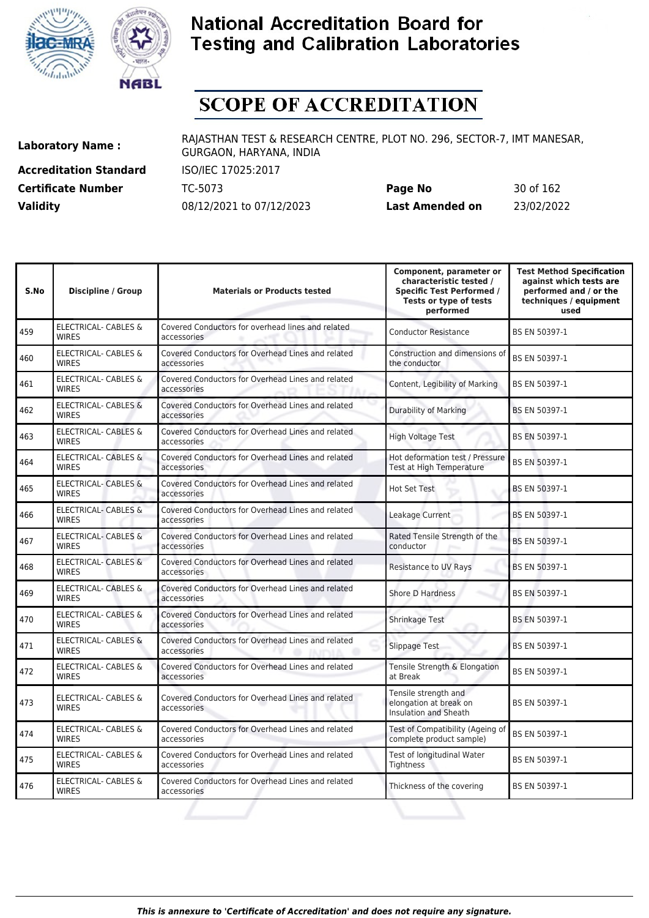# National Accreditation Board for Testing and Calibration Laboratories

## SCOPE OF ACCREDITATION

**Laboratory Name :** RAJASTHAN TEST & RESEARCH CENTRE, PLOT NO. 296, SECTOR-7, IMT MANESAR, GURGAON, HARYANA, INDIA

**Accreditation Standard** ISO/IEC 17025:2017

**Certificate Number** TC-5073 **Page No** 30 of 162

**Validity** 08/12/2021 to 07/12/2023 **Last Amended on** 23/02/2022

| S.No | Discipline / Group | Materials or Products tested | Component, parameter or characteristic tested / Specific Test Performed / Tests or type of tests performed | Test Method Specification against which tests are performed and / or the techniques / equipment used |
|---|---|---|---|---|
| 459 | ELECTRICAL- CABLES & WIRES | Covered Conductors for overhead lines and related accessories | Conductor Resistance | BS EN 50397-1 |
| 460 | ELECTRICAL- CABLES & WIRES | Covered Conductors for Overhead Lines and related accessories | Construction and dimensions of the conductor | BS EN 50397-1 |
| 461 | ELECTRICAL- CABLES & WIRES | Covered Conductors for Overhead Lines and related accessories | Content, Legibility of Marking | BS EN 50397-1 |
| 462 | ELECTRICAL- CABLES & WIRES | Covered Conductors for Overhead Lines and related accessories | Durability of Marking | BS EN 50397-1 |
| 463 | ELECTRICAL- CABLES & WIRES | Covered Conductors for Overhead Lines and related accessories | High Voltage Test | BS EN 50397-1 |
| 464 | ELECTRICAL- CABLES & WIRES | Covered Conductors for Overhead Lines and related accessories | Hot deformation test / Pressure Test at High Temperature | BS EN 50397-1 |
| 465 | ELECTRICAL- CABLES & WIRES | Covered Conductors for Overhead Lines and related accessories | Hot Set Test | BS EN 50397-1 |
| 466 | ELECTRICAL- CABLES & WIRES | Covered Conductors for Overhead Lines and related accessories | Leakage Current | BS EN 50397-1 |
| 467 | ELECTRICAL- CABLES & WIRES | Covered Conductors for Overhead Lines and related accessories | Rated Tensile Strength of the conductor | BS EN 50397-1 |
| 468 | ELECTRICAL- CABLES & WIRES | Covered Conductors for Overhead Lines and related accessories | Resistance to UV Rays | BS EN 50397-1 |
| 469 | ELECTRICAL- CABLES & WIRES | Covered Conductors for Overhead Lines and related accessories | Shore D Hardness | BS EN 50397-1 |
| 470 | ELECTRICAL- CABLES & WIRES | Covered Conductors for Overhead Lines and related accessories | Shrinkage Test | BS EN 50397-1 |
| 471 | ELECTRICAL- CABLES & WIRES | Covered Conductors for Overhead Lines and related accessories | Slippage Test | BS EN 50397-1 |
| 472 | ELECTRICAL- CABLES & WIRES | Covered Conductors for Overhead Lines and related accessories | Tensile Strength & Elongation at Break | BS EN 50397-1 |
| 473 | ELECTRICAL- CABLES & WIRES | Covered Conductors for Overhead Lines and related accessories | Tensile strength and elongation at break on Insulation and Sheath | BS EN 50397-1 |
| 474 | ELECTRICAL- CABLES & WIRES | Covered Conductors for Overhead Lines and related accessories | Test of Compatibility (Ageing of complete product sample) | BS EN 50397-1 |
| 475 | ELECTRICAL- CABLES & WIRES | Covered Conductors for Overhead Lines and related accessories | Test of longitudinal Water Tightness | BS EN 50397-1 |
| 476 | ELECTRICAL- CABLES & WIRES | Covered Conductors for Overhead Lines and related accessories | Thickness of the covering | BS EN 50397-1 |

*This is annexure to 'Certificate of Accreditation' and does not require any signature.*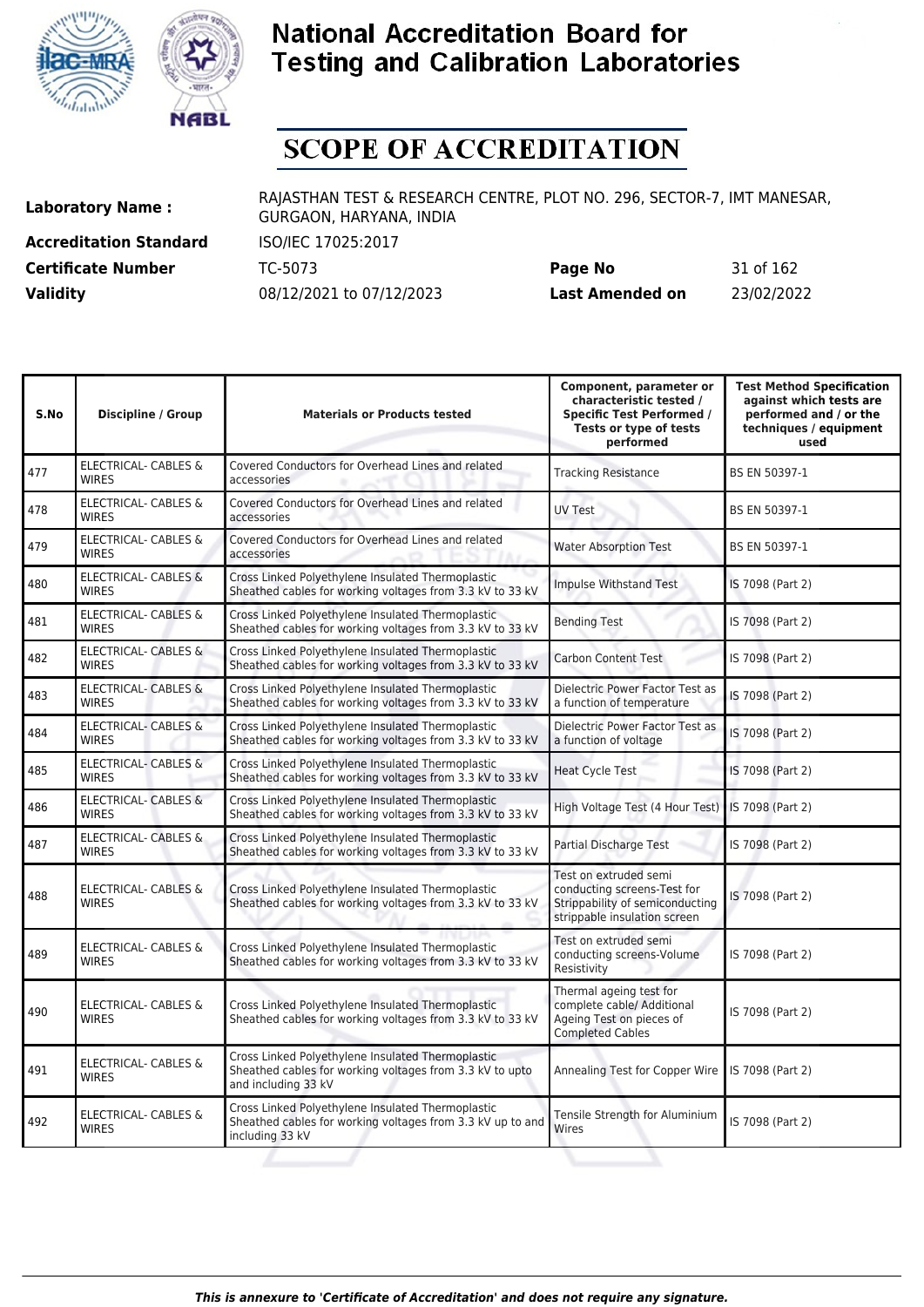# National Accreditation Board for Testing and Calibration Laboratories

# SCOPE OF ACCREDITATION

| | | | |
|---|---|---|---|
| **Laboratory Name :** | RAJASTHAN TEST & RESEARCH CENTRE, PLOT NO. 296, SECTOR-7, IMT MANESAR, GURGAON, HARYANA, INDIA | | |
| **Accreditation Standard** | ISO/IEC 17025:2017 | | |
| **Certificate Number** | TC-5073 | **Page No** | 31 of 162 |
| **Validity** | 08/12/2021 to 07/12/2023 | **Last Amended on** | 23/02/2022 |

| S.No | Discipline / Group | Materials or Products tested | Component, parameter or characteristic tested / Specific Test Performed / Tests or type of tests performed | Test Method Specification against which tests are performed and / or the techniques / equipment used |
|---|---|---|---|---|
| 477 | ELECTRICAL- CABLES & WIRES | Covered Conductors for Overhead Lines and related accessories | Tracking Resistance | BS EN 50397-1 |
| 478 | ELECTRICAL- CABLES & WIRES | Covered Conductors for Overhead Lines and related accessories | UV Test | BS EN 50397-1 |
| 479 | ELECTRICAL- CABLES & WIRES | Covered Conductors for Overhead Lines and related accessories | Water Absorption Test | BS EN 50397-1 |
| 480 | ELECTRICAL- CABLES & WIRES | Cross Linked Polyethylene Insulated Thermoplastic Sheathed cables for working voltages from 3.3 kV to 33 kV | Impulse Withstand Test | IS 7098 (Part 2) |
| 481 | ELECTRICAL- CABLES & WIRES | Cross Linked Polyethylene Insulated Thermoplastic Sheathed cables for working voltages from 3.3 kV to 33 kV | Bending Test | IS 7098 (Part 2) |
| 482 | ELECTRICAL- CABLES & WIRES | Cross Linked Polyethylene Insulated Thermoplastic Sheathed cables for working voltages from 3.3 kV to 33 kV | Carbon Content Test | IS 7098 (Part 2) |
| 483 | ELECTRICAL- CABLES & WIRES | Cross Linked Polyethylene Insulated Thermoplastic Sheathed cables for working voltages from 3.3 kV to 33 kV | Dielectric Power Factor Test as a function of temperature | IS 7098 (Part 2) |
| 484 | ELECTRICAL- CABLES & WIRES | Cross Linked Polyethylene Insulated Thermoplastic Sheathed cables for working voltages from 3.3 kV to 33 kV | Dielectric Power Factor Test as a function of voltage | IS 7098 (Part 2) |
| 485 | ELECTRICAL- CABLES & WIRES | Cross Linked Polyethylene Insulated Thermoplastic Sheathed cables for working voltages from 3.3 kV to 33 kV | Heat Cycle Test | IS 7098 (Part 2) |
| 486 | ELECTRICAL- CABLES & WIRES | Cross Linked Polyethylene Insulated Thermoplastic Sheathed cables for working voltages from 3.3 kV to 33 kV | High Voltage Test (4 Hour Test) | IS 7098 (Part 2) |
| 487 | ELECTRICAL- CABLES & WIRES | Cross Linked Polyethylene Insulated Thermoplastic Sheathed cables for working voltages from 3.3 kV to 33 kV | Partial Discharge Test | IS 7098 (Part 2) |
| 488 | ELECTRICAL- CABLES & WIRES | Cross Linked Polyethylene Insulated Thermoplastic Sheathed cables for working voltages from 3.3 kV to 33 kV | Test on extruded semi conducting screens-Test for Strippability of semiconducting strippable insulation screen | IS 7098 (Part 2) |
| 489 | ELECTRICAL- CABLES & WIRES | Cross Linked Polyethylene Insulated Thermoplastic Sheathed cables for working voltages from 3.3 kV to 33 kV | Test on extruded semi conducting screens-Volume Resistivity | IS 7098 (Part 2) |
| 490 | ELECTRICAL- CABLES & WIRES | Cross Linked Polyethylene Insulated Thermoplastic Sheathed cables for working voltages from 3.3 kV to 33 kV | Thermal ageing test for complete cable/ Additional Ageing Test on pieces of Completed Cables | IS 7098 (Part 2) |
| 491 | ELECTRICAL- CABLES & WIRES | Cross Linked Polyethylene Insulated Thermoplastic Sheathed cables for working voltages from 3.3 kV to upto and including 33 kV | Annealing Test for Copper Wire | IS 7098 (Part 2) |
| 492 | ELECTRICAL- CABLES & WIRES | Cross Linked Polyethylene Insulated Thermoplastic Sheathed cables for working voltages from 3.3 kV up to and including 33 kV | Tensile Strength for Aluminium Wires | IS 7098 (Part 2) |

*This is annexure to 'Certificate of Accreditation' and does not require any signature.*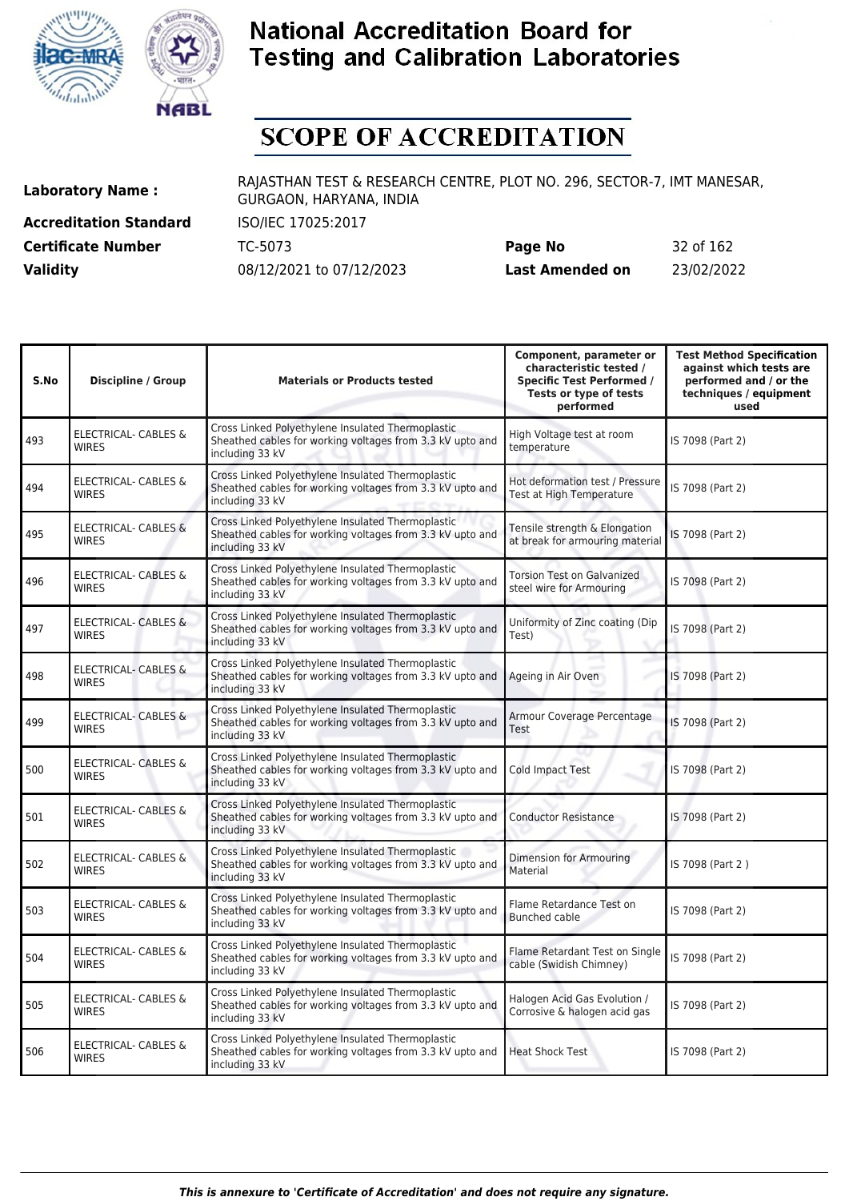# National Accreditation Board for Testing and Calibration Laboratories

## SCOPE OF ACCREDITATION

| | | | |
|---|---|---|---|
| **Laboratory Name :** | RAJASTHAN TEST & RESEARCH CENTRE, PLOT NO. 296, SECTOR-7, IMT MANESAR, GURGAON, HARYANA, INDIA | | |
| **Accreditation Standard** | ISO/IEC 17025:2017 | | |
| **Certificate Number** | TC-5073 | **Page No** | 32 of 162 |
| **Validity** | 08/12/2021 to 07/12/2023 | **Last Amended on** | 23/02/2022 |

| S.No | Discipline / Group | Materials or Products tested | Component, parameter or characteristic tested / Specific Test Performed / Tests or type of tests performed | Test Method Specification against which tests are performed and / or the techniques / equipment used |
|---|---|---|---|---|
| 493 | ELECTRICAL- CABLES & WIRES | Cross Linked Polyethylene Insulated Thermoplastic Sheathed cables for working voltages from 3.3 kV upto and including 33 kV | High Voltage test at room temperature | IS 7098 (Part 2) |
| 494 | ELECTRICAL- CABLES & WIRES | Cross Linked Polyethylene Insulated Thermoplastic Sheathed cables for working voltages from 3.3 kV upto and including 33 kV | Hot deformation test / Pressure Test at High Temperature | IS 7098 (Part 2) |
| 495 | ELECTRICAL- CABLES & WIRES | Cross Linked Polyethylene Insulated Thermoplastic Sheathed cables for working voltages from 3.3 kV upto and including 33 kV | Tensile strength & Elongation at break for armouring material | IS 7098 (Part 2) |
| 496 | ELECTRICAL- CABLES & WIRES | Cross Linked Polyethylene Insulated Thermoplastic Sheathed cables for working voltages from 3.3 kV upto and including 33 kV | Torsion Test on Galvanized steel wire for Armouring | IS 7098 (Part 2) |
| 497 | ELECTRICAL- CABLES & WIRES | Cross Linked Polyethylene Insulated Thermoplastic Sheathed cables for working voltages from 3.3 kV upto and including 33 kV | Uniformity of Zinc coating (Dip Test) | IS 7098 (Part 2) |
| 498 | ELECTRICAL- CABLES & WIRES | Cross Linked Polyethylene Insulated Thermoplastic Sheathed cables for working voltages from 3.3 kV upto and including 33 kV | Ageing in Air Oven | IS 7098 (Part 2) |
| 499 | ELECTRICAL- CABLES & WIRES | Cross Linked Polyethylene Insulated Thermoplastic Sheathed cables for working voltages from 3.3 kV upto and including 33 kV | Armour Coverage Percentage Test | IS 7098 (Part 2) |
| 500 | ELECTRICAL- CABLES & WIRES | Cross Linked Polyethylene Insulated Thermoplastic Sheathed cables for working voltages from 3.3 kV upto and including 33 kV | Cold Impact Test | IS 7098 (Part 2) |
| 501 | ELECTRICAL- CABLES & WIRES | Cross Linked Polyethylene Insulated Thermoplastic Sheathed cables for working voltages from 3.3 kV upto and including 33 kV | Conductor Resistance | IS 7098 (Part 2) |
| 502 | ELECTRICAL- CABLES & WIRES | Cross Linked Polyethylene Insulated Thermoplastic Sheathed cables for working voltages from 3.3 kV upto and including 33 kV | Dimension for Armouring Material | IS 7098 (Part 2 ) |
| 503 | ELECTRICAL- CABLES & WIRES | Cross Linked Polyethylene Insulated Thermoplastic Sheathed cables for working voltages from 3.3 kV upto and including 33 kV | Flame Retardance Test on Bunched cable | IS 7098 (Part 2) |
| 504 | ELECTRICAL- CABLES & WIRES | Cross Linked Polyethylene Insulated Thermoplastic Sheathed cables for working voltages from 3.3 kV upto and including 33 kV | Flame Retardant Test on Single cable (Swidish Chimney) | IS 7098 (Part 2) |
| 505 | ELECTRICAL- CABLES & WIRES | Cross Linked Polyethylene Insulated Thermoplastic Sheathed cables for working voltages from 3.3 kV upto and including 33 kV | Halogen Acid Gas Evolution / Corrosive & halogen acid gas | IS 7098 (Part 2) |
| 506 | ELECTRICAL- CABLES & WIRES | Cross Linked Polyethylene Insulated Thermoplastic Sheathed cables for working voltages from 3.3 kV upto and including 33 kV | Heat Shock Test | IS 7098 (Part 2) |

*This is annexure to 'Certificate of Accreditation' and does not require any signature.*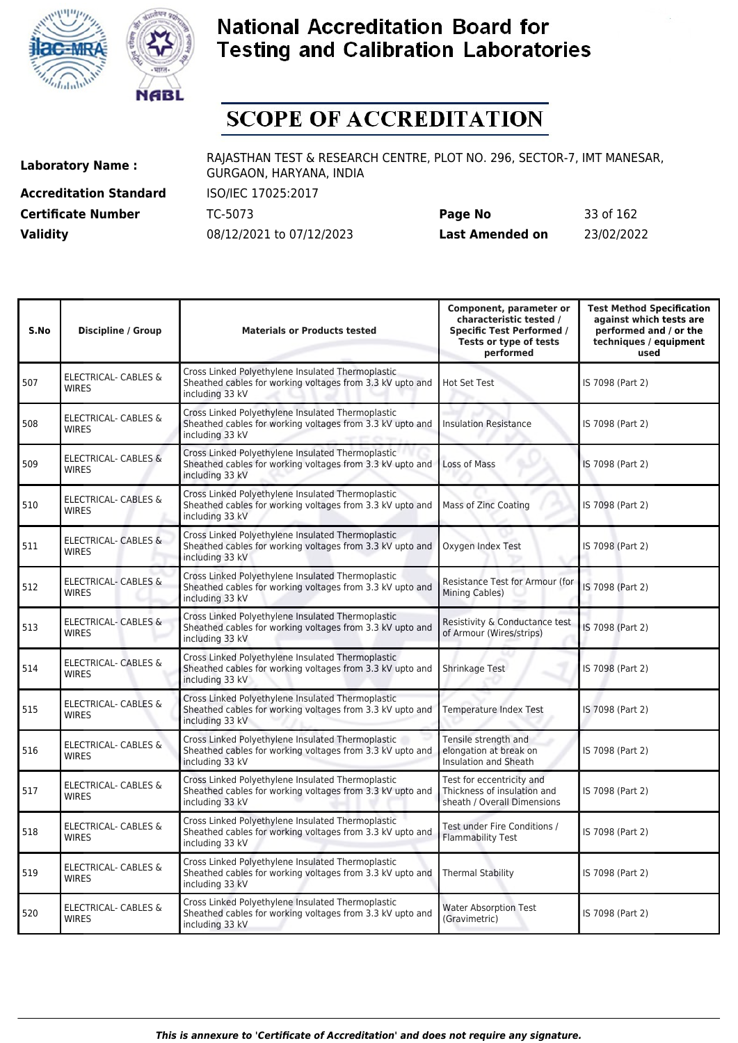# National Accreditation Board for Testing and Calibration Laboratories

# SCOPE OF ACCREDITATION

| | | | |
|---|---|---|---|
| **Laboratory Name :** | RAJASTHAN TEST & RESEARCH CENTRE, PLOT NO. 296, SECTOR-7, IMT MANESAR, GURGAON, HARYANA, INDIA | | |
| **Accreditation Standard** | ISO/IEC 17025:2017 | | |
| **Certificate Number** | TC-5073 | **Page No** | 33 of 162 |
| **Validity** | 08/12/2021 to 07/12/2023 | **Last Amended on** | 23/02/2022 |

| S.No | Discipline / Group | Materials or Products tested | Component, parameter or characteristic tested / Specific Test Performed / Tests or type of tests performed | Test Method Specification against which tests are performed and / or the techniques / equipment used |
|---|---|---|---|---|
| 507 | ELECTRICAL- CABLES & WIRES | Cross Linked Polyethylene Insulated Thermoplastic Sheathed cables for working voltages from 3.3 kV upto and including 33 kV | Hot Set Test | IS 7098 (Part 2) |
| 508 | ELECTRICAL- CABLES & WIRES | Cross Linked Polyethylene Insulated Thermoplastic Sheathed cables for working voltages from 3.3 kV upto and including 33 kV | Insulation Resistance | IS 7098 (Part 2) |
| 509 | ELECTRICAL- CABLES & WIRES | Cross Linked Polyethylene Insulated Thermoplastic Sheathed cables for working voltages from 3.3 kV upto and including 33 kV | Loss of Mass | IS 7098 (Part 2) |
| 510 | ELECTRICAL- CABLES & WIRES | Cross Linked Polyethylene Insulated Thermoplastic Sheathed cables for working voltages from 3.3 kV upto and including 33 kV | Mass of Zinc Coating | IS 7098 (Part 2) |
| 511 | ELECTRICAL- CABLES & WIRES | Cross Linked Polyethylene Insulated Thermoplastic Sheathed cables for working voltages from 3.3 kV upto and including 33 kV | Oxygen Index Test | IS 7098 (Part 2) |
| 512 | ELECTRICAL- CABLES & WIRES | Cross Linked Polyethylene Insulated Thermoplastic Sheathed cables for working voltages from 3.3 kV upto and including 33 kV | Resistance Test for Armour (for Mining Cables) | IS 7098 (Part 2) |
| 513 | ELECTRICAL- CABLES & WIRES | Cross Linked Polyethylene Insulated Thermoplastic Sheathed cables for working voltages from 3.3 kV upto and including 33 kV | Resistivity & Conductance test of Armour (Wires/strips) | IS 7098 (Part 2) |
| 514 | ELECTRICAL- CABLES & WIRES | Cross Linked Polyethylene Insulated Thermoplastic Sheathed cables for working voltages from 3.3 kV upto and including 33 kV | Shrinkage Test | IS 7098 (Part 2) |
| 515 | ELECTRICAL- CABLES & WIRES | Cross Linked Polyethylene Insulated Thermoplastic Sheathed cables for working voltages from 3.3 kV upto and including 33 kV | Temperature Index Test | IS 7098 (Part 2) |
| 516 | ELECTRICAL- CABLES & WIRES | Cross Linked Polyethylene Insulated Thermoplastic Sheathed cables for working voltages from 3.3 kV upto and including 33 kV | Tensile strength and elongation at break on Insulation and Sheath | IS 7098 (Part 2) |
| 517 | ELECTRICAL- CABLES & WIRES | Cross Linked Polyethylene Insulated Thermoplastic Sheathed cables for working voltages from 3.3 kV upto and including 33 kV | Test for eccentricity and Thickness of insulation and sheath / Overall Dimensions | IS 7098 (Part 2) |
| 518 | ELECTRICAL- CABLES & WIRES | Cross Linked Polyethylene Insulated Thermoplastic Sheathed cables for working voltages from 3.3 kV upto and including 33 kV | Test under Fire Conditions / Flammability Test | IS 7098 (Part 2) |
| 519 | ELECTRICAL- CABLES & WIRES | Cross Linked Polyethylene Insulated Thermoplastic Sheathed cables for working voltages from 3.3 kV upto and including 33 kV | Thermal Stability | IS 7098 (Part 2) |
| 520 | ELECTRICAL- CABLES & WIRES | Cross Linked Polyethylene Insulated Thermoplastic Sheathed cables for working voltages from 3.3 kV upto and including 33 kV | Water Absorption Test (Gravimetric) | IS 7098 (Part 2) |

*This is annexure to 'Certificate of Accreditation' and does not require any signature.*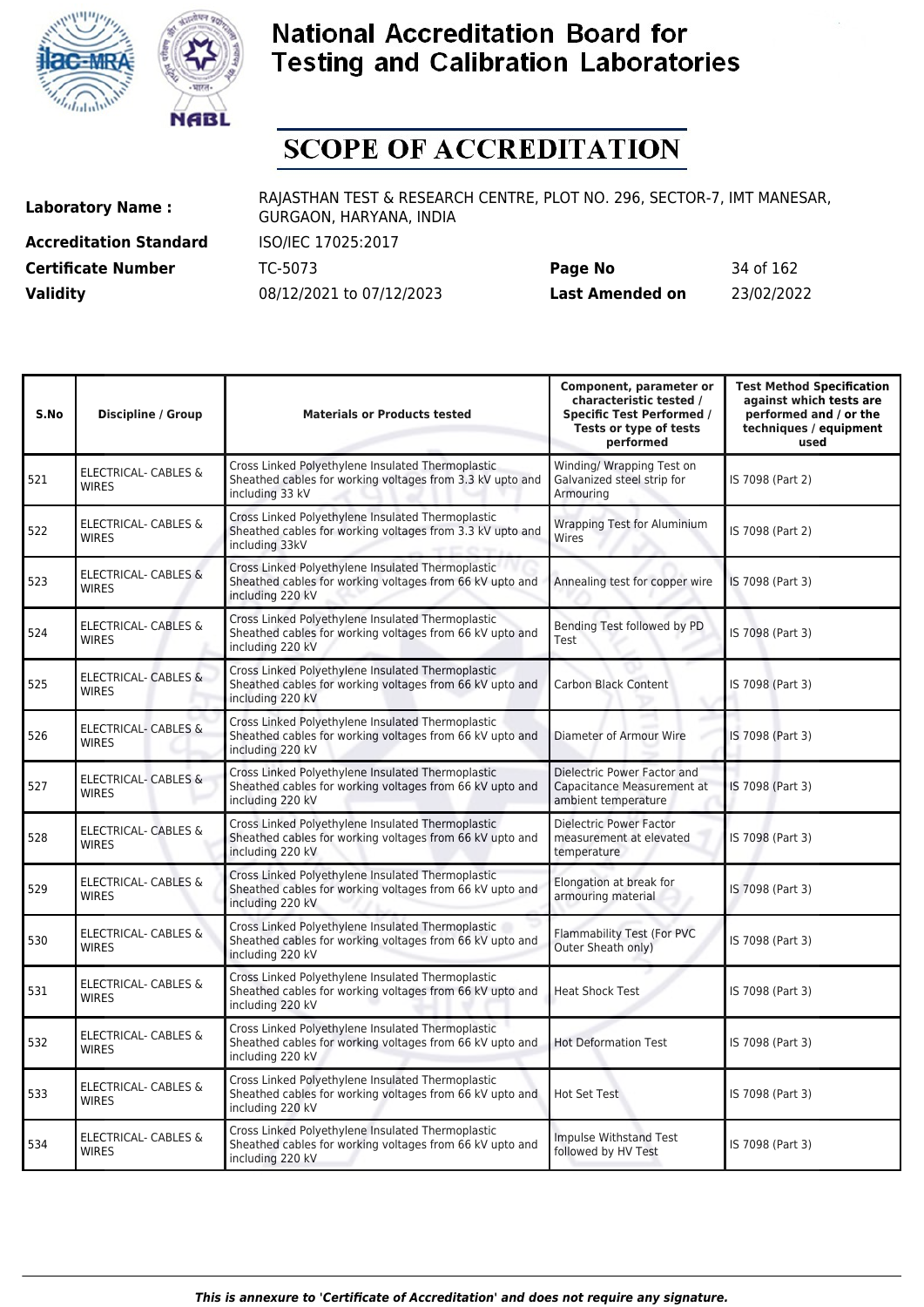# National Accreditation Board for Testing and Calibration Laboratories

## SCOPE OF ACCREDITATION

**Laboratory Name :** RAJASTHAN TEST & RESEARCH CENTRE, PLOT NO. 296, SECTOR-7, IMT MANESAR, GURGAON, HARYANA, INDIA

**Accreditation Standard** ISO/IEC 17025:2017

**Certificate Number** TC-5073 **Page No** 34 of 162

**Validity** 08/12/2021 to 07/12/2023 **Last Amended on** 23/02/2022

| S.No | Discipline / Group | Materials or Products tested | Component, parameter or characteristic tested / Specific Test Performed / Tests or type of tests performed | Test Method Specification against which tests are performed and / or the techniques / equipment used |
|---|---|---|---|---|
| 521 | ELECTRICAL- CABLES & WIRES | Cross Linked Polyethylene Insulated Thermoplastic Sheathed cables for working voltages from 3.3 kV upto and including 33 kV | Winding/ Wrapping Test on Galvanized steel strip for Armouring | IS 7098 (Part 2) |
| 522 | ELECTRICAL- CABLES & WIRES | Cross Linked Polyethylene Insulated Thermoplastic Sheathed cables for working voltages from 3.3 kV upto and including 33kV | Wrapping Test for Aluminium Wires | IS 7098 (Part 2) |
| 523 | ELECTRICAL- CABLES & WIRES | Cross Linked Polyethylene Insulated Thermoplastic Sheathed cables for working voltages from 66 kV upto and including 220 kV | Annealing test for copper wire | IS 7098 (Part 3) |
| 524 | ELECTRICAL- CABLES & WIRES | Cross Linked Polyethylene Insulated Thermoplastic Sheathed cables for working voltages from 66 kV upto and including 220 kV | Bending Test followed by PD Test | IS 7098 (Part 3) |
| 525 | ELECTRICAL- CABLES & WIRES | Cross Linked Polyethylene Insulated Thermoplastic Sheathed cables for working voltages from 66 kV upto and including 220 kV | Carbon Black Content | IS 7098 (Part 3) |
| 526 | ELECTRICAL- CABLES & WIRES | Cross Linked Polyethylene Insulated Thermoplastic Sheathed cables for working voltages from 66 kV upto and including 220 kV | Diameter of Armour Wire | IS 7098 (Part 3) |
| 527 | ELECTRICAL- CABLES & WIRES | Cross Linked Polyethylene Insulated Thermoplastic Sheathed cables for working voltages from 66 kV upto and including 220 kV | Dielectric Power Factor and Capacitance Measurement at ambient temperature | IS 7098 (Part 3) |
| 528 | ELECTRICAL- CABLES & WIRES | Cross Linked Polyethylene Insulated Thermoplastic Sheathed cables for working voltages from 66 kV upto and including 220 kV | Dielectric Power Factor measurement at elevated temperature | IS 7098 (Part 3) |
| 529 | ELECTRICAL- CABLES & WIRES | Cross Linked Polyethylene Insulated Thermoplastic Sheathed cables for working voltages from 66 kV upto and including 220 kV | Elongation at break for armouring material | IS 7098 (Part 3) |
| 530 | ELECTRICAL- CABLES & WIRES | Cross Linked Polyethylene Insulated Thermoplastic Sheathed cables for working voltages from 66 kV upto and including 220 kV | Flammability Test (For PVC Outer Sheath only) | IS 7098 (Part 3) |
| 531 | ELECTRICAL- CABLES & WIRES | Cross Linked Polyethylene Insulated Thermoplastic Sheathed cables for working voltages from 66 kV upto and including 220 kV | Heat Shock Test | IS 7098 (Part 3) |
| 532 | ELECTRICAL- CABLES & WIRES | Cross Linked Polyethylene Insulated Thermoplastic Sheathed cables for working voltages from 66 kV upto and including 220 kV | Hot Deformation Test | IS 7098 (Part 3) |
| 533 | ELECTRICAL- CABLES & WIRES | Cross Linked Polyethylene Insulated Thermoplastic Sheathed cables for working voltages from 66 kV upto and including 220 kV | Hot Set Test | IS 7098 (Part 3) |
| 534 | ELECTRICAL- CABLES & WIRES | Cross Linked Polyethylene Insulated Thermoplastic Sheathed cables for working voltages from 66 kV upto and including 220 kV | Impulse Withstand Test followed by HV Test | IS 7098 (Part 3) |

*This is annexure to 'Certificate of Accreditation' and does not require any signature.*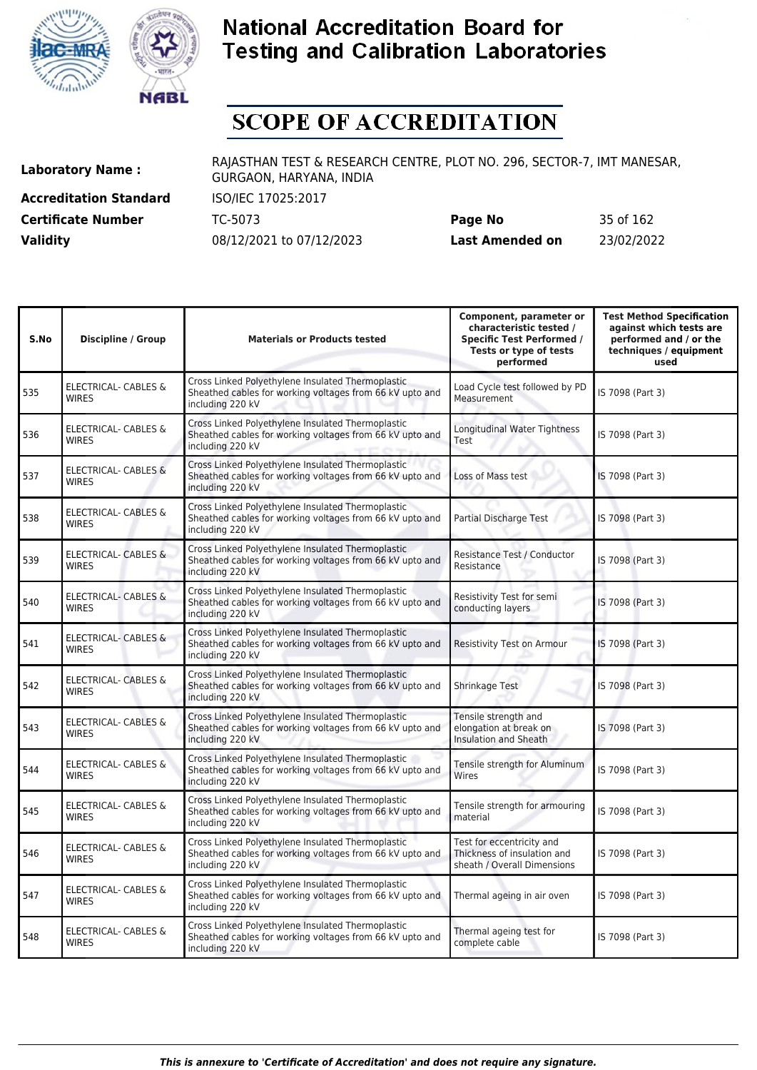# National Accreditation Board for Testing and Calibration Laboratories

# SCOPE OF ACCREDITATION

| | | | |
|---|---|---|---|
| **Laboratory Name :** | RAJASTHAN TEST & RESEARCH CENTRE, PLOT NO. 296, SECTOR-7, IMT MANESAR, GURGAON, HARYANA, INDIA | | |
| **Accreditation Standard** | ISO/IEC 17025:2017 | | |
| **Certificate Number** | TC-5073 | **Page No** | 35 of 162 |
| **Validity** | 08/12/2021 to 07/12/2023 | **Last Amended on** | 23/02/2022 |

| S.No | Discipline / Group | Materials or Products tested | Component, parameter or characteristic tested / Specific Test Performed / Tests or type of tests performed | Test Method Specification against which tests are performed and / or the techniques / equipment used |
|---|---|---|---|---|
| 535 | ELECTRICAL- CABLES & WIRES | Cross Linked Polyethylene Insulated Thermoplastic Sheathed cables for working voltages from 66 kV upto and including 220 kV | Load Cycle test followed by PD Measurement | IS 7098 (Part 3) |
| 536 | ELECTRICAL- CABLES & WIRES | Cross Linked Polyethylene Insulated Thermoplastic Sheathed cables for working voltages from 66 kV upto and including 220 kV | Longitudinal Water Tightness Test | IS 7098 (Part 3) |
| 537 | ELECTRICAL- CABLES & WIRES | Cross Linked Polyethylene Insulated Thermoplastic Sheathed cables for working voltages from 66 kV upto and including 220 kV | Loss of Mass test | IS 7098 (Part 3) |
| 538 | ELECTRICAL- CABLES & WIRES | Cross Linked Polyethylene Insulated Thermoplastic Sheathed cables for working voltages from 66 kV upto and including 220 kV | Partial Discharge Test | IS 7098 (Part 3) |
| 539 | ELECTRICAL- CABLES & WIRES | Cross Linked Polyethylene Insulated Thermoplastic Sheathed cables for working voltages from 66 kV upto and including 220 kV | Resistance Test / Conductor Resistance | IS 7098 (Part 3) |
| 540 | ELECTRICAL- CABLES & WIRES | Cross Linked Polyethylene Insulated Thermoplastic Sheathed cables for working voltages from 66 kV upto and including 220 kV | Resistivity Test for semi conducting layers | IS 7098 (Part 3) |
| 541 | ELECTRICAL- CABLES & WIRES | Cross Linked Polyethylene Insulated Thermoplastic Sheathed cables for working voltages from 66 kV upto and including 220 kV | Resistivity Test on Armour | IS 7098 (Part 3) |
| 542 | ELECTRICAL- CABLES & WIRES | Cross Linked Polyethylene Insulated Thermoplastic Sheathed cables for working voltages from 66 kV upto and including 220 kV | Shrinkage Test | IS 7098 (Part 3) |
| 543 | ELECTRICAL- CABLES & WIRES | Cross Linked Polyethylene Insulated Thermoplastic Sheathed cables for working voltages from 66 kV upto and including 220 kV | Tensile strength and elongation at break on Insulation and Sheath | IS 7098 (Part 3) |
| 544 | ELECTRICAL- CABLES & WIRES | Cross Linked Polyethylene Insulated Thermoplastic Sheathed cables for working voltages from 66 kV upto and including 220 kV | Tensile strength for Aluminum Wires | IS 7098 (Part 3) |
| 545 | ELECTRICAL- CABLES & WIRES | Cross Linked Polyethylene Insulated Thermoplastic Sheathed cables for working voltages from 66 kV upto and including 220 kV | Tensile strength for armouring material | IS 7098 (Part 3) |
| 546 | ELECTRICAL- CABLES & WIRES | Cross Linked Polyethylene Insulated Thermoplastic Sheathed cables for working voltages from 66 kV upto and including 220 kV | Test for eccentricity and Thickness of insulation and sheath / Overall Dimensions | IS 7098 (Part 3) |
| 547 | ELECTRICAL- CABLES & WIRES | Cross Linked Polyethylene Insulated Thermoplastic Sheathed cables for working voltages from 66 kV upto and including 220 kV | Thermal ageing in air oven | IS 7098 (Part 3) |
| 548 | ELECTRICAL- CABLES & WIRES | Cross Linked Polyethylene Insulated Thermoplastic Sheathed cables for working voltages from 66 kV upto and including 220 kV | Thermal ageing test for complete cable | IS 7098 (Part 3) |

*This is annexure to 'Certificate of Accreditation' and does not require any signature.*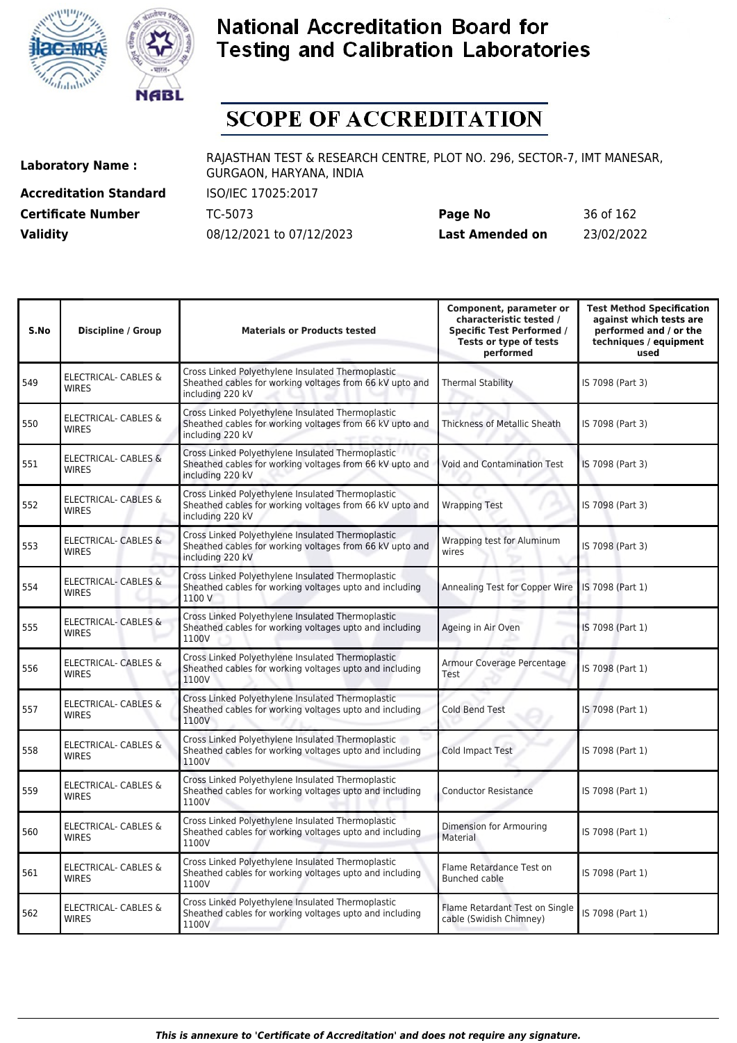# National Accreditation Board for Testing and Calibration Laboratories

# SCOPE OF ACCREDITATION

| | | | |
|---|---|---|---|
| **Laboratory Name :** | RAJASTHAN TEST & RESEARCH CENTRE, PLOT NO. 296, SECTOR-7, IMT MANESAR, GURGAON, HARYANA, INDIA | | |
| **Accreditation Standard** | ISO/IEC 17025:2017 | | |
| **Certificate Number** | TC-5073 | **Page No** | 36 of 162 |
| **Validity** | 08/12/2021 to 07/12/2023 | **Last Amended on** | 23/02/2022 |

| S.No | Discipline / Group | Materials or Products tested | Component, parameter or characteristic tested / Specific Test Performed / Tests or type of tests performed | Test Method Specification against which tests are performed and / or the techniques / equipment used |
|---|---|---|---|---|
| 549 | ELECTRICAL- CABLES & WIRES | Cross Linked Polyethylene Insulated Thermoplastic Sheathed cables for working voltages from 66 kV upto and including 220 kV | Thermal Stability | IS 7098 (Part 3) |
| 550 | ELECTRICAL- CABLES & WIRES | Cross Linked Polyethylene Insulated Thermoplastic Sheathed cables for working voltages from 66 kV upto and including 220 kV | Thickness of Metallic Sheath | IS 7098 (Part 3) |
| 551 | ELECTRICAL- CABLES & WIRES | Cross Linked Polyethylene Insulated Thermoplastic Sheathed cables for working voltages from 66 kV upto and including 220 kV | Void and Contamination Test | IS 7098 (Part 3) |
| 552 | ELECTRICAL- CABLES & WIRES | Cross Linked Polyethylene Insulated Thermoplastic Sheathed cables for working voltages from 66 kV upto and including 220 kV | Wrapping Test | IS 7098 (Part 3) |
| 553 | ELECTRICAL- CABLES & WIRES | Cross Linked Polyethylene Insulated Thermoplastic Sheathed cables for working voltages from 66 kV upto and including 220 kV | Wrapping test for Aluminum wires | IS 7098 (Part 3) |
| 554 | ELECTRICAL- CABLES & WIRES | Cross Linked Polyethylene Insulated Thermoplastic Sheathed cables for working voltages upto and including 1100 V | Annealing Test for Copper Wire | IS 7098 (Part 1) |
| 555 | ELECTRICAL- CABLES & WIRES | Cross Linked Polyethylene Insulated Thermoplastic Sheathed cables for working voltages upto and including 1100V | Ageing in Air Oven | IS 7098 (Part 1) |
| 556 | ELECTRICAL- CABLES & WIRES | Cross Linked Polyethylene Insulated Thermoplastic Sheathed cables for working voltages upto and including 1100V | Armour Coverage Percentage Test | IS 7098 (Part 1) |
| 557 | ELECTRICAL- CABLES & WIRES | Cross Linked Polyethylene Insulated Thermoplastic Sheathed cables for working voltages upto and including 1100V | Cold Bend Test | IS 7098 (Part 1) |
| 558 | ELECTRICAL- CABLES & WIRES | Cross Linked Polyethylene Insulated Thermoplastic Sheathed cables for working voltages upto and including 1100V | Cold Impact Test | IS 7098 (Part 1) |
| 559 | ELECTRICAL- CABLES & WIRES | Cross Linked Polyethylene Insulated Thermoplastic Sheathed cables for working voltages upto and including 1100V | Conductor Resistance | IS 7098 (Part 1) |
| 560 | ELECTRICAL- CABLES & WIRES | Cross Linked Polyethylene Insulated Thermoplastic Sheathed cables for working voltages upto and including 1100V | Dimension for Armouring Material | IS 7098 (Part 1) |
| 561 | ELECTRICAL- CABLES & WIRES | Cross Linked Polyethylene Insulated Thermoplastic Sheathed cables for working voltages upto and including 1100V | Flame Retardance Test on Bunched cable | IS 7098 (Part 1) |
| 562 | ELECTRICAL- CABLES & WIRES | Cross Linked Polyethylene Insulated Thermoplastic Sheathed cables for working voltages upto and including 1100V | Flame Retardant Test on Single cable (Swidish Chimney) | IS 7098 (Part 1) |

*This is annexure to 'Certificate of Accreditation' and does not require any signature.*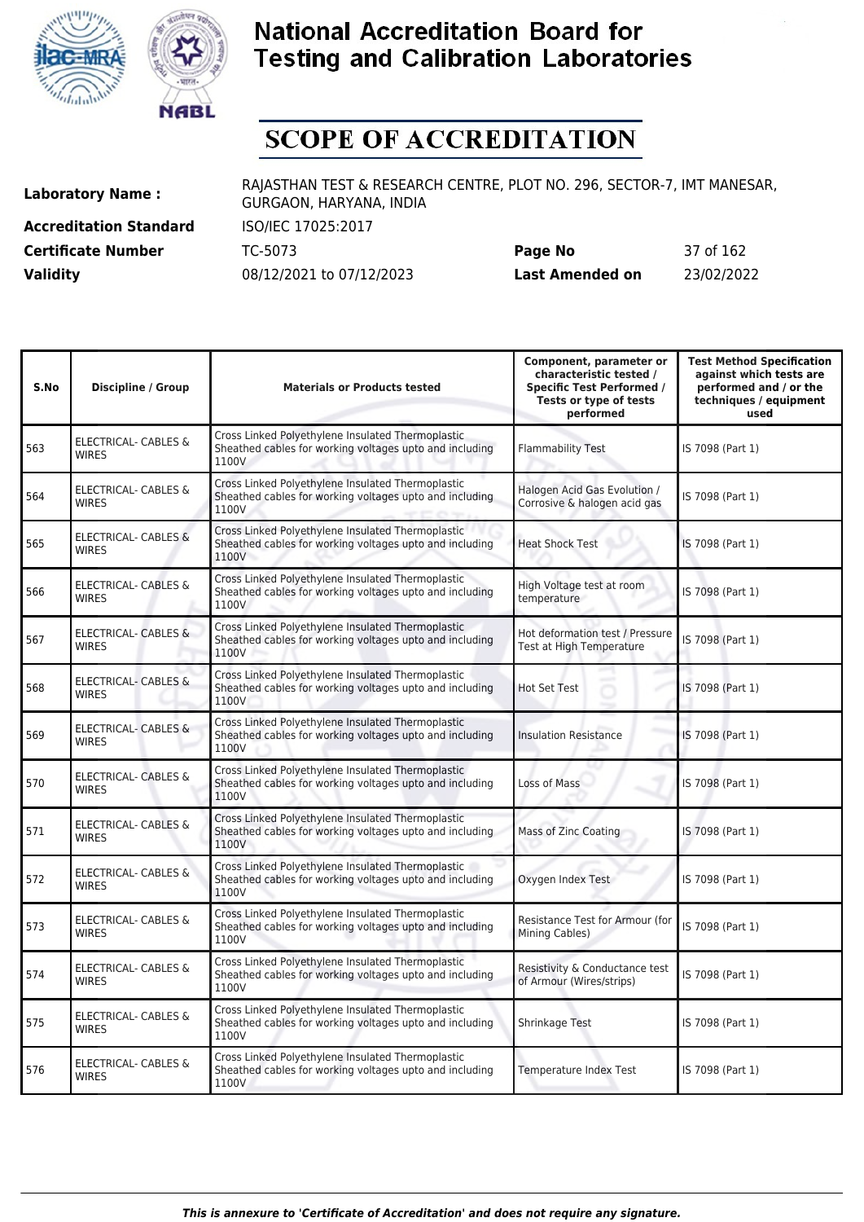# National Accreditation Board for Testing and Calibration Laboratories

# SCOPE OF ACCREDITATION

**Laboratory Name :** RAJASTHAN TEST & RESEARCH CENTRE, PLOT NO. 296, SECTOR-7, IMT MANESAR, GURGAON, HARYANA, INDIA

**Accreditation Standard** ISO/IEC 17025:2017

**Certificate Number** TC-5073 **Page No** 37 of 162

**Validity** 08/12/2021 to 07/12/2023 **Last Amended on** 23/02/2022

| S.No | Discipline / Group | Materials or Products tested | Component, parameter or characteristic tested / Specific Test Performed / Tests or type of tests performed | Test Method Specification against which tests are performed and / or the techniques / equipment used |
|---|---|---|---|---|
| 563 | ELECTRICAL- CABLES & WIRES | Cross Linked Polyethylene Insulated Thermoplastic Sheathed cables for working voltages upto and including 1100V | Flammability Test | IS 7098 (Part 1) |
| 564 | ELECTRICAL- CABLES & WIRES | Cross Linked Polyethylene Insulated Thermoplastic Sheathed cables for working voltages upto and including 1100V | Halogen Acid Gas Evolution / Corrosive & halogen acid gas | IS 7098 (Part 1) |
| 565 | ELECTRICAL- CABLES & WIRES | Cross Linked Polyethylene Insulated Thermoplastic Sheathed cables for working voltages upto and including 1100V | Heat Shock Test | IS 7098 (Part 1) |
| 566 | ELECTRICAL- CABLES & WIRES | Cross Linked Polyethylene Insulated Thermoplastic Sheathed cables for working voltages upto and including 1100V | High Voltage test at room temperature | IS 7098 (Part 1) |
| 567 | ELECTRICAL- CABLES & WIRES | Cross Linked Polyethylene Insulated Thermoplastic Sheathed cables for working voltages upto and including 1100V | Hot deformation test / Pressure Test at High Temperature | IS 7098 (Part 1) |
| 568 | ELECTRICAL- CABLES & WIRES | Cross Linked Polyethylene Insulated Thermoplastic Sheathed cables for working voltages upto and including 1100V | Hot Set Test | IS 7098 (Part 1) |
| 569 | ELECTRICAL- CABLES & WIRES | Cross Linked Polyethylene Insulated Thermoplastic Sheathed cables for working voltages upto and including 1100V | Insulation Resistance | IS 7098 (Part 1) |
| 570 | ELECTRICAL- CABLES & WIRES | Cross Linked Polyethylene Insulated Thermoplastic Sheathed cables for working voltages upto and including 1100V | Loss of Mass | IS 7098 (Part 1) |
| 571 | ELECTRICAL- CABLES & WIRES | Cross Linked Polyethylene Insulated Thermoplastic Sheathed cables for working voltages upto and including 1100V | Mass of Zinc Coating | IS 7098 (Part 1) |
| 572 | ELECTRICAL- CABLES & WIRES | Cross Linked Polyethylene Insulated Thermoplastic Sheathed cables for working voltages upto and including 1100V | Oxygen Index Test | IS 7098 (Part 1) |
| 573 | ELECTRICAL- CABLES & WIRES | Cross Linked Polyethylene Insulated Thermoplastic Sheathed cables for working voltages upto and including 1100V | Resistance Test for Armour (for Mining Cables) | IS 7098 (Part 1) |
| 574 | ELECTRICAL- CABLES & WIRES | Cross Linked Polyethylene Insulated Thermoplastic Sheathed cables for working voltages upto and including 1100V | Resistivity & Conductance test of Armour (Wires/strips) | IS 7098 (Part 1) |
| 575 | ELECTRICAL- CABLES & WIRES | Cross Linked Polyethylene Insulated Thermoplastic Sheathed cables for working voltages upto and including 1100V | Shrinkage Test | IS 7098 (Part 1) |
| 576 | ELECTRICAL- CABLES & WIRES | Cross Linked Polyethylene Insulated Thermoplastic Sheathed cables for working voltages upto and including 1100V | Temperature Index Test | IS 7098 (Part 1) |

*This is annexure to 'Certificate of Accreditation' and does not require any signature.*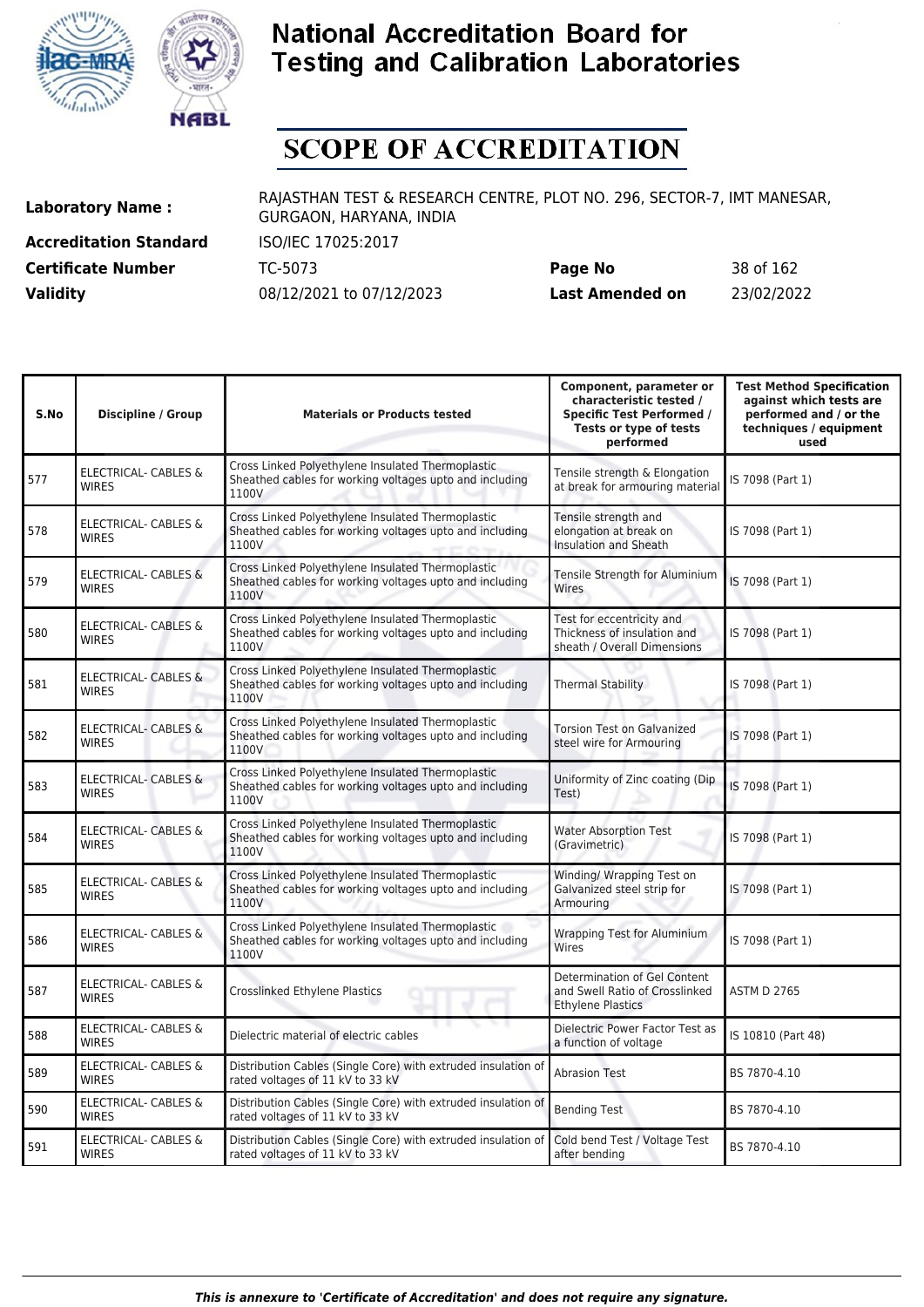# National Accreditation Board for Testing and Calibration Laboratories

# SCOPE OF ACCREDITATION

| | | | |
|---|---|---|---|
| **Laboratory Name :** | RAJASTHAN TEST & RESEARCH CENTRE, PLOT NO. 296, SECTOR-7, IMT MANESAR, GURGAON, HARYANA, INDIA | | |
| **Accreditation Standard** | ISO/IEC 17025:2017 | | |
| **Certificate Number** | TC-5073 | **Page No** | 38 of 162 |
| **Validity** | 08/12/2021 to 07/12/2023 | **Last Amended on** | 23/02/2022 |

| S.No | Discipline / Group | Materials or Products tested | Component, parameter or characteristic tested / Specific Test Performed / Tests or type of tests performed | Test Method Specification against which tests are performed and / or the techniques / equipment used |
|---|---|---|---|---|
| 577 | ELECTRICAL- CABLES & WIRES | Cross Linked Polyethylene Insulated Thermoplastic Sheathed cables for working voltages upto and including 1100V | Tensile strength & Elongation at break for armouring material | IS 7098 (Part 1) |
| 578 | ELECTRICAL- CABLES & WIRES | Cross Linked Polyethylene Insulated Thermoplastic Sheathed cables for working voltages upto and including 1100V | Tensile strength and elongation at break on Insulation and Sheath | IS 7098 (Part 1) |
| 579 | ELECTRICAL- CABLES & WIRES | Cross Linked Polyethylene Insulated Thermoplastic Sheathed cables for working voltages upto and including 1100V | Tensile Strength for Aluminium Wires | IS 7098 (Part 1) |
| 580 | ELECTRICAL- CABLES & WIRES | Cross Linked Polyethylene Insulated Thermoplastic Sheathed cables for working voltages upto and including 1100V | Test for eccentricity and Thickness of insulation and sheath / Overall Dimensions | IS 7098 (Part 1) |
| 581 | ELECTRICAL- CABLES & WIRES | Cross Linked Polyethylene Insulated Thermoplastic Sheathed cables for working voltages upto and including 1100V | Thermal Stability | IS 7098 (Part 1) |
| 582 | ELECTRICAL- CABLES & WIRES | Cross Linked Polyethylene Insulated Thermoplastic Sheathed cables for working voltages upto and including 1100V | Torsion Test on Galvanized steel wire for Armouring | IS 7098 (Part 1) |
| 583 | ELECTRICAL- CABLES & WIRES | Cross Linked Polyethylene Insulated Thermoplastic Sheathed cables for working voltages upto and including 1100V | Uniformity of Zinc coating (Dip Test) | IS 7098 (Part 1) |
| 584 | ELECTRICAL- CABLES & WIRES | Cross Linked Polyethylene Insulated Thermoplastic Sheathed cables for working voltages upto and including 1100V | Water Absorption Test (Gravimetric) | IS 7098 (Part 1) |
| 585 | ELECTRICAL- CABLES & WIRES | Cross Linked Polyethylene Insulated Thermoplastic Sheathed cables for working voltages upto and including 1100V | Winding/ Wrapping Test on Galvanized steel strip for Armouring | IS 7098 (Part 1) |
| 586 | ELECTRICAL- CABLES & WIRES | Cross Linked Polyethylene Insulated Thermoplastic Sheathed cables for working voltages upto and including 1100V | Wrapping Test for Aluminium Wires | IS 7098 (Part 1) |
| 587 | ELECTRICAL- CABLES & WIRES | Crosslinked Ethylene Plastics | Determination of Gel Content and Swell Ratio of Crosslinked Ethylene Plastics | ASTM D 2765 |
| 588 | ELECTRICAL- CABLES & WIRES | Dielectric material of electric cables | Dielectric Power Factor Test as a function of voltage | IS 10810 (Part 48) |
| 589 | ELECTRICAL- CABLES & WIRES | Distribution Cables (Single Core) with extruded insulation of rated voltages of 11 kV to 33 kV | Abrasion Test | BS 7870-4.10 |
| 590 | ELECTRICAL- CABLES & WIRES | Distribution Cables (Single Core) with extruded insulation of rated voltages of 11 kV to 33 kV | Bending Test | BS 7870-4.10 |
| 591 | ELECTRICAL- CABLES & WIRES | Distribution Cables (Single Core) with extruded insulation of rated voltages of 11 kV to 33 kV | Cold bend Test / Voltage Test after bending | BS 7870-4.10 |

*This is annexure to 'Certificate of Accreditation' and does not require any signature.*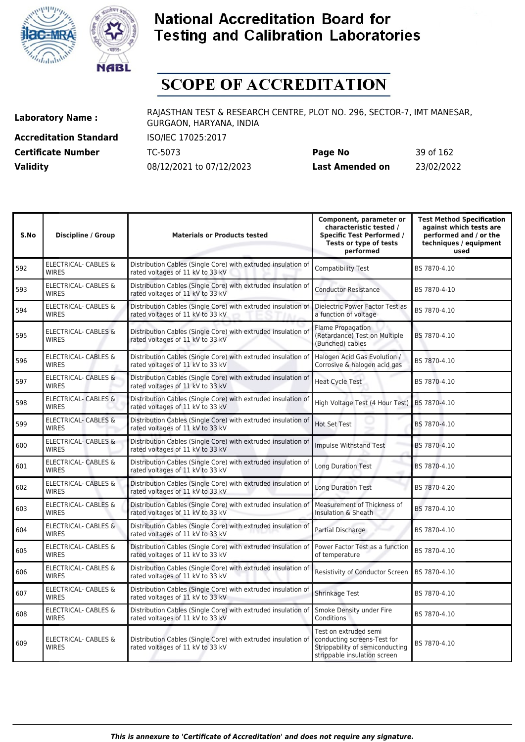# National Accreditation Board for Testing and Calibration Laboratories

# SCOPE OF ACCREDITATION

| | | | |
|---|---|---|---|
| **Laboratory Name :** | RAJASTHAN TEST & RESEARCH CENTRE, PLOT NO. 296, SECTOR-7, IMT MANESAR, GURGAON, HARYANA, INDIA | | |
| **Accreditation Standard** | ISO/IEC 17025:2017 | | |
| **Certificate Number** | TC-5073 | **Page No** | 39 of 162 |
| **Validity** | 08/12/2021 to 07/12/2023 | **Last Amended on** | 23/02/2022 |

| S.No | Discipline / Group | Materials or Products tested | Component, parameter or characteristic tested / Specific Test Performed / Tests or type of tests performed | Test Method Specification against which tests are performed and / or the techniques / equipment used |
|---|---|---|---|---|
| 592 | ELECTRICAL- CABLES & WIRES | Distribution Cables (Single Core) with extruded insulation of rated voltages of 11 kV to 33 kV | Compatibility Test | BS 7870-4.10 |
| 593 | ELECTRICAL- CABLES & WIRES | Distribution Cables (Single Core) with extruded insulation of rated voltages of 11 kV to 33 kV | Conductor Resistance | BS 7870-4-10 |
| 594 | ELECTRICAL- CABLES & WIRES | Distribution Cables (Single Core) with extruded insulation of rated voltages of 11 kV to 33 kV | Dielectric Power Factor Test as a function of voltage | BS 7870-4.10 |
| 595 | ELECTRICAL- CABLES & WIRES | Distribution Cables (Single Core) with extruded insulation of rated voltages of 11 kV to 33 kV | Flame Propagation (Retardance) Test on Multiple (Bunched) cables | BS 7870-4.10 |
| 596 | ELECTRICAL- CABLES & WIRES | Distribution Cables (Single Core) with extruded insulation of rated voltages of 11 kV to 33 kV | Halogen Acid Gas Evolution / Corrosive & halogen acid gas | BS 7870-4.10 |
| 597 | ELECTRICAL- CABLES & WIRES | Distribution Cables (Single Core) with extruded insulation of rated voltages of 11 kV to 33 kV | Heat Cycle Test | BS 7870-4.10 |
| 598 | ELECTRICAL- CABLES & WIRES | Distribution Cables (Single Core) with extruded insulation of rated voltages of 11 kV to 33 kV | High Voltage Test (4 Hour Test) | BS 7870-4.10 |
| 599 | ELECTRICAL- CABLES & WIRES | Distribution Cables (Single Core) with extruded insulation of rated voltages of 11 kV to 33 kV | Hot Set Test | BS 7870-4.10 |
| 600 | ELECTRICAL- CABLES & WIRES | Distribution Cables (Single Core) with extruded insulation of rated voltages of 11 kV to 33 kV | Impulse Withstand Test | BS 7870-4.10 |
| 601 | ELECTRICAL- CABLES & WIRES | Distribution Cables (Single Core) with extruded insulation of rated voltages of 11 kV to 33 kV | Long Duration Test | BS 7870-4.10 |
| 602 | ELECTRICAL- CABLES & WIRES | Distribution Cables (Single Core) with extruded insulation of rated voltages of 11 kV to 33 kV | Long Duration Test | BS 7870-4.20 |
| 603 | ELECTRICAL- CABLES & WIRES | Distribution Cables (Single Core) with extruded insulation of rated voltages of 11 kV to 33 kV | Measurement of Thickness of Insulation & Sheath | BS 7870-4.10 |
| 604 | ELECTRICAL- CABLES & WIRES | Distribution Cables (Single Core) with extruded insulation of rated voltages of 11 kV to 33 kV | Partial Discharge | BS 7870-4.10 |
| 605 | ELECTRICAL- CABLES & WIRES | Distribution Cables (Single Core) with extruded insulation of rated voltages of 11 kV to 33 kV | Power Factor Test as a function of temperature | BS 7870-4.10 |
| 606 | ELECTRICAL- CABLES & WIRES | Distribution Cables (Single Core) with extruded insulation of rated voltages of 11 kV to 33 kV | Resistivity of Conductor Screen | BS 7870-4.10 |
| 607 | ELECTRICAL- CABLES & WIRES | Distribution Cables (Single Core) with extruded insulation of rated voltages of 11 kV to 33 kV | Shrinkage Test | BS 7870-4.10 |
| 608 | ELECTRICAL- CABLES & WIRES | Distribution Cables (Single Core) with extruded insulation of rated voltages of 11 kV to 33 kV | Smoke Density under Fire Conditions | BS 7870-4.10 |
| 609 | ELECTRICAL- CABLES & WIRES | Distribution Cables (Single Core) with extruded insulation of rated voltages of 11 kV to 33 kV | Test on extruded semi conducting screens-Test for Strippability of semiconducting strippable insulation screen | BS 7870-4.10 |

*This is annexure to 'Certificate of Accreditation' and does not require any signature.*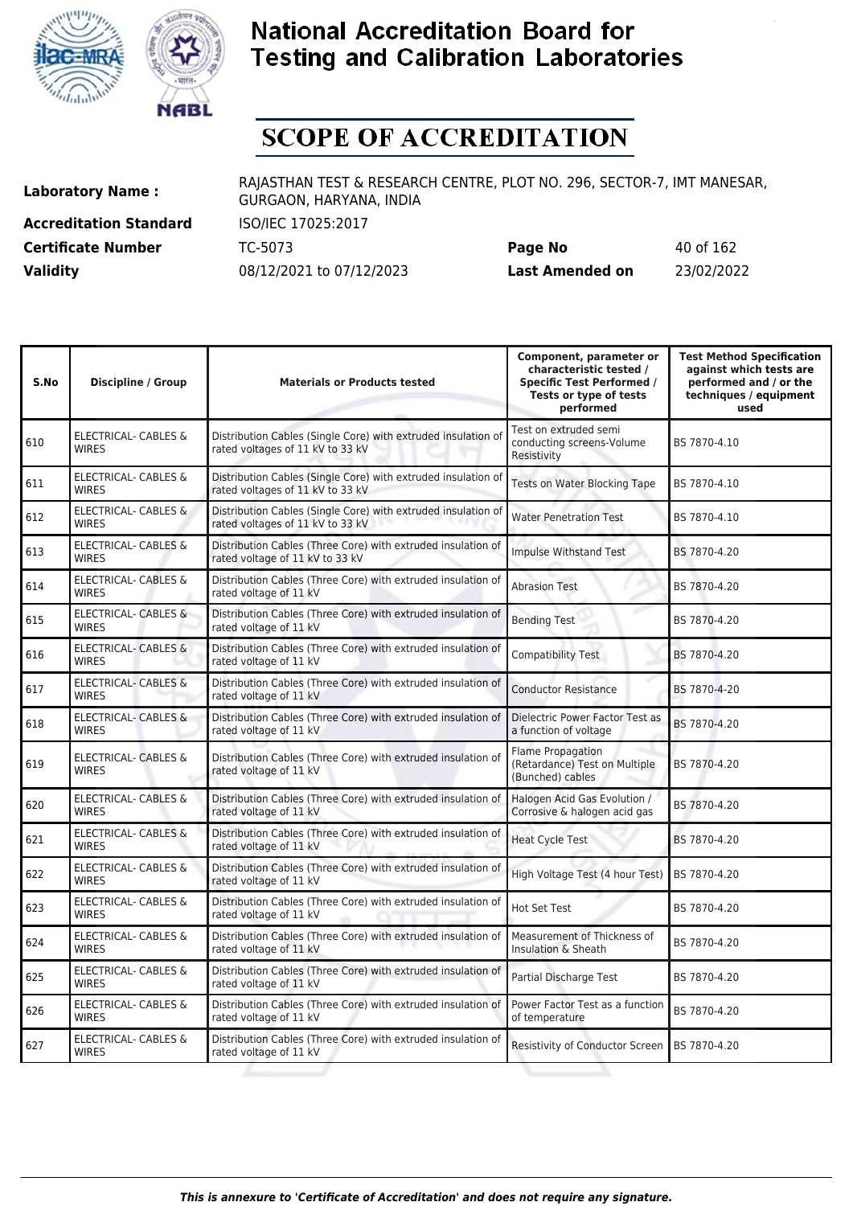# National Accreditation Board for Testing and Calibration Laboratories

# SCOPE OF ACCREDITATION

| | | | |
|---|---|---|---|
| **Laboratory Name :** | RAJASTHAN TEST & RESEARCH CENTRE, PLOT NO. 296, SECTOR-7, IMT MANESAR, GURGAON, HARYANA, INDIA | | |
| **Accreditation Standard** | ISO/IEC 17025:2017 | | |
| **Certificate Number** | TC-5073 | **Page No** | 40 of 162 |
| **Validity** | 08/12/2021 to 07/12/2023 | **Last Amended on** | 23/02/2022 |

| S.No | Discipline / Group | Materials or Products tested | Component, parameter or characteristic tested / Specific Test Performed / Tests or type of tests performed | Test Method Specification against which tests are performed and / or the techniques / equipment used |
|---|---|---|---|---|
| 610 | ELECTRICAL- CABLES & WIRES | Distribution Cables (Single Core) with extruded insulation of rated voltages of 11 kV to 33 kV | Test on extruded semi conducting screens-Volume Resistivity | BS 7870-4.10 |
| 611 | ELECTRICAL- CABLES & WIRES | Distribution Cables (Single Core) with extruded insulation of rated voltages of 11 kV to 33 kV | Tests on Water Blocking Tape | BS 7870-4.10 |
| 612 | ELECTRICAL- CABLES & WIRES | Distribution Cables (Single Core) with extruded insulation of rated voltages of 11 kV to 33 kV | Water Penetration Test | BS 7870-4.10 |
| 613 | ELECTRICAL- CABLES & WIRES | Distribution Cables (Three Core) with extruded insulation of rated voltage of 11 kV to 33 kV | Impulse Withstand Test | BS 7870-4.20 |
| 614 | ELECTRICAL- CABLES & WIRES | Distribution Cables (Three Core) with extruded insulation of rated voltage of 11 kV | Abrasion Test | BS 7870-4.20 |
| 615 | ELECTRICAL- CABLES & WIRES | Distribution Cables (Three Core) with extruded insulation of rated voltage of 11 kV | Bending Test | BS 7870-4.20 |
| 616 | ELECTRICAL- CABLES & WIRES | Distribution Cables (Three Core) with extruded insulation of rated voltage of 11 kV | Compatibility Test | BS 7870-4.20 |
| 617 | ELECTRICAL- CABLES & WIRES | Distribution Cables (Three Core) with extruded insulation of rated voltage of 11 kV | Conductor Resistance | BS 7870-4-20 |
| 618 | ELECTRICAL- CABLES & WIRES | Distribution Cables (Three Core) with extruded insulation of rated voltage of 11 kV | Dielectric Power Factor Test as a function of voltage | BS 7870-4.20 |
| 619 | ELECTRICAL- CABLES & WIRES | Distribution Cables (Three Core) with extruded insulation of rated voltage of 11 kV | Flame Propagation (Retardance) Test on Multiple (Bunched) cables | BS 7870-4.20 |
| 620 | ELECTRICAL- CABLES & WIRES | Distribution Cables (Three Core) with extruded insulation of rated voltage of 11 kV | Halogen Acid Gas Evolution / Corrosive & halogen acid gas | BS 7870-4.20 |
| 621 | ELECTRICAL- CABLES & WIRES | Distribution Cables (Three Core) with extruded insulation of rated voltage of 11 kV | Heat Cycle Test | BS 7870-4.20 |
| 622 | ELECTRICAL- CABLES & WIRES | Distribution Cables (Three Core) with extruded insulation of rated voltage of 11 kV | High Voltage Test (4 hour Test) | BS 7870-4.20 |
| 623 | ELECTRICAL- CABLES & WIRES | Distribution Cables (Three Core) with extruded insulation of rated voltage of 11 kV | Hot Set Test | BS 7870-4.20 |
| 624 | ELECTRICAL- CABLES & WIRES | Distribution Cables (Three Core) with extruded insulation of rated voltage of 11 kV | Measurement of Thickness of Insulation & Sheath | BS 7870-4.20 |
| 625 | ELECTRICAL- CABLES & WIRES | Distribution Cables (Three Core) with extruded insulation of rated voltage of 11 kV | Partial Discharge Test | BS 7870-4.20 |
| 626 | ELECTRICAL- CABLES & WIRES | Distribution Cables (Three Core) with extruded insulation of rated voltage of 11 kV | Power Factor Test as a function of temperature | BS 7870-4.20 |
| 627 | ELECTRICAL- CABLES & WIRES | Distribution Cables (Three Core) with extruded insulation of rated voltage of 11 kV | Resistivity of Conductor Screen | BS 7870-4.20 |

*This is annexure to 'Certificate of Accreditation' and does not require any signature.*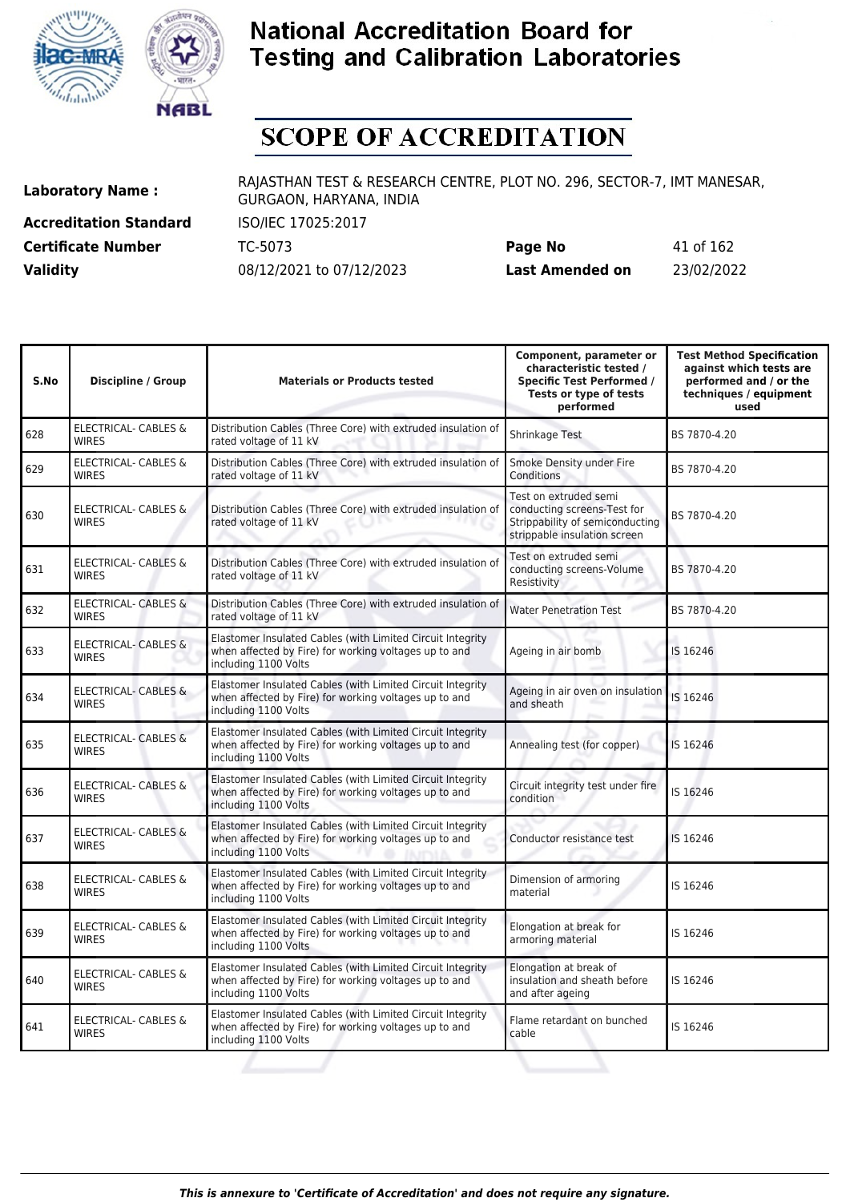# National Accreditation Board for Testing and Calibration Laboratories

## SCOPE OF ACCREDITATION

| | | | |
|---|---|---|---|
| **Laboratory Name :** | RAJASTHAN TEST & RESEARCH CENTRE, PLOT NO. 296, SECTOR-7, IMT MANESAR, GURGAON, HARYANA, INDIA | | |
| **Accreditation Standard** | ISO/IEC 17025:2017 | | |
| **Certificate Number** | TC-5073 | **Page No** | 41 of 162 |
| **Validity** | 08/12/2021 to 07/12/2023 | **Last Amended on** | 23/02/2022 |

| S.No | Discipline / Group | Materials or Products tested | Component, parameter or characteristic tested / Specific Test Performed / Tests or type of tests performed | Test Method Specification against which tests are performed and / or the techniques / equipment used |
|---|---|---|---|---|
| 628 | ELECTRICAL- CABLES & WIRES | Distribution Cables (Three Core) with extruded insulation of rated voltage of 11 kV | Shrinkage Test | BS 7870-4.20 |
| 629 | ELECTRICAL- CABLES & WIRES | Distribution Cables (Three Core) with extruded insulation of rated voltage of 11 kV | Smoke Density under Fire Conditions | BS 7870-4.20 |
| 630 | ELECTRICAL- CABLES & WIRES | Distribution Cables (Three Core) with extruded insulation of rated voltage of 11 kV | Test on extruded semi conducting screens-Test for Strippability of semiconducting strippable insulation screen | BS 7870-4.20 |
| 631 | ELECTRICAL- CABLES & WIRES | Distribution Cables (Three Core) with extruded insulation of rated voltage of 11 kV | Test on extruded semi conducting screens-Volume Resistivity | BS 7870-4.20 |
| 632 | ELECTRICAL- CABLES & WIRES | Distribution Cables (Three Core) with extruded insulation of rated voltage of 11 kV | Water Penetration Test | BS 7870-4.20 |
| 633 | ELECTRICAL- CABLES & WIRES | Elastomer Insulated Cables (with Limited Circuit Integrity when affected by Fire) for working voltages up to and including 1100 Volts | Ageing in air bomb | IS 16246 |
| 634 | ELECTRICAL- CABLES & WIRES | Elastomer Insulated Cables (with Limited Circuit Integrity when affected by Fire) for working voltages up to and including 1100 Volts | Ageing in air oven on insulation and sheath | IS 16246 |
| 635 | ELECTRICAL- CABLES & WIRES | Elastomer Insulated Cables (with Limited Circuit Integrity when affected by Fire) for working voltages up to and including 1100 Volts | Annealing test (for copper) | IS 16246 |
| 636 | ELECTRICAL- CABLES & WIRES | Elastomer Insulated Cables (with Limited Circuit Integrity when affected by Fire) for working voltages up to and including 1100 Volts | Circuit integrity test under fire condition | IS 16246 |
| 637 | ELECTRICAL- CABLES & WIRES | Elastomer Insulated Cables (with Limited Circuit Integrity when affected by Fire) for working voltages up to and including 1100 Volts | Conductor resistance test | IS 16246 |
| 638 | ELECTRICAL- CABLES & WIRES | Elastomer Insulated Cables (with Limited Circuit Integrity when affected by Fire) for working voltages up to and including 1100 Volts | Dimension of armoring material | IS 16246 |
| 639 | ELECTRICAL- CABLES & WIRES | Elastomer Insulated Cables (with Limited Circuit Integrity when affected by Fire) for working voltages up to and including 1100 Volts | Elongation at break for armoring material | IS 16246 |
| 640 | ELECTRICAL- CABLES & WIRES | Elastomer Insulated Cables (with Limited Circuit Integrity when affected by Fire) for working voltages up to and including 1100 Volts | Elongation at break of insulation and sheath before and after ageing | IS 16246 |
| 641 | ELECTRICAL- CABLES & WIRES | Elastomer Insulated Cables (with Limited Circuit Integrity when affected by Fire) for working voltages up to and including 1100 Volts | Flame retardant on bunched cable | IS 16246 |

*This is annexure to 'Certificate of Accreditation' and does not require any signature.*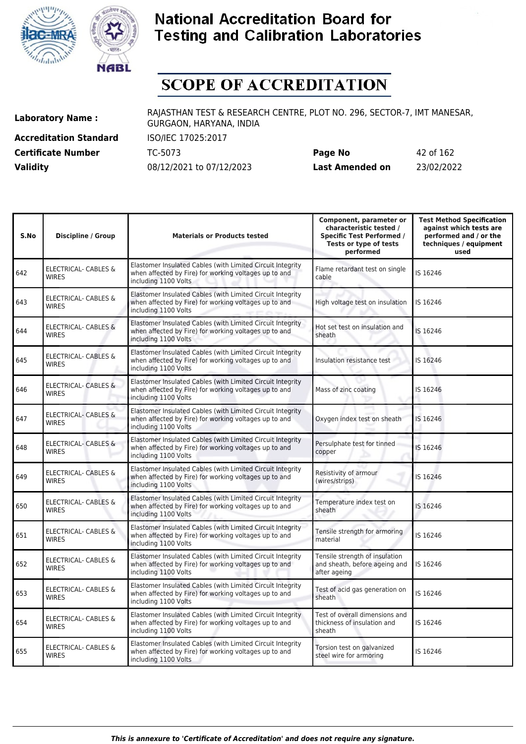# National Accreditation Board for Testing and Calibration Laboratories

# SCOPE OF ACCREDITATION

| | | | |
|---|---|---|---|
| **Laboratory Name :** | RAJASTHAN TEST & RESEARCH CENTRE, PLOT NO. 296, SECTOR-7, IMT MANESAR, GURGAON, HARYANA, INDIA | | |
| **Accreditation Standard** | ISO/IEC 17025:2017 | | |
| **Certificate Number** | TC-5073 | **Page No** | 42 of 162 |
| **Validity** | 08/12/2021 to 07/12/2023 | **Last Amended on** | 23/02/2022 |

| S.No | Discipline / Group | Materials or Products tested | Component, parameter or characteristic tested / Specific Test Performed / Tests or type of tests performed | Test Method Specification against which tests are performed and / or the techniques / equipment used |
|---|---|---|---|---|
| 642 | ELECTRICAL- CABLES & WIRES | Elastomer Insulated Cables (with Limited Circuit Integrity when affected by Fire) for working voltages up to and including 1100 Volts | Flame retardant test on single cable | IS 16246 |
| 643 | ELECTRICAL- CABLES & WIRES | Elastomer Insulated Cables (with Limited Circuit Integrity when affected by Fire) for working voltages up to and including 1100 Volts | High voltage test on insulation | IS 16246 |
| 644 | ELECTRICAL- CABLES & WIRES | Elastomer Insulated Cables (with Limited Circuit Integrity when affected by Fire) for working voltages up to and including 1100 Volts | Hot set test on insulation and sheath | IS 16246 |
| 645 | ELECTRICAL- CABLES & WIRES | Elastomer Insulated Cables (with Limited Circuit Integrity when affected by Fire) for working voltages up to and including 1100 Volts | Insulation resistance test | IS 16246 |
| 646 | ELECTRICAL- CABLES & WIRES | Elastomer Insulated Cables (with Limited Circuit Integrity when affected by Fire) for working voltages up to and including 1100 Volts | Mass of zinc coating | IS 16246 |
| 647 | ELECTRICAL- CABLES & WIRES | Elastomer Insulated Cables (with Limited Circuit Integrity when affected by Fire) for working voltages up to and including 1100 Volts | Oxygen index test on sheath | IS 16246 |
| 648 | ELECTRICAL- CABLES & WIRES | Elastomer Insulated Cables (with Limited Circuit Integrity when affected by Fire) for working voltages up to and including 1100 Volts | Persulphate test for tinned copper | IS 16246 |
| 649 | ELECTRICAL- CABLES & WIRES | Elastomer Insulated Cables (with Limited Circuit Integrity when affected by Fire) for working voltages up to and including 1100 Volts | Resistivity of armour (wires/strips) | IS 16246 |
| 650 | ELECTRICAL- CABLES & WIRES | Elastomer Insulated Cables (with Limited Circuit Integrity when affected by Fire) for working voltages up to and including 1100 Volts | Temperature index test on sheath | IS 16246 |
| 651 | ELECTRICAL- CABLES & WIRES | Elastomer Insulated Cables (with Limited Circuit Integrity when affected by Fire) for working voltages up to and including 1100 Volts | Tensile strength for armoring material | IS 16246 |
| 652 | ELECTRICAL- CABLES & WIRES | Elastomer Insulated Cables (with Limited Circuit Integrity when affected by Fire) for working voltages up to and including 1100 Volts | Tensile strength of insulation and sheath, before ageing and after ageing | IS 16246 |
| 653 | ELECTRICAL- CABLES & WIRES | Elastomer Insulated Cables (with Limited Circuit Integrity when affected by Fire) for working voltages up to and including 1100 Volts | Test of acid gas generation on sheath | IS 16246 |
| 654 | ELECTRICAL- CABLES & WIRES | Elastomer Insulated Cables (with Limited Circuit Integrity when affected by Fire) for working voltages up to and including 1100 Volts | Test of overall dimensions and thickness of insulation and sheath | IS 16246 |
| 655 | ELECTRICAL- CABLES & WIRES | Elastomer Insulated Cables (with Limited Circuit Integrity when affected by Fire) for working voltages up to and including 1100 Volts | Torsion test on galvanized steel wire for armoring | IS 16246 |

*This is annexure to 'Certificate of Accreditation' and does not require any signature.*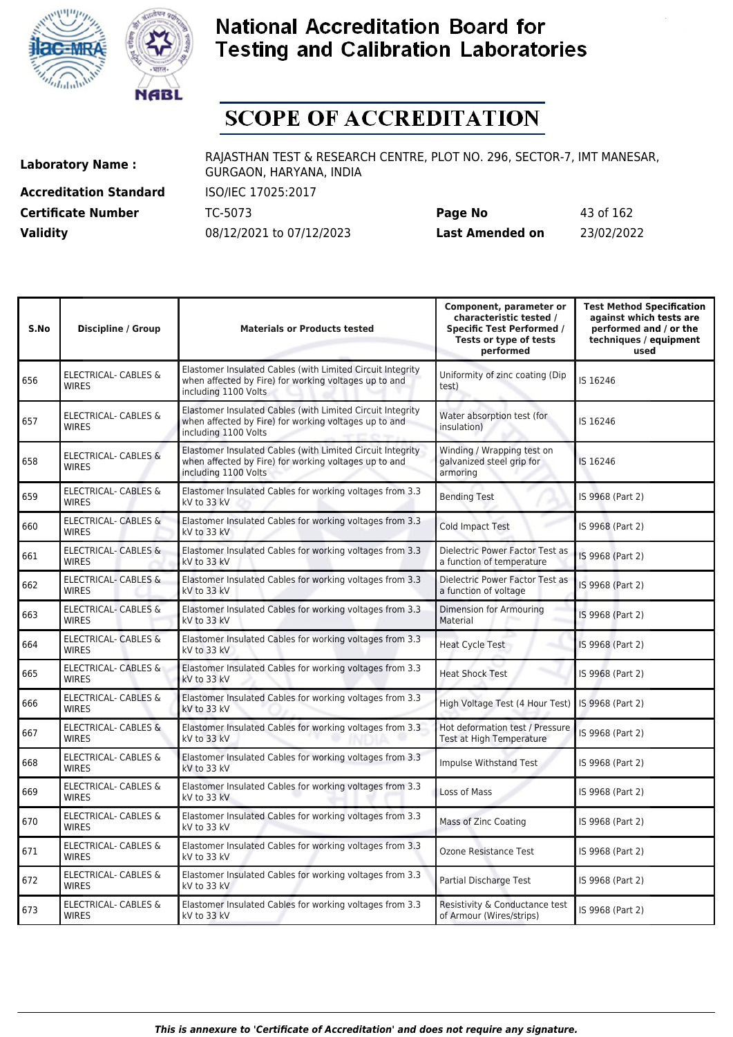# National Accreditation Board for Testing and Calibration Laboratories

# SCOPE OF ACCREDITATION

| | | | |
|---|---|---|---|
| **Laboratory Name :** | RAJASTHAN TEST & RESEARCH CENTRE, PLOT NO. 296, SECTOR-7, IMT MANESAR, GURGAON, HARYANA, INDIA | | |
| **Accreditation Standard** | ISO/IEC 17025:2017 | | |
| **Certificate Number** | TC-5073 | **Page No** | 43 of 162 |
| **Validity** | 08/12/2021 to 07/12/2023 | **Last Amended on** | 23/02/2022 |

| S.No | Discipline / Group | Materials or Products tested | Component, parameter or characteristic tested / Specific Test Performed / Tests or type of tests performed | Test Method Specification against which tests are performed and / or the techniques / equipment used |
|---|---|---|---|---|
| 656 | ELECTRICAL- CABLES & WIRES | Elastomer Insulated Cables (with Limited Circuit Integrity when affected by Fire) for working voltages up to and including 1100 Volts | Uniformity of zinc coating (Dip test) | IS 16246 |
| 657 | ELECTRICAL- CABLES & WIRES | Elastomer Insulated Cables (with Limited Circuit Integrity when affected by Fire) for working voltages up to and including 1100 Volts | Water absorption test (for insulation) | IS 16246 |
| 658 | ELECTRICAL- CABLES & WIRES | Elastomer Insulated Cables (with Limited Circuit Integrity when affected by Fire) for working voltages up to and including 1100 Volts | Winding / Wrapping test on galvanized steel grip for armoring | IS 16246 |
| 659 | ELECTRICAL- CABLES & WIRES | Elastomer Insulated Cables for working voltages from 3.3 kV to 33 kV | Bending Test | IS 9968 (Part 2) |
| 660 | ELECTRICAL- CABLES & WIRES | Elastomer Insulated Cables for working voltages from 3.3 kV to 33 kV | Cold Impact Test | IS 9968 (Part 2) |
| 661 | ELECTRICAL- CABLES & WIRES | Elastomer Insulated Cables for working voltages from 3.3 kV to 33 kV | Dielectric Power Factor Test as a function of temperature | IS 9968 (Part 2) |
| 662 | ELECTRICAL- CABLES & WIRES | Elastomer Insulated Cables for working voltages from 3.3 kV to 33 kV | Dielectric Power Factor Test as a function of voltage | IS 9968 (Part 2) |
| 663 | ELECTRICAL- CABLES & WIRES | Elastomer Insulated Cables for working voltages from 3.3 kV to 33 kV | Dimension for Armouring Material | IS 9968 (Part 2) |
| 664 | ELECTRICAL- CABLES & WIRES | Elastomer Insulated Cables for working voltages from 3.3 kV to 33 kV | Heat Cycle Test | IS 9968 (Part 2) |
| 665 | ELECTRICAL- CABLES & WIRES | Elastomer Insulated Cables for working voltages from 3.3 kV to 33 kV | Heat Shock Test | IS 9968 (Part 2) |
| 666 | ELECTRICAL- CABLES & WIRES | Elastomer Insulated Cables for working voltages from 3.3 kV to 33 kV | High Voltage Test (4 Hour Test) | IS 9968 (Part 2) |
| 667 | ELECTRICAL- CABLES & WIRES | Elastomer Insulated Cables for working voltages from 3.3 kV to 33 kV | Hot deformation test / Pressure Test at High Temperature | IS 9968 (Part 2) |
| 668 | ELECTRICAL- CABLES & WIRES | Elastomer Insulated Cables for working voltages from 3.3 kV to 33 kV | Impulse Withstand Test | IS 9968 (Part 2) |
| 669 | ELECTRICAL- CABLES & WIRES | Elastomer Insulated Cables for working voltages from 3.3 kV to 33 kV | Loss of Mass | IS 9968 (Part 2) |
| 670 | ELECTRICAL- CABLES & WIRES | Elastomer Insulated Cables for working voltages from 3.3 kV to 33 kV | Mass of Zinc Coating | IS 9968 (Part 2) |
| 671 | ELECTRICAL- CABLES & WIRES | Elastomer Insulated Cables for working voltages from 3.3 kV to 33 kV | Ozone Resistance Test | IS 9968 (Part 2) |
| 672 | ELECTRICAL- CABLES & WIRES | Elastomer Insulated Cables for working voltages from 3.3 kV to 33 kV | Partial Discharge Test | IS 9968 (Part 2) |
| 673 | ELECTRICAL- CABLES & WIRES | Elastomer Insulated Cables for working voltages from 3.3 kV to 33 kV | Resistivity & Conductance test of Armour (Wires/strips) | IS 9968 (Part 2) |

*This is annexure to 'Certificate of Accreditation' and does not require any signature.*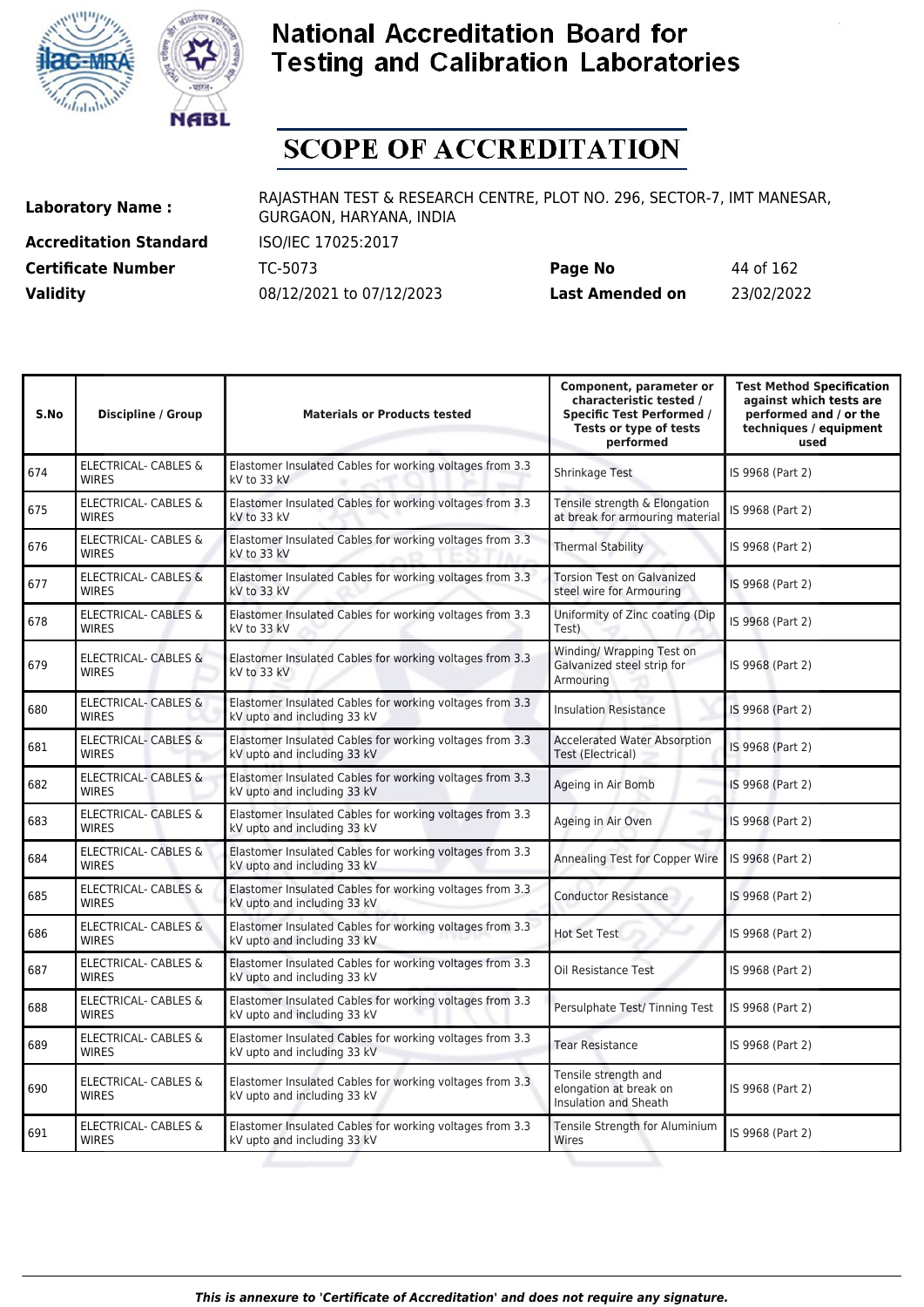# National Accreditation Board for Testing and Calibration Laboratories

## SCOPE OF ACCREDITATION

**Laboratory Name :** RAJASTHAN TEST & RESEARCH CENTRE, PLOT NO. 296, SECTOR-7, IMT MANESAR, GURGAON, HARYANA, INDIA

**Accreditation Standard** ISO/IEC 17025:2017

**Certificate Number** TC-5073 **Page No** 44 of 162

**Validity** 08/12/2021 to 07/12/2023 **Last Amended on** 23/02/2022

| S.No | Discipline / Group | Materials or Products tested | Component, parameter or characteristic tested / Specific Test Performed / Tests or type of tests performed | Test Method Specification against which tests are performed and / or the techniques / equipment used |
|---|---|---|---|---|
| 674 | ELECTRICAL- CABLES & WIRES | Elastomer Insulated Cables for working voltages from 3.3 kV to 33 kV | Shrinkage Test | IS 9968 (Part 2) |
| 675 | ELECTRICAL- CABLES & WIRES | Elastomer Insulated Cables for working voltages from 3.3 kV to 33 kV | Tensile strength & Elongation at break for armouring material | IS 9968 (Part 2) |
| 676 | ELECTRICAL- CABLES & WIRES | Elastomer Insulated Cables for working voltages from 3.3 kV to 33 kV | Thermal Stability | IS 9968 (Part 2) |
| 677 | ELECTRICAL- CABLES & WIRES | Elastomer Insulated Cables for working voltages from 3.3 kV to 33 kV | Torsion Test on Galvanized steel wire for Armouring | IS 9968 (Part 2) |
| 678 | ELECTRICAL- CABLES & WIRES | Elastomer Insulated Cables for working voltages from 3.3 kV to 33 kV | Uniformity of Zinc coating (Dip Test) | IS 9968 (Part 2) |
| 679 | ELECTRICAL- CABLES & WIRES | Elastomer Insulated Cables for working voltages from 3.3 kV to 33 kV | Winding/ Wrapping Test on Galvanized steel strip for Armouring | IS 9968 (Part 2) |
| 680 | ELECTRICAL- CABLES & WIRES | Elastomer Insulated Cables for working voltages from 3.3 kV upto and including 33 kV | Insulation Resistance | IS 9968 (Part 2) |
| 681 | ELECTRICAL- CABLES & WIRES | Elastomer Insulated Cables for working voltages from 3.3 kV upto and including 33 kV | Accelerated Water Absorption Test (Electrical) | IS 9968 (Part 2) |
| 682 | ELECTRICAL- CABLES & WIRES | Elastomer Insulated Cables for working voltages from 3.3 kV upto and including 33 kV | Ageing in Air Bomb | IS 9968 (Part 2) |
| 683 | ELECTRICAL- CABLES & WIRES | Elastomer Insulated Cables for working voltages from 3.3 kV upto and including 33 kV | Ageing in Air Oven | IS 9968 (Part 2) |
| 684 | ELECTRICAL- CABLES & WIRES | Elastomer Insulated Cables for working voltages from 3.3 kV upto and including 33 kV | Annealing Test for Copper Wire | IS 9968 (Part 2) |
| 685 | ELECTRICAL- CABLES & WIRES | Elastomer Insulated Cables for working voltages from 3.3 kV upto and including 33 kV | Conductor Resistance | IS 9968 (Part 2) |
| 686 | ELECTRICAL- CABLES & WIRES | Elastomer Insulated Cables for working voltages from 3.3 kV upto and including 33 kV | Hot Set Test | IS 9968 (Part 2) |
| 687 | ELECTRICAL- CABLES & WIRES | Elastomer Insulated Cables for working voltages from 3.3 kV upto and including 33 kV | Oil Resistance Test | IS 9968 (Part 2) |
| 688 | ELECTRICAL- CABLES & WIRES | Elastomer Insulated Cables for working voltages from 3.3 kV upto and including 33 kV | Persulphate Test/ Tinning Test | IS 9968 (Part 2) |
| 689 | ELECTRICAL- CABLES & WIRES | Elastomer Insulated Cables for working voltages from 3.3 kV upto and including 33 kV | Tear Resistance | IS 9968 (Part 2) |
| 690 | ELECTRICAL- CABLES & WIRES | Elastomer Insulated Cables for working voltages from 3.3 kV upto and including 33 kV | Tensile strength and elongation at break on Insulation and Sheath | IS 9968 (Part 2) |
| 691 | ELECTRICAL- CABLES & WIRES | Elastomer Insulated Cables for working voltages from 3.3 kV upto and including 33 kV | Tensile Strength for Aluminium Wires | IS 9968 (Part 2) |

*This is annexure to 'Certificate of Accreditation' and does not require any signature.*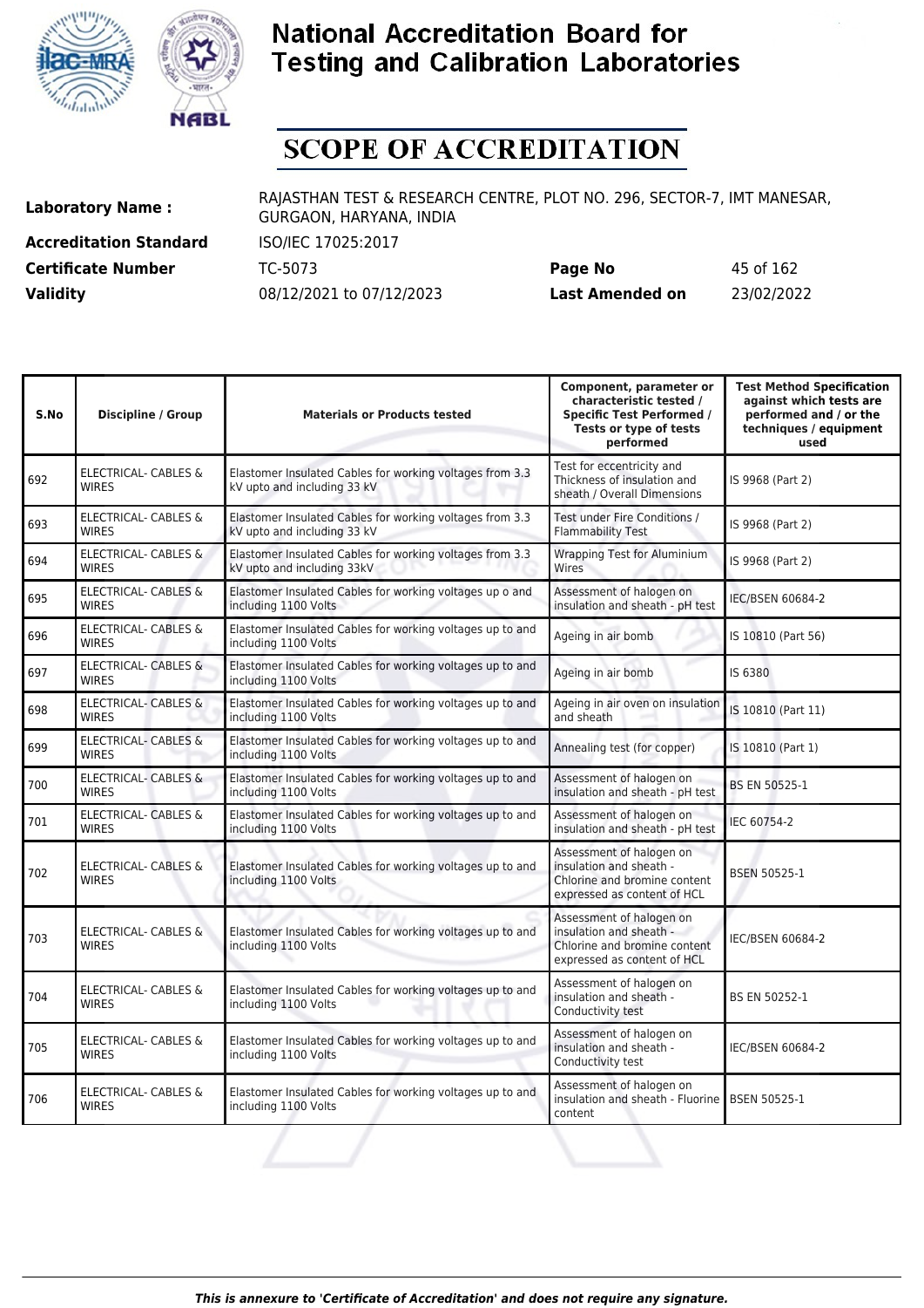# National Accreditation Board for Testing and Calibration Laboratories

# SCOPE OF ACCREDITATION

| | | | |
|---|---|---|---|
| **Laboratory Name :** | RAJASTHAN TEST & RESEARCH CENTRE, PLOT NO. 296, SECTOR-7, IMT MANESAR, GURGAON, HARYANA, INDIA | | |
| **Accreditation Standard** | ISO/IEC 17025:2017 | | |
| **Certificate Number** | TC-5073 | **Page No** | 45 of 162 |
| **Validity** | 08/12/2021 to 07/12/2023 | **Last Amended on** | 23/02/2022 |

| S.No | Discipline / Group | Materials or Products tested | Component, parameter or characteristic tested / Specific Test Performed / Tests or type of tests performed | Test Method Specification against which tests are performed and / or the techniques / equipment used |
|---|---|---|---|---|
| 692 | ELECTRICAL- CABLES & WIRES | Elastomer Insulated Cables for working voltages from 3.3 kV upto and including 33 kV | Test for eccentricity and Thickness of insulation and sheath / Overall Dimensions | IS 9968 (Part 2) |
| 693 | ELECTRICAL- CABLES & WIRES | Elastomer Insulated Cables for working voltages from 3.3 kV upto and including 33 kV | Test under Fire Conditions / Flammability Test | IS 9968 (Part 2) |
| 694 | ELECTRICAL- CABLES & WIRES | Elastomer Insulated Cables for working voltages from 3.3 kV upto and including 33kV | Wrapping Test for Aluminium Wires | IS 9968 (Part 2) |
| 695 | ELECTRICAL- CABLES & WIRES | Elastomer Insulated Cables for working voltages up o and including 1100 Volts | Assessment of halogen on insulation and sheath - pH test | IEC/BSEN 60684-2 |
| 696 | ELECTRICAL- CABLES & WIRES | Elastomer Insulated Cables for working voltages up to and including 1100 Volts | Ageing in air bomb | IS 10810 (Part 56) |
| 697 | ELECTRICAL- CABLES & WIRES | Elastomer Insulated Cables for working voltages up to and including 1100 Volts | Ageing in air bomb | IS 6380 |
| 698 | ELECTRICAL- CABLES & WIRES | Elastomer Insulated Cables for working voltages up to and including 1100 Volts | Ageing in air oven on insulation and sheath | IS 10810 (Part 11) |
| 699 | ELECTRICAL- CABLES & WIRES | Elastomer Insulated Cables for working voltages up to and including 1100 Volts | Annealing test (for copper) | IS 10810 (Part 1) |
| 700 | ELECTRICAL- CABLES & WIRES | Elastomer Insulated Cables for working voltages up to and including 1100 Volts | Assessment of halogen on insulation and sheath - pH test | BS EN 50525-1 |
| 701 | ELECTRICAL- CABLES & WIRES | Elastomer Insulated Cables for working voltages up to and including 1100 Volts | Assessment of halogen on insulation and sheath - pH test | IEC 60754-2 |
| 702 | ELECTRICAL- CABLES & WIRES | Elastomer Insulated Cables for working voltages up to and including 1100 Volts | Assessment of halogen on insulation and sheath - Chlorine and bromine content expressed as content of HCL | BSEN 50525-1 |
| 703 | ELECTRICAL- CABLES & WIRES | Elastomer Insulated Cables for working voltages up to and including 1100 Volts | Assessment of halogen on insulation and sheath - Chlorine and bromine content expressed as content of HCL | IEC/BSEN 60684-2 |
| 704 | ELECTRICAL- CABLES & WIRES | Elastomer Insulated Cables for working voltages up to and including 1100 Volts | Assessment of halogen on insulation and sheath - Conductivity test | BS EN 50252-1 |
| 705 | ELECTRICAL- CABLES & WIRES | Elastomer Insulated Cables for working voltages up to and including 1100 Volts | Assessment of halogen on insulation and sheath - Conductivity test | IEC/BSEN 60684-2 |
| 706 | ELECTRICAL- CABLES & WIRES | Elastomer Insulated Cables for working voltages up to and including 1100 Volts | Assessment of halogen on insulation and sheath - Fluorine content | BSEN 50525-1 |

*This is annexure to 'Certificate of Accreditation' and does not require any signature.*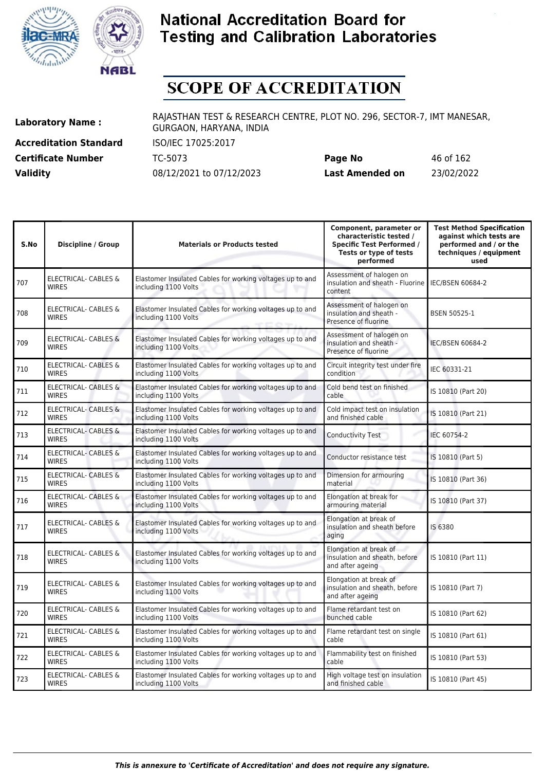# National Accreditation Board for Testing and Calibration Laboratories

# SCOPE OF ACCREDITATION

**Laboratory Name :** RAJASTHAN TEST & RESEARCH CENTRE, PLOT NO. 296, SECTOR-7, IMT MANESAR, GURGAON, HARYANA, INDIA

**Accreditation Standard** ISO/IEC 17025:2017

**Certificate Number** TC-5073 **Page No** 46 of 162

**Validity** 08/12/2021 to 07/12/2023 **Last Amended on** 23/02/2022

| S.No | Discipline / Group | Materials or Products tested | Component, parameter or characteristic tested / Specific Test Performed / Tests or type of tests performed | Test Method Specification against which tests are performed and / or the techniques / equipment used |
|---|---|---|---|---|
| 707 | ELECTRICAL- CABLES & WIRES | Elastomer Insulated Cables for working voltages up to and including 1100 Volts | Assessment of halogen on insulation and sheath - Fluorine content | IEC/BSEN 60684-2 |
| 708 | ELECTRICAL- CABLES & WIRES | Elastomer Insulated Cables for working voltages up to and including 1100 Volts | Assessment of halogen on insulation and sheath - Presence of fluorine | BSEN 50525-1 |
| 709 | ELECTRICAL- CABLES & WIRES | Elastomer Insulated Cables for working voltages up to and including 1100 Volts | Assessment of halogen on insulation and sheath - Presence of fluorine | IEC/BSEN 60684-2 |
| 710 | ELECTRICAL- CABLES & WIRES | Elastomer Insulated Cables for working voltages up to and including 1100 Volts | Circuit integrity test under fire condition | IEC 60331-21 |
| 711 | ELECTRICAL- CABLES & WIRES | Elastomer Insulated Cables for working voltages up to and including 1100 Volts | Cold bend test on finished cable | IS 10810 (Part 20) |
| 712 | ELECTRICAL- CABLES & WIRES | Elastomer Insulated Cables for working voltages up to and including 1100 Volts | Cold impact test on insulation and finished cable | IS 10810 (Part 21) |
| 713 | ELECTRICAL- CABLES & WIRES | Elastomer Insulated Cables for working voltages up to and including 1100 Volts | Conductivity Test | IEC 60754-2 |
| 714 | ELECTRICAL- CABLES & WIRES | Elastomer Insulated Cables for working voltages up to and including 1100 Volts | Conductor resistance test | IS 10810 (Part 5) |
| 715 | ELECTRICAL- CABLES & WIRES | Elastomer Insulated Cables for working voltages up to and including 1100 Volts | Dimension for armouring material | IS 10810 (Part 36) |
| 716 | ELECTRICAL- CABLES & WIRES | Elastomer Insulated Cables for working voltages up to and including 1100 Volts | Elongation at break for armouring material | IS 10810 (Part 37) |
| 717 | ELECTRICAL- CABLES & WIRES | Elastomer Insulated Cables for working voltages up to and including 1100 Volts | Elongation at break of insulation and sheath before aging | IS 6380 |
| 718 | ELECTRICAL- CABLES & WIRES | Elastomer Insulated Cables for working voltages up to and including 1100 Volts | Elongation at break of insulation and sheath, before and after ageing | IS 10810 (Part 11) |
| 719 | ELECTRICAL- CABLES & WIRES | Elastomer Insulated Cables for working voltages up to and including 1100 Volts | Elongation at break of insulation and sheath, before and after ageing | IS 10810 (Part 7) |
| 720 | ELECTRICAL- CABLES & WIRES | Elastomer Insulated Cables for working voltages up to and including 1100 Volts | Flame retardant test on bunched cable | IS 10810 (Part 62) |
| 721 | ELECTRICAL- CABLES & WIRES | Elastomer Insulated Cables for working voltages up to and including 1100 Volts | Flame retardant test on single cable | IS 10810 (Part 61) |
| 722 | ELECTRICAL- CABLES & WIRES | Elastomer Insulated Cables for working voltages up to and including 1100 Volts | Flammability test on finished cable | IS 10810 (Part 53) |
| 723 | ELECTRICAL- CABLES & WIRES | Elastomer Insulated Cables for working voltages up to and including 1100 Volts | High voltage test on insulation and finished cable | IS 10810 (Part 45) |

*This is annexure to 'Certificate of Accreditation' and does not require any signature.*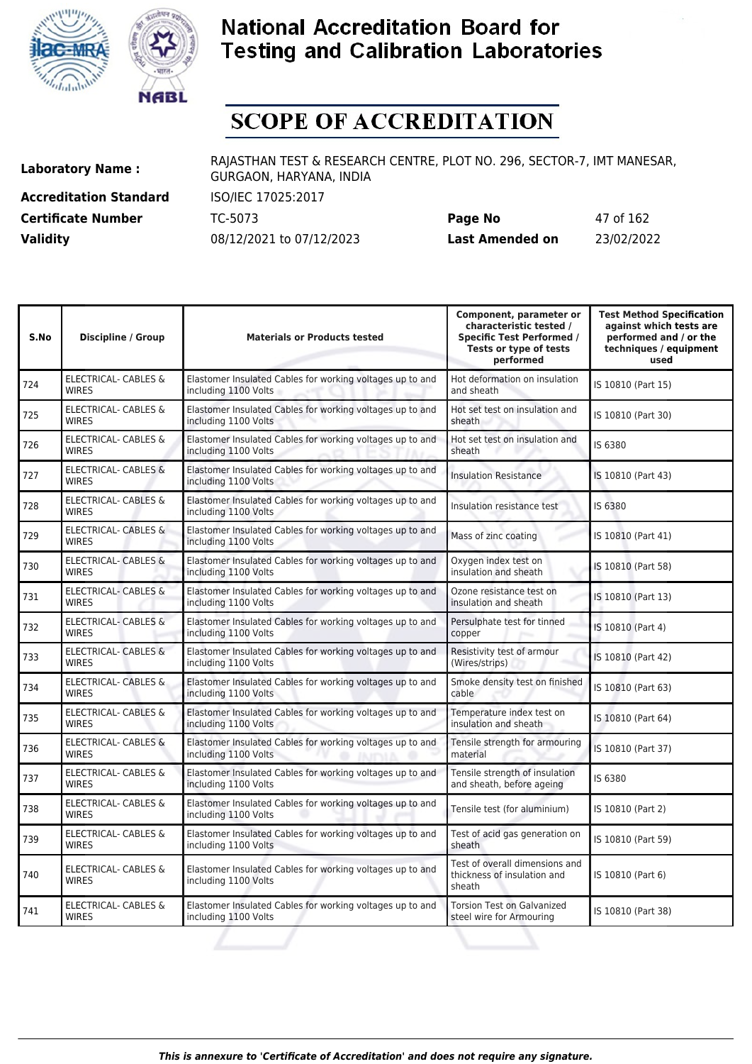# National Accreditation Board for Testing and Calibration Laboratories

# SCOPE OF ACCREDITATION

**Laboratory Name :** RAJASTHAN TEST & RESEARCH CENTRE, PLOT NO. 296, SECTOR-7, IMT MANESAR, GURGAON, HARYANA, INDIA

**Accreditation Standard** ISO/IEC 17025:2017

**Certificate Number** TC-5073 **Page No** 47 of 162

**Validity** 08/12/2021 to 07/12/2023 **Last Amended on** 23/02/2022

| S.No | Discipline / Group | Materials or Products tested | Component, parameter or characteristic tested / Specific Test Performed / Tests or type of tests performed | Test Method Specification against which tests are performed and / or the techniques / equipment used |
|---|---|---|---|---|
| 724 | ELECTRICAL- CABLES & WIRES | Elastomer Insulated Cables for working voltages up to and including 1100 Volts | Hot deformation on insulation and sheath | IS 10810 (Part 15) |
| 725 | ELECTRICAL- CABLES & WIRES | Elastomer Insulated Cables for working voltages up to and including 1100 Volts | Hot set test on insulation and sheath | IS 10810 (Part 30) |
| 726 | ELECTRICAL- CABLES & WIRES | Elastomer Insulated Cables for working voltages up to and including 1100 Volts | Hot set test on insulation and sheath | IS 6380 |
| 727 | ELECTRICAL- CABLES & WIRES | Elastomer Insulated Cables for working voltages up to and including 1100 Volts | Insulation Resistance | IS 10810 (Part 43) |
| 728 | ELECTRICAL- CABLES & WIRES | Elastomer Insulated Cables for working voltages up to and including 1100 Volts | Insulation resistance test | IS 6380 |
| 729 | ELECTRICAL- CABLES & WIRES | Elastomer Insulated Cables for working voltages up to and including 1100 Volts | Mass of zinc coating | IS 10810 (Part 41) |
| 730 | ELECTRICAL- CABLES & WIRES | Elastomer Insulated Cables for working voltages up to and including 1100 Volts | Oxygen index test on insulation and sheath | IS 10810 (Part 58) |
| 731 | ELECTRICAL- CABLES & WIRES | Elastomer Insulated Cables for working voltages up to and including 1100 Volts | Ozone resistance test on insulation and sheath | IS 10810 (Part 13) |
| 732 | ELECTRICAL- CABLES & WIRES | Elastomer Insulated Cables for working voltages up to and including 1100 Volts | Persulphate test for tinned copper | IS 10810 (Part 4) |
| 733 | ELECTRICAL- CABLES & WIRES | Elastomer Insulated Cables for working voltages up to and including 1100 Volts | Resistivity test of armour (Wires/strips) | IS 10810 (Part 42) |
| 734 | ELECTRICAL- CABLES & WIRES | Elastomer Insulated Cables for working voltages up to and including 1100 Volts | Smoke density test on finished cable | IS 10810 (Part 63) |
| 735 | ELECTRICAL- CABLES & WIRES | Elastomer Insulated Cables for working voltages up to and including 1100 Volts | Temperature index test on insulation and sheath | IS 10810 (Part 64) |
| 736 | ELECTRICAL- CABLES & WIRES | Elastomer Insulated Cables for working voltages up to and including 1100 Volts | Tensile strength for armouring material | IS 10810 (Part 37) |
| 737 | ELECTRICAL- CABLES & WIRES | Elastomer Insulated Cables for working voltages up to and including 1100 Volts | Tensile strength of insulation and sheath, before ageing | IS 6380 |
| 738 | ELECTRICAL- CABLES & WIRES | Elastomer Insulated Cables for working voltages up to and including 1100 Volts | Tensile test (for aluminium) | IS 10810 (Part 2) |
| 739 | ELECTRICAL- CABLES & WIRES | Elastomer Insulated Cables for working voltages up to and including 1100 Volts | Test of acid gas generation on sheath | IS 10810 (Part 59) |
| 740 | ELECTRICAL- CABLES & WIRES | Elastomer Insulated Cables for working voltages up to and including 1100 Volts | Test of overall dimensions and thickness of insulation and sheath | IS 10810 (Part 6) |
| 741 | ELECTRICAL- CABLES & WIRES | Elastomer Insulated Cables for working voltages up to and including 1100 Volts | Torsion Test on Galvanized steel wire for Armouring | IS 10810 (Part 38) |

*This is annexure to 'Certificate of Accreditation' and does not require any signature.*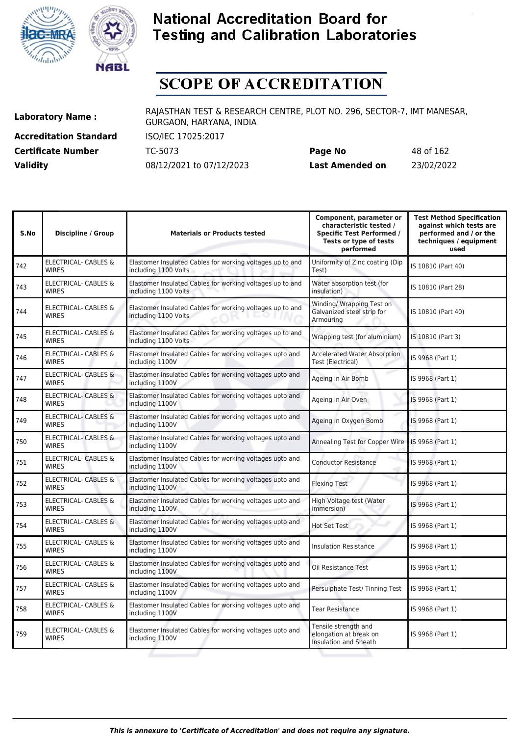# National Accreditation Board for Testing and Calibration Laboratories

## SCOPE OF ACCREDITATION

| | | | |
|---|---|---|---|
| **Laboratory Name :** | RAJASTHAN TEST & RESEARCH CENTRE, PLOT NO. 296, SECTOR-7, IMT MANESAR, GURGAON, HARYANA, INDIA | | |
| **Accreditation Standard** | ISO/IEC 17025:2017 | | |
| **Certificate Number** | TC-5073 | **Page No** | 48 of 162 |
| **Validity** | 08/12/2021 to 07/12/2023 | **Last Amended on** | 23/02/2022 |

| S.No | Discipline / Group | Materials or Products tested | Component, parameter or characteristic tested / Specific Test Performed / Tests or type of tests performed | Test Method Specification against which tests are performed and / or the techniques / equipment used |
|---|---|---|---|---|
| 742 | ELECTRICAL- CABLES & WIRES | Elastomer Insulated Cables for working voltages up to and including 1100 Volts | Uniformity of Zinc coating (Dip Test) | IS 10810 (Part 40) |
| 743 | ELECTRICAL- CABLES & WIRES | Elastomer Insulated Cables for working voltages up to and including 1100 Volts | Water absorption test (for insulation) | IS 10810 (Part 28) |
| 744 | ELECTRICAL- CABLES & WIRES | Elastomer Insulated Cables for working voltages up to and including 1100 Volts | Winding/ Wrapping Test on Galvanized steel strip for Armouring | IS 10810 (Part 40) |
| 745 | ELECTRICAL- CABLES & WIRES | Elastomer Insulated Cables for working voltages up to and including 1100 Volts | Wrapping test (for aluminium) | IS 10810 (Part 3) |
| 746 | ELECTRICAL- CABLES & WIRES | Elastomer Insulated Cables for working voltages upto and including 1100V | Accelerated Water Absorption Test (Electrical) | IS 9968 (Part 1) |
| 747 | ELECTRICAL- CABLES & WIRES | Elastomer Insulated Cables for working voltages upto and including 1100V | Ageing in Air Bomb | IS 9968 (Part 1) |
| 748 | ELECTRICAL- CABLES & WIRES | Elastomer Insulated Cables for working voltages upto and including 1100V | Ageing in Air Oven | IS 9968 (Part 1) |
| 749 | ELECTRICAL- CABLES & WIRES | Elastomer Insulated Cables for working voltages upto and including 1100V | Ageing in Oxygen Bomb | IS 9968 (Part 1) |
| 750 | ELECTRICAL- CABLES & WIRES | Elastomer Insulated Cables for working voltages upto and including 1100V | Annealing Test for Copper Wire | IS 9968 (Part 1) |
| 751 | ELECTRICAL- CABLES & WIRES | Elastomer Insulated Cables for working voltages upto and including 1100V | Conductor Resistance | IS 9968 (Part 1) |
| 752 | ELECTRICAL- CABLES & WIRES | Elastomer Insulated Cables for working voltages upto and including 1100V | Flexing Test | IS 9968 (Part 1) |
| 753 | ELECTRICAL- CABLES & WIRES | Elastomer Insulated Cables for working voltages upto and including 1100V | High Voltage test (Water immersion) | IS 9968 (Part 1) |
| 754 | ELECTRICAL- CABLES & WIRES | Elastomer Insulated Cables for working voltages upto and including 1100V | Hot Set Test | IS 9968 (Part 1) |
| 755 | ELECTRICAL- CABLES & WIRES | Elastomer Insulated Cables for working voltages upto and including 1100V | Insulation Resistance | IS 9968 (Part 1) |
| 756 | ELECTRICAL- CABLES & WIRES | Elastomer Insulated Cables for working voltages upto and including 1100V | Oil Resistance Test | IS 9968 (Part 1) |
| 757 | ELECTRICAL- CABLES & WIRES | Elastomer Insulated Cables for working voltages upto and including 1100V | Persulphate Test/ Tinning Test | IS 9968 (Part 1) |
| 758 | ELECTRICAL- CABLES & WIRES | Elastomer Insulated Cables for working voltages upto and including 1100V | Tear Resistance | IS 9968 (Part 1) |
| 759 | ELECTRICAL- CABLES & WIRES | Elastomer Insulated Cables for working voltages upto and including 1100V | Tensile strength and elongation at break on Insulation and Sheath | IS 9968 (Part 1) |

*This is annexure to 'Certificate of Accreditation' and does not require any signature.*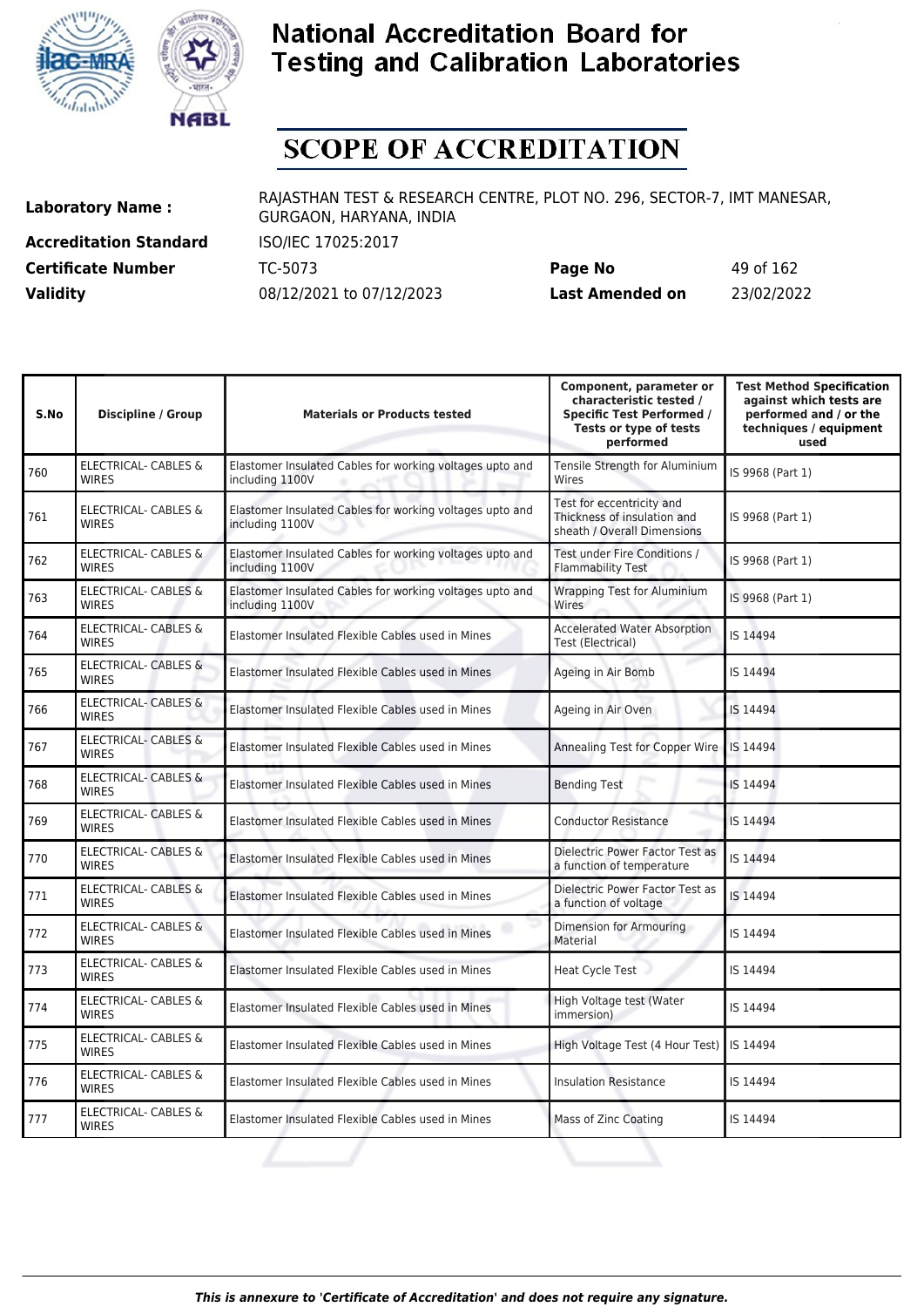# National Accreditation Board for Testing and Calibration Laboratories

# SCOPE OF ACCREDITATION

**Laboratory Name :** RAJASTHAN TEST & RESEARCH CENTRE, PLOT NO. 296, SECTOR-7, IMT MANESAR, GURGAON, HARYANA, INDIA

**Accreditation Standard** ISO/IEC 17025:2017

**Certificate Number** TC-5073 **Page No** 49 of 162

**Validity** 08/12/2021 to 07/12/2023 **Last Amended on** 23/02/2022

| S.No | Discipline / Group | Materials or Products tested | Component, parameter or characteristic tested / Specific Test Performed / Tests or type of tests performed | Test Method Specification against which tests are performed and / or the techniques / equipment used |
|---|---|---|---|---|
| 760 | ELECTRICAL- CABLES & WIRES | Elastomer Insulated Cables for working voltages upto and including 1100V | Tensile Strength for Aluminium Wires | IS 9968 (Part 1) |
| 761 | ELECTRICAL- CABLES & WIRES | Elastomer Insulated Cables for working voltages upto and including 1100V | Test for eccentricity and Thickness of insulation and sheath / Overall Dimensions | IS 9968 (Part 1) |
| 762 | ELECTRICAL- CABLES & WIRES | Elastomer Insulated Cables for working voltages upto and including 1100V | Test under Fire Conditions / Flammability Test | IS 9968 (Part 1) |
| 763 | ELECTRICAL- CABLES & WIRES | Elastomer Insulated Cables for working voltages upto and including 1100V | Wrapping Test for Aluminium Wires | IS 9968 (Part 1) |
| 764 | ELECTRICAL- CABLES & WIRES | Elastomer Insulated Flexible Cables used in Mines | Accelerated Water Absorption Test (Electrical) | IS 14494 |
| 765 | ELECTRICAL- CABLES & WIRES | Elastomer Insulated Flexible Cables used in Mines | Ageing in Air Bomb | IS 14494 |
| 766 | ELECTRICAL- CABLES & WIRES | Elastomer Insulated Flexible Cables used in Mines | Ageing in Air Oven | IS 14494 |
| 767 | ELECTRICAL- CABLES & WIRES | Elastomer Insulated Flexible Cables used in Mines | Annealing Test for Copper Wire | IS 14494 |
| 768 | ELECTRICAL- CABLES & WIRES | Elastomer Insulated Flexible Cables used in Mines | Bending Test | IS 14494 |
| 769 | ELECTRICAL- CABLES & WIRES | Elastomer Insulated Flexible Cables used in Mines | Conductor Resistance | IS 14494 |
| 770 | ELECTRICAL- CABLES & WIRES | Elastomer Insulated Flexible Cables used in Mines | Dielectric Power Factor Test as a function of temperature | IS 14494 |
| 771 | ELECTRICAL- CABLES & WIRES | Elastomer Insulated Flexible Cables used in Mines | Dielectric Power Factor Test as a function of voltage | IS 14494 |
| 772 | ELECTRICAL- CABLES & WIRES | Elastomer Insulated Flexible Cables used in Mines | Dimension for Armouring Material | IS 14494 |
| 773 | ELECTRICAL- CABLES & WIRES | Elastomer Insulated Flexible Cables used in Mines | Heat Cycle Test | IS 14494 |
| 774 | ELECTRICAL- CABLES & WIRES | Elastomer Insulated Flexible Cables used in Mines | High Voltage test (Water immersion) | IS 14494 |
| 775 | ELECTRICAL- CABLES & WIRES | Elastomer Insulated Flexible Cables used in Mines | High Voltage Test (4 Hour Test) | IS 14494 |
| 776 | ELECTRICAL- CABLES & WIRES | Elastomer Insulated Flexible Cables used in Mines | Insulation Resistance | IS 14494 |
| 777 | ELECTRICAL- CABLES & WIRES | Elastomer Insulated Flexible Cables used in Mines | Mass of Zinc Coating | IS 14494 |

*This is annexure to 'Certificate of Accreditation' and does not require any signature.*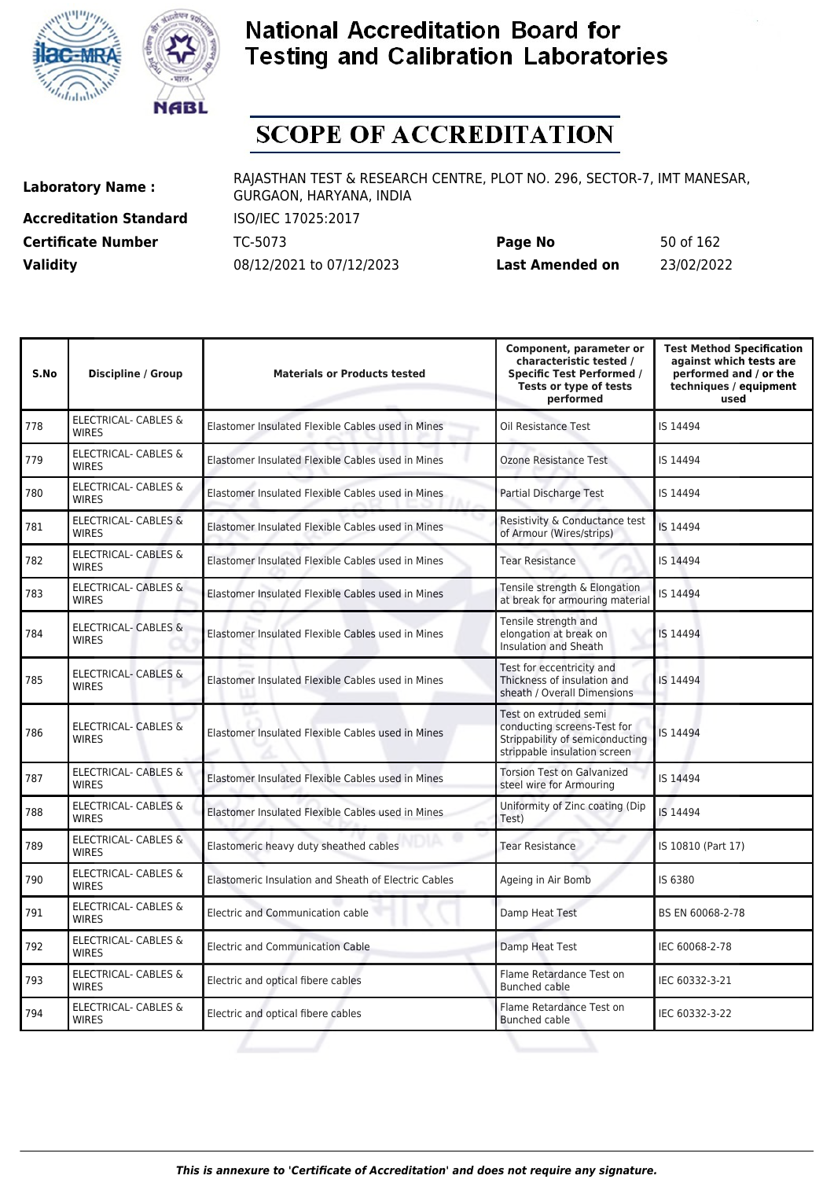# National Accreditation Board for Testing and Calibration Laboratories

## SCOPE OF ACCREDITATION

| | | | |
|---|---|---|---|
| **Laboratory Name :** | RAJASTHAN TEST & RESEARCH CENTRE, PLOT NO. 296, SECTOR-7, IMT MANESAR, GURGAON, HARYANA, INDIA | | |
| **Accreditation Standard** | ISO/IEC 17025:2017 | | |
| **Certificate Number** | TC-5073 | **Page No** | 50 of 162 |
| **Validity** | 08/12/2021 to 07/12/2023 | **Last Amended on** | 23/02/2022 |

| S.No | Discipline / Group | Materials or Products tested | Component, parameter or characteristic tested / Specific Test Performed / Tests or type of tests performed | Test Method Specification against which tests are performed and / or the techniques / equipment used |
|---|---|---|---|---|
| 778 | ELECTRICAL- CABLES & WIRES | Elastomer Insulated Flexible Cables used in Mines | Oil Resistance Test | IS 14494 |
| 779 | ELECTRICAL- CABLES & WIRES | Elastomer Insulated Flexible Cables used in Mines | Ozone Resistance Test | IS 14494 |
| 780 | ELECTRICAL- CABLES & WIRES | Elastomer Insulated Flexible Cables used in Mines | Partial Discharge Test | IS 14494 |
| 781 | ELECTRICAL- CABLES & WIRES | Elastomer Insulated Flexible Cables used in Mines | Resistivity & Conductance test of Armour (Wires/strips) | IS 14494 |
| 782 | ELECTRICAL- CABLES & WIRES | Elastomer Insulated Flexible Cables used in Mines | Tear Resistance | IS 14494 |
| 783 | ELECTRICAL- CABLES & WIRES | Elastomer Insulated Flexible Cables used in Mines | Tensile strength & Elongation at break for armouring material | IS 14494 |
| 784 | ELECTRICAL- CABLES & WIRES | Elastomer Insulated Flexible Cables used in Mines | Tensile strength and elongation at break on Insulation and Sheath | IS 14494 |
| 785 | ELECTRICAL- CABLES & WIRES | Elastomer Insulated Flexible Cables used in Mines | Test for eccentricity and Thickness of insulation and sheath / Overall Dimensions | IS 14494 |
| 786 | ELECTRICAL- CABLES & WIRES | Elastomer Insulated Flexible Cables used in Mines | Test on extruded semi conducting screens-Test for Strippability of semiconducting strippable insulation screen | IS 14494 |
| 787 | ELECTRICAL- CABLES & WIRES | Elastomer Insulated Flexible Cables used in Mines | Torsion Test on Galvanized steel wire for Armouring | IS 14494 |
| 788 | ELECTRICAL- CABLES & WIRES | Elastomer Insulated Flexible Cables used in Mines | Uniformity of Zinc coating (Dip Test) | IS 14494 |
| 789 | ELECTRICAL- CABLES & WIRES | Elastomeric heavy duty sheathed cables | Tear Resistance | IS 10810 (Part 17) |
| 790 | ELECTRICAL- CABLES & WIRES | Elastomeric Insulation and Sheath of Electric Cables | Ageing in Air Bomb | IS 6380 |
| 791 | ELECTRICAL- CABLES & WIRES | Electric and Communication cable | Damp Heat Test | BS EN 60068-2-78 |
| 792 | ELECTRICAL- CABLES & WIRES | Electric and Communication Cable | Damp Heat Test | IEC 60068-2-78 |
| 793 | ELECTRICAL- CABLES & WIRES | Electric and optical fibere cables | Flame Retardance Test on Bunched cable | IEC 60332-3-21 |
| 794 | ELECTRICAL- CABLES & WIRES | Electric and optical fibere cables | Flame Retardance Test on Bunched cable | IEC 60332-3-22 |

*This is annexure to 'Certificate of Accreditation' and does not require any signature.*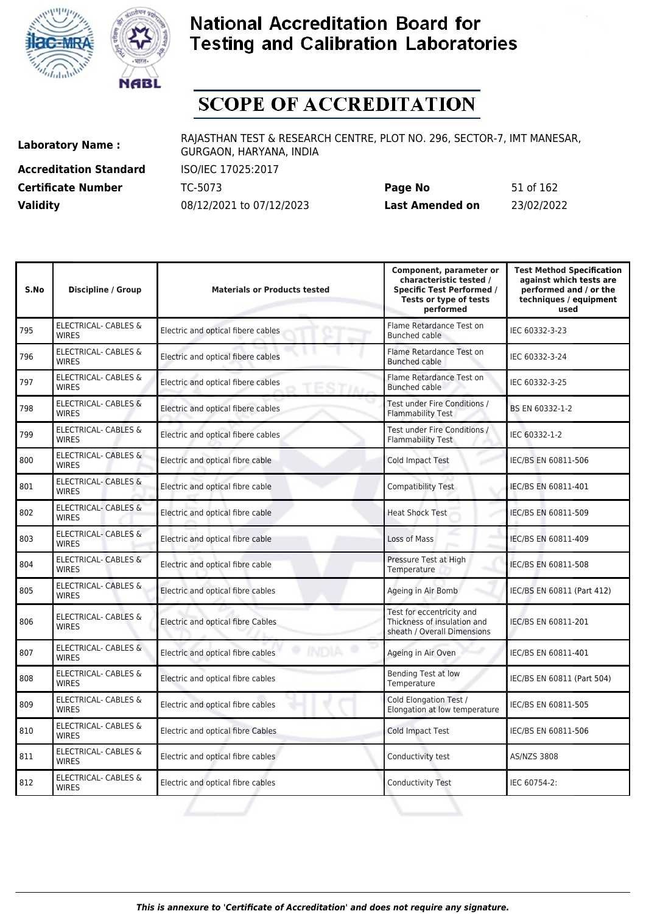# National Accreditation Board for Testing and Calibration Laboratories

# SCOPE OF ACCREDITATION

**Laboratory Name :** RAJASTHAN TEST & RESEARCH CENTRE, PLOT NO. 296, SECTOR-7, IMT MANESAR, GURGAON, HARYANA, INDIA

**Accreditation Standard** ISO/IEC 17025:2017

**Certificate Number** TC-5073 **Page No** 51 of 162

**Validity** 08/12/2021 to 07/12/2023 **Last Amended on** 23/02/2022

| S.No | Discipline / Group | Materials or Products tested | Component, parameter or characteristic tested / Specific Test Performed / Tests or type of tests performed | Test Method Specification against which tests are performed and / or the techniques / equipment used |
|---|---|---|---|---|
| 795 | ELECTRICAL- CABLES & WIRES | Electric and optical fibere cables | Flame Retardance Test on Bunched cable | IEC 60332-3-23 |
| 796 | ELECTRICAL- CABLES & WIRES | Electric and optical fibere cables | Flame Retardance Test on Bunched cable | IEC 60332-3-24 |
| 797 | ELECTRICAL- CABLES & WIRES | Electric and optical fibere cables | Flame Retardance Test on Bunched cable | IEC 60332-3-25 |
| 798 | ELECTRICAL- CABLES & WIRES | Electric and optical fibere cables | Test under Fire Conditions / Flammability Test | BS EN 60332-1-2 |
| 799 | ELECTRICAL- CABLES & WIRES | Electric and optical fibere cables | Test under Fire Conditions / Flammability Test | IEC 60332-1-2 |
| 800 | ELECTRICAL- CABLES & WIRES | Electric and optical fibre cable | Cold Impact Test | IEC/BS EN 60811-506 |
| 801 | ELECTRICAL- CABLES & WIRES | Electric and optical fibre cable | Compatibility Test | IEC/BS EN 60811-401 |
| 802 | ELECTRICAL- CABLES & WIRES | Electric and optical fibre cable | Heat Shock Test | IEC/BS EN 60811-509 |
| 803 | ELECTRICAL- CABLES & WIRES | Electric and optical fibre cable | Loss of Mass | IEC/BS EN 60811-409 |
| 804 | ELECTRICAL- CABLES & WIRES | Electric and optical fibre cable | Pressure Test at High Temperature | IEC/BS EN 60811-508 |
| 805 | ELECTRICAL- CABLES & WIRES | Electric and optical fibre cables | Ageing in Air Bomb | IEC/BS EN 60811 (Part 412) |
| 806 | ELECTRICAL- CABLES & WIRES | Electric and optical fibre Cables | Test for eccentricity and Thickness of insulation and sheath / Overall Dimensions | IEC/BS EN 60811-201 |
| 807 | ELECTRICAL- CABLES & WIRES | Electric and optical fibre cables | Ageing in Air Oven | IEC/BS EN 60811-401 |
| 808 | ELECTRICAL- CABLES & WIRES | Electric and optical fibre cables | Bending Test at low Temperature | IEC/BS EN 60811 (Part 504) |
| 809 | ELECTRICAL- CABLES & WIRES | Electric and optical fibre cables | Cold Elongation Test / Elongation at low temperature | IEC/BS EN 60811-505 |
| 810 | ELECTRICAL- CABLES & WIRES | Electric and optical fibre Cables | Cold Impact Test | IEC/BS EN 60811-506 |
| 811 | ELECTRICAL- CABLES & WIRES | Electric and optical fibre cables | Conductivity test | AS/NZS 3808 |
| 812 | ELECTRICAL- CABLES & WIRES | Electric and optical fibre cables | Conductivity Test | IEC 60754-2: |

*This is annexure to 'Certificate of Accreditation' and does not require any signature.*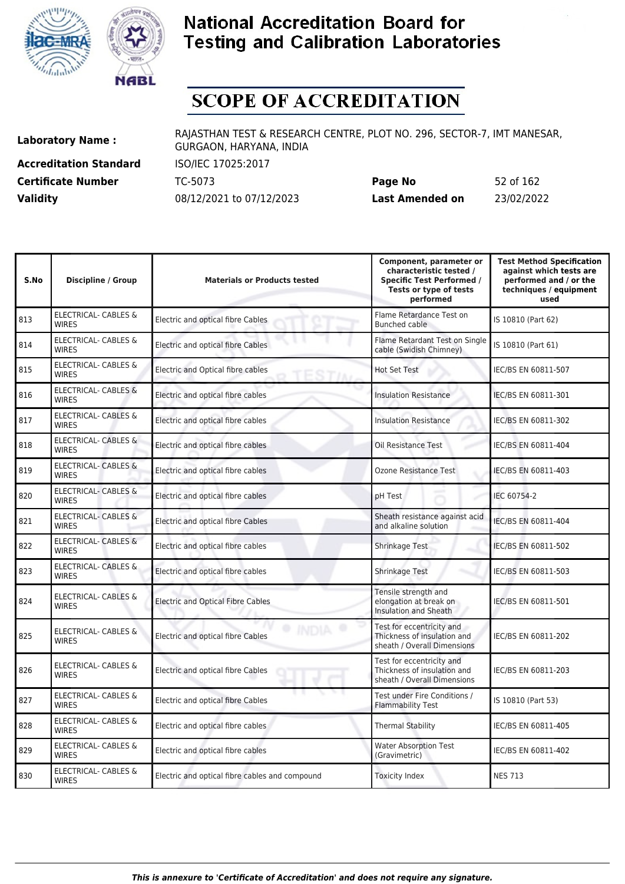# National Accreditation Board for Testing and Calibration Laboratories

# SCOPE OF ACCREDITATION

| | | | |
|---|---|---|---|
| **Laboratory Name :** | RAJASTHAN TEST & RESEARCH CENTRE, PLOT NO. 296, SECTOR-7, IMT MANESAR, GURGAON, HARYANA, INDIA | | |
| **Accreditation Standard** | ISO/IEC 17025:2017 | | |
| **Certificate Number** | TC-5073 | **Page No** | 52 of 162 |
| **Validity** | 08/12/2021 to 07/12/2023 | **Last Amended on** | 23/02/2022 |

| S.No | Discipline / Group | Materials or Products tested | Component, parameter or characteristic tested / Specific Test Performed / Tests or type of tests performed | Test Method Specification against which tests are performed and / or the techniques / equipment used |
|---|---|---|---|---|
| 813 | ELECTRICAL- CABLES & WIRES | Electric and optical fibre Cables | Flame Retardance Test on Bunched cable | IS 10810 (Part 62) |
| 814 | ELECTRICAL- CABLES & WIRES | Electric and optical fibre Cables | Flame Retardant Test on Single cable (Swidish Chimney) | IS 10810 (Part 61) |
| 815 | ELECTRICAL- CABLES & WIRES | Electric and Optical fibre cables | Hot Set Test | IEC/BS EN 60811-507 |
| 816 | ELECTRICAL- CABLES & WIRES | Electric and optical fibre cables | Insulation Resistance | IEC/BS EN 60811-301 |
| 817 | ELECTRICAL- CABLES & WIRES | Electric and optical fibre cables | Insulation Resistance | IEC/BS EN 60811-302 |
| 818 | ELECTRICAL- CABLES & WIRES | Electric and optical fibre cables | Oil Resistance Test | IEC/BS EN 60811-404 |
| 819 | ELECTRICAL- CABLES & WIRES | Electric and optical fibre cables | Ozone Resistance Test | IEC/BS EN 60811-403 |
| 820 | ELECTRICAL- CABLES & WIRES | Electric and optical fibre cables | pH Test | IEC 60754-2 |
| 821 | ELECTRICAL- CABLES & WIRES | Electric and optical fibre Cables | Sheath resistance against acid and alkaline solution | IEC/BS EN 60811-404 |
| 822 | ELECTRICAL- CABLES & WIRES | Electric and optical fibre cables | Shrinkage Test | IEC/BS EN 60811-502 |
| 823 | ELECTRICAL- CABLES & WIRES | Electric and optical fibre cables | Shrinkage Test | IEC/BS EN 60811-503 |
| 824 | ELECTRICAL- CABLES & WIRES | Electric and Optical Fibre Cables | Tensile strength and elongation at break on Insulation and Sheath | IEC/BS EN 60811-501 |
| 825 | ELECTRICAL- CABLES & WIRES | Electric and optical fibre Cables | Test for eccentricity and Thickness of insulation and sheath / Overall Dimensions | IEC/BS EN 60811-202 |
| 826 | ELECTRICAL- CABLES & WIRES | Electric and optical fibre Cables | Test for eccentricity and Thickness of insulation and sheath / Overall Dimensions | IEC/BS EN 60811-203 |
| 827 | ELECTRICAL- CABLES & WIRES | Electric and optical fibre Cables | Test under Fire Conditions / Flammability Test | IS 10810 (Part 53) |
| 828 | ELECTRICAL- CABLES & WIRES | Electric and optical fibre cables | Thermal Stability | IEC/BS EN 60811-405 |
| 829 | ELECTRICAL- CABLES & WIRES | Electric and optical fibre cables | Water Absorption Test (Gravimetric) | IEC/BS EN 60811-402 |
| 830 | ELECTRICAL- CABLES & WIRES | Electric and optical fibre cables and compound | Toxicity Index | NES 713 |

*This is annexure to 'Certificate of Accreditation' and does not require any signature.*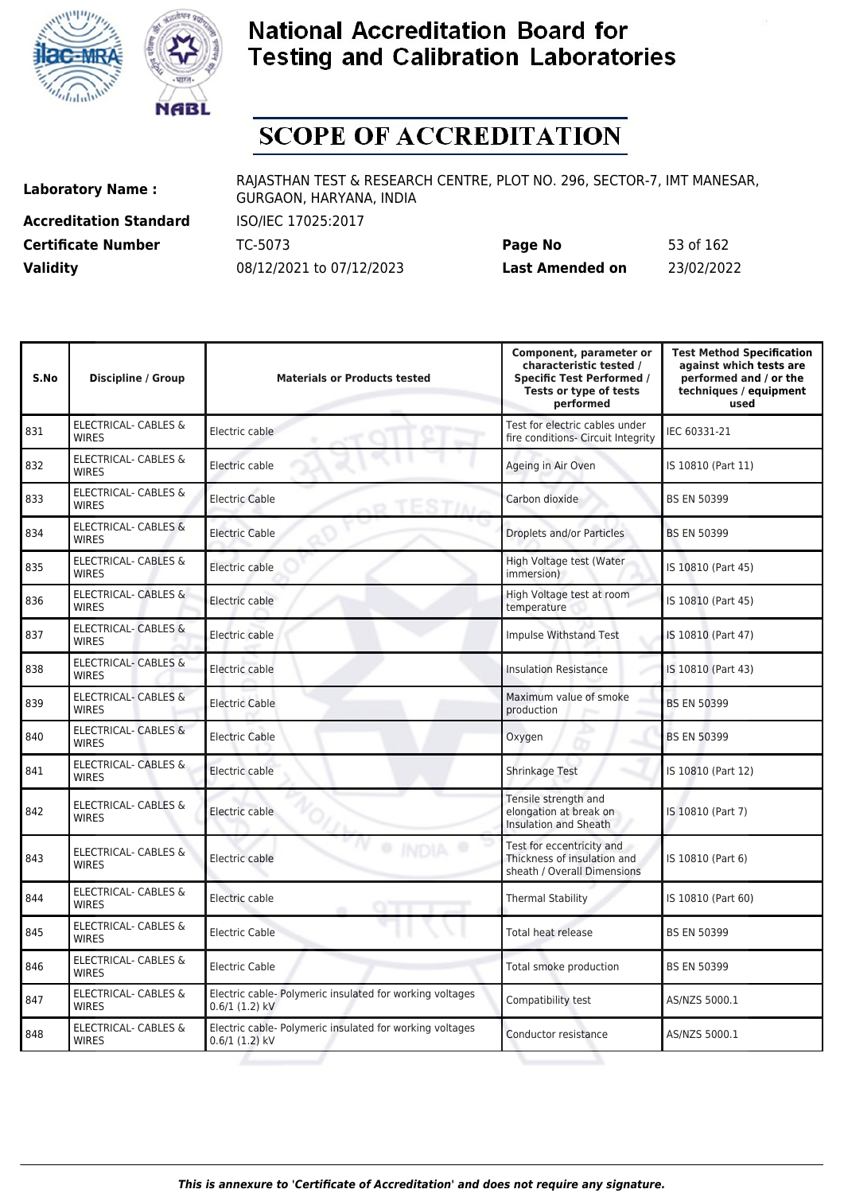# National Accreditation Board for Testing and Calibration Laboratories

# SCOPE OF ACCREDITATION

| | | | |
|---|---|---|---|
| **Laboratory Name :** | RAJASTHAN TEST & RESEARCH CENTRE, PLOT NO. 296, SECTOR-7, IMT MANESAR, GURGAON, HARYANA, INDIA | | |
| **Accreditation Standard** | ISO/IEC 17025:2017 | | |
| **Certificate Number** | TC-5073 | **Page No** | 53 of 162 |
| **Validity** | 08/12/2021 to 07/12/2023 | **Last Amended on** | 23/02/2022 |

| S.No | Discipline / Group | Materials or Products tested | Component, parameter or characteristic tested / Specific Test Performed / Tests or type of tests performed | Test Method Specification against which tests are performed and / or the techniques / equipment used |
|---|---|---|---|---|
| 831 | ELECTRICAL- CABLES & WIRES | Electric cable | Test for electric cables under fire conditions- Circuit Integrity | IEC 60331-21 |
| 832 | ELECTRICAL- CABLES & WIRES | Electric cable | Ageing in Air Oven | IS 10810 (Part 11) |
| 833 | ELECTRICAL- CABLES & WIRES | Electric Cable | Carbon dioxide | BS EN 50399 |
| 834 | ELECTRICAL- CABLES & WIRES | Electric Cable | Droplets and/or Particles | BS EN 50399 |
| 835 | ELECTRICAL- CABLES & WIRES | Electric cable | High Voltage test (Water immersion) | IS 10810 (Part 45) |
| 836 | ELECTRICAL- CABLES & WIRES | Electric cable | High Voltage test at room temperature | IS 10810 (Part 45) |
| 837 | ELECTRICAL- CABLES & WIRES | Electric cable | Impulse Withstand Test | IS 10810 (Part 47) |
| 838 | ELECTRICAL- CABLES & WIRES | Electric cable | Insulation Resistance | IS 10810 (Part 43) |
| 839 | ELECTRICAL- CABLES & WIRES | Electric Cable | Maximum value of smoke production | BS EN 50399 |
| 840 | ELECTRICAL- CABLES & WIRES | Electric Cable | Oxygen | BS EN 50399 |
| 841 | ELECTRICAL- CABLES & WIRES | Electric cable | Shrinkage Test | IS 10810 (Part 12) |
| 842 | ELECTRICAL- CABLES & WIRES | Electric cable | Tensile strength and elongation at break on Insulation and Sheath | IS 10810 (Part 7) |
| 843 | ELECTRICAL- CABLES & WIRES | Electric cable | Test for eccentricity and Thickness of insulation and sheath / Overall Dimensions | IS 10810 (Part 6) |
| 844 | ELECTRICAL- CABLES & WIRES | Electric cable | Thermal Stability | IS 10810 (Part 60) |
| 845 | ELECTRICAL- CABLES & WIRES | Electric Cable | Total heat release | BS EN 50399 |
| 846 | ELECTRICAL- CABLES & WIRES | Electric Cable | Total smoke production | BS EN 50399 |
| 847 | ELECTRICAL- CABLES & WIRES | Electric cable- Polymeric insulated for working voltages 0.6/1 (1.2) kV | Compatibility test | AS/NZS 5000.1 |
| 848 | ELECTRICAL- CABLES & WIRES | Electric cable- Polymeric insulated for working voltages 0.6/1 (1.2) kV | Conductor resistance | AS/NZS 5000.1 |

*This is annexure to 'Certificate of Accreditation' and does not require any signature.*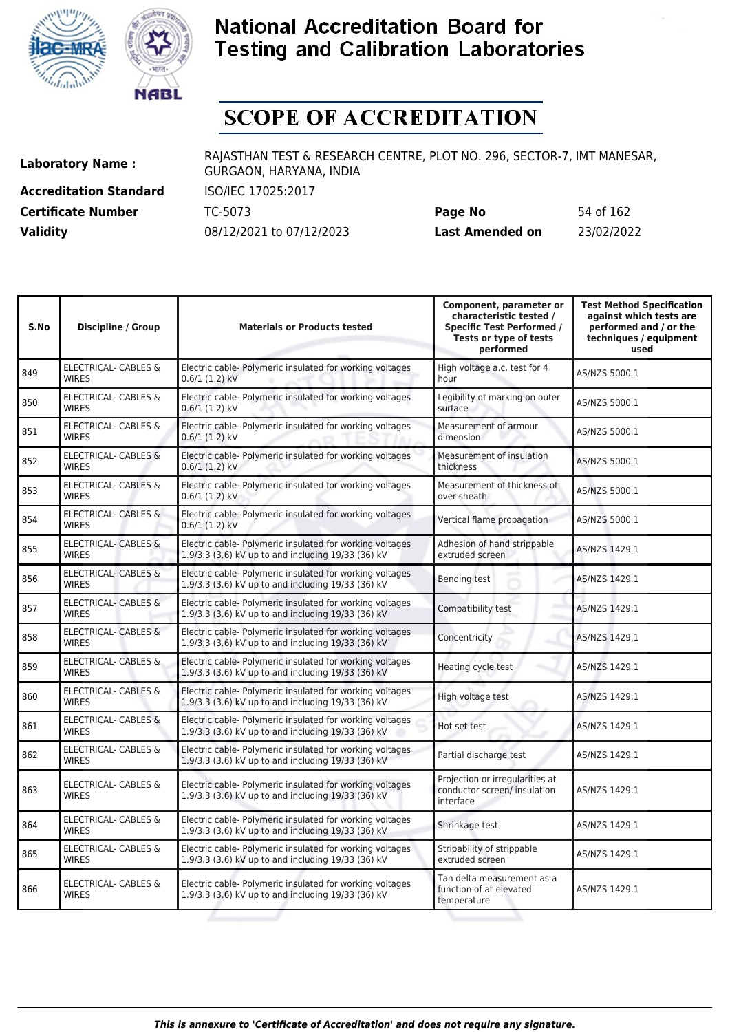# National Accreditation Board for Testing and Calibration Laboratories

# SCOPE OF ACCREDITATION

**Laboratory Name :** RAJASTHAN TEST & RESEARCH CENTRE, PLOT NO. 296, SECTOR-7, IMT MANESAR, GURGAON, HARYANA, INDIA

**Accreditation Standard** ISO/IEC 17025:2017

**Certificate Number** TC-5073 **Page No** 54 of 162

**Validity** 08/12/2021 to 07/12/2023 **Last Amended on** 23/02/2022

| S.No | Discipline / Group | Materials or Products tested | Component, parameter or characteristic tested / Specific Test Performed / Tests or type of tests performed | Test Method Specification against which tests are performed and / or the techniques / equipment used |
|---|---|---|---|---|
| 849 | ELECTRICAL- CABLES & WIRES | Electric cable- Polymeric insulated for working voltages 0.6/1 (1.2) kV | High voltage a.c. test for 4 hour | AS/NZS 5000.1 |
| 850 | ELECTRICAL- CABLES & WIRES | Electric cable- Polymeric insulated for working voltages 0.6/1 (1.2) kV | Legibility of marking on outer surface | AS/NZS 5000.1 |
| 851 | ELECTRICAL- CABLES & WIRES | Electric cable- Polymeric insulated for working voltages 0.6/1 (1.2) kV | Measurement of armour dimension | AS/NZS 5000.1 |
| 852 | ELECTRICAL- CABLES & WIRES | Electric cable- Polymeric insulated for working voltages 0.6/1 (1.2) kV | Measurement of insulation thickness | AS/NZS 5000.1 |
| 853 | ELECTRICAL- CABLES & WIRES | Electric cable- Polymeric insulated for working voltages 0.6/1 (1.2) kV | Measurement of thickness of over sheath | AS/NZS 5000.1 |
| 854 | ELECTRICAL- CABLES & WIRES | Electric cable- Polymeric insulated for working voltages 0.6/1 (1.2) kV | Vertical flame propagation | AS/NZS 5000.1 |
| 855 | ELECTRICAL- CABLES & WIRES | Electric cable- Polymeric insulated for working voltages 1.9/3.3 (3.6) kV up to and including 19/33 (36) kV | Adhesion of hand strippable extruded screen | AS/NZS 1429.1 |
| 856 | ELECTRICAL- CABLES & WIRES | Electric cable- Polymeric insulated for working voltages 1.9/3.3 (3.6) kV up to and including 19/33 (36) kV | Bending test | AS/NZS 1429.1 |
| 857 | ELECTRICAL- CABLES & WIRES | Electric cable- Polymeric insulated for working voltages 1.9/3.3 (3.6) kV up to and including 19/33 (36) kV | Compatibility test | AS/NZS 1429.1 |
| 858 | ELECTRICAL- CABLES & WIRES | Electric cable- Polymeric insulated for working voltages 1.9/3.3 (3.6) kV up to and including 19/33 (36) kV | Concentricity | AS/NZS 1429.1 |
| 859 | ELECTRICAL- CABLES & WIRES | Electric cable- Polymeric insulated for working voltages 1.9/3.3 (3.6) kV up to and including 19/33 (36) kV | Heating cycle test | AS/NZS 1429.1 |
| 860 | ELECTRICAL- CABLES & WIRES | Electric cable- Polymeric insulated for working voltages 1.9/3.3 (3.6) kV up to and including 19/33 (36) kV | High voltage test | AS/NZS 1429.1 |
| 861 | ELECTRICAL- CABLES & WIRES | Electric cable- Polymeric insulated for working voltages 1.9/3.3 (3.6) kV up to and including 19/33 (36) kV | Hot set test | AS/NZS 1429.1 |
| 862 | ELECTRICAL- CABLES & WIRES | Electric cable- Polymeric insulated for working voltages 1.9/3.3 (3.6) kV up to and including 19/33 (36) kV | Partial discharge test | AS/NZS 1429.1 |
| 863 | ELECTRICAL- CABLES & WIRES | Electric cable- Polymeric insulated for working voltages 1.9/3.3 (3.6) kV up to and including 19/33 (36) kV | Projection or irregularities at conductor screen/ insulation interface | AS/NZS 1429.1 |
| 864 | ELECTRICAL- CABLES & WIRES | Electric cable- Polymeric insulated for working voltages 1.9/3.3 (3.6) kV up to and including 19/33 (36) kV | Shrinkage test | AS/NZS 1429.1 |
| 865 | ELECTRICAL- CABLES & WIRES | Electric cable- Polymeric insulated for working voltages 1.9/3.3 (3.6) kV up to and including 19/33 (36) kV | Stripability of strippable extruded screen | AS/NZS 1429.1 |
| 866 | ELECTRICAL- CABLES & WIRES | Electric cable- Polymeric insulated for working voltages 1.9/3.3 (3.6) kV up to and including 19/33 (36) kV | Tan delta measurement as a function of at elevated temperature | AS/NZS 1429.1 |

*This is annexure to 'Certificate of Accreditation' and does not require any signature.*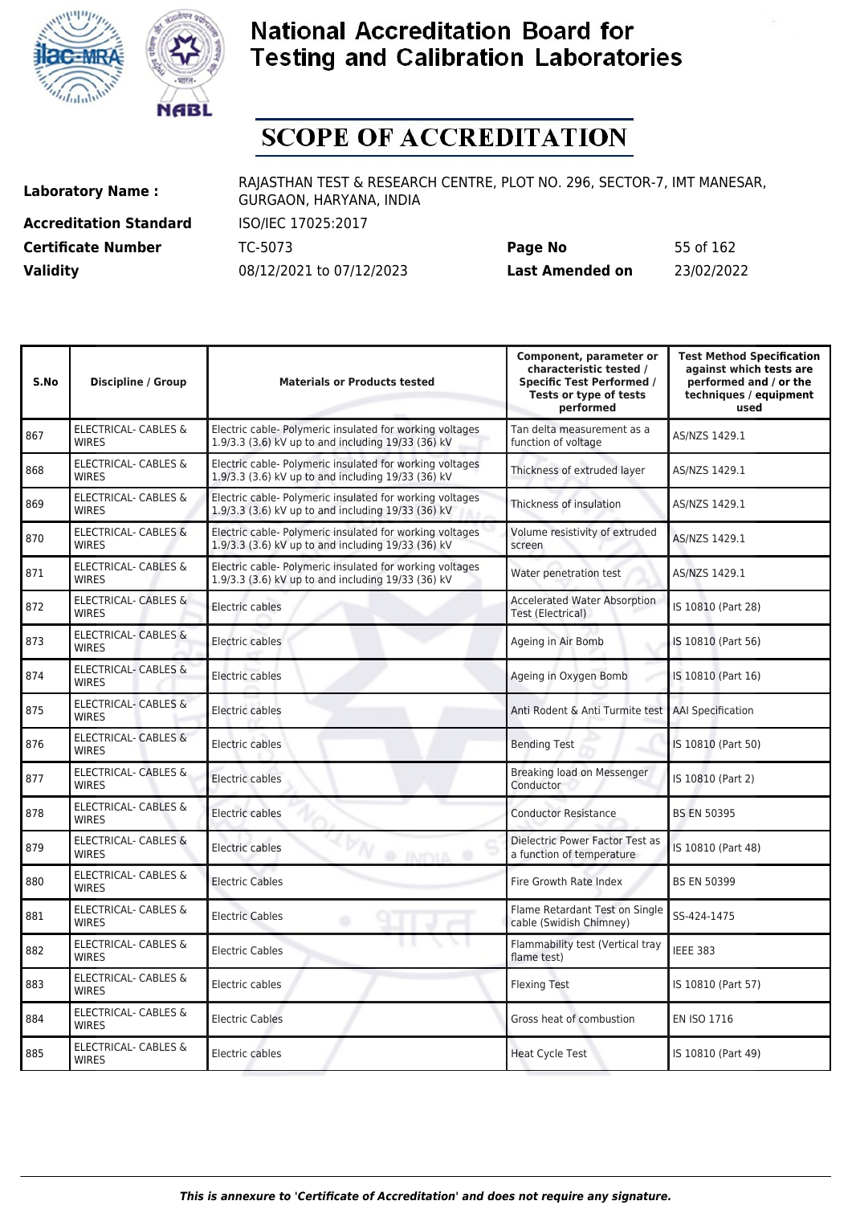# National Accreditation Board for Testing and Calibration Laboratories

## SCOPE OF ACCREDITATION

| | | | |
|---|---|---|---|
| **Laboratory Name :** | RAJASTHAN TEST & RESEARCH CENTRE, PLOT NO. 296, SECTOR-7, IMT MANESAR, GURGAON, HARYANA, INDIA | | |
| **Accreditation Standard** | ISO/IEC 17025:2017 | | |
| **Certificate Number** | TC-5073 | **Page No** | 55 of 162 |
| **Validity** | 08/12/2021 to 07/12/2023 | **Last Amended on** | 23/02/2022 |

| S.No | Discipline / Group | Materials or Products tested | Component, parameter or characteristic tested / Specific Test Performed / Tests or type of tests performed | Test Method Specification against which tests are performed and / or the techniques / equipment used |
|---|---|---|---|---|
| 867 | ELECTRICAL- CABLES & WIRES | Electric cable- Polymeric insulated for working voltages 1.9/3.3 (3.6) kV up to and including 19/33 (36) kV | Tan delta measurement as a function of voltage | AS/NZS 1429.1 |
| 868 | ELECTRICAL- CABLES & WIRES | Electric cable- Polymeric insulated for working voltages 1.9/3.3 (3.6) kV up to and including 19/33 (36) kV | Thickness of extruded layer | AS/NZS 1429.1 |
| 869 | ELECTRICAL- CABLES & WIRES | Electric cable- Polymeric insulated for working voltages 1.9/3.3 (3.6) kV up to and including 19/33 (36) kV | Thickness of insulation | AS/NZS 1429.1 |
| 870 | ELECTRICAL- CABLES & WIRES | Electric cable- Polymeric insulated for working voltages 1.9/3.3 (3.6) kV up to and including 19/33 (36) kV | Volume resistivity of extruded screen | AS/NZS 1429.1 |
| 871 | ELECTRICAL- CABLES & WIRES | Electric cable- Polymeric insulated for working voltages 1.9/3.3 (3.6) kV up to and including 19/33 (36) kV | Water penetration test | AS/NZS 1429.1 |
| 872 | ELECTRICAL- CABLES & WIRES | Electric cables | Accelerated Water Absorption Test (Electrical) | IS 10810 (Part 28) |
| 873 | ELECTRICAL- CABLES & WIRES | Electric cables | Ageing in Air Bomb | IS 10810 (Part 56) |
| 874 | ELECTRICAL- CABLES & WIRES | Electric cables | Ageing in Oxygen Bomb | IS 10810 (Part 16) |
| 875 | ELECTRICAL- CABLES & WIRES | Electric cables | Anti Rodent & Anti Turmite test | AAI Specification |
| 876 | ELECTRICAL- CABLES & WIRES | Electric cables | Bending Test | IS 10810 (Part 50) |
| 877 | ELECTRICAL- CABLES & WIRES | Electric cables | Breaking load on Messenger Conductor | IS 10810 (Part 2) |
| 878 | ELECTRICAL- CABLES & WIRES | Electric cables | Conductor Resistance | BS EN 50395 |
| 879 | ELECTRICAL- CABLES & WIRES | Electric cables | Dielectric Power Factor Test as a function of temperature | IS 10810 (Part 48) |
| 880 | ELECTRICAL- CABLES & WIRES | Electric Cables | Fire Growth Rate Index | BS EN 50399 |
| 881 | ELECTRICAL- CABLES & WIRES | Electric Cables | Flame Retardant Test on Single cable (Swidish Chimney) | SS-424-1475 |
| 882 | ELECTRICAL- CABLES & WIRES | Electric Cables | Flammability test (Vertical tray flame test) | IEEE 383 |
| 883 | ELECTRICAL- CABLES & WIRES | Electric cables | Flexing Test | IS 10810 (Part 57) |
| 884 | ELECTRICAL- CABLES & WIRES | Electric Cables | Gross heat of combustion | EN ISO 1716 |
| 885 | ELECTRICAL- CABLES & WIRES | Electric cables | Heat Cycle Test | IS 10810 (Part 49) |

*This is annexure to 'Certificate of Accreditation' and does not require any signature.*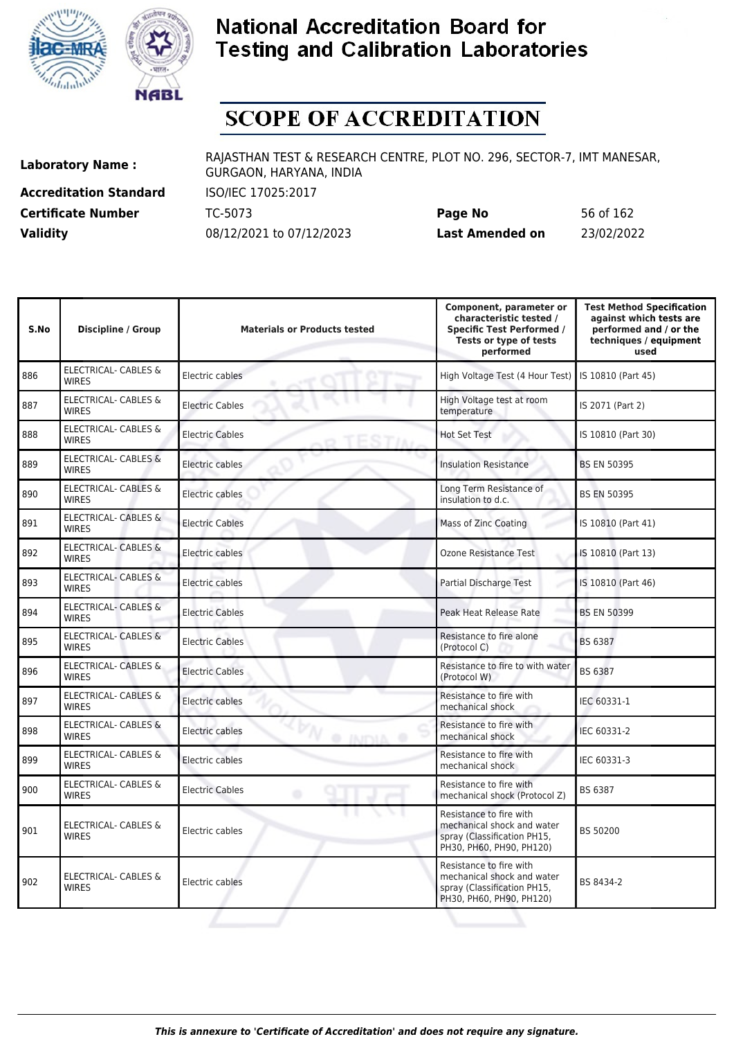# National Accreditation Board for Testing and Calibration Laboratories

# SCOPE OF ACCREDITATION

| | | | |
|---|---|---|---|
| **Laboratory Name :** | RAJASTHAN TEST & RESEARCH CENTRE, PLOT NO. 296, SECTOR-7, IMT MANESAR, GURGAON, HARYANA, INDIA | | |
| **Accreditation Standard** | ISO/IEC 17025:2017 | | |
| **Certificate Number** | TC-5073 | **Page No** | 56 of 162 |
| **Validity** | 08/12/2021 to 07/12/2023 | **Last Amended on** | 23/02/2022 |

| S.No | Discipline / Group | Materials or Products tested | Component, parameter or characteristic tested / Specific Test Performed / Tests or type of tests performed | Test Method Specification against which tests are performed and / or the techniques / equipment used |
|---|---|---|---|---|
| 886 | ELECTRICAL- CABLES & WIRES | Electric cables | High Voltage Test (4 Hour Test) | IS 10810 (Part 45) |
| 887 | ELECTRICAL- CABLES & WIRES | Electric Cables | High Voltage test at room temperature | IS 2071 (Part 2) |
| 888 | ELECTRICAL- CABLES & WIRES | Electric Cables | Hot Set Test | IS 10810 (Part 30) |
| 889 | ELECTRICAL- CABLES & WIRES | Electric cables | Insulation Resistance | BS EN 50395 |
| 890 | ELECTRICAL- CABLES & WIRES | Electric cables | Long Term Resistance of insulation to d.c. | BS EN 50395 |
| 891 | ELECTRICAL- CABLES & WIRES | Electric Cables | Mass of Zinc Coating | IS 10810 (Part 41) |
| 892 | ELECTRICAL- CABLES & WIRES | Electric cables | Ozone Resistance Test | IS 10810 (Part 13) |
| 893 | ELECTRICAL- CABLES & WIRES | Electric cables | Partial Discharge Test | IS 10810 (Part 46) |
| 894 | ELECTRICAL- CABLES & WIRES | Electric Cables | Peak Heat Release Rate | BS EN 50399 |
| 895 | ELECTRICAL- CABLES & WIRES | Electric Cables | Resistance to fire alone (Protocol C) | BS 6387 |
| 896 | ELECTRICAL- CABLES & WIRES | Electric Cables | Resistance to fire to with water (Protocol W) | BS 6387 |
| 897 | ELECTRICAL- CABLES & WIRES | Electric cables | Resistance to fire with mechanical shock | IEC 60331-1 |
| 898 | ELECTRICAL- CABLES & WIRES | Electric cables | Resistance to fire with mechanical shock | IEC 60331-2 |
| 899 | ELECTRICAL- CABLES & WIRES | Electric cables | Resistance to fire with mechanical shock | IEC 60331-3 |
| 900 | ELECTRICAL- CABLES & WIRES | Electric Cables | Resistance to fire with mechanical shock (Protocol Z) | BS 6387 |
| 901 | ELECTRICAL- CABLES & WIRES | Electric cables | Resistance to fire with mechanical shock and water spray (Classification PH15, PH30, PH60, PH90, PH120) | BS 50200 |
| 902 | ELECTRICAL- CABLES & WIRES | Electric cables | Resistance to fire with mechanical shock and water spray (Classification PH15, PH30, PH60, PH90, PH120) | BS 8434-2 |

*This is annexure to 'Certificate of Accreditation' and does not require any signature.*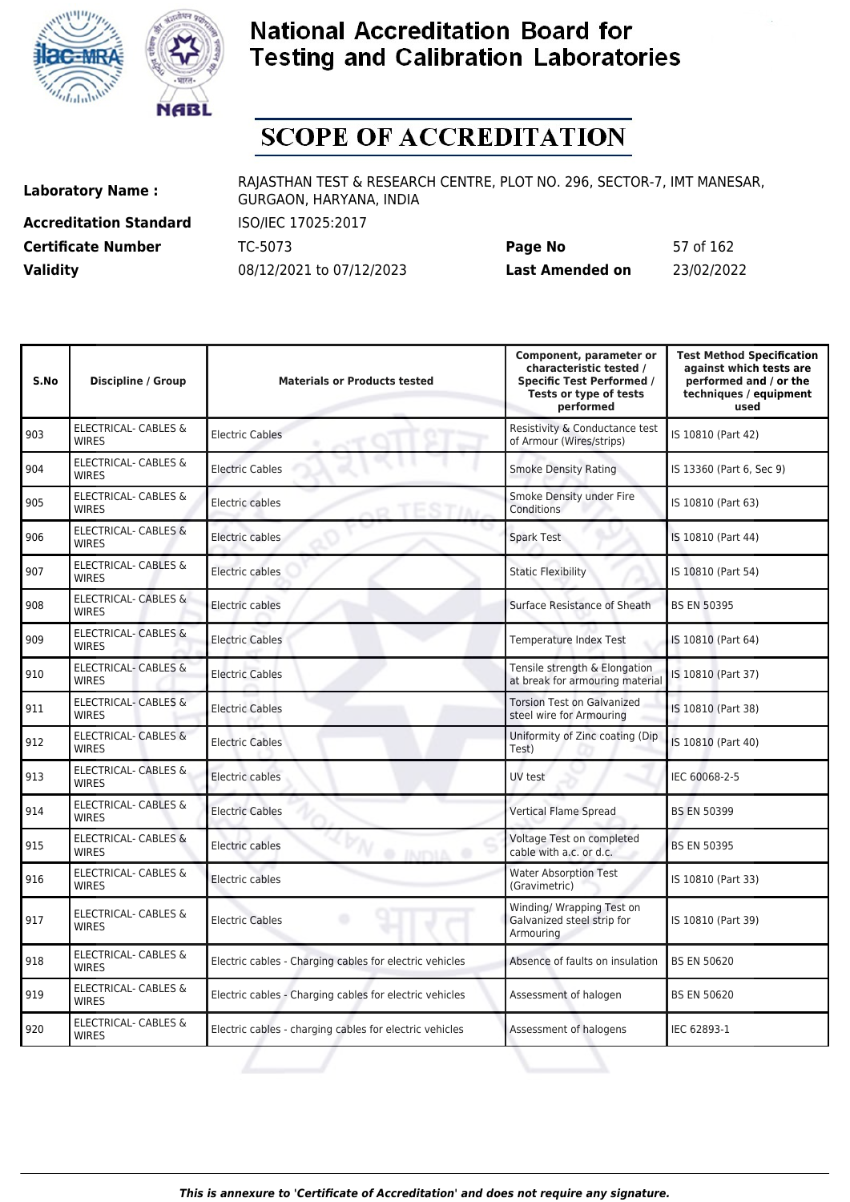# National Accreditation Board for Testing and Calibration Laboratories

# SCOPE OF ACCREDITATION

**Laboratory Name :** RAJASTHAN TEST & RESEARCH CENTRE, PLOT NO. 296, SECTOR-7, IMT MANESAR, GURGAON, HARYANA, INDIA

**Accreditation Standard** ISO/IEC 17025:2017

**Certificate Number** TC-5073 **Page No** 57 of 162

**Validity** 08/12/2021 to 07/12/2023 **Last Amended on** 23/02/2022

| S.No | Discipline / Group | Materials or Products tested | Component, parameter or characteristic tested / Specific Test Performed / Tests or type of tests performed | Test Method Specification against which tests are performed and / or the techniques / equipment used |
|---|---|---|---|---|
| 903 | ELECTRICAL- CABLES & WIRES | Electric Cables | Resistivity & Conductance test of Armour (Wires/strips) | IS 10810 (Part 42) |
| 904 | ELECTRICAL- CABLES & WIRES | Electric Cables | Smoke Density Rating | IS 13360 (Part 6, Sec 9) |
| 905 | ELECTRICAL- CABLES & WIRES | Electric cables | Smoke Density under Fire Conditions | IS 10810 (Part 63) |
| 906 | ELECTRICAL- CABLES & WIRES | Electric cables | Spark Test | IS 10810 (Part 44) |
| 907 | ELECTRICAL- CABLES & WIRES | Electric cables | Static Flexibility | IS 10810 (Part 54) |
| 908 | ELECTRICAL- CABLES & WIRES | Electric cables | Surface Resistance of Sheath | BS EN 50395 |
| 909 | ELECTRICAL- CABLES & WIRES | Electric Cables | Temperature Index Test | IS 10810 (Part 64) |
| 910 | ELECTRICAL- CABLES & WIRES | Electric Cables | Tensile strength & Elongation at break for armouring material | IS 10810 (Part 37) |
| 911 | ELECTRICAL- CABLES & WIRES | Electric Cables | Torsion Test on Galvanized steel wire for Armouring | IS 10810 (Part 38) |
| 912 | ELECTRICAL- CABLES & WIRES | Electric Cables | Uniformity of Zinc coating (Dip Test) | IS 10810 (Part 40) |
| 913 | ELECTRICAL- CABLES & WIRES | Electric cables | UV test | IEC 60068-2-5 |
| 914 | ELECTRICAL- CABLES & WIRES | Electric Cables | Vertical Flame Spread | BS EN 50399 |
| 915 | ELECTRICAL- CABLES & WIRES | Electric cables | Voltage Test on completed cable with a.c. or d.c. | BS EN 50395 |
| 916 | ELECTRICAL- CABLES & WIRES | Electric cables | Water Absorption Test (Gravimetric) | IS 10810 (Part 33) |
| 917 | ELECTRICAL- CABLES & WIRES | Electric Cables | Winding/ Wrapping Test on Galvanized steel strip for Armouring | IS 10810 (Part 39) |
| 918 | ELECTRICAL- CABLES & WIRES | Electric cables - Charging cables for electric vehicles | Absence of faults on insulation | BS EN 50620 |
| 919 | ELECTRICAL- CABLES & WIRES | Electric cables - Charging cables for electric vehicles | Assessment of halogen | BS EN 50620 |
| 920 | ELECTRICAL- CABLES & WIRES | Electric cables - charging cables for electric vehicles | Assessment of halogens | IEC 62893-1 |

*This is annexure to 'Certificate of Accreditation' and does not require any signature.*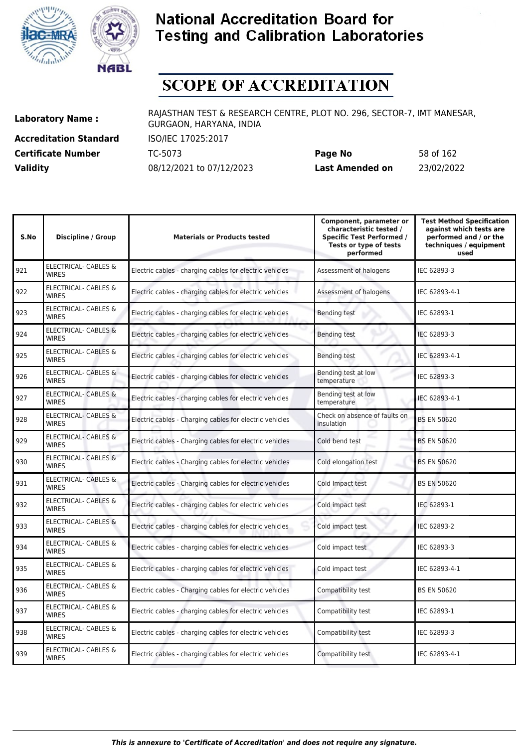# National Accreditation Board for Testing and Calibration Laboratories

# SCOPE OF ACCREDITATION

| | | | |
|---|---|---|---|
| **Laboratory Name :** | RAJASTHAN TEST & RESEARCH CENTRE, PLOT NO. 296, SECTOR-7, IMT MANESAR, GURGAON, HARYANA, INDIA | | |
| **Accreditation Standard** | ISO/IEC 17025:2017 | | |
| **Certificate Number** | TC-5073 | **Page No** | 58 of 162 |
| **Validity** | 08/12/2021 to 07/12/2023 | **Last Amended on** | 23/02/2022 |

| S.No | Discipline / Group | Materials or Products tested | Component, parameter or characteristic tested / Specific Test Performed / Tests or type of tests performed | Test Method Specification against which tests are performed and / or the techniques / equipment used |
|---|---|---|---|---|
| 921 | ELECTRICAL- CABLES & WIRES | Electric cables - charging cables for electric vehicles | Assessment of halogens | IEC 62893-3 |
| 922 | ELECTRICAL- CABLES & WIRES | Electric cables - charging cables for electric vehicles | Assessment of halogens | IEC 62893-4-1 |
| 923 | ELECTRICAL- CABLES & WIRES | Electric cables - charging cables for electric vehicles | Bending test | IEC 62893-1 |
| 924 | ELECTRICAL- CABLES & WIRES | Electric cables - charging cables for electric vehicles | Bending test | IEC 62893-3 |
| 925 | ELECTRICAL- CABLES & WIRES | Electric cables - charging cables for electric vehicles | Bending test | IEC 62893-4-1 |
| 926 | ELECTRICAL- CABLES & WIRES | Electric cables - charging cables for electric vehicles | Bending test at low temperature | IEC 62893-3 |
| 927 | ELECTRICAL- CABLES & WIRES | Electric cables - charging cables for electric vehicles | Bending test at low temperature | IEC 62893-4-1 |
| 928 | ELECTRICAL- CABLES & WIRES | Electric cables - Charging cables for electric vehicles | Check on absence of faults on insulation | BS EN 50620 |
| 929 | ELECTRICAL- CABLES & WIRES | Electric cables - Charging cables for electric vehicles | Cold bend test | BS EN 50620 |
| 930 | ELECTRICAL- CABLES & WIRES | Electric cables - Charging cables for electric vehicles | Cold elongation test | BS EN 50620 |
| 931 | ELECTRICAL- CABLES & WIRES | Electric cables - Charging cables for electric vehicles | Cold Impact test | BS EN 50620 |
| 932 | ELECTRICAL- CABLES & WIRES | Electric cables - charging cables for electric vehicles | Cold impact test | IEC 62893-1 |
| 933 | ELECTRICAL- CABLES & WIRES | Electric cables - charging cables for electric vehicles | Cold impact test | IEC 62893-2 |
| 934 | ELECTRICAL- CABLES & WIRES | Electric cables - charging cables for electric vehicles | Cold impact test | IEC 62893-3 |
| 935 | ELECTRICAL- CABLES & WIRES | Electric cables - charging cables for electric vehicles | Cold impact test | IEC 62893-4-1 |
| 936 | ELECTRICAL- CABLES & WIRES | Electric cables - Charging cables for electric vehicles | Compatibility test | BS EN 50620 |
| 937 | ELECTRICAL- CABLES & WIRES | Electric cables - charging cables for electric vehicles | Compatibility test | IEC 62893-1 |
| 938 | ELECTRICAL- CABLES & WIRES | Electric cables - charging cables for electric vehicles | Compatibility test | IEC 62893-3 |
| 939 | ELECTRICAL- CABLES & WIRES | Electric cables - charging cables for electric vehicles | Compatibility test | IEC 62893-4-1 |

*This is annexure to 'Certificate of Accreditation' and does not require any signature.*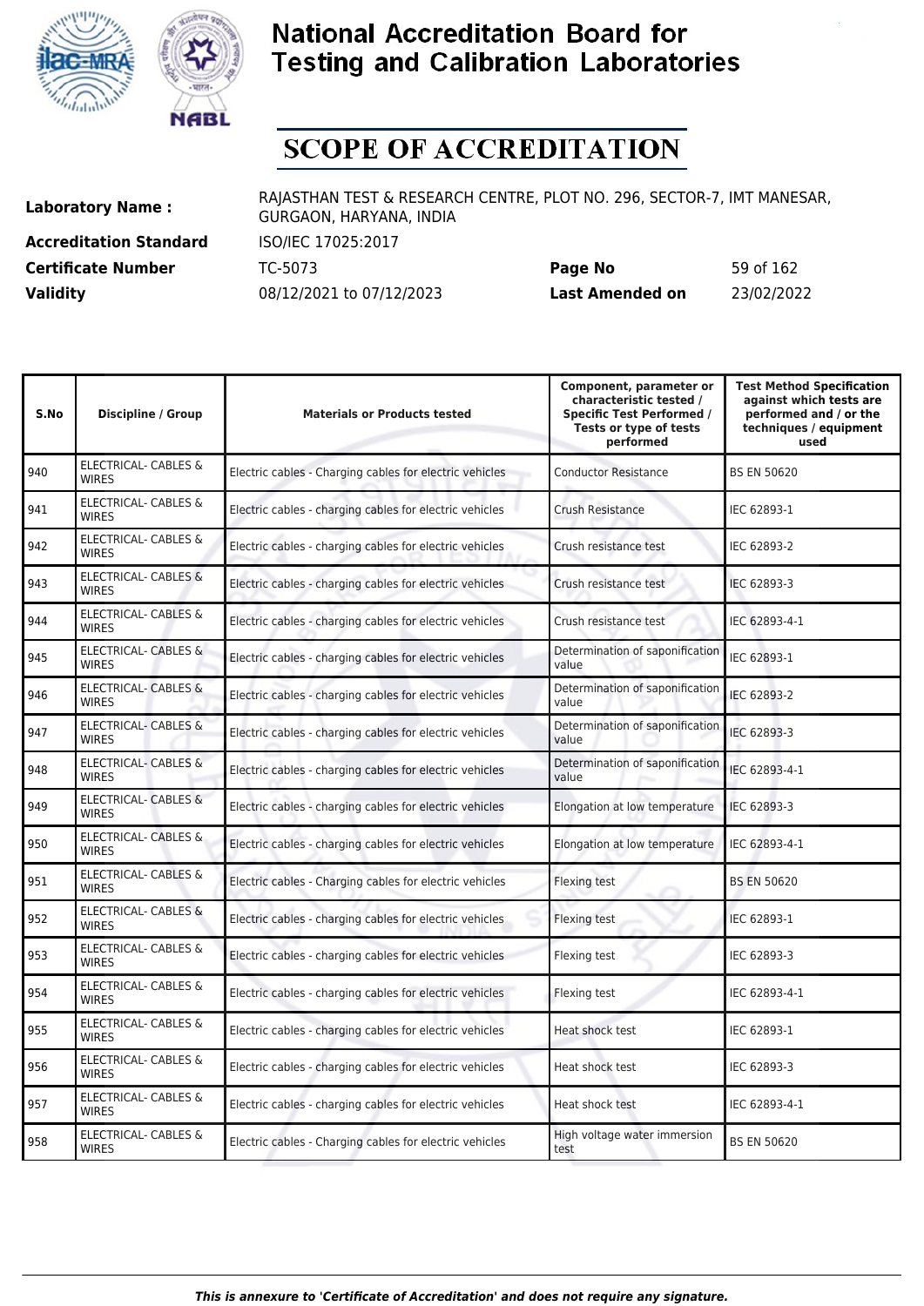# National Accreditation Board for Testing and Calibration Laboratories

# SCOPE OF ACCREDITATION

**Laboratory Name :** RAJASTHAN TEST & RESEARCH CENTRE, PLOT NO. 296, SECTOR-7, IMT MANESAR, GURGAON, HARYANA, INDIA

**Accreditation Standard** ISO/IEC 17025:2017

**Certificate Number** TC-5073 **Page No** 59 of 162

**Validity** 08/12/2021 to 07/12/2023 **Last Amended on** 23/02/2022

| S.No | Discipline / Group | Materials or Products tested | Component, parameter or characteristic tested / Specific Test Performed / Tests or type of tests performed | Test Method Specification against which tests are performed and / or the techniques / equipment used |
|---|---|---|---|---|
| 940 | ELECTRICAL- CABLES & WIRES | Electric cables - Charging cables for electric vehicles | Conductor Resistance | BS EN 50620 |
| 941 | ELECTRICAL- CABLES & WIRES | Electric cables - charging cables for electric vehicles | Crush Resistance | IEC 62893-1 |
| 942 | ELECTRICAL- CABLES & WIRES | Electric cables - charging cables for electric vehicles | Crush resistance test | IEC 62893-2 |
| 943 | ELECTRICAL- CABLES & WIRES | Electric cables - charging cables for electric vehicles | Crush resistance test | IEC 62893-3 |
| 944 | ELECTRICAL- CABLES & WIRES | Electric cables - charging cables for electric vehicles | Crush resistance test | IEC 62893-4-1 |
| 945 | ELECTRICAL- CABLES & WIRES | Electric cables - charging cables for electric vehicles | Determination of saponification value | IEC 62893-1 |
| 946 | ELECTRICAL- CABLES & WIRES | Electric cables - charging cables for electric vehicles | Determination of saponification value | IEC 62893-2 |
| 947 | ELECTRICAL- CABLES & WIRES | Electric cables - charging cables for electric vehicles | Determination of saponification value | IEC 62893-3 |
| 948 | ELECTRICAL- CABLES & WIRES | Electric cables - charging cables for electric vehicles | Determination of saponification value | IEC 62893-4-1 |
| 949 | ELECTRICAL- CABLES & WIRES | Electric cables - charging cables for electric vehicles | Elongation at low temperature | IEC 62893-3 |
| 950 | ELECTRICAL- CABLES & WIRES | Electric cables - charging cables for electric vehicles | Elongation at low temperature | IEC 62893-4-1 |
| 951 | ELECTRICAL- CABLES & WIRES | Electric cables - Charging cables for electric vehicles | Flexing test | BS EN 50620 |
| 952 | ELECTRICAL- CABLES & WIRES | Electric cables - charging cables for electric vehicles | Flexing test | IEC 62893-1 |
| 953 | ELECTRICAL- CABLES & WIRES | Electric cables - charging cables for electric vehicles | Flexing test | IEC 62893-3 |
| 954 | ELECTRICAL- CABLES & WIRES | Electric cables - charging cables for electric vehicles | Flexing test | IEC 62893-4-1 |
| 955 | ELECTRICAL- CABLES & WIRES | Electric cables - charging cables for electric vehicles | Heat shock test | IEC 62893-1 |
| 956 | ELECTRICAL- CABLES & WIRES | Electric cables - charging cables for electric vehicles | Heat shock test | IEC 62893-3 |
| 957 | ELECTRICAL- CABLES & WIRES | Electric cables - charging cables for electric vehicles | Heat shock test | IEC 62893-4-1 |
| 958 | ELECTRICAL- CABLES & WIRES | Electric cables - Charging cables for electric vehicles | High voltage water immersion test | BS EN 50620 |

*This is annexure to 'Certificate of Accreditation' and does not require any signature.*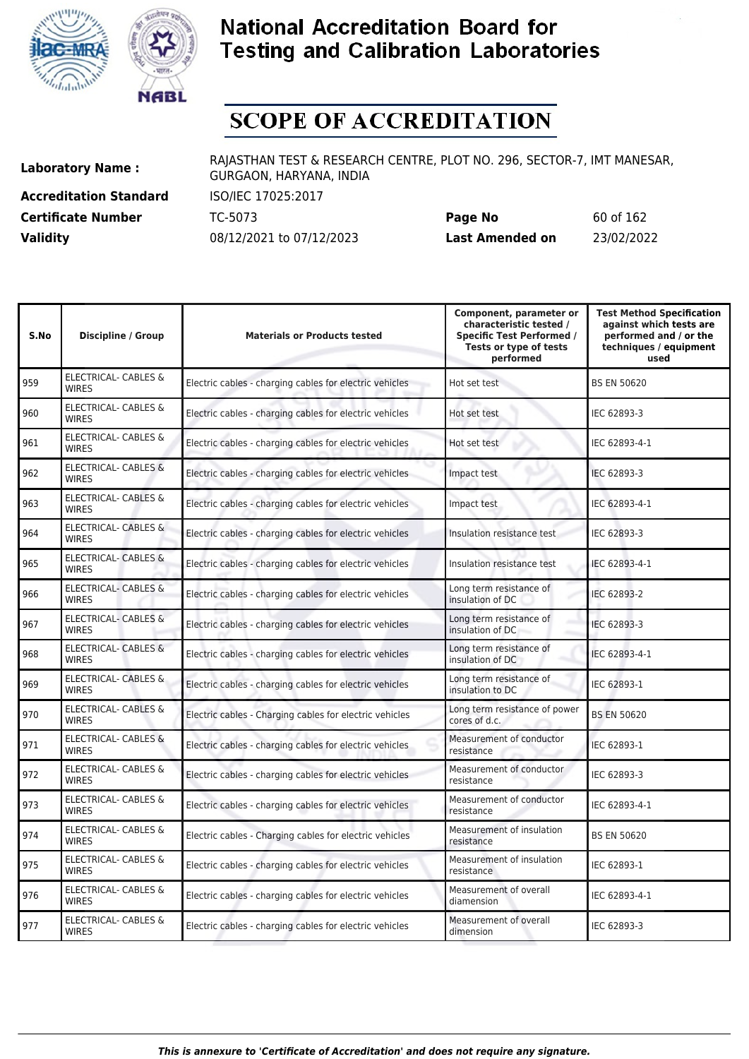# National Accreditation Board for Testing and Calibration Laboratories

# SCOPE OF ACCREDITATION

| | | | |
|---|---|---|---|
| **Laboratory Name :** | RAJASTHAN TEST & RESEARCH CENTRE, PLOT NO. 296, SECTOR-7, IMT MANESAR, GURGAON, HARYANA, INDIA | | |
| **Accreditation Standard** | ISO/IEC 17025:2017 | | |
| **Certificate Number** | TC-5073 | **Page No** | 60 of 162 |
| **Validity** | 08/12/2021 to 07/12/2023 | **Last Amended on** | 23/02/2022 |

| S.No | Discipline / Group | Materials or Products tested | Component, parameter or characteristic tested / Specific Test Performed / Tests or type of tests performed | Test Method Specification against which tests are performed and / or the techniques / equipment used |
|---|---|---|---|---|
| 959 | ELECTRICAL- CABLES & WIRES | Electric cables - charging cables for electric vehicles | Hot set test | BS EN 50620 |
| 960 | ELECTRICAL- CABLES & WIRES | Electric cables - charging cables for electric vehicles | Hot set test | IEC 62893-3 |
| 961 | ELECTRICAL- CABLES & WIRES | Electric cables - charging cables for electric vehicles | Hot set test | IEC 62893-4-1 |
| 962 | ELECTRICAL- CABLES & WIRES | Electric cables - charging cables for electric vehicles | Impact test | IEC 62893-3 |
| 963 | ELECTRICAL- CABLES & WIRES | Electric cables - charging cables for electric vehicles | Impact test | IEC 62893-4-1 |
| 964 | ELECTRICAL- CABLES & WIRES | Electric cables - charging cables for electric vehicles | Insulation resistance test | IEC 62893-3 |
| 965 | ELECTRICAL- CABLES & WIRES | Electric cables - charging cables for electric vehicles | Insulation resistance test | IEC 62893-4-1 |
| 966 | ELECTRICAL- CABLES & WIRES | Electric cables - charging cables for electric vehicles | Long term resistance of insulation of DC | IEC 62893-2 |
| 967 | ELECTRICAL- CABLES & WIRES | Electric cables - charging cables for electric vehicles | Long term resistance of insulation of DC | IEC 62893-3 |
| 968 | ELECTRICAL- CABLES & WIRES | Electric cables - charging cables for electric vehicles | Long term resistance of insulation of DC | IEC 62893-4-1 |
| 969 | ELECTRICAL- CABLES & WIRES | Electric cables - charging cables for electric vehicles | Long term resistance of insulation to DC | IEC 62893-1 |
| 970 | ELECTRICAL- CABLES & WIRES | Electric cables - Charging cables for electric vehicles | Long term resistance of power cores of d.c. | BS EN 50620 |
| 971 | ELECTRICAL- CABLES & WIRES | Electric cables - charging cables for electric vehicles | Measurement of conductor resistance | IEC 62893-1 |
| 972 | ELECTRICAL- CABLES & WIRES | Electric cables - charging cables for electric vehicles | Measurement of conductor resistance | IEC 62893-3 |
| 973 | ELECTRICAL- CABLES & WIRES | Electric cables - charging cables for electric vehicles | Measurement of conductor resistance | IEC 62893-4-1 |
| 974 | ELECTRICAL- CABLES & WIRES | Electric cables - Charging cables for electric vehicles | Measurement of insulation resistance | BS EN 50620 |
| 975 | ELECTRICAL- CABLES & WIRES | Electric cables - charging cables for electric vehicles | Measurement of insulation resistance | IEC 62893-1 |
| 976 | ELECTRICAL- CABLES & WIRES | Electric cables - charging cables for electric vehicles | Measurement of overall diamension | IEC 62893-4-1 |
| 977 | ELECTRICAL- CABLES & WIRES | Electric cables - charging cables for electric vehicles | Measurement of overall dimension | IEC 62893-3 |

*This is annexure to 'Certificate of Accreditation' and does not require any signature.*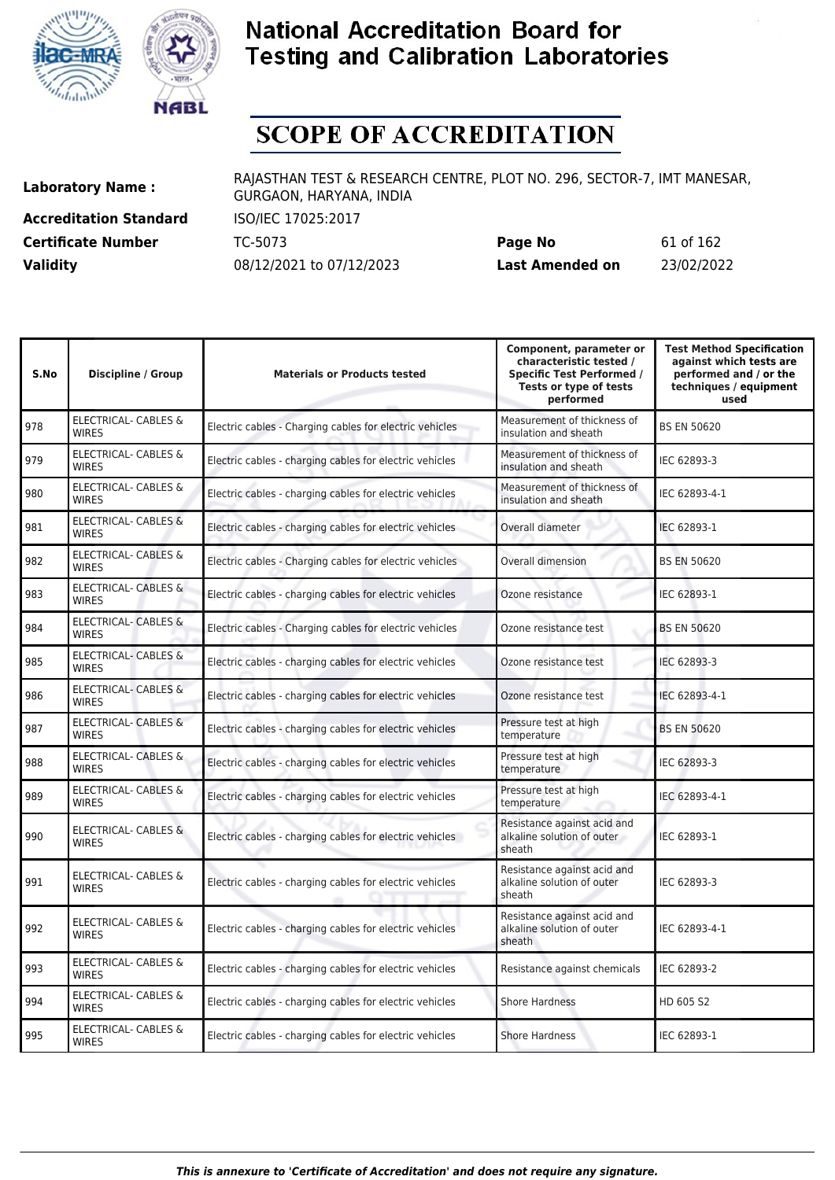# National Accreditation Board for Testing and Calibration Laboratories

# SCOPE OF ACCREDITATION

**Laboratory Name :** RAJASTHAN TEST & RESEARCH CENTRE, PLOT NO. 296, SECTOR-7, IMT MANESAR, GURGAON, HARYANA, INDIA

**Accreditation Standard** ISO/IEC 17025:2017

**Certificate Number** TC-5073 **Page No** 61 of 162

**Validity** 08/12/2021 to 07/12/2023 **Last Amended on** 23/02/2022

| S.No | Discipline / Group | Materials or Products tested | Component, parameter or characteristic tested / Specific Test Performed / Tests or type of tests performed | Test Method Specification against which tests are performed and / or the techniques / equipment used |
|---|---|---|---|---|
| 978 | ELECTRICAL- CABLES & WIRES | Electric cables - Charging cables for electric vehicles | Measurement of thickness of insulation and sheath | BS EN 50620 |
| 979 | ELECTRICAL- CABLES & WIRES | Electric cables - charging cables for electric vehicles | Measurement of thickness of insulation and sheath | IEC 62893-3 |
| 980 | ELECTRICAL- CABLES & WIRES | Electric cables - charging cables for electric vehicles | Measurement of thickness of insulation and sheath | IEC 62893-4-1 |
| 981 | ELECTRICAL- CABLES & WIRES | Electric cables - charging cables for electric vehicles | Overall diameter | IEC 62893-1 |
| 982 | ELECTRICAL- CABLES & WIRES | Electric cables - Charging cables for electric vehicles | Overall dimension | BS EN 50620 |
| 983 | ELECTRICAL- CABLES & WIRES | Electric cables - charging cables for electric vehicles | Ozone resistance | IEC 62893-1 |
| 984 | ELECTRICAL- CABLES & WIRES | Electric cables - Charging cables for electric vehicles | Ozone resistance test | BS EN 50620 |
| 985 | ELECTRICAL- CABLES & WIRES | Electric cables - charging cables for electric vehicles | Ozone resistance test | IEC 62893-3 |
| 986 | ELECTRICAL- CABLES & WIRES | Electric cables - charging cables for electric vehicles | Ozone resistance test | IEC 62893-4-1 |
| 987 | ELECTRICAL- CABLES & WIRES | Electric cables - charging cables for electric vehicles | Pressure test at high temperature | BS EN 50620 |
| 988 | ELECTRICAL- CABLES & WIRES | Electric cables - charging cables for electric vehicles | Pressure test at high temperature | IEC 62893-3 |
| 989 | ELECTRICAL- CABLES & WIRES | Electric cables - charging cables for electric vehicles | Pressure test at high temperature | IEC 62893-4-1 |
| 990 | ELECTRICAL- CABLES & WIRES | Electric cables - charging cables for electric vehicles | Resistance against acid and alkaline solution of outer sheath | IEC 62893-1 |
| 991 | ELECTRICAL- CABLES & WIRES | Electric cables - charging cables for electric vehicles | Resistance against acid and alkaline solution of outer sheath | IEC 62893-3 |
| 992 | ELECTRICAL- CABLES & WIRES | Electric cables - charging cables for electric vehicles | Resistance against acid and alkaline solution of outer sheath | IEC 62893-4-1 |
| 993 | ELECTRICAL- CABLES & WIRES | Electric cables - charging cables for electric vehicles | Resistance against chemicals | IEC 62893-2 |
| 994 | ELECTRICAL- CABLES & WIRES | Electric cables - charging cables for electric vehicles | Shore Hardness | HD 605 S2 |
| 995 | ELECTRICAL- CABLES & WIRES | Electric cables - charging cables for electric vehicles | Shore Hardness | IEC 62893-1 |

*This is annexure to 'Certificate of Accreditation' and does not require any signature.*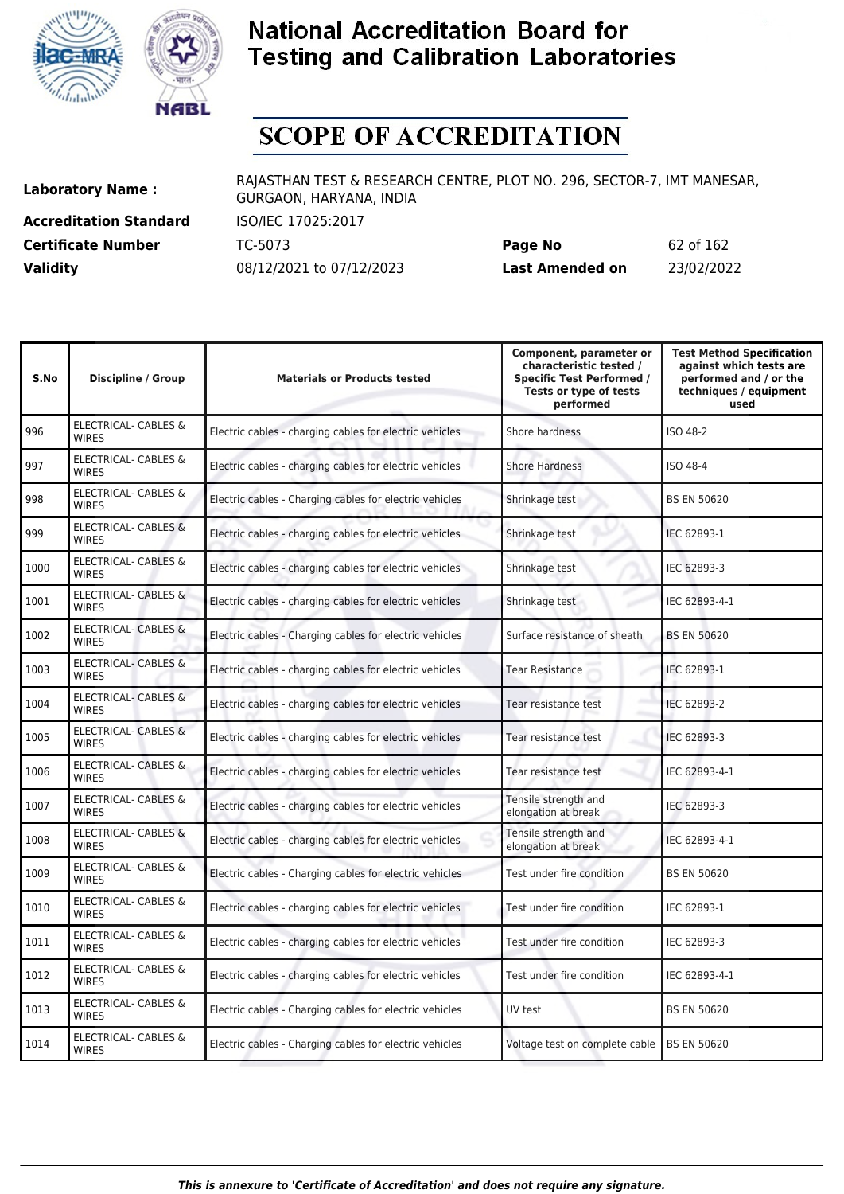# National Accreditation Board for Testing and Calibration Laboratories

# SCOPE OF ACCREDITATION

**Laboratory Name :** RAJASTHAN TEST & RESEARCH CENTRE, PLOT NO. 296, SECTOR-7, IMT MANESAR, GURGAON, HARYANA, INDIA

**Accreditation Standard** ISO/IEC 17025:2017

**Certificate Number** TC-5073 **Page No** 62 of 162

**Validity** 08/12/2021 to 07/12/2023 **Last Amended on** 23/02/2022

| S.No | Discipline / Group | Materials or Products tested | Component, parameter or characteristic tested / Specific Test Performed / Tests or type of tests performed | Test Method Specification against which tests are performed and / or the techniques / equipment used |
|---|---|---|---|---|
| 996 | ELECTRICAL- CABLES & WIRES | Electric cables - charging cables for electric vehicles | Shore hardness | ISO 48-2 |
| 997 | ELECTRICAL- CABLES & WIRES | Electric cables - charging cables for electric vehicles | Shore Hardness | ISO 48-4 |
| 998 | ELECTRICAL- CABLES & WIRES | Electric cables - Charging cables for electric vehicles | Shrinkage test | BS EN 50620 |
| 999 | ELECTRICAL- CABLES & WIRES | Electric cables - charging cables for electric vehicles | Shrinkage test | IEC 62893-1 |
| 1000 | ELECTRICAL- CABLES & WIRES | Electric cables - charging cables for electric vehicles | Shrinkage test | IEC 62893-3 |
| 1001 | ELECTRICAL- CABLES & WIRES | Electric cables - charging cables for electric vehicles | Shrinkage test | IEC 62893-4-1 |
| 1002 | ELECTRICAL- CABLES & WIRES | Electric cables - Charging cables for electric vehicles | Surface resistance of sheath | BS EN 50620 |
| 1003 | ELECTRICAL- CABLES & WIRES | Electric cables - charging cables for electric vehicles | Tear Resistance | IEC 62893-1 |
| 1004 | ELECTRICAL- CABLES & WIRES | Electric cables - charging cables for electric vehicles | Tear resistance test | IEC 62893-2 |
| 1005 | ELECTRICAL- CABLES & WIRES | Electric cables - charging cables for electric vehicles | Tear resistance test | IEC 62893-3 |
| 1006 | ELECTRICAL- CABLES & WIRES | Electric cables - charging cables for electric vehicles | Tear resistance test | IEC 62893-4-1 |
| 1007 | ELECTRICAL- CABLES & WIRES | Electric cables - charging cables for electric vehicles | Tensile strength and elongation at break | IEC 62893-3 |
| 1008 | ELECTRICAL- CABLES & WIRES | Electric cables - charging cables for electric vehicles | Tensile strength and elongation at break | IEC 62893-4-1 |
| 1009 | ELECTRICAL- CABLES & WIRES | Electric cables - Charging cables for electric vehicles | Test under fire condition | BS EN 50620 |
| 1010 | ELECTRICAL- CABLES & WIRES | Electric cables - charging cables for electric vehicles | Test under fire condition | IEC 62893-1 |
| 1011 | ELECTRICAL- CABLES & WIRES | Electric cables - charging cables for electric vehicles | Test under fire condition | IEC 62893-3 |
| 1012 | ELECTRICAL- CABLES & WIRES | Electric cables - charging cables for electric vehicles | Test under fire condition | IEC 62893-4-1 |
| 1013 | ELECTRICAL- CABLES & WIRES | Electric cables - Charging cables for electric vehicles | UV test | BS EN 50620 |
| 1014 | ELECTRICAL- CABLES & WIRES | Electric cables - Charging cables for electric vehicles | Voltage test on complete cable | BS EN 50620 |

*This is annexure to 'Certificate of Accreditation' and does not require any signature.*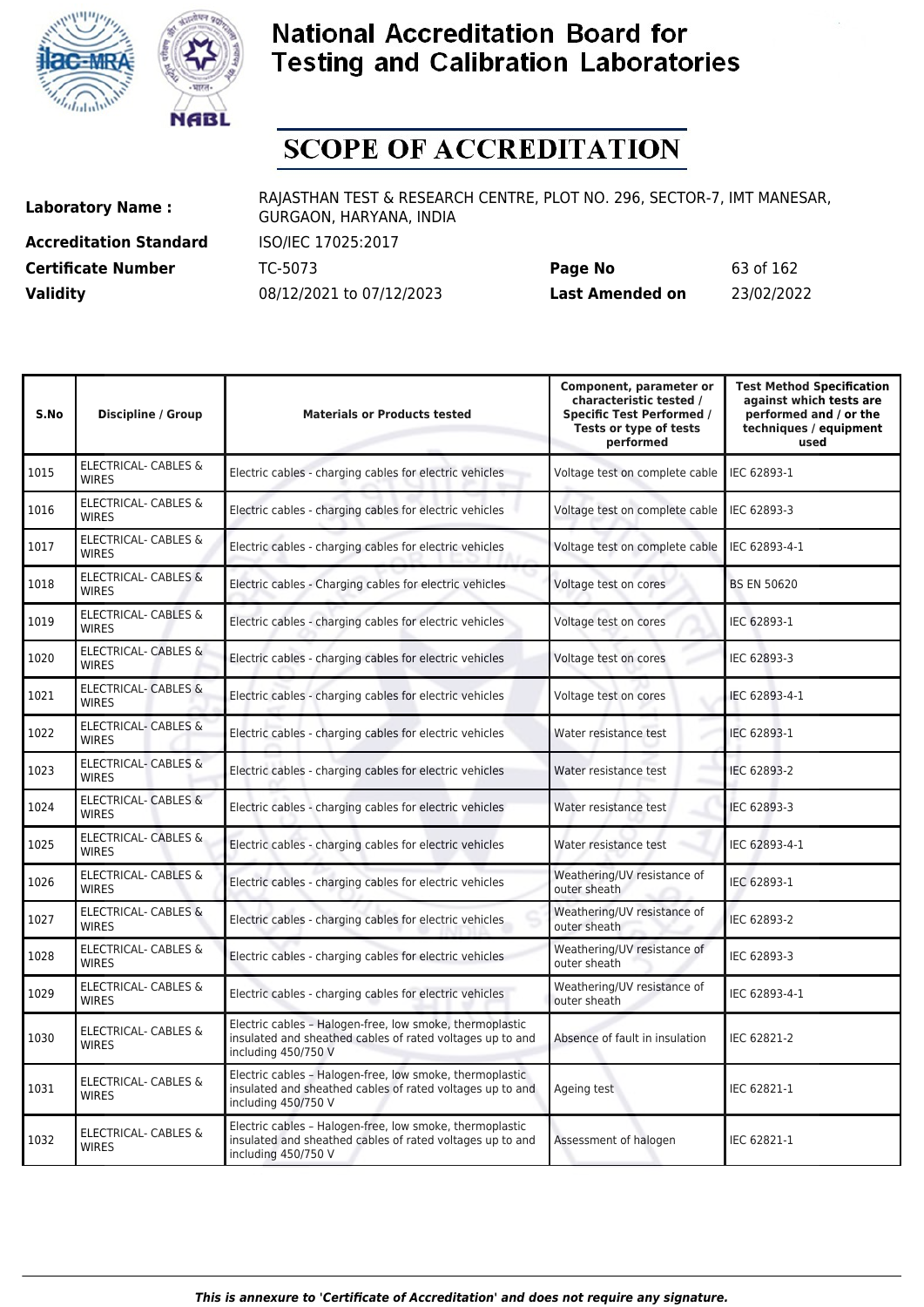# National Accreditation Board for Testing and Calibration Laboratories

# SCOPE OF ACCREDITATION

| | | | |
|---|---|---|---|
| **Laboratory Name :** | RAJASTHAN TEST & RESEARCH CENTRE, PLOT NO. 296, SECTOR-7, IMT MANESAR, GURGAON, HARYANA, INDIA | | |
| **Accreditation Standard** | ISO/IEC 17025:2017 | | |
| **Certificate Number** | TC-5073 | **Page No** | 63 of 162 |
| **Validity** | 08/12/2021 to 07/12/2023 | **Last Amended on** | 23/02/2022 |

| S.No | Discipline / Group | Materials or Products tested | Component, parameter or characteristic tested / Specific Test Performed / Tests or type of tests performed | Test Method Specification against which tests are performed and / or the techniques / equipment used |
|---|---|---|---|---|
| 1015 | ELECTRICAL- CABLES & WIRES | Electric cables - charging cables for electric vehicles | Voltage test on complete cable | IEC 62893-1 |
| 1016 | ELECTRICAL- CABLES & WIRES | Electric cables - charging cables for electric vehicles | Voltage test on complete cable | IEC 62893-3 |
| 1017 | ELECTRICAL- CABLES & WIRES | Electric cables - charging cables for electric vehicles | Voltage test on complete cable | IEC 62893-4-1 |
| 1018 | ELECTRICAL- CABLES & WIRES | Electric cables - Charging cables for electric vehicles | Voltage test on cores | BS EN 50620 |
| 1019 | ELECTRICAL- CABLES & WIRES | Electric cables - charging cables for electric vehicles | Voltage test on cores | IEC 62893-1 |
| 1020 | ELECTRICAL- CABLES & WIRES | Electric cables - charging cables for electric vehicles | Voltage test on cores | IEC 62893-3 |
| 1021 | ELECTRICAL- CABLES & WIRES | Electric cables - charging cables for electric vehicles | Voltage test on cores | IEC 62893-4-1 |
| 1022 | ELECTRICAL- CABLES & WIRES | Electric cables - charging cables for electric vehicles | Water resistance test | IEC 62893-1 |
| 1023 | ELECTRICAL- CABLES & WIRES | Electric cables - charging cables for electric vehicles | Water resistance test | IEC 62893-2 |
| 1024 | ELECTRICAL- CABLES & WIRES | Electric cables - charging cables for electric vehicles | Water resistance test | IEC 62893-3 |
| 1025 | ELECTRICAL- CABLES & WIRES | Electric cables - charging cables for electric vehicles | Water resistance test | IEC 62893-4-1 |
| 1026 | ELECTRICAL- CABLES & WIRES | Electric cables - charging cables for electric vehicles | Weathering/UV resistance of outer sheath | IEC 62893-1 |
| 1027 | ELECTRICAL- CABLES & WIRES | Electric cables - charging cables for electric vehicles | Weathering/UV resistance of outer sheath | IEC 62893-2 |
| 1028 | ELECTRICAL- CABLES & WIRES | Electric cables - charging cables for electric vehicles | Weathering/UV resistance of outer sheath | IEC 62893-3 |
| 1029 | ELECTRICAL- CABLES & WIRES | Electric cables - charging cables for electric vehicles | Weathering/UV resistance of outer sheath | IEC 62893-4-1 |
| 1030 | ELECTRICAL- CABLES & WIRES | Electric cables – Halogen-free, low smoke, thermoplastic insulated and sheathed cables of rated voltages up to and including 450/750 V | Absence of fault in insulation | IEC 62821-2 |
| 1031 | ELECTRICAL- CABLES & WIRES | Electric cables – Halogen-free, low smoke, thermoplastic insulated and sheathed cables of rated voltages up to and including 450/750 V | Ageing test | IEC 62821-1 |
| 1032 | ELECTRICAL- CABLES & WIRES | Electric cables – Halogen-free, low smoke, thermoplastic insulated and sheathed cables of rated voltages up to and including 450/750 V | Assessment of halogen | IEC 62821-1 |

*This is annexure to 'Certificate of Accreditation' and does not require any signature.*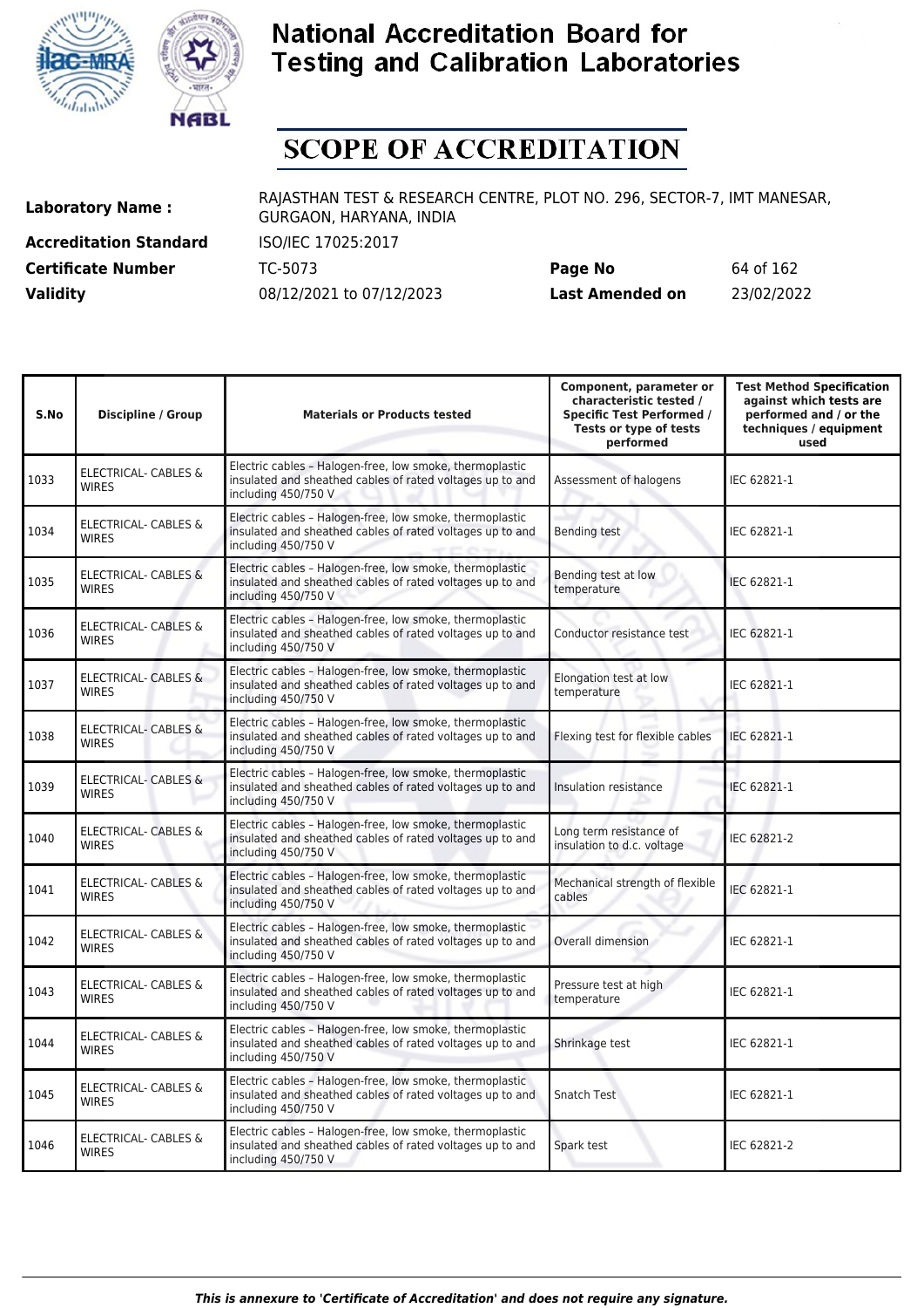# National Accreditation Board for Testing and Calibration Laboratories

# SCOPE OF ACCREDITATION

| | | | |
|---|---|---|---|
| **Laboratory Name :** | RAJASTHAN TEST & RESEARCH CENTRE, PLOT NO. 296, SECTOR-7, IMT MANESAR, GURGAON, HARYANA, INDIA | | |
| **Accreditation Standard** | ISO/IEC 17025:2017 | | |
| **Certificate Number** | TC-5073 | **Page No** | 64 of 162 |
| **Validity** | 08/12/2021 to 07/12/2023 | **Last Amended on** | 23/02/2022 |

| S.No | Discipline / Group | Materials or Products tested | Component, parameter or characteristic tested / Specific Test Performed / Tests or type of tests performed | Test Method Specification against which tests are performed and / or the techniques / equipment used |
|---|---|---|---|---|
| 1033 | ELECTRICAL- CABLES & WIRES | Electric cables – Halogen-free, low smoke, thermoplastic insulated and sheathed cables of rated voltages up to and including 450/750 V | Assessment of halogens | IEC 62821-1 |
| 1034 | ELECTRICAL- CABLES & WIRES | Electric cables – Halogen-free, low smoke, thermoplastic insulated and sheathed cables of rated voltages up to and including 450/750 V | Bending test | IEC 62821-1 |
| 1035 | ELECTRICAL- CABLES & WIRES | Electric cables – Halogen-free, low smoke, thermoplastic insulated and sheathed cables of rated voltages up to and including 450/750 V | Bending test at low temperature | IEC 62821-1 |
| 1036 | ELECTRICAL- CABLES & WIRES | Electric cables – Halogen-free, low smoke, thermoplastic insulated and sheathed cables of rated voltages up to and including 450/750 V | Conductor resistance test | IEC 62821-1 |
| 1037 | ELECTRICAL- CABLES & WIRES | Electric cables – Halogen-free, low smoke, thermoplastic insulated and sheathed cables of rated voltages up to and including 450/750 V | Elongation test at low temperature | IEC 62821-1 |
| 1038 | ELECTRICAL- CABLES & WIRES | Electric cables – Halogen-free, low smoke, thermoplastic insulated and sheathed cables of rated voltages up to and including 450/750 V | Flexing test for flexible cables | IEC 62821-1 |
| 1039 | ELECTRICAL- CABLES & WIRES | Electric cables – Halogen-free, low smoke, thermoplastic insulated and sheathed cables of rated voltages up to and including 450/750 V | Insulation resistance | IEC 62821-1 |
| 1040 | ELECTRICAL- CABLES & WIRES | Electric cables – Halogen-free, low smoke, thermoplastic insulated and sheathed cables of rated voltages up to and including 450/750 V | Long term resistance of insulation to d.c. voltage | IEC 62821-2 |
| 1041 | ELECTRICAL- CABLES & WIRES | Electric cables – Halogen-free, low smoke, thermoplastic insulated and sheathed cables of rated voltages up to and including 450/750 V | Mechanical strength of flexible cables | IEC 62821-1 |
| 1042 | ELECTRICAL- CABLES & WIRES | Electric cables – Halogen-free, low smoke, thermoplastic insulated and sheathed cables of rated voltages up to and including 450/750 V | Overall dimension | IEC 62821-1 |
| 1043 | ELECTRICAL- CABLES & WIRES | Electric cables – Halogen-free, low smoke, thermoplastic insulated and sheathed cables of rated voltages up to and including 450/750 V | Pressure test at high temperature | IEC 62821-1 |
| 1044 | ELECTRICAL- CABLES & WIRES | Electric cables – Halogen-free, low smoke, thermoplastic insulated and sheathed cables of rated voltages up to and including 450/750 V | Shrinkage test | IEC 62821-1 |
| 1045 | ELECTRICAL- CABLES & WIRES | Electric cables – Halogen-free, low smoke, thermoplastic insulated and sheathed cables of rated voltages up to and including 450/750 V | Snatch Test | IEC 62821-1 |
| 1046 | ELECTRICAL- CABLES & WIRES | Electric cables – Halogen-free, low smoke, thermoplastic insulated and sheathed cables of rated voltages up to and including 450/750 V | Spark test | IEC 62821-2 |

*This is annexure to 'Certificate of Accreditation' and does not require any signature.*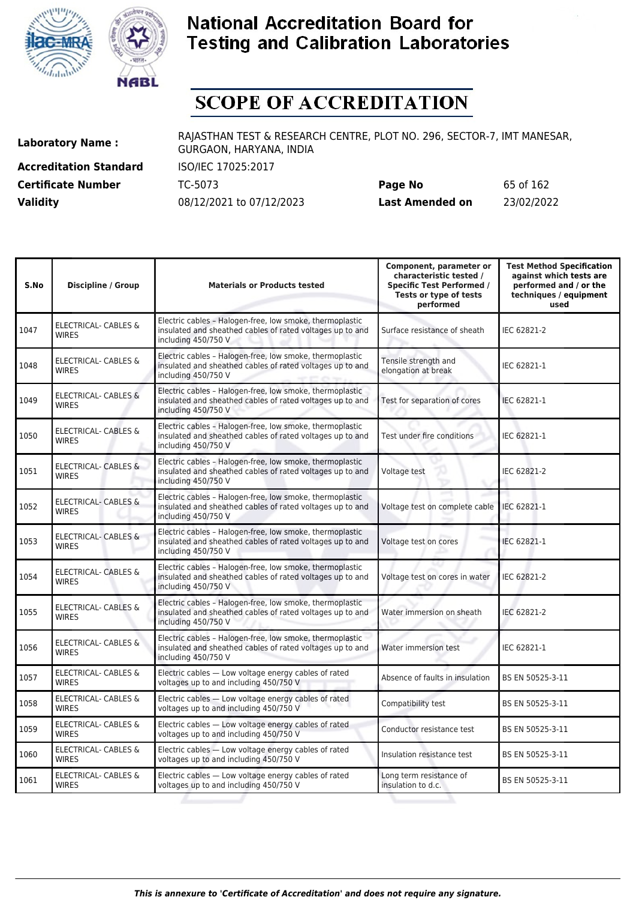# National Accreditation Board for Testing and Calibration Laboratories

## SCOPE OF ACCREDITATION

| | | | |
|---|---|---|---|
| **Laboratory Name :** | RAJASTHAN TEST & RESEARCH CENTRE, PLOT NO. 296, SECTOR-7, IMT MANESAR, GURGAON, HARYANA, INDIA | | |
| **Accreditation Standard** | ISO/IEC 17025:2017 | | |
| **Certificate Number** | TC-5073 | **Page No** | 65 of 162 |
| **Validity** | 08/12/2021 to 07/12/2023 | **Last Amended on** | 23/02/2022 |

| S.No | Discipline / Group | Materials or Products tested | Component, parameter or characteristic tested / Specific Test Performed / Tests or type of tests performed | Test Method Specification against which tests are performed and / or the techniques / equipment used |
|---|---|---|---|---|
| 1047 | ELECTRICAL- CABLES & WIRES | Electric cables – Halogen-free, low smoke, thermoplastic insulated and sheathed cables of rated voltages up to and including 450/750 V | Surface resistance of sheath | IEC 62821-2 |
| 1048 | ELECTRICAL- CABLES & WIRES | Electric cables – Halogen-free, low smoke, thermoplastic insulated and sheathed cables of rated voltages up to and including 450/750 V | Tensile strength and elongation at break | IEC 62821-1 |
| 1049 | ELECTRICAL- CABLES & WIRES | Electric cables – Halogen-free, low smoke, thermoplastic insulated and sheathed cables of rated voltages up to and including 450/750 V | Test for separation of cores | IEC 62821-1 |
| 1050 | ELECTRICAL- CABLES & WIRES | Electric cables – Halogen-free, low smoke, thermoplastic insulated and sheathed cables of rated voltages up to and including 450/750 V | Test under fire conditions | IEC 62821-1 |
| 1051 | ELECTRICAL- CABLES & WIRES | Electric cables – Halogen-free, low smoke, thermoplastic insulated and sheathed cables of rated voltages up to and including 450/750 V | Voltage test | IEC 62821-2 |
| 1052 | ELECTRICAL- CABLES & WIRES | Electric cables – Halogen-free, low smoke, thermoplastic insulated and sheathed cables of rated voltages up to and including 450/750 V | Voltage test on complete cable | IEC 62821-1 |
| 1053 | ELECTRICAL- CABLES & WIRES | Electric cables – Halogen-free, low smoke, thermoplastic insulated and sheathed cables of rated voltages up to and including 450/750 V | Voltage test on cores | IEC 62821-1 |
| 1054 | ELECTRICAL- CABLES & WIRES | Electric cables – Halogen-free, low smoke, thermoplastic insulated and sheathed cables of rated voltages up to and including 450/750 V | Voltage test on cores in water | IEC 62821-2 |
| 1055 | ELECTRICAL- CABLES & WIRES | Electric cables – Halogen-free, low smoke, thermoplastic insulated and sheathed cables of rated voltages up to and including 450/750 V | Water immersion on sheath | IEC 62821-2 |
| 1056 | ELECTRICAL- CABLES & WIRES | Electric cables – Halogen-free, low smoke, thermoplastic insulated and sheathed cables of rated voltages up to and including 450/750 V | Water immersion test | IEC 62821-1 |
| 1057 | ELECTRICAL- CABLES & WIRES | Electric cables — Low voltage energy cables of rated voltages up to and including 450/750 V | Absence of faults in insulation | BS EN 50525-3-11 |
| 1058 | ELECTRICAL- CABLES & WIRES | Electric cables — Low voltage energy cables of rated voltages up to and including 450/750 V | Compatibility test | BS EN 50525-3-11 |
| 1059 | ELECTRICAL- CABLES & WIRES | Electric cables — Low voltage energy cables of rated voltages up to and including 450/750 V | Conductor resistance test | BS EN 50525-3-11 |
| 1060 | ELECTRICAL- CABLES & WIRES | Electric cables — Low voltage energy cables of rated voltages up to and including 450/750 V | Insulation resistance test | BS EN 50525-3-11 |
| 1061 | ELECTRICAL- CABLES & WIRES | Electric cables — Low voltage energy cables of rated voltages up to and including 450/750 V | Long term resistance of insulation to d.c. | BS EN 50525-3-11 |

*This is annexure to 'Certificate of Accreditation' and does not require any signature.*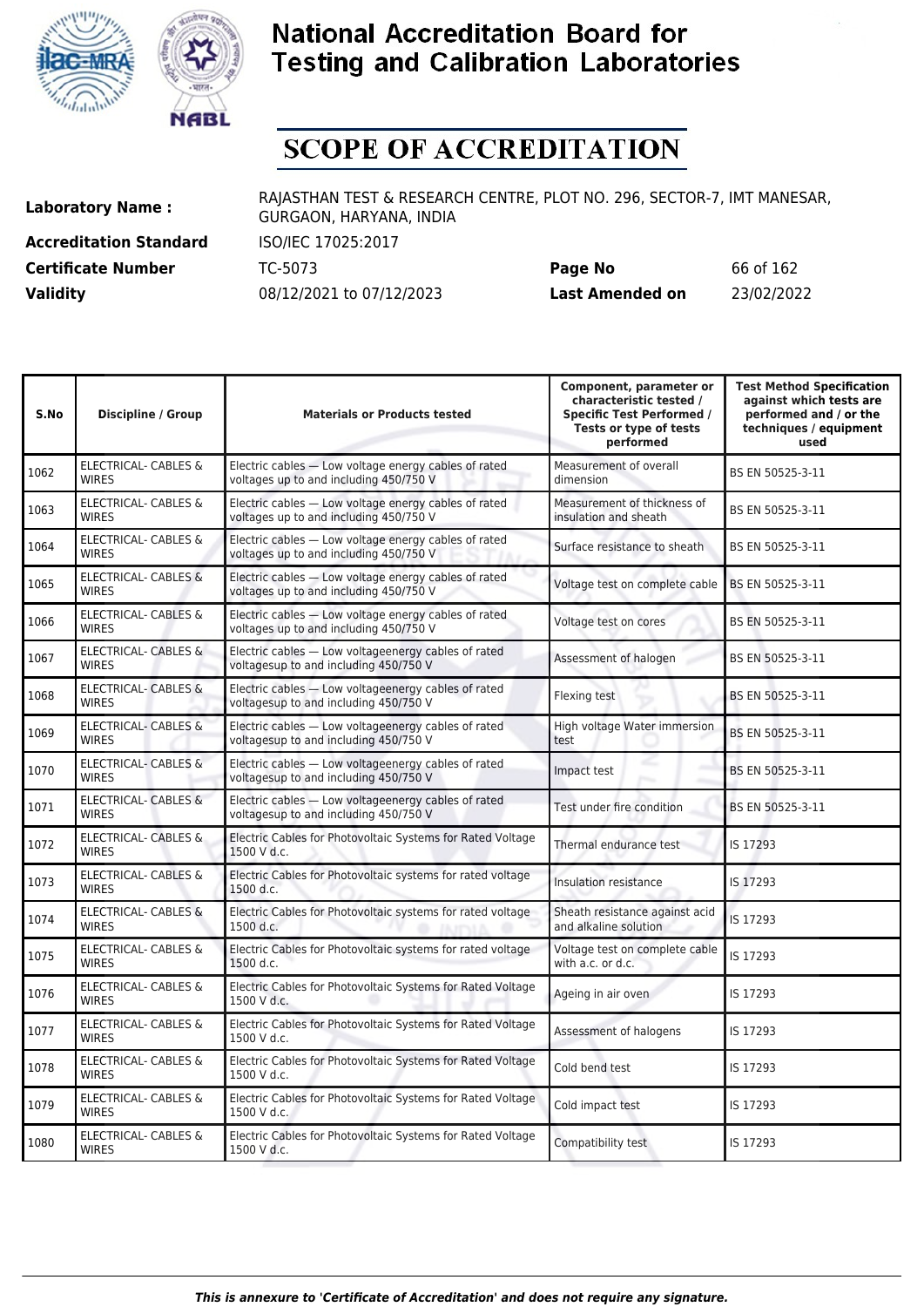# National Accreditation Board for Testing and Calibration Laboratories

# SCOPE OF ACCREDITATION

| | | | |
|---|---|---|---|
| **Laboratory Name :** | RAJASTHAN TEST & RESEARCH CENTRE, PLOT NO. 296, SECTOR-7, IMT MANESAR, GURGAON, HARYANA, INDIA | | |
| **Accreditation Standard** | ISO/IEC 17025:2017 | | |
| **Certificate Number** | TC-5073 | **Page No** | 66 of 162 |
| **Validity** | 08/12/2021 to 07/12/2023 | **Last Amended on** | 23/02/2022 |

| S.No | Discipline / Group | Materials or Products tested | Component, parameter or characteristic tested / Specific Test Performed / Tests or type of tests performed | Test Method Specification against which tests are performed and / or the techniques / equipment used |
|---|---|---|---|---|
| 1062 | ELECTRICAL- CABLES & WIRES | Electric cables — Low voltage energy cables of rated voltages up to and including 450/750 V | Measurement of overall dimension | BS EN 50525-3-11 |
| 1063 | ELECTRICAL- CABLES & WIRES | Electric cables — Low voltage energy cables of rated voltages up to and including 450/750 V | Measurement of thickness of insulation and sheath | BS EN 50525-3-11 |
| 1064 | ELECTRICAL- CABLES & WIRES | Electric cables — Low voltage energy cables of rated voltages up to and including 450/750 V | Surface resistance to sheath | BS EN 50525-3-11 |
| 1065 | ELECTRICAL- CABLES & WIRES | Electric cables — Low voltage energy cables of rated voltages up to and including 450/750 V | Voltage test on complete cable | BS EN 50525-3-11 |
| 1066 | ELECTRICAL- CABLES & WIRES | Electric cables — Low voltage energy cables of rated voltages up to and including 450/750 V | Voltage test on cores | BS EN 50525-3-11 |
| 1067 | ELECTRICAL- CABLES & WIRES | Electric cables — Low voltageenergy cables of rated voltagesup to and including 450/750 V | Assessment of halogen | BS EN 50525-3-11 |
| 1068 | ELECTRICAL- CABLES & WIRES | Electric cables — Low voltageenergy cables of rated voltagesup to and including 450/750 V | Flexing test | BS EN 50525-3-11 |
| 1069 | ELECTRICAL- CABLES & WIRES | Electric cables — Low voltageenergy cables of rated voltagesup to and including 450/750 V | High voltage Water immersion test | BS EN 50525-3-11 |
| 1070 | ELECTRICAL- CABLES & WIRES | Electric cables — Low voltageenergy cables of rated voltagesup to and including 450/750 V | Impact test | BS EN 50525-3-11 |
| 1071 | ELECTRICAL- CABLES & WIRES | Electric cables — Low voltageenergy cables of rated voltagesup to and including 450/750 V | Test under fire condition | BS EN 50525-3-11 |
| 1072 | ELECTRICAL- CABLES & WIRES | Electric Cables for Photovoltaic Systems for Rated Voltage 1500 V d.c. | Thermal endurance test | IS 17293 |
| 1073 | ELECTRICAL- CABLES & WIRES | Electric Cables for Photovoltaic systems for rated voltage 1500 d.c. | Insulation resistance | IS 17293 |
| 1074 | ELECTRICAL- CABLES & WIRES | Electric Cables for Photovoltaic systems for rated voltage 1500 d.c. | Sheath resistance against acid and alkaline solution | IS 17293 |
| 1075 | ELECTRICAL- CABLES & WIRES | Electric Cables for Photovoltaic systems for rated voltage 1500 d.c. | Voltage test on complete cable with a.c. or d.c. | IS 17293 |
| 1076 | ELECTRICAL- CABLES & WIRES | Electric Cables for Photovoltaic Systems for Rated Voltage 1500 V d.c. | Ageing in air oven | IS 17293 |
| 1077 | ELECTRICAL- CABLES & WIRES | Electric Cables for Photovoltaic Systems for Rated Voltage 1500 V d.c. | Assessment of halogens | IS 17293 |
| 1078 | ELECTRICAL- CABLES & WIRES | Electric Cables for Photovoltaic Systems for Rated Voltage 1500 V d.c. | Cold bend test | IS 17293 |
| 1079 | ELECTRICAL- CABLES & WIRES | Electric Cables for Photovoltaic Systems for Rated Voltage 1500 V d.c. | Cold impact test | IS 17293 |
| 1080 | ELECTRICAL- CABLES & WIRES | Electric Cables for Photovoltaic Systems for Rated Voltage 1500 V d.c. | Compatibility test | IS 17293 |

*This is annexure to 'Certificate of Accreditation' and does not require any signature.*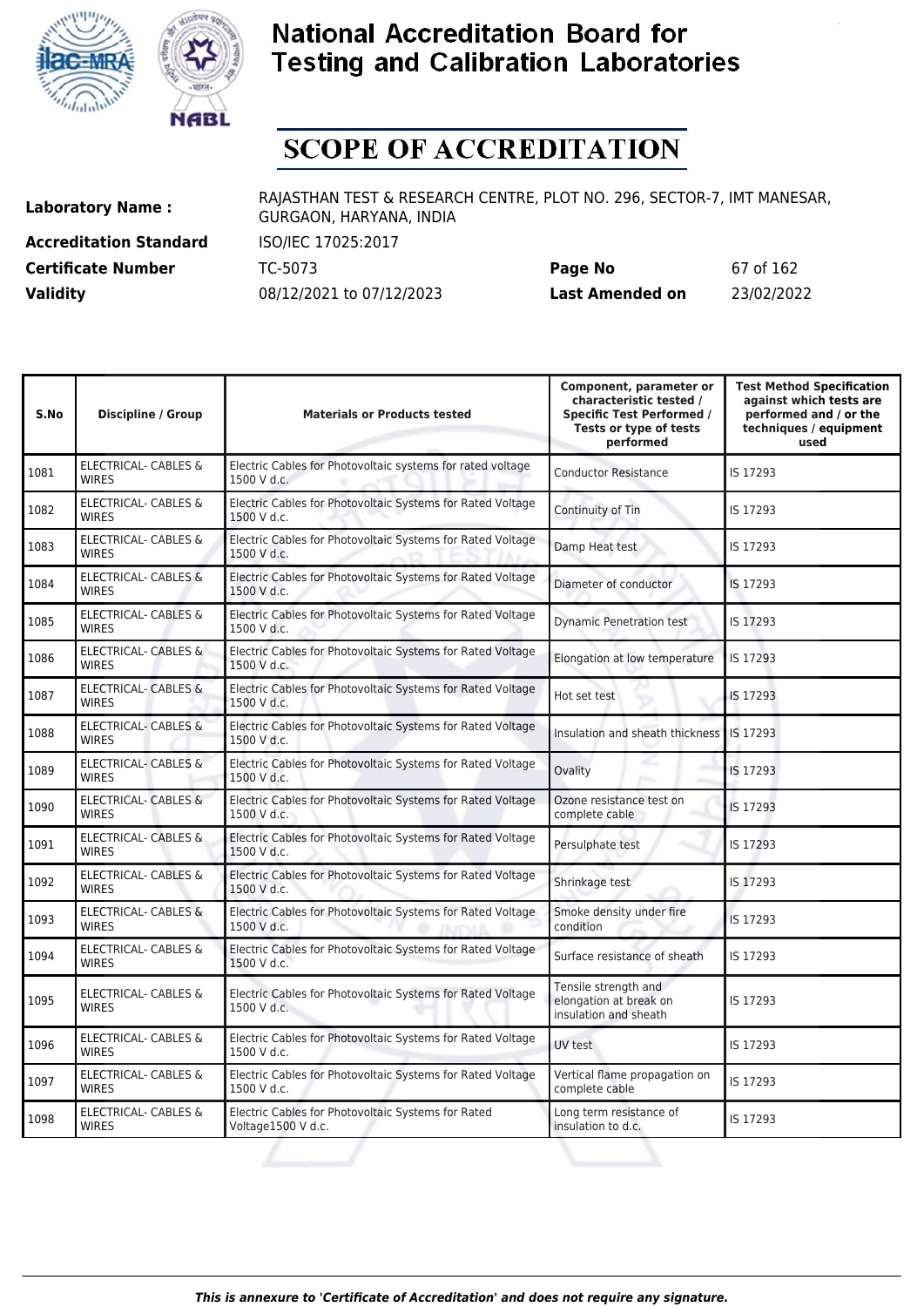# National Accreditation Board for Testing and Calibration Laboratories

# SCOPE OF ACCREDITATION

| | | | |
|---|---|---|---|
| **Laboratory Name :** | RAJASTHAN TEST & RESEARCH CENTRE, PLOT NO. 296, SECTOR-7, IMT MANESAR, GURGAON, HARYANA, INDIA | | |
| **Accreditation Standard** | ISO/IEC 17025:2017 | | |
| **Certificate Number** | TC-5073 | **Page No** | 67 of 162 |
| **Validity** | 08/12/2021 to 07/12/2023 | **Last Amended on** | 23/02/2022 |

| S.No | Discipline / Group | Materials or Products tested | Component, parameter or characteristic tested / Specific Test Performed / Tests or type of tests performed | Test Method Specification against which tests are performed and / or the techniques / equipment used |
|---|---|---|---|---|
| 1081 | ELECTRICAL- CABLES & WIRES | Electric Cables for Photovoltaic systems for rated voltage 1500 V d.c. | Conductor Resistance | IS 17293 |
| 1082 | ELECTRICAL- CABLES & WIRES | Electric Cables for Photovoltaic Systems for Rated Voltage 1500 V d.c. | Continuity of Tin | IS 17293 |
| 1083 | ELECTRICAL- CABLES & WIRES | Electric Cables for Photovoltaic Systems for Rated Voltage 1500 V d.c. | Damp Heat test | IS 17293 |
| 1084 | ELECTRICAL- CABLES & WIRES | Electric Cables for Photovoltaic Systems for Rated Voltage 1500 V d.c. | Diameter of conductor | IS 17293 |
| 1085 | ELECTRICAL- CABLES & WIRES | Electric Cables for Photovoltaic Systems for Rated Voltage 1500 V d.c. | Dynamic Penetration test | IS 17293 |
| 1086 | ELECTRICAL- CABLES & WIRES | Electric Cables for Photovoltaic Systems for Rated Voltage 1500 V d.c. | Elongation at low temperature | IS 17293 |
| 1087 | ELECTRICAL- CABLES & WIRES | Electric Cables for Photovoltaic Systems for Rated Voltage 1500 V d.c. | Hot set test | IS 17293 |
| 1088 | ELECTRICAL- CABLES & WIRES | Electric Cables for Photovoltaic Systems for Rated Voltage 1500 V d.c. | Insulation and sheath thickness | IS 17293 |
| 1089 | ELECTRICAL- CABLES & WIRES | Electric Cables for Photovoltaic Systems for Rated Voltage 1500 V d.c. | Ovality | IS 17293 |
| 1090 | ELECTRICAL- CABLES & WIRES | Electric Cables for Photovoltaic Systems for Rated Voltage 1500 V d.c. | Ozone resistance test on complete cable | IS 17293 |
| 1091 | ELECTRICAL- CABLES & WIRES | Electric Cables for Photovoltaic Systems for Rated Voltage 1500 V d.c. | Persulphate test | IS 17293 |
| 1092 | ELECTRICAL- CABLES & WIRES | Electric Cables for Photovoltaic Systems for Rated Voltage 1500 V d.c. | Shrinkage test | IS 17293 |
| 1093 | ELECTRICAL- CABLES & WIRES | Electric Cables for Photovoltaic Systems for Rated Voltage 1500 V d.c. | Smoke density under fire condition | IS 17293 |
| 1094 | ELECTRICAL- CABLES & WIRES | Electric Cables for Photovoltaic Systems for Rated Voltage 1500 V d.c. | Surface resistance of sheath | IS 17293 |
| 1095 | ELECTRICAL- CABLES & WIRES | Electric Cables for Photovoltaic Systems for Rated Voltage 1500 V d.c. | Tensile strength and elongation at break on insulation and sheath | IS 17293 |
| 1096 | ELECTRICAL- CABLES & WIRES | Electric Cables for Photovoltaic Systems for Rated Voltage 1500 V d.c. | UV test | IS 17293 |
| 1097 | ELECTRICAL- CABLES & WIRES | Electric Cables for Photovoltaic Systems for Rated Voltage 1500 V d.c. | Vertical flame propagation on complete cable | IS 17293 |
| 1098 | ELECTRICAL- CABLES & WIRES | Electric Cables for Photovoltaic Systems for Rated Voltage1500 V d.c. | Long term resistance of insulation to d.c. | IS 17293 |

*This is annexure to 'Certificate of Accreditation' and does not require any signature.*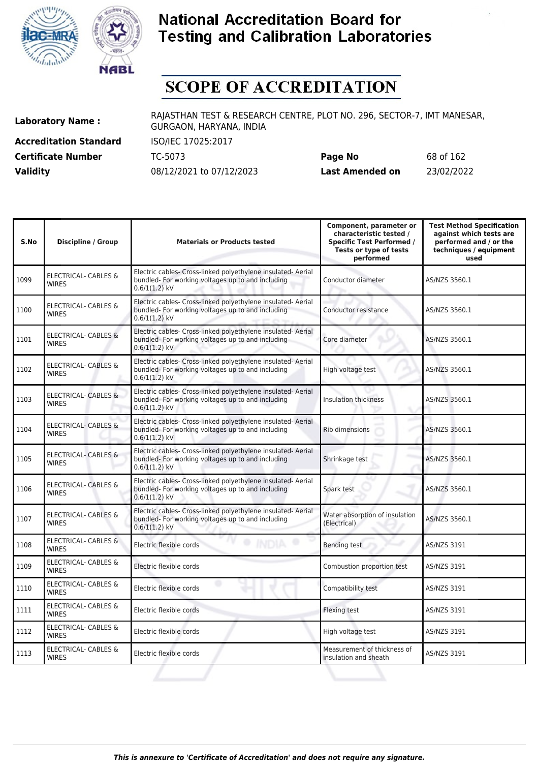# National Accreditation Board for Testing and Calibration Laboratories

# SCOPE OF ACCREDITATION

**Laboratory Name :** RAJASTHAN TEST & RESEARCH CENTRE, PLOT NO. 296, SECTOR-7, IMT MANESAR, GURGAON, HARYANA, INDIA

**Accreditation Standard** ISO/IEC 17025:2017

**Certificate Number** TC-5073 **Page No** 68 of 162

**Validity** 08/12/2021 to 07/12/2023 **Last Amended on** 23/02/2022

| S.No | Discipline / Group | Materials or Products tested | Component, parameter or characteristic tested / Specific Test Performed / Tests or type of tests performed | Test Method Specification against which tests are performed and / or the techniques / equipment used |
|---|---|---|---|---|
| 1099 | ELECTRICAL- CABLES & WIRES | Electric cables- Cross-linked polyethylene insulated- Aerial bundled- For working voltages up to and including 0.6/1(1.2) kV | Conductor diameter | AS/NZS 3560.1 |
| 1100 | ELECTRICAL- CABLES & WIRES | Electric cables- Cross-linked polyethylene insulated- Aerial bundled- For working voltages up to and including 0.6/1(1.2) kV | Conductor resistance | AS/NZS 3560.1 |
| 1101 | ELECTRICAL- CABLES & WIRES | Electric cables- Cross-linked polyethylene insulated- Aerial bundled- For working voltages up to and including 0.6/1(1.2) kV | Core diameter | AS/NZS 3560.1 |
| 1102 | ELECTRICAL- CABLES & WIRES | Electric cables- Cross-linked polyethylene insulated- Aerial bundled- For working voltages up to and including 0.6/1(1.2) kV | High voltage test | AS/NZS 3560.1 |
| 1103 | ELECTRICAL- CABLES & WIRES | Electric cables- Cross-linked polyethylene insulated- Aerial bundled- For working voltages up to and including 0.6/1(1.2) kV | Insulation thickness | AS/NZS 3560.1 |
| 1104 | ELECTRICAL- CABLES & WIRES | Electric cables- Cross-linked polyethylene insulated- Aerial bundled- For working voltages up to and including 0.6/1(1.2) kV | Rib dimensions | AS/NZS 3560.1 |
| 1105 | ELECTRICAL- CABLES & WIRES | Electric cables- Cross-linked polyethylene insulated- Aerial bundled- For working voltages up to and including 0.6/1(1.2) kV | Shrinkage test | AS/NZS 3560.1 |
| 1106 | ELECTRICAL- CABLES & WIRES | Electric cables- Cross-linked polyethylene insulated- Aerial bundled- For working voltages up to and including 0.6/1(1.2) kV | Spark test | AS/NZS 3560.1 |
| 1107 | ELECTRICAL- CABLES & WIRES | Electric cables- Cross-linked polyethylene insulated- Aerial bundled- For working voltages up to and including 0.6/1(1.2) kV | Water absorption of insulation (Electrical) | AS/NZS 3560.1 |
| 1108 | ELECTRICAL- CABLES & WIRES | Electric flexible cords | Bending test | AS/NZS 3191 |
| 1109 | ELECTRICAL- CABLES & WIRES | Electric flexible cords | Combustion proportion test | AS/NZS 3191 |
| 1110 | ELECTRICAL- CABLES & WIRES | Electric flexible cords | Compatibility test | AS/NZS 3191 |
| 1111 | ELECTRICAL- CABLES & WIRES | Electric flexible cords | Flexing test | AS/NZS 3191 |
| 1112 | ELECTRICAL- CABLES & WIRES | Electric flexible cords | High voltage test | AS/NZS 3191 |
| 1113 | ELECTRICAL- CABLES & WIRES | Electric flexible cords | Measurement of thickness of insulation and sheath | AS/NZS 3191 |

*This is annexure to 'Certificate of Accreditation' and does not require any signature.*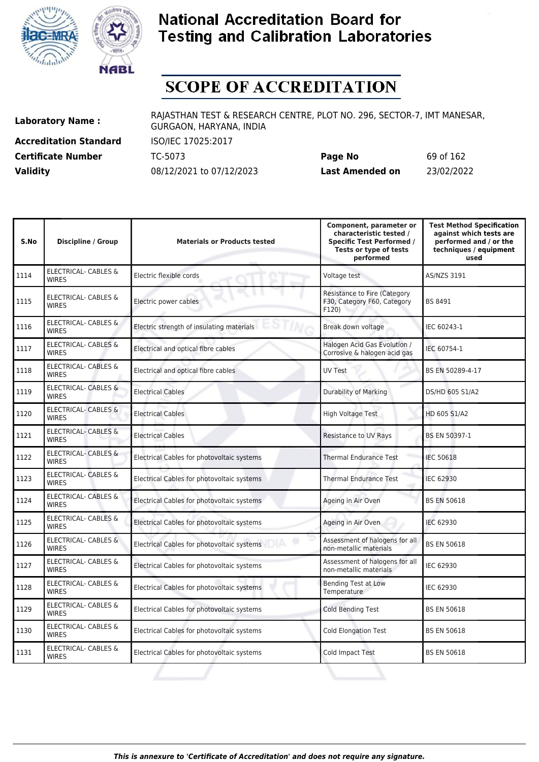# National Accreditation Board for Testing and Calibration Laboratories

## SCOPE OF ACCREDITATION

**Laboratory Name :** RAJASTHAN TEST & RESEARCH CENTRE, PLOT NO. 296, SECTOR-7, IMT MANESAR, GURGAON, HARYANA, INDIA

**Accreditation Standard** ISO/IEC 17025:2017

**Certificate Number** TC-5073 **Page No** 69 of 162

**Validity** 08/12/2021 to 07/12/2023 **Last Amended on** 23/02/2022

| S.No | Discipline / Group | Materials or Products tested | Component, parameter or characteristic tested / Specific Test Performed / Tests or type of tests performed | Test Method Specification against which tests are performed and / or the techniques / equipment used |
|---|---|---|---|---|
| 1114 | ELECTRICAL- CABLES & WIRES | Electric flexible cords | Voltage test | AS/NZS 3191 |
| 1115 | ELECTRICAL- CABLES & WIRES | Electric power cables | Resistance to Fire (Category F30, Category F60, Category F120) | BS 8491 |
| 1116 | ELECTRICAL- CABLES & WIRES | Electric strength of insulating materials | Break down voltage | IEC 60243-1 |
| 1117 | ELECTRICAL- CABLES & WIRES | Electrical and optical fibre cables | Halogen Acid Gas Evolution / Corrosive & halogen acid gas | IEC 60754-1 |
| 1118 | ELECTRICAL- CABLES & WIRES | Electrical and optical fibre cables | UV Test | BS EN 50289-4-17 |
| 1119 | ELECTRICAL- CABLES & WIRES | Electrical Cables | Durability of Marking | DS/HD 605 S1/A2 |
| 1120 | ELECTRICAL- CABLES & WIRES | Electrical Cables | High Voltage Test | HD 605 S1/A2 |
| 1121 | ELECTRICAL- CABLES & WIRES | Electrical Cables | Resistance to UV Rays | BS EN 50397-1 |
| 1122 | ELECTRICAL- CABLES & WIRES | Electrical Cables for photovoltaic systems | Thermal Endurance Test | IEC 50618 |
| 1123 | ELECTRICAL- CABLES & WIRES | Electrical Cables for photovoltaic systems | Thermal Endurance Test | IEC 62930 |
| 1124 | ELECTRICAL- CABLES & WIRES | Electrical Cables for photovoltaic systems | Ageing in Air Oven | BS EN 50618 |
| 1125 | ELECTRICAL- CABLES & WIRES | Electrical Cables for photovoltaic systems | Ageing in Air Oven | IEC 62930 |
| 1126 | ELECTRICAL- CABLES & WIRES | Electrical Cables for photovoltaic systems | Assessment of halogens for all non-metallic materials | BS EN 50618 |
| 1127 | ELECTRICAL- CABLES & WIRES | Electrical Cables for photovoltaic systems | Assessment of halogens for all non-metallic materials | IEC 62930 |
| 1128 | ELECTRICAL- CABLES & WIRES | Electrical Cables for photovoltaic systems | Bending Test at Low Temperature | IEC 62930 |
| 1129 | ELECTRICAL- CABLES & WIRES | Electrical Cables for photovoltaic systems | Cold Bending Test | BS EN 50618 |
| 1130 | ELECTRICAL- CABLES & WIRES | Electrical Cables for photovoltaic systems | Cold Elongation Test | BS EN 50618 |
| 1131 | ELECTRICAL- CABLES & WIRES | Electrical Cables for photovoltaic systems | Cold Impact Test | BS EN 50618 |

*This is annexure to 'Certificate of Accreditation' and does not require any signature.*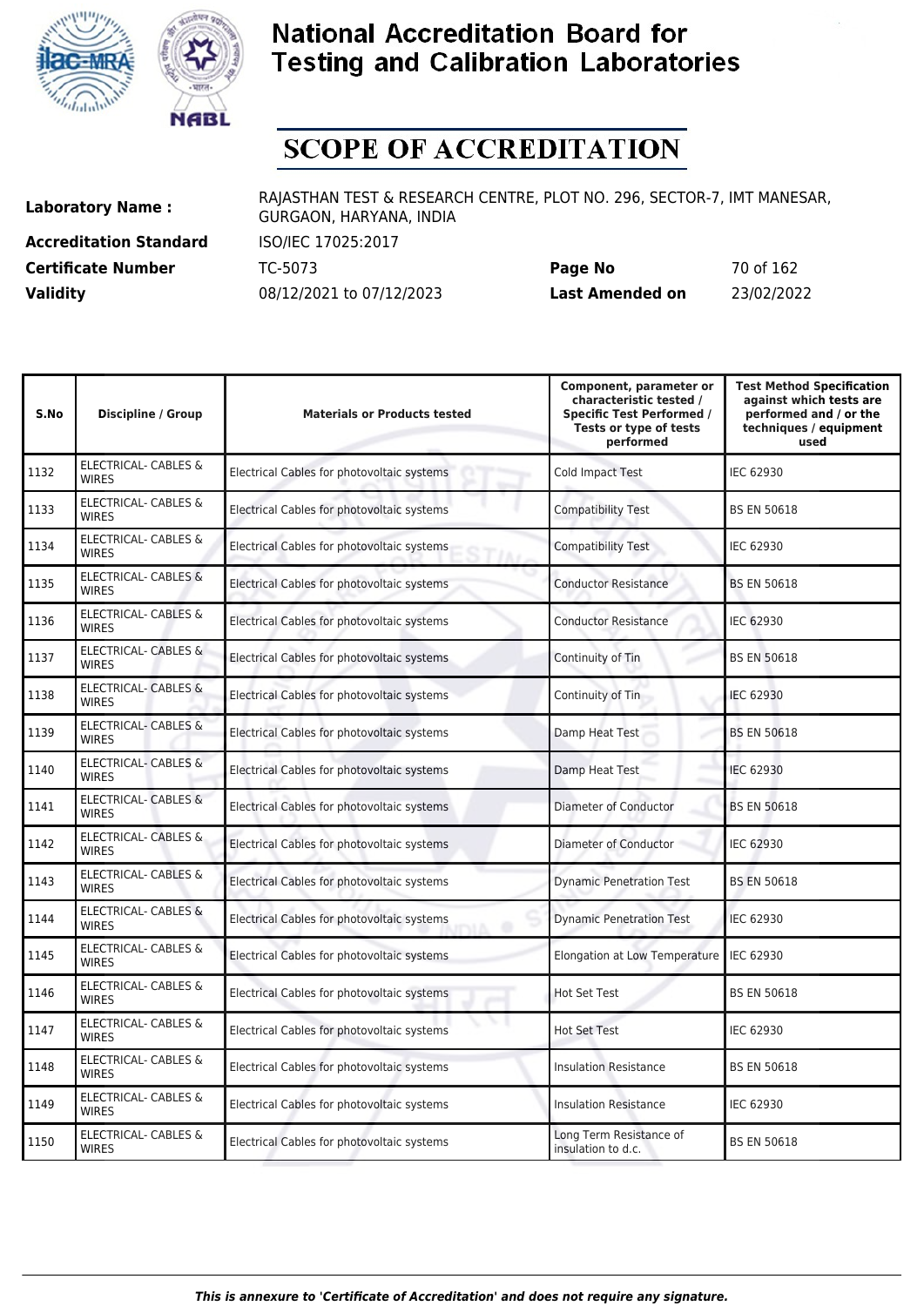# National Accreditation Board for Testing and Calibration Laboratories

## SCOPE OF ACCREDITATION

**Laboratory Name :** RAJASTHAN TEST & RESEARCH CENTRE, PLOT NO. 296, SECTOR-7, IMT MANESAR, GURGAON, HARYANA, INDIA

**Accreditation Standard** ISO/IEC 17025:2017

**Certificate Number** TC-5073 **Page No** 70 of 162

**Validity** 08/12/2021 to 07/12/2023 **Last Amended on** 23/02/2022

| S.No | Discipline / Group | Materials or Products tested | Component, parameter or characteristic tested / Specific Test Performed / Tests or type of tests performed | Test Method Specification against which tests are performed and / or the techniques / equipment used |
|---|---|---|---|---|
| 1132 | ELECTRICAL- CABLES & WIRES | Electrical Cables for photovoltaic systems | Cold Impact Test | IEC 62930 |
| 1133 | ELECTRICAL- CABLES & WIRES | Electrical Cables for photovoltaic systems | Compatibility Test | BS EN 50618 |
| 1134 | ELECTRICAL- CABLES & WIRES | Electrical Cables for photovoltaic systems | Compatibility Test | IEC 62930 |
| 1135 | ELECTRICAL- CABLES & WIRES | Electrical Cables for photovoltaic systems | Conductor Resistance | BS EN 50618 |
| 1136 | ELECTRICAL- CABLES & WIRES | Electrical Cables for photovoltaic systems | Conductor Resistance | IEC 62930 |
| 1137 | ELECTRICAL- CABLES & WIRES | Electrical Cables for photovoltaic systems | Continuity of Tin | BS EN 50618 |
| 1138 | ELECTRICAL- CABLES & WIRES | Electrical Cables for photovoltaic systems | Continuity of Tin | IEC 62930 |
| 1139 | ELECTRICAL- CABLES & WIRES | Electrical Cables for photovoltaic systems | Damp Heat Test | BS EN 50618 |
| 1140 | ELECTRICAL- CABLES & WIRES | Electrical Cables for photovoltaic systems | Damp Heat Test | IEC 62930 |
| 1141 | ELECTRICAL- CABLES & WIRES | Electrical Cables for photovoltaic systems | Diameter of Conductor | BS EN 50618 |
| 1142 | ELECTRICAL- CABLES & WIRES | Electrical Cables for photovoltaic systems | Diameter of Conductor | IEC 62930 |
| 1143 | ELECTRICAL- CABLES & WIRES | Electrical Cables for photovoltaic systems | Dynamic Penetration Test | BS EN 50618 |
| 1144 | ELECTRICAL- CABLES & WIRES | Electrical Cables for photovoltaic systems | Dynamic Penetration Test | IEC 62930 |
| 1145 | ELECTRICAL- CABLES & WIRES | Electrical Cables for photovoltaic systems | Elongation at Low Temperature | IEC 62930 |
| 1146 | ELECTRICAL- CABLES & WIRES | Electrical Cables for photovoltaic systems | Hot Set Test | BS EN 50618 |
| 1147 | ELECTRICAL- CABLES & WIRES | Electrical Cables for photovoltaic systems | Hot Set Test | IEC 62930 |
| 1148 | ELECTRICAL- CABLES & WIRES | Electrical Cables for photovoltaic systems | Insulation Resistance | BS EN 50618 |
| 1149 | ELECTRICAL- CABLES & WIRES | Electrical Cables for photovoltaic systems | Insulation Resistance | IEC 62930 |
| 1150 | ELECTRICAL- CABLES & WIRES | Electrical Cables for photovoltaic systems | Long Term Resistance of insulation to d.c. | BS EN 50618 |

*This is annexure to 'Certificate of Accreditation' and does not require any signature.*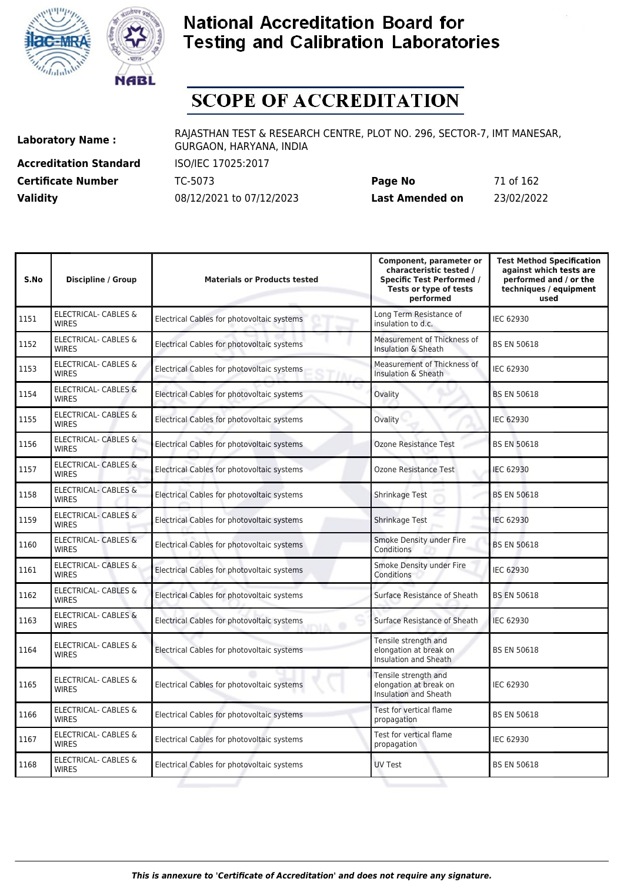# National Accreditation Board for Testing and Calibration Laboratories

## SCOPE OF ACCREDITATION

| | | | |
|---|---|---|---|
| **Laboratory Name :** | RAJASTHAN TEST & RESEARCH CENTRE, PLOT NO. 296, SECTOR-7, IMT MANESAR, GURGAON, HARYANA, INDIA | | |
| **Accreditation Standard** | ISO/IEC 17025:2017 | | |
| **Certificate Number** | TC-5073 | **Page No** | 71 of 162 |
| **Validity** | 08/12/2021 to 07/12/2023 | **Last Amended on** | 23/02/2022 |

| S.No | Discipline / Group | Materials or Products tested | Component, parameter or characteristic tested / Specific Test Performed / Tests or type of tests performed | Test Method Specification against which tests are performed and / or the techniques / equipment used |
|---|---|---|---|---|
| 1151 | ELECTRICAL- CABLES & WIRES | Electrical Cables for photovoltaic systems | Long Term Resistance of insulation to d.c. | IEC 62930 |
| 1152 | ELECTRICAL- CABLES & WIRES | Electrical Cables for photovoltaic systems | Measurement of Thickness of Insulation & Sheath | BS EN 50618 |
| 1153 | ELECTRICAL- CABLES & WIRES | Electrical Cables for photovoltaic systems | Measurement of Thickness of Insulation & Sheath | IEC 62930 |
| 1154 | ELECTRICAL- CABLES & WIRES | Electrical Cables for photovoltaic systems | Ovality | BS EN 50618 |
| 1155 | ELECTRICAL- CABLES & WIRES | Electrical Cables for photovoltaic systems | Ovality | IEC 62930 |
| 1156 | ELECTRICAL- CABLES & WIRES | Electrical Cables for photovoltaic systems | Ozone Resistance Test | BS EN 50618 |
| 1157 | ELECTRICAL- CABLES & WIRES | Electrical Cables for photovoltaic systems | Ozone Resistance Test | IEC 62930 |
| 1158 | ELECTRICAL- CABLES & WIRES | Electrical Cables for photovoltaic systems | Shrinkage Test | BS EN 50618 |
| 1159 | ELECTRICAL- CABLES & WIRES | Electrical Cables for photovoltaic systems | Shrinkage Test | IEC 62930 |
| 1160 | ELECTRICAL- CABLES & WIRES | Electrical Cables for photovoltaic systems | Smoke Density under Fire Conditions | BS EN 50618 |
| 1161 | ELECTRICAL- CABLES & WIRES | Electrical Cables for photovoltaic systems | Smoke Density under Fire Conditions | IEC 62930 |
| 1162 | ELECTRICAL- CABLES & WIRES | Electrical Cables for photovoltaic systems | Surface Resistance of Sheath | BS EN 50618 |
| 1163 | ELECTRICAL- CABLES & WIRES | Electrical Cables for photovoltaic systems | Surface Resistance of Sheath | IEC 62930 |
| 1164 | ELECTRICAL- CABLES & WIRES | Electrical Cables for photovoltaic systems | Tensile strength and elongation at break on Insulation and Sheath | BS EN 50618 |
| 1165 | ELECTRICAL- CABLES & WIRES | Electrical Cables for photovoltaic systems | Tensile strength and elongation at break on Insulation and Sheath | IEC 62930 |
| 1166 | ELECTRICAL- CABLES & WIRES | Electrical Cables for photovoltaic systems | Test for vertical flame propagation | BS EN 50618 |
| 1167 | ELECTRICAL- CABLES & WIRES | Electrical Cables for photovoltaic systems | Test for vertical flame propagation | IEC 62930 |
| 1168 | ELECTRICAL- CABLES & WIRES | Electrical Cables for photovoltaic systems | UV Test | BS EN 50618 |

*This is annexure to 'Certificate of Accreditation' and does not require any signature.*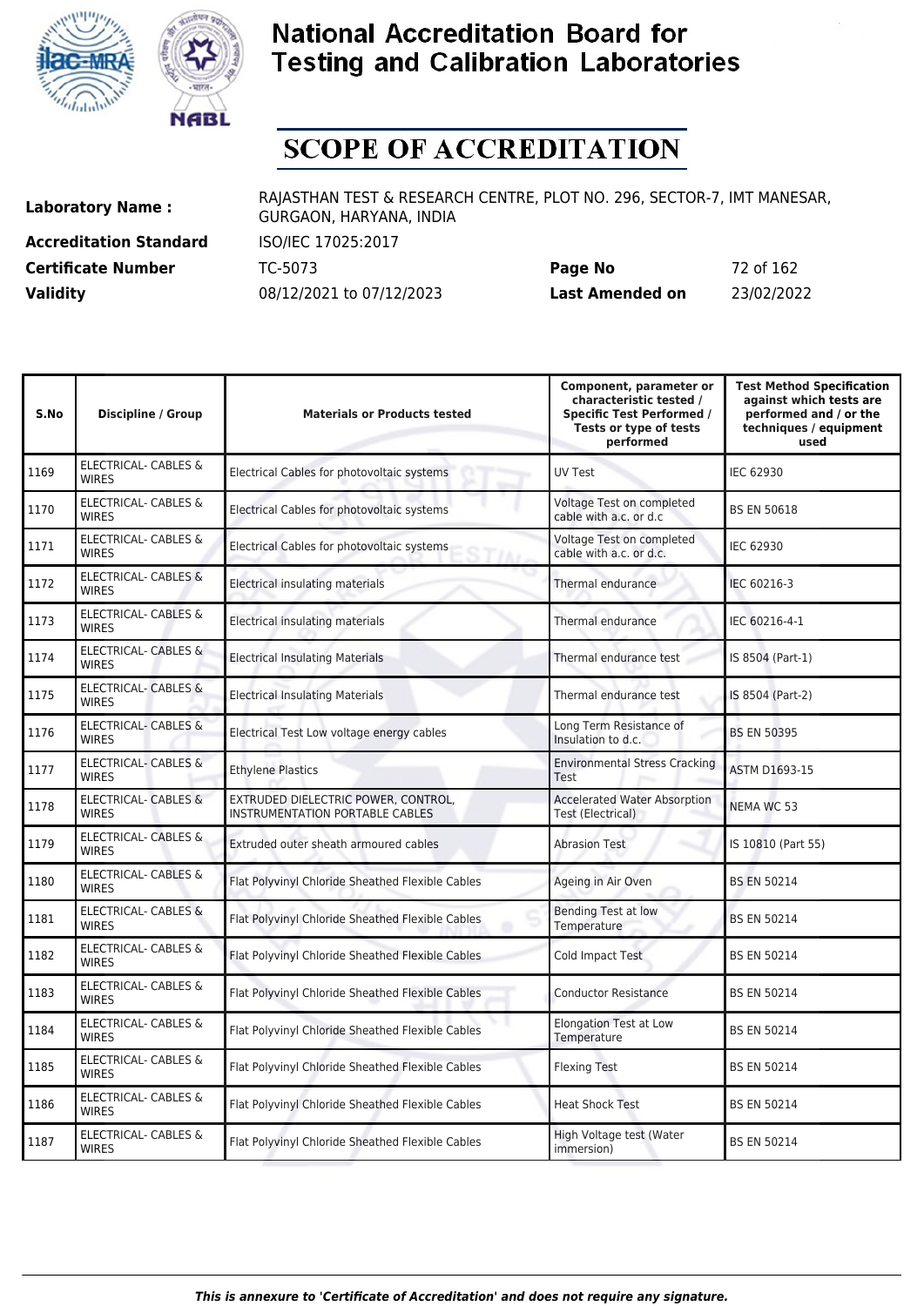# National Accreditation Board for Testing and Calibration Laboratories

# SCOPE OF ACCREDITATION

**Laboratory Name :** RAJASTHAN TEST & RESEARCH CENTRE, PLOT NO. 296, SECTOR-7, IMT MANESAR, GURGAON, HARYANA, INDIA

**Accreditation Standard** ISO/IEC 17025:2017

**Certificate Number** TC-5073 **Page No** 72 of 162

**Validity** 08/12/2021 to 07/12/2023 **Last Amended on** 23/02/2022

| S.No | Discipline / Group | Materials or Products tested | Component, parameter or characteristic tested / Specific Test Performed / Tests or type of tests performed | Test Method Specification against which tests are performed and / or the techniques / equipment used |
|---|---|---|---|---|
| 1169 | ELECTRICAL- CABLES & WIRES | Electrical Cables for photovoltaic systems | UV Test | IEC 62930 |
| 1170 | ELECTRICAL- CABLES & WIRES | Electrical Cables for photovoltaic systems | Voltage Test on completed cable with a.c. or d.c | BS EN 50618 |
| 1171 | ELECTRICAL- CABLES & WIRES | Electrical Cables for photovoltaic systems | Voltage Test on completed cable with a.c. or d.c. | IEC 62930 |
| 1172 | ELECTRICAL- CABLES & WIRES | Electrical insulating materials | Thermal endurance | IEC 60216-3 |
| 1173 | ELECTRICAL- CABLES & WIRES | Electrical insulating materials | Thermal endurance | IEC 60216-4-1 |
| 1174 | ELECTRICAL- CABLES & WIRES | Electrical Insulating Materials | Thermal endurance test | IS 8504 (Part-1) |
| 1175 | ELECTRICAL- CABLES & WIRES | Electrical Insulating Materials | Thermal endurance test | IS 8504 (Part-2) |
| 1176 | ELECTRICAL- CABLES & WIRES | Electrical Test Low voltage energy cables | Long Term Resistance of Insulation to d.c. | BS EN 50395 |
| 1177 | ELECTRICAL- CABLES & WIRES | Ethylene Plastics | Environmental Stress Cracking Test | ASTM D1693-15 |
| 1178 | ELECTRICAL- CABLES & WIRES | EXTRUDED DIELECTRIC POWER, CONTROL, INSTRUMENTATION PORTABLE CABLES | Accelerated Water Absorption Test (Electrical) | NEMA WC 53 |
| 1179 | ELECTRICAL- CABLES & WIRES | Extruded outer sheath armoured cables | Abrasion Test | IS 10810 (Part 55) |
| 1180 | ELECTRICAL- CABLES & WIRES | Flat Polyvinyl Chloride Sheathed Flexible Cables | Ageing in Air Oven | BS EN 50214 |
| 1181 | ELECTRICAL- CABLES & WIRES | Flat Polyvinyl Chloride Sheathed Flexible Cables | Bending Test at low Temperature | BS EN 50214 |
| 1182 | ELECTRICAL- CABLES & WIRES | Flat Polyvinyl Chloride Sheathed Flexible Cables | Cold Impact Test | BS EN 50214 |
| 1183 | ELECTRICAL- CABLES & WIRES | Flat Polyvinyl Chloride Sheathed Flexible Cables | Conductor Resistance | BS EN 50214 |
| 1184 | ELECTRICAL- CABLES & WIRES | Flat Polyvinyl Chloride Sheathed Flexible Cables | Elongation Test at Low Temperature | BS EN 50214 |
| 1185 | ELECTRICAL- CABLES & WIRES | Flat Polyvinyl Chloride Sheathed Flexible Cables | Flexing Test | BS EN 50214 |
| 1186 | ELECTRICAL- CABLES & WIRES | Flat Polyvinyl Chloride Sheathed Flexible Cables | Heat Shock Test | BS EN 50214 |
| 1187 | ELECTRICAL- CABLES & WIRES | Flat Polyvinyl Chloride Sheathed Flexible Cables | High Voltage test (Water immersion) | BS EN 50214 |

*This is annexure to 'Certificate of Accreditation' and does not require any signature.*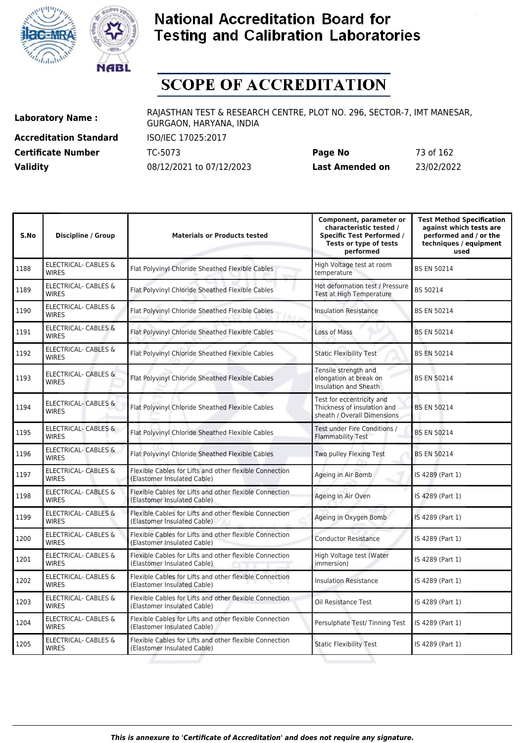# National Accreditation Board for Testing and Calibration Laboratories

# SCOPE OF ACCREDITATION

| | | | |
|---|---|---|---|
| **Laboratory Name :** | RAJASTHAN TEST & RESEARCH CENTRE, PLOT NO. 296, SECTOR-7, IMT MANESAR, GURGAON, HARYANA, INDIA | | |
| **Accreditation Standard** | ISO/IEC 17025:2017 | | |
| **Certificate Number** | TC-5073 | **Page No** | 73 of 162 |
| **Validity** | 08/12/2021 to 07/12/2023 | **Last Amended on** | 23/02/2022 |

| S.No | Discipline / Group | Materials or Products tested | Component, parameter or characteristic tested / Specific Test Performed / Tests or type of tests performed | Test Method Specification against which tests are performed and / or the techniques / equipment used |
|---|---|---|---|---|
| 1188 | ELECTRICAL- CABLES & WIRES | Flat Polyvinyl Chloride Sheathed Flexible Cables | High Voltage test at room temperature | BS EN 50214 |
| 1189 | ELECTRICAL- CABLES & WIRES | Flat Polyvinyl Chloride Sheathed Flexible Cables | Hot deformation test / Pressure Test at High Temperature | BS 50214 |
| 1190 | ELECTRICAL- CABLES & WIRES | Flat Polyvinyl Chloride Sheathed Flexible Cables | Insulation Resistance | BS EN 50214 |
| 1191 | ELECTRICAL- CABLES & WIRES | Flat Polyvinyl Chloride Sheathed Flexible Cables | Loss of Mass | BS EN 50214 |
| 1192 | ELECTRICAL- CABLES & WIRES | Flat Polyvinyl Chloride Sheathed Flexible Cables | Static Flexibility Test | BS EN 50214 |
| 1193 | ELECTRICAL- CABLES & WIRES | Flat Polyvinyl Chloride Sheathed Flexible Cables | Tensile strength and elongation at break on Insulation and Sheath | BS EN 50214 |
| 1194 | ELECTRICAL- CABLES & WIRES | Flat Polyvinyl Chloride Sheathed Flexible Cables | Test for eccentricity and Thickness of insulation and sheath / Overall Dimensions | BS EN 50214 |
| 1195 | ELECTRICAL- CABLES & WIRES | Flat Polyvinyl Chloride Sheathed Flexible Cables | Test under Fire Conditions / Flammability Test | BS EN 50214 |
| 1196 | ELECTRICAL- CABLES & WIRES | Flat Polyvinyl Chloride Sheathed Flexible Cables | Two pulley Flexing Test | BS EN 50214 |
| 1197 | ELECTRICAL- CABLES & WIRES | Flexible Cables for Lifts and other flexible Connection (Elastomer Insulated Cable) | Ageing in Air Bomb | IS 4289 (Part 1) |
| 1198 | ELECTRICAL- CABLES & WIRES | Flexible Cables for Lifts and other flexible Connection (Elastomer Insulated Cable) | Ageing in Air Oven | IS 4289 (Part 1) |
| 1199 | ELECTRICAL- CABLES & WIRES | Flexible Cables for Lifts and other flexible Connection (Elastomer Insulated Cable) | Ageing in Oxygen Bomb | IS 4289 (Part 1) |
| 1200 | ELECTRICAL- CABLES & WIRES | Flexible Cables for Lifts and other flexible Connection (Elastomer Insulated Cable) | Conductor Resistance | IS 4289 (Part 1) |
| 1201 | ELECTRICAL- CABLES & WIRES | Flexible Cables for Lifts and other flexible Connection (Elastomer Insulated Cable) | High Voltage test (Water immersion) | IS 4289 (Part 1) |
| 1202 | ELECTRICAL- CABLES & WIRES | Flexible Cables for Lifts and other flexible Connection (Elastomer Insulated Cable) | Insulation Resistance | IS 4289 (Part 1) |
| 1203 | ELECTRICAL- CABLES & WIRES | Flexible Cables for Lifts and other flexible Connection (Elastomer Insulated Cable) | Oil Resistance Test | IS 4289 (Part 1) |
| 1204 | ELECTRICAL- CABLES & WIRES | Flexible Cables for Lifts and other flexible Connection (Elastomer Insulated Cable) | Persulphate Test/ Tinning Test | IS 4289 (Part 1) |
| 1205 | ELECTRICAL- CABLES & WIRES | Flexible Cables for Lifts and other flexible Connection (Elastomer Insulated Cable) | Static Flexibility Test | IS 4289 (Part 1) |

*This is annexure to 'Certificate of Accreditation' and does not require any signature.*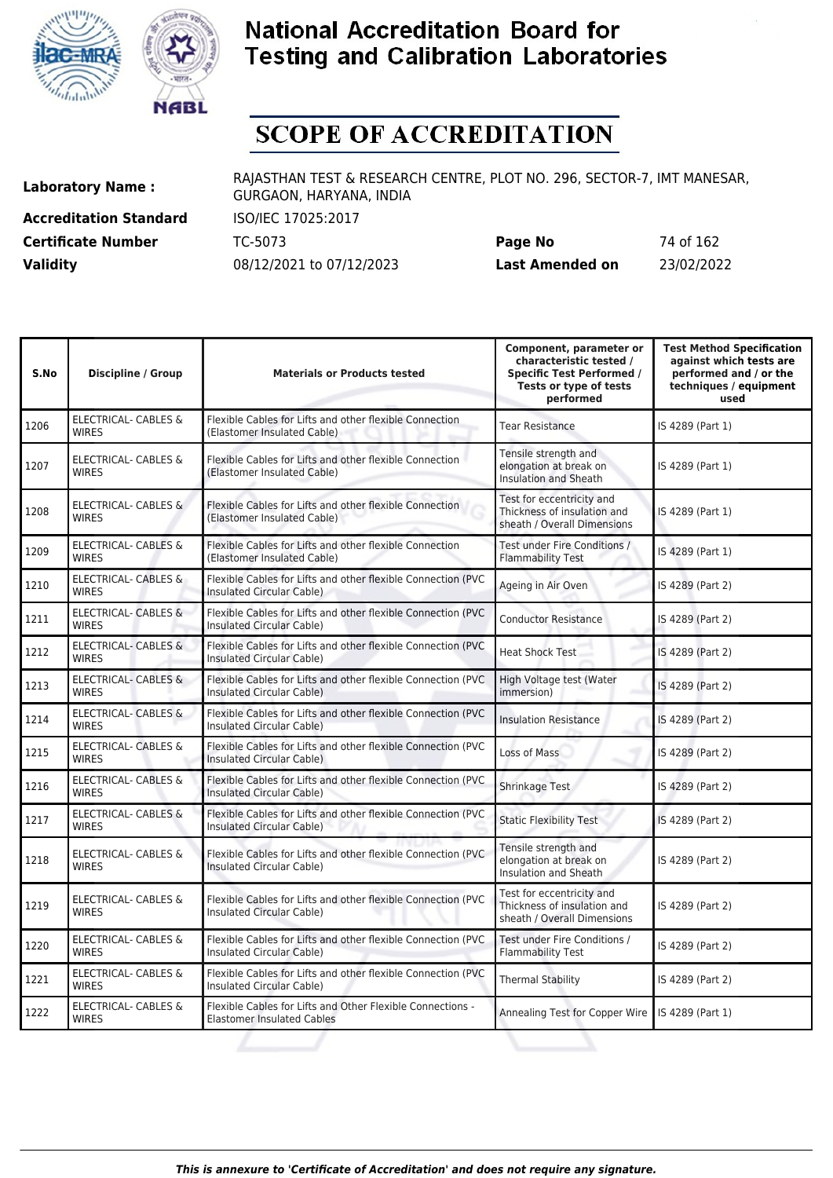# National Accreditation Board for Testing and Calibration Laboratories

# SCOPE OF ACCREDITATION

**Laboratory Name :** RAJASTHAN TEST & RESEARCH CENTRE, PLOT NO. 296, SECTOR-7, IMT MANESAR, GURGAON, HARYANA, INDIA

**Accreditation Standard** ISO/IEC 17025:2017

**Certificate Number** TC-5073 **Page No** 74 of 162

**Validity** 08/12/2021 to 07/12/2023 **Last Amended on** 23/02/2022

| S.No | Discipline / Group | Materials or Products tested | Component, parameter or characteristic tested / Specific Test Performed / Tests or type of tests performed | Test Method Specification against which tests are performed and / or the techniques / equipment used |
|---|---|---|---|---|
| 1206 | ELECTRICAL- CABLES & WIRES | Flexible Cables for Lifts and other flexible Connection (Elastomer Insulated Cable) | Tear Resistance | IS 4289 (Part 1) |
| 1207 | ELECTRICAL- CABLES & WIRES | Flexible Cables for Lifts and other flexible Connection (Elastomer Insulated Cable) | Tensile strength and elongation at break on Insulation and Sheath | IS 4289 (Part 1) |
| 1208 | ELECTRICAL- CABLES & WIRES | Flexible Cables for Lifts and other flexible Connection (Elastomer Insulated Cable) | Test for eccentricity and Thickness of insulation and sheath / Overall Dimensions | IS 4289 (Part 1) |
| 1209 | ELECTRICAL- CABLES & WIRES | Flexible Cables for Lifts and other flexible Connection (Elastomer Insulated Cable) | Test under Fire Conditions / Flammability Test | IS 4289 (Part 1) |
| 1210 | ELECTRICAL- CABLES & WIRES | Flexible Cables for Lifts and other flexible Connection (PVC Insulated Circular Cable) | Ageing in Air Oven | IS 4289 (Part 2) |
| 1211 | ELECTRICAL- CABLES & WIRES | Flexible Cables for Lifts and other flexible Connection (PVC Insulated Circular Cable) | Conductor Resistance | IS 4289 (Part 2) |
| 1212 | ELECTRICAL- CABLES & WIRES | Flexible Cables for Lifts and other flexible Connection (PVC Insulated Circular Cable) | Heat Shock Test | IS 4289 (Part 2) |
| 1213 | ELECTRICAL- CABLES & WIRES | Flexible Cables for Lifts and other flexible Connection (PVC Insulated Circular Cable) | High Voltage test (Water immersion) | IS 4289 (Part 2) |
| 1214 | ELECTRICAL- CABLES & WIRES | Flexible Cables for Lifts and other flexible Connection (PVC Insulated Circular Cable) | Insulation Resistance | IS 4289 (Part 2) |
| 1215 | ELECTRICAL- CABLES & WIRES | Flexible Cables for Lifts and other flexible Connection (PVC Insulated Circular Cable) | Loss of Mass | IS 4289 (Part 2) |
| 1216 | ELECTRICAL- CABLES & WIRES | Flexible Cables for Lifts and other flexible Connection (PVC Insulated Circular Cable) | Shrinkage Test | IS 4289 (Part 2) |
| 1217 | ELECTRICAL- CABLES & WIRES | Flexible Cables for Lifts and other flexible Connection (PVC Insulated Circular Cable) | Static Flexibility Test | IS 4289 (Part 2) |
| 1218 | ELECTRICAL- CABLES & WIRES | Flexible Cables for Lifts and other flexible Connection (PVC Insulated Circular Cable) | Tensile strength and elongation at break on Insulation and Sheath | IS 4289 (Part 2) |
| 1219 | ELECTRICAL- CABLES & WIRES | Flexible Cables for Lifts and other flexible Connection (PVC Insulated Circular Cable) | Test for eccentricity and Thickness of insulation and sheath / Overall Dimensions | IS 4289 (Part 2) |
| 1220 | ELECTRICAL- CABLES & WIRES | Flexible Cables for Lifts and other flexible Connection (PVC Insulated Circular Cable) | Test under Fire Conditions / Flammability Test | IS 4289 (Part 2) |
| 1221 | ELECTRICAL- CABLES & WIRES | Flexible Cables for Lifts and other flexible Connection (PVC Insulated Circular Cable) | Thermal Stability | IS 4289 (Part 2) |
| 1222 | ELECTRICAL- CABLES & WIRES | Flexible Cables for Lifts and Other Flexible Connections - Elastomer Insulated Cables | Annealing Test for Copper Wire | IS 4289 (Part 1) |

*This is annexure to 'Certificate of Accreditation' and does not require any signature.*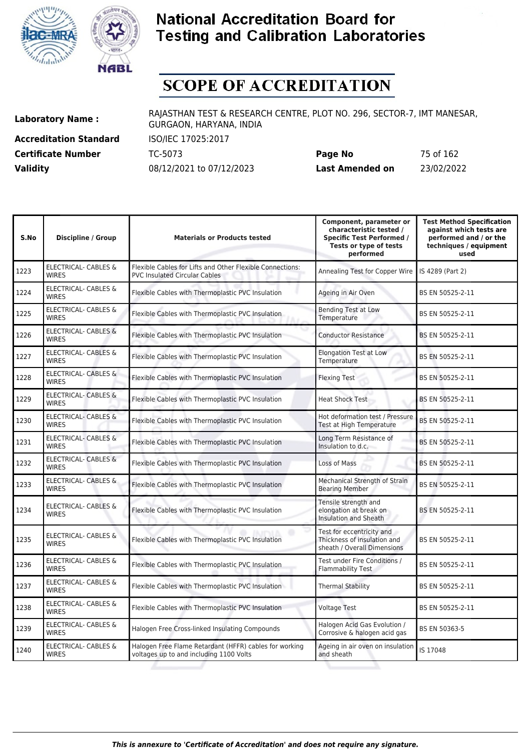# National Accreditation Board for Testing and Calibration Laboratories

# SCOPE OF ACCREDITATION

| | | | |
|---|---|---|---|
| **Laboratory Name :** | RAJASTHAN TEST & RESEARCH CENTRE, PLOT NO. 296, SECTOR-7, IMT MANESAR, GURGAON, HARYANA, INDIA | | |
| **Accreditation Standard** | ISO/IEC 17025:2017 | | |
| **Certificate Number** | TC-5073 | **Page No** | 75 of 162 |
| **Validity** | 08/12/2021 to 07/12/2023 | **Last Amended on** | 23/02/2022 |

| S.No | Discipline / Group | Materials or Products tested | Component, parameter or characteristic tested / Specific Test Performed / Tests or type of tests performed | Test Method Specification against which tests are performed and / or the techniques / equipment used |
|---|---|---|---|---|
| 1223 | ELECTRICAL- CABLES & WIRES | Flexible Cables for Lifts and Other Flexible Connections: PVC Insulated Circular Cables | Annealing Test for Copper Wire | IS 4289 (Part 2) |
| 1224 | ELECTRICAL- CABLES & WIRES | Flexible Cables with Thermoplastic PVC Insulation | Ageing in Air Oven | BS EN 50525-2-11 |
| 1225 | ELECTRICAL- CABLES & WIRES | Flexible Cables with Thermoplastic PVC Insulation | Bending Test at Low Temperature | BS EN 50525-2-11 |
| 1226 | ELECTRICAL- CABLES & WIRES | Flexible Cables with Thermoplastic PVC Insulation | Conductor Resistance | BS EN 50525-2-11 |
| 1227 | ELECTRICAL- CABLES & WIRES | Flexible Cables with Thermoplastic PVC Insulation | Elongation Test at Low Temperature | BS EN 50525-2-11 |
| 1228 | ELECTRICAL- CABLES & WIRES | Flexible Cables with Thermoplastic PVC Insulation | Flexing Test | BS EN 50525-2-11 |
| 1229 | ELECTRICAL- CABLES & WIRES | Flexible Cables with Thermoplastic PVC Insulation | Heat Shock Test | BS EN 50525-2-11 |
| 1230 | ELECTRICAL- CABLES & WIRES | Flexible Cables with Thermoplastic PVC Insulation | Hot deformation test / Pressure Test at High Temperature | BS EN 50525-2-11 |
| 1231 | ELECTRICAL- CABLES & WIRES | Flexible Cables with Thermoplastic PVC Insulation | Long Term Resistance of Insulation to d.c. | BS EN 50525-2-11 |
| 1232 | ELECTRICAL- CABLES & WIRES | Flexible Cables with Thermoplastic PVC Insulation | Loss of Mass | BS EN 50525-2-11 |
| 1233 | ELECTRICAL- CABLES & WIRES | Flexible Cables with Thermoplastic PVC Insulation | Mechanical Strength of Strain Bearing Member | BS EN 50525-2-11 |
| 1234 | ELECTRICAL- CABLES & WIRES | Flexible Cables with Thermoplastic PVC Insulation | Tensile strength and elongation at break on Insulation and Sheath | BS EN 50525-2-11 |
| 1235 | ELECTRICAL- CABLES & WIRES | Flexible Cables with Thermoplastic PVC Insulation | Test for eccentricity and Thickness of insulation and sheath / Overall Dimensions | BS EN 50525-2-11 |
| 1236 | ELECTRICAL- CABLES & WIRES | Flexible Cables with Thermoplastic PVC Insulation | Test under Fire Conditions / Flammability Test | BS EN 50525-2-11 |
| 1237 | ELECTRICAL- CABLES & WIRES | Flexible Cables with Thermoplastic PVC Insulation | Thermal Stability | BS EN 50525-2-11 |
| 1238 | ELECTRICAL- CABLES & WIRES | Flexible Cables with Thermoplastic PVC Insulation | Voltage Test | BS EN 50525-2-11 |
| 1239 | ELECTRICAL- CABLES & WIRES | Halogen Free Cross-linked Insulating Compounds | Halogen Acid Gas Evolution / Corrosive & halogen acid gas | BS EN 50363-5 |
| 1240 | ELECTRICAL- CABLES & WIRES | Halogen Free Flame Retardant (HFFR) cables for working voltages up to and including 1100 Volts | Ageing in air oven on insulation and sheath | IS 17048 |

*This is annexure to 'Certificate of Accreditation' and does not require any signature.*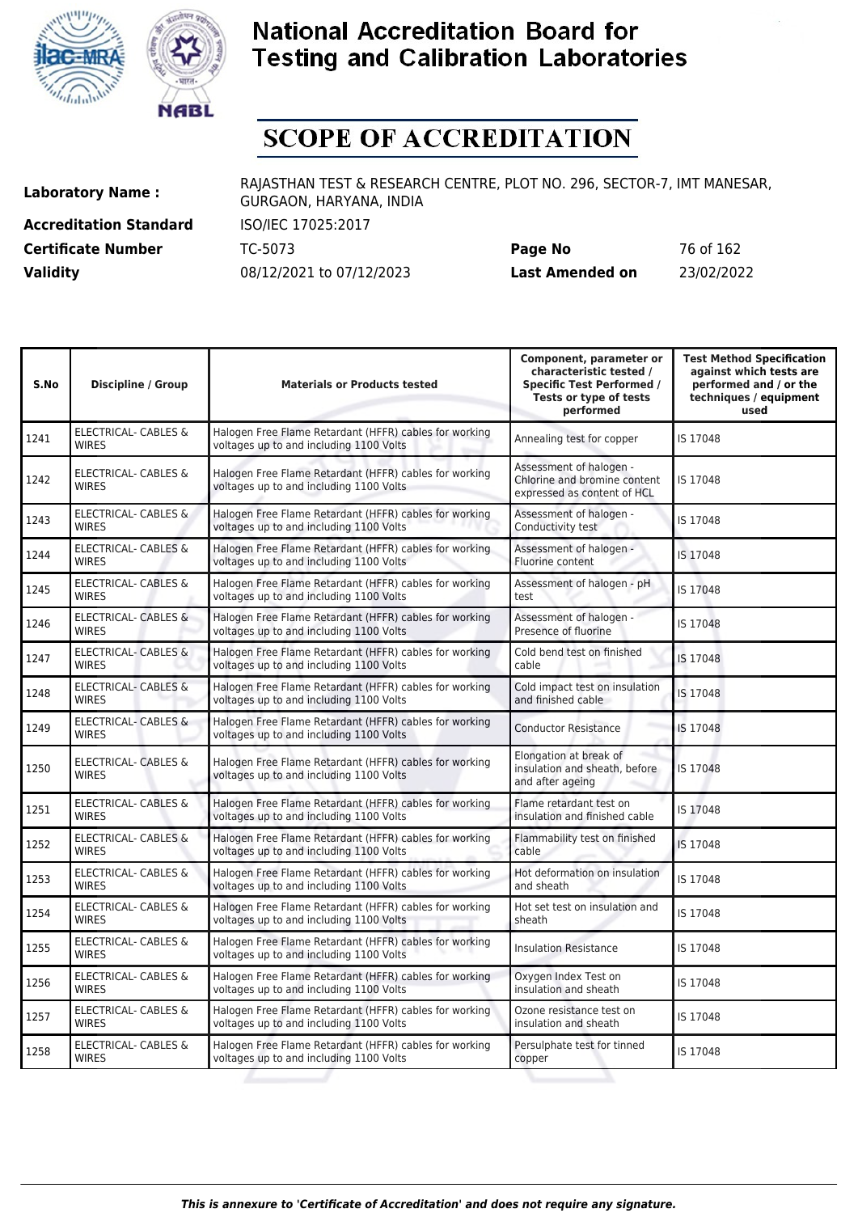# National Accreditation Board for Testing and Calibration Laboratories

# SCOPE OF ACCREDITATION

**Laboratory Name :** RAJASTHAN TEST & RESEARCH CENTRE, PLOT NO. 296, SECTOR-7, IMT MANESAR, GURGAON, HARYANA, INDIA

**Accreditation Standard** ISO/IEC 17025:2017

**Certificate Number** TC-5073 **Page No** 76 of 162

**Validity** 08/12/2021 to 07/12/2023 **Last Amended on** 23/02/2022

| S.No | Discipline / Group | Materials or Products tested | Component, parameter or characteristic tested / Specific Test Performed / Tests or type of tests performed | Test Method Specification against which tests are performed and / or the techniques / equipment used |
|---|---|---|---|---|
| 1241 | ELECTRICAL- CABLES & WIRES | Halogen Free Flame Retardant (HFFR) cables for working voltages up to and including 1100 Volts | Annealing test for copper | IS 17048 |
| 1242 | ELECTRICAL- CABLES & WIRES | Halogen Free Flame Retardant (HFFR) cables for working voltages up to and including 1100 Volts | Assessment of halogen - Chlorine and bromine content expressed as content of HCL | IS 17048 |
| 1243 | ELECTRICAL- CABLES & WIRES | Halogen Free Flame Retardant (HFFR) cables for working voltages up to and including 1100 Volts | Assessment of halogen - Conductivity test | IS 17048 |
| 1244 | ELECTRICAL- CABLES & WIRES | Halogen Free Flame Retardant (HFFR) cables for working voltages up to and including 1100 Volts | Assessment of halogen - Fluorine content | IS 17048 |
| 1245 | ELECTRICAL- CABLES & WIRES | Halogen Free Flame Retardant (HFFR) cables for working voltages up to and including 1100 Volts | Assessment of halogen - pH test | IS 17048 |
| 1246 | ELECTRICAL- CABLES & WIRES | Halogen Free Flame Retardant (HFFR) cables for working voltages up to and including 1100 Volts | Assessment of halogen - Presence of fluorine | IS 17048 |
| 1247 | ELECTRICAL- CABLES & WIRES | Halogen Free Flame Retardant (HFFR) cables for working voltages up to and including 1100 Volts | Cold bend test on finished cable | IS 17048 |
| 1248 | ELECTRICAL- CABLES & WIRES | Halogen Free Flame Retardant (HFFR) cables for working voltages up to and including 1100 Volts | Cold impact test on insulation and finished cable | IS 17048 |
| 1249 | ELECTRICAL- CABLES & WIRES | Halogen Free Flame Retardant (HFFR) cables for working voltages up to and including 1100 Volts | Conductor Resistance | IS 17048 |
| 1250 | ELECTRICAL- CABLES & WIRES | Halogen Free Flame Retardant (HFFR) cables for working voltages up to and including 1100 Volts | Elongation at break of insulation and sheath, before and after ageing | IS 17048 |
| 1251 | ELECTRICAL- CABLES & WIRES | Halogen Free Flame Retardant (HFFR) cables for working voltages up to and including 1100 Volts | Flame retardant test on insulation and finished cable | IS 17048 |
| 1252 | ELECTRICAL- CABLES & WIRES | Halogen Free Flame Retardant (HFFR) cables for working voltages up to and including 1100 Volts | Flammability test on finished cable | IS 17048 |
| 1253 | ELECTRICAL- CABLES & WIRES | Halogen Free Flame Retardant (HFFR) cables for working voltages up to and including 1100 Volts | Hot deformation on insulation and sheath | IS 17048 |
| 1254 | ELECTRICAL- CABLES & WIRES | Halogen Free Flame Retardant (HFFR) cables for working voltages up to and including 1100 Volts | Hot set test on insulation and sheath | IS 17048 |
| 1255 | ELECTRICAL- CABLES & WIRES | Halogen Free Flame Retardant (HFFR) cables for working voltages up to and including 1100 Volts | Insulation Resistance | IS 17048 |
| 1256 | ELECTRICAL- CABLES & WIRES | Halogen Free Flame Retardant (HFFR) cables for working voltages up to and including 1100 Volts | Oxygen Index Test on insulation and sheath | IS 17048 |
| 1257 | ELECTRICAL- CABLES & WIRES | Halogen Free Flame Retardant (HFFR) cables for working voltages up to and including 1100 Volts | Ozone resistance test on insulation and sheath | IS 17048 |
| 1258 | ELECTRICAL- CABLES & WIRES | Halogen Free Flame Retardant (HFFR) cables for working voltages up to and including 1100 Volts | Persulphate test for tinned copper | IS 17048 |

*This is annexure to 'Certificate of Accreditation' and does not require any signature.*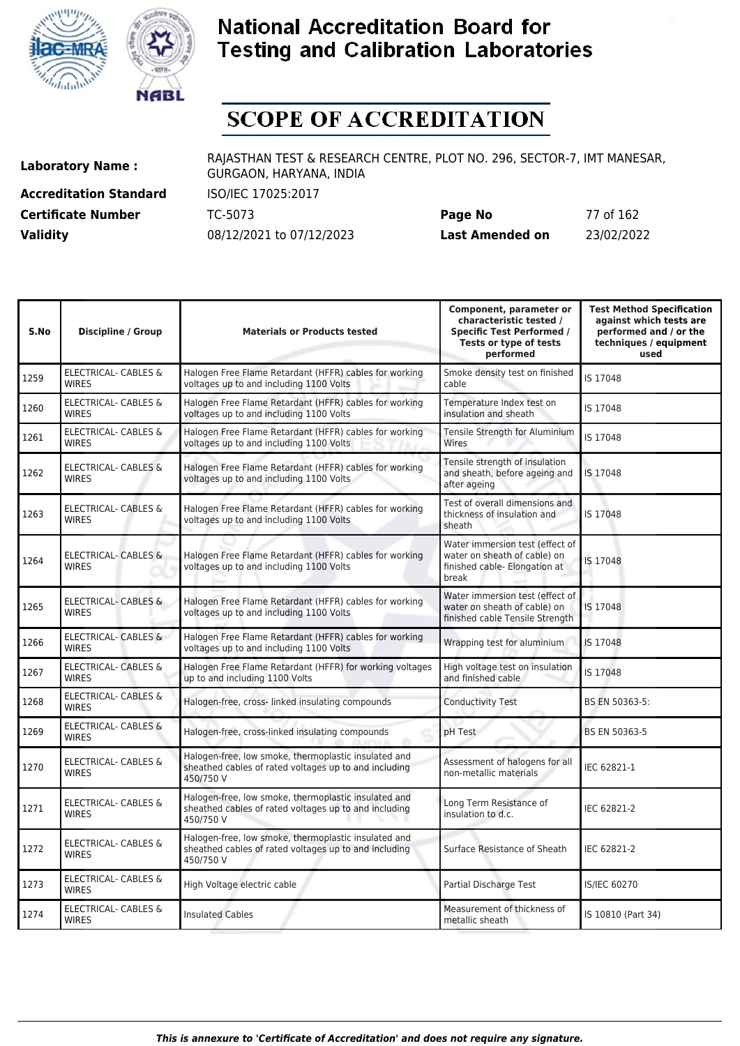# National Accreditation Board for Testing and Calibration Laboratories

# SCOPE OF ACCREDITATION

| | | | |
|---|---|---|---|
| **Laboratory Name :** | RAJASTHAN TEST & RESEARCH CENTRE, PLOT NO. 296, SECTOR-7, IMT MANESAR, GURGAON, HARYANA, INDIA | | |
| **Accreditation Standard** | ISO/IEC 17025:2017 | | |
| **Certificate Number** | TC-5073 | **Page No** | 77 of 162 |
| **Validity** | 08/12/2021 to 07/12/2023 | **Last Amended on** | 23/02/2022 |

| S.No | Discipline / Group | Materials or Products tested | Component, parameter or characteristic tested / Specific Test Performed / Tests or type of tests performed | Test Method Specification against which tests are performed and / or the techniques / equipment used |
|---|---|---|---|---|
| 1259 | ELECTRICAL- CABLES & WIRES | Halogen Free Flame Retardant (HFFR) cables for working voltages up to and including 1100 Volts | Smoke density test on finished cable | IS 17048 |
| 1260 | ELECTRICAL- CABLES & WIRES | Halogen Free Flame Retardant (HFFR) cables for working voltages up to and including 1100 Volts | Temperature Index test on insulation and sheath | IS 17048 |
| 1261 | ELECTRICAL- CABLES & WIRES | Halogen Free Flame Retardant (HFFR) cables for working voltages up to and including 1100 Volts | Tensile Strength for Aluminium Wires | IS 17048 |
| 1262 | ELECTRICAL- CABLES & WIRES | Halogen Free Flame Retardant (HFFR) cables for working voltages up to and including 1100 Volts | Tensile strength of insulation and sheath, before ageing and after ageing | IS 17048 |
| 1263 | ELECTRICAL- CABLES & WIRES | Halogen Free Flame Retardant (HFFR) cables for working voltages up to and including 1100 Volts | Test of overall dimensions and thickness of insulation and sheath | IS 17048 |
| 1264 | ELECTRICAL- CABLES & WIRES | Halogen Free Flame Retardant (HFFR) cables for working voltages up to and including 1100 Volts | Water immersion test (effect of water on sheath of cable) on finished cable- Elongation at break | IS 17048 |
| 1265 | ELECTRICAL- CABLES & WIRES | Halogen Free Flame Retardant (HFFR) cables for working voltages up to and including 1100 Volts | Water immersion test (effect of water on sheath of cable) on finished cable Tensile Strength | IS 17048 |
| 1266 | ELECTRICAL- CABLES & WIRES | Halogen Free Flame Retardant (HFFR) cables for working voltages up to and including 1100 Volts | Wrapping test for aluminium | IS 17048 |
| 1267 | ELECTRICAL- CABLES & WIRES | Halogen Free Flame Retardant (HFFR) for working voltages up to and including 1100 Volts | High voltage test on insulation and finished cable | IS 17048 |
| 1268 | ELECTRICAL- CABLES & WIRES | Halogen-free, cross- linked insulating compounds | Conductivity Test | BS EN 50363-5: |
| 1269 | ELECTRICAL- CABLES & WIRES | Halogen-free, cross-linked insulating compounds | pH Test | BS EN 50363-5 |
| 1270 | ELECTRICAL- CABLES & WIRES | Halogen-free, low smoke, thermoplastic insulated and sheathed cables of rated voltages up to and including 450/750 V | Assessment of halogens for all non-metallic materials | IEC 62821-1 |
| 1271 | ELECTRICAL- CABLES & WIRES | Halogen-free, low smoke, thermoplastic insulated and sheathed cables of rated voltages up to and including 450/750 V | Long Term Resistance of insulation to d.c. | IEC 62821-2 |
| 1272 | ELECTRICAL- CABLES & WIRES | Halogen-free, low smoke, thermoplastic insulated and sheathed cables of rated voltages up to and including 450/750 V | Surface Resistance of Sheath | IEC 62821-2 |
| 1273 | ELECTRICAL- CABLES & WIRES | High Voltage electric cable | Partial Discharge Test | IS/IEC 60270 |
| 1274 | ELECTRICAL- CABLES & WIRES | Insulated Cables | Measurement of thickness of metallic sheath | IS 10810 (Part 34) |

*This is annexure to 'Certificate of Accreditation' and does not require any signature.*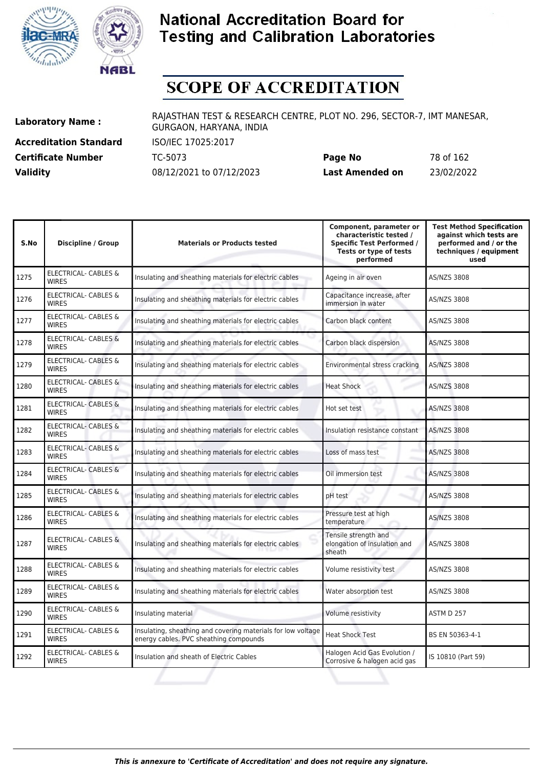# National Accreditation Board for Testing and Calibration Laboratories

## SCOPE OF ACCREDITATION

**Laboratory Name :** RAJASTHAN TEST & RESEARCH CENTRE, PLOT NO. 296, SECTOR-7, IMT MANESAR, GURGAON, HARYANA, INDIA

**Accreditation Standard** ISO/IEC 17025:2017

**Certificate Number** TC-5073 **Page No** 78 of 162

**Validity** 08/12/2021 to 07/12/2023 **Last Amended on** 23/02/2022

| S.No | Discipline / Group | Materials or Products tested | Component, parameter or characteristic tested / Specific Test Performed / Tests or type of tests performed | Test Method Specification against which tests are performed and / or the techniques / equipment used |
|---|---|---|---|---|
| 1275 | ELECTRICAL- CABLES & WIRES | Insulating and sheathing materials for electric cables | Ageing in air oven | AS/NZS 3808 |
| 1276 | ELECTRICAL- CABLES & WIRES | Insulating and sheathing materials for electric cables | Capacitance increase, after immersion in water | AS/NZS 3808 |
| 1277 | ELECTRICAL- CABLES & WIRES | Insulating and sheathing materials for electric cables | Carbon black content | AS/NZS 3808 |
| 1278 | ELECTRICAL- CABLES & WIRES | Insulating and sheathing materials for electric cables | Carbon black dispersion | AS/NZS 3808 |
| 1279 | ELECTRICAL- CABLES & WIRES | Insulating and sheathing materials for electric cables | Environmental stress cracking | AS/NZS 3808 |
| 1280 | ELECTRICAL- CABLES & WIRES | Insulating and sheathing materials for electric cables | Heat Shock | AS/NZS 3808 |
| 1281 | ELECTRICAL- CABLES & WIRES | Insulating and sheathing materials for electric cables | Hot set test | AS/NZS 3808 |
| 1282 | ELECTRICAL- CABLES & WIRES | Insulating and sheathing materials for electric cables | Insulation resistance constant | AS/NZS 3808 |
| 1283 | ELECTRICAL- CABLES & WIRES | Insulating and sheathing materials for electric cables | Loss of mass test | AS/NZS 3808 |
| 1284 | ELECTRICAL- CABLES & WIRES | Insulating and sheathing materials for electric cables | Oil immersion test | AS/NZS 3808 |
| 1285 | ELECTRICAL- CABLES & WIRES | Insulating and sheathing materials for electric cables | pH test | AS/NZS 3808 |
| 1286 | ELECTRICAL- CABLES & WIRES | Insulating and sheathing materials for electric cables | Pressure test at high temperature | AS/NZS 3808 |
| 1287 | ELECTRICAL- CABLES & WIRES | Insulating and sheathing materials for electric cables | Tensile strength and elongation of insulation and sheath | AS/NZS 3808 |
| 1288 | ELECTRICAL- CABLES & WIRES | Insulating and sheathing materials for electric cables | Volume resistivity test | AS/NZS 3808 |
| 1289 | ELECTRICAL- CABLES & WIRES | Insulating and sheathing materials for electric cables | Water absorption test | AS/NZS 3808 |
| 1290 | ELECTRICAL- CABLES & WIRES | Insulating material | Volume resistivity | ASTM D 257 |
| 1291 | ELECTRICAL- CABLES & WIRES | Insulating, sheathing and covering materials for low voltage energy cables. PVC sheathing compounds | Heat Shock Test | BS EN 50363-4-1 |
| 1292 | ELECTRICAL- CABLES & WIRES | Insulation and sheath of Electric Cables | Halogen Acid Gas Evolution / Corrosive & halogen acid gas | IS 10810 (Part 59) |

*This is annexure to 'Certificate of Accreditation' and does not require any signature.*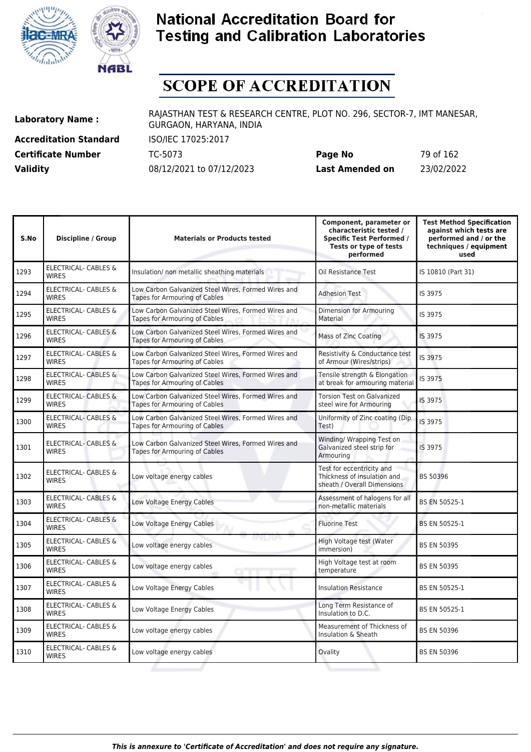# National Accreditation Board for Testing and Calibration Laboratories

## SCOPE OF ACCREDITATION

**Laboratory Name :** RAJASTHAN TEST & RESEARCH CENTRE, PLOT NO. 296, SECTOR-7, IMT MANESAR, GURGAON, HARYANA, INDIA

**Accreditation Standard** ISO/IEC 17025:2017

**Certificate Number** TC-5073 **Page No** 79 of 162

**Validity** 08/12/2021 to 07/12/2023 **Last Amended on** 23/02/2022

| S.No | Discipline / Group | Materials or Products tested | Component, parameter or characteristic tested / Specific Test Performed / Tests or type of tests performed | Test Method Specification against which tests are performed and / or the techniques / equipment used |
|---|---|---|---|---|
| 1293 | ELECTRICAL- CABLES & WIRES | Insulation/ non metallic sheathing materials | Oil Resistance Test | IS 10810 (Part 31) |
| 1294 | ELECTRICAL- CABLES & WIRES | Low Carbon Galvanized Steel Wires, Formed Wires and Tapes for Armouring of Cables | Adhesion Test | IS 3975 |
| 1295 | ELECTRICAL- CABLES & WIRES | Low Carbon Galvanized Steel Wires, Formed Wires and Tapes for Armouring of Cables | Dimension for Armouring Material | IS 3975 |
| 1296 | ELECTRICAL- CABLES & WIRES | Low Carbon Galvanized Steel Wires, Formed Wires and Tapes for Armouring of Cables | Mass of Zinc Coating | IS 3975 |
| 1297 | ELECTRICAL- CABLES & WIRES | Low Carbon Galvanized Steel Wires, Formed Wires and Tapes for Armouring of Cables | Resistivity & Conductance test of Armour (Wires/strips) | IS 3975 |
| 1298 | ELECTRICAL- CABLES & WIRES | Low Carbon Galvanized Steel Wires, Formed Wires and Tapes for Armouring of Cables | Tensile strength & Elongation at break for armouring material | IS 3975 |
| 1299 | ELECTRICAL- CABLES & WIRES | Low Carbon Galvanized Steel Wires, Formed Wires and Tapes for Armouring of Cables | Torsion Test on Galvanized steel wire for Armouring | IS 3975 |
| 1300 | ELECTRICAL- CABLES & WIRES | Low Carbon Galvanized Steel Wires, Formed Wires and Tapes for Armouring of Cables | Uniformity of Zinc coating (Dip Test) | IS 3975 |
| 1301 | ELECTRICAL- CABLES & WIRES | Low Carbon Galvanized Steel Wires, Formed Wires and Tapes for Armouring of Cables | Winding/ Wrapping Test on Galvanized steel strip for Armouring | IS 3975 |
| 1302 | ELECTRICAL- CABLES & WIRES | Low voltage energy cables | Test for eccentricity and Thickness of insulation and sheath / Overall Dimensions | BS 50396 |
| 1303 | ELECTRICAL- CABLES & WIRES | Low Voltage Energy Cables | Assessment of halogens for all non-metallic materials | BS EN 50525-1 |
| 1304 | ELECTRICAL- CABLES & WIRES | Low Voltage Energy Cables | Fluorine Test | BS EN 50525-1 |
| 1305 | ELECTRICAL- CABLES & WIRES | Low voltage energy cables | High Voltage test (Water immersion) | BS EN 50395 |
| 1306 | ELECTRICAL- CABLES & WIRES | Low voltage energy cables | High Voltage test at room temperature | BS EN 50395 |
| 1307 | ELECTRICAL- CABLES & WIRES | Low Voltage Energy Cables | Insulation Resistance | BS EN 50525-1 |
| 1308 | ELECTRICAL- CABLES & WIRES | Low Voltage Energy Cables | Long Term Resistance of Insulation to D.C. | BS EN 50525-1 |
| 1309 | ELECTRICAL- CABLES & WIRES | Low voltage energy cables | Measurement of Thickness of Insulation & Sheath | BS EN 50396 |
| 1310 | ELECTRICAL- CABLES & WIRES | Low voltage energy cables | Ovality | BS EN 50396 |

*This is annexure to 'Certificate of Accreditation' and does not require any signature.*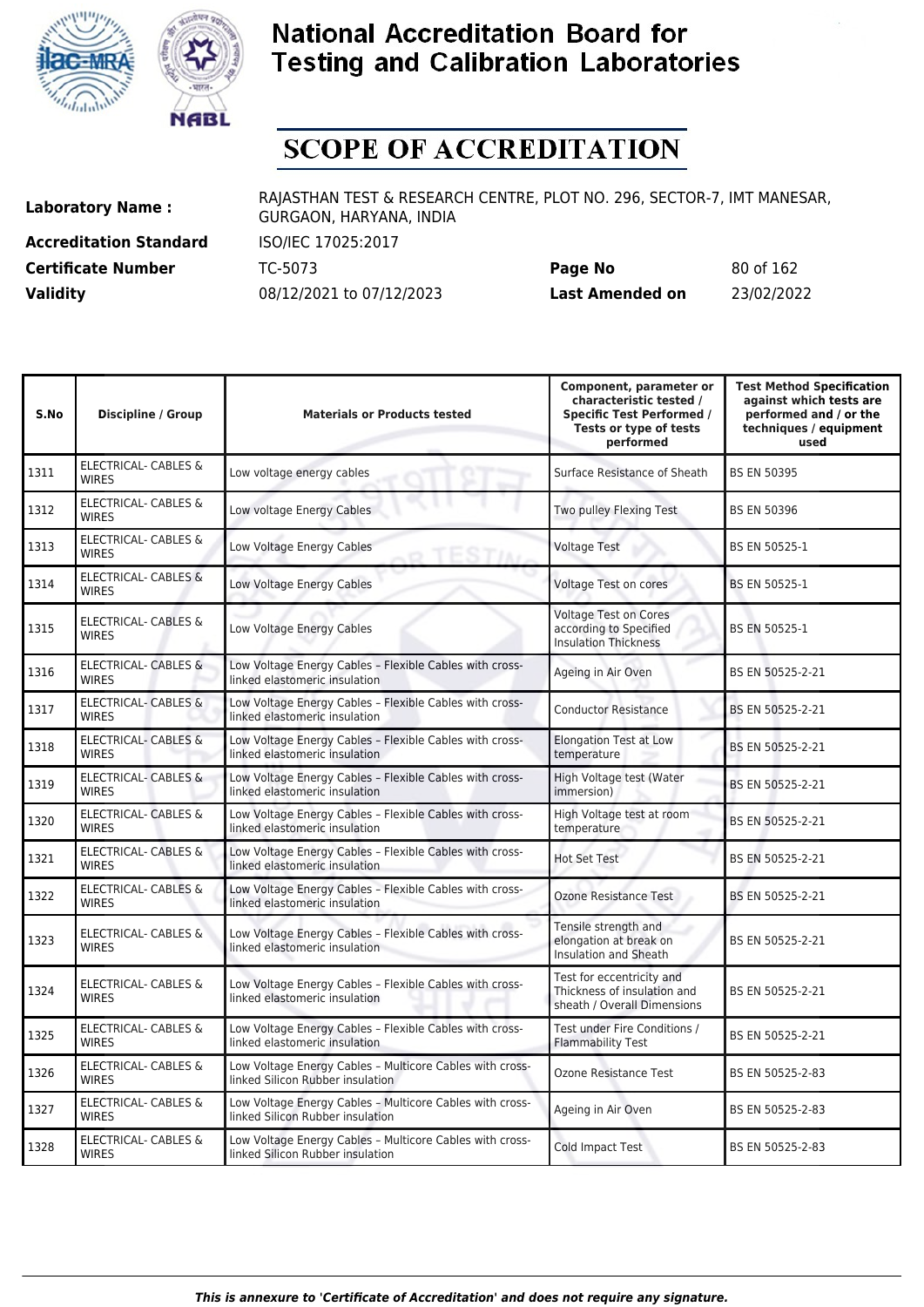# National Accreditation Board for Testing and Calibration Laboratories

# SCOPE OF ACCREDITATION

**Laboratory Name :** RAJASTHAN TEST & RESEARCH CENTRE, PLOT NO. 296, SECTOR-7, IMT MANESAR, GURGAON, HARYANA, INDIA

**Accreditation Standard** ISO/IEC 17025:2017

**Certificate Number** TC-5073 **Page No** 80 of 162

**Validity** 08/12/2021 to 07/12/2023 **Last Amended on** 23/02/2022

| S.No | Discipline / Group | Materials or Products tested | Component, parameter or characteristic tested / Specific Test Performed / Tests or type of tests performed | Test Method Specification against which tests are performed and / or the techniques / equipment used |
|---|---|---|---|---|
| 1311 | ELECTRICAL- CABLES & WIRES | Low voltage energy cables | Surface Resistance of Sheath | BS EN 50395 |
| 1312 | ELECTRICAL- CABLES & WIRES | Low voltage Energy Cables | Two pulley Flexing Test | BS EN 50396 |
| 1313 | ELECTRICAL- CABLES & WIRES | Low Voltage Energy Cables | Voltage Test | BS EN 50525-1 |
| 1314 | ELECTRICAL- CABLES & WIRES | Low Voltage Energy Cables | Voltage Test on cores | BS EN 50525-1 |
| 1315 | ELECTRICAL- CABLES & WIRES | Low Voltage Energy Cables | Voltage Test on Cores according to Specified Insulation Thickness | BS EN 50525-1 |
| 1316 | ELECTRICAL- CABLES & WIRES | Low Voltage Energy Cables – Flexible Cables with cross-linked elastomeric insulation | Ageing in Air Oven | BS EN 50525-2-21 |
| 1317 | ELECTRICAL- CABLES & WIRES | Low Voltage Energy Cables – Flexible Cables with cross-linked elastomeric insulation | Conductor Resistance | BS EN 50525-2-21 |
| 1318 | ELECTRICAL- CABLES & WIRES | Low Voltage Energy Cables – Flexible Cables with cross-linked elastomeric insulation | Elongation Test at Low temperature | BS EN 50525-2-21 |
| 1319 | ELECTRICAL- CABLES & WIRES | Low Voltage Energy Cables – Flexible Cables with cross-linked elastomeric insulation | High Voltage test (Water immersion) | BS EN 50525-2-21 |
| 1320 | ELECTRICAL- CABLES & WIRES | Low Voltage Energy Cables – Flexible Cables with cross-linked elastomeric insulation | High Voltage test at room temperature | BS EN 50525-2-21 |
| 1321 | ELECTRICAL- CABLES & WIRES | Low Voltage Energy Cables – Flexible Cables with cross-linked elastomeric insulation | Hot Set Test | BS EN 50525-2-21 |
| 1322 | ELECTRICAL- CABLES & WIRES | Low Voltage Energy Cables – Flexible Cables with cross-linked elastomeric insulation | Ozone Resistance Test | BS EN 50525-2-21 |
| 1323 | ELECTRICAL- CABLES & WIRES | Low Voltage Energy Cables – Flexible Cables with cross-linked elastomeric insulation | Tensile strength and elongation at break on Insulation and Sheath | BS EN 50525-2-21 |
| 1324 | ELECTRICAL- CABLES & WIRES | Low Voltage Energy Cables – Flexible Cables with cross-linked elastomeric insulation | Test for eccentricity and Thickness of insulation and sheath / Overall Dimensions | BS EN 50525-2-21 |
| 1325 | ELECTRICAL- CABLES & WIRES | Low Voltage Energy Cables – Flexible Cables with cross-linked elastomeric insulation | Test under Fire Conditions / Flammability Test | BS EN 50525-2-21 |
| 1326 | ELECTRICAL- CABLES & WIRES | Low Voltage Energy Cables – Multicore Cables with cross-linked Silicon Rubber insulation | Ozone Resistance Test | BS EN 50525-2-83 |
| 1327 | ELECTRICAL- CABLES & WIRES | Low Voltage Energy Cables – Multicore Cables with cross-linked Silicon Rubber insulation | Ageing in Air Oven | BS EN 50525-2-83 |
| 1328 | ELECTRICAL- CABLES & WIRES | Low Voltage Energy Cables – Multicore Cables with cross-linked Silicon Rubber insulation | Cold Impact Test | BS EN 50525-2-83 |

*This is annexure to 'Certificate of Accreditation' and does not require any signature.*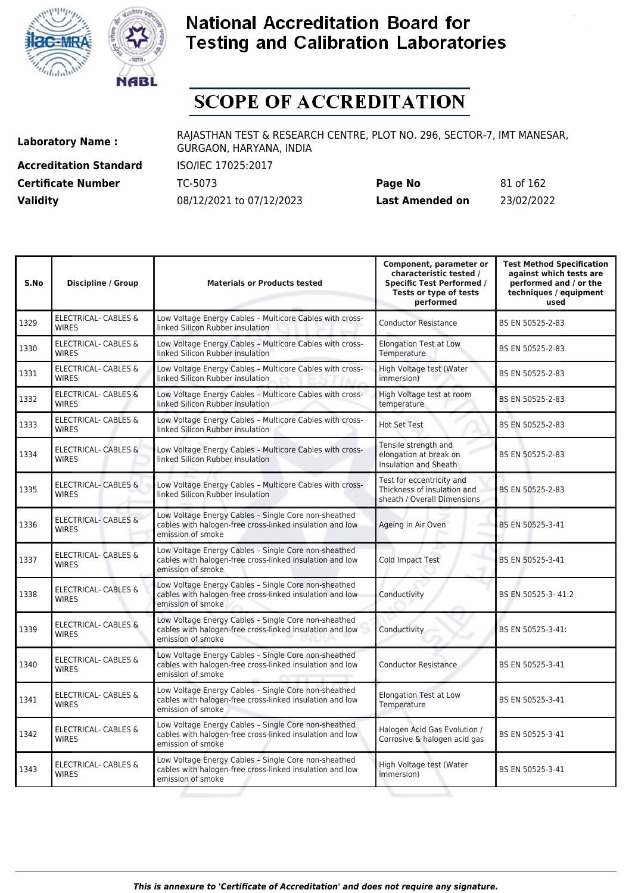# National Accreditation Board for Testing and Calibration Laboratories

# SCOPE OF ACCREDITATION

| | | | |
|---|---|---|---|
| **Laboratory Name :** | RAJASTHAN TEST & RESEARCH CENTRE, PLOT NO. 296, SECTOR-7, IMT MANESAR, GURGAON, HARYANA, INDIA | | |
| **Accreditation Standard** | ISO/IEC 17025:2017 | | |
| **Certificate Number** | TC-5073 | **Page No** | 81 of 162 |
| **Validity** | 08/12/2021 to 07/12/2023 | **Last Amended on** | 23/02/2022 |

| S.No | Discipline / Group | Materials or Products tested | Component, parameter or characteristic tested / Specific Test Performed / Tests or type of tests performed | Test Method Specification against which tests are performed and / or the techniques / equipment used |
|---|---|---|---|---|
| 1329 | ELECTRICAL- CABLES & WIRES | Low Voltage Energy Cables – Multicore Cables with cross-linked Silicon Rubber insulation | Conductor Resistance | BS EN 50525-2-83 |
| 1330 | ELECTRICAL- CABLES & WIRES | Low Voltage Energy Cables – Multicore Cables with cross-linked Silicon Rubber insulation | Elongation Test at Low Temperature | BS EN 50525-2-83 |
| 1331 | ELECTRICAL- CABLES & WIRES | Low Voltage Energy Cables – Multicore Cables with cross-linked Silicon Rubber insulation | High Voltage test (Water immersion) | BS EN 50525-2-83 |
| 1332 | ELECTRICAL- CABLES & WIRES | Low Voltage Energy Cables – Multicore Cables with cross-linked Silicon Rubber insulation | High Voltage test at room temperature | BS EN 50525-2-83 |
| 1333 | ELECTRICAL- CABLES & WIRES | Low Voltage Energy Cables – Multicore Cables with cross-linked Silicon Rubber insulation | Hot Set Test | BS EN 50525-2-83 |
| 1334 | ELECTRICAL- CABLES & WIRES | Low Voltage Energy Cables – Multicore Cables with cross-linked Silicon Rubber insulation | Tensile strength and elongation at break on Insulation and Sheath | BS EN 50525-2-83 |
| 1335 | ELECTRICAL- CABLES & WIRES | Low Voltage Energy Cables – Multicore Cables with cross-linked Silicon Rubber insulation | Test for eccentricity and Thickness of insulation and sheath / Overall Dimensions | BS EN 50525-2-83 |
| 1336 | ELECTRICAL- CABLES & WIRES | Low Voltage Energy Cables – Single Core non-sheathed cables with halogen-free cross-linked insulation and low emission of smoke | Ageing in Air Oven | BS EN 50525-3-41 |
| 1337 | ELECTRICAL- CABLES & WIRES | Low Voltage Energy Cables – Single Core non-sheathed cables with halogen-free cross-linked insulation and low emission of smoke | Cold Impact Test | BS EN 50525-3-41 |
| 1338 | ELECTRICAL- CABLES & WIRES | Low Voltage Energy Cables – Single Core non-sheathed cables with halogen-free cross-linked insulation and low emission of smoke | Conductivity | BS EN 50525-3- 41:2 |
| 1339 | ELECTRICAL- CABLES & WIRES | Low Voltage Energy Cables – Single Core non-sheathed cables with halogen-free cross-linked insulation and low emission of smoke | Conductivity | BS EN 50525-3-41: |
| 1340 | ELECTRICAL- CABLES & WIRES | Low Voltage Energy Cables – Single Core non-sheathed cables with halogen-free cross-linked insulation and low emission of smoke | Conductor Resistance | BS EN 50525-3-41 |
| 1341 | ELECTRICAL- CABLES & WIRES | Low Voltage Energy Cables – Single Core non-sheathed cables with halogen-free cross-linked insulation and low emission of smoke | Elongation Test at Low Temperature | BS EN 50525-3-41 |
| 1342 | ELECTRICAL- CABLES & WIRES | Low Voltage Energy Cables – Single Core non-sheathed cables with halogen-free cross-linked insulation and low emission of smoke | Halogen Acid Gas Evolution / Corrosive & halogen acid gas | BS EN 50525-3-41 |
| 1343 | ELECTRICAL- CABLES & WIRES | Low Voltage Energy Cables – Single Core non-sheathed cables with halogen-free cross-linked insulation and low emission of smoke | High Voltage test (Water immersion) | BS EN 50525-3-41 |

*This is annexure to 'Certificate of Accreditation' and does not require any signature.*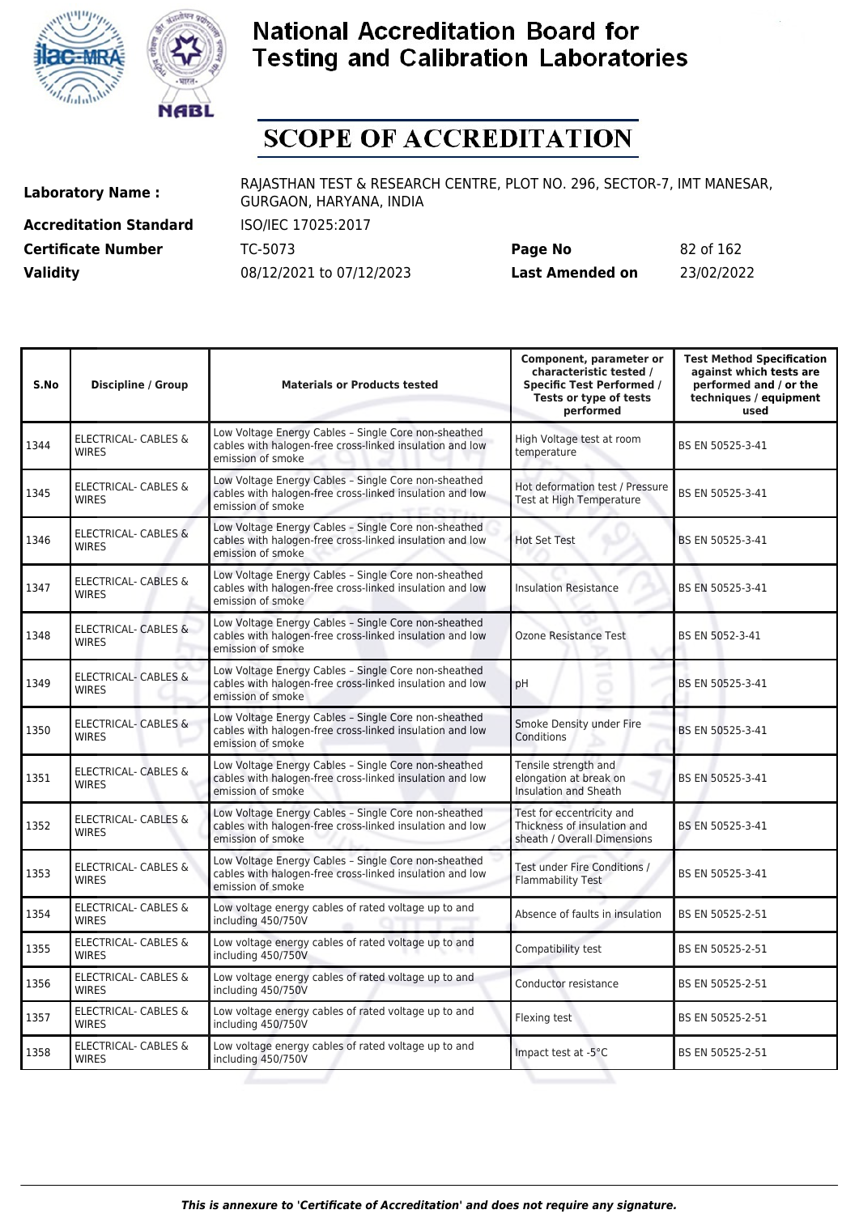# National Accreditation Board for Testing and Calibration Laboratories

## SCOPE OF ACCREDITATION

| | | | |
|---|---|---|---|
| **Laboratory Name :** | RAJASTHAN TEST & RESEARCH CENTRE, PLOT NO. 296, SECTOR-7, IMT MANESAR, GURGAON, HARYANA, INDIA | | |
| **Accreditation Standard** | ISO/IEC 17025:2017 | | |
| **Certificate Number** | TC-5073 | **Page No** | 82 of 162 |
| **Validity** | 08/12/2021 to 07/12/2023 | **Last Amended on** | 23/02/2022 |

| S.No | Discipline / Group | Materials or Products tested | Component, parameter or characteristic tested / Specific Test Performed / Tests or type of tests performed | Test Method Specification against which tests are performed and / or the techniques / equipment used |
|---|---|---|---|---|
| 1344 | ELECTRICAL- CABLES & WIRES | Low Voltage Energy Cables – Single Core non-sheathed cables with halogen-free cross-linked insulation and low emission of smoke | High Voltage test at room temperature | BS EN 50525-3-41 |
| 1345 | ELECTRICAL- CABLES & WIRES | Low Voltage Energy Cables – Single Core non-sheathed cables with halogen-free cross-linked insulation and low emission of smoke | Hot deformation test / Pressure Test at High Temperature | BS EN 50525-3-41 |
| 1346 | ELECTRICAL- CABLES & WIRES | Low Voltage Energy Cables – Single Core non-sheathed cables with halogen-free cross-linked insulation and low emission of smoke | Hot Set Test | BS EN 50525-3-41 |
| 1347 | ELECTRICAL- CABLES & WIRES | Low Voltage Energy Cables – Single Core non-sheathed cables with halogen-free cross-linked insulation and low emission of smoke | Insulation Resistance | BS EN 50525-3-41 |
| 1348 | ELECTRICAL- CABLES & WIRES | Low Voltage Energy Cables – Single Core non-sheathed cables with halogen-free cross-linked insulation and low emission of smoke | Ozone Resistance Test | BS EN 5052-3-41 |
| 1349 | ELECTRICAL- CABLES & WIRES | Low Voltage Energy Cables – Single Core non-sheathed cables with halogen-free cross-linked insulation and low emission of smoke | pH | BS EN 50525-3-41 |
| 1350 | ELECTRICAL- CABLES & WIRES | Low Voltage Energy Cables – Single Core non-sheathed cables with halogen-free cross-linked insulation and low emission of smoke | Smoke Density under Fire Conditions | BS EN 50525-3-41 |
| 1351 | ELECTRICAL- CABLES & WIRES | Low Voltage Energy Cables – Single Core non-sheathed cables with halogen-free cross-linked insulation and low emission of smoke | Tensile strength and elongation at break on Insulation and Sheath | BS EN 50525-3-41 |
| 1352 | ELECTRICAL- CABLES & WIRES | Low Voltage Energy Cables – Single Core non-sheathed cables with halogen-free cross-linked insulation and low emission of smoke | Test for eccentricity and Thickness of insulation and sheath / Overall Dimensions | BS EN 50525-3-41 |
| 1353 | ELECTRICAL- CABLES & WIRES | Low Voltage Energy Cables – Single Core non-sheathed cables with halogen-free cross-linked insulation and low emission of smoke | Test under Fire Conditions / Flammability Test | BS EN 50525-3-41 |
| 1354 | ELECTRICAL- CABLES & WIRES | Low voltage energy cables of rated voltage up to and including 450/750V | Absence of faults in insulation | BS EN 50525-2-51 |
| 1355 | ELECTRICAL- CABLES & WIRES | Low voltage energy cables of rated voltage up to and including 450/750V | Compatibility test | BS EN 50525-2-51 |
| 1356 | ELECTRICAL- CABLES & WIRES | Low voltage energy cables of rated voltage up to and including 450/750V | Conductor resistance | BS EN 50525-2-51 |
| 1357 | ELECTRICAL- CABLES & WIRES | Low voltage energy cables of rated voltage up to and including 450/750V | Flexing test | BS EN 50525-2-51 |
| 1358 | ELECTRICAL- CABLES & WIRES | Low voltage energy cables of rated voltage up to and including 450/750V | Impact test at -5°C | BS EN 50525-2-51 |

*This is annexure to 'Certificate of Accreditation' and does not require any signature.*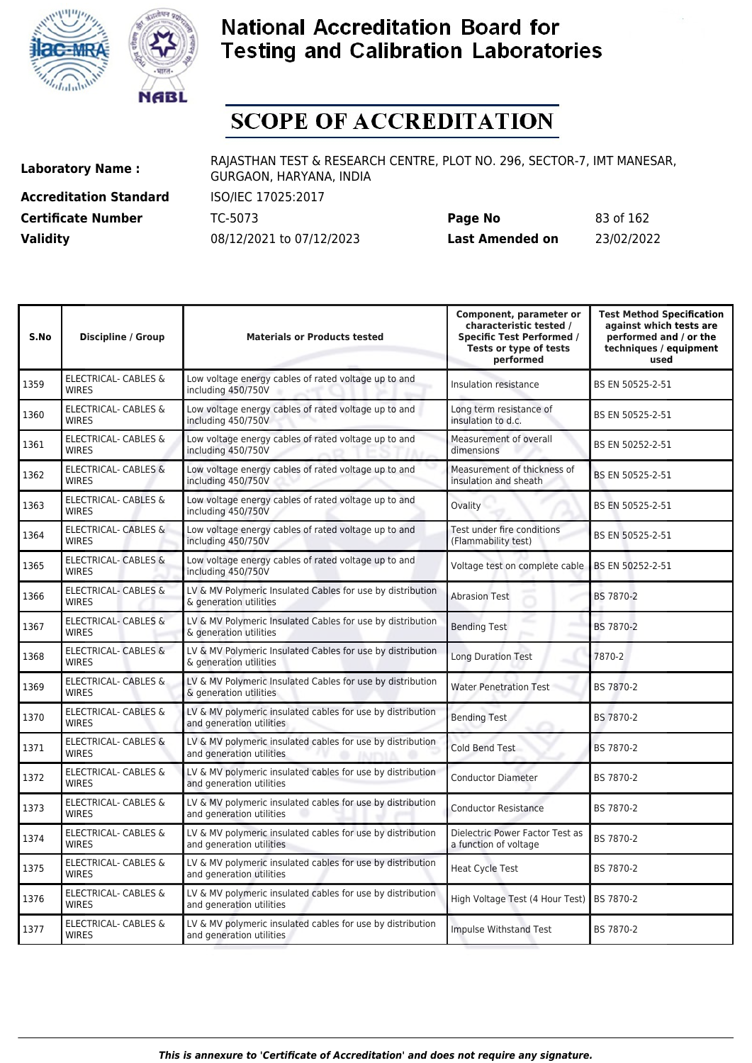# National Accreditation Board for Testing and Calibration Laboratories

# SCOPE OF ACCREDITATION

| | | | |
|---|---|---|---|
| **Laboratory Name :** | RAJASTHAN TEST & RESEARCH CENTRE, PLOT NO. 296, SECTOR-7, IMT MANESAR, GURGAON, HARYANA, INDIA | | |
| **Accreditation Standard** | ISO/IEC 17025:2017 | | |
| **Certificate Number** | TC-5073 | **Page No** | 83 of 162 |
| **Validity** | 08/12/2021 to 07/12/2023 | **Last Amended on** | 23/02/2022 |

| S.No | Discipline / Group | Materials or Products tested | Component, parameter or characteristic tested / Specific Test Performed / Tests or type of tests performed | Test Method Specification against which tests are performed and / or the techniques / equipment used |
|---|---|---|---|---|
| 1359 | ELECTRICAL- CABLES & WIRES | Low voltage energy cables of rated voltage up to and including 450/750V | Insulation resistance | BS EN 50525-2-51 |
| 1360 | ELECTRICAL- CABLES & WIRES | Low voltage energy cables of rated voltage up to and including 450/750V | Long term resistance of insulation to d.c. | BS EN 50525-2-51 |
| 1361 | ELECTRICAL- CABLES & WIRES | Low voltage energy cables of rated voltage up to and including 450/750V | Measurement of overall dimensions | BS EN 50252-2-51 |
| 1362 | ELECTRICAL- CABLES & WIRES | Low voltage energy cables of rated voltage up to and including 450/750V | Measurement of thickness of insulation and sheath | BS EN 50525-2-51 |
| 1363 | ELECTRICAL- CABLES & WIRES | Low voltage energy cables of rated voltage up to and including 450/750V | Ovality | BS EN 50525-2-51 |
| 1364 | ELECTRICAL- CABLES & WIRES | Low voltage energy cables of rated voltage up to and including 450/750V | Test under fire conditions (Flammability test) | BS EN 50525-2-51 |
| 1365 | ELECTRICAL- CABLES & WIRES | Low voltage energy cables of rated voltage up to and including 450/750V | Voltage test on complete cable | BS EN 50252-2-51 |
| 1366 | ELECTRICAL- CABLES & WIRES | LV & MV Polymeric Insulated Cables for use by distribution & generation utilities | Abrasion Test | BS 7870-2 |
| 1367 | ELECTRICAL- CABLES & WIRES | LV & MV Polymeric Insulated Cables for use by distribution & generation utilities | Bending Test | BS 7870-2 |
| 1368 | ELECTRICAL- CABLES & WIRES | LV & MV Polymeric Insulated Cables for use by distribution & generation utilities | Long Duration Test | 7870-2 |
| 1369 | ELECTRICAL- CABLES & WIRES | LV & MV Polymeric Insulated Cables for use by distribution & generation utilities | Water Penetration Test | BS 7870-2 |
| 1370 | ELECTRICAL- CABLES & WIRES | LV & MV polymeric insulated cables for use by distribution and generation utilities | Bending Test | BS 7870-2 |
| 1371 | ELECTRICAL- CABLES & WIRES | LV & MV polymeric insulated cables for use by distribution and generation utilities | Cold Bend Test | BS 7870-2 |
| 1372 | ELECTRICAL- CABLES & WIRES | LV & MV polymeric insulated cables for use by distribution and generation utilities | Conductor Diameter | BS 7870-2 |
| 1373 | ELECTRICAL- CABLES & WIRES | LV & MV polymeric insulated cables for use by distribution and generation utilities | Conductor Resistance | BS 7870-2 |
| 1374 | ELECTRICAL- CABLES & WIRES | LV & MV polymeric insulated cables for use by distribution and generation utilities | Dielectric Power Factor Test as a function of voltage | BS 7870-2 |
| 1375 | ELECTRICAL- CABLES & WIRES | LV & MV polymeric insulated cables for use by distribution and generation utilities | Heat Cycle Test | BS 7870-2 |
| 1376 | ELECTRICAL- CABLES & WIRES | LV & MV polymeric insulated cables for use by distribution and generation utilities | High Voltage Test (4 Hour Test) | BS 7870-2 |
| 1377 | ELECTRICAL- CABLES & WIRES | LV & MV polymeric insulated cables for use by distribution and generation utilities | Impulse Withstand Test | BS 7870-2 |

*This is annexure to 'Certificate of Accreditation' and does not require any signature.*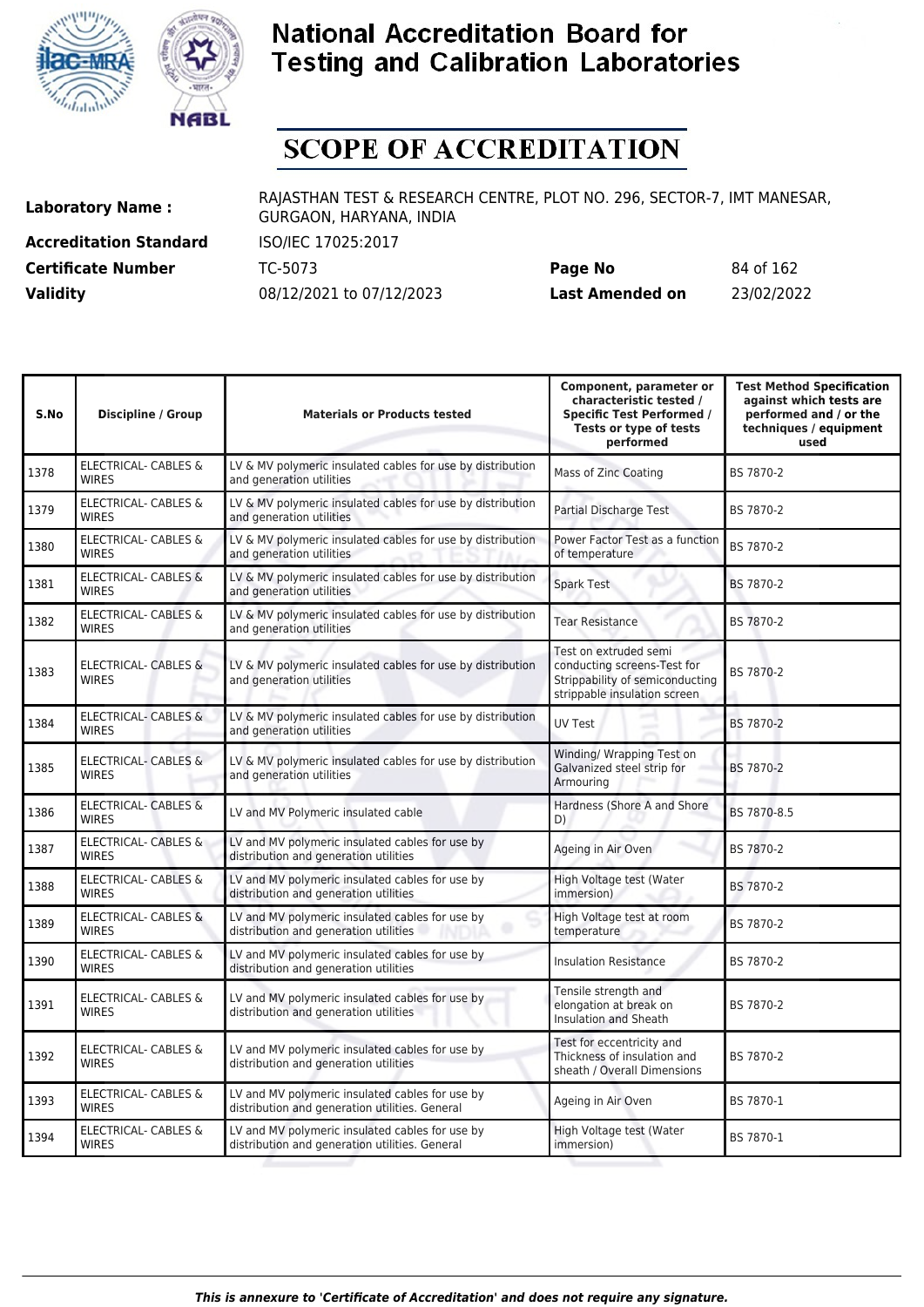# National Accreditation Board for Testing and Calibration Laboratories

## SCOPE OF ACCREDITATION

**Laboratory Name :** RAJASTHAN TEST & RESEARCH CENTRE, PLOT NO. 296, SECTOR-7, IMT MANESAR, GURGAON, HARYANA, INDIA

**Accreditation Standard** ISO/IEC 17025:2017

**Certificate Number** TC-5073 **Page No** 84 of 162

**Validity** 08/12/2021 to 07/12/2023 **Last Amended on** 23/02/2022

| S.No | Discipline / Group | Materials or Products tested | Component, parameter or characteristic tested / Specific Test Performed / Tests or type of tests performed | Test Method Specification against which tests are performed and / or the techniques / equipment used |
|---|---|---|---|---|
| 1378 | ELECTRICAL- CABLES & WIRES | LV & MV polymeric insulated cables for use by distribution and generation utilities | Mass of Zinc Coating | BS 7870-2 |
| 1379 | ELECTRICAL- CABLES & WIRES | LV & MV polymeric insulated cables for use by distribution and generation utilities | Partial Discharge Test | BS 7870-2 |
| 1380 | ELECTRICAL- CABLES & WIRES | LV & MV polymeric insulated cables for use by distribution and generation utilities | Power Factor Test as a function of temperature | BS 7870-2 |
| 1381 | ELECTRICAL- CABLES & WIRES | LV & MV polymeric insulated cables for use by distribution and generation utilities | Spark Test | BS 7870-2 |
| 1382 | ELECTRICAL- CABLES & WIRES | LV & MV polymeric insulated cables for use by distribution and generation utilities | Tear Resistance | BS 7870-2 |
| 1383 | ELECTRICAL- CABLES & WIRES | LV & MV polymeric insulated cables for use by distribution and generation utilities | Test on extruded semi conducting screens-Test for Strippability of semiconducting strippable insulation screen | BS 7870-2 |
| 1384 | ELECTRICAL- CABLES & WIRES | LV & MV polymeric insulated cables for use by distribution and generation utilities | UV Test | BS 7870-2 |
| 1385 | ELECTRICAL- CABLES & WIRES | LV & MV polymeric insulated cables for use by distribution and generation utilities | Winding/ Wrapping Test on Galvanized steel strip for Armouring | BS 7870-2 |
| 1386 | ELECTRICAL- CABLES & WIRES | LV and MV Polymeric insulated cable | Hardness (Shore A and Shore D) | BS 7870-8.5 |
| 1387 | ELECTRICAL- CABLES & WIRES | LV and MV polymeric insulated cables for use by distribution and generation utilities | Ageing in Air Oven | BS 7870-2 |
| 1388 | ELECTRICAL- CABLES & WIRES | LV and MV polymeric insulated cables for use by distribution and generation utilities | High Voltage test (Water immersion) | BS 7870-2 |
| 1389 | ELECTRICAL- CABLES & WIRES | LV and MV polymeric insulated cables for use by distribution and generation utilities | High Voltage test at room temperature | BS 7870-2 |
| 1390 | ELECTRICAL- CABLES & WIRES | LV and MV polymeric insulated cables for use by distribution and generation utilities | Insulation Resistance | BS 7870-2 |
| 1391 | ELECTRICAL- CABLES & WIRES | LV and MV polymeric insulated cables for use by distribution and generation utilities | Tensile strength and elongation at break on Insulation and Sheath | BS 7870-2 |
| 1392 | ELECTRICAL- CABLES & WIRES | LV and MV polymeric insulated cables for use by distribution and generation utilities | Test for eccentricity and Thickness of insulation and sheath / Overall Dimensions | BS 7870-2 |
| 1393 | ELECTRICAL- CABLES & WIRES | LV and MV polymeric insulated cables for use by distribution and generation utilities. General | Ageing in Air Oven | BS 7870-1 |
| 1394 | ELECTRICAL- CABLES & WIRES | LV and MV polymeric insulated cables for use by distribution and generation utilities. General | High Voltage test (Water immersion) | BS 7870-1 |

*This is annexure to 'Certificate of Accreditation' and does not require any signature.*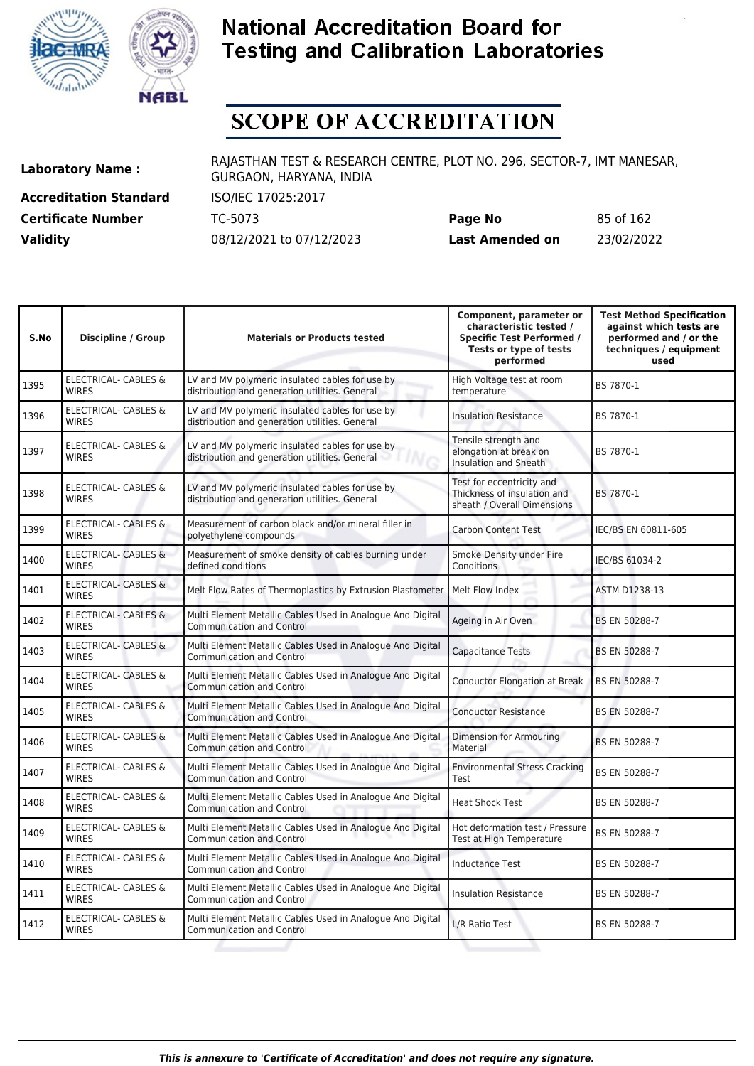# National Accreditation Board for Testing and Calibration Laboratories

# SCOPE OF ACCREDITATION

**Laboratory Name :** RAJASTHAN TEST & RESEARCH CENTRE, PLOT NO. 296, SECTOR-7, IMT MANESAR, GURGAON, HARYANA, INDIA

**Accreditation Standard** ISO/IEC 17025:2017

**Certificate Number** TC-5073 **Page No** 85 of 162

**Validity** 08/12/2021 to 07/12/2023 **Last Amended on** 23/02/2022

| S.No | Discipline / Group | Materials or Products tested | Component, parameter or characteristic tested / Specific Test Performed / Tests or type of tests performed | Test Method Specification against which tests are performed and / or the techniques / equipment used |
|---|---|---|---|---|
| 1395 | ELECTRICAL- CABLES & WIRES | LV and MV polymeric insulated cables for use by distribution and generation utilities. General | High Voltage test at room temperature | BS 7870-1 |
| 1396 | ELECTRICAL- CABLES & WIRES | LV and MV polymeric insulated cables for use by distribution and generation utilities. General | Insulation Resistance | BS 7870-1 |
| 1397 | ELECTRICAL- CABLES & WIRES | LV and MV polymeric insulated cables for use by distribution and generation utilities. General | Tensile strength and elongation at break on Insulation and Sheath | BS 7870-1 |
| 1398 | ELECTRICAL- CABLES & WIRES | LV and MV polymeric insulated cables for use by distribution and generation utilities. General | Test for eccentricity and Thickness of insulation and sheath / Overall Dimensions | BS 7870-1 |
| 1399 | ELECTRICAL- CABLES & WIRES | Measurement of carbon black and/or mineral filler in polyethylene compounds | Carbon Content Test | IEC/BS EN 60811-605 |
| 1400 | ELECTRICAL- CABLES & WIRES | Measurement of smoke density of cables burning under defined conditions | Smoke Density under Fire Conditions | IEC/BS 61034-2 |
| 1401 | ELECTRICAL- CABLES & WIRES | Melt Flow Rates of Thermoplastics by Extrusion Plastometer | Melt Flow Index | ASTM D1238-13 |
| 1402 | ELECTRICAL- CABLES & WIRES | Multi Element Metallic Cables Used in Analogue And Digital Communication and Control | Ageing in Air Oven | BS EN 50288-7 |
| 1403 | ELECTRICAL- CABLES & WIRES | Multi Element Metallic Cables Used in Analogue And Digital Communication and Control | Capacitance Tests | BS EN 50288-7 |
| 1404 | ELECTRICAL- CABLES & WIRES | Multi Element Metallic Cables Used in Analogue And Digital Communication and Control | Conductor Elongation at Break | BS EN 50288-7 |
| 1405 | ELECTRICAL- CABLES & WIRES | Multi Element Metallic Cables Used in Analogue And Digital Communication and Control | Conductor Resistance | BS EN 50288-7 |
| 1406 | ELECTRICAL- CABLES & WIRES | Multi Element Metallic Cables Used in Analogue And Digital Communication and Control | Dimension for Armouring Material | BS EN 50288-7 |
| 1407 | ELECTRICAL- CABLES & WIRES | Multi Element Metallic Cables Used in Analogue And Digital Communication and Control | Environmental Stress Cracking Test | BS EN 50288-7 |
| 1408 | ELECTRICAL- CABLES & WIRES | Multi Element Metallic Cables Used in Analogue And Digital Communication and Control | Heat Shock Test | BS EN 50288-7 |
| 1409 | ELECTRICAL- CABLES & WIRES | Multi Element Metallic Cables Used in Analogue And Digital Communication and Control | Hot deformation test / Pressure Test at High Temperature | BS EN 50288-7 |
| 1410 | ELECTRICAL- CABLES & WIRES | Multi Element Metallic Cables Used in Analogue And Digital Communication and Control | Inductance Test | BS EN 50288-7 |
| 1411 | ELECTRICAL- CABLES & WIRES | Multi Element Metallic Cables Used in Analogue And Digital Communication and Control | Insulation Resistance | BS EN 50288-7 |
| 1412 | ELECTRICAL- CABLES & WIRES | Multi Element Metallic Cables Used in Analogue And Digital Communication and Control | L/R Ratio Test | BS EN 50288-7 |

*This is annexure to 'Certificate of Accreditation' and does not require any signature.*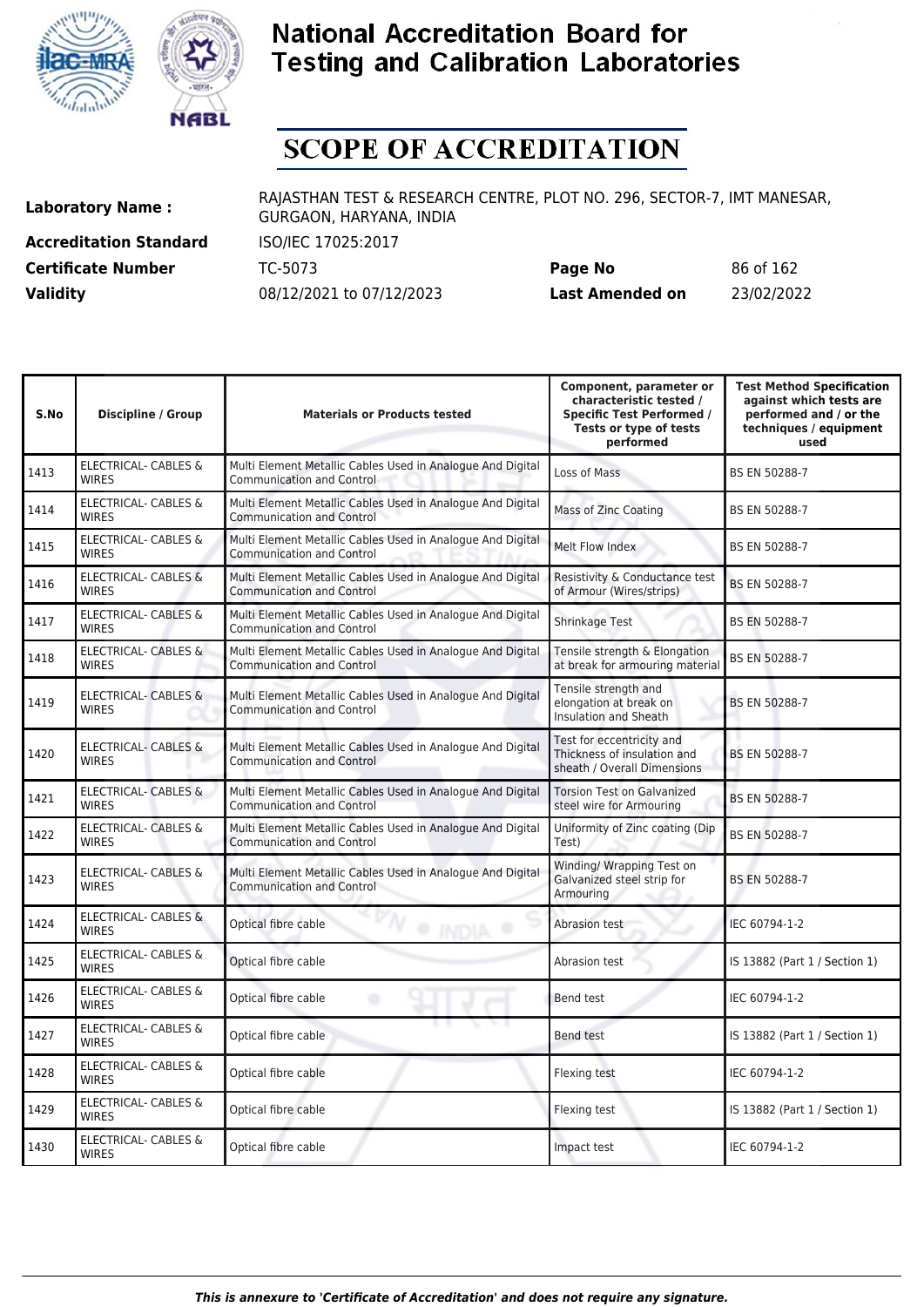# National Accreditation Board for Testing and Calibration Laboratories

## SCOPE OF ACCREDITATION

| | | | |
|---|---|---|---|
| **Laboratory Name :** | RAJASTHAN TEST & RESEARCH CENTRE, PLOT NO. 296, SECTOR-7, IMT MANESAR, GURGAON, HARYANA, INDIA | | |
| **Accreditation Standard** | ISO/IEC 17025:2017 | | |
| **Certificate Number** | TC-5073 | **Page No** | 86 of 162 |
| **Validity** | 08/12/2021 to 07/12/2023 | **Last Amended on** | 23/02/2022 |

| S.No | Discipline / Group | Materials or Products tested | Component, parameter or characteristic tested / Specific Test Performed / Tests or type of tests performed | Test Method Specification against which tests are performed and / or the techniques / equipment used |
|---|---|---|---|---|
| 1413 | ELECTRICAL- CABLES & WIRES | Multi Element Metallic Cables Used in Analogue And Digital Communication and Control | Loss of Mass | BS EN 50288-7 |
| 1414 | ELECTRICAL- CABLES & WIRES | Multi Element Metallic Cables Used in Analogue And Digital Communication and Control | Mass of Zinc Coating | BS EN 50288-7 |
| 1415 | ELECTRICAL- CABLES & WIRES | Multi Element Metallic Cables Used in Analogue And Digital Communication and Control | Melt Flow Index | BS EN 50288-7 |
| 1416 | ELECTRICAL- CABLES & WIRES | Multi Element Metallic Cables Used in Analogue And Digital Communication and Control | Resistivity & Conductance test of Armour (Wires/strips) | BS EN 50288-7 |
| 1417 | ELECTRICAL- CABLES & WIRES | Multi Element Metallic Cables Used in Analogue And Digital Communication and Control | Shrinkage Test | BS EN 50288-7 |
| 1418 | ELECTRICAL- CABLES & WIRES | Multi Element Metallic Cables Used in Analogue And Digital Communication and Control | Tensile strength & Elongation at break for armouring material | BS EN 50288-7 |
| 1419 | ELECTRICAL- CABLES & WIRES | Multi Element Metallic Cables Used in Analogue And Digital Communication and Control | Tensile strength and elongation at break on Insulation and Sheath | BS EN 50288-7 |
| 1420 | ELECTRICAL- CABLES & WIRES | Multi Element Metallic Cables Used in Analogue And Digital Communication and Control | Test for eccentricity and Thickness of insulation and sheath / Overall Dimensions | BS EN 50288-7 |
| 1421 | ELECTRICAL- CABLES & WIRES | Multi Element Metallic Cables Used in Analogue And Digital Communication and Control | Torsion Test on Galvanized steel wire for Armouring | BS EN 50288-7 |
| 1422 | ELECTRICAL- CABLES & WIRES | Multi Element Metallic Cables Used in Analogue And Digital Communication and Control | Uniformity of Zinc coating (Dip Test) | BS EN 50288-7 |
| 1423 | ELECTRICAL- CABLES & WIRES | Multi Element Metallic Cables Used in Analogue And Digital Communication and Control | Winding/ Wrapping Test on Galvanized steel strip for Armouring | BS EN 50288-7 |
| 1424 | ELECTRICAL- CABLES & WIRES | Optical fibre cable | Abrasion test | IEC 60794-1-2 |
| 1425 | ELECTRICAL- CABLES & WIRES | Optical fibre cable | Abrasion test | IS 13882 (Part 1 / Section 1) |
| 1426 | ELECTRICAL- CABLES & WIRES | Optical fibre cable | Bend test | IEC 60794-1-2 |
| 1427 | ELECTRICAL- CABLES & WIRES | Optical fibre cable | Bend test | IS 13882 (Part 1 / Section 1) |
| 1428 | ELECTRICAL- CABLES & WIRES | Optical fibre cable | Flexing test | IEC 60794-1-2 |
| 1429 | ELECTRICAL- CABLES & WIRES | Optical fibre cable | Flexing test | IS 13882 (Part 1 / Section 1) |
| 1430 | ELECTRICAL- CABLES & WIRES | Optical fibre cable | Impact test | IEC 60794-1-2 |

*This is annexure to 'Certificate of Accreditation' and does not require any signature.*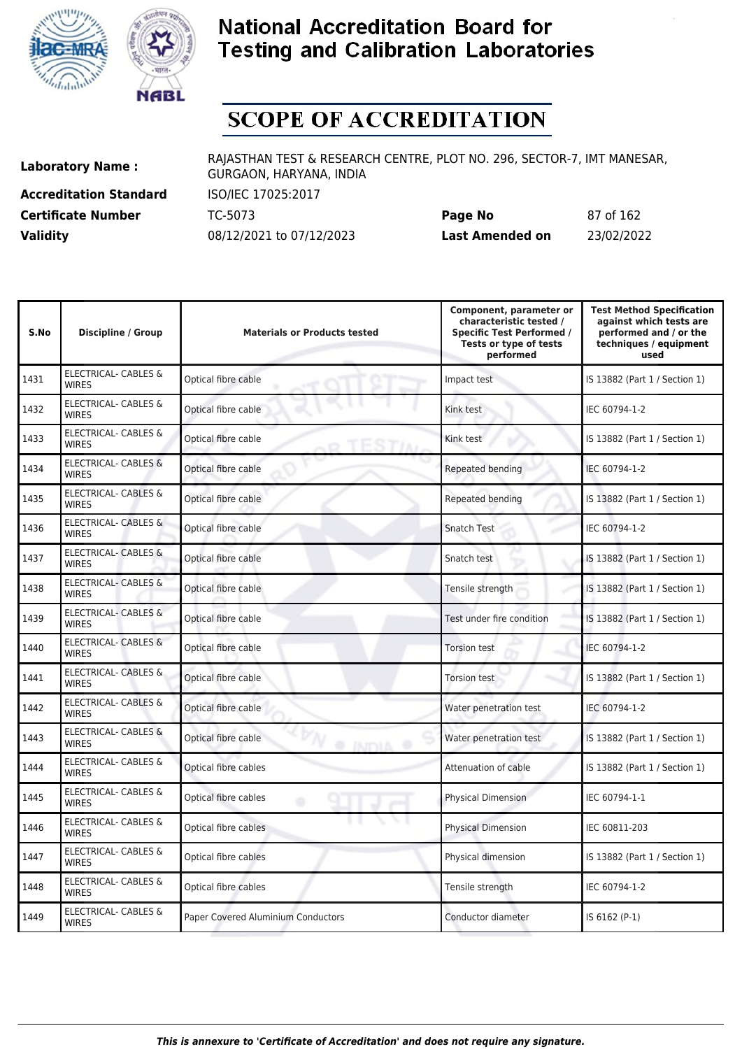# National Accreditation Board for Testing and Calibration Laboratories

## SCOPE OF ACCREDITATION

**Laboratory Name :** RAJASTHAN TEST & RESEARCH CENTRE, PLOT NO. 296, SECTOR-7, IMT MANESAR, GURGAON, HARYANA, INDIA

**Accreditation Standard** ISO/IEC 17025:2017

**Certificate Number** TC-5073 **Page No** 87 of 162

**Validity** 08/12/2021 to 07/12/2023 **Last Amended on** 23/02/2022

| S.No | Discipline / Group | Materials or Products tested | Component, parameter or characteristic tested / Specific Test Performed / Tests or type of tests performed | Test Method Specification against which tests are performed and / or the techniques / equipment used |
|---|---|---|---|---|
| 1431 | ELECTRICAL- CABLES & WIRES | Optical fibre cable | Impact test | IS 13882 (Part 1 / Section 1) |
| 1432 | ELECTRICAL- CABLES & WIRES | Optical fibre cable | Kink test | IEC 60794-1-2 |
| 1433 | ELECTRICAL- CABLES & WIRES | Optical fibre cable | Kink test | IS 13882 (Part 1 / Section 1) |
| 1434 | ELECTRICAL- CABLES & WIRES | Optical fibre cable | Repeated bending | IEC 60794-1-2 |
| 1435 | ELECTRICAL- CABLES & WIRES | Optical fibre cable | Repeated bending | IS 13882 (Part 1 / Section 1) |
| 1436 | ELECTRICAL- CABLES & WIRES | Optical fibre cable | Snatch Test | IEC 60794-1-2 |
| 1437 | ELECTRICAL- CABLES & WIRES | Optical fibre cable | Snatch test | IS 13882 (Part 1 / Section 1) |
| 1438 | ELECTRICAL- CABLES & WIRES | Optical fibre cable | Tensile strength | IS 13882 (Part 1 / Section 1) |
| 1439 | ELECTRICAL- CABLES & WIRES | Optical fibre cable | Test under fire condition | IS 13882 (Part 1 / Section 1) |
| 1440 | ELECTRICAL- CABLES & WIRES | Optical fibre cable | Torsion test | IEC 60794-1-2 |
| 1441 | ELECTRICAL- CABLES & WIRES | Optical fibre cable | Torsion test | IS 13882 (Part 1 / Section 1) |
| 1442 | ELECTRICAL- CABLES & WIRES | Optical fibre cable | Water penetration test | IEC 60794-1-2 |
| 1443 | ELECTRICAL- CABLES & WIRES | Optical fibre cable | Water penetration test | IS 13882 (Part 1 / Section 1) |
| 1444 | ELECTRICAL- CABLES & WIRES | Optical fibre cables | Attenuation of cable | IS 13882 (Part 1 / Section 1) |
| 1445 | ELECTRICAL- CABLES & WIRES | Optical fibre cables | Physical Dimension | IEC 60794-1-1 |
| 1446 | ELECTRICAL- CABLES & WIRES | Optical fibre cables | Physical Dimension | IEC 60811-203 |
| 1447 | ELECTRICAL- CABLES & WIRES | Optical fibre cables | Physical dimension | IS 13882 (Part 1 / Section 1) |
| 1448 | ELECTRICAL- CABLES & WIRES | Optical fibre cables | Tensile strength | IEC 60794-1-2 |
| 1449 | ELECTRICAL- CABLES & WIRES | Paper Covered Aluminium Conductors | Conductor diameter | IS 6162 (P-1) |

*This is annexure to 'Certificate of Accreditation' and does not require any signature.*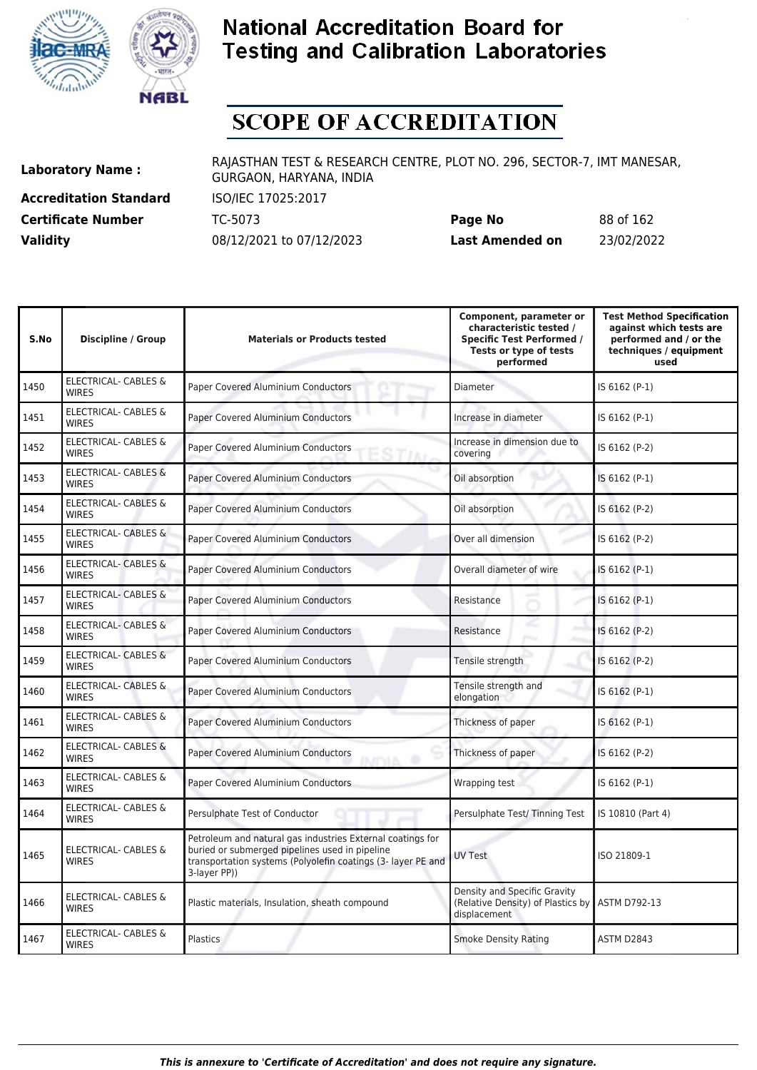# National Accreditation Board for Testing and Calibration Laboratories

# SCOPE OF ACCREDITATION

| | | | |
|---|---|---|---|
| **Laboratory Name :** | RAJASTHAN TEST & RESEARCH CENTRE, PLOT NO. 296, SECTOR-7, IMT MANESAR, GURGAON, HARYANA, INDIA | | |
| **Accreditation Standard** | ISO/IEC 17025:2017 | | |
| **Certificate Number** | TC-5073 | **Page No** | 88 of 162 |
| **Validity** | 08/12/2021 to 07/12/2023 | **Last Amended on** | 23/02/2022 |

| S.No | Discipline / Group | Materials or Products tested | Component, parameter or characteristic tested / Specific Test Performed / Tests or type of tests performed | Test Method Specification against which tests are performed and / or the techniques / equipment used |
|---|---|---|---|---|
| 1450 | ELECTRICAL- CABLES & WIRES | Paper Covered Aluminium Conductors | Diameter | IS 6162 (P-1) |
| 1451 | ELECTRICAL- CABLES & WIRES | Paper Covered Aluminium Conductors | Increase in diameter | IS 6162 (P-1) |
| 1452 | ELECTRICAL- CABLES & WIRES | Paper Covered Aluminium Conductors | Increase in dimension due to covering | IS 6162 (P-2) |
| 1453 | ELECTRICAL- CABLES & WIRES | Paper Covered Aluminium Conductors | Oil absorption | IS 6162 (P-1) |
| 1454 | ELECTRICAL- CABLES & WIRES | Paper Covered Aluminium Conductors | Oil absorption | IS 6162 (P-2) |
| 1455 | ELECTRICAL- CABLES & WIRES | Paper Covered Aluminium Conductors | Over all dimension | IS 6162 (P-2) |
| 1456 | ELECTRICAL- CABLES & WIRES | Paper Covered Aluminium Conductors | Overall diameter of wire | IS 6162 (P-1) |
| 1457 | ELECTRICAL- CABLES & WIRES | Paper Covered Aluminium Conductors | Resistance | IS 6162 (P-1) |
| 1458 | ELECTRICAL- CABLES & WIRES | Paper Covered Aluminium Conductors | Resistance | IS 6162 (P-2) |
| 1459 | ELECTRICAL- CABLES & WIRES | Paper Covered Aluminium Conductors | Tensile strength | IS 6162 (P-2) |
| 1460 | ELECTRICAL- CABLES & WIRES | Paper Covered Aluminium Conductors | Tensile strength and elongation | IS 6162 (P-1) |
| 1461 | ELECTRICAL- CABLES & WIRES | Paper Covered Aluminium Conductors | Thickness of paper | IS 6162 (P-1) |
| 1462 | ELECTRICAL- CABLES & WIRES | Paper Covered Aluminium Conductors | Thickness of paper | IS 6162 (P-2) |
| 1463 | ELECTRICAL- CABLES & WIRES | Paper Covered Aluminium Conductors | Wrapping test | IS 6162 (P-1) |
| 1464 | ELECTRICAL- CABLES & WIRES | Persulphate Test of Conductor | Persulphate Test/ Tinning Test | IS 10810 (Part 4) |
| 1465 | ELECTRICAL- CABLES & WIRES | Petroleum and natural gas industries External coatings for buried or submerged pipelines used in pipeline transportation systems (Polyolefin coatings (3- layer PE and 3-layer PP)) | UV Test | ISO 21809-1 |
| 1466 | ELECTRICAL- CABLES & WIRES | Plastic materials, Insulation, sheath compound | Density and Specific Gravity (Relative Density) of Plastics by displacement | ASTM D792-13 |
| 1467 | ELECTRICAL- CABLES & WIRES | Plastics | Smoke Density Rating | ASTM D2843 |

*This is annexure to 'Certificate of Accreditation' and does not require any signature.*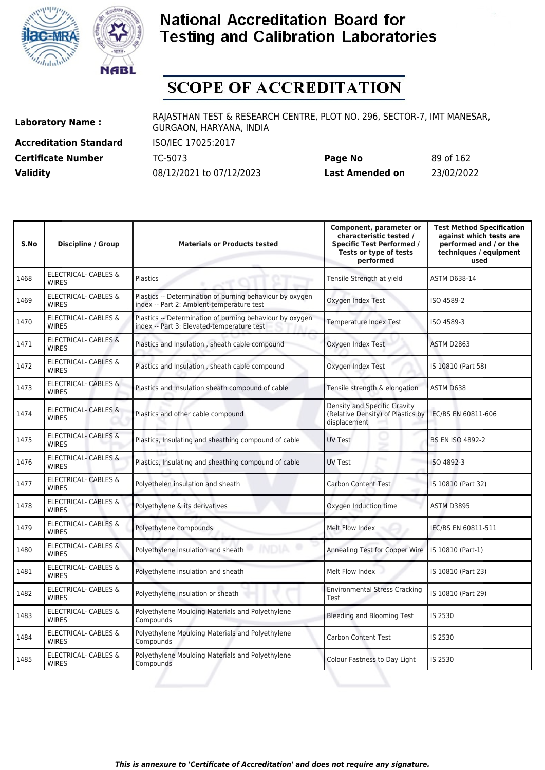# National Accreditation Board for Testing and Calibration Laboratories

# SCOPE OF ACCREDITATION

**Laboratory Name :** RAJASTHAN TEST & RESEARCH CENTRE, PLOT NO. 296, SECTOR-7, IMT MANESAR, GURGAON, HARYANA, INDIA

**Accreditation Standard** ISO/IEC 17025:2017

**Certificate Number** TC-5073 **Page No** 89 of 162

**Validity** 08/12/2021 to 07/12/2023 **Last Amended on** 23/02/2022

| S.No | Discipline / Group | Materials or Products tested | Component, parameter or characteristic tested / Specific Test Performed / Tests or type of tests performed | Test Method Specification against which tests are performed and / or the techniques / equipment used |
|---|---|---|---|---|
| 1468 | ELECTRICAL- CABLES & WIRES | Plastics | Tensile Strength at yield | ASTM D638-14 |
| 1469 | ELECTRICAL- CABLES & WIRES | Plastics -- Determination of burning behaviour by oxygen index -- Part 2: Ambient-temperature test | Oxygen Index Test | ISO 4589-2 |
| 1470 | ELECTRICAL- CABLES & WIRES | Plastics -- Determination of burning behaviour by oxygen index -- Part 3: Elevated-temperature test | Temperature Index Test | ISO 4589-3 |
| 1471 | ELECTRICAL- CABLES & WIRES | Plastics and Insulation , sheath cable compound | Oxygen Index Test | ASTM D2863 |
| 1472 | ELECTRICAL- CABLES & WIRES | Plastics and Insulation , sheath cable compound | Oxygen Index Test | IS 10810 (Part 58) |
| 1473 | ELECTRICAL- CABLES & WIRES | Plastics and Insulation sheath compound of cable | Tensile strength & elongation | ASTM D638 |
| 1474 | ELECTRICAL- CABLES & WIRES | Plastics and other cable compound | Density and Specific Gravity (Relative Density) of Plastics by displacement | IEC/BS EN 60811-606 |
| 1475 | ELECTRICAL- CABLES & WIRES | Plastics, Insulating and sheathing compound of cable | UV Test | BS EN ISO 4892-2 |
| 1476 | ELECTRICAL- CABLES & WIRES | Plastics, Insulating and sheathing compound of cable | UV Test | ISO 4892-3 |
| 1477 | ELECTRICAL- CABLES & WIRES | Polyethelen insulation and sheath | Carbon Content Test | IS 10810 (Part 32) |
| 1478 | ELECTRICAL- CABLES & WIRES | Polyethylene & its derivatives | Oxygen Induction time | ASTM D3895 |
| 1479 | ELECTRICAL- CABLES & WIRES | Polyethylene compounds | Melt Flow Index | IEC/BS EN 60811-511 |
| 1480 | ELECTRICAL- CABLES & WIRES | Polyethylene insulation and sheath | Annealing Test for Copper Wire | IS 10810 (Part-1) |
| 1481 | ELECTRICAL- CABLES & WIRES | Polyethylene insulation and sheath | Melt Flow Index | IS 10810 (Part 23) |
| 1482 | ELECTRICAL- CABLES & WIRES | Polyethylene insulation or sheath | Environmental Stress Cracking Test | IS 10810 (Part 29) |
| 1483 | ELECTRICAL- CABLES & WIRES | Polyethylene Moulding Materials and Polyethylene Compounds | Bleeding and Blooming Test | IS 2530 |
| 1484 | ELECTRICAL- CABLES & WIRES | Polyethylene Moulding Materials and Polyethylene Compounds | Carbon Content Test | IS 2530 |
| 1485 | ELECTRICAL- CABLES & WIRES | Polyethylene Moulding Materials and Polyethylene Compounds | Colour Fastness to Day Light | IS 2530 |

*This is annexure to 'Certificate of Accreditation' and does not require any signature.*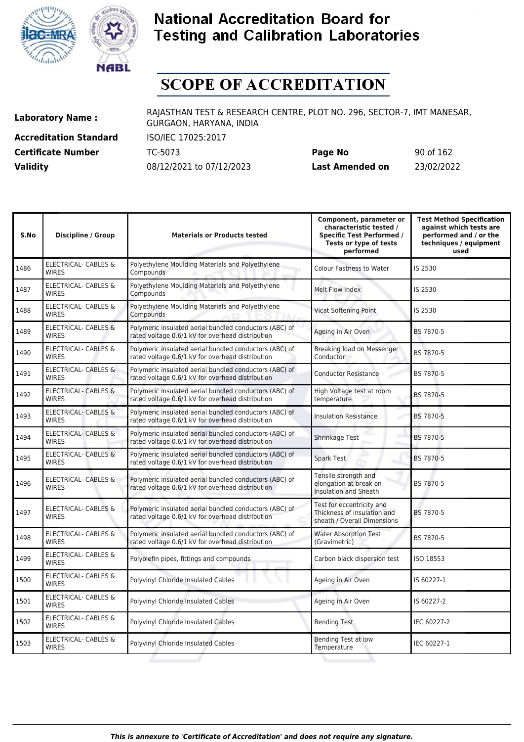# National Accreditation Board for Testing and Calibration Laboratories

# SCOPE OF ACCREDITATION

| | | | |
|---|---|---|---|
| **Laboratory Name :** | RAJASTHAN TEST & RESEARCH CENTRE, PLOT NO. 296, SECTOR-7, IMT MANESAR, GURGAON, HARYANA, INDIA | | |
| **Accreditation Standard** | ISO/IEC 17025:2017 | | |
| **Certificate Number** | TC-5073 | **Page No** | 90 of 162 |
| **Validity** | 08/12/2021 to 07/12/2023 | **Last Amended on** | 23/02/2022 |

| S.No | Discipline / Group | Materials or Products tested | Component, parameter or characteristic tested / Specific Test Performed / Tests or type of tests performed | Test Method Specification against which tests are performed and / or the techniques / equipment used |
|---|---|---|---|---|
| 1486 | ELECTRICAL- CABLES & WIRES | Polyethylene Moulding Materials and Polyethylene Compounds | Colour Fastness to Water | IS 2530 |
| 1487 | ELECTRICAL- CABLES & WIRES | Polyethylene Moulding Materials and Polyethylene Compounds | Melt Flow Index | IS 2530 |
| 1488 | ELECTRICAL- CABLES & WIRES | Polyethylene Moulding Materials and Polyethylene Compounds | Vicat Softening Point | IS 2530 |
| 1489 | ELECTRICAL- CABLES & WIRES | Polymeric insulated aerial bundled conductors (ABC) of rated voltage 0.6/1 kV for overhead distribution | Ageing in Air Oven | BS 7870-5 |
| 1490 | ELECTRICAL- CABLES & WIRES | Polymeric insulated aerial bundled conductors (ABC) of rated voltage 0.6/1 kV for overhead distribution | Breaking load on Messenger Conductor | BS 7870-5 |
| 1491 | ELECTRICAL- CABLES & WIRES | Polymeric insulated aerial bundled conductors (ABC) of rated voltage 0.6/1 kV for overhead distribution | Conductor Resistance | BS 7870-5 |
| 1492 | ELECTRICAL- CABLES & WIRES | Polymeric insulated aerial bundled conductors (ABC) of rated voltage 0.6/1 kV for overhead distribution | High Voltage test at room temperature | BS 7870-5 |
| 1493 | ELECTRICAL- CABLES & WIRES | Polymeric insulated aerial bundled conductors (ABC) of rated voltage 0.6/1 kV for overhead distribution | Insulation Resistance | BS 7870-5 |
| 1494 | ELECTRICAL- CABLES & WIRES | Polymeric insulated aerial bundled conductors (ABC) of rated voltage 0.6/1 kV for overhead distribution | Shrinkage Test | BS 7870-5 |
| 1495 | ELECTRICAL- CABLES & WIRES | Polymeric insulated aerial bundled conductors (ABC) of rated voltage 0.6/1 kV for overhead distribution | Spark Test | BS 7870-5 |
| 1496 | ELECTRICAL- CABLES & WIRES | Polymeric insulated aerial bundled conductors (ABC) of rated voltage 0.6/1 kV for overhead distribution | Tensile strength and elongation at break on Insulation and Sheath | BS 7870-5 |
| 1497 | ELECTRICAL- CABLES & WIRES | Polymeric insulated aerial bundled conductors (ABC) of rated voltage 0.6/1 kV for overhead distribution | Test for eccentricity and Thickness of insulation and sheath / Overall Dimensions | BS 7870-5 |
| 1498 | ELECTRICAL- CABLES & WIRES | Polymeric insulated aerial bundled conductors (ABC) of rated voltage 0.6/1 kV for overhead distribution | Water Absorption Test (Gravimetric) | BS 7870-5 |
| 1499 | ELECTRICAL- CABLES & WIRES | Polyolefin pipes, fittings and compounds | Carbon black dispersion test | ISO 18553 |
| 1500 | ELECTRICAL- CABLES & WIRES | Polyvinyl Chloride Insulated Cables | Ageing in Air Oven | IS 60227-1 |
| 1501 | ELECTRICAL- CABLES & WIRES | Polyvinyl Chloride Insulated Cables | Ageing in Air Oven | IS 60227-2 |
| 1502 | ELECTRICAL- CABLES & WIRES | Polyvinyl Chloride Insulated Cables | Bending Test | IEC 60227-2 |
| 1503 | ELECTRICAL- CABLES & WIRES | Polyvinyl Chloride Insulated Cables | Bending Test at low Temperature | IEC 60227-1 |

*This is annexure to 'Certificate of Accreditation' and does not require any signature.*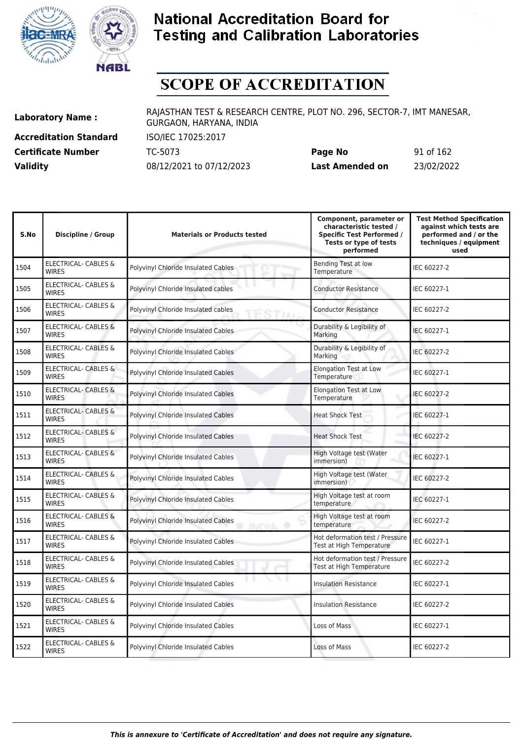# National Accreditation Board for Testing and Calibration Laboratories

## SCOPE OF ACCREDITATION

**Laboratory Name :** RAJASTHAN TEST & RESEARCH CENTRE, PLOT NO. 296, SECTOR-7, IMT MANESAR, GURGAON, HARYANA, INDIA

**Accreditation Standard** ISO/IEC 17025:2017

**Certificate Number** TC-5073 **Page No** 91 of 162

**Validity** 08/12/2021 to 07/12/2023 **Last Amended on** 23/02/2022

| S.No | Discipline / Group | Materials or Products tested | Component, parameter or characteristic tested / Specific Test Performed / Tests or type of tests performed | Test Method Specification against which tests are performed and / or the techniques / equipment used |
|---|---|---|---|---|
| 1504 | ELECTRICAL- CABLES & WIRES | Polyvinyl Chloride Insulated Cables | Bending Test at low Temperature | IEC 60227-2 |
| 1505 | ELECTRICAL- CABLES & WIRES | Polyvinyl Chloride Insulated cables | Conductor Resistance | IEC 60227-1 |
| 1506 | ELECTRICAL- CABLES & WIRES | Polyvinyl Chloride Insulated cables | Conductor Resistance | IEC 60227-2 |
| 1507 | ELECTRICAL- CABLES & WIRES | Polyvinyl Chloride Insulated Cables | Durability & Legibility of Marking | IEC 60227-1 |
| 1508 | ELECTRICAL- CABLES & WIRES | Polyvinyl Chloride Insulated Cables | Durability & Legibility of Marking | IEC 60227-2 |
| 1509 | ELECTRICAL- CABLES & WIRES | Polyvinyl Chloride Insulated Cables | Elongation Test at Low Temperature | IEC 60227-1 |
| 1510 | ELECTRICAL- CABLES & WIRES | Polyvinyl Chloride Insulated Cables | Elongation Test at Low Temperature | IEC 60227-2 |
| 1511 | ELECTRICAL- CABLES & WIRES | Polyvinyl Chloride Insulated Cables | Heat Shock Test | IEC 60227-1 |
| 1512 | ELECTRICAL- CABLES & WIRES | Polyvinyl Chloride Insulated Cables | Heat Shock Test | IEC 60227-2 |
| 1513 | ELECTRICAL- CABLES & WIRES | Polyvinyl Chloride Insulated Cables | High Voltage test (Water immersion) | IEC 60227-1 |
| 1514 | ELECTRICAL- CABLES & WIRES | Polyvinyl Chloride Insulated Cables | High Voltage test (Water immersion) | IEC 60227-2 |
| 1515 | ELECTRICAL- CABLES & WIRES | Polyvinyl Chloride Insulated Cables | High Voltage test at room temperature | IEC 60227-1 |
| 1516 | ELECTRICAL- CABLES & WIRES | Polyvinyl Chloride Insulated Cables | High Voltage test at room temperature | IEC 60227-2 |
| 1517 | ELECTRICAL- CABLES & WIRES | Polyvinyl Chloride Insulated Cables | Hot deformation test / Pressure Test at High Temperature | IEC 60227-1 |
| 1518 | ELECTRICAL- CABLES & WIRES | Polyvinyl Chloride Insulated Cables | Hot deformation test / Pressure Test at High Temperature | IEC 60227-2 |
| 1519 | ELECTRICAL- CABLES & WIRES | Polyvinyl Chloride Insulated Cables | Insulation Resistance | IEC 60227-1 |
| 1520 | ELECTRICAL- CABLES & WIRES | Polyvinyl Chloride Insulated Cables | Insulation Resistance | IEC 60227-2 |
| 1521 | ELECTRICAL- CABLES & WIRES | Polyvinyl Chloride Insulated Cables | Loss of Mass | IEC 60227-1 |
| 1522 | ELECTRICAL- CABLES & WIRES | Polyvinyl Chloride Insulated Cables | Loss of Mass | IEC 60227-2 |

*This is annexure to 'Certificate of Accreditation' and does not require any signature.*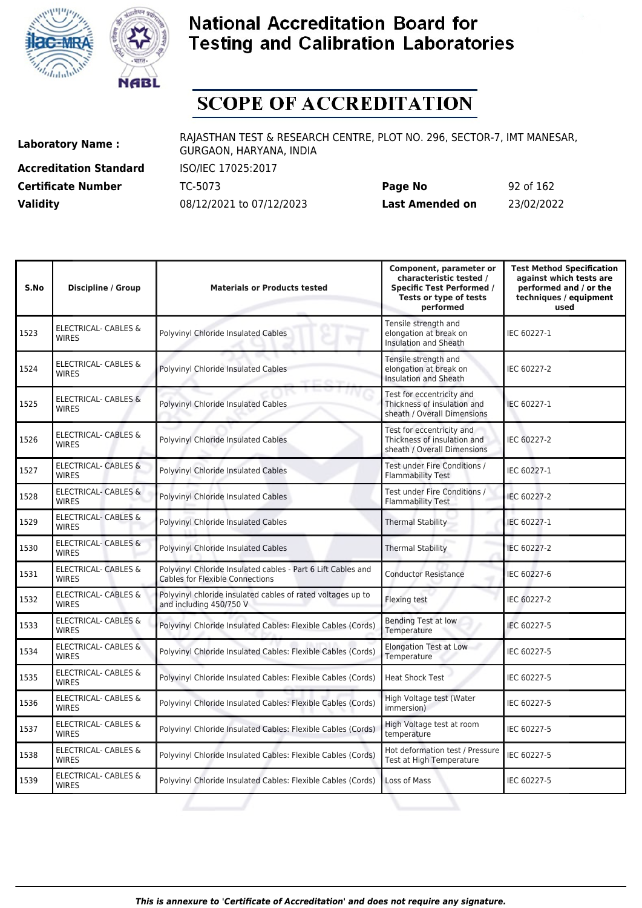# National Accreditation Board for Testing and Calibration Laboratories

## SCOPE OF ACCREDITATION

**Laboratory Name :** RAJASTHAN TEST & RESEARCH CENTRE, PLOT NO. 296, SECTOR-7, IMT MANESAR, GURGAON, HARYANA, INDIA

**Accreditation Standard** ISO/IEC 17025:2017

**Certificate Number** TC-5073 **Page No** 92 of 162

**Validity** 08/12/2021 to 07/12/2023 **Last Amended on** 23/02/2022

| S.No | Discipline / Group | Materials or Products tested | Component, parameter or characteristic tested / Specific Test Performed / Tests or type of tests performed | Test Method Specification against which tests are performed and / or the techniques / equipment used |
|---|---|---|---|---|
| 1523 | ELECTRICAL- CABLES & WIRES | Polyvinyl Chloride Insulated Cables | Tensile strength and elongation at break on Insulation and Sheath | IEC 60227-1 |
| 1524 | ELECTRICAL- CABLES & WIRES | Polyvinyl Chloride Insulated Cables | Tensile strength and elongation at break on Insulation and Sheath | IEC 60227-2 |
| 1525 | ELECTRICAL- CABLES & WIRES | Polyvinyl Chloride Insulated Cables | Test for eccentricity and Thickness of insulation and sheath / Overall Dimensions | IEC 60227-1 |
| 1526 | ELECTRICAL- CABLES & WIRES | Polyvinyl Chloride Insulated Cables | Test for eccentricity and Thickness of insulation and sheath / Overall Dimensions | IEC 60227-2 |
| 1527 | ELECTRICAL- CABLES & WIRES | Polyvinyl Chloride Insulated Cables | Test under Fire Conditions / Flammability Test | IEC 60227-1 |
| 1528 | ELECTRICAL- CABLES & WIRES | Polyvinyl Chloride Insulated Cables | Test under Fire Conditions / Flammability Test | IEC 60227-2 |
| 1529 | ELECTRICAL- CABLES & WIRES | Polyvinyl Chloride Insulated Cables | Thermal Stability | IEC 60227-1 |
| 1530 | ELECTRICAL- CABLES & WIRES | Polyvinyl Chloride Insulated Cables | Thermal Stability | IEC 60227-2 |
| 1531 | ELECTRICAL- CABLES & WIRES | Polyvinyl Chloride Insulated cables - Part 6 Lift Cables and Cables for Flexible Connections | Conductor Resistance | IEC 60227-6 |
| 1532 | ELECTRICAL- CABLES & WIRES | Polyvinyl chloride insulated cables of rated voltages up to and including 450/750 V | Flexing test | IEC 60227-2 |
| 1533 | ELECTRICAL- CABLES & WIRES | Polyvinyl Chloride Insulated Cables: Flexible Cables (Cords) | Bending Test at low Temperature | IEC 60227-5 |
| 1534 | ELECTRICAL- CABLES & WIRES | Polyvinyl Chloride Insulated Cables: Flexible Cables (Cords) | Elongation Test at Low Temperature | IEC 60227-5 |
| 1535 | ELECTRICAL- CABLES & WIRES | Polyvinyl Chloride Insulated Cables: Flexible Cables (Cords) | Heat Shock Test | IEC 60227-5 |
| 1536 | ELECTRICAL- CABLES & WIRES | Polyvinyl Chloride Insulated Cables: Flexible Cables (Cords) | High Voltage test (Water immersion) | IEC 60227-5 |
| 1537 | ELECTRICAL- CABLES & WIRES | Polyvinyl Chloride Insulated Cables: Flexible Cables (Cords) | High Voltage test at room temperature | IEC 60227-5 |
| 1538 | ELECTRICAL- CABLES & WIRES | Polyvinyl Chloride Insulated Cables: Flexible Cables (Cords) | Hot deformation test / Pressure Test at High Temperature | IEC 60227-5 |
| 1539 | ELECTRICAL- CABLES & WIRES | Polyvinyl Chloride Insulated Cables: Flexible Cables (Cords) | Loss of Mass | IEC 60227-5 |

*This is annexure to 'Certificate of Accreditation' and does not require any signature.*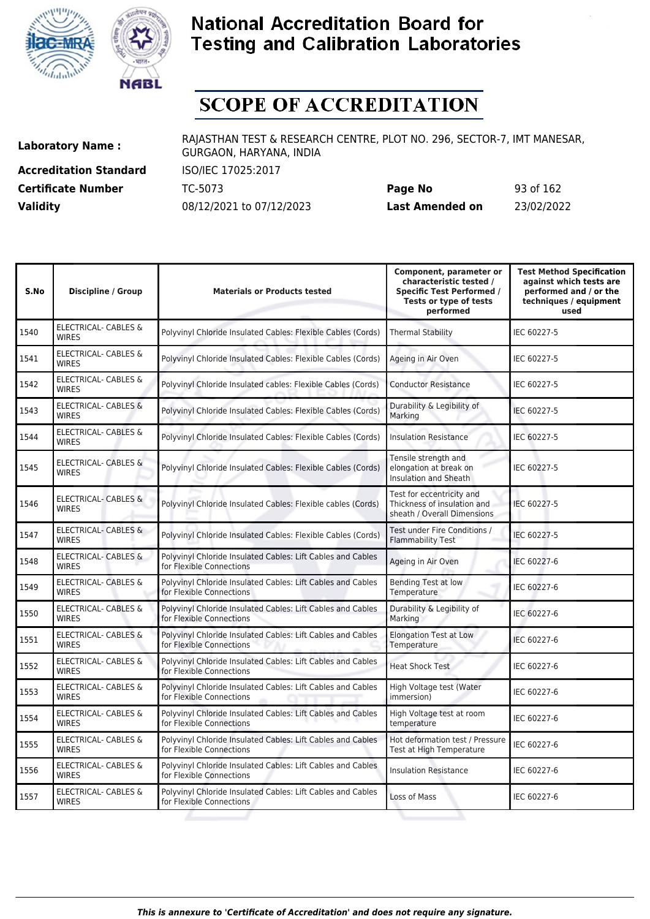# National Accreditation Board for Testing and Calibration Laboratories

# SCOPE OF ACCREDITATION

| | | | |
|---|---|---|---|
| **Laboratory Name :** | RAJASTHAN TEST & RESEARCH CENTRE, PLOT NO. 296, SECTOR-7, IMT MANESAR, GURGAON, HARYANA, INDIA | | |
| **Accreditation Standard** | ISO/IEC 17025:2017 | | |
| **Certificate Number** | TC-5073 | **Page No** | 93 of 162 |
| **Validity** | 08/12/2021 to 07/12/2023 | **Last Amended on** | 23/02/2022 |

| S.No | Discipline / Group | Materials or Products tested | Component, parameter or characteristic tested / Specific Test Performed / Tests or type of tests performed | Test Method Specification against which tests are performed and / or the techniques / equipment used |
|---|---|---|---|---|
| 1540 | ELECTRICAL- CABLES & WIRES | Polyvinyl Chloride Insulated Cables: Flexible Cables (Cords) | Thermal Stability | IEC 60227-5 |
| 1541 | ELECTRICAL- CABLES & WIRES | Polyvinyl Chloride Insulated Cables: Flexible Cables (Cords) | Ageing in Air Oven | IEC 60227-5 |
| 1542 | ELECTRICAL- CABLES & WIRES | Polyvinyl Chloride Insulated cables: Flexible Cables (Cords) | Conductor Resistance | IEC 60227-5 |
| 1543 | ELECTRICAL- CABLES & WIRES | Polyvinyl Chloride Insulated Cables: Flexible Cables (Cords) | Durability & Legibility of Marking | IEC 60227-5 |
| 1544 | ELECTRICAL- CABLES & WIRES | Polyvinyl Chloride Insulated Cables: Flexible Cables (Cords) | Insulation Resistance | IEC 60227-5 |
| 1545 | ELECTRICAL- CABLES & WIRES | Polyvinyl Chloride Insulated Cables: Flexible Cables (Cords) | Tensile strength and elongation at break on Insulation and Sheath | IEC 60227-5 |
| 1546 | ELECTRICAL- CABLES & WIRES | Polyvinyl Chloride Insulated Cables: Flexible cables (Cords) | Test for eccentricity and Thickness of insulation and sheath / Overall Dimensions | IEC 60227-5 |
| 1547 | ELECTRICAL- CABLES & WIRES | Polyvinyl Chloride Insulated Cables: Flexible Cables (Cords) | Test under Fire Conditions / Flammability Test | IEC 60227-5 |
| 1548 | ELECTRICAL- CABLES & WIRES | Polyvinyl Chloride Insulated Cables: Lift Cables and Cables for Flexible Connections | Ageing in Air Oven | IEC 60227-6 |
| 1549 | ELECTRICAL- CABLES & WIRES | Polyvinyl Chloride Insulated Cables: Lift Cables and Cables for Flexible Connections | Bending Test at low Temperature | IEC 60227-6 |
| 1550 | ELECTRICAL- CABLES & WIRES | Polyvinyl Chloride Insulated Cables: Lift Cables and Cables for Flexible Connections | Durability & Legibility of Marking | IEC 60227-6 |
| 1551 | ELECTRICAL- CABLES & WIRES | Polyvinyl Chloride Insulated Cables: Lift Cables and Cables for Flexible Connections | Elongation Test at Low Temperature | IEC 60227-6 |
| 1552 | ELECTRICAL- CABLES & WIRES | Polyvinyl Chloride Insulated Cables: Lift Cables and Cables for Flexible Connections | Heat Shock Test | IEC 60227-6 |
| 1553 | ELECTRICAL- CABLES & WIRES | Polyvinyl Chloride Insulated Cables: Lift Cables and Cables for Flexible Connections | High Voltage test (Water immersion) | IEC 60227-6 |
| 1554 | ELECTRICAL- CABLES & WIRES | Polyvinyl Chloride Insulated Cables: Lift Cables and Cables for Flexible Connections | High Voltage test at room temperature | IEC 60227-6 |
| 1555 | ELECTRICAL- CABLES & WIRES | Polyvinyl Chloride Insulated Cables: Lift Cables and Cables for Flexible Connections | Hot deformation test / Pressure Test at High Temperature | IEC 60227-6 |
| 1556 | ELECTRICAL- CABLES & WIRES | Polyvinyl Chloride Insulated Cables: Lift Cables and Cables for Flexible Connections | Insulation Resistance | IEC 60227-6 |
| 1557 | ELECTRICAL- CABLES & WIRES | Polyvinyl Chloride Insulated Cables: Lift Cables and Cables for Flexible Connections | Loss of Mass | IEC 60227-6 |

*This is annexure to 'Certificate of Accreditation' and does not require any signature.*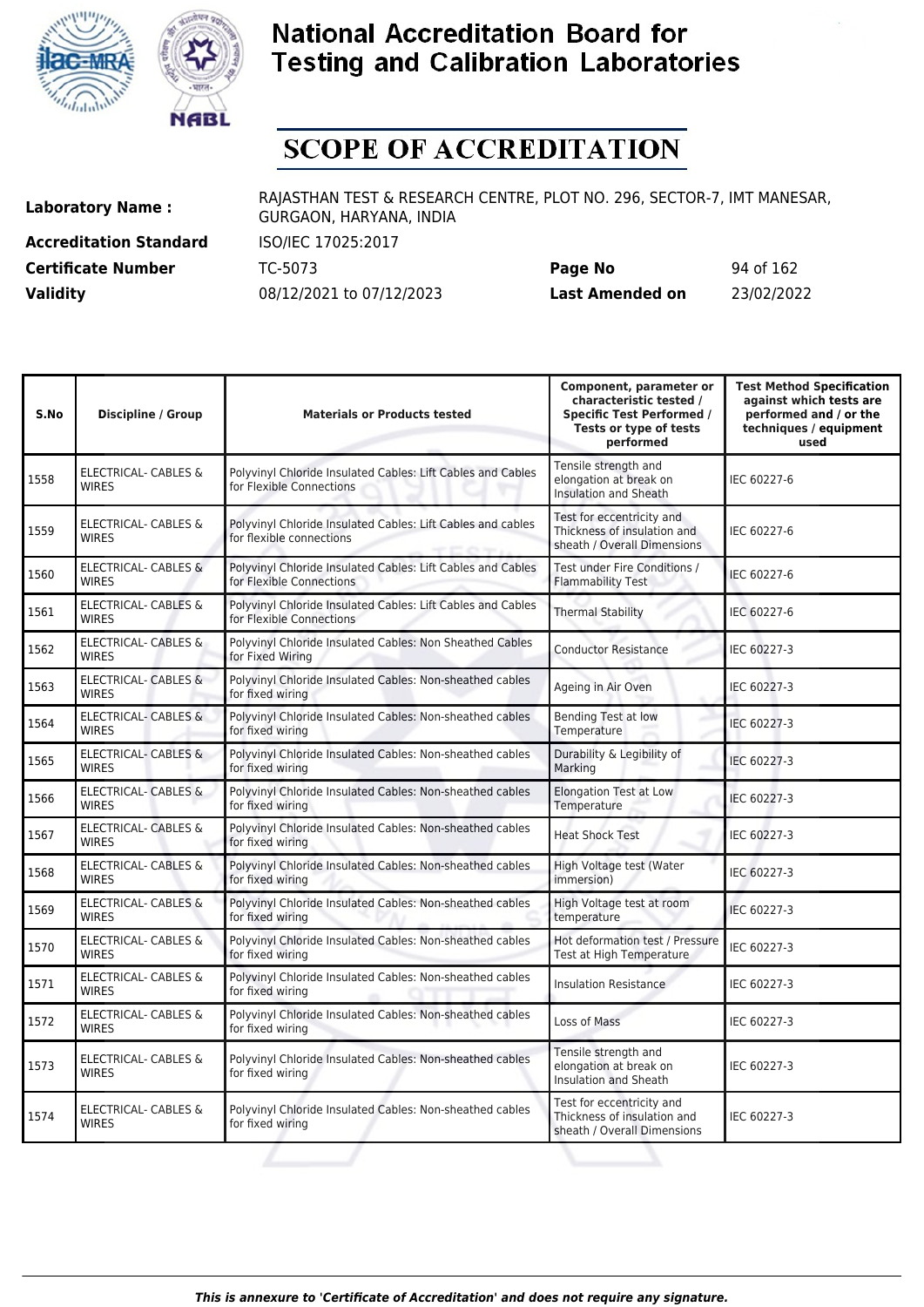# National Accreditation Board for Testing and Calibration Laboratories

# SCOPE OF ACCREDITATION

| | | | |
|---|---|---|---|
| **Laboratory Name :** | RAJASTHAN TEST & RESEARCH CENTRE, PLOT NO. 296, SECTOR-7, IMT MANESAR, GURGAON, HARYANA, INDIA | | |
| **Accreditation Standard** | ISO/IEC 17025:2017 | | |
| **Certificate Number** | TC-5073 | **Page No** | 94 of 162 |
| **Validity** | 08/12/2021 to 07/12/2023 | **Last Amended on** | 23/02/2022 |

| S.No | Discipline / Group | Materials or Products tested | Component, parameter or characteristic tested / Specific Test Performed / Tests or type of tests performed | Test Method Specification against which tests are performed and / or the techniques / equipment used |
|---|---|---|---|---|
| 1558 | ELECTRICAL- CABLES & WIRES | Polyvinyl Chloride Insulated Cables: Lift Cables and Cables for Flexible Connections | Tensile strength and elongation at break on Insulation and Sheath | IEC 60227-6 |
| 1559 | ELECTRICAL- CABLES & WIRES | Polyvinyl Chloride Insulated Cables: Lift Cables and cables for flexible connections | Test for eccentricity and Thickness of insulation and sheath / Overall Dimensions | IEC 60227-6 |
| 1560 | ELECTRICAL- CABLES & WIRES | Polyvinyl Chloride Insulated Cables: Lift Cables and Cables for Flexible Connections | Test under Fire Conditions / Flammability Test | IEC 60227-6 |
| 1561 | ELECTRICAL- CABLES & WIRES | Polyvinyl Chloride Insulated Cables: Lift Cables and Cables for Flexible Connections | Thermal Stability | IEC 60227-6 |
| 1562 | ELECTRICAL- CABLES & WIRES | Polyvinyl Chloride Insulated Cables: Non Sheathed Cables for Fixed Wiring | Conductor Resistance | IEC 60227-3 |
| 1563 | ELECTRICAL- CABLES & WIRES | Polyvinyl Chloride Insulated Cables: Non-sheathed cables for fixed wiring | Ageing in Air Oven | IEC 60227-3 |
| 1564 | ELECTRICAL- CABLES & WIRES | Polyvinyl Chloride Insulated Cables: Non-sheathed cables for fixed wiring | Bending Test at low Temperature | IEC 60227-3 |
| 1565 | ELECTRICAL- CABLES & WIRES | Polyvinyl Chloride Insulated Cables: Non-sheathed cables for fixed wiring | Durability & Legibility of Marking | IEC 60227-3 |
| 1566 | ELECTRICAL- CABLES & WIRES | Polyvinyl Chloride Insulated Cables: Non-sheathed cables for fixed wiring | Elongation Test at Low Temperature | IEC 60227-3 |
| 1567 | ELECTRICAL- CABLES & WIRES | Polyvinyl Chloride Insulated Cables: Non-sheathed cables for fixed wiring | Heat Shock Test | IEC 60227-3 |
| 1568 | ELECTRICAL- CABLES & WIRES | Polyvinyl Chloride Insulated Cables: Non-sheathed cables for fixed wiring | High Voltage test (Water immersion) | IEC 60227-3 |
| 1569 | ELECTRICAL- CABLES & WIRES | Polyvinyl Chloride Insulated Cables: Non-sheathed cables for fixed wiring | High Voltage test at room temperature | IEC 60227-3 |
| 1570 | ELECTRICAL- CABLES & WIRES | Polyvinyl Chloride Insulated Cables: Non-sheathed cables for fixed wiring | Hot deformation test / Pressure Test at High Temperature | IEC 60227-3 |
| 1571 | ELECTRICAL- CABLES & WIRES | Polyvinyl Chloride Insulated Cables: Non-sheathed cables for fixed wiring | Insulation Resistance | IEC 60227-3 |
| 1572 | ELECTRICAL- CABLES & WIRES | Polyvinyl Chloride Insulated Cables: Non-sheathed cables for fixed wiring | Loss of Mass | IEC 60227-3 |
| 1573 | ELECTRICAL- CABLES & WIRES | Polyvinyl Chloride Insulated Cables: Non-sheathed cables for fixed wiring | Tensile strength and elongation at break on Insulation and Sheath | IEC 60227-3 |
| 1574 | ELECTRICAL- CABLES & WIRES | Polyvinyl Chloride Insulated Cables: Non-sheathed cables for fixed wiring | Test for eccentricity and Thickness of insulation and sheath / Overall Dimensions | IEC 60227-3 |

*This is annexure to 'Certificate of Accreditation' and does not require any signature.*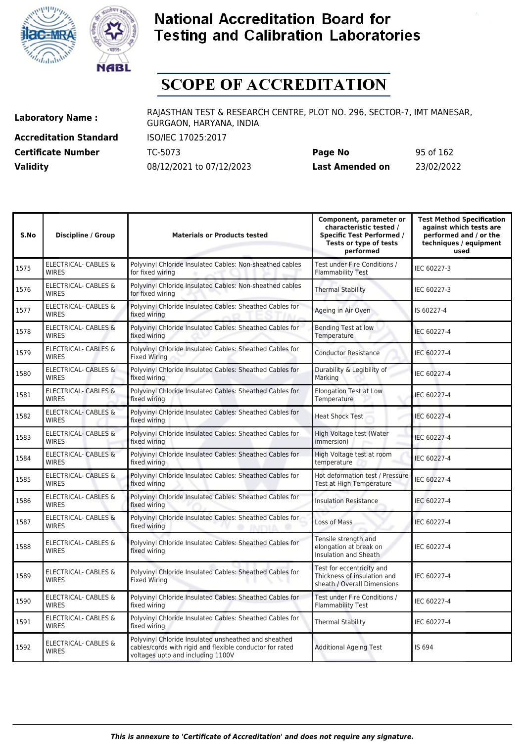# National Accreditation Board for Testing and Calibration Laboratories

## SCOPE OF ACCREDITATION

**Laboratory Name :** RAJASTHAN TEST & RESEARCH CENTRE, PLOT NO. 296, SECTOR-7, IMT MANESAR, GURGAON, HARYANA, INDIA

**Accreditation Standard** ISO/IEC 17025:2017

**Certificate Number** TC-5073 **Page No** 95 of 162

**Validity** 08/12/2021 to 07/12/2023 **Last Amended on** 23/02/2022

| S.No | Discipline / Group | Materials or Products tested | Component, parameter or characteristic tested / Specific Test Performed / Tests or type of tests performed | Test Method Specification against which tests are performed and / or the techniques / equipment used |
|---|---|---|---|---|
| 1575 | ELECTRICAL- CABLES & WIRES | Polyvinyl Chloride Insulated Cables: Non-sheathed cables for fixed wiring | Test under Fire Conditions / Flammability Test | IEC 60227-3 |
| 1576 | ELECTRICAL- CABLES & WIRES | Polyvinyl Chloride Insulated Cables: Non-sheathed cables for fixed wiring | Thermal Stability | IEC 60227-3 |
| 1577 | ELECTRICAL- CABLES & WIRES | Polyvinyl Chloride Insulated Cables: Sheathed Cables for fixed wiring | Ageing in Air Oven | IS 60227-4 |
| 1578 | ELECTRICAL- CABLES & WIRES | Polyvinyl Chloride Insulated Cables: Sheathed Cables for fixed wiring | Bending Test at low Temperature | IEC 60227-4 |
| 1579 | ELECTRICAL- CABLES & WIRES | Polyvinyl Chloride Insulated Cables: Sheathed Cables for Fixed Wiring | Conductor Resistance | IEC 60227-4 |
| 1580 | ELECTRICAL- CABLES & WIRES | Polyvinyl Chloride Insulated Cables: Sheathed Cables for fixed wiring | Durability & Legibility of Marking | IEC 60227-4 |
| 1581 | ELECTRICAL- CABLES & WIRES | Polyvinyl Chloride Insulated Cables: Sheathed Cables for fixed wiring | Elongation Test at Low Temperature | IEC 60227-4 |
| 1582 | ELECTRICAL- CABLES & WIRES | Polyvinyl Chloride Insulated Cables: Sheathed Cables for fixed wiring | Heat Shock Test | IEC 60227-4 |
| 1583 | ELECTRICAL- CABLES & WIRES | Polyvinyl Chloride Insulated Cables: Sheathed Cables for fixed wiring | High Voltage test (Water immersion) | IEC 60227-4 |
| 1584 | ELECTRICAL- CABLES & WIRES | Polyvinyl Chloride Insulated Cables: Sheathed Cables for fixed wiring | High Voltage test at room temperature | IEC 60227-4 |
| 1585 | ELECTRICAL- CABLES & WIRES | Polyvinyl Chloride Insulated Cables: Sheathed Cables for fixed wiring | Hot deformation test / Pressure Test at High Temperature | IEC 60227-4 |
| 1586 | ELECTRICAL- CABLES & WIRES | Polyvinyl Chloride Insulated Cables: Sheathed Cables for fixed wiring | Insulation Resistance | IEC 60227-4 |
| 1587 | ELECTRICAL- CABLES & WIRES | Polyvinyl Chloride Insulated Cables: Sheathed Cables for fixed wiring | Loss of Mass | IEC 60227-4 |
| 1588 | ELECTRICAL- CABLES & WIRES | Polyvinyl Chloride Insulated Cables: Sheathed Cables for fixed wiring | Tensile strength and elongation at break on Insulation and Sheath | IEC 60227-4 |
| 1589 | ELECTRICAL- CABLES & WIRES | Polyvinyl Chloride Insulated Cables: Sheathed Cables for Fixed Wiring | Test for eccentricity and Thickness of insulation and sheath / Overall Dimensions | IEC 60227-4 |
| 1590 | ELECTRICAL- CABLES & WIRES | Polyvinyl Chloride Insulated Cables: Sheathed Cables for fixed wiring | Test under Fire Conditions / Flammability Test | IEC 60227-4 |
| 1591 | ELECTRICAL- CABLES & WIRES | Polyvinyl Chloride Insulated Cables: Sheathed Cables for fixed wiring | Thermal Stability | IEC 60227-4 |
| 1592 | ELECTRICAL- CABLES & WIRES | Polyvinyl Chloride Insulated unsheathed and sheathed cables/cords with rigid and flexible conductor for rated voltages upto and including 1100V | Additional Ageing Test | IS 694 |

*This is annexure to 'Certificate of Accreditation' and does not require any signature.*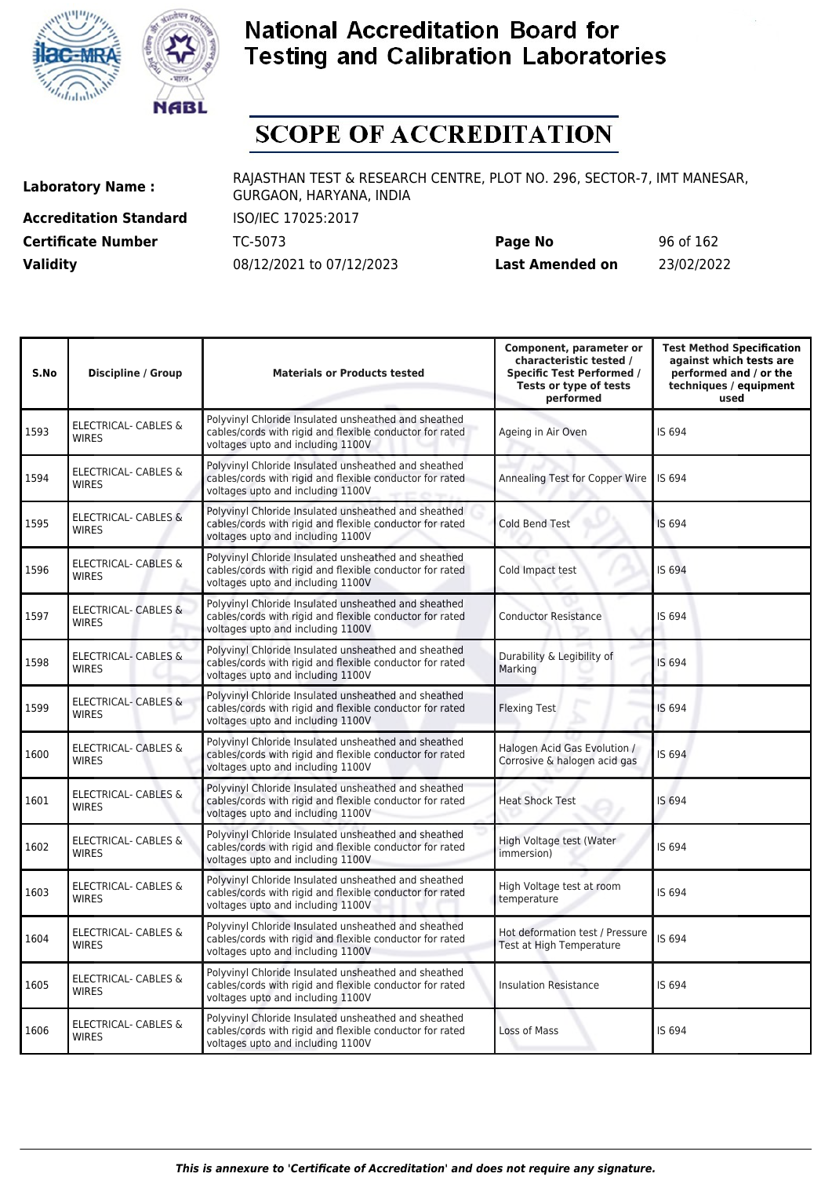# National Accreditation Board for Testing and Calibration Laboratories

# SCOPE OF ACCREDITATION

| | | | |
|---|---|---|---|
| **Laboratory Name :** | RAJASTHAN TEST & RESEARCH CENTRE, PLOT NO. 296, SECTOR-7, IMT MANESAR, GURGAON, HARYANA, INDIA | | |
| **Accreditation Standard** | ISO/IEC 17025:2017 | | |
| **Certificate Number** | TC-5073 | **Page No** | 96 of 162 |
| **Validity** | 08/12/2021 to 07/12/2023 | **Last Amended on** | 23/02/2022 |

| S.No | Discipline / Group | Materials or Products tested | Component, parameter or characteristic tested / Specific Test Performed / Tests or type of tests performed | Test Method Specification against which tests are performed and / or the techniques / equipment used |
|---|---|---|---|---|
| 1593 | ELECTRICAL- CABLES & WIRES | Polyvinyl Chloride Insulated unsheathed and sheathed cables/cords with rigid and flexible conductor for rated voltages upto and including 1100V | Ageing in Air Oven | IS 694 |
| 1594 | ELECTRICAL- CABLES & WIRES | Polyvinyl Chloride Insulated unsheathed and sheathed cables/cords with rigid and flexible conductor for rated voltages upto and including 1100V | Annealing Test for Copper Wire | IS 694 |
| 1595 | ELECTRICAL- CABLES & WIRES | Polyvinyl Chloride Insulated unsheathed and sheathed cables/cords with rigid and flexible conductor for rated voltages upto and including 1100V | Cold Bend Test | IS 694 |
| 1596 | ELECTRICAL- CABLES & WIRES | Polyvinyl Chloride Insulated unsheathed and sheathed cables/cords with rigid and flexible conductor for rated voltages upto and including 1100V | Cold Impact test | IS 694 |
| 1597 | ELECTRICAL- CABLES & WIRES | Polyvinyl Chloride Insulated unsheathed and sheathed cables/cords with rigid and flexible conductor for rated voltages upto and including 1100V | Conductor Resistance | IS 694 |
| 1598 | ELECTRICAL- CABLES & WIRES | Polyvinyl Chloride Insulated unsheathed and sheathed cables/cords with rigid and flexible conductor for rated voltages upto and including 1100V | Durability & Legibility of Marking | IS 694 |
| 1599 | ELECTRICAL- CABLES & WIRES | Polyvinyl Chloride Insulated unsheathed and sheathed cables/cords with rigid and flexible conductor for rated voltages upto and including 1100V | Flexing Test | IS 694 |
| 1600 | ELECTRICAL- CABLES & WIRES | Polyvinyl Chloride Insulated unsheathed and sheathed cables/cords with rigid and flexible conductor for rated voltages upto and including 1100V | Halogen Acid Gas Evolution / Corrosive & halogen acid gas | IS 694 |
| 1601 | ELECTRICAL- CABLES & WIRES | Polyvinyl Chloride Insulated unsheathed and sheathed cables/cords with rigid and flexible conductor for rated voltages upto and including 1100V | Heat Shock Test | IS 694 |
| 1602 | ELECTRICAL- CABLES & WIRES | Polyvinyl Chloride Insulated unsheathed and sheathed cables/cords with rigid and flexible conductor for rated voltages upto and including 1100V | High Voltage test (Water immersion) | IS 694 |
| 1603 | ELECTRICAL- CABLES & WIRES | Polyvinyl Chloride Insulated unsheathed and sheathed cables/cords with rigid and flexible conductor for rated voltages upto and including 1100V | High Voltage test at room temperature | IS 694 |
| 1604 | ELECTRICAL- CABLES & WIRES | Polyvinyl Chloride Insulated unsheathed and sheathed cables/cords with rigid and flexible conductor for rated voltages upto and including 1100V | Hot deformation test / Pressure Test at High Temperature | IS 694 |
| 1605 | ELECTRICAL- CABLES & WIRES | Polyvinyl Chloride Insulated unsheathed and sheathed cables/cords with rigid and flexible conductor for rated voltages upto and including 1100V | Insulation Resistance | IS 694 |
| 1606 | ELECTRICAL- CABLES & WIRES | Polyvinyl Chloride Insulated unsheathed and sheathed cables/cords with rigid and flexible conductor for rated voltages upto and including 1100V | Loss of Mass | IS 694 |

*This is annexure to 'Certificate of Accreditation' and does not require any signature.*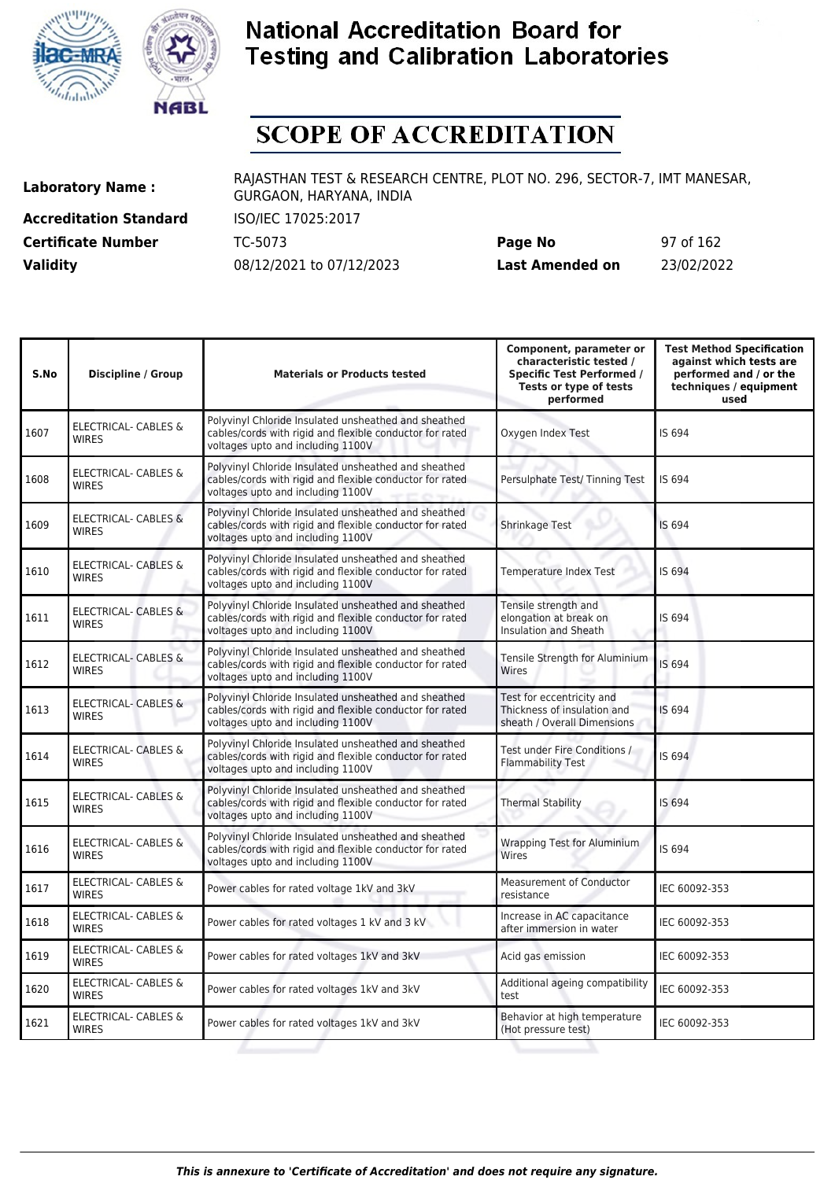# National Accreditation Board for Testing and Calibration Laboratories

# SCOPE OF ACCREDITATION

**Laboratory Name :** RAJASTHAN TEST & RESEARCH CENTRE, PLOT NO. 296, SECTOR-7, IMT MANESAR, GURGAON, HARYANA, INDIA

**Accreditation Standard** ISO/IEC 17025:2017

**Certificate Number** TC-5073 **Page No** 97 of 162

**Validity** 08/12/2021 to 07/12/2023 **Last Amended on** 23/02/2022

| S.No | Discipline / Group | Materials or Products tested | Component, parameter or characteristic tested / Specific Test Performed / Tests or type of tests performed | Test Method Specification against which tests are performed and / or the techniques / equipment used |
|---|---|---|---|---|
| 1607 | ELECTRICAL- CABLES & WIRES | Polyvinyl Chloride Insulated unsheathed and sheathed cables/cords with rigid and flexible conductor for rated voltages upto and including 1100V | Oxygen Index Test | IS 694 |
| 1608 | ELECTRICAL- CABLES & WIRES | Polyvinyl Chloride Insulated unsheathed and sheathed cables/cords with rigid and flexible conductor for rated voltages upto and including 1100V | Persulphate Test/ Tinning Test | IS 694 |
| 1609 | ELECTRICAL- CABLES & WIRES | Polyvinyl Chloride Insulated unsheathed and sheathed cables/cords with rigid and flexible conductor for rated voltages upto and including 1100V | Shrinkage Test | IS 694 |
| 1610 | ELECTRICAL- CABLES & WIRES | Polyvinyl Chloride Insulated unsheathed and sheathed cables/cords with rigid and flexible conductor for rated voltages upto and including 1100V | Temperature Index Test | IS 694 |
| 1611 | ELECTRICAL- CABLES & WIRES | Polyvinyl Chloride Insulated unsheathed and sheathed cables/cords with rigid and flexible conductor for rated voltages upto and including 1100V | Tensile strength and elongation at break on Insulation and Sheath | IS 694 |
| 1612 | ELECTRICAL- CABLES & WIRES | Polyvinyl Chloride Insulated unsheathed and sheathed cables/cords with rigid and flexible conductor for rated voltages upto and including 1100V | Tensile Strength for Aluminium Wires | IS 694 |
| 1613 | ELECTRICAL- CABLES & WIRES | Polyvinyl Chloride Insulated unsheathed and sheathed cables/cords with rigid and flexible conductor for rated voltages upto and including 1100V | Test for eccentricity and Thickness of insulation and sheath / Overall Dimensions | IS 694 |
| 1614 | ELECTRICAL- CABLES & WIRES | Polyvinyl Chloride Insulated unsheathed and sheathed cables/cords with rigid and flexible conductor for rated voltages upto and including 1100V | Test under Fire Conditions / Flammability Test | IS 694 |
| 1615 | ELECTRICAL- CABLES & WIRES | Polyvinyl Chloride Insulated unsheathed and sheathed cables/cords with rigid and flexible conductor for rated voltages upto and including 1100V | Thermal Stability | IS 694 |
| 1616 | ELECTRICAL- CABLES & WIRES | Polyvinyl Chloride Insulated unsheathed and sheathed cables/cords with rigid and flexible conductor for rated voltages upto and including 1100V | Wrapping Test for Aluminium Wires | IS 694 |
| 1617 | ELECTRICAL- CABLES & WIRES | Power cables for rated voltage 1kV and 3kV | Measurement of Conductor resistance | IEC 60092-353 |
| 1618 | ELECTRICAL- CABLES & WIRES | Power cables for rated voltages 1 kV and 3 kV | Increase in AC capacitance after immersion in water | IEC 60092-353 |
| 1619 | ELECTRICAL- CABLES & WIRES | Power cables for rated voltages 1kV and 3kV | Acid gas emission | IEC 60092-353 |
| 1620 | ELECTRICAL- CABLES & WIRES | Power cables for rated voltages 1kV and 3kV | Additional ageing compatibility test | IEC 60092-353 |
| 1621 | ELECTRICAL- CABLES & WIRES | Power cables for rated voltages 1kV and 3kV | Behavior at high temperature (Hot pressure test) | IEC 60092-353 |

*This is annexure to 'Certificate of Accreditation' and does not require any signature.*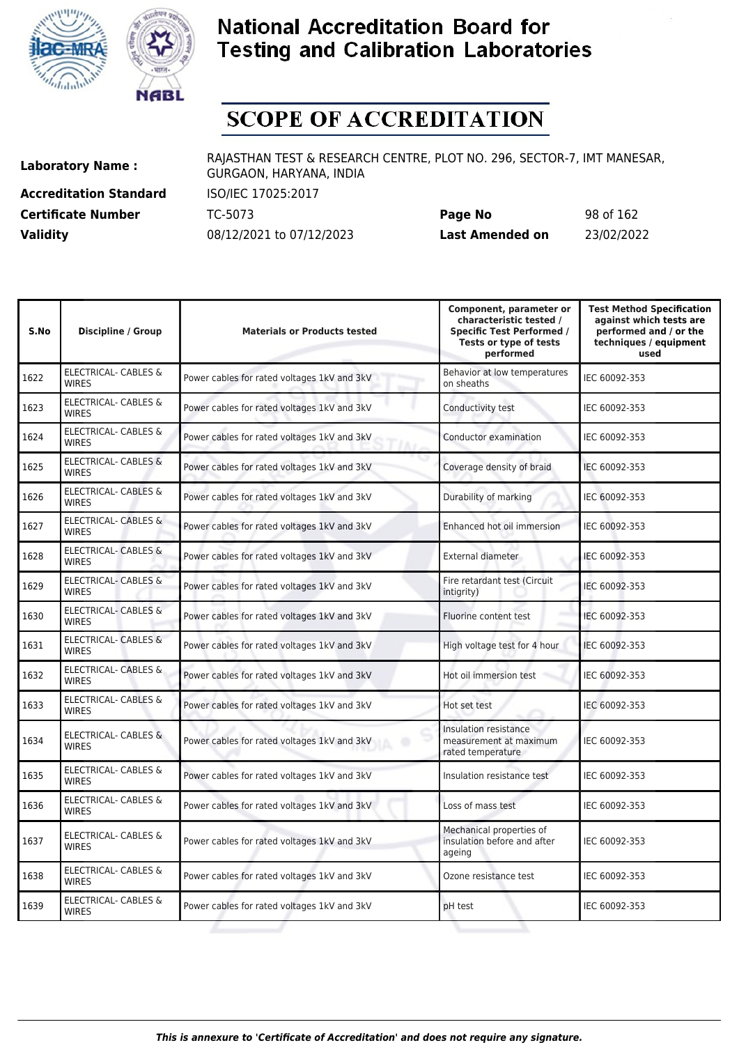# National Accreditation Board for Testing and Calibration Laboratories

## SCOPE OF ACCREDITATION

| | | | |
|---|---|---|---|
| **Laboratory Name :** | RAJASTHAN TEST & RESEARCH CENTRE, PLOT NO. 296, SECTOR-7, IMT MANESAR, GURGAON, HARYANA, INDIA | | |
| **Accreditation Standard** | ISO/IEC 17025:2017 | | |
| **Certificate Number** | TC-5073 | **Page No** | 98 of 162 |
| **Validity** | 08/12/2021 to 07/12/2023 | **Last Amended on** | 23/02/2022 |

| S.No | Discipline / Group | Materials or Products tested | Component, parameter or characteristic tested / Specific Test Performed / Tests or type of tests performed | Test Method Specification against which tests are performed and / or the techniques / equipment used |
|---|---|---|---|---|
| 1622 | ELECTRICAL- CABLES & WIRES | Power cables for rated voltages 1kV and 3kV | Behavior at low temperatures on sheaths | IEC 60092-353 |
| 1623 | ELECTRICAL- CABLES & WIRES | Power cables for rated voltages 1kV and 3kV | Conductivity test | IEC 60092-353 |
| 1624 | ELECTRICAL- CABLES & WIRES | Power cables for rated voltages 1kV and 3kV | Conductor examination | IEC 60092-353 |
| 1625 | ELECTRICAL- CABLES & WIRES | Power cables for rated voltages 1kV and 3kV | Coverage density of braid | IEC 60092-353 |
| 1626 | ELECTRICAL- CABLES & WIRES | Power cables for rated voltages 1kV and 3kV | Durability of marking | IEC 60092-353 |
| 1627 | ELECTRICAL- CABLES & WIRES | Power cables for rated voltages 1kV and 3kV | Enhanced hot oil immersion | IEC 60092-353 |
| 1628 | ELECTRICAL- CABLES & WIRES | Power cables for rated voltages 1kV and 3kV | External diameter | IEC 60092-353 |
| 1629 | ELECTRICAL- CABLES & WIRES | Power cables for rated voltages 1kV and 3kV | Fire retardant test (Circuit intigrity) | IEC 60092-353 |
| 1630 | ELECTRICAL- CABLES & WIRES | Power cables for rated voltages 1kV and 3kV | Fluorine content test | IEC 60092-353 |
| 1631 | ELECTRICAL- CABLES & WIRES | Power cables for rated voltages 1kV and 3kV | High voltage test for 4 hour | IEC 60092-353 |
| 1632 | ELECTRICAL- CABLES & WIRES | Power cables for rated voltages 1kV and 3kV | Hot oil immersion test | IEC 60092-353 |
| 1633 | ELECTRICAL- CABLES & WIRES | Power cables for rated voltages 1kV and 3kV | Hot set test | IEC 60092-353 |
| 1634 | ELECTRICAL- CABLES & WIRES | Power cables for rated voltages 1kV and 3kV | Insulation resistance measurement at maximum rated temperature | IEC 60092-353 |
| 1635 | ELECTRICAL- CABLES & WIRES | Power cables for rated voltages 1kV and 3kV | Insulation resistance test | IEC 60092-353 |
| 1636 | ELECTRICAL- CABLES & WIRES | Power cables for rated voltages 1kV and 3kV | Loss of mass test | IEC 60092-353 |
| 1637 | ELECTRICAL- CABLES & WIRES | Power cables for rated voltages 1kV and 3kV | Mechanical properties of insulation before and after ageing | IEC 60092-353 |
| 1638 | ELECTRICAL- CABLES & WIRES | Power cables for rated voltages 1kV and 3kV | Ozone resistance test | IEC 60092-353 |
| 1639 | ELECTRICAL- CABLES & WIRES | Power cables for rated voltages 1kV and 3kV | pH test | IEC 60092-353 |

*This is annexure to 'Certificate of Accreditation' and does not require any signature.*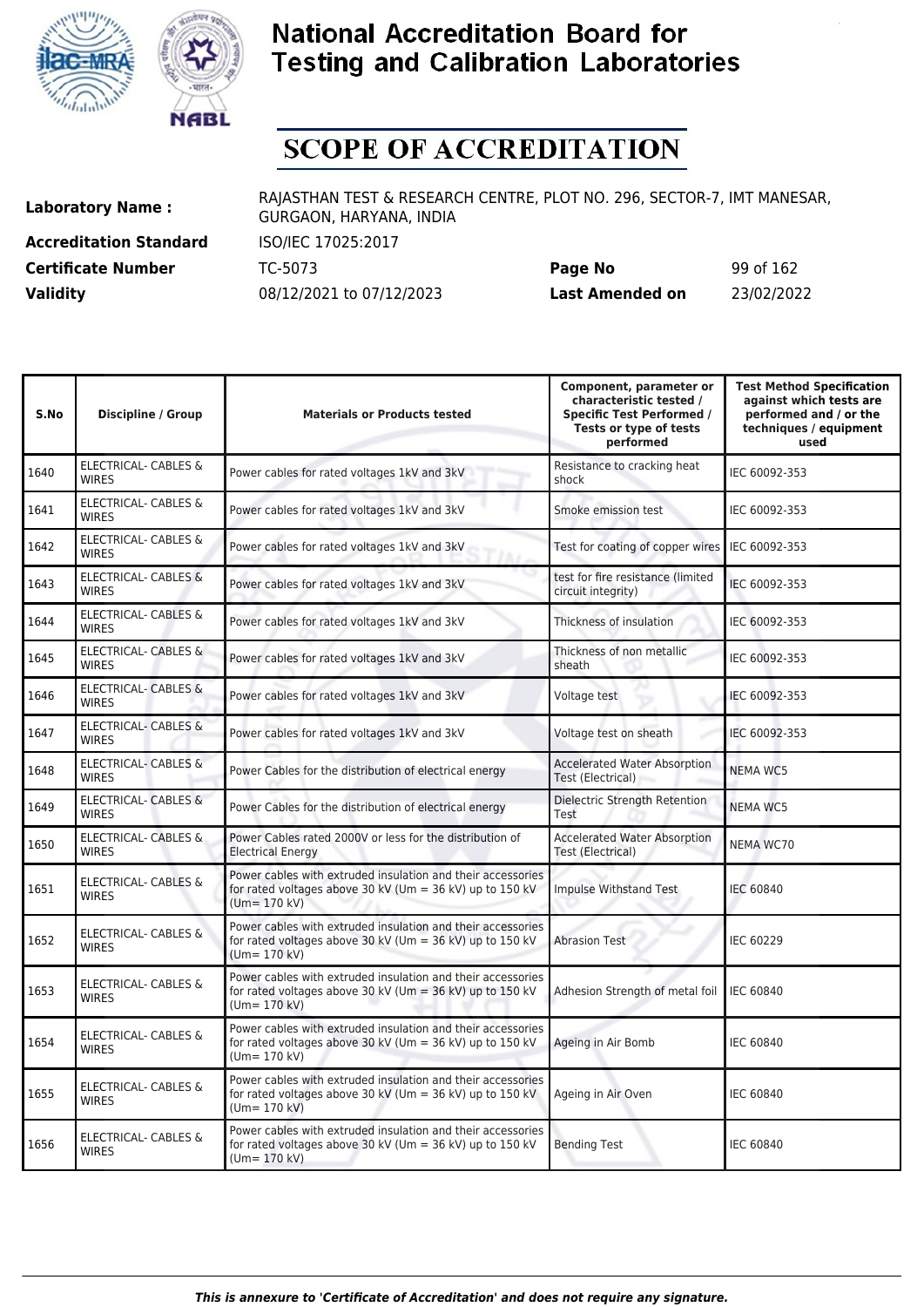# National Accreditation Board for Testing and Calibration Laboratories

# SCOPE OF ACCREDITATION

| | | | |
|---|---|---|---|
| **Laboratory Name :** | RAJASTHAN TEST & RESEARCH CENTRE, PLOT NO. 296, SECTOR-7, IMT MANESAR, GURGAON, HARYANA, INDIA | | |
| **Accreditation Standard** | ISO/IEC 17025:2017 | | |
| **Certificate Number** | TC-5073 | **Page No** | 99 of 162 |
| **Validity** | 08/12/2021 to 07/12/2023 | **Last Amended on** | 23/02/2022 |

| S.No | Discipline / Group | Materials or Products tested | Component, parameter or characteristic tested / Specific Test Performed / Tests or type of tests performed | Test Method Specification against which tests are performed and / or the techniques / equipment used |
|---|---|---|---|---|
| 1640 | ELECTRICAL- CABLES & WIRES | Power cables for rated voltages 1kV and 3kV | Resistance to cracking heat shock | IEC 60092-353 |
| 1641 | ELECTRICAL- CABLES & WIRES | Power cables for rated voltages 1kV and 3kV | Smoke emission test | IEC 60092-353 |
| 1642 | ELECTRICAL- CABLES & WIRES | Power cables for rated voltages 1kV and 3kV | Test for coating of copper wires | IEC 60092-353 |
| 1643 | ELECTRICAL- CABLES & WIRES | Power cables for rated voltages 1kV and 3kV | test for fire resistance (limited circuit integrity) | IEC 60092-353 |
| 1644 | ELECTRICAL- CABLES & WIRES | Power cables for rated voltages 1kV and 3kV | Thickness of insulation | IEC 60092-353 |
| 1645 | ELECTRICAL- CABLES & WIRES | Power cables for rated voltages 1kV and 3kV | Thickness of non metallic sheath | IEC 60092-353 |
| 1646 | ELECTRICAL- CABLES & WIRES | Power cables for rated voltages 1kV and 3kV | Voltage test | IEC 60092-353 |
| 1647 | ELECTRICAL- CABLES & WIRES | Power cables for rated voltages 1kV and 3kV | Voltage test on sheath | IEC 60092-353 |
| 1648 | ELECTRICAL- CABLES & WIRES | Power Cables for the distribution of electrical energy | Accelerated Water Absorption Test (Electrical) | NEMA WC5 |
| 1649 | ELECTRICAL- CABLES & WIRES | Power Cables for the distribution of electrical energy | Dielectric Strength Retention Test | NEMA WC5 |
| 1650 | ELECTRICAL- CABLES & WIRES | Power Cables rated 2000V or less for the distribution of Electrical Energy | Accelerated Water Absorption Test (Electrical) | NEMA WC70 |
| 1651 | ELECTRICAL- CABLES & WIRES | Power cables with extruded insulation and their accessories for rated voltages above 30 kV (Um = 36 kV) up to 150 kV (Um= 170 kV) | Impulse Withstand Test | IEC 60840 |
| 1652 | ELECTRICAL- CABLES & WIRES | Power cables with extruded insulation and their accessories for rated voltages above 30 kV (Um = 36 kV) up to 150 kV (Um= 170 kV) | Abrasion Test | IEC 60229 |
| 1653 | ELECTRICAL- CABLES & WIRES | Power cables with extruded insulation and their accessories for rated voltages above 30 kV (Um = 36 kV) up to 150 kV (Um= 170 kV) | Adhesion Strength of metal foil | IEC 60840 |
| 1654 | ELECTRICAL- CABLES & WIRES | Power cables with extruded insulation and their accessories for rated voltages above 30 kV (Um = 36 kV) up to 150 kV (Um= 170 kV) | Ageing in Air Bomb | IEC 60840 |
| 1655 | ELECTRICAL- CABLES & WIRES | Power cables with extruded insulation and their accessories for rated voltages above 30 kV (Um = 36 kV) up to 150 kV (Um= 170 kV) | Ageing in Air Oven | IEC 60840 |
| 1656 | ELECTRICAL- CABLES & WIRES | Power cables with extruded insulation and their accessories for rated voltages above 30 kV (Um = 36 kV) up to 150 kV (Um= 170 kV) | Bending Test | IEC 60840 |

*This is annexure to 'Certificate of Accreditation' and does not require any signature.*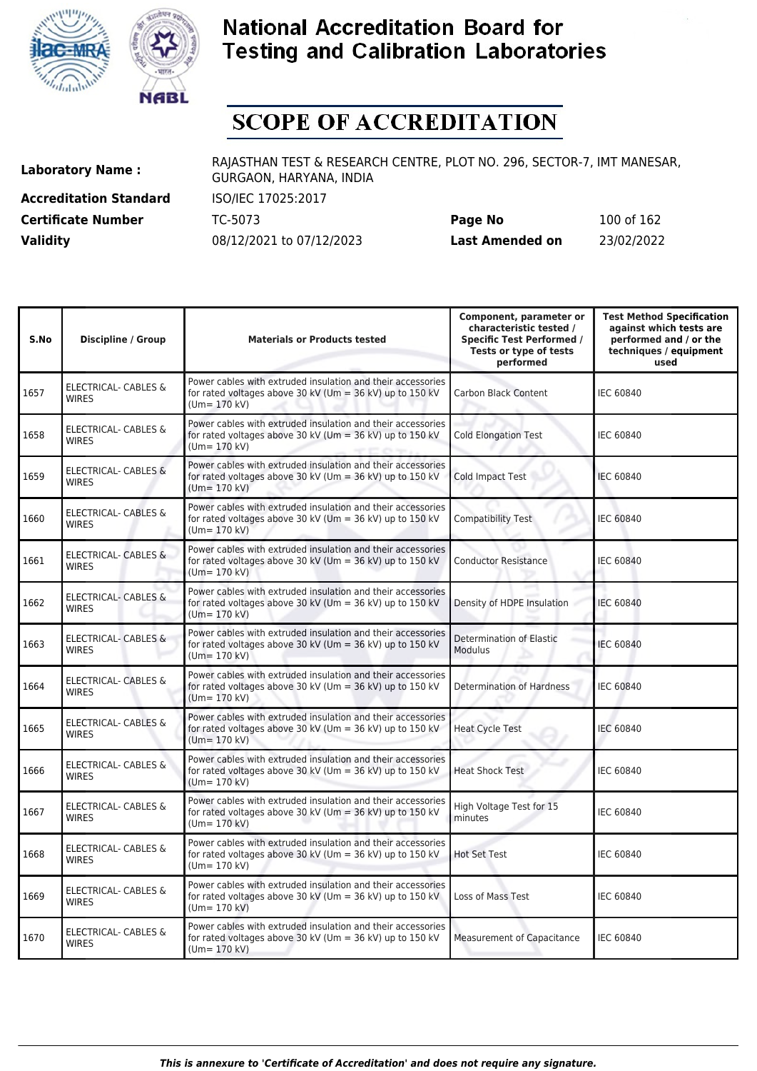# National Accreditation Board for Testing and Calibration Laboratories

## SCOPE OF ACCREDITATION

**Laboratory Name :** RAJASTHAN TEST & RESEARCH CENTRE, PLOT NO. 296, SECTOR-7, IMT MANESAR, GURGAON, HARYANA, INDIA

**Accreditation Standard** ISO/IEC 17025:2017

**Certificate Number** TC-5073 **Page No** 100 of 162

**Validity** 08/12/2021 to 07/12/2023 **Last Amended on** 23/02/2022

| S.No | Discipline / Group | Materials or Products tested | Component, parameter or characteristic tested / Specific Test Performed / Tests or type of tests performed | Test Method Specification against which tests are performed and / or the techniques / equipment used |
|---|---|---|---|---|
| 1657 | ELECTRICAL- CABLES & WIRES | Power cables with extruded insulation and their accessories for rated voltages above 30 kV (Um = 36 kV) up to 150 kV (Um= 170 kV) | Carbon Black Content | IEC 60840 |
| 1658 | ELECTRICAL- CABLES & WIRES | Power cables with extruded insulation and their accessories for rated voltages above 30 kV (Um = 36 kV) up to 150 kV (Um= 170 kV) | Cold Elongation Test | IEC 60840 |
| 1659 | ELECTRICAL- CABLES & WIRES | Power cables with extruded insulation and their accessories for rated voltages above 30 kV (Um = 36 kV) up to 150 kV (Um= 170 kV) | Cold Impact Test | IEC 60840 |
| 1660 | ELECTRICAL- CABLES & WIRES | Power cables with extruded insulation and their accessories for rated voltages above 30 kV (Um = 36 kV) up to 150 kV (Um= 170 kV) | Compatibility Test | IEC 60840 |
| 1661 | ELECTRICAL- CABLES & WIRES | Power cables with extruded insulation and their accessories for rated voltages above 30 kV (Um = 36 kV) up to 150 kV (Um= 170 kV) | Conductor Resistance | IEC 60840 |
| 1662 | ELECTRICAL- CABLES & WIRES | Power cables with extruded insulation and their accessories for rated voltages above 30 kV (Um = 36 kV) up to 150 kV (Um= 170 kV) | Density of HDPE Insulation | IEC 60840 |
| 1663 | ELECTRICAL- CABLES & WIRES | Power cables with extruded insulation and their accessories for rated voltages above 30 kV (Um = 36 kV) up to 150 kV (Um= 170 kV) | Determination of Elastic Modulus | IEC 60840 |
| 1664 | ELECTRICAL- CABLES & WIRES | Power cables with extruded insulation and their accessories for rated voltages above 30 kV (Um = 36 kV) up to 150 kV (Um= 170 kV) | Determination of Hardness | IEC 60840 |
| 1665 | ELECTRICAL- CABLES & WIRES | Power cables with extruded insulation and their accessories for rated voltages above 30 kV (Um = 36 kV) up to 150 kV (Um= 170 kV) | Heat Cycle Test | IEC 60840 |
| 1666 | ELECTRICAL- CABLES & WIRES | Power cables with extruded insulation and their accessories for rated voltages above 30 kV (Um = 36 kV) up to 150 kV (Um= 170 kV) | Heat Shock Test | IEC 60840 |
| 1667 | ELECTRICAL- CABLES & WIRES | Power cables with extruded insulation and their accessories for rated voltages above 30 kV (Um = 36 kV) up to 150 kV (Um= 170 kV) | High Voltage Test for 15 minutes | IEC 60840 |
| 1668 | ELECTRICAL- CABLES & WIRES | Power cables with extruded insulation and their accessories for rated voltages above 30 kV (Um = 36 kV) up to 150 kV (Um= 170 kV) | Hot Set Test | IEC 60840 |
| 1669 | ELECTRICAL- CABLES & WIRES | Power cables with extruded insulation and their accessories for rated voltages above 30 kV (Um = 36 kV) up to 150 kV (Um= 170 kV) | Loss of Mass Test | IEC 60840 |
| 1670 | ELECTRICAL- CABLES & WIRES | Power cables with extruded insulation and their accessories for rated voltages above 30 kV (Um = 36 kV) up to 150 kV (Um= 170 kV) | Measurement of Capacitance | IEC 60840 |

*This is annexure to 'Certificate of Accreditation' and does not require any signature.*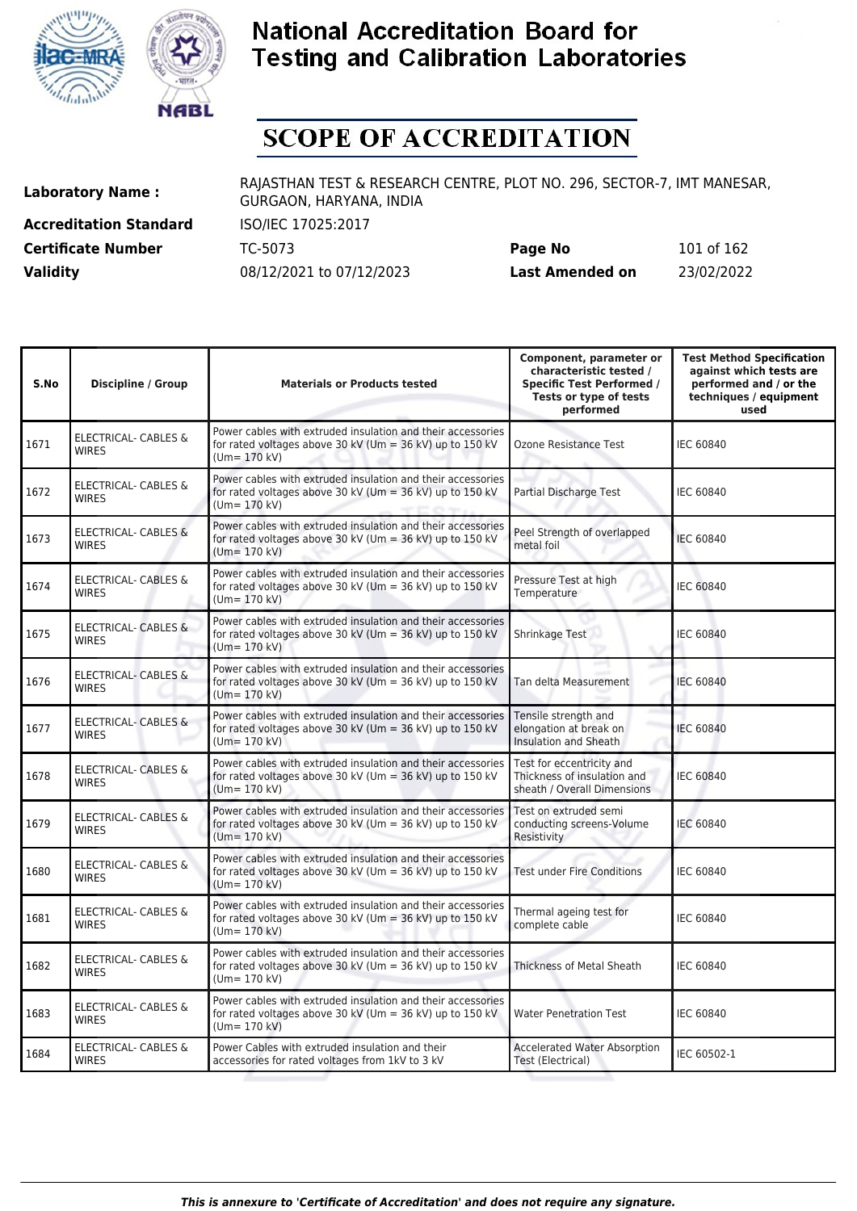# National Accreditation Board for Testing and Calibration Laboratories

## SCOPE OF ACCREDITATION

| | | | |
|---|---|---|---|
| **Laboratory Name :** | RAJASTHAN TEST & RESEARCH CENTRE, PLOT NO. 296, SECTOR-7, IMT MANESAR, GURGAON, HARYANA, INDIA | | |
| **Accreditation Standard** | ISO/IEC 17025:2017 | | |
| **Certificate Number** | TC-5073 | **Page No** | 101 of 162 |
| **Validity** | 08/12/2021 to 07/12/2023 | **Last Amended on** | 23/02/2022 |

| S.No | Discipline / Group | Materials or Products tested | Component, parameter or characteristic tested / Specific Test Performed / Tests or type of tests performed | Test Method Specification against which tests are performed and / or the techniques / equipment used |
|---|---|---|---|---|
| 1671 | ELECTRICAL- CABLES & WIRES | Power cables with extruded insulation and their accessories for rated voltages above 30 kV (Um = 36 kV) up to 150 kV (Um= 170 kV) | Ozone Resistance Test | IEC 60840 |
| 1672 | ELECTRICAL- CABLES & WIRES | Power cables with extruded insulation and their accessories for rated voltages above 30 kV (Um = 36 kV) up to 150 kV (Um= 170 kV) | Partial Discharge Test | IEC 60840 |
| 1673 | ELECTRICAL- CABLES & WIRES | Power cables with extruded insulation and their accessories for rated voltages above 30 kV (Um = 36 kV) up to 150 kV (Um= 170 kV) | Peel Strength of overlapped metal foil | IEC 60840 |
| 1674 | ELECTRICAL- CABLES & WIRES | Power cables with extruded insulation and their accessories for rated voltages above 30 kV (Um = 36 kV) up to 150 kV (Um= 170 kV) | Pressure Test at high Temperature | IEC 60840 |
| 1675 | ELECTRICAL- CABLES & WIRES | Power cables with extruded insulation and their accessories for rated voltages above 30 kV (Um = 36 kV) up to 150 kV (Um= 170 kV) | Shrinkage Test | IEC 60840 |
| 1676 | ELECTRICAL- CABLES & WIRES | Power cables with extruded insulation and their accessories for rated voltages above 30 kV (Um = 36 kV) up to 150 kV (Um= 170 kV) | Tan delta Measurement | IEC 60840 |
| 1677 | ELECTRICAL- CABLES & WIRES | Power cables with extruded insulation and their accessories for rated voltages above 30 kV (Um = 36 kV) up to 150 kV (Um= 170 kV) | Tensile strength and elongation at break on Insulation and Sheath | IEC 60840 |
| 1678 | ELECTRICAL- CABLES & WIRES | Power cables with extruded insulation and their accessories for rated voltages above 30 kV (Um = 36 kV) up to 150 kV (Um= 170 kV) | Test for eccentricity and Thickness of insulation and sheath / Overall Dimensions | IEC 60840 |
| 1679 | ELECTRICAL- CABLES & WIRES | Power cables with extruded insulation and their accessories for rated voltages above 30 kV (Um = 36 kV) up to 150 kV (Um= 170 kV) | Test on extruded semi conducting screens-Volume Resistivity | IEC 60840 |
| 1680 | ELECTRICAL- CABLES & WIRES | Power cables with extruded insulation and their accessories for rated voltages above 30 kV (Um = 36 kV) up to 150 kV (Um= 170 kV) | Test under Fire Conditions | IEC 60840 |
| 1681 | ELECTRICAL- CABLES & WIRES | Power cables with extruded insulation and their accessories for rated voltages above 30 kV (Um = 36 kV) up to 150 kV (Um= 170 kV) | Thermal ageing test for complete cable | IEC 60840 |
| 1682 | ELECTRICAL- CABLES & WIRES | Power cables with extruded insulation and their accessories for rated voltages above 30 kV (Um = 36 kV) up to 150 kV (Um= 170 kV) | Thickness of Metal Sheath | IEC 60840 |
| 1683 | ELECTRICAL- CABLES & WIRES | Power cables with extruded insulation and their accessories for rated voltages above 30 kV (Um = 36 kV) up to 150 kV (Um= 170 kV) | Water Penetration Test | IEC 60840 |
| 1684 | ELECTRICAL- CABLES & WIRES | Power Cables with extruded insulation and their accessories for rated voltages from 1kV to 3 kV | Accelerated Water Absorption Test (Electrical) | IEC 60502-1 |

*This is annexure to 'Certificate of Accreditation' and does not require any signature.*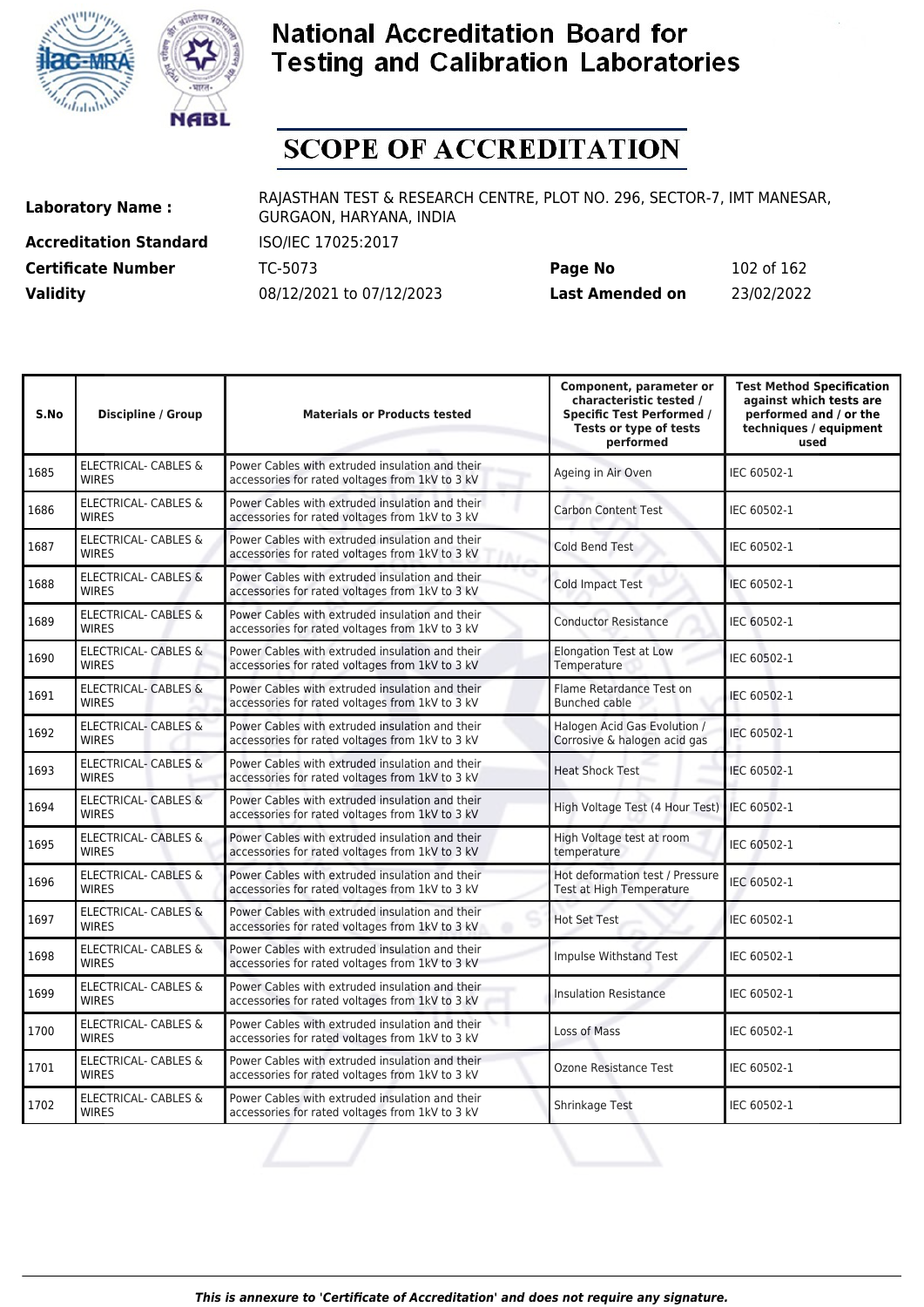# National Accreditation Board for Testing and Calibration Laboratories

# SCOPE OF ACCREDITATION

**Laboratory Name :** RAJASTHAN TEST & RESEARCH CENTRE, PLOT NO. 296, SECTOR-7, IMT MANESAR, GURGAON, HARYANA, INDIA

**Accreditation Standard** ISO/IEC 17025:2017

**Certificate Number** TC-5073 **Page No** 102 of 162

**Validity** 08/12/2021 to 07/12/2023 **Last Amended on** 23/02/2022

| S.No | Discipline / Group | Materials or Products tested | Component, parameter or characteristic tested / Specific Test Performed / Tests or type of tests performed | Test Method Specification against which tests are performed and / or the techniques / equipment used |
|---|---|---|---|---|
| 1685 | ELECTRICAL- CABLES & WIRES | Power Cables with extruded insulation and their accessories for rated voltages from 1kV to 3 kV | Ageing in Air Oven | IEC 60502-1 |
| 1686 | ELECTRICAL- CABLES & WIRES | Power Cables with extruded insulation and their accessories for rated voltages from 1kV to 3 kV | Carbon Content Test | IEC 60502-1 |
| 1687 | ELECTRICAL- CABLES & WIRES | Power Cables with extruded insulation and their accessories for rated voltages from 1kV to 3 kV | Cold Bend Test | IEC 60502-1 |
| 1688 | ELECTRICAL- CABLES & WIRES | Power Cables with extruded insulation and their accessories for rated voltages from 1kV to 3 kV | Cold Impact Test | IEC 60502-1 |
| 1689 | ELECTRICAL- CABLES & WIRES | Power Cables with extruded insulation and their accessories for rated voltages from 1kV to 3 kV | Conductor Resistance | IEC 60502-1 |
| 1690 | ELECTRICAL- CABLES & WIRES | Power Cables with extruded insulation and their accessories for rated voltages from 1kV to 3 kV | Elongation Test at Low Temperature | IEC 60502-1 |
| 1691 | ELECTRICAL- CABLES & WIRES | Power Cables with extruded insulation and their accessories for rated voltages from 1kV to 3 kV | Flame Retardance Test on Bunched cable | IEC 60502-1 |
| 1692 | ELECTRICAL- CABLES & WIRES | Power Cables with extruded insulation and their accessories for rated voltages from 1kV to 3 kV | Halogen Acid Gas Evolution / Corrosive & halogen acid gas | IEC 60502-1 |
| 1693 | ELECTRICAL- CABLES & WIRES | Power Cables with extruded insulation and their accessories for rated voltages from 1kV to 3 kV | Heat Shock Test | IEC 60502-1 |
| 1694 | ELECTRICAL- CABLES & WIRES | Power Cables with extruded insulation and their accessories for rated voltages from 1kV to 3 kV | High Voltage Test (4 Hour Test) | IEC 60502-1 |
| 1695 | ELECTRICAL- CABLES & WIRES | Power Cables with extruded insulation and their accessories for rated voltages from 1kV to 3 kV | High Voltage test at room temperature | IEC 60502-1 |
| 1696 | ELECTRICAL- CABLES & WIRES | Power Cables with extruded insulation and their accessories for rated voltages from 1kV to 3 kV | Hot deformation test / Pressure Test at High Temperature | IEC 60502-1 |
| 1697 | ELECTRICAL- CABLES & WIRES | Power Cables with extruded insulation and their accessories for rated voltages from 1kV to 3 kV | Hot Set Test | IEC 60502-1 |
| 1698 | ELECTRICAL- CABLES & WIRES | Power Cables with extruded insulation and their accessories for rated voltages from 1kV to 3 kV | Impulse Withstand Test | IEC 60502-1 |
| 1699 | ELECTRICAL- CABLES & WIRES | Power Cables with extruded insulation and their accessories for rated voltages from 1kV to 3 kV | Insulation Resistance | IEC 60502-1 |
| 1700 | ELECTRICAL- CABLES & WIRES | Power Cables with extruded insulation and their accessories for rated voltages from 1kV to 3 kV | Loss of Mass | IEC 60502-1 |
| 1701 | ELECTRICAL- CABLES & WIRES | Power Cables with extruded insulation and their accessories for rated voltages from 1kV to 3 kV | Ozone Resistance Test | IEC 60502-1 |
| 1702 | ELECTRICAL- CABLES & WIRES | Power Cables with extruded insulation and their accessories for rated voltages from 1kV to 3 kV | Shrinkage Test | IEC 60502-1 |

*This is annexure to 'Certificate of Accreditation' and does not require any signature.*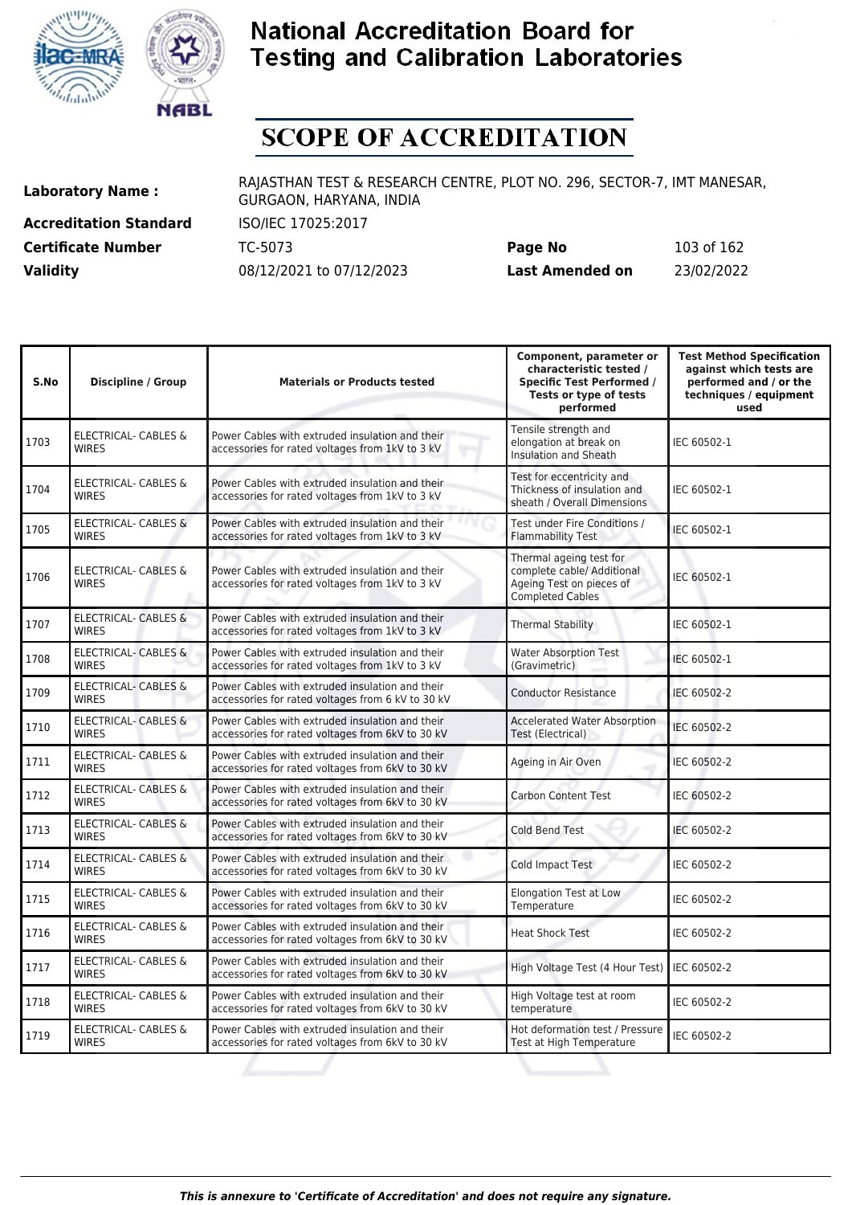# National Accreditation Board for Testing and Calibration Laboratories

## SCOPE OF ACCREDITATION

**Laboratory Name :** RAJASTHAN TEST & RESEARCH CENTRE, PLOT NO. 296, SECTOR-7, IMT MANESAR, GURGAON, HARYANA, INDIA

**Accreditation Standard** ISO/IEC 17025:2017

**Certificate Number** TC-5073 **Page No** 103 of 162

**Validity** 08/12/2021 to 07/12/2023 **Last Amended on** 23/02/2022

| S.No | Discipline / Group | Materials or Products tested | Component, parameter or characteristic tested / Specific Test Performed / Tests or type of tests performed | Test Method Specification against which tests are performed and / or the techniques / equipment used |
|---|---|---|---|---|
| 1703 | ELECTRICAL- CABLES & WIRES | Power Cables with extruded insulation and their accessories for rated voltages from 1kV to 3 kV | Tensile strength and elongation at break on Insulation and Sheath | IEC 60502-1 |
| 1704 | ELECTRICAL- CABLES & WIRES | Power Cables with extruded insulation and their accessories for rated voltages from 1kV to 3 kV | Test for eccentricity and Thickness of insulation and sheath / Overall Dimensions | IEC 60502-1 |
| 1705 | ELECTRICAL- CABLES & WIRES | Power Cables with extruded insulation and their accessories for rated voltages from 1kV to 3 kV | Test under Fire Conditions / Flammability Test | IEC 60502-1 |
| 1706 | ELECTRICAL- CABLES & WIRES | Power Cables with extruded insulation and their accessories for rated voltages from 1kV to 3 kV | Thermal ageing test for complete cable/ Additional Ageing Test on pieces of Completed Cables | IEC 60502-1 |
| 1707 | ELECTRICAL- CABLES & WIRES | Power Cables with extruded insulation and their accessories for rated voltages from 1kV to 3 kV | Thermal Stability | IEC 60502-1 |
| 1708 | ELECTRICAL- CABLES & WIRES | Power Cables with extruded insulation and their accessories for rated voltages from 1kV to 3 kV | Water Absorption Test (Gravimetric) | IEC 60502-1 |
| 1709 | ELECTRICAL- CABLES & WIRES | Power Cables with extruded insulation and their accessories for rated voltages from 6 kV to 30 kV | Conductor Resistance | IEC 60502-2 |
| 1710 | ELECTRICAL- CABLES & WIRES | Power Cables with extruded insulation and their accessories for rated voltages from 6kV to 30 kV | Accelerated Water Absorption Test (Electrical) | IEC 60502-2 |
| 1711 | ELECTRICAL- CABLES & WIRES | Power Cables with extruded insulation and their accessories for rated voltages from 6kV to 30 kV | Ageing in Air Oven | IEC 60502-2 |
| 1712 | ELECTRICAL- CABLES & WIRES | Power Cables with extruded insulation and their accessories for rated voltages from 6kV to 30 kV | Carbon Content Test | IEC 60502-2 |
| 1713 | ELECTRICAL- CABLES & WIRES | Power Cables with extruded insulation and their accessories for rated voltages from 6kV to 30 kV | Cold Bend Test | IEC 60502-2 |
| 1714 | ELECTRICAL- CABLES & WIRES | Power Cables with extruded insulation and their accessories for rated voltages from 6kV to 30 kV | Cold Impact Test | IEC 60502-2 |
| 1715 | ELECTRICAL- CABLES & WIRES | Power Cables with extruded insulation and their accessories for rated voltages from 6kV to 30 kV | Elongation Test at Low Temperature | IEC 60502-2 |
| 1716 | ELECTRICAL- CABLES & WIRES | Power Cables with extruded insulation and their accessories for rated voltages from 6kV to 30 kV | Heat Shock Test | IEC 60502-2 |
| 1717 | ELECTRICAL- CABLES & WIRES | Power Cables with extruded insulation and their accessories for rated voltages from 6kV to 30 kV | High Voltage Test (4 Hour Test) | IEC 60502-2 |
| 1718 | ELECTRICAL- CABLES & WIRES | Power Cables with extruded insulation and their accessories for rated voltages from 6kV to 30 kV | High Voltage test at room temperature | IEC 60502-2 |
| 1719 | ELECTRICAL- CABLES & WIRES | Power Cables with extruded insulation and their accessories for rated voltages from 6kV to 30 kV | Hot deformation test / Pressure Test at High Temperature | IEC 60502-2 |

*This is annexure to 'Certificate of Accreditation' and does not require any signature.*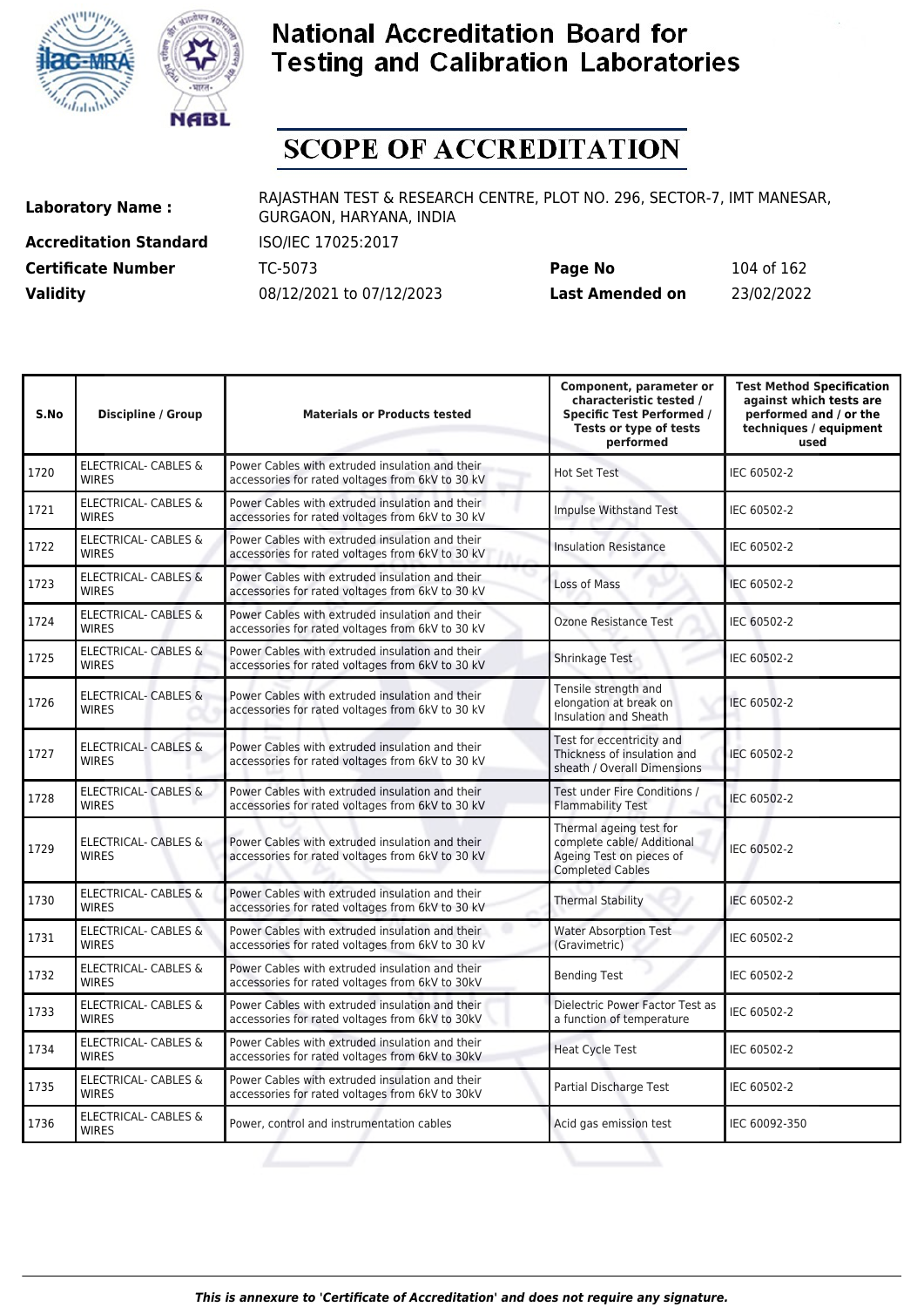# National Accreditation Board for Testing and Calibration Laboratories

# SCOPE OF ACCREDITATION

| | | | |
|---|---|---|---|
| **Laboratory Name :** | RAJASTHAN TEST & RESEARCH CENTRE, PLOT NO. 296, SECTOR-7, IMT MANESAR, GURGAON, HARYANA, INDIA | | |
| **Accreditation Standard** | ISO/IEC 17025:2017 | | |
| **Certificate Number** | TC-5073 | **Page No** | 104 of 162 |
| **Validity** | 08/12/2021 to 07/12/2023 | **Last Amended on** | 23/02/2022 |

| S.No | Discipline / Group | Materials or Products tested | Component, parameter or characteristic tested / Specific Test Performed / Tests or type of tests performed | Test Method Specification against which tests are performed and / or the techniques / equipment used |
|---|---|---|---|---|
| 1720 | ELECTRICAL- CABLES & WIRES | Power Cables with extruded insulation and their accessories for rated voltages from 6kV to 30 kV | Hot Set Test | IEC 60502-2 |
| 1721 | ELECTRICAL- CABLES & WIRES | Power Cables with extruded insulation and their accessories for rated voltages from 6kV to 30 kV | Impulse Withstand Test | IEC 60502-2 |
| 1722 | ELECTRICAL- CABLES & WIRES | Power Cables with extruded insulation and their accessories for rated voltages from 6kV to 30 kV | Insulation Resistance | IEC 60502-2 |
| 1723 | ELECTRICAL- CABLES & WIRES | Power Cables with extruded insulation and their accessories for rated voltages from 6kV to 30 kV | Loss of Mass | IEC 60502-2 |
| 1724 | ELECTRICAL- CABLES & WIRES | Power Cables with extruded insulation and their accessories for rated voltages from 6kV to 30 kV | Ozone Resistance Test | IEC 60502-2 |
| 1725 | ELECTRICAL- CABLES & WIRES | Power Cables with extruded insulation and their accessories for rated voltages from 6kV to 30 kV | Shrinkage Test | IEC 60502-2 |
| 1726 | ELECTRICAL- CABLES & WIRES | Power Cables with extruded insulation and their accessories for rated voltages from 6kV to 30 kV | Tensile strength and elongation at break on Insulation and Sheath | IEC 60502-2 |
| 1727 | ELECTRICAL- CABLES & WIRES | Power Cables with extruded insulation and their accessories for rated voltages from 6kV to 30 kV | Test for eccentricity and Thickness of insulation and sheath / Overall Dimensions | IEC 60502-2 |
| 1728 | ELECTRICAL- CABLES & WIRES | Power Cables with extruded insulation and their accessories for rated voltages from 6kV to 30 kV | Test under Fire Conditions / Flammability Test | IEC 60502-2 |
| 1729 | ELECTRICAL- CABLES & WIRES | Power Cables with extruded insulation and their accessories for rated voltages from 6kV to 30 kV | Thermal ageing test for complete cable/ Additional Ageing Test on pieces of Completed Cables | IEC 60502-2 |
| 1730 | ELECTRICAL- CABLES & WIRES | Power Cables with extruded insulation and their accessories for rated voltages from 6kV to 30 kV | Thermal Stability | IEC 60502-2 |
| 1731 | ELECTRICAL- CABLES & WIRES | Power Cables with extruded insulation and their accessories for rated voltages from 6kV to 30 kV | Water Absorption Test (Gravimetric) | IEC 60502-2 |
| 1732 | ELECTRICAL- CABLES & WIRES | Power Cables with extruded insulation and their accessories for rated voltages from 6kV to 30kV | Bending Test | IEC 60502-2 |
| 1733 | ELECTRICAL- CABLES & WIRES | Power Cables with extruded insulation and their accessories for rated voltages from 6kV to 30kV | Dielectric Power Factor Test as a function of temperature | IEC 60502-2 |
| 1734 | ELECTRICAL- CABLES & WIRES | Power Cables with extruded insulation and their accessories for rated voltages from 6kV to 30kV | Heat Cycle Test | IEC 60502-2 |
| 1735 | ELECTRICAL- CABLES & WIRES | Power Cables with extruded insulation and their accessories for rated voltages from 6kV to 30kV | Partial Discharge Test | IEC 60502-2 |
| 1736 | ELECTRICAL- CABLES & WIRES | Power, control and instrumentation cables | Acid gas emission test | IEC 60092-350 |

*This is annexure to 'Certificate of Accreditation' and does not require any signature.*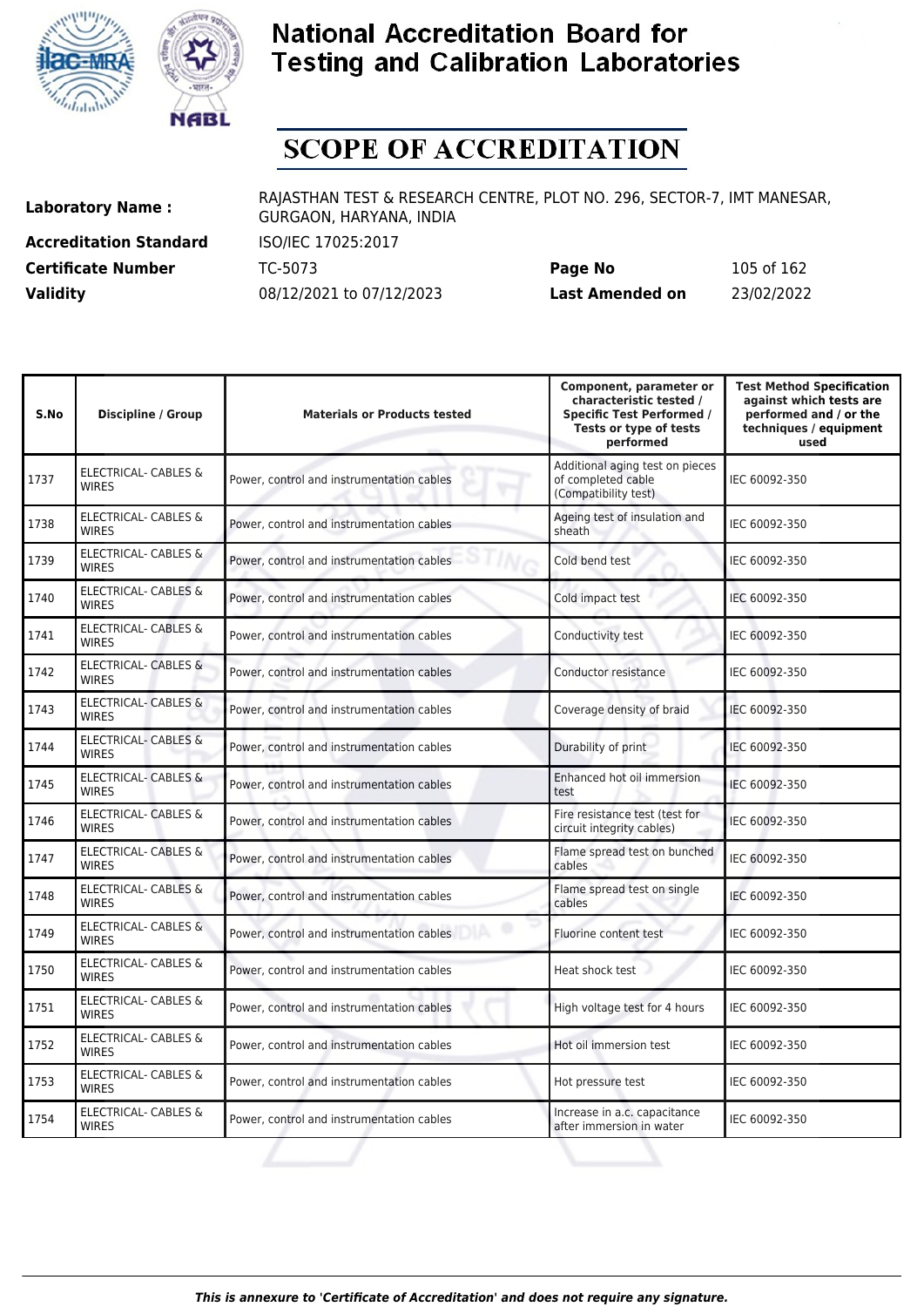# National Accreditation Board for Testing and Calibration Laboratories

## SCOPE OF ACCREDITATION

| | | | |
|---|---|---|---|
| **Laboratory Name :** | RAJASTHAN TEST & RESEARCH CENTRE, PLOT NO. 296, SECTOR-7, IMT MANESAR, GURGAON, HARYANA, INDIA | | |
| **Accreditation Standard** | ISO/IEC 17025:2017 | | |
| **Certificate Number** | TC-5073 | **Page No** | 105 of 162 |
| **Validity** | 08/12/2021 to 07/12/2023 | **Last Amended on** | 23/02/2022 |

| S.No | Discipline / Group | Materials or Products tested | Component, parameter or characteristic tested / Specific Test Performed / Tests or type of tests performed | Test Method Specification against which tests are performed and / or the techniques / equipment used |
|---|---|---|---|---|
| 1737 | ELECTRICAL- CABLES & WIRES | Power, control and instrumentation cables | Additional aging test on pieces of completed cable (Compatibility test) | IEC 60092-350 |
| 1738 | ELECTRICAL- CABLES & WIRES | Power, control and instrumentation cables | Ageing test of insulation and sheath | IEC 60092-350 |
| 1739 | ELECTRICAL- CABLES & WIRES | Power, control and instrumentation cables | Cold bend test | IEC 60092-350 |
| 1740 | ELECTRICAL- CABLES & WIRES | Power, control and instrumentation cables | Cold impact test | IEC 60092-350 |
| 1741 | ELECTRICAL- CABLES & WIRES | Power, control and instrumentation cables | Conductivity test | IEC 60092-350 |
| 1742 | ELECTRICAL- CABLES & WIRES | Power, control and instrumentation cables | Conductor resistance | IEC 60092-350 |
| 1743 | ELECTRICAL- CABLES & WIRES | Power, control and instrumentation cables | Coverage density of braid | IEC 60092-350 |
| 1744 | ELECTRICAL- CABLES & WIRES | Power, control and instrumentation cables | Durability of print | IEC 60092-350 |
| 1745 | ELECTRICAL- CABLES & WIRES | Power, control and instrumentation cables | Enhanced hot oil immersion test | IEC 60092-350 |
| 1746 | ELECTRICAL- CABLES & WIRES | Power, control and instrumentation cables | Fire resistance test (test for circuit integrity cables) | IEC 60092-350 |
| 1747 | ELECTRICAL- CABLES & WIRES | Power, control and instrumentation cables | Flame spread test on bunched cables | IEC 60092-350 |
| 1748 | ELECTRICAL- CABLES & WIRES | Power, control and instrumentation cables | Flame spread test on single cables | IEC 60092-350 |
| 1749 | ELECTRICAL- CABLES & WIRES | Power, control and instrumentation cables | Fluorine content test | IEC 60092-350 |
| 1750 | ELECTRICAL- CABLES & WIRES | Power, control and instrumentation cables | Heat shock test | IEC 60092-350 |
| 1751 | ELECTRICAL- CABLES & WIRES | Power, control and instrumentation cables | High voltage test for 4 hours | IEC 60092-350 |
| 1752 | ELECTRICAL- CABLES & WIRES | Power, control and instrumentation cables | Hot oil immersion test | IEC 60092-350 |
| 1753 | ELECTRICAL- CABLES & WIRES | Power, control and instrumentation cables | Hot pressure test | IEC 60092-350 |
| 1754 | ELECTRICAL- CABLES & WIRES | Power, control and instrumentation cables | Increase in a.c. capacitance after immersion in water | IEC 60092-350 |

*This is annexure to 'Certificate of Accreditation' and does not require any signature.*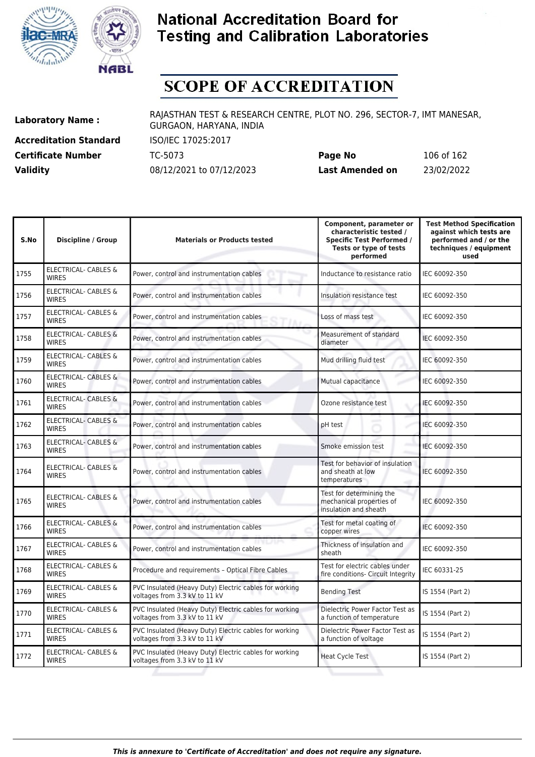# National Accreditation Board for Testing and Calibration Laboratories

# SCOPE OF ACCREDITATION

| | | | |
|---|---|---|---|
| **Laboratory Name :** | RAJASTHAN TEST & RESEARCH CENTRE, PLOT NO. 296, SECTOR-7, IMT MANESAR, GURGAON, HARYANA, INDIA | | |
| **Accreditation Standard** | ISO/IEC 17025:2017 | | |
| **Certificate Number** | TC-5073 | **Page No** | 106 of 162 |
| **Validity** | 08/12/2021 to 07/12/2023 | **Last Amended on** | 23/02/2022 |

| S.No | Discipline / Group | Materials or Products tested | Component, parameter or characteristic tested / Specific Test Performed / Tests or type of tests performed | Test Method Specification against which tests are performed and / or the techniques / equipment used |
|---|---|---|---|---|
| 1755 | ELECTRICAL- CABLES & WIRES | Power, control and instrumentation cables | Inductance to resistance ratio | IEC 60092-350 |
| 1756 | ELECTRICAL- CABLES & WIRES | Power, control and instrumentation cables | Insulation resistance test | IEC 60092-350 |
| 1757 | ELECTRICAL- CABLES & WIRES | Power, control and instrumentation cables | Loss of mass test | IEC 60092-350 |
| 1758 | ELECTRICAL- CABLES & WIRES | Power, control and instrumentation cables | Measurement of standard diameter | IEC 60092-350 |
| 1759 | ELECTRICAL- CABLES & WIRES | Power, control and instrumentation cables | Mud drilling fluid test | IEC 60092-350 |
| 1760 | ELECTRICAL- CABLES & WIRES | Power, control and instrumentation cables | Mutual capacitance | IEC 60092-350 |
| 1761 | ELECTRICAL- CABLES & WIRES | Power, control and instrumentation cables | Ozone resistance test | IEC 60092-350 |
| 1762 | ELECTRICAL- CABLES & WIRES | Power, control and instrumentation cables | pH test | IEC 60092-350 |
| 1763 | ELECTRICAL- CABLES & WIRES | Power, control and instrumentation cables | Smoke emission test | IEC 60092-350 |
| 1764 | ELECTRICAL- CABLES & WIRES | Power, control and instrumentation cables | Test for behavior of insulation and sheath at low temperatures | IEC 60092-350 |
| 1765 | ELECTRICAL- CABLES & WIRES | Power, control and instrumentation cables | Test for determining the mechanical properties of insulation and sheath | IEC 60092-350 |
| 1766 | ELECTRICAL- CABLES & WIRES | Power, control and instrumentation cables | Test for metal coating of copper wires | IEC 60092-350 |
| 1767 | ELECTRICAL- CABLES & WIRES | Power, control and instrumentation cables | Thickness of insulation and sheath | IEC 60092-350 |
| 1768 | ELECTRICAL- CABLES & WIRES | Procedure and requirements – Optical Fibre Cables | Test for electric cables under fire conditions- Circuit Integrity | IEC 60331-25 |
| 1769 | ELECTRICAL- CABLES & WIRES | PVC Insulated (Heavy Duty) Electric cables for working voltages from 3.3 kV to 11 kV | Bending Test | IS 1554 (Part 2) |
| 1770 | ELECTRICAL- CABLES & WIRES | PVC Insulated (Heavy Duty) Electric cables for working voltages from 3.3 kV to 11 kV | Dielectric Power Factor Test as a function of temperature | IS 1554 (Part 2) |
| 1771 | ELECTRICAL- CABLES & WIRES | PVC Insulated (Heavy Duty) Electric cables for working voltages from 3.3 kV to 11 kV | Dielectric Power Factor Test as a function of voltage | IS 1554 (Part 2) |
| 1772 | ELECTRICAL- CABLES & WIRES | PVC Insulated (Heavy Duty) Electric cables for working voltages from 3.3 kV to 11 kV | Heat Cycle Test | IS 1554 (Part 2) |

*This is annexure to 'Certificate of Accreditation' and does not require any signature.*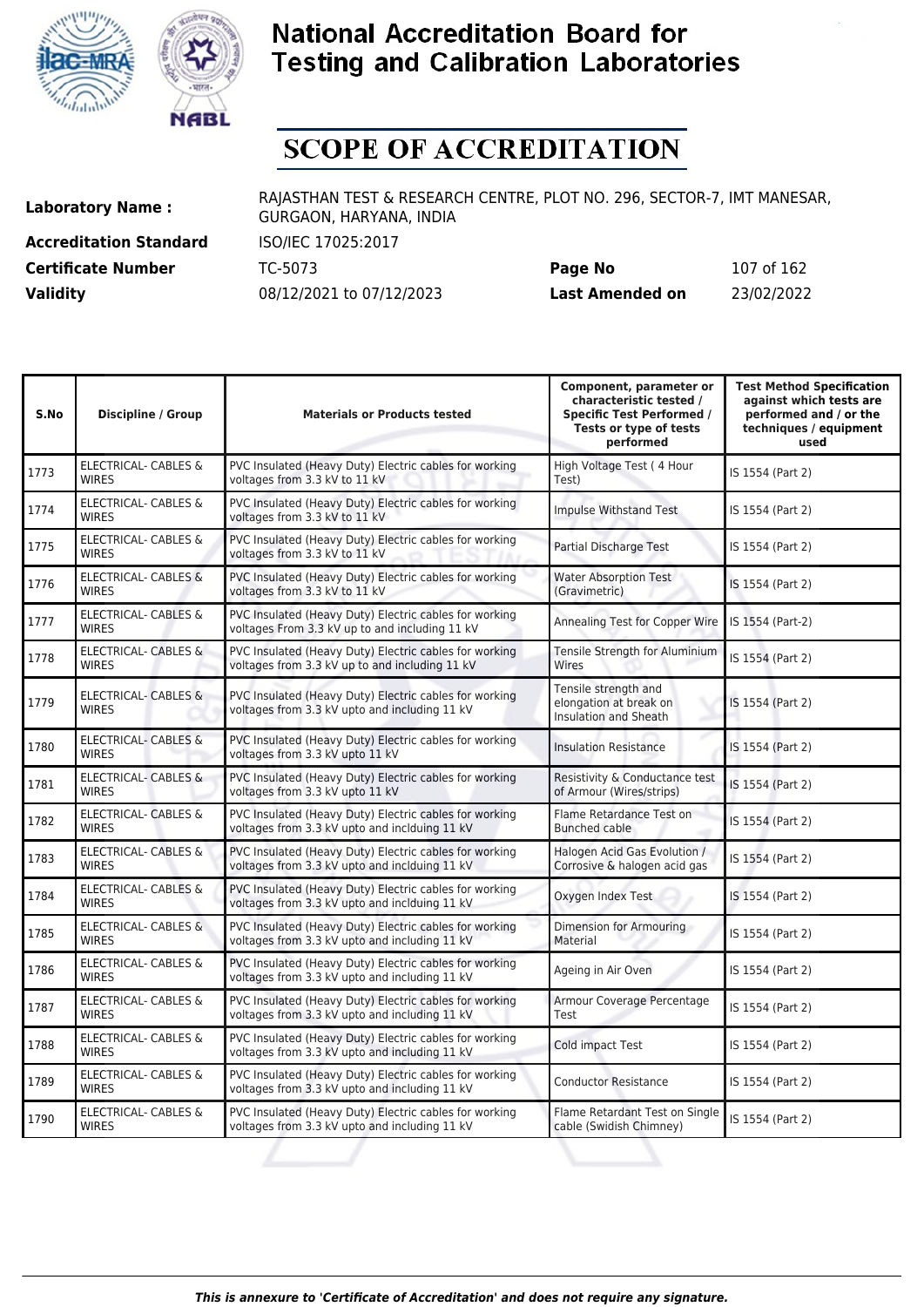# National Accreditation Board for Testing and Calibration Laboratories

## SCOPE OF ACCREDITATION

| | | | |
|---|---|---|---|
| **Laboratory Name :** | RAJASTHAN TEST & RESEARCH CENTRE, PLOT NO. 296, SECTOR-7, IMT MANESAR, GURGAON, HARYANA, INDIA | | |
| **Accreditation Standard** | ISO/IEC 17025:2017 | | |
| **Certificate Number** | TC-5073 | **Page No** | 107 of 162 |
| **Validity** | 08/12/2021 to 07/12/2023 | **Last Amended on** | 23/02/2022 |

| S.No | Discipline / Group | Materials or Products tested | Component, parameter or characteristic tested / Specific Test Performed / Tests or type of tests performed | Test Method Specification against which tests are performed and / or the techniques / equipment used |
|---|---|---|---|---|
| 1773 | ELECTRICAL- CABLES & WIRES | PVC Insulated (Heavy Duty) Electric cables for working voltages from 3.3 kV to 11 kV | High Voltage Test ( 4 Hour Test) | IS 1554 (Part 2) |
| 1774 | ELECTRICAL- CABLES & WIRES | PVC Insulated (Heavy Duty) Electric cables for working voltages from 3.3 kV to 11 kV | Impulse Withstand Test | IS 1554 (Part 2) |
| 1775 | ELECTRICAL- CABLES & WIRES | PVC Insulated (Heavy Duty) Electric cables for working voltages from 3.3 kV to 11 kV | Partial Discharge Test | IS 1554 (Part 2) |
| 1776 | ELECTRICAL- CABLES & WIRES | PVC Insulated (Heavy Duty) Electric cables for working voltages from 3.3 kV to 11 kV | Water Absorption Test (Gravimetric) | IS 1554 (Part 2) |
| 1777 | ELECTRICAL- CABLES & WIRES | PVC Insulated (Heavy Duty) Electric cables for working voltages From 3.3 kV up to and including 11 kV | Annealing Test for Copper Wire | IS 1554 (Part-2) |
| 1778 | ELECTRICAL- CABLES & WIRES | PVC Insulated (Heavy Duty) Electric cables for working voltages from 3.3 kV up to and including 11 kV | Tensile Strength for Aluminium Wires | IS 1554 (Part 2) |
| 1779 | ELECTRICAL- CABLES & WIRES | PVC Insulated (Heavy Duty) Electric cables for working voltages from 3.3 kV upto and including 11 kV | Tensile strength and elongation at break on Insulation and Sheath | IS 1554 (Part 2) |
| 1780 | ELECTRICAL- CABLES & WIRES | PVC Insulated (Heavy Duty) Electric cables for working voltages from 3.3 kV upto 11 kV | Insulation Resistance | IS 1554 (Part 2) |
| 1781 | ELECTRICAL- CABLES & WIRES | PVC Insulated (Heavy Duty) Electric cables for working voltages from 3.3 kV upto 11 kV | Resistivity & Conductance test of Armour (Wires/strips) | IS 1554 (Part 2) |
| 1782 | ELECTRICAL- CABLES & WIRES | PVC Insulated (Heavy Duty) Electric cables for working voltages from 3.3 kV upto and inclduing 11 kV | Flame Retardance Test on Bunched cable | IS 1554 (Part 2) |
| 1783 | ELECTRICAL- CABLES & WIRES | PVC Insulated (Heavy Duty) Electric cables for working voltages from 3.3 kV upto and inclduing 11 kV | Halogen Acid Gas Evolution / Corrosive & halogen acid gas | IS 1554 (Part 2) |
| 1784 | ELECTRICAL- CABLES & WIRES | PVC Insulated (Heavy Duty) Electric cables for working voltages from 3.3 kV upto and inclduing 11 kV | Oxygen Index Test | IS 1554 (Part 2) |
| 1785 | ELECTRICAL- CABLES & WIRES | PVC Insulated (Heavy Duty) Electric cables for working voltages from 3.3 kV upto and including 11 kV | Dimension for Armouring Material | IS 1554 (Part 2) |
| 1786 | ELECTRICAL- CABLES & WIRES | PVC Insulated (Heavy Duty) Electric cables for working voltages from 3.3 kV upto and including 11 kV | Ageing in Air Oven | IS 1554 (Part 2) |
| 1787 | ELECTRICAL- CABLES & WIRES | PVC Insulated (Heavy Duty) Electric cables for working voltages from 3.3 kV upto and including 11 kV | Armour Coverage Percentage Test | IS 1554 (Part 2) |
| 1788 | ELECTRICAL- CABLES & WIRES | PVC Insulated (Heavy Duty) Electric cables for working voltages from 3.3 kV upto and including 11 kV | Cold impact Test | IS 1554 (Part 2) |
| 1789 | ELECTRICAL- CABLES & WIRES | PVC Insulated (Heavy Duty) Electric cables for working voltages from 3.3 kV upto and including 11 kV | Conductor Resistance | IS 1554 (Part 2) |
| 1790 | ELECTRICAL- CABLES & WIRES | PVC Insulated (Heavy Duty) Electric cables for working voltages from 3.3 kV upto and including 11 kV | Flame Retardant Test on Single cable (Swidish Chimney) | IS 1554 (Part 2) |

*This is annexure to 'Certificate of Accreditation' and does not require any signature.*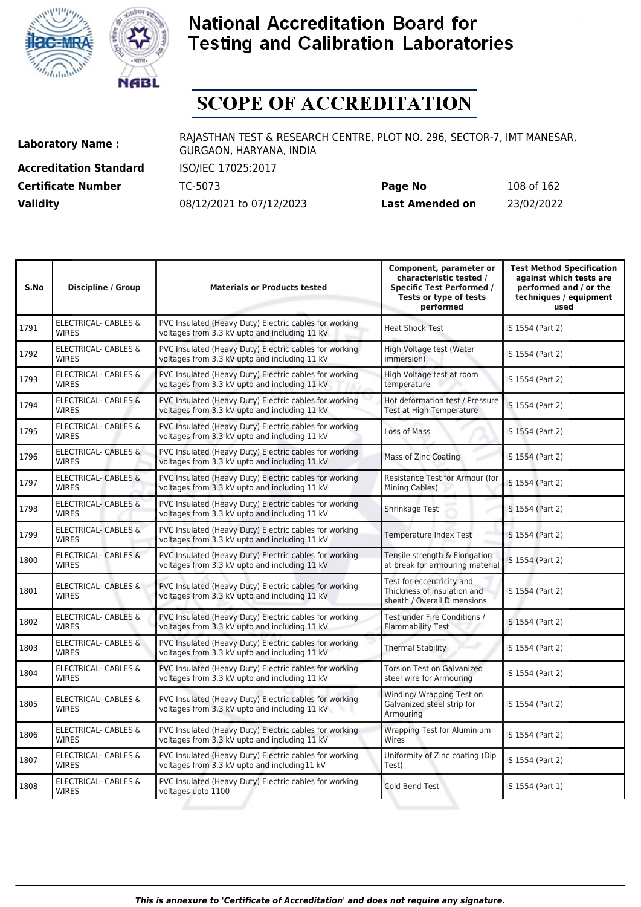# National Accreditation Board for Testing and Calibration Laboratories

# SCOPE OF ACCREDITATION

| | | | |
|---|---|---|---|
| **Laboratory Name :** | RAJASTHAN TEST & RESEARCH CENTRE, PLOT NO. 296, SECTOR-7, IMT MANESAR, GURGAON, HARYANA, INDIA | | |
| **Accreditation Standard** | ISO/IEC 17025:2017 | | |
| **Certificate Number** | TC-5073 | **Page No** | 108 of 162 |
| **Validity** | 08/12/2021 to 07/12/2023 | **Last Amended on** | 23/02/2022 |

| S.No | Discipline / Group | Materials or Products tested | Component, parameter or characteristic tested / Specific Test Performed / Tests or type of tests performed | Test Method Specification against which tests are performed and / or the techniques / equipment used |
|---|---|---|---|---|
| 1791 | ELECTRICAL- CABLES & WIRES | PVC Insulated (Heavy Duty) Electric cables for working voltages from 3.3 kV upto and including 11 kV | Heat Shock Test | IS 1554 (Part 2) |
| 1792 | ELECTRICAL- CABLES & WIRES | PVC Insulated (Heavy Duty) Electric cables for working voltages from 3.3 kV upto and including 11 kV | High Voltage test (Water immersion) | IS 1554 (Part 2) |
| 1793 | ELECTRICAL- CABLES & WIRES | PVC Insulated (Heavy Duty) Electric cables for working voltages from 3.3 kV upto and including 11 kV | High Voltage test at room temperature | IS 1554 (Part 2) |
| 1794 | ELECTRICAL- CABLES & WIRES | PVC Insulated (Heavy Duty) Electric cables for working voltages from 3.3 kV upto and including 11 kV | Hot deformation test / Pressure Test at High Temperature | IS 1554 (Part 2) |
| 1795 | ELECTRICAL- CABLES & WIRES | PVC Insulated (Heavy Duty) Electric cables for working voltages from 3.3 kV upto and including 11 kV | Loss of Mass | IS 1554 (Part 2) |
| 1796 | ELECTRICAL- CABLES & WIRES | PVC Insulated (Heavy Duty) Electric cables for working voltages from 3.3 kV upto and including 11 kV | Mass of Zinc Coating | IS 1554 (Part 2) |
| 1797 | ELECTRICAL- CABLES & WIRES | PVC Insulated (Heavy Duty) Electric cables for working voltages from 3.3 kV upto and including 11 kV | Resistance Test for Armour (for Mining Cables) | IS 1554 (Part 2) |
| 1798 | ELECTRICAL- CABLES & WIRES | PVC Insulated (Heavy Duty) Electric cables for working voltages from 3.3 kV upto and including 11 kV | Shrinkage Test | IS 1554 (Part 2) |
| 1799 | ELECTRICAL- CABLES & WIRES | PVC Insulated (Heavy Duty) Electric cables for working voltages from 3.3 kV upto and including 11 kV | Temperature Index Test | IS 1554 (Part 2) |
| 1800 | ELECTRICAL- CABLES & WIRES | PVC Insulated (Heavy Duty) Electric cables for working voltages from 3.3 kV upto and including 11 kV | Tensile strength & Elongation at break for armouring material | IS 1554 (Part 2) |
| 1801 | ELECTRICAL- CABLES & WIRES | PVC Insulated (Heavy Duty) Electric cables for working voltages from 3.3 kV upto and including 11 kV | Test for eccentricity and Thickness of insulation and sheath / Overall Dimensions | IS 1554 (Part 2) |
| 1802 | ELECTRICAL- CABLES & WIRES | PVC Insulated (Heavy Duty) Electric cables for working voltages from 3.3 kV upto and including 11 kV | Test under Fire Conditions / Flammability Test | IS 1554 (Part 2) |
| 1803 | ELECTRICAL- CABLES & WIRES | PVC Insulated (Heavy Duty) Electric cables for working voltages from 3.3 kV upto and including 11 kV | Thermal Stability | IS 1554 (Part 2) |
| 1804 | ELECTRICAL- CABLES & WIRES | PVC Insulated (Heavy Duty) Electric cables for working voltages from 3.3 kV upto and including 11 kV | Torsion Test on Galvanized steel wire for Armouring | IS 1554 (Part 2) |
| 1805 | ELECTRICAL- CABLES & WIRES | PVC Insulated (Heavy Duty) Electric cables for working voltages from 3.3 kV upto and including 11 kV | Winding/ Wrapping Test on Galvanized steel strip for Armouring | IS 1554 (Part 2) |
| 1806 | ELECTRICAL- CABLES & WIRES | PVC Insulated (Heavy Duty) Electric cables for working voltages from 3.3 kV upto and including 11 kV | Wrapping Test for Aluminium Wires | IS 1554 (Part 2) |
| 1807 | ELECTRICAL- CABLES & WIRES | PVC Insulated (Heavy Duty) Electric cables for working voltages from 3.3 kV upto and including11 kV | Uniformity of Zinc coating (Dip Test) | IS 1554 (Part 2) |
| 1808 | ELECTRICAL- CABLES & WIRES | PVC Insulated (Heavy Duty) Electric cables for working voltages upto 1100 | Cold Bend Test | IS 1554 (Part 1) |

*This is annexure to 'Certificate of Accreditation' and does not require any signature.*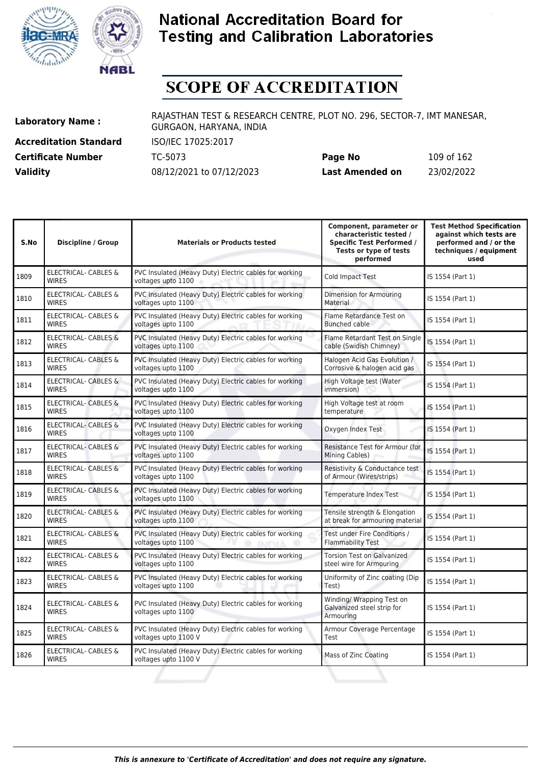# National Accreditation Board for Testing and Calibration Laboratories

# SCOPE OF ACCREDITATION

**Laboratory Name :** RAJASTHAN TEST & RESEARCH CENTRE, PLOT NO. 296, SECTOR-7, IMT MANESAR, GURGAON, HARYANA, INDIA

**Accreditation Standard** ISO/IEC 17025:2017

**Certificate Number** TC-5073 **Page No** 109 of 162

**Validity** 08/12/2021 to 07/12/2023 **Last Amended on** 23/02/2022

| S.No | Discipline / Group | Materials or Products tested | Component, parameter or characteristic tested / Specific Test Performed / Tests or type of tests performed | Test Method Specification against which tests are performed and / or the techniques / equipment used |
|---|---|---|---|---|
| 1809 | ELECTRICAL- CABLES & WIRES | PVC Insulated (Heavy Duty) Electric cables for working voltages upto 1100 | Cold Impact Test | IS 1554 (Part 1) |
| 1810 | ELECTRICAL- CABLES & WIRES | PVC Insulated (Heavy Duty) Electric cables for working voltages upto 1100 | Dimension for Armouring Material | IS 1554 (Part 1) |
| 1811 | ELECTRICAL- CABLES & WIRES | PVC Insulated (Heavy Duty) Electric cables for working voltages upto 1100 | Flame Retardance Test on Bunched cable | IS 1554 (Part 1) |
| 1812 | ELECTRICAL- CABLES & WIRES | PVC Insulated (Heavy Duty) Electric cables for working voltages upto 1100 | Flame Retardant Test on Single cable (Swidish Chimney) | IS 1554 (Part 1) |
| 1813 | ELECTRICAL- CABLES & WIRES | PVC Insulated (Heavy Duty) Electric cables for working voltages upto 1100 | Halogen Acid Gas Evolution / Corrosive & halogen acid gas | IS 1554 (Part 1) |
| 1814 | ELECTRICAL- CABLES & WIRES | PVC Insulated (Heavy Duty) Electric cables for working voltages upto 1100 | High Voltage test (Water immersion) | IS 1554 (Part 1) |
| 1815 | ELECTRICAL- CABLES & WIRES | PVC Insulated (Heavy Duty) Electric cables for working voltages upto 1100 | High Voltage test at room temperature | IS 1554 (Part 1) |
| 1816 | ELECTRICAL- CABLES & WIRES | PVC Insulated (Heavy Duty) Electric cables for working voltages upto 1100 | Oxygen Index Test | IS 1554 (Part 1) |
| 1817 | ELECTRICAL- CABLES & WIRES | PVC Insulated (Heavy Duty) Electric cables for working voltages upto 1100 | Resistance Test for Armour (for Mining Cables) | IS 1554 (Part 1) |
| 1818 | ELECTRICAL- CABLES & WIRES | PVC Insulated (Heavy Duty) Electric cables for working voltages upto 1100 | Resistivity & Conductance test of Armour (Wires/strips) | IS 1554 (Part 1) |
| 1819 | ELECTRICAL- CABLES & WIRES | PVC Insulated (Heavy Duty) Electric cables for working voltages upto 1100 | Temperature Index Test | IS 1554 (Part 1) |
| 1820 | ELECTRICAL- CABLES & WIRES | PVC Insulated (Heavy Duty) Electric cables for working voltages upto 1100 | Tensile strength & Elongation at break for armouring material | IS 1554 (Part 1) |
| 1821 | ELECTRICAL- CABLES & WIRES | PVC Insulated (Heavy Duty) Electric cables for working voltages upto 1100 | Test under Fire Conditions / Flammability Test | IS 1554 (Part 1) |
| 1822 | ELECTRICAL- CABLES & WIRES | PVC Insulated (Heavy Duty) Electric cables for working voltages upto 1100 | Torsion Test on Galvanized steel wire for Armouring | IS 1554 (Part 1) |
| 1823 | ELECTRICAL- CABLES & WIRES | PVC Insulated (Heavy Duty) Electric cables for working voltages upto 1100 | Uniformity of Zinc coating (Dip Test) | IS 1554 (Part 1) |
| 1824 | ELECTRICAL- CABLES & WIRES | PVC Insulated (Heavy Duty) Electric cables for working voltages upto 1100 | Winding/ Wrapping Test on Galvanized steel strip for Armouring | IS 1554 (Part 1) |
| 1825 | ELECTRICAL- CABLES & WIRES | PVC Insulated (Heavy Duty) Electric cables for working voltages upto 1100 V | Armour Coverage Percentage Test | IS 1554 (Part 1) |
| 1826 | ELECTRICAL- CABLES & WIRES | PVC Insulated (Heavy Duty) Electric cables for working voltages upto 1100 V | Mass of Zinc Coating | IS 1554 (Part 1) |

*This is annexure to 'Certificate of Accreditation' and does not require any signature.*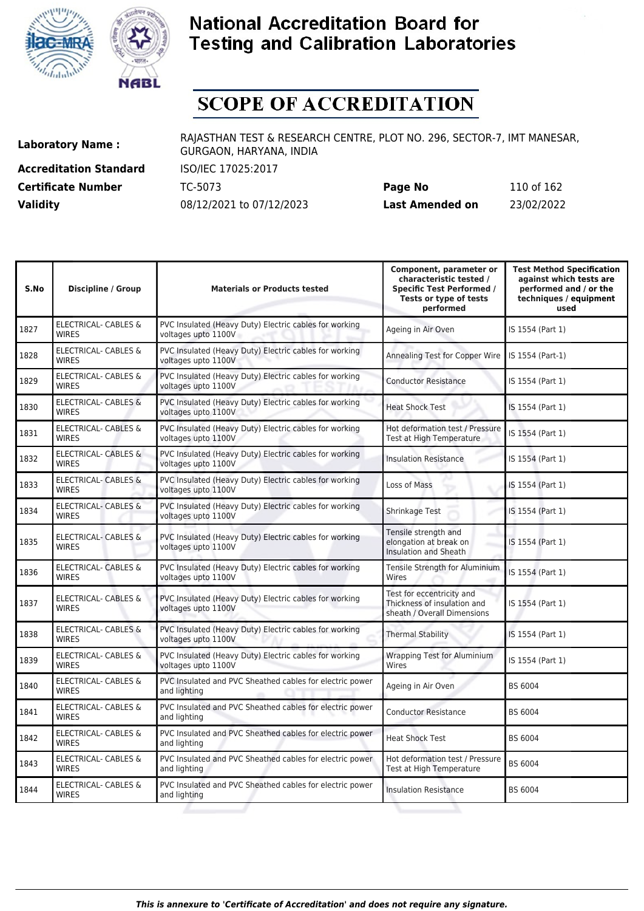# National Accreditation Board for Testing and Calibration Laboratories

# SCOPE OF ACCREDITATION

**Laboratory Name :** RAJASTHAN TEST & RESEARCH CENTRE, PLOT NO. 296, SECTOR-7, IMT MANESAR, GURGAON, HARYANA, INDIA

**Accreditation Standard** ISO/IEC 17025:2017

**Certificate Number** TC-5073 **Page No** 110 of 162

**Validity** 08/12/2021 to 07/12/2023 **Last Amended on** 23/02/2022

| S.No | Discipline / Group | Materials or Products tested | Component, parameter or characteristic tested / Specific Test Performed / Tests or type of tests performed | Test Method Specification against which tests are performed and / or the techniques / equipment used |
|---|---|---|---|---|
| 1827 | ELECTRICAL- CABLES & WIRES | PVC Insulated (Heavy Duty) Electric cables for working voltages upto 1100V | Ageing in Air Oven | IS 1554 (Part 1) |
| 1828 | ELECTRICAL- CABLES & WIRES | PVC Insulated (Heavy Duty) Electric cables for working voltages upto 1100V | Annealing Test for Copper Wire | IS 1554 (Part-1) |
| 1829 | ELECTRICAL- CABLES & WIRES | PVC Insulated (Heavy Duty) Electric cables for working voltages upto 1100V | Conductor Resistance | IS 1554 (Part 1) |
| 1830 | ELECTRICAL- CABLES & WIRES | PVC Insulated (Heavy Duty) Electric cables for working voltages upto 1100V | Heat Shock Test | IS 1554 (Part 1) |
| 1831 | ELECTRICAL- CABLES & WIRES | PVC Insulated (Heavy Duty) Electric cables for working voltages upto 1100V | Hot deformation test / Pressure Test at High Temperature | IS 1554 (Part 1) |
| 1832 | ELECTRICAL- CABLES & WIRES | PVC Insulated (Heavy Duty) Electric cables for working voltages upto 1100V | Insulation Resistance | IS 1554 (Part 1) |
| 1833 | ELECTRICAL- CABLES & WIRES | PVC Insulated (Heavy Duty) Electric cables for working voltages upto 1100V | Loss of Mass | IS 1554 (Part 1) |
| 1834 | ELECTRICAL- CABLES & WIRES | PVC Insulated (Heavy Duty) Electric cables for working voltages upto 1100V | Shrinkage Test | IS 1554 (Part 1) |
| 1835 | ELECTRICAL- CABLES & WIRES | PVC Insulated (Heavy Duty) Electric cables for working voltages upto 1100V | Tensile strength and elongation at break on Insulation and Sheath | IS 1554 (Part 1) |
| 1836 | ELECTRICAL- CABLES & WIRES | PVC Insulated (Heavy Duty) Electric cables for working voltages upto 1100V | Tensile Strength for Aluminium Wires | IS 1554 (Part 1) |
| 1837 | ELECTRICAL- CABLES & WIRES | PVC Insulated (Heavy Duty) Electric cables for working voltages upto 1100V | Test for eccentricity and Thickness of insulation and sheath / Overall Dimensions | IS 1554 (Part 1) |
| 1838 | ELECTRICAL- CABLES & WIRES | PVC Insulated (Heavy Duty) Electric cables for working voltages upto 1100V | Thermal Stability | IS 1554 (Part 1) |
| 1839 | ELECTRICAL- CABLES & WIRES | PVC Insulated (Heavy Duty) Electric cables for working voltages upto 1100V | Wrapping Test for Aluminium Wires | IS 1554 (Part 1) |
| 1840 | ELECTRICAL- CABLES & WIRES | PVC Insulated and PVC Sheathed cables for electric power and lighting | Ageing in Air Oven | BS 6004 |
| 1841 | ELECTRICAL- CABLES & WIRES | PVC Insulated and PVC Sheathed cables for electric power and lighting | Conductor Resistance | BS 6004 |
| 1842 | ELECTRICAL- CABLES & WIRES | PVC Insulated and PVC Sheathed cables for electric power and lighting | Heat Shock Test | BS 6004 |
| 1843 | ELECTRICAL- CABLES & WIRES | PVC Insulated and PVC Sheathed cables for electric power and lighting | Hot deformation test / Pressure Test at High Temperature | BS 6004 |
| 1844 | ELECTRICAL- CABLES & WIRES | PVC Insulated and PVC Sheathed cables for electric power and lighting | Insulation Resistance | BS 6004 |

*This is annexure to 'Certificate of Accreditation' and does not require any signature.*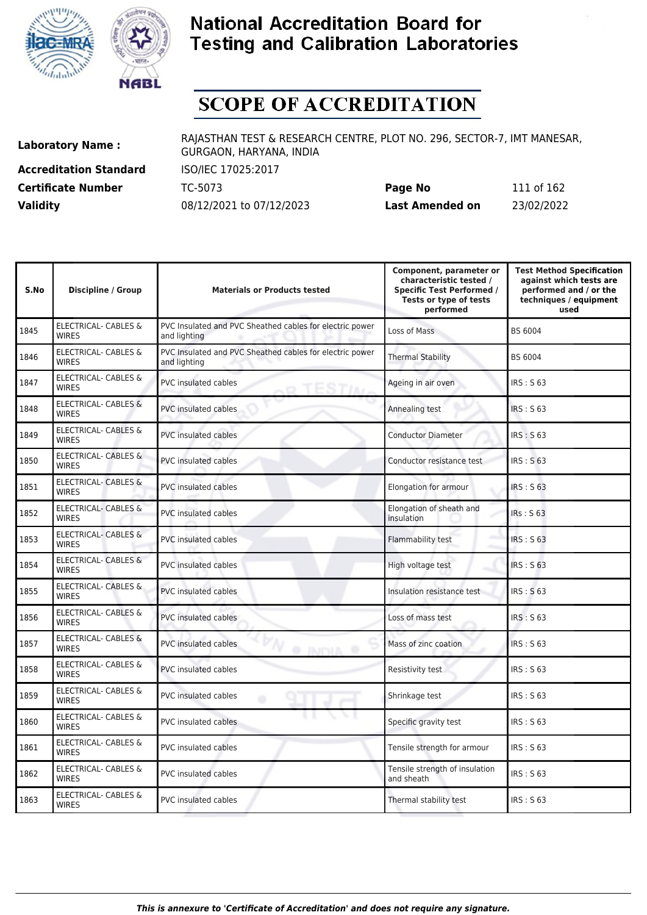# National Accreditation Board for Testing and Calibration Laboratories

## SCOPE OF ACCREDITATION

| | | | |
|---|---|---|---|
| **Laboratory Name :** | RAJASTHAN TEST & RESEARCH CENTRE, PLOT NO. 296, SECTOR-7, IMT MANESAR, GURGAON, HARYANA, INDIA | | |
| **Accreditation Standard** | ISO/IEC 17025:2017 | | |
| **Certificate Number** | TC-5073 | **Page No** | 111 of 162 |
| **Validity** | 08/12/2021 to 07/12/2023 | **Last Amended on** | 23/02/2022 |

| S.No | Discipline / Group | Materials or Products tested | Component, parameter or characteristic tested / Specific Test Performed / Tests or type of tests performed | Test Method Specification against which tests are performed and / or the techniques / equipment used |
|---|---|---|---|---|
| 1845 | ELECTRICAL- CABLES & WIRES | PVC Insulated and PVC Sheathed cables for electric power and lighting | Loss of Mass | BS 6004 |
| 1846 | ELECTRICAL- CABLES & WIRES | PVC Insulated and PVC Sheathed cables for electric power and lighting | Thermal Stability | BS 6004 |
| 1847 | ELECTRICAL- CABLES & WIRES | PVC insulated cables | Ageing in air oven | IRS : S 63 |
| 1848 | ELECTRICAL- CABLES & WIRES | PVC insulated cables | Annealing test | IRS : S 63 |
| 1849 | ELECTRICAL- CABLES & WIRES | PVC insulated cables | Conductor Diameter | IRS : S 63 |
| 1850 | ELECTRICAL- CABLES & WIRES | PVC insulated cables | Conductor resistance test | IRS : S 63 |
| 1851 | ELECTRICAL- CABLES & WIRES | PVC insulated cables | Elongation for armour | IRS : S 63 |
| 1852 | ELECTRICAL- CABLES & WIRES | PVC insulated cables | Elongation of sheath and insulation | IRs : S 63 |
| 1853 | ELECTRICAL- CABLES & WIRES | PVC insulated cables | Flammability test | IRS : S 63 |
| 1854 | ELECTRICAL- CABLES & WIRES | PVC insulated cables | High voltage test | IRS : S 63 |
| 1855 | ELECTRICAL- CABLES & WIRES | PVC insulated cables | Insulation resistance test | IRS : S 63 |
| 1856 | ELECTRICAL- CABLES & WIRES | PVC insulated cables | Loss of mass test | IRS : S 63 |
| 1857 | ELECTRICAL- CABLES & WIRES | PVC insulated cables | Mass of zinc coation | IRS : S 63 |
| 1858 | ELECTRICAL- CABLES & WIRES | PVC insulated cables | Resistivity test | IRS : S 63 |
| 1859 | ELECTRICAL- CABLES & WIRES | PVC insulated cables | Shrinkage test | IRS : S 63 |
| 1860 | ELECTRICAL- CABLES & WIRES | PVC insulated cables | Specific gravity test | IRS : S 63 |
| 1861 | ELECTRICAL- CABLES & WIRES | PVC insulated cables | Tensile strength for armour | IRS : S 63 |
| 1862 | ELECTRICAL- CABLES & WIRES | PVC insulated cables | Tensile strength of insulation and sheath | IRS : S 63 |
| 1863 | ELECTRICAL- CABLES & WIRES | PVC insulated cables | Thermal stability test | IRS : S 63 |

*This is annexure to 'Certificate of Accreditation' and does not require any signature.*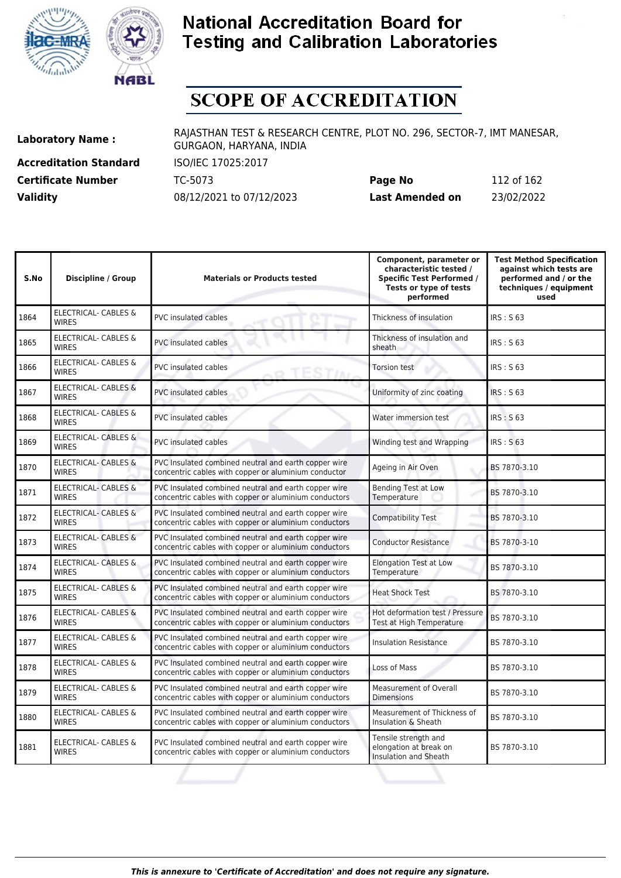# National Accreditation Board for Testing and Calibration Laboratories

# SCOPE OF ACCREDITATION

**Laboratory Name :** RAJASTHAN TEST & RESEARCH CENTRE, PLOT NO. 296, SECTOR-7, IMT MANESAR, GURGAON, HARYANA, INDIA

**Accreditation Standard** ISO/IEC 17025:2017

**Certificate Number** TC-5073 **Page No** 112 of 162

**Validity** 08/12/2021 to 07/12/2023 **Last Amended on** 23/02/2022

| S.No | Discipline / Group | Materials or Products tested | Component, parameter or characteristic tested / Specific Test Performed / Tests or type of tests performed | Test Method Specification against which tests are performed and / or the techniques / equipment used |
|---|---|---|---|---|
| 1864 | ELECTRICAL- CABLES & WIRES | PVC insulated cables | Thickness of insulation | IRS : S 63 |
| 1865 | ELECTRICAL- CABLES & WIRES | PVC insulated cables | Thickness of insulation and sheath | IRS : S 63 |
| 1866 | ELECTRICAL- CABLES & WIRES | PVC insulated cables | Torsion test | IRS : S 63 |
| 1867 | ELECTRICAL- CABLES & WIRES | PVC insulated cables | Uniformity of zinc coating | IRS : S 63 |
| 1868 | ELECTRICAL- CABLES & WIRES | PVC insulated cables | Water immersion test | IRS : S 63 |
| 1869 | ELECTRICAL- CABLES & WIRES | PVC insulated cables | Winding test and Wrapping | IRS : S 63 |
| 1870 | ELECTRICAL- CABLES & WIRES | PVC Insulated combined neutral and earth copper wire concentric cables with copper or aluminium conductor | Ageing in Air Oven | BS 7870-3.10 |
| 1871 | ELECTRICAL- CABLES & WIRES | PVC Insulated combined neutral and earth copper wire concentric cables with copper or aluminium conductors | Bending Test at Low Temperature | BS 7870-3.10 |
| 1872 | ELECTRICAL- CABLES & WIRES | PVC Insulated combined neutral and earth copper wire concentric cables with copper or aluminium conductors | Compatibility Test | BS 7870-3.10 |
| 1873 | ELECTRICAL- CABLES & WIRES | PVC Insulated combined neutral and earth copper wire concentric cables with copper or aluminium conductors | Conductor Resistance | BS 7870-3-10 |
| 1874 | ELECTRICAL- CABLES & WIRES | PVC Insulated combined neutral and earth copper wire concentric cables with copper or aluminium conductors | Elongation Test at Low Temperature | BS 7870-3.10 |
| 1875 | ELECTRICAL- CABLES & WIRES | PVC Insulated combined neutral and earth copper wire concentric cables with copper or aluminium conductors | Heat Shock Test | BS 7870-3.10 |
| 1876 | ELECTRICAL- CABLES & WIRES | PVC Insulated combined neutral and earth copper wire concentric cables with copper or aluminium conductors | Hot deformation test / Pressure Test at High Temperature | BS 7870-3.10 |
| 1877 | ELECTRICAL- CABLES & WIRES | PVC Insulated combined neutral and earth copper wire concentric cables with copper or aluminium conductors | Insulation Resistance | BS 7870-3.10 |
| 1878 | ELECTRICAL- CABLES & WIRES | PVC Insulated combined neutral and earth copper wire concentric cables with copper or aluminium conductors | Loss of Mass | BS 7870-3.10 |
| 1879 | ELECTRICAL- CABLES & WIRES | PVC Insulated combined neutral and earth copper wire concentric cables with copper or aluminium conductors | Measurement of Overall Dimensions | BS 7870-3.10 |
| 1880 | ELECTRICAL- CABLES & WIRES | PVC Insulated combined neutral and earth copper wire concentric cables with copper or aluminium conductors | Measurement of Thickness of Insulation & Sheath | BS 7870-3.10 |
| 1881 | ELECTRICAL- CABLES & WIRES | PVC Insulated combined neutral and earth copper wire concentric cables with copper or aluminium conductors | Tensile strength and elongation at break on Insulation and Sheath | BS 7870-3.10 |

*This is annexure to 'Certificate of Accreditation' and does not require any signature.*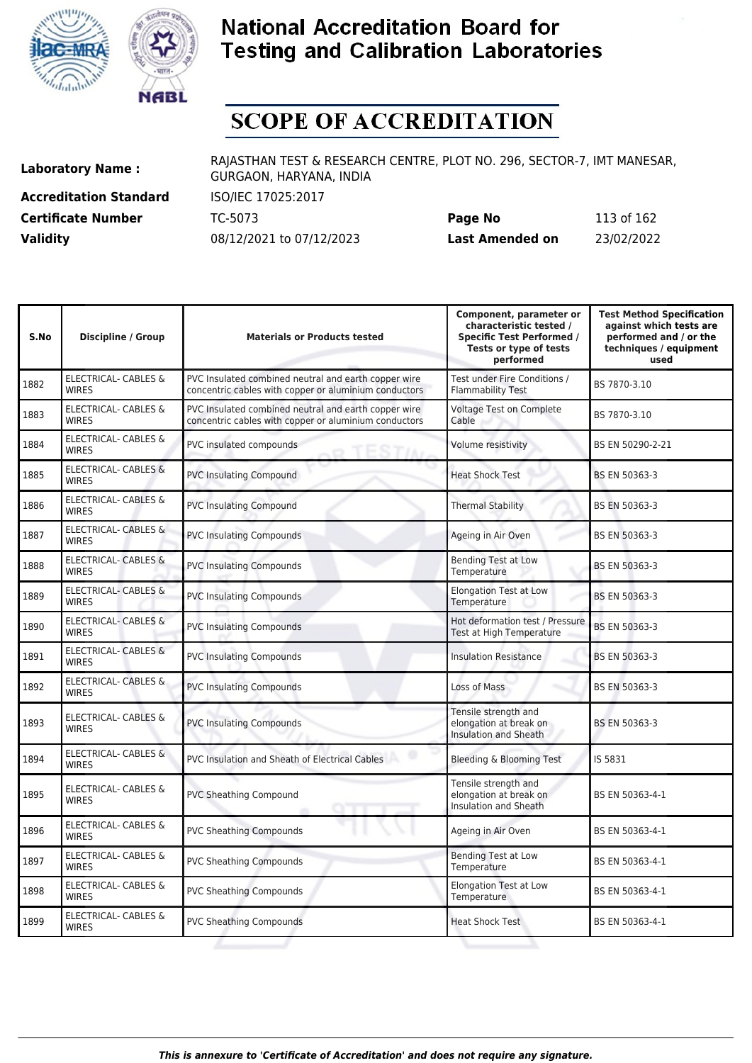# National Accreditation Board for Testing and Calibration Laboratories

# SCOPE OF ACCREDITATION

| | | | |
|---|---|---|---|
| **Laboratory Name :** | RAJASTHAN TEST & RESEARCH CENTRE, PLOT NO. 296, SECTOR-7, IMT MANESAR, GURGAON, HARYANA, INDIA | | |
| **Accreditation Standard** | ISO/IEC 17025:2017 | | |
| **Certificate Number** | TC-5073 | **Page No** | 113 of 162 |
| **Validity** | 08/12/2021 to 07/12/2023 | **Last Amended on** | 23/02/2022 |

| S.No | Discipline / Group | Materials or Products tested | Component, parameter or characteristic tested / Specific Test Performed / Tests or type of tests performed | Test Method Specification against which tests are performed and / or the techniques / equipment used |
|---|---|---|---|---|
| 1882 | ELECTRICAL- CABLES & WIRES | PVC Insulated combined neutral and earth copper wire concentric cables with copper or aluminium conductors | Test under Fire Conditions / Flammability Test | BS 7870-3.10 |
| 1883 | ELECTRICAL- CABLES & WIRES | PVC Insulated combined neutral and earth copper wire concentric cables with copper or aluminium conductors | Voltage Test on Complete Cable | BS 7870-3.10 |
| 1884 | ELECTRICAL- CABLES & WIRES | PVC insulated compounds | Volume resistivity | BS EN 50290-2-21 |
| 1885 | ELECTRICAL- CABLES & WIRES | PVC Insulating Compound | Heat Shock Test | BS EN 50363-3 |
| 1886 | ELECTRICAL- CABLES & WIRES | PVC Insulating Compound | Thermal Stability | BS EN 50363-3 |
| 1887 | ELECTRICAL- CABLES & WIRES | PVC Insulating Compounds | Ageing in Air Oven | BS EN 50363-3 |
| 1888 | ELECTRICAL- CABLES & WIRES | PVC Insulating Compounds | Bending Test at Low Temperature | BS EN 50363-3 |
| 1889 | ELECTRICAL- CABLES & WIRES | PVC Insulating Compounds | Elongation Test at Low Temperature | BS EN 50363-3 |
| 1890 | ELECTRICAL- CABLES & WIRES | PVC Insulating Compounds | Hot deformation test / Pressure Test at High Temperature | BS EN 50363-3 |
| 1891 | ELECTRICAL- CABLES & WIRES | PVC Insulating Compounds | Insulation Resistance | BS EN 50363-3 |
| 1892 | ELECTRICAL- CABLES & WIRES | PVC Insulating Compounds | Loss of Mass | BS EN 50363-3 |
| 1893 | ELECTRICAL- CABLES & WIRES | PVC Insulating Compounds | Tensile strength and elongation at break on Insulation and Sheath | BS EN 50363-3 |
| 1894 | ELECTRICAL- CABLES & WIRES | PVC Insulation and Sheath of Electrical Cables | Bleeding & Blooming Test | IS 5831 |
| 1895 | ELECTRICAL- CABLES & WIRES | PVC Sheathing Compound | Tensile strength and elongation at break on Insulation and Sheath | BS EN 50363-4-1 |
| 1896 | ELECTRICAL- CABLES & WIRES | PVC Sheathing Compounds | Ageing in Air Oven | BS EN 50363-4-1 |
| 1897 | ELECTRICAL- CABLES & WIRES | PVC Sheathing Compounds | Bending Test at Low Temperature | BS EN 50363-4-1 |
| 1898 | ELECTRICAL- CABLES & WIRES | PVC Sheathing Compounds | Elongation Test at Low Temperature | BS EN 50363-4-1 |
| 1899 | ELECTRICAL- CABLES & WIRES | PVC Sheathing Compounds | Heat Shock Test | BS EN 50363-4-1 |

*This is annexure to 'Certificate of Accreditation' and does not require any signature.*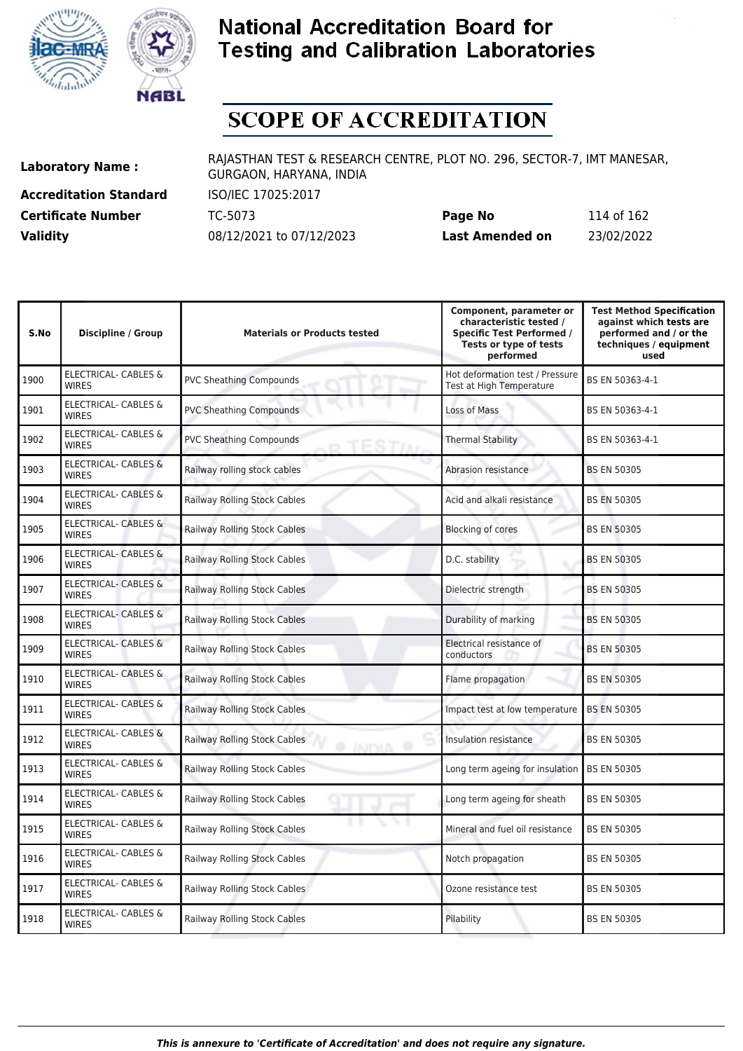# National Accreditation Board for Testing and Calibration Laboratories

# SCOPE OF ACCREDITATION

**Laboratory Name :** RAJASTHAN TEST & RESEARCH CENTRE, PLOT NO. 296, SECTOR-7, IMT MANESAR, GURGAON, HARYANA, INDIA

**Accreditation Standard** ISO/IEC 17025:2017

**Certificate Number** TC-5073 **Page No** 114 of 162

**Validity** 08/12/2021 to 07/12/2023 **Last Amended on** 23/02/2022

| S.No | Discipline / Group | Materials or Products tested | Component, parameter or characteristic tested / Specific Test Performed / Tests or type of tests performed | Test Method Specification against which tests are performed and / or the techniques / equipment used |
|---|---|---|---|---|
| 1900 | ELECTRICAL- CABLES & WIRES | PVC Sheathing Compounds | Hot deformation test / Pressure Test at High Temperature | BS EN 50363-4-1 |
| 1901 | ELECTRICAL- CABLES & WIRES | PVC Sheathing Compounds | Loss of Mass | BS EN 50363-4-1 |
| 1902 | ELECTRICAL- CABLES & WIRES | PVC Sheathing Compounds | Thermal Stability | BS EN 50363-4-1 |
| 1903 | ELECTRICAL- CABLES & WIRES | Railway rolling stock cables | Abrasion resistance | BS EN 50305 |
| 1904 | ELECTRICAL- CABLES & WIRES | Railway Rolling Stock Cables | Acid and alkali resistance | BS EN 50305 |
| 1905 | ELECTRICAL- CABLES & WIRES | Railway Rolling Stock Cables | Blocking of cores | BS EN 50305 |
| 1906 | ELECTRICAL- CABLES & WIRES | Railway Rolling Stock Cables | D.C. stability | BS EN 50305 |
| 1907 | ELECTRICAL- CABLES & WIRES | Railway Rolling Stock Cables | Dielectric strength | BS EN 50305 |
| 1908 | ELECTRICAL- CABLES & WIRES | Railway Rolling Stock Cables | Durability of marking | BS EN 50305 |
| 1909 | ELECTRICAL- CABLES & WIRES | Railway Rolling Stock Cables | Electrical resistance of conductors | BS EN 50305 |
| 1910 | ELECTRICAL- CABLES & WIRES | Railway Rolling Stock Cables | Flame propagation | BS EN 50305 |
| 1911 | ELECTRICAL- CABLES & WIRES | Railway Rolling Stock Cables | Impact test at low temperature | BS EN 50305 |
| 1912 | ELECTRICAL- CABLES & WIRES | Railway Rolling Stock Cables | Insulation resistance | BS EN 50305 |
| 1913 | ELECTRICAL- CABLES & WIRES | Railway Rolling Stock Cables | Long term ageing for insulation | BS EN 50305 |
| 1914 | ELECTRICAL- CABLES & WIRES | Railway Rolling Stock Cables | Long term ageing for sheath | BS EN 50305 |
| 1915 | ELECTRICAL- CABLES & WIRES | Railway Rolling Stock Cables | Mineral and fuel oil resistance | BS EN 50305 |
| 1916 | ELECTRICAL- CABLES & WIRES | Railway Rolling Stock Cables | Notch propagation | BS EN 50305 |
| 1917 | ELECTRICAL- CABLES & WIRES | Railway Rolling Stock Cables | Ozone resistance test | BS EN 50305 |
| 1918 | ELECTRICAL- CABLES & WIRES | Railway Rolling Stock Cables | Pilability | BS EN 50305 |

*This is annexure to 'Certificate of Accreditation' and does not require any signature.*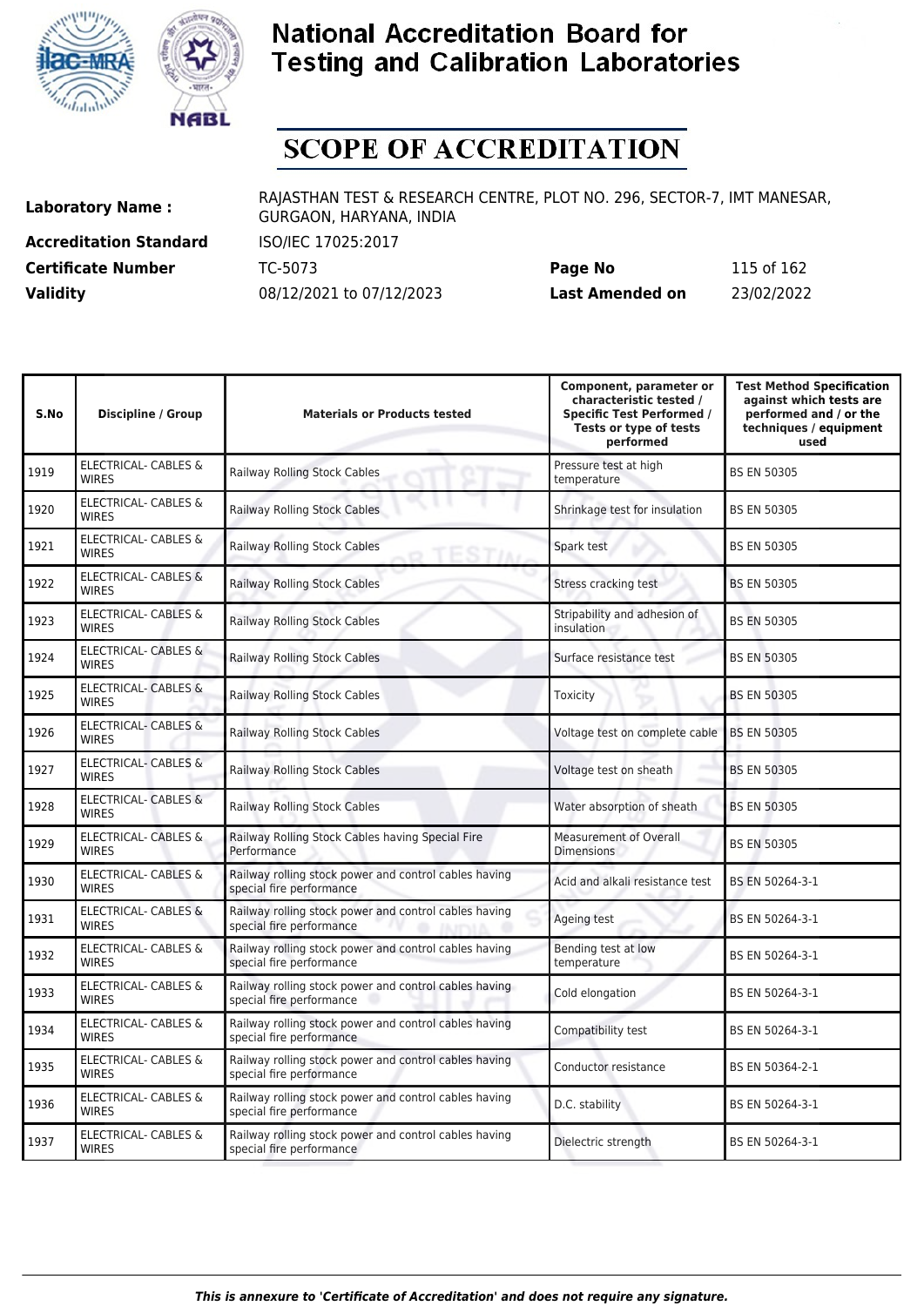# National Accreditation Board for Testing and Calibration Laboratories

# SCOPE OF ACCREDITATION

| | | | |
|---|---|---|---|
| **Laboratory Name :** | RAJASTHAN TEST & RESEARCH CENTRE, PLOT NO. 296, SECTOR-7, IMT MANESAR, GURGAON, HARYANA, INDIA | | |
| **Accreditation Standard** | ISO/IEC 17025:2017 | | |
| **Certificate Number** | TC-5073 | **Page No** | 115 of 162 |
| **Validity** | 08/12/2021 to 07/12/2023 | **Last Amended on** | 23/02/2022 |

| S.No | Discipline / Group | Materials or Products tested | Component, parameter or characteristic tested / Specific Test Performed / Tests or type of tests performed | Test Method Specification against which tests are performed and / or the techniques / equipment used |
|---|---|---|---|---|
| 1919 | ELECTRICAL- CABLES & WIRES | Railway Rolling Stock Cables | Pressure test at high temperature | BS EN 50305 |
| 1920 | ELECTRICAL- CABLES & WIRES | Railway Rolling Stock Cables | Shrinkage test for insulation | BS EN 50305 |
| 1921 | ELECTRICAL- CABLES & WIRES | Railway Rolling Stock Cables | Spark test | BS EN 50305 |
| 1922 | ELECTRICAL- CABLES & WIRES | Railway Rolling Stock Cables | Stress cracking test | BS EN 50305 |
| 1923 | ELECTRICAL- CABLES & WIRES | Railway Rolling Stock Cables | Stripability and adhesion of insulation | BS EN 50305 |
| 1924 | ELECTRICAL- CABLES & WIRES | Railway Rolling Stock Cables | Surface resistance test | BS EN 50305 |
| 1925 | ELECTRICAL- CABLES & WIRES | Railway Rolling Stock Cables | Toxicity | BS EN 50305 |
| 1926 | ELECTRICAL- CABLES & WIRES | Railway Rolling Stock Cables | Voltage test on complete cable | BS EN 50305 |
| 1927 | ELECTRICAL- CABLES & WIRES | Railway Rolling Stock Cables | Voltage test on sheath | BS EN 50305 |
| 1928 | ELECTRICAL- CABLES & WIRES | Railway Rolling Stock Cables | Water absorption of sheath | BS EN 50305 |
| 1929 | ELECTRICAL- CABLES & WIRES | Railway Rolling Stock Cables having Special Fire Performance | Measurement of Overall Dimensions | BS EN 50305 |
| 1930 | ELECTRICAL- CABLES & WIRES | Railway rolling stock power and control cables having special fire performance | Acid and alkali resistance test | BS EN 50264-3-1 |
| 1931 | ELECTRICAL- CABLES & WIRES | Railway rolling stock power and control cables having special fire performance | Ageing test | BS EN 50264-3-1 |
| 1932 | ELECTRICAL- CABLES & WIRES | Railway rolling stock power and control cables having special fire performance | Bending test at low temperature | BS EN 50264-3-1 |
| 1933 | ELECTRICAL- CABLES & WIRES | Railway rolling stock power and control cables having special fire performance | Cold elongation | BS EN 50264-3-1 |
| 1934 | ELECTRICAL- CABLES & WIRES | Railway rolling stock power and control cables having special fire performance | Compatibility test | BS EN 50264-3-1 |
| 1935 | ELECTRICAL- CABLES & WIRES | Railway rolling stock power and control cables having special fire performance | Conductor resistance | BS EN 50364-2-1 |
| 1936 | ELECTRICAL- CABLES & WIRES | Railway rolling stock power and control cables having special fire performance | D.C. stability | BS EN 50264-3-1 |
| 1937 | ELECTRICAL- CABLES & WIRES | Railway rolling stock power and control cables having special fire performance | Dielectric strength | BS EN 50264-3-1 |

*This is annexure to 'Certificate of Accreditation' and does not require any signature.*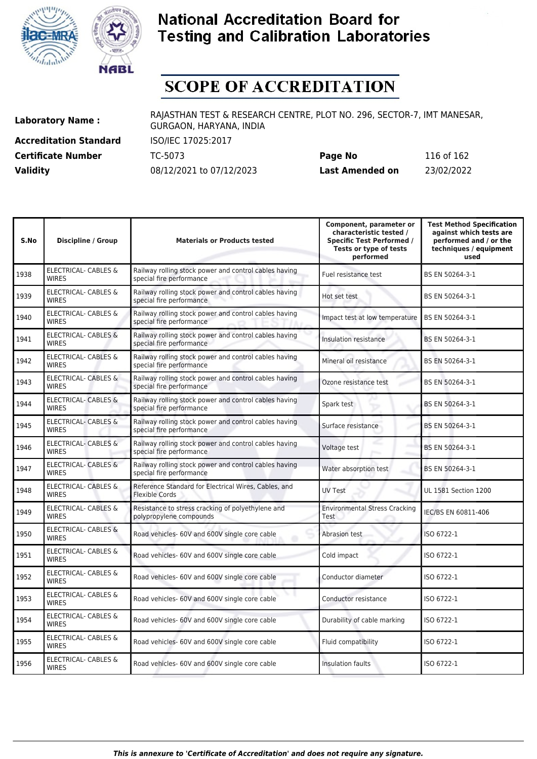# National Accreditation Board for Testing and Calibration Laboratories

# SCOPE OF ACCREDITATION

**Laboratory Name :** RAJASTHAN TEST & RESEARCH CENTRE, PLOT NO. 296, SECTOR-7, IMT MANESAR, GURGAON, HARYANA, INDIA

**Accreditation Standard** ISO/IEC 17025:2017

**Certificate Number** TC-5073 **Page No** 116 of 162

**Validity** 08/12/2021 to 07/12/2023 **Last Amended on** 23/02/2022

| S.No | Discipline / Group | Materials or Products tested | Component, parameter or characteristic tested / Specific Test Performed / Tests or type of tests performed | Test Method Specification against which tests are performed and / or the techniques / equipment used |
|---|---|---|---|---|
| 1938 | ELECTRICAL- CABLES & WIRES | Railway rolling stock power and control cables having special fire performance | Fuel resistance test | BS EN 50264-3-1 |
| 1939 | ELECTRICAL- CABLES & WIRES | Railway rolling stock power and control cables having special fire performance | Hot set test | BS EN 50264-3-1 |
| 1940 | ELECTRICAL- CABLES & WIRES | Railway rolling stock power and control cables having special fire performance | Impact test at low temperature | BS EN 50264-3-1 |
| 1941 | ELECTRICAL- CABLES & WIRES | Railway rolling stock power and control cables having special fire performance | Insulation resistance | BS EN 50264-3-1 |
| 1942 | ELECTRICAL- CABLES & WIRES | Railway rolling stock power and control cables having special fire performance | Mineral oil resistance | BS EN 50264-3-1 |
| 1943 | ELECTRICAL- CABLES & WIRES | Railway rolling stock power and control cables having special fire performance | Ozone resistance test | BS EN 50264-3-1 |
| 1944 | ELECTRICAL- CABLES & WIRES | Railway rolling stock power and control cables having special fire performance | Spark test | BS EN 50264-3-1 |
| 1945 | ELECTRICAL- CABLES & WIRES | Railway rolling stock power and control cables having special fire performance | Surface resistance | BS EN 50264-3-1 |
| 1946 | ELECTRICAL- CABLES & WIRES | Railway rolling stock power and control cables having special fire performance | Voltage test | BS EN 50264-3-1 |
| 1947 | ELECTRICAL- CABLES & WIRES | Railway rolling stock power and control cables having special fire performance | Water absorption test | BS EN 50264-3-1 |
| 1948 | ELECTRICAL- CABLES & WIRES | Reference Standard for Electrical Wires, Cables, and Flexible Cords | UV Test | UL 1581 Section 1200 |
| 1949 | ELECTRICAL- CABLES & WIRES | Resistance to stress cracking of polyethylene and polypropylene compounds | Environmental Stress Cracking Test | IEC/BS EN 60811-406 |
| 1950 | ELECTRICAL- CABLES & WIRES | Road vehicles- 60V and 600V single core cable | Abrasion test | ISO 6722-1 |
| 1951 | ELECTRICAL- CABLES & WIRES | Road vehicles- 60V and 600V single core cable | Cold impact | ISO 6722-1 |
| 1952 | ELECTRICAL- CABLES & WIRES | Road vehicles- 60V and 600V single core cable | Conductor diameter | ISO 6722-1 |
| 1953 | ELECTRICAL- CABLES & WIRES | Road vehicles- 60V and 600V single core cable | Conductor resistance | ISO 6722-1 |
| 1954 | ELECTRICAL- CABLES & WIRES | Road vehicles- 60V and 600V single core cable | Durability of cable marking | ISO 6722-1 |
| 1955 | ELECTRICAL- CABLES & WIRES | Road vehicles- 60V and 600V single core cable | Fluid compatibility | ISO 6722-1 |
| 1956 | ELECTRICAL- CABLES & WIRES | Road vehicles- 60V and 600V single core cable | Insulation faults | ISO 6722-1 |

*This is annexure to 'Certificate of Accreditation' and does not require any signature.*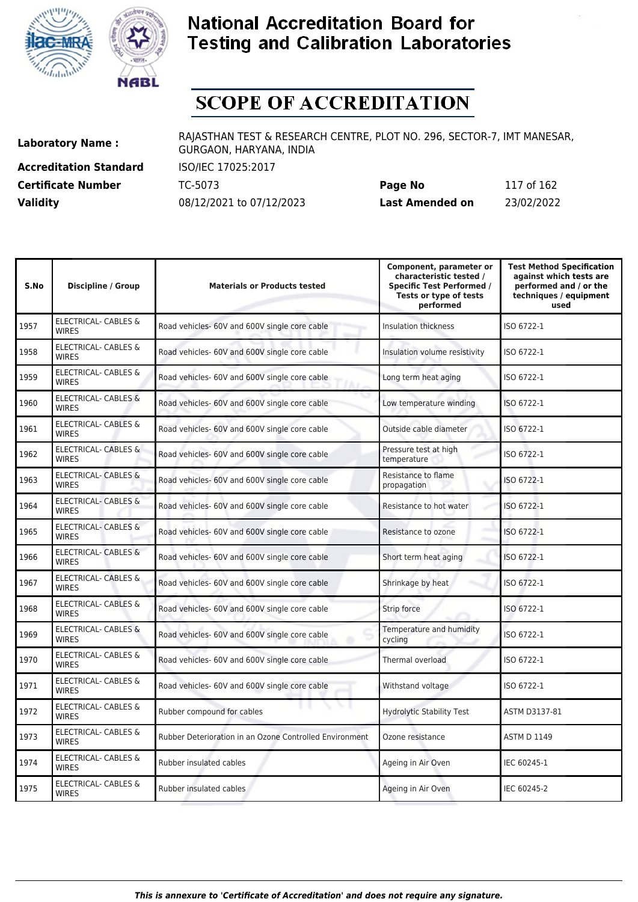# National Accreditation Board for Testing and Calibration Laboratories

# SCOPE OF ACCREDITATION

| | | | |
|---|---|---|---|
| **Laboratory Name :** | RAJASTHAN TEST & RESEARCH CENTRE, PLOT NO. 296, SECTOR-7, IMT MANESAR, GURGAON, HARYANA, INDIA | | |
| **Accreditation Standard** | ISO/IEC 17025:2017 | | |
| **Certificate Number** | TC-5073 | **Page No** | 117 of 162 |
| **Validity** | 08/12/2021 to 07/12/2023 | **Last Amended on** | 23/02/2022 |

| S.No | Discipline / Group | Materials or Products tested | Component, parameter or characteristic tested / Specific Test Performed / Tests or type of tests performed | Test Method Specification against which tests are performed and / or the techniques / equipment used |
|---|---|---|---|---|
| 1957 | ELECTRICAL- CABLES & WIRES | Road vehicles- 60V and 600V single core cable | Insulation thickness | ISO 6722-1 |
| 1958 | ELECTRICAL- CABLES & WIRES | Road vehicles- 60V and 600V single core cable | Insulation volume resistivity | ISO 6722-1 |
| 1959 | ELECTRICAL- CABLES & WIRES | Road vehicles- 60V and 600V single core cable | Long term heat aging | ISO 6722-1 |
| 1960 | ELECTRICAL- CABLES & WIRES | Road vehicles- 60V and 600V single core cable | Low temperature winding | ISO 6722-1 |
| 1961 | ELECTRICAL- CABLES & WIRES | Road vehicles- 60V and 600V single core cable | Outside cable diameter | ISO 6722-1 |
| 1962 | ELECTRICAL- CABLES & WIRES | Road vehicles- 60V and 600V single core cable | Pressure test at high temperature | ISO 6722-1 |
| 1963 | ELECTRICAL- CABLES & WIRES | Road vehicles- 60V and 600V single core cable | Resistance to flame propagation | ISO 6722-1 |
| 1964 | ELECTRICAL- CABLES & WIRES | Road vehicles- 60V and 600V single core cable | Resistance to hot water | ISO 6722-1 |
| 1965 | ELECTRICAL- CABLES & WIRES | Road vehicles- 60V and 600V single core cable | Resistance to ozone | ISO 6722-1 |
| 1966 | ELECTRICAL- CABLES & WIRES | Road vehicles- 60V and 600V single core cable | Short term heat aging | ISO 6722-1 |
| 1967 | ELECTRICAL- CABLES & WIRES | Road vehicles- 60V and 600V single core cable | Shrinkage by heat | ISO 6722-1 |
| 1968 | ELECTRICAL- CABLES & WIRES | Road vehicles- 60V and 600V single core cable | Strip force | ISO 6722-1 |
| 1969 | ELECTRICAL- CABLES & WIRES | Road vehicles- 60V and 600V single core cable | Temperature and humidity cycling | ISO 6722-1 |
| 1970 | ELECTRICAL- CABLES & WIRES | Road vehicles- 60V and 600V single core cable | Thermal overload | ISO 6722-1 |
| 1971 | ELECTRICAL- CABLES & WIRES | Road vehicles- 60V and 600V single core cable | Withstand voltage | ISO 6722-1 |
| 1972 | ELECTRICAL- CABLES & WIRES | Rubber compound for cables | Hydrolytic Stability Test | ASTM D3137-81 |
| 1973 | ELECTRICAL- CABLES & WIRES | Rubber Deterioration in an Ozone Controlled Environment | Ozone resistance | ASTM D 1149 |
| 1974 | ELECTRICAL- CABLES & WIRES | Rubber insulated cables | Ageing in Air Oven | IEC 60245-1 |
| 1975 | ELECTRICAL- CABLES & WIRES | Rubber insulated cables | Ageing in Air Oven | IEC 60245-2 |

*This is annexure to 'Certificate of Accreditation' and does not require any signature.*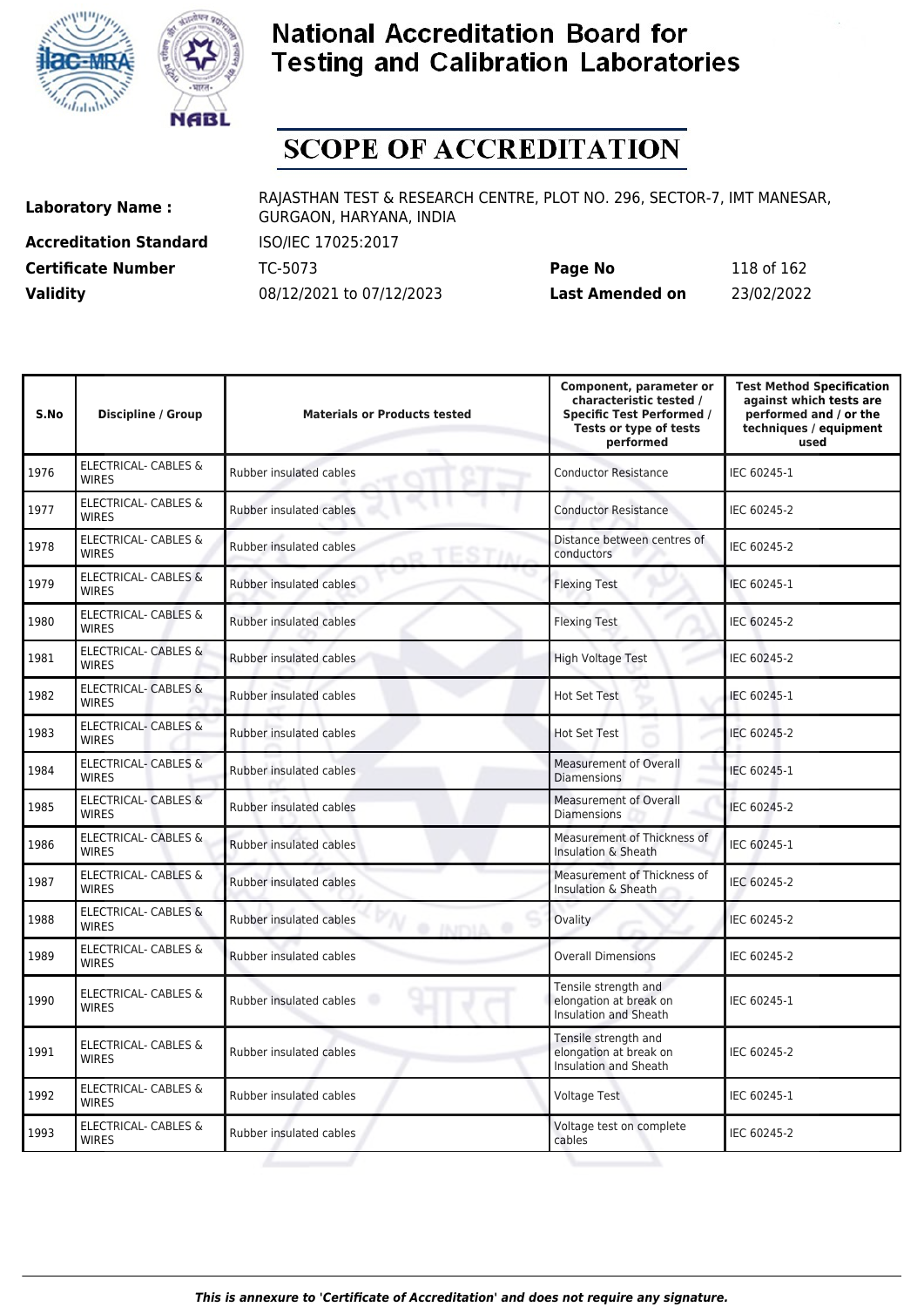# National Accreditation Board for Testing and Calibration Laboratories

## SCOPE OF ACCREDITATION

**Laboratory Name :** RAJASTHAN TEST & RESEARCH CENTRE, PLOT NO. 296, SECTOR-7, IMT MANESAR, GURGAON, HARYANA, INDIA

**Accreditation Standard** ISO/IEC 17025:2017

**Certificate Number** TC-5073 **Page No** 118 of 162

**Validity** 08/12/2021 to 07/12/2023 **Last Amended on** 23/02/2022

| S.No | Discipline / Group | Materials or Products tested | Component, parameter or characteristic tested / Specific Test Performed / Tests or type of tests performed | Test Method Specification against which tests are performed and / or the techniques / equipment used |
|---|---|---|---|---|
| 1976 | ELECTRICAL- CABLES & WIRES | Rubber insulated cables | Conductor Resistance | IEC 60245-1 |
| 1977 | ELECTRICAL- CABLES & WIRES | Rubber insulated cables | Conductor Resistance | IEC 60245-2 |
| 1978 | ELECTRICAL- CABLES & WIRES | Rubber insulated cables | Distance between centres of conductors | IEC 60245-2 |
| 1979 | ELECTRICAL- CABLES & WIRES | Rubber insulated cables | Flexing Test | IEC 60245-1 |
| 1980 | ELECTRICAL- CABLES & WIRES | Rubber insulated cables | Flexing Test | IEC 60245-2 |
| 1981 | ELECTRICAL- CABLES & WIRES | Rubber insulated cables | High Voltage Test | IEC 60245-2 |
| 1982 | ELECTRICAL- CABLES & WIRES | Rubber insulated cables | Hot Set Test | IEC 60245-1 |
| 1983 | ELECTRICAL- CABLES & WIRES | Rubber insulated cables | Hot Set Test | IEC 60245-2 |
| 1984 | ELECTRICAL- CABLES & WIRES | Rubber insulated cables | Measurement of Overall Diamensions | IEC 60245-1 |
| 1985 | ELECTRICAL- CABLES & WIRES | Rubber insulated cables | Measurement of Overall Diamensions | IEC 60245-2 |
| 1986 | ELECTRICAL- CABLES & WIRES | Rubber insulated cables | Measurement of Thickness of Insulation & Sheath | IEC 60245-1 |
| 1987 | ELECTRICAL- CABLES & WIRES | Rubber insulated cables | Measurement of Thickness of Insulation & Sheath | IEC 60245-2 |
| 1988 | ELECTRICAL- CABLES & WIRES | Rubber insulated cables | Ovality | IEC 60245-2 |
| 1989 | ELECTRICAL- CABLES & WIRES | Rubber insulated cables | Overall Dimensions | IEC 60245-2 |
| 1990 | ELECTRICAL- CABLES & WIRES | Rubber insulated cables | Tensile strength and elongation at break on Insulation and Sheath | IEC 60245-1 |
| 1991 | ELECTRICAL- CABLES & WIRES | Rubber insulated cables | Tensile strength and elongation at break on Insulation and Sheath | IEC 60245-2 |
| 1992 | ELECTRICAL- CABLES & WIRES | Rubber insulated cables | Voltage Test | IEC 60245-1 |
| 1993 | ELECTRICAL- CABLES & WIRES | Rubber insulated cables | Voltage test on complete cables | IEC 60245-2 |

*This is annexure to 'Certificate of Accreditation' and does not require any signature.*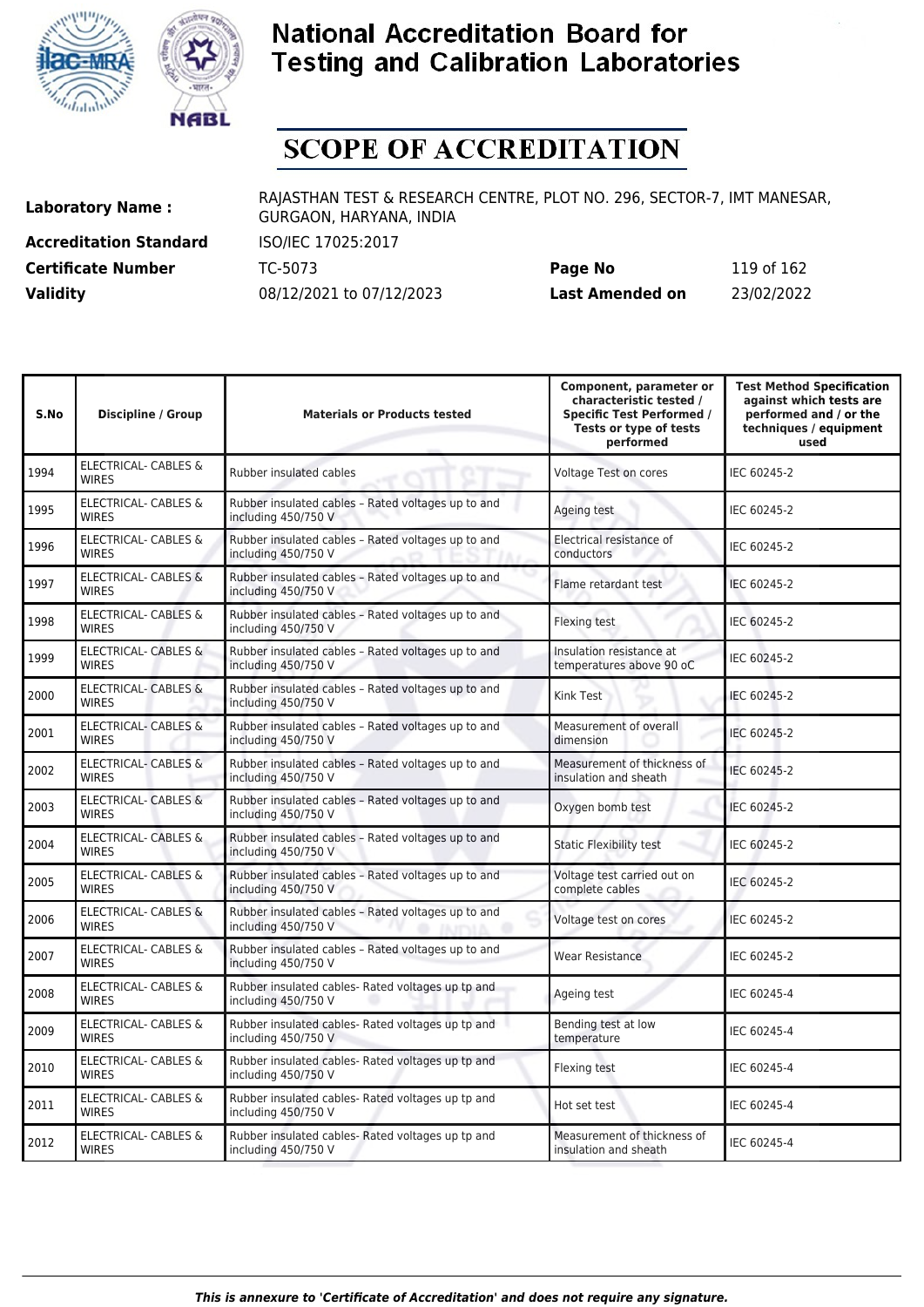# National Accreditation Board for Testing and Calibration Laboratories

# SCOPE OF ACCREDITATION

| | | | |
|---|---|---|---|
| **Laboratory Name :** | RAJASTHAN TEST & RESEARCH CENTRE, PLOT NO. 296, SECTOR-7, IMT MANESAR, GURGAON, HARYANA, INDIA | | |
| **Accreditation Standard** | ISO/IEC 17025:2017 | | |
| **Certificate Number** | TC-5073 | **Page No** | 119 of 162 |
| **Validity** | 08/12/2021 to 07/12/2023 | **Last Amended on** | 23/02/2022 |

| S.No | Discipline / Group | Materials or Products tested | Component, parameter or characteristic tested / Specific Test Performed / Tests or type of tests performed | Test Method Specification against which tests are performed and / or the techniques / equipment used |
|---|---|---|---|---|
| 1994 | ELECTRICAL- CABLES & WIRES | Rubber insulated cables | Voltage Test on cores | IEC 60245-2 |
| 1995 | ELECTRICAL- CABLES & WIRES | Rubber insulated cables – Rated voltages up to and including 450/750 V | Ageing test | IEC 60245-2 |
| 1996 | ELECTRICAL- CABLES & WIRES | Rubber insulated cables – Rated voltages up to and including 450/750 V | Electrical resistance of conductors | IEC 60245-2 |
| 1997 | ELECTRICAL- CABLES & WIRES | Rubber insulated cables – Rated voltages up to and including 450/750 V | Flame retardant test | IEC 60245-2 |
| 1998 | ELECTRICAL- CABLES & WIRES | Rubber insulated cables – Rated voltages up to and including 450/750 V | Flexing test | IEC 60245-2 |
| 1999 | ELECTRICAL- CABLES & WIRES | Rubber insulated cables – Rated voltages up to and including 450/750 V | Insulation resistance at temperatures above 90 oC | IEC 60245-2 |
| 2000 | ELECTRICAL- CABLES & WIRES | Rubber insulated cables – Rated voltages up to and including 450/750 V | Kink Test | IEC 60245-2 |
| 2001 | ELECTRICAL- CABLES & WIRES | Rubber insulated cables – Rated voltages up to and including 450/750 V | Measurement of overall dimension | IEC 60245-2 |
| 2002 | ELECTRICAL- CABLES & WIRES | Rubber insulated cables – Rated voltages up to and including 450/750 V | Measurement of thickness of insulation and sheath | IEC 60245-2 |
| 2003 | ELECTRICAL- CABLES & WIRES | Rubber insulated cables – Rated voltages up to and including 450/750 V | Oxygen bomb test | IEC 60245-2 |
| 2004 | ELECTRICAL- CABLES & WIRES | Rubber insulated cables – Rated voltages up to and including 450/750 V | Static Flexibility test | IEC 60245-2 |
| 2005 | ELECTRICAL- CABLES & WIRES | Rubber insulated cables – Rated voltages up to and including 450/750 V | Voltage test carried out on complete cables | IEC 60245-2 |
| 2006 | ELECTRICAL- CABLES & WIRES | Rubber insulated cables – Rated voltages up to and including 450/750 V | Voltage test on cores | IEC 60245-2 |
| 2007 | ELECTRICAL- CABLES & WIRES | Rubber insulated cables – Rated voltages up to and including 450/750 V | Wear Resistance | IEC 60245-2 |
| 2008 | ELECTRICAL- CABLES & WIRES | Rubber insulated cables- Rated voltages up tp and including 450/750 V | Ageing test | IEC 60245-4 |
| 2009 | ELECTRICAL- CABLES & WIRES | Rubber insulated cables- Rated voltages up tp and including 450/750 V | Bending test at low temperature | IEC 60245-4 |
| 2010 | ELECTRICAL- CABLES & WIRES | Rubber insulated cables- Rated voltages up tp and including 450/750 V | Flexing test | IEC 60245-4 |
| 2011 | ELECTRICAL- CABLES & WIRES | Rubber insulated cables- Rated voltages up tp and including 450/750 V | Hot set test | IEC 60245-4 |
| 2012 | ELECTRICAL- CABLES & WIRES | Rubber insulated cables- Rated voltages up tp and including 450/750 V | Measurement of thickness of insulation and sheath | IEC 60245-4 |

*This is annexure to 'Certificate of Accreditation' and does not require any signature.*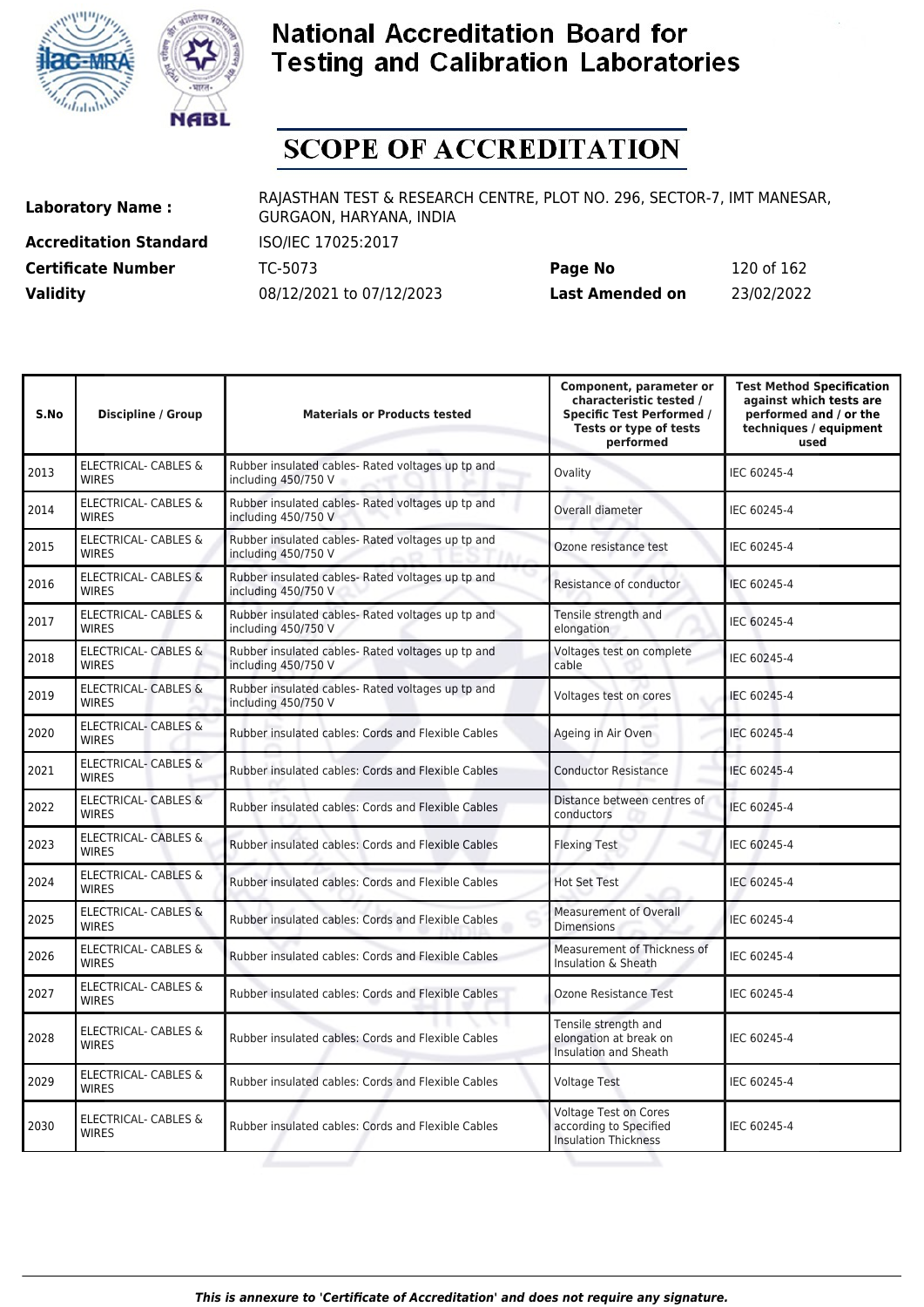# National Accreditation Board for Testing and Calibration Laboratories

# SCOPE OF ACCREDITATION

**Laboratory Name :** RAJASTHAN TEST & RESEARCH CENTRE, PLOT NO. 296, SECTOR-7, IMT MANESAR, GURGAON, HARYANA, INDIA

**Accreditation Standard** ISO/IEC 17025:2017

**Certificate Number** TC-5073 **Page No** 120 of 162

**Validity** 08/12/2021 to 07/12/2023 **Last Amended on** 23/02/2022

| S.No | Discipline / Group | Materials or Products tested | Component, parameter or characteristic tested / Specific Test Performed / Tests or type of tests performed | Test Method Specification against which tests are performed and / or the techniques / equipment used |
|---|---|---|---|---|
| 2013 | ELECTRICAL- CABLES & WIRES | Rubber insulated cables- Rated voltages up tp and including 450/750 V | Ovality | IEC 60245-4 |
| 2014 | ELECTRICAL- CABLES & WIRES | Rubber insulated cables- Rated voltages up tp and including 450/750 V | Overall diameter | IEC 60245-4 |
| 2015 | ELECTRICAL- CABLES & WIRES | Rubber insulated cables- Rated voltages up tp and including 450/750 V | Ozone resistance test | IEC 60245-4 |
| 2016 | ELECTRICAL- CABLES & WIRES | Rubber insulated cables- Rated voltages up tp and including 450/750 V | Resistance of conductor | IEC 60245-4 |
| 2017 | ELECTRICAL- CABLES & WIRES | Rubber insulated cables- Rated voltages up tp and including 450/750 V | Tensile strength and elongation | IEC 60245-4 |
| 2018 | ELECTRICAL- CABLES & WIRES | Rubber insulated cables- Rated voltages up tp and including 450/750 V | Voltages test on complete cable | IEC 60245-4 |
| 2019 | ELECTRICAL- CABLES & WIRES | Rubber insulated cables- Rated voltages up tp and including 450/750 V | Voltages test on cores | IEC 60245-4 |
| 2020 | ELECTRICAL- CABLES & WIRES | Rubber insulated cables: Cords and Flexible Cables | Ageing in Air Oven | IEC 60245-4 |
| 2021 | ELECTRICAL- CABLES & WIRES | Rubber insulated cables: Cords and Flexible Cables | Conductor Resistance | IEC 60245-4 |
| 2022 | ELECTRICAL- CABLES & WIRES | Rubber insulated cables: Cords and Flexible Cables | Distance between centres of conductors | IEC 60245-4 |
| 2023 | ELECTRICAL- CABLES & WIRES | Rubber insulated cables: Cords and Flexible Cables | Flexing Test | IEC 60245-4 |
| 2024 | ELECTRICAL- CABLES & WIRES | Rubber insulated cables: Cords and Flexible Cables | Hot Set Test | IEC 60245-4 |
| 2025 | ELECTRICAL- CABLES & WIRES | Rubber insulated cables: Cords and Flexible Cables | Measurement of Overall Dimensions | IEC 60245-4 |
| 2026 | ELECTRICAL- CABLES & WIRES | Rubber insulated cables: Cords and Flexible Cables | Measurement of Thickness of Insulation & Sheath | IEC 60245-4 |
| 2027 | ELECTRICAL- CABLES & WIRES | Rubber insulated cables: Cords and Flexible Cables | Ozone Resistance Test | IEC 60245-4 |
| 2028 | ELECTRICAL- CABLES & WIRES | Rubber insulated cables: Cords and Flexible Cables | Tensile strength and elongation at break on Insulation and Sheath | IEC 60245-4 |
| 2029 | ELECTRICAL- CABLES & WIRES | Rubber insulated cables: Cords and Flexible Cables | Voltage Test | IEC 60245-4 |
| 2030 | ELECTRICAL- CABLES & WIRES | Rubber insulated cables: Cords and Flexible Cables | Voltage Test on Cores according to Specified Insulation Thickness | IEC 60245-4 |

*This is annexure to 'Certificate of Accreditation' and does not require any signature.*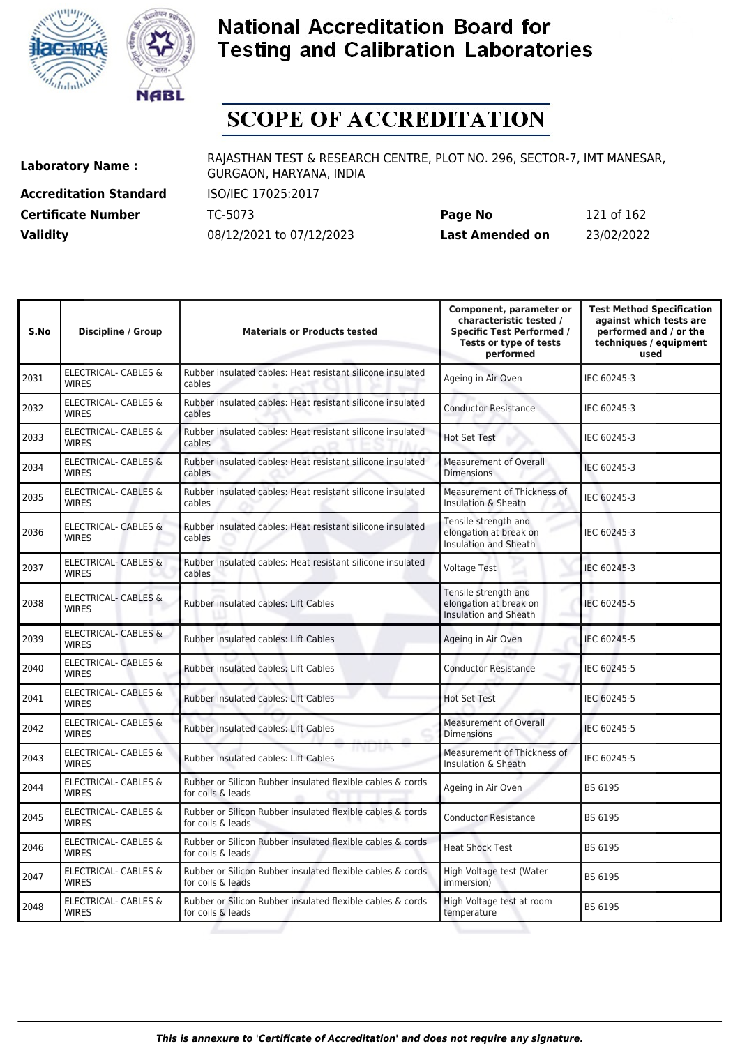# National Accreditation Board for Testing and Calibration Laboratories

# SCOPE OF ACCREDITATION

**Laboratory Name :** RAJASTHAN TEST & RESEARCH CENTRE, PLOT NO. 296, SECTOR-7, IMT MANESAR, GURGAON, HARYANA, INDIA

**Accreditation Standard** ISO/IEC 17025:2017

**Certificate Number** TC-5073 **Page No** 121 of 162

**Validity** 08/12/2021 to 07/12/2023 **Last Amended on** 23/02/2022

| S.No | Discipline / Group | Materials or Products tested | Component, parameter or characteristic tested / Specific Test Performed / Tests or type of tests performed | Test Method Specification against which tests are performed and / or the techniques / equipment used |
|---|---|---|---|---|
| 2031 | ELECTRICAL- CABLES & WIRES | Rubber insulated cables: Heat resistant silicone insulated cables | Ageing in Air Oven | IEC 60245-3 |
| 2032 | ELECTRICAL- CABLES & WIRES | Rubber insulated cables: Heat resistant silicone insulated cables | Conductor Resistance | IEC 60245-3 |
| 2033 | ELECTRICAL- CABLES & WIRES | Rubber insulated cables: Heat resistant silicone insulated cables | Hot Set Test | IEC 60245-3 |
| 2034 | ELECTRICAL- CABLES & WIRES | Rubber insulated cables: Heat resistant silicone insulated cables | Measurement of Overall Dimensions | IEC 60245-3 |
| 2035 | ELECTRICAL- CABLES & WIRES | Rubber insulated cables: Heat resistant silicone insulated cables | Measurement of Thickness of Insulation & Sheath | IEC 60245-3 |
| 2036 | ELECTRICAL- CABLES & WIRES | Rubber insulated cables: Heat resistant silicone insulated cables | Tensile strength and elongation at break on Insulation and Sheath | IEC 60245-3 |
| 2037 | ELECTRICAL- CABLES & WIRES | Rubber insulated cables: Heat resistant silicone insulated cables | Voltage Test | IEC 60245-3 |
| 2038 | ELECTRICAL- CABLES & WIRES | Rubber insulated cables: Lift Cables | Tensile strength and elongation at break on Insulation and Sheath | IEC 60245-5 |
| 2039 | ELECTRICAL- CABLES & WIRES | Rubber insulated cables: Lift Cables | Ageing in Air Oven | IEC 60245-5 |
| 2040 | ELECTRICAL- CABLES & WIRES | Rubber insulated cables: Lift Cables | Conductor Resistance | IEC 60245-5 |
| 2041 | ELECTRICAL- CABLES & WIRES | Rubber insulated cables: Lift Cables | Hot Set Test | IEC 60245-5 |
| 2042 | ELECTRICAL- CABLES & WIRES | Rubber insulated cables: Lift Cables | Measurement of Overall Dimensions | IEC 60245-5 |
| 2043 | ELECTRICAL- CABLES & WIRES | Rubber insulated cables: Lift Cables | Measurement of Thickness of Insulation & Sheath | IEC 60245-5 |
| 2044 | ELECTRICAL- CABLES & WIRES | Rubber or Silicon Rubber insulated flexible cables & cords for coils & leads | Ageing in Air Oven | BS 6195 |
| 2045 | ELECTRICAL- CABLES & WIRES | Rubber or Silicon Rubber insulated flexible cables & cords for coils & leads | Conductor Resistance | BS 6195 |
| 2046 | ELECTRICAL- CABLES & WIRES | Rubber or Silicon Rubber insulated flexible cables & cords for coils & leads | Heat Shock Test | BS 6195 |
| 2047 | ELECTRICAL- CABLES & WIRES | Rubber or Silicon Rubber insulated flexible cables & cords for coils & leads | High Voltage test (Water immersion) | BS 6195 |
| 2048 | ELECTRICAL- CABLES & WIRES | Rubber or Silicon Rubber insulated flexible cables & cords for coils & leads | High Voltage test at room temperature | BS 6195 |

*This is annexure to 'Certificate of Accreditation' and does not require any signature.*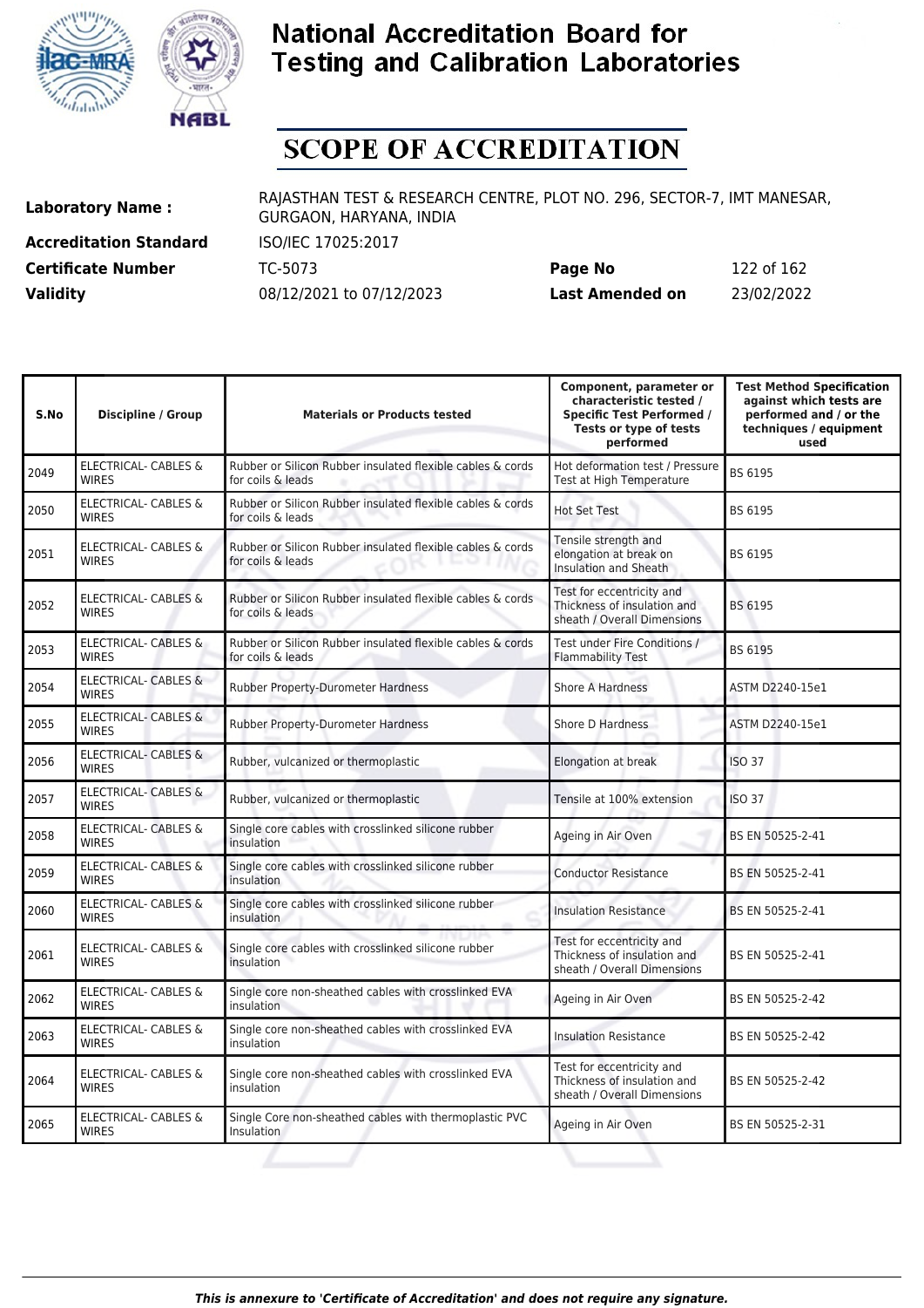# National Accreditation Board for Testing and Calibration Laboratories

## SCOPE OF ACCREDITATION

| | | | |
|---|---|---|---|
| **Laboratory Name :** | RAJASTHAN TEST & RESEARCH CENTRE, PLOT NO. 296, SECTOR-7, IMT MANESAR, GURGAON, HARYANA, INDIA | | |
| **Accreditation Standard** | ISO/IEC 17025:2017 | | |
| **Certificate Number** | TC-5073 | **Page No** | 122 of 162 |
| **Validity** | 08/12/2021 to 07/12/2023 | **Last Amended on** | 23/02/2022 |

| S.No | Discipline / Group | Materials or Products tested | Component, parameter or characteristic tested / Specific Test Performed / Tests or type of tests performed | Test Method Specification against which tests are performed and / or the techniques / equipment used |
|---|---|---|---|---|
| 2049 | ELECTRICAL- CABLES & WIRES | Rubber or Silicon Rubber insulated flexible cables & cords for coils & leads | Hot deformation test / Pressure Test at High Temperature | BS 6195 |
| 2050 | ELECTRICAL- CABLES & WIRES | Rubber or Silicon Rubber insulated flexible cables & cords for coils & leads | Hot Set Test | BS 6195 |
| 2051 | ELECTRICAL- CABLES & WIRES | Rubber or Silicon Rubber insulated flexible cables & cords for coils & leads | Tensile strength and elongation at break on Insulation and Sheath | BS 6195 |
| 2052 | ELECTRICAL- CABLES & WIRES | Rubber or Silicon Rubber insulated flexible cables & cords for coils & leads | Test for eccentricity and Thickness of insulation and sheath / Overall Dimensions | BS 6195 |
| 2053 | ELECTRICAL- CABLES & WIRES | Rubber or Silicon Rubber insulated flexible cables & cords for coils & leads | Test under Fire Conditions / Flammability Test | BS 6195 |
| 2054 | ELECTRICAL- CABLES & WIRES | Rubber Property-Durometer Hardness | Shore A Hardness | ASTM D2240-15e1 |
| 2055 | ELECTRICAL- CABLES & WIRES | Rubber Property-Durometer Hardness | Shore D Hardness | ASTM D2240-15e1 |
| 2056 | ELECTRICAL- CABLES & WIRES | Rubber, vulcanized or thermoplastic | Elongation at break | ISO 37 |
| 2057 | ELECTRICAL- CABLES & WIRES | Rubber, vulcanized or thermoplastic | Tensile at 100% extension | ISO 37 |
| 2058 | ELECTRICAL- CABLES & WIRES | Single core cables with crosslinked silicone rubber insulation | Ageing in Air Oven | BS EN 50525-2-41 |
| 2059 | ELECTRICAL- CABLES & WIRES | Single core cables with crosslinked silicone rubber insulation | Conductor Resistance | BS EN 50525-2-41 |
| 2060 | ELECTRICAL- CABLES & WIRES | Single core cables with crosslinked silicone rubber insulation | Insulation Resistance | BS EN 50525-2-41 |
| 2061 | ELECTRICAL- CABLES & WIRES | Single core cables with crosslinked silicone rubber insulation | Test for eccentricity and Thickness of insulation and sheath / Overall Dimensions | BS EN 50525-2-41 |
| 2062 | ELECTRICAL- CABLES & WIRES | Single core non-sheathed cables with crosslinked EVA insulation | Ageing in Air Oven | BS EN 50525-2-42 |
| 2063 | ELECTRICAL- CABLES & WIRES | Single core non-sheathed cables with crosslinked EVA insulation | Insulation Resistance | BS EN 50525-2-42 |
| 2064 | ELECTRICAL- CABLES & WIRES | Single core non-sheathed cables with crosslinked EVA insulation | Test for eccentricity and Thickness of insulation and sheath / Overall Dimensions | BS EN 50525-2-42 |
| 2065 | ELECTRICAL- CABLES & WIRES | Single Core non-sheathed cables with thermoplastic PVC Insulation | Ageing in Air Oven | BS EN 50525-2-31 |

*This is annexure to 'Certificate of Accreditation' and does not require any signature.*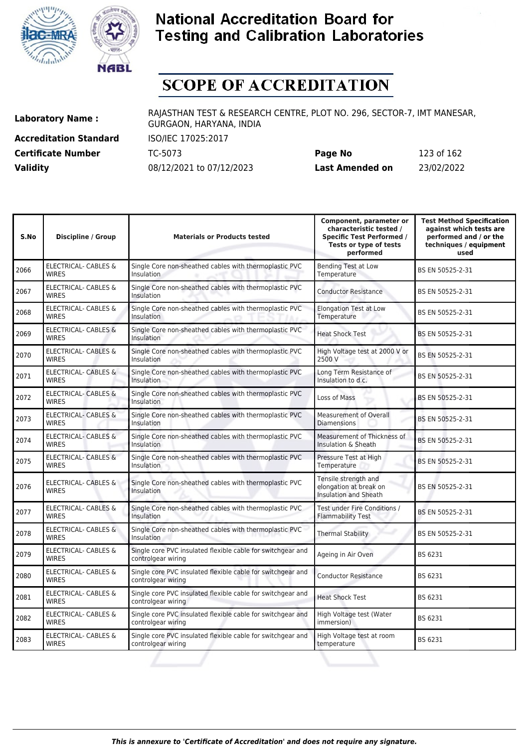# National Accreditation Board for Testing and Calibration Laboratories

# SCOPE OF ACCREDITATION

| | | | |
|---|---|---|---|
| **Laboratory Name :** | RAJASTHAN TEST & RESEARCH CENTRE, PLOT NO. 296, SECTOR-7, IMT MANESAR, GURGAON, HARYANA, INDIA | | |
| **Accreditation Standard** | ISO/IEC 17025:2017 | | |
| **Certificate Number** | TC-5073 | **Page No** | 123 of 162 |
| **Validity** | 08/12/2021 to 07/12/2023 | **Last Amended on** | 23/02/2022 |

| S.No | Discipline / Group | Materials or Products tested | Component, parameter or characteristic tested / Specific Test Performed / Tests or type of tests performed | Test Method Specification against which tests are performed and / or the techniques / equipment used |
|---|---|---|---|---|
| 2066 | ELECTRICAL- CABLES & WIRES | Single Core non-sheathed cables with thermoplastic PVC Insulation | Bending Test at Low Temperature | BS EN 50525-2-31 |
| 2067 | ELECTRICAL- CABLES & WIRES | Single Core non-sheathed cables with thermoplastic PVC Insulation | Conductor Resistance | BS EN 50525-2-31 |
| 2068 | ELECTRICAL- CABLES & WIRES | Single Core non-sheathed cables with thermoplastic PVC Insulation | Elongation Test at Low Temperature | BS EN 50525-2-31 |
| 2069 | ELECTRICAL- CABLES & WIRES | Single Core non-sheathed cables with thermoplastic PVC Insulation | Heat Shock Test | BS EN 50525-2-31 |
| 2070 | ELECTRICAL- CABLES & WIRES | Single Core non-sheathed cables with thermoplastic PVC Insulation | High Voltage test at 2000 V or 2500 V | BS EN 50525-2-31 |
| 2071 | ELECTRICAL- CABLES & WIRES | Single Core non-sheathed cables with thermoplastic PVC Insulation | Long Term Resistance of Insulation to d.c. | BS EN 50525-2-31 |
| 2072 | ELECTRICAL- CABLES & WIRES | Single Core non-sheathed cables with thermoplastic PVC Insulation | Loss of Mass | BS EN 50525-2-31 |
| 2073 | ELECTRICAL- CABLES & WIRES | Single Core non-sheathed cables with thermoplastic PVC Insulation | Measurement of Overall Diamensions | BS EN 50525-2-31 |
| 2074 | ELECTRICAL- CABLES & WIRES | Single Core non-sheathed cables with thermoplastic PVC Insulation | Measurement of Thickness of Insulation & Sheath | BS EN 50525-2-31 |
| 2075 | ELECTRICAL- CABLES & WIRES | Single Core non-sheathed cables with thermoplastic PVC Insulation | Pressure Test at High Temperature | BS EN 50525-2-31 |
| 2076 | ELECTRICAL- CABLES & WIRES | Single Core non-sheathed cables with thermoplastic PVC Insulation | Tensile strength and elongation at break on Insulation and Sheath | BS EN 50525-2-31 |
| 2077 | ELECTRICAL- CABLES & WIRES | Single Core non-sheathed cables with thermoplastic PVC Insulation | Test under Fire Conditions / Flammability Test | BS EN 50525-2-31 |
| 2078 | ELECTRICAL- CABLES & WIRES | Single Core non-sheathed cables with thermoplastic PVC Insulation | Thermal Stability | BS EN 50525-2-31 |
| 2079 | ELECTRICAL- CABLES & WIRES | Single core PVC insulated flexible cable for switchgear and controlgear wiring | Ageing in Air Oven | BS 6231 |
| 2080 | ELECTRICAL- CABLES & WIRES | Single core PVC insulated flexible cable for switchgear and controlgear wiring | Conductor Resistance | BS 6231 |
| 2081 | ELECTRICAL- CABLES & WIRES | Single core PVC insulated flexible cable for switchgear and controlgear wiring | Heat Shock Test | BS 6231 |
| 2082 | ELECTRICAL- CABLES & WIRES | Single core PVC insulated flexible cable for switchgear and controlgear wiring | High Voltage test (Water immersion) | BS 6231 |
| 2083 | ELECTRICAL- CABLES & WIRES | Single core PVC insulated flexible cable for switchgear and controlgear wiring | High Voltage test at room temperature | BS 6231 |

*This is annexure to 'Certificate of Accreditation' and does not require any signature.*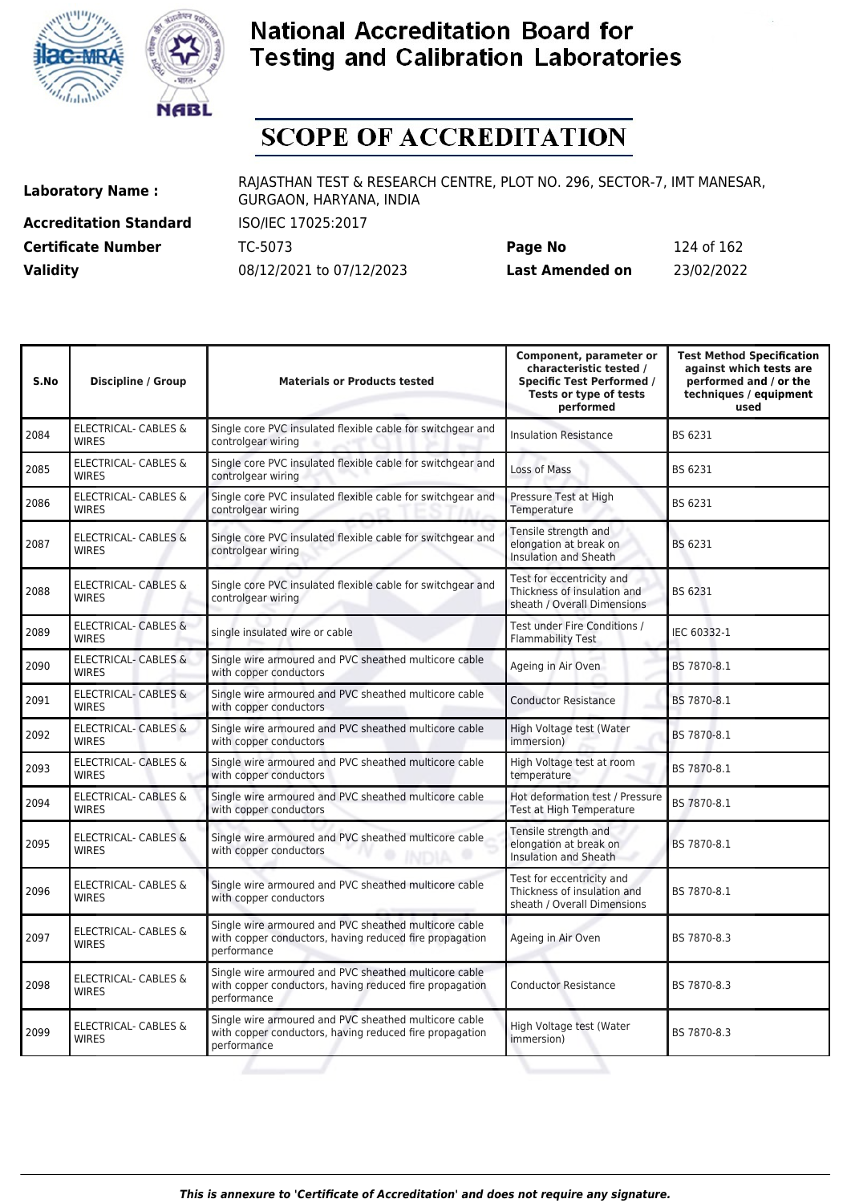# National Accreditation Board for Testing and Calibration Laboratories

# SCOPE OF ACCREDITATION

| | | | |
|---|---|---|---|
| **Laboratory Name :** | RAJASTHAN TEST & RESEARCH CENTRE, PLOT NO. 296, SECTOR-7, IMT MANESAR, GURGAON, HARYANA, INDIA | | |
| **Accreditation Standard** | ISO/IEC 17025:2017 | | |
| **Certificate Number** | TC-5073 | **Page No** | 124 of 162 |
| **Validity** | 08/12/2021 to 07/12/2023 | **Last Amended on** | 23/02/2022 |

| S.No | Discipline / Group | Materials or Products tested | Component, parameter or characteristic tested / Specific Test Performed / Tests or type of tests performed | Test Method Specification against which tests are performed and / or the techniques / equipment used |
|---|---|---|---|---|
| 2084 | ELECTRICAL- CABLES & WIRES | Single core PVC insulated flexible cable for switchgear and controlgear wiring | Insulation Resistance | BS 6231 |
| 2085 | ELECTRICAL- CABLES & WIRES | Single core PVC insulated flexible cable for switchgear and controlgear wiring | Loss of Mass | BS 6231 |
| 2086 | ELECTRICAL- CABLES & WIRES | Single core PVC insulated flexible cable for switchgear and controlgear wiring | Pressure Test at High Temperature | BS 6231 |
| 2087 | ELECTRICAL- CABLES & WIRES | Single core PVC insulated flexible cable for switchgear and controlgear wiring | Tensile strength and elongation at break on Insulation and Sheath | BS 6231 |
| 2088 | ELECTRICAL- CABLES & WIRES | Single core PVC insulated flexible cable for switchgear and controlgear wiring | Test for eccentricity and Thickness of insulation and sheath / Overall Dimensions | BS 6231 |
| 2089 | ELECTRICAL- CABLES & WIRES | single insulated wire or cable | Test under Fire Conditions / Flammability Test | IEC 60332-1 |
| 2090 | ELECTRICAL- CABLES & WIRES | Single wire armoured and PVC sheathed multicore cable with copper conductors | Ageing in Air Oven | BS 7870-8.1 |
| 2091 | ELECTRICAL- CABLES & WIRES | Single wire armoured and PVC sheathed multicore cable with copper conductors | Conductor Resistance | BS 7870-8.1 |
| 2092 | ELECTRICAL- CABLES & WIRES | Single wire armoured and PVC sheathed multicore cable with copper conductors | High Voltage test (Water immersion) | BS 7870-8.1 |
| 2093 | ELECTRICAL- CABLES & WIRES | Single wire armoured and PVC sheathed multicore cable with copper conductors | High Voltage test at room temperature | BS 7870-8.1 |
| 2094 | ELECTRICAL- CABLES & WIRES | Single wire armoured and PVC sheathed multicore cable with copper conductors | Hot deformation test / Pressure Test at High Temperature | BS 7870-8.1 |
| 2095 | ELECTRICAL- CABLES & WIRES | Single wire armoured and PVC sheathed multicore cable with copper conductors | Tensile strength and elongation at break on Insulation and Sheath | BS 7870-8.1 |
| 2096 | ELECTRICAL- CABLES & WIRES | Single wire armoured and PVC sheathed multicore cable with copper conductors | Test for eccentricity and Thickness of insulation and sheath / Overall Dimensions | BS 7870-8.1 |
| 2097 | ELECTRICAL- CABLES & WIRES | Single wire armoured and PVC sheathed multicore cable with copper conductors, having reduced fire propagation performance | Ageing in Air Oven | BS 7870-8.3 |
| 2098 | ELECTRICAL- CABLES & WIRES | Single wire armoured and PVC sheathed multicore cable with copper conductors, having reduced fire propagation performance | Conductor Resistance | BS 7870-8.3 |
| 2099 | ELECTRICAL- CABLES & WIRES | Single wire armoured and PVC sheathed multicore cable with copper conductors, having reduced fire propagation performance | High Voltage test (Water immersion) | BS 7870-8.3 |

*This is annexure to 'Certificate of Accreditation' and does not require any signature.*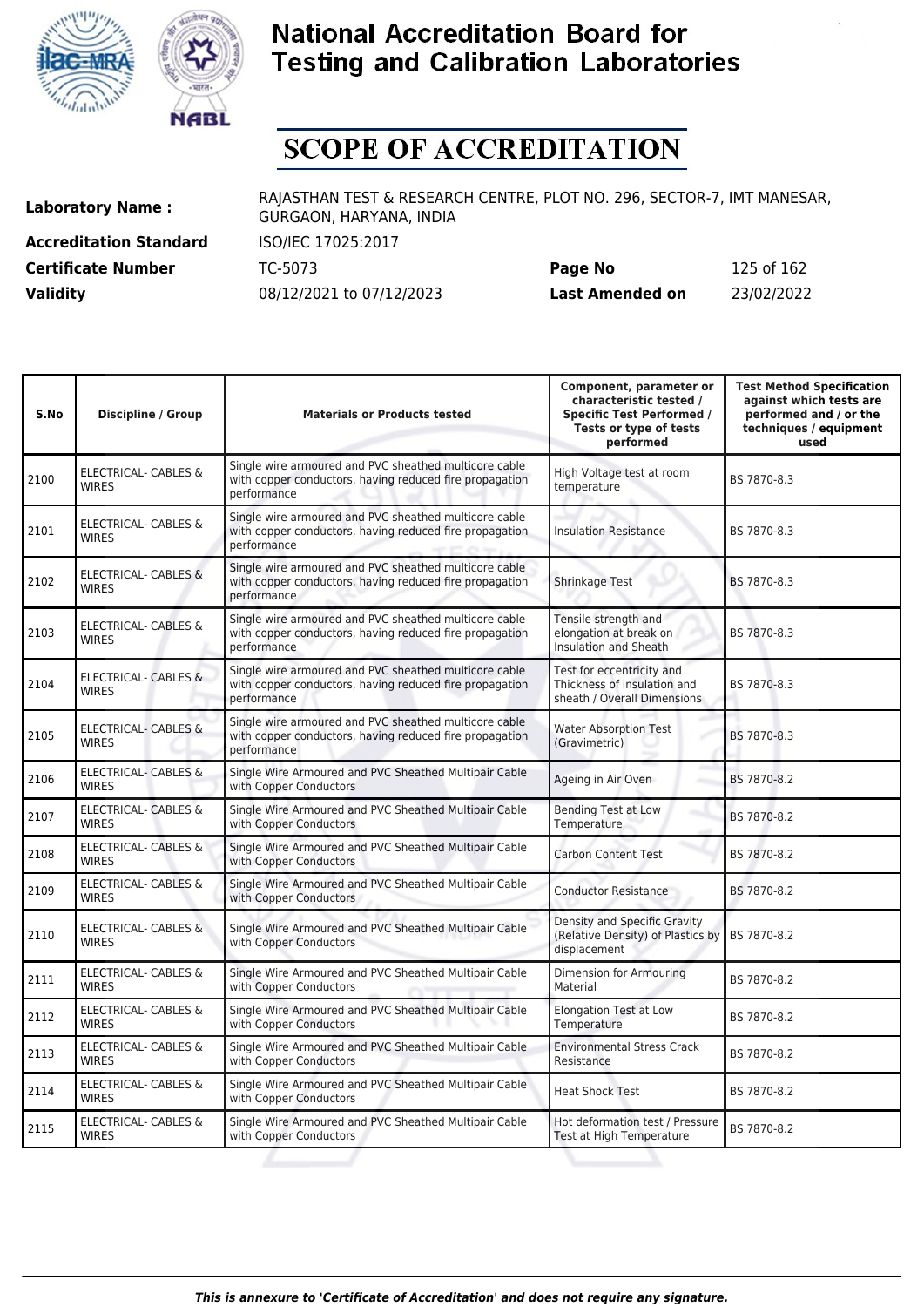# National Accreditation Board for Testing and Calibration Laboratories

# SCOPE OF ACCREDITATION

**Laboratory Name :** RAJASTHAN TEST & RESEARCH CENTRE, PLOT NO. 296, SECTOR-7, IMT MANESAR, GURGAON, HARYANA, INDIA

**Accreditation Standard** ISO/IEC 17025:2017

**Certificate Number** TC-5073 **Page No** 125 of 162

**Validity** 08/12/2021 to 07/12/2023 **Last Amended on** 23/02/2022

| S.No | Discipline / Group | Materials or Products tested | Component, parameter or characteristic tested / Specific Test Performed / Tests or type of tests performed | Test Method Specification against which tests are performed and / or the techniques / equipment used |
|---|---|---|---|---|
| 2100 | ELECTRICAL- CABLES & WIRES | Single wire armoured and PVC sheathed multicore cable with copper conductors, having reduced fire propagation performance | High Voltage test at room temperature | BS 7870-8.3 |
| 2101 | ELECTRICAL- CABLES & WIRES | Single wire armoured and PVC sheathed multicore cable with copper conductors, having reduced fire propagation performance | Insulation Resistance | BS 7870-8.3 |
| 2102 | ELECTRICAL- CABLES & WIRES | Single wire armoured and PVC sheathed multicore cable with copper conductors, having reduced fire propagation performance | Shrinkage Test | BS 7870-8.3 |
| 2103 | ELECTRICAL- CABLES & WIRES | Single wire armoured and PVC sheathed multicore cable with copper conductors, having reduced fire propagation performance | Tensile strength and elongation at break on Insulation and Sheath | BS 7870-8.3 |
| 2104 | ELECTRICAL- CABLES & WIRES | Single wire armoured and PVC sheathed multicore cable with copper conductors, having reduced fire propagation performance | Test for eccentricity and Thickness of insulation and sheath / Overall Dimensions | BS 7870-8.3 |
| 2105 | ELECTRICAL- CABLES & WIRES | Single wire armoured and PVC sheathed multicore cable with copper conductors, having reduced fire propagation performance | Water Absorption Test (Gravimetric) | BS 7870-8.3 |
| 2106 | ELECTRICAL- CABLES & WIRES | Single Wire Armoured and PVC Sheathed Multipair Cable with Copper Conductors | Ageing in Air Oven | BS 7870-8.2 |
| 2107 | ELECTRICAL- CABLES & WIRES | Single Wire Armoured and PVC Sheathed Multipair Cable with Copper Conductors | Bending Test at Low Temperature | BS 7870-8.2 |
| 2108 | ELECTRICAL- CABLES & WIRES | Single Wire Armoured and PVC Sheathed Multipair Cable with Copper Conductors | Carbon Content Test | BS 7870-8.2 |
| 2109 | ELECTRICAL- CABLES & WIRES | Single Wire Armoured and PVC Sheathed Multipair Cable with Copper Conductors | Conductor Resistance | BS 7870-8.2 |
| 2110 | ELECTRICAL- CABLES & WIRES | Single Wire Armoured and PVC Sheathed Multipair Cable with Copper Conductors | Density and Specific Gravity (Relative Density) of Plastics by displacement | BS 7870-8.2 |
| 2111 | ELECTRICAL- CABLES & WIRES | Single Wire Armoured and PVC Sheathed Multipair Cable with Copper Conductors | Dimension for Armouring Material | BS 7870-8.2 |
| 2112 | ELECTRICAL- CABLES & WIRES | Single Wire Armoured and PVC Sheathed Multipair Cable with Copper Conductors | Elongation Test at Low Temperature | BS 7870-8.2 |
| 2113 | ELECTRICAL- CABLES & WIRES | Single Wire Armoured and PVC Sheathed Multipair Cable with Copper Conductors | Environmental Stress Crack Resistance | BS 7870-8.2 |
| 2114 | ELECTRICAL- CABLES & WIRES | Single Wire Armoured and PVC Sheathed Multipair Cable with Copper Conductors | Heat Shock Test | BS 7870-8.2 |
| 2115 | ELECTRICAL- CABLES & WIRES | Single Wire Armoured and PVC Sheathed Multipair Cable with Copper Conductors | Hot deformation test / Pressure Test at High Temperature | BS 7870-8.2 |

*This is annexure to 'Certificate of Accreditation' and does not require any signature.*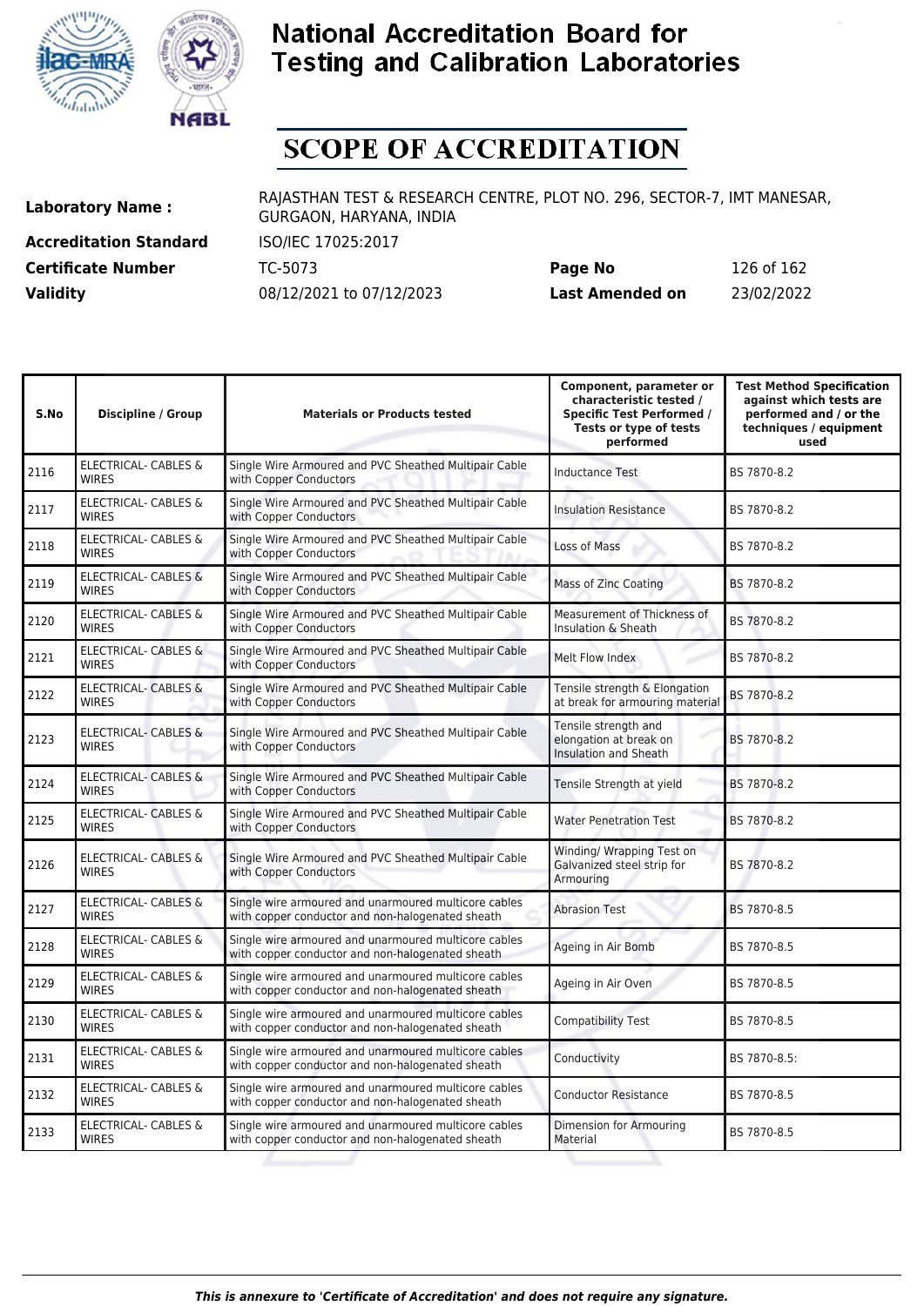# National Accreditation Board for Testing and Calibration Laboratories

# SCOPE OF ACCREDITATION

| | | | |
|---|---|---|---|
| **Laboratory Name :** | RAJASTHAN TEST & RESEARCH CENTRE, PLOT NO. 296, SECTOR-7, IMT MANESAR, GURGAON, HARYANA, INDIA | | |
| **Accreditation Standard** | ISO/IEC 17025:2017 | | |
| **Certificate Number** | TC-5073 | **Page No** | 126 of 162 |
| **Validity** | 08/12/2021 to 07/12/2023 | **Last Amended on** | 23/02/2022 |

| S.No | Discipline / Group | Materials or Products tested | Component, parameter or characteristic tested / Specific Test Performed / Tests or type of tests performed | Test Method Specification against which tests are performed and / or the techniques / equipment used |
|---|---|---|---|---|
| 2116 | ELECTRICAL- CABLES & WIRES | Single Wire Armoured and PVC Sheathed Multipair Cable with Copper Conductors | Inductance Test | BS 7870-8.2 |
| 2117 | ELECTRICAL- CABLES & WIRES | Single Wire Armoured and PVC Sheathed Multipair Cable with Copper Conductors | Insulation Resistance | BS 7870-8.2 |
| 2118 | ELECTRICAL- CABLES & WIRES | Single Wire Armoured and PVC Sheathed Multipair Cable with Copper Conductors | Loss of Mass | BS 7870-8.2 |
| 2119 | ELECTRICAL- CABLES & WIRES | Single Wire Armoured and PVC Sheathed Multipair Cable with Copper Conductors | Mass of Zinc Coating | BS 7870-8.2 |
| 2120 | ELECTRICAL- CABLES & WIRES | Single Wire Armoured and PVC Sheathed Multipair Cable with Copper Conductors | Measurement of Thickness of Insulation & Sheath | BS 7870-8.2 |
| 2121 | ELECTRICAL- CABLES & WIRES | Single Wire Armoured and PVC Sheathed Multipair Cable with Copper Conductors | Melt Flow Index | BS 7870-8.2 |
| 2122 | ELECTRICAL- CABLES & WIRES | Single Wire Armoured and PVC Sheathed Multipair Cable with Copper Conductors | Tensile strength & Elongation at break for armouring material | BS 7870-8.2 |
| 2123 | ELECTRICAL- CABLES & WIRES | Single Wire Armoured and PVC Sheathed Multipair Cable with Copper Conductors | Tensile strength and elongation at break on Insulation and Sheath | BS 7870-8.2 |
| 2124 | ELECTRICAL- CABLES & WIRES | Single Wire Armoured and PVC Sheathed Multipair Cable with Copper Conductors | Tensile Strength at yield | BS 7870-8.2 |
| 2125 | ELECTRICAL- CABLES & WIRES | Single Wire Armoured and PVC Sheathed Multipair Cable with Copper Conductors | Water Penetration Test | BS 7870-8.2 |
| 2126 | ELECTRICAL- CABLES & WIRES | Single Wire Armoured and PVC Sheathed Multipair Cable with Copper Conductors | Winding/ Wrapping Test on Galvanized steel strip for Armouring | BS 7870-8.2 |
| 2127 | ELECTRICAL- CABLES & WIRES | Single wire armoured and unarmoured multicore cables with copper conductor and non-halogenated sheath | Abrasion Test | BS 7870-8.5 |
| 2128 | ELECTRICAL- CABLES & WIRES | Single wire armoured and unarmoured multicore cables with copper conductor and non-halogenated sheath | Ageing in Air Bomb | BS 7870-8.5 |
| 2129 | ELECTRICAL- CABLES & WIRES | Single wire armoured and unarmoured multicore cables with copper conductor and non-halogenated sheath | Ageing in Air Oven | BS 7870-8.5 |
| 2130 | ELECTRICAL- CABLES & WIRES | Single wire armoured and unarmoured multicore cables with copper conductor and non-halogenated sheath | Compatibility Test | BS 7870-8.5 |
| 2131 | ELECTRICAL- CABLES & WIRES | Single wire armoured and unarmoured multicore cables with copper conductor and non-halogenated sheath | Conductivity | BS 7870-8.5: |
| 2132 | ELECTRICAL- CABLES & WIRES | Single wire armoured and unarmoured multicore cables with copper conductor and non-halogenated sheath | Conductor Resistance | BS 7870-8.5 |
| 2133 | ELECTRICAL- CABLES & WIRES | Single wire armoured and unarmoured multicore cables with copper conductor and non-halogenated sheath | Dimension for Armouring Material | BS 7870-8.5 |

*This is annexure to 'Certificate of Accreditation' and does not require any signature.*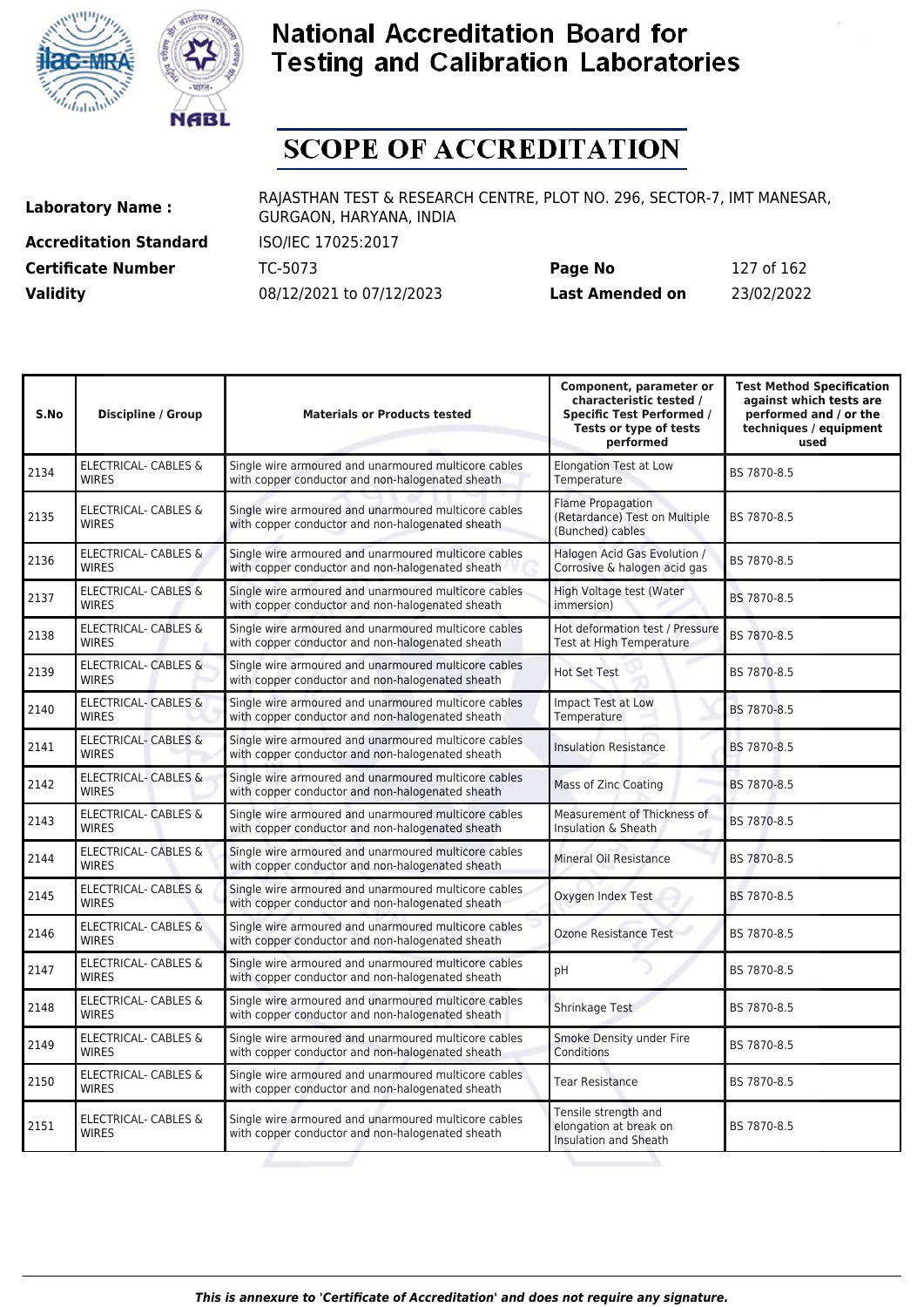# National Accreditation Board for Testing and Calibration Laboratories

## SCOPE OF ACCREDITATION

**Laboratory Name :** RAJASTHAN TEST & RESEARCH CENTRE, PLOT NO. 296, SECTOR-7, IMT MANESAR, GURGAON, HARYANA, INDIA

**Accreditation Standard** ISO/IEC 17025:2017

**Certificate Number** TC-5073 **Page No** 127 of 162

**Validity** 08/12/2021 to 07/12/2023 **Last Amended on** 23/02/2022

| S.No | Discipline / Group | Materials or Products tested | Component, parameter or characteristic tested / Specific Test Performed / Tests or type of tests performed | Test Method Specification against which tests are performed and / or the techniques / equipment used |
|---|---|---|---|---|
| 2134 | ELECTRICAL- CABLES & WIRES | Single wire armoured and unarmoured multicore cables with copper conductor and non-halogenated sheath | Elongation Test at Low Temperature | BS 7870-8.5 |
| 2135 | ELECTRICAL- CABLES & WIRES | Single wire armoured and unarmoured multicore cables with copper conductor and non-halogenated sheath | Flame Propagation (Retardance) Test on Multiple (Bunched) cables | BS 7870-8.5 |
| 2136 | ELECTRICAL- CABLES & WIRES | Single wire armoured and unarmoured multicore cables with copper conductor and non-halogenated sheath | Halogen Acid Gas Evolution / Corrosive & halogen acid gas | BS 7870-8.5 |
| 2137 | ELECTRICAL- CABLES & WIRES | Single wire armoured and unarmoured multicore cables with copper conductor and non-halogenated sheath | High Voltage test (Water immersion) | BS 7870-8.5 |
| 2138 | ELECTRICAL- CABLES & WIRES | Single wire armoured and unarmoured multicore cables with copper conductor and non-halogenated sheath | Hot deformation test / Pressure Test at High Temperature | BS 7870-8.5 |
| 2139 | ELECTRICAL- CABLES & WIRES | Single wire armoured and unarmoured multicore cables with copper conductor and non-halogenated sheath | Hot Set Test | BS 7870-8.5 |
| 2140 | ELECTRICAL- CABLES & WIRES | Single wire armoured and unarmoured multicore cables with copper conductor and non-halogenated sheath | Impact Test at Low Temperature | BS 7870-8.5 |
| 2141 | ELECTRICAL- CABLES & WIRES | Single wire armoured and unarmoured multicore cables with copper conductor and non-halogenated sheath | Insulation Resistance | BS 7870-8.5 |
| 2142 | ELECTRICAL- CABLES & WIRES | Single wire armoured and unarmoured multicore cables with copper conductor and non-halogenated sheath | Mass of Zinc Coating | BS 7870-8.5 |
| 2143 | ELECTRICAL- CABLES & WIRES | Single wire armoured and unarmoured multicore cables with copper conductor and non-halogenated sheath | Measurement of Thickness of Insulation & Sheath | BS 7870-8.5 |
| 2144 | ELECTRICAL- CABLES & WIRES | Single wire armoured and unarmoured multicore cables with copper conductor and non-halogenated sheath | Mineral Oil Resistance | BS 7870-8.5 |
| 2145 | ELECTRICAL- CABLES & WIRES | Single wire armoured and unarmoured multicore cables with copper conductor and non-halogenated sheath | Oxygen Index Test | BS 7870-8.5 |
| 2146 | ELECTRICAL- CABLES & WIRES | Single wire armoured and unarmoured multicore cables with copper conductor and non-halogenated sheath | Ozone Resistance Test | BS 7870-8.5 |
| 2147 | ELECTRICAL- CABLES & WIRES | Single wire armoured and unarmoured multicore cables with copper conductor and non-halogenated sheath | pH | BS 7870-8.5 |
| 2148 | ELECTRICAL- CABLES & WIRES | Single wire armoured and unarmoured multicore cables with copper conductor and non-halogenated sheath | Shrinkage Test | BS 7870-8.5 |
| 2149 | ELECTRICAL- CABLES & WIRES | Single wire armoured and unarmoured multicore cables with copper conductor and non-halogenated sheath | Smoke Density under Fire Conditions | BS 7870-8.5 |
| 2150 | ELECTRICAL- CABLES & WIRES | Single wire armoured and unarmoured multicore cables with copper conductor and non-halogenated sheath | Tear Resistance | BS 7870-8.5 |
| 2151 | ELECTRICAL- CABLES & WIRES | Single wire armoured and unarmoured multicore cables with copper conductor and non-halogenated sheath | Tensile strength and elongation at break on Insulation and Sheath | BS 7870-8.5 |

*This is annexure to 'Certificate of Accreditation' and does not require any signature.*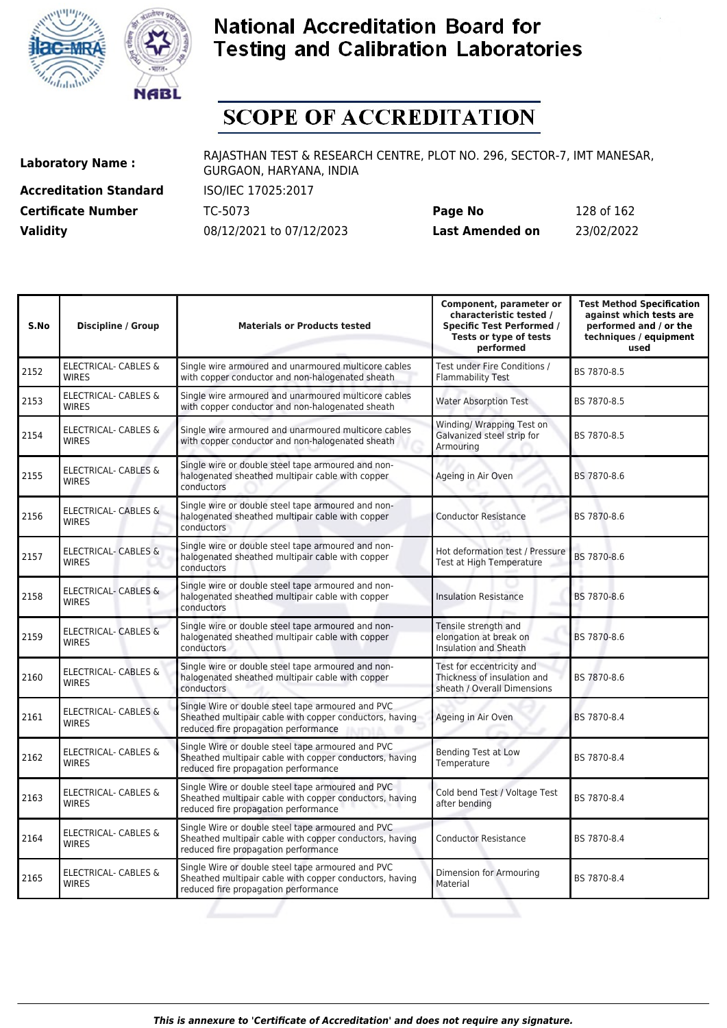# National Accreditation Board for Testing and Calibration Laboratories

# SCOPE OF ACCREDITATION

| | | | |
|---|---|---|---|
| **Laboratory Name :** | RAJASTHAN TEST & RESEARCH CENTRE, PLOT NO. 296, SECTOR-7, IMT MANESAR, GURGAON, HARYANA, INDIA | | |
| **Accreditation Standard** | ISO/IEC 17025:2017 | | |
| **Certificate Number** | TC-5073 | **Page No** | 128 of 162 |
| **Validity** | 08/12/2021 to 07/12/2023 | **Last Amended on** | 23/02/2022 |

| S.No | Discipline / Group | Materials or Products tested | Component, parameter or characteristic tested / Specific Test Performed / Tests or type of tests performed | Test Method Specification against which tests are performed and / or the techniques / equipment used |
|---|---|---|---|---|
| 2152 | ELECTRICAL- CABLES & WIRES | Single wire armoured and unarmoured multicore cables with copper conductor and non-halogenated sheath | Test under Fire Conditions / Flammability Test | BS 7870-8.5 |
| 2153 | ELECTRICAL- CABLES & WIRES | Single wire armoured and unarmoured multicore cables with copper conductor and non-halogenated sheath | Water Absorption Test | BS 7870-8.5 |
| 2154 | ELECTRICAL- CABLES & WIRES | Single wire armoured and unarmoured multicore cables with copper conductor and non-halogenated sheath | Winding/ Wrapping Test on Galvanized steel strip for Armouring | BS 7870-8.5 |
| 2155 | ELECTRICAL- CABLES & WIRES | Single wire or double steel tape armoured and non-halogenated sheathed multipair cable with copper conductors | Ageing in Air Oven | BS 7870-8.6 |
| 2156 | ELECTRICAL- CABLES & WIRES | Single wire or double steel tape armoured and non-halogenated sheathed multipair cable with copper conductors | Conductor Resistance | BS 7870-8.6 |
| 2157 | ELECTRICAL- CABLES & WIRES | Single wire or double steel tape armoured and non-halogenated sheathed multipair cable with copper conductors | Hot deformation test / Pressure Test at High Temperature | BS 7870-8.6 |
| 2158 | ELECTRICAL- CABLES & WIRES | Single wire or double steel tape armoured and non-halogenated sheathed multipair cable with copper conductors | Insulation Resistance | BS 7870-8.6 |
| 2159 | ELECTRICAL- CABLES & WIRES | Single wire or double steel tape armoured and non-halogenated sheathed multipair cable with copper conductors | Tensile strength and elongation at break on Insulation and Sheath | BS 7870-8.6 |
| 2160 | ELECTRICAL- CABLES & WIRES | Single wire or double steel tape armoured and non-halogenated sheathed multipair cable with copper conductors | Test for eccentricity and Thickness of insulation and sheath / Overall Dimensions | BS 7870-8.6 |
| 2161 | ELECTRICAL- CABLES & WIRES | Single Wire or double steel tape armoured and PVC Sheathed multipair cable with copper conductors, having reduced fire propagation performance | Ageing in Air Oven | BS 7870-8.4 |
| 2162 | ELECTRICAL- CABLES & WIRES | Single Wire or double steel tape armoured and PVC Sheathed multipair cable with copper conductors, having reduced fire propagation performance | Bending Test at Low Temperature | BS 7870-8.4 |
| 2163 | ELECTRICAL- CABLES & WIRES | Single Wire or double steel tape armoured and PVC Sheathed multipair cable with copper conductors, having reduced fire propagation performance | Cold bend Test / Voltage Test after bending | BS 7870-8.4 |
| 2164 | ELECTRICAL- CABLES & WIRES | Single Wire or double steel tape armoured and PVC Sheathed multipair cable with copper conductors, having reduced fire propagation performance | Conductor Resistance | BS 7870-8.4 |
| 2165 | ELECTRICAL- CABLES & WIRES | Single Wire or double steel tape armoured and PVC Sheathed multipair cable with copper conductors, having reduced fire propagation performance | Dimension for Armouring Material | BS 7870-8.4 |

*This is annexure to 'Certificate of Accreditation' and does not require any signature.*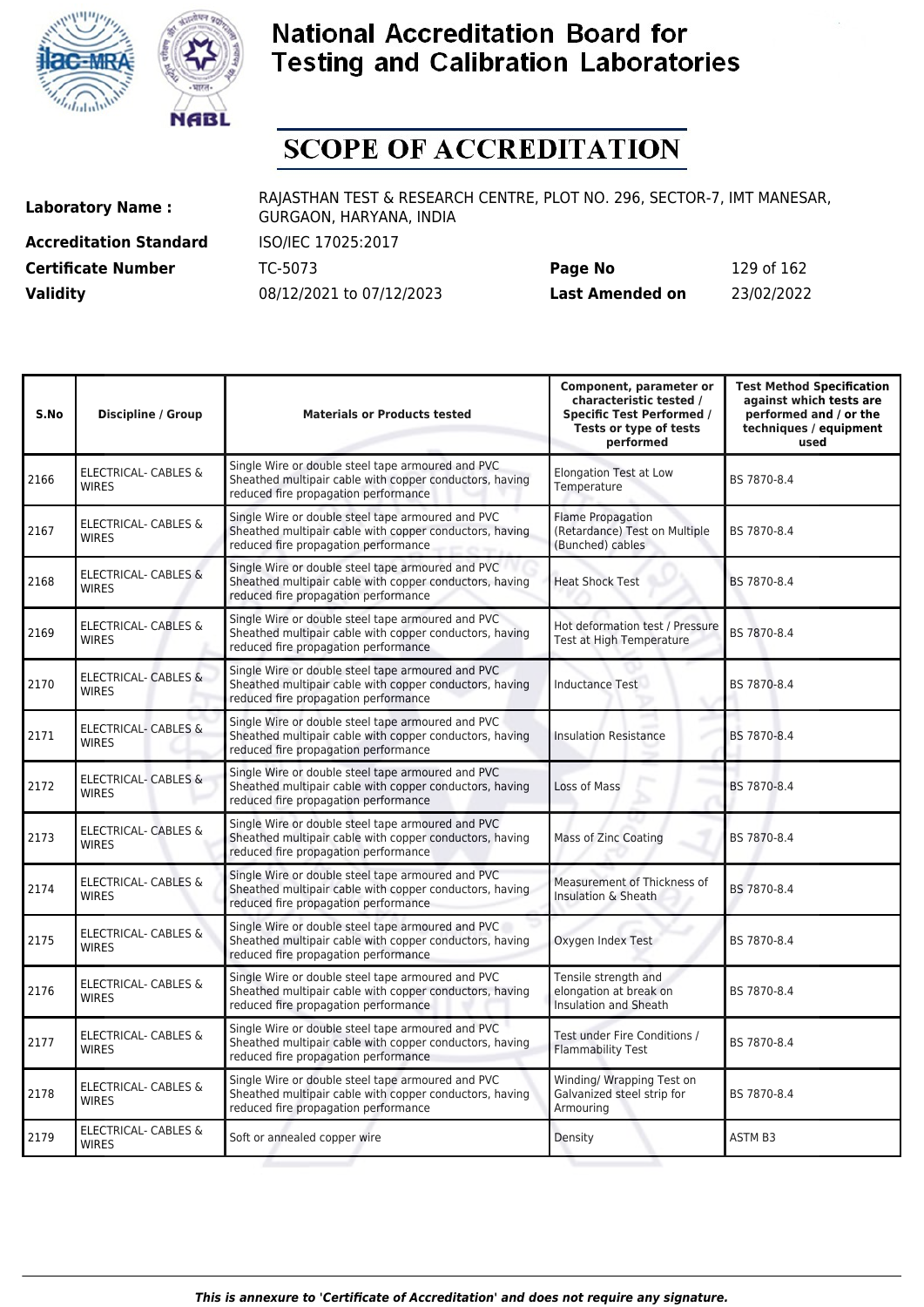# National Accreditation Board for Testing and Calibration Laboratories

# SCOPE OF ACCREDITATION

| | | | |
|---|---|---|---|
| **Laboratory Name :** | RAJASTHAN TEST & RESEARCH CENTRE, PLOT NO. 296, SECTOR-7, IMT MANESAR, GURGAON, HARYANA, INDIA | | |
| **Accreditation Standard** | ISO/IEC 17025:2017 | | |
| **Certificate Number** | TC-5073 | **Page No** | 129 of 162 |
| **Validity** | 08/12/2021 to 07/12/2023 | **Last Amended on** | 23/02/2022 |

| S.No | Discipline / Group | Materials or Products tested | Component, parameter or characteristic tested / Specific Test Performed / Tests or type of tests performed | Test Method Specification against which tests are performed and / or the techniques / equipment used |
|---|---|---|---|---|
| 2166 | ELECTRICAL- CABLES & WIRES | Single Wire or double steel tape armoured and PVC Sheathed multipair cable with copper conductors, having reduced fire propagation performance | Elongation Test at Low Temperature | BS 7870-8.4 |
| 2167 | ELECTRICAL- CABLES & WIRES | Single Wire or double steel tape armoured and PVC Sheathed multipair cable with copper conductors, having reduced fire propagation performance | Flame Propagation (Retardance) Test on Multiple (Bunched) cables | BS 7870-8.4 |
| 2168 | ELECTRICAL- CABLES & WIRES | Single Wire or double steel tape armoured and PVC Sheathed multipair cable with copper conductors, having reduced fire propagation performance | Heat Shock Test | BS 7870-8.4 |
| 2169 | ELECTRICAL- CABLES & WIRES | Single Wire or double steel tape armoured and PVC Sheathed multipair cable with copper conductors, having reduced fire propagation performance | Hot deformation test / Pressure Test at High Temperature | BS 7870-8.4 |
| 2170 | ELECTRICAL- CABLES & WIRES | Single Wire or double steel tape armoured and PVC Sheathed multipair cable with copper conductors, having reduced fire propagation performance | Inductance Test | BS 7870-8.4 |
| 2171 | ELECTRICAL- CABLES & WIRES | Single Wire or double steel tape armoured and PVC Sheathed multipair cable with copper conductors, having reduced fire propagation performance | Insulation Resistance | BS 7870-8.4 |
| 2172 | ELECTRICAL- CABLES & WIRES | Single Wire or double steel tape armoured and PVC Sheathed multipair cable with copper conductors, having reduced fire propagation performance | Loss of Mass | BS 7870-8.4 |
| 2173 | ELECTRICAL- CABLES & WIRES | Single Wire or double steel tape armoured and PVC Sheathed multipair cable with copper conductors, having reduced fire propagation performance | Mass of Zinc Coating | BS 7870-8.4 |
| 2174 | ELECTRICAL- CABLES & WIRES | Single Wire or double steel tape armoured and PVC Sheathed multipair cable with copper conductors, having reduced fire propagation performance | Measurement of Thickness of Insulation & Sheath | BS 7870-8.4 |
| 2175 | ELECTRICAL- CABLES & WIRES | Single Wire or double steel tape armoured and PVC Sheathed multipair cable with copper conductors, having reduced fire propagation performance | Oxygen Index Test | BS 7870-8.4 |
| 2176 | ELECTRICAL- CABLES & WIRES | Single Wire or double steel tape armoured and PVC Sheathed multipair cable with copper conductors, having reduced fire propagation performance | Tensile strength and elongation at break on Insulation and Sheath | BS 7870-8.4 |
| 2177 | ELECTRICAL- CABLES & WIRES | Single Wire or double steel tape armoured and PVC Sheathed multipair cable with copper conductors, having reduced fire propagation performance | Test under Fire Conditions / Flammability Test | BS 7870-8.4 |
| 2178 | ELECTRICAL- CABLES & WIRES | Single Wire or double steel tape armoured and PVC Sheathed multipair cable with copper conductors, having reduced fire propagation performance | Winding/ Wrapping Test on Galvanized steel strip for Armouring | BS 7870-8.4 |
| 2179 | ELECTRICAL- CABLES & WIRES | Soft or annealed copper wire | Density | ASTM B3 |

*This is annexure to 'Certificate of Accreditation' and does not require any signature.*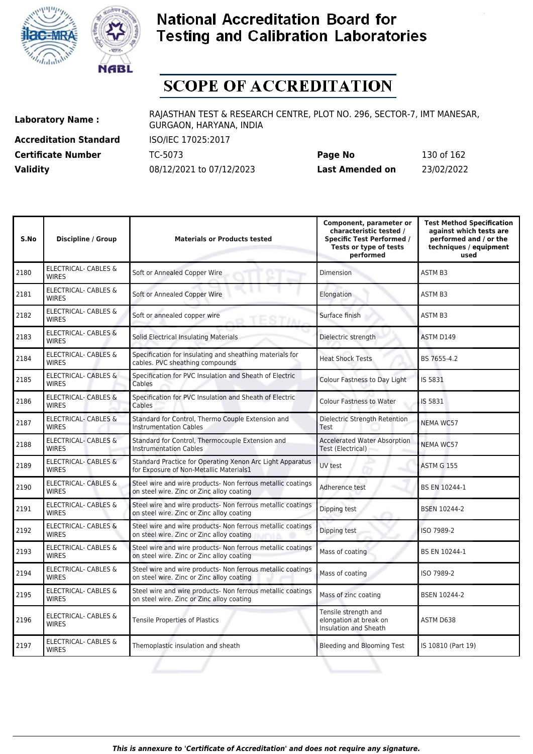# National Accreditation Board for Testing and Calibration Laboratories

# SCOPE OF ACCREDITATION

| | | | |
|---|---|---|---|
| **Laboratory Name :** | RAJASTHAN TEST & RESEARCH CENTRE, PLOT NO. 296, SECTOR-7, IMT MANESAR, GURGAON, HARYANA, INDIA | | |
| **Accreditation Standard** | ISO/IEC 17025:2017 | | |
| **Certificate Number** | TC-5073 | **Page No** | 130 of 162 |
| **Validity** | 08/12/2021 to 07/12/2023 | **Last Amended on** | 23/02/2022 |

| S.No | Discipline / Group | Materials or Products tested | Component, parameter or characteristic tested / Specific Test Performed / Tests or type of tests performed | Test Method Specification against which tests are performed and / or the techniques / equipment used |
|---|---|---|---|---|
| 2180 | ELECTRICAL- CABLES & WIRES | Soft or Annealed Copper Wire | Dimension | ASTM B3 |
| 2181 | ELECTRICAL- CABLES & WIRES | Soft or Annealed Copper Wire | Elongation | ASTM B3 |
| 2182 | ELECTRICAL- CABLES & WIRES | Soft or annealed copper wire | Surface finish | ASTM B3 |
| 2183 | ELECTRICAL- CABLES & WIRES | Solid Electrical Insulating Materials | Dielectric strength | ASTM D149 |
| 2184 | ELECTRICAL- CABLES & WIRES | Specification for insulating and sheathing materials for cables. PVC sheathing compounds | Heat Shock Tests | BS 7655-4.2 |
| 2185 | ELECTRICAL- CABLES & WIRES | Specification for PVC Insulation and Sheath of Electric Cables | Colour Fastness to Day Light | IS 5831 |
| 2186 | ELECTRICAL- CABLES & WIRES | Specification for PVC Insulation and Sheath of Electric Cables | Colour Fastness to Water | IS 5831 |
| 2187 | ELECTRICAL- CABLES & WIRES | Standard for Control, Thermo Couple Extension and Instrumentation Cables | Dielectric Strength Retention Test | NEMA WC57 |
| 2188 | ELECTRICAL- CABLES & WIRES | Standard for Control, Thermocouple Extension and Instrumentation Cables | Accelerated Water Absorption Test (Electrical) | NEMA WC57 |
| 2189 | ELECTRICAL- CABLES & WIRES | Standard Practice for Operating Xenon Arc Light Apparatus for Exposure of Non-Metallic Materials1 | UV test | ASTM G 155 |
| 2190 | ELECTRICAL- CABLES & WIRES | Steel wire and wire products- Non ferrous metallic coatings on steel wire. Zinc or Zinc alloy coating | Adherence test | BS EN 10244-1 |
| 2191 | ELECTRICAL- CABLES & WIRES | Steel wire and wire products- Non ferrous metallic coatings on steel wire. Zinc or Zinc alloy coating | Dipping test | BSEN 10244-2 |
| 2192 | ELECTRICAL- CABLES & WIRES | Steel wire and wire products- Non ferrous metallic coatings on steel wire. Zinc or Zinc alloy coating | Dipping test | ISO 7989-2 |
| 2193 | ELECTRICAL- CABLES & WIRES | Steel wire and wire products- Non ferrous metallic coatings on steel wire. Zinc or Zinc alloy coating | Mass of coating | BS EN 10244-1 |
| 2194 | ELECTRICAL- CABLES & WIRES | Steel wire and wire products- Non ferrous metallic coatings on steel wire. Zinc or Zinc alloy coating | Mass of coating | ISO 7989-2 |
| 2195 | ELECTRICAL- CABLES & WIRES | Steel wire and wire products- Non ferrous metallic coatings on steel wire. Zinc or Zinc alloy coating | Mass of zinc coating | BSEN 10244-2 |
| 2196 | ELECTRICAL- CABLES & WIRES | Tensile Properties of Plastics | Tensile strength and elongation at break on Insulation and Sheath | ASTM D638 |
| 2197 | ELECTRICAL- CABLES & WIRES | Themoplastic insulation and sheath | Bleeding and Blooming Test | IS 10810 (Part 19) |

*This is annexure to 'Certificate of Accreditation' and does not require any signature.*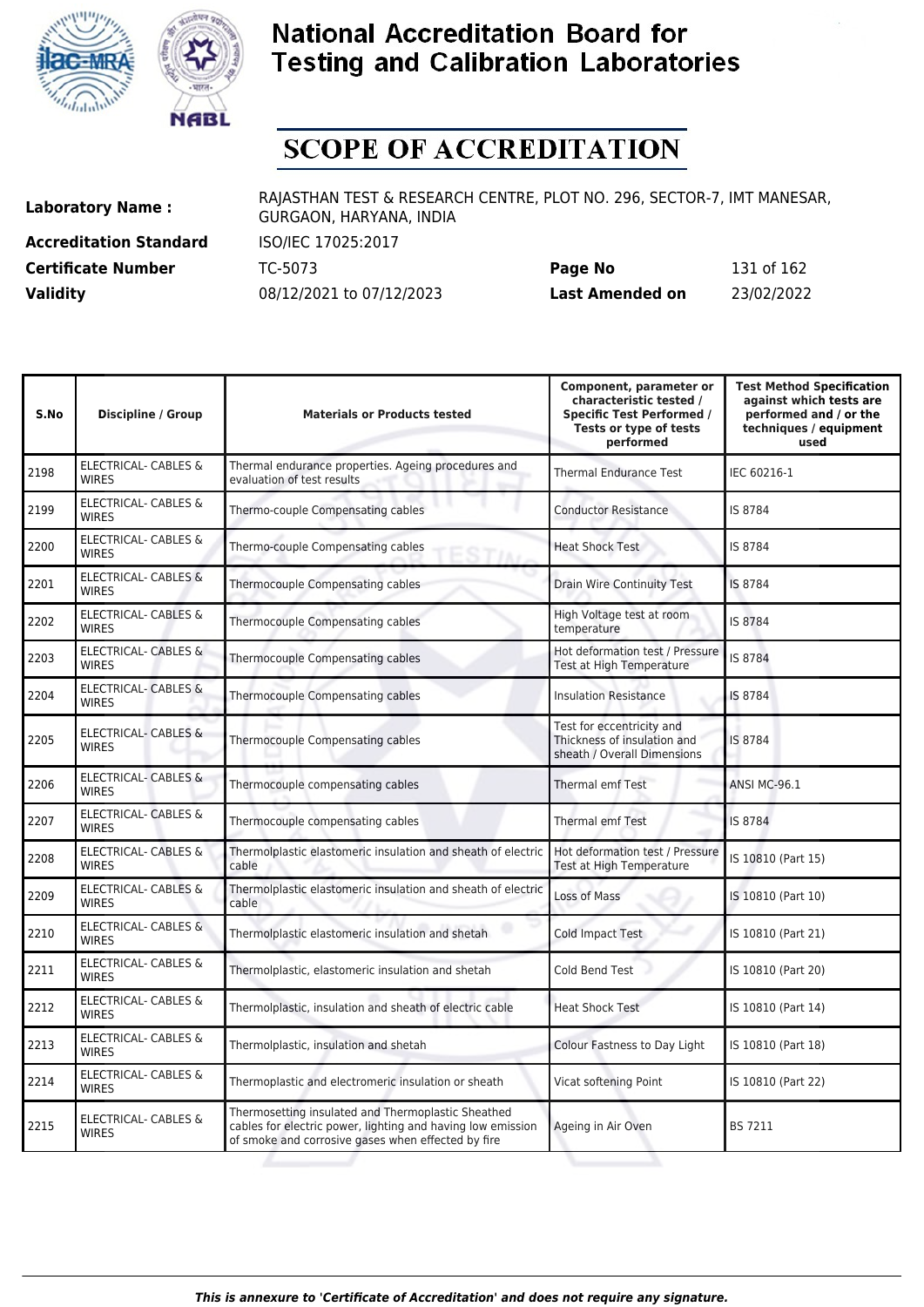# National Accreditation Board for Testing and Calibration Laboratories

## SCOPE OF ACCREDITATION

| | | | |
|---|---|---|---|
| **Laboratory Name :** | RAJASTHAN TEST & RESEARCH CENTRE, PLOT NO. 296, SECTOR-7, IMT MANESAR, GURGAON, HARYANA, INDIA | | |
| **Accreditation Standard** | ISO/IEC 17025:2017 | | |
| **Certificate Number** | TC-5073 | **Page No** | 131 of 162 |
| **Validity** | 08/12/2021 to 07/12/2023 | **Last Amended on** | 23/02/2022 |

| S.No | Discipline / Group | Materials or Products tested | Component, parameter or characteristic tested / Specific Test Performed / Tests or type of tests performed | Test Method Specification against which tests are performed and / or the techniques / equipment used |
|---|---|---|---|---|
| 2198 | ELECTRICAL- CABLES & WIRES | Thermal endurance properties. Ageing procedures and evaluation of test results | Thermal Endurance Test | IEC 60216-1 |
| 2199 | ELECTRICAL- CABLES & WIRES | Thermo-couple Compensating cables | Conductor Resistance | IS 8784 |
| 2200 | ELECTRICAL- CABLES & WIRES | Thermo-couple Compensating cables | Heat Shock Test | IS 8784 |
| 2201 | ELECTRICAL- CABLES & WIRES | Thermocouple Compensating cables | Drain Wire Continuity Test | IS 8784 |
| 2202 | ELECTRICAL- CABLES & WIRES | Thermocouple Compensating cables | High Voltage test at room temperature | IS 8784 |
| 2203 | ELECTRICAL- CABLES & WIRES | Thermocouple Compensating cables | Hot deformation test / Pressure Test at High Temperature | IS 8784 |
| 2204 | ELECTRICAL- CABLES & WIRES | Thermocouple Compensating cables | Insulation Resistance | IS 8784 |
| 2205 | ELECTRICAL- CABLES & WIRES | Thermocouple Compensating cables | Test for eccentricity and Thickness of insulation and sheath / Overall Dimensions | IS 8784 |
| 2206 | ELECTRICAL- CABLES & WIRES | Thermocouple compensating cables | Thermal emf Test | ANSI MC-96.1 |
| 2207 | ELECTRICAL- CABLES & WIRES | Thermocouple compensating cables | Thermal emf Test | IS 8784 |
| 2208 | ELECTRICAL- CABLES & WIRES | Thermolplastic elastomeric insulation and sheath of electric cable | Hot deformation test / Pressure Test at High Temperature | IS 10810 (Part 15) |
| 2209 | ELECTRICAL- CABLES & WIRES | Thermolplastic elastomeric insulation and sheath of electric cable | Loss of Mass | IS 10810 (Part 10) |
| 2210 | ELECTRICAL- CABLES & WIRES | Thermolplastic elastomeric insulation and shetah | Cold Impact Test | IS 10810 (Part 21) |
| 2211 | ELECTRICAL- CABLES & WIRES | Thermolplastic, elastomeric insulation and shetah | Cold Bend Test | IS 10810 (Part 20) |
| 2212 | ELECTRICAL- CABLES & WIRES | Thermolplastic, insulation and sheath of electric cable | Heat Shock Test | IS 10810 (Part 14) |
| 2213 | ELECTRICAL- CABLES & WIRES | Thermolplastic, insulation and shetah | Colour Fastness to Day Light | IS 10810 (Part 18) |
| 2214 | ELECTRICAL- CABLES & WIRES | Thermoplastic and electromeric insulation or sheath | Vicat softening Point | IS 10810 (Part 22) |
| 2215 | ELECTRICAL- CABLES & WIRES | Thermosetting insulated and Thermoplastic Sheathed cables for electric power, lighting and having low emission of smoke and corrosive gases when effected by fire | Ageing in Air Oven | BS 7211 |

*This is annexure to 'Certificate of Accreditation' and does not require any signature.*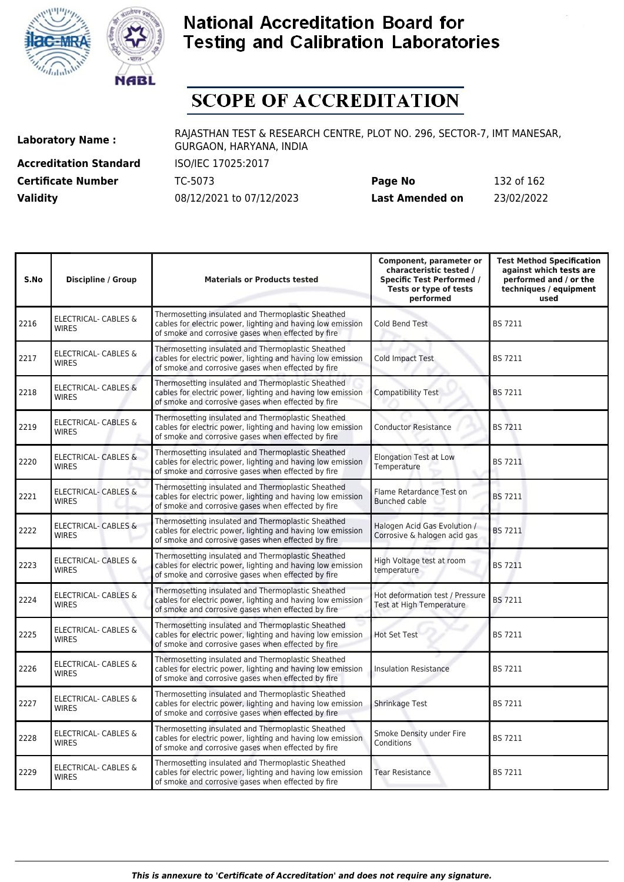# National Accreditation Board for Testing and Calibration Laboratories

## SCOPE OF ACCREDITATION

| | | | |
|---|---|---|---|
| **Laboratory Name :** | RAJASTHAN TEST & RESEARCH CENTRE, PLOT NO. 296, SECTOR-7, IMT MANESAR, GURGAON, HARYANA, INDIA | | |
| **Accreditation Standard** | ISO/IEC 17025:2017 | | |
| **Certificate Number** | TC-5073 | **Page No** | 132 of 162 |
| **Validity** | 08/12/2021 to 07/12/2023 | **Last Amended on** | 23/02/2022 |

| S.No | Discipline / Group | Materials or Products tested | Component, parameter or characteristic tested / Specific Test Performed / Tests or type of tests performed | Test Method Specification against which tests are performed and / or the techniques / equipment used |
|---|---|---|---|---|
| 2216 | ELECTRICAL- CABLES & WIRES | Thermosetting insulated and Thermoplastic Sheathed cables for electric power, lighting and having low emission of smoke and corrosive gases when effected by fire | Cold Bend Test | BS 7211 |
| 2217 | ELECTRICAL- CABLES & WIRES | Thermosetting insulated and Thermoplastic Sheathed cables for electric power, lighting and having low emission of smoke and corrosive gases when effected by fire | Cold Impact Test | BS 7211 |
| 2218 | ELECTRICAL- CABLES & WIRES | Thermosetting insulated and Thermoplastic Sheathed cables for electric power, lighting and having low emission of smoke and corrosive gases when effected by fire | Compatibility Test | BS 7211 |
| 2219 | ELECTRICAL- CABLES & WIRES | Thermosetting insulated and Thermoplastic Sheathed cables for electric power, lighting and having low emission of smoke and corrosive gases when effected by fire | Conductor Resistance | BS 7211 |
| 2220 | ELECTRICAL- CABLES & WIRES | Thermosetting insulated and Thermoplastic Sheathed cables for electric power, lighting and having low emission of smoke and corrosive gases when effected by fire | Elongation Test at Low Temperature | BS 7211 |
| 2221 | ELECTRICAL- CABLES & WIRES | Thermosetting insulated and Thermoplastic Sheathed cables for electric power, lighting and having low emission of smoke and corrosive gases when effected by fire | Flame Retardance Test on Bunched cable | BS 7211 |
| 2222 | ELECTRICAL- CABLES & WIRES | Thermosetting insulated and Thermoplastic Sheathed cables for electric power, lighting and having low emission of smoke and corrosive gases when effected by fire | Halogen Acid Gas Evolution / Corrosive & halogen acid gas | BS 7211 |
| 2223 | ELECTRICAL- CABLES & WIRES | Thermosetting insulated and Thermoplastic Sheathed cables for electric power, lighting and having low emission of smoke and corrosive gases when effected by fire | High Voltage test at room temperature | BS 7211 |
| 2224 | ELECTRICAL- CABLES & WIRES | Thermosetting insulated and Thermoplastic Sheathed cables for electric power, lighting and having low emission of smoke and corrosive gases when effected by fire | Hot deformation test / Pressure Test at High Temperature | BS 7211 |
| 2225 | ELECTRICAL- CABLES & WIRES | Thermosetting insulated and Thermoplastic Sheathed cables for electric power, lighting and having low emission of smoke and corrosive gases when effected by fire | Hot Set Test | BS 7211 |
| 2226 | ELECTRICAL- CABLES & WIRES | Thermosetting insulated and Thermoplastic Sheathed cables for electric power, lighting and having low emission of smoke and corrosive gases when effected by fire | Insulation Resistance | BS 7211 |
| 2227 | ELECTRICAL- CABLES & WIRES | Thermosetting insulated and Thermoplastic Sheathed cables for electric power, lighting and having low emission of smoke and corrosive gases when effected by fire | Shrinkage Test | BS 7211 |
| 2228 | ELECTRICAL- CABLES & WIRES | Thermosetting insulated and Thermoplastic Sheathed cables for electric power, lighting and having low emission of smoke and corrosive gases when effected by fire | Smoke Density under Fire Conditions | BS 7211 |
| 2229 | ELECTRICAL- CABLES & WIRES | Thermosetting insulated and Thermoplastic Sheathed cables for electric power, lighting and having low emission of smoke and corrosive gases when effected by fire | Tear Resistance | BS 7211 |

*This is annexure to 'Certificate of Accreditation' and does not require any signature.*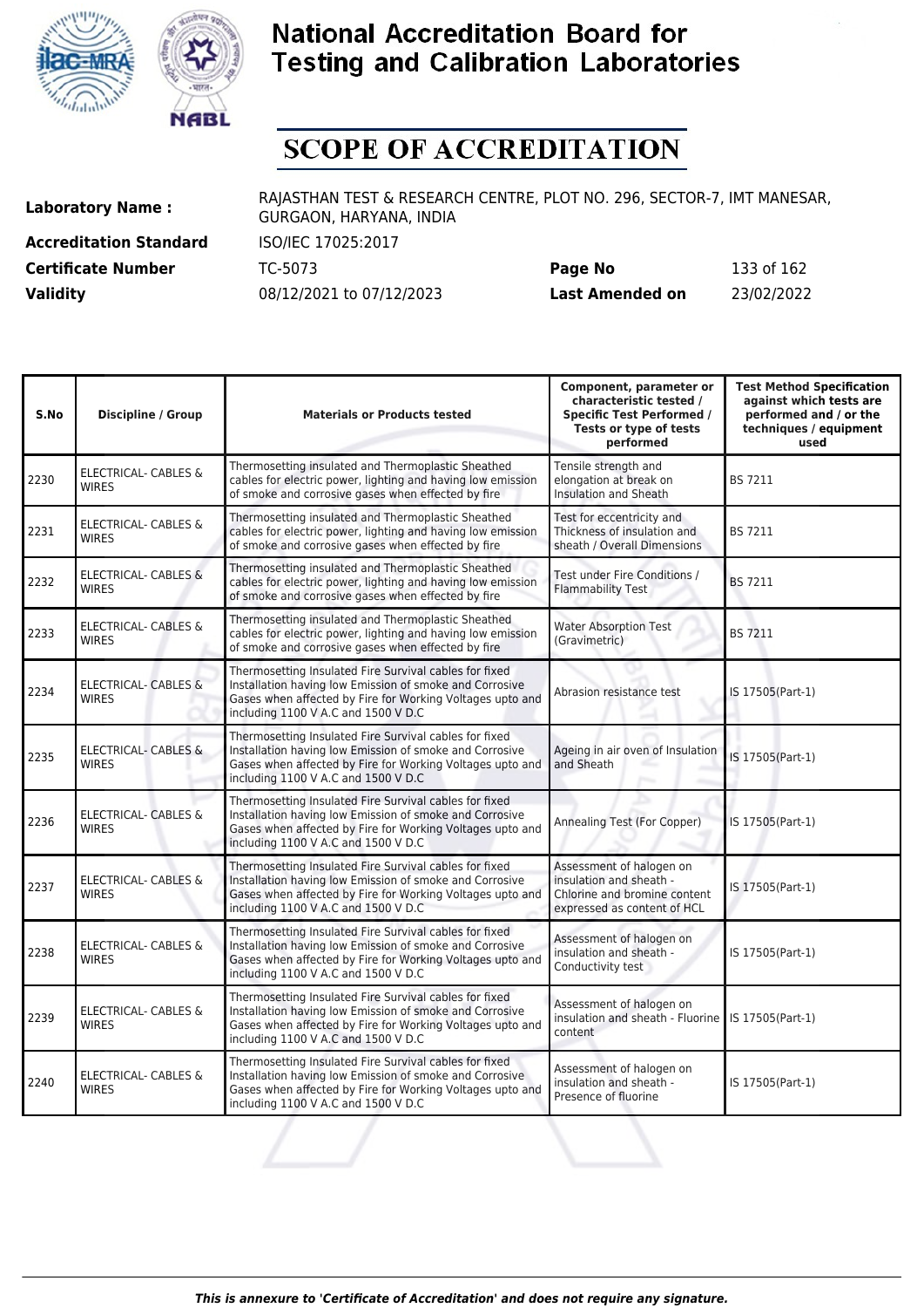# National Accreditation Board for Testing and Calibration Laboratories

## SCOPE OF ACCREDITATION

**Laboratory Name :** RAJASTHAN TEST & RESEARCH CENTRE, PLOT NO. 296, SECTOR-7, IMT MANESAR, GURGAON, HARYANA, INDIA

**Accreditation Standard** ISO/IEC 17025:2017

**Certificate Number** TC-5073 **Page No** 133 of 162

**Validity** 08/12/2021 to 07/12/2023 **Last Amended on** 23/02/2022

| S.No | Discipline / Group | Materials or Products tested | Component, parameter or characteristic tested / Specific Test Performed / Tests or type of tests performed | Test Method Specification against which tests are performed and / or the techniques / equipment used |
|---|---|---|---|---|
| 2230 | ELECTRICAL- CABLES & WIRES | Thermosetting insulated and Thermoplastic Sheathed cables for electric power, lighting and having low emission of smoke and corrosive gases when effected by fire | Tensile strength and elongation at break on Insulation and Sheath | BS 7211 |
| 2231 | ELECTRICAL- CABLES & WIRES | Thermosetting insulated and Thermoplastic Sheathed cables for electric power, lighting and having low emission of smoke and corrosive gases when effected by fire | Test for eccentricity and Thickness of insulation and sheath / Overall Dimensions | BS 7211 |
| 2232 | ELECTRICAL- CABLES & WIRES | Thermosetting insulated and Thermoplastic Sheathed cables for electric power, lighting and having low emission of smoke and corrosive gases when effected by fire | Test under Fire Conditions / Flammability Test | BS 7211 |
| 2233 | ELECTRICAL- CABLES & WIRES | Thermosetting insulated and Thermoplastic Sheathed cables for electric power, lighting and having low emission of smoke and corrosive gases when effected by fire | Water Absorption Test (Gravimetric) | BS 7211 |
| 2234 | ELECTRICAL- CABLES & WIRES | Thermosetting Insulated Fire Survival cables for fixed Installation having low Emission of smoke and Corrosive Gases when affected by Fire for Working Voltages upto and including 1100 V A.C and 1500 V D.C | Abrasion resistance test | IS 17505(Part-1) |
| 2235 | ELECTRICAL- CABLES & WIRES | Thermosetting Insulated Fire Survival cables for fixed Installation having low Emission of smoke and Corrosive Gases when affected by Fire for Working Voltages upto and including 1100 V A.C and 1500 V D.C | Ageing in air oven of Insulation and Sheath | IS 17505(Part-1) |
| 2236 | ELECTRICAL- CABLES & WIRES | Thermosetting Insulated Fire Survival cables for fixed Installation having low Emission of smoke and Corrosive Gases when affected by Fire for Working Voltages upto and including 1100 V A.C and 1500 V D.C | Annealing Test (For Copper) | IS 17505(Part-1) |
| 2237 | ELECTRICAL- CABLES & WIRES | Thermosetting Insulated Fire Survival cables for fixed Installation having low Emission of smoke and Corrosive Gases when affected by Fire for Working Voltages upto and including 1100 V A.C and 1500 V D.C | Assessment of halogen on insulation and sheath - Chlorine and bromine content expressed as content of HCL | IS 17505(Part-1) |
| 2238 | ELECTRICAL- CABLES & WIRES | Thermosetting Insulated Fire Survival cables for fixed Installation having low Emission of smoke and Corrosive Gases when affected by Fire for Working Voltages upto and including 1100 V A.C and 1500 V D.C | Assessment of halogen on insulation and sheath - Conductivity test | IS 17505(Part-1) |
| 2239 | ELECTRICAL- CABLES & WIRES | Thermosetting Insulated Fire Survival cables for fixed Installation having low Emission of smoke and Corrosive Gases when affected by Fire for Working Voltages upto and including 1100 V A.C and 1500 V D.C | Assessment of halogen on insulation and sheath - Fluorine content | IS 17505(Part-1) |
| 2240 | ELECTRICAL- CABLES & WIRES | Thermosetting Insulated Fire Survival cables for fixed Installation having low Emission of smoke and Corrosive Gases when affected by Fire for Working Voltages upto and including 1100 V A.C and 1500 V D.C | Assessment of halogen on insulation and sheath - Presence of fluorine | IS 17505(Part-1) |

*This is annexure to 'Certificate of Accreditation' and does not require any signature.*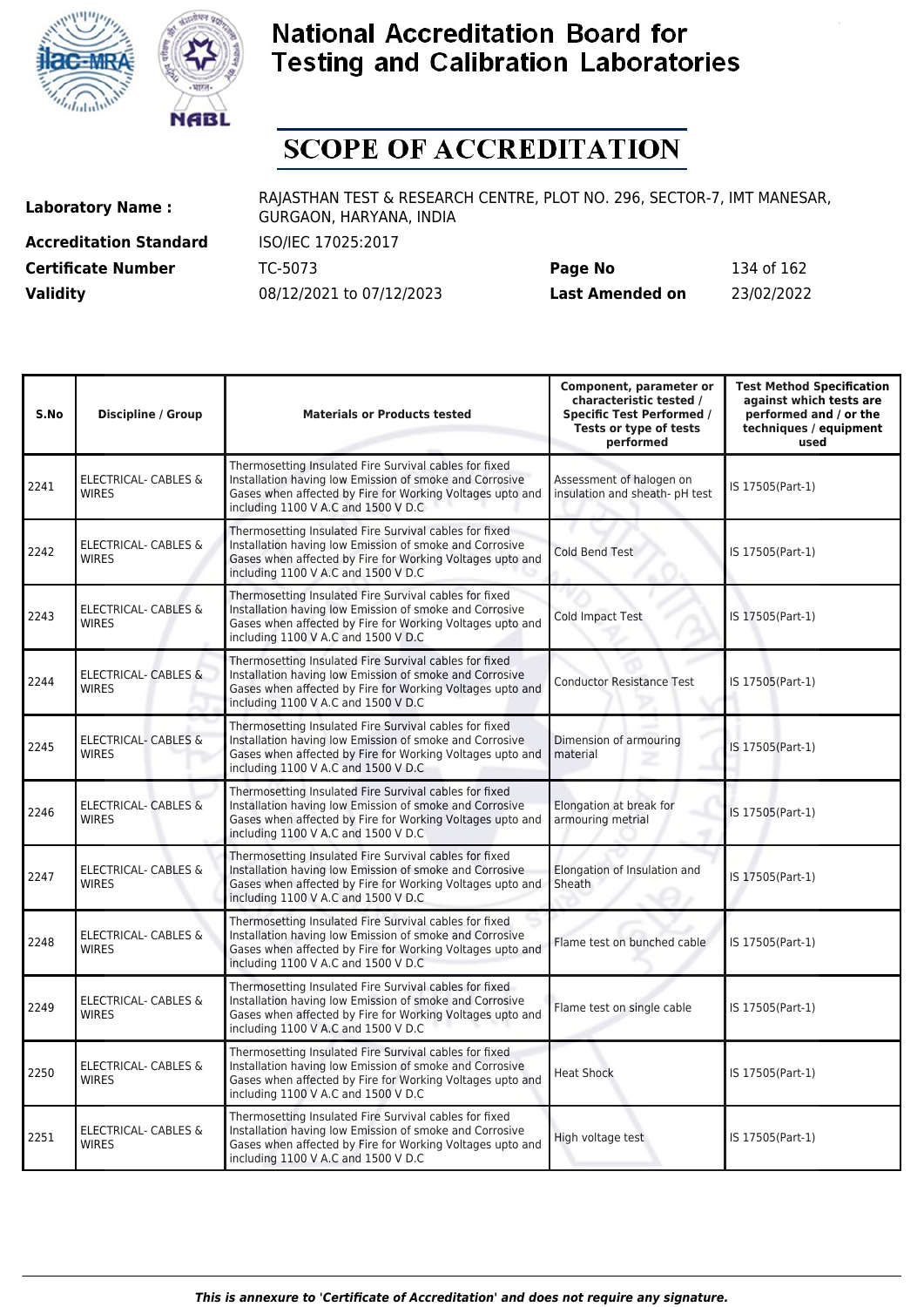# National Accreditation Board for Testing and Calibration Laboratories

# SCOPE OF ACCREDITATION

| | | | |
|---|---|---|---|
| **Laboratory Name :** | RAJASTHAN TEST & RESEARCH CENTRE, PLOT NO. 296, SECTOR-7, IMT MANESAR, GURGAON, HARYANA, INDIA | | |
| **Accreditation Standard** | ISO/IEC 17025:2017 | | |
| **Certificate Number** | TC-5073 | **Page No** | 134 of 162 |
| **Validity** | 08/12/2021 to 07/12/2023 | **Last Amended on** | 23/02/2022 |

| S.No | Discipline / Group | Materials or Products tested | Component, parameter or characteristic tested / Specific Test Performed / Tests or type of tests performed | Test Method Specification against which tests are performed and / or the techniques / equipment used |
|---|---|---|---|---|
| 2241 | ELECTRICAL- CABLES & WIRES | Thermosetting Insulated Fire Survival cables for fixed Installation having low Emission of smoke and Corrosive Gases when affected by Fire for Working Voltages upto and including 1100 V A.C and 1500 V D.C | Assessment of halogen on insulation and sheath- pH test | IS 17505(Part-1) |
| 2242 | ELECTRICAL- CABLES & WIRES | Thermosetting Insulated Fire Survival cables for fixed Installation having low Emission of smoke and Corrosive Gases when affected by Fire for Working Voltages upto and including 1100 V A.C and 1500 V D.C | Cold Bend Test | IS 17505(Part-1) |
| 2243 | ELECTRICAL- CABLES & WIRES | Thermosetting Insulated Fire Survival cables for fixed Installation having low Emission of smoke and Corrosive Gases when affected by Fire for Working Voltages upto and including 1100 V A.C and 1500 V D.C | Cold Impact Test | IS 17505(Part-1) |
| 2244 | ELECTRICAL- CABLES & WIRES | Thermosetting Insulated Fire Survival cables for fixed Installation having low Emission of smoke and Corrosive Gases when affected by Fire for Working Voltages upto and including 1100 V A.C and 1500 V D.C | Conductor Resistance Test | IS 17505(Part-1) |
| 2245 | ELECTRICAL- CABLES & WIRES | Thermosetting Insulated Fire Survival cables for fixed Installation having low Emission of smoke and Corrosive Gases when affected by Fire for Working Voltages upto and including 1100 V A.C and 1500 V D.C | Dimension of armouring material | IS 17505(Part-1) |
| 2246 | ELECTRICAL- CABLES & WIRES | Thermosetting Insulated Fire Survival cables for fixed Installation having low Emission of smoke and Corrosive Gases when affected by Fire for Working Voltages upto and including 1100 V A.C and 1500 V D.C | Elongation at break for armouring metrial | IS 17505(Part-1) |
| 2247 | ELECTRICAL- CABLES & WIRES | Thermosetting Insulated Fire Survival cables for fixed Installation having low Emission of smoke and Corrosive Gases when affected by Fire for Working Voltages upto and including 1100 V A.C and 1500 V D.C | Elongation of Insulation and Sheath | IS 17505(Part-1) |
| 2248 | ELECTRICAL- CABLES & WIRES | Thermosetting Insulated Fire Survival cables for fixed Installation having low Emission of smoke and Corrosive Gases when affected by Fire for Working Voltages upto and including 1100 V A.C and 1500 V D.C | Flame test on bunched cable | IS 17505(Part-1) |
| 2249 | ELECTRICAL- CABLES & WIRES | Thermosetting Insulated Fire Survival cables for fixed Installation having low Emission of smoke and Corrosive Gases when affected by Fire for Working Voltages upto and including 1100 V A.C and 1500 V D.C | Flame test on single cable | IS 17505(Part-1) |
| 2250 | ELECTRICAL- CABLES & WIRES | Thermosetting Insulated Fire Survival cables for fixed Installation having low Emission of smoke and Corrosive Gases when affected by Fire for Working Voltages upto and including 1100 V A.C and 1500 V D.C | Heat Shock | IS 17505(Part-1) |
| 2251 | ELECTRICAL- CABLES & WIRES | Thermosetting Insulated Fire Survival cables for fixed Installation having low Emission of smoke and Corrosive Gases when affected by Fire for Working Voltages upto and including 1100 V A.C and 1500 V D.C | High voltage test | IS 17505(Part-1) |

*This is annexure to 'Certificate of Accreditation' and does not require any signature.*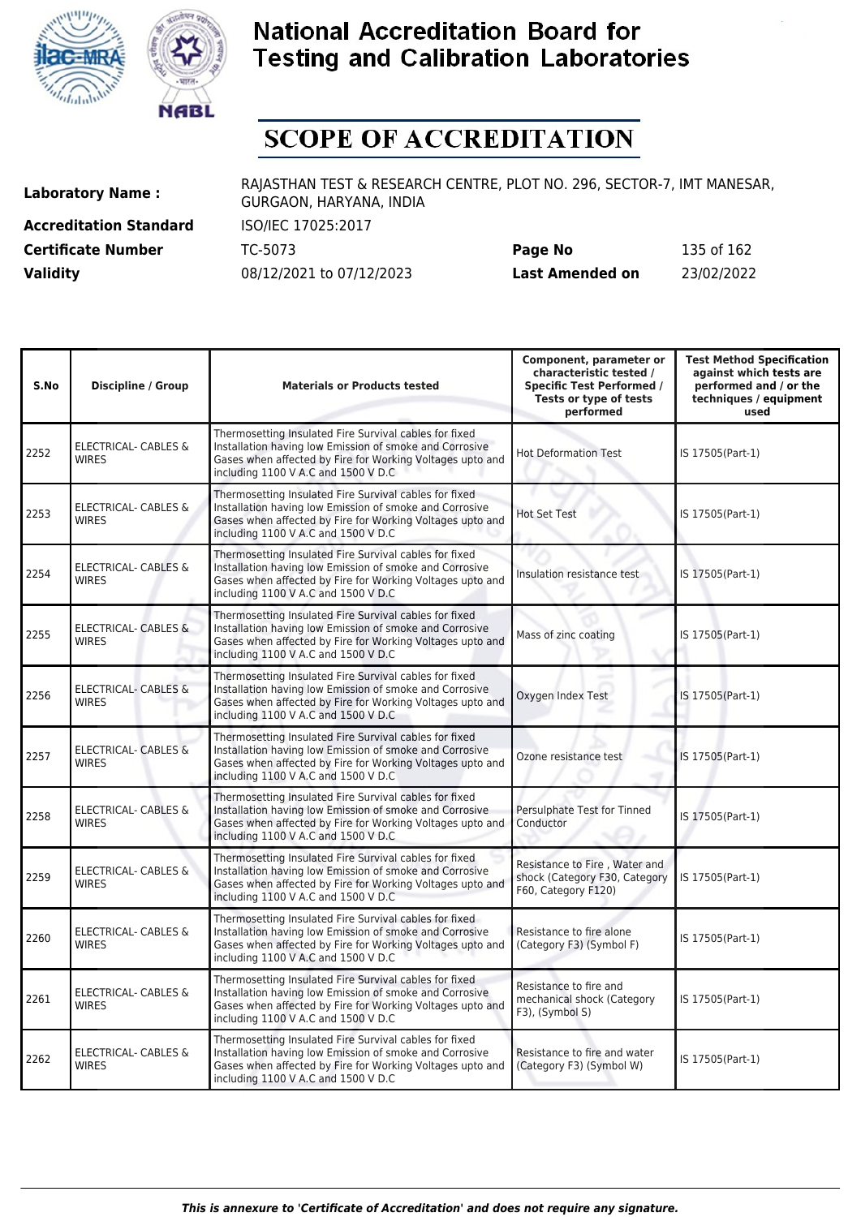# National Accreditation Board for Testing and Calibration Laboratories

# SCOPE OF ACCREDITATION

| | | | |
|---|---|---|---|
| **Laboratory Name :** | RAJASTHAN TEST & RESEARCH CENTRE, PLOT NO. 296, SECTOR-7, IMT MANESAR, GURGAON, HARYANA, INDIA | | |
| **Accreditation Standard** | ISO/IEC 17025:2017 | | |
| **Certificate Number** | TC-5073 | **Page No** | 135 of 162 |
| **Validity** | 08/12/2021 to 07/12/2023 | **Last Amended on** | 23/02/2022 |

| S.No | Discipline / Group | Materials or Products tested | Component, parameter or characteristic tested / Specific Test Performed / Tests or type of tests performed | Test Method Specification against which tests are performed and / or the techniques / equipment used |
|---|---|---|---|---|
| 2252 | ELECTRICAL- CABLES & WIRES | Thermosetting Insulated Fire Survival cables for fixed Installation having low Emission of smoke and Corrosive Gases when affected by Fire for Working Voltages upto and including 1100 V A.C and 1500 V D.C | Hot Deformation Test | IS 17505(Part-1) |
| 2253 | ELECTRICAL- CABLES & WIRES | Thermosetting Insulated Fire Survival cables for fixed Installation having low Emission of smoke and Corrosive Gases when affected by Fire for Working Voltages upto and including 1100 V A.C and 1500 V D.C | Hot Set Test | IS 17505(Part-1) |
| 2254 | ELECTRICAL- CABLES & WIRES | Thermosetting Insulated Fire Survival cables for fixed Installation having low Emission of smoke and Corrosive Gases when affected by Fire for Working Voltages upto and including 1100 V A.C and 1500 V D.C | Insulation resistance test | IS 17505(Part-1) |
| 2255 | ELECTRICAL- CABLES & WIRES | Thermosetting Insulated Fire Survival cables for fixed Installation having low Emission of smoke and Corrosive Gases when affected by Fire for Working Voltages upto and including 1100 V A.C and 1500 V D.C | Mass of zinc coating | IS 17505(Part-1) |
| 2256 | ELECTRICAL- CABLES & WIRES | Thermosetting Insulated Fire Survival cables for fixed Installation having low Emission of smoke and Corrosive Gases when affected by Fire for Working Voltages upto and including 1100 V A.C and 1500 V D.C | Oxygen Index Test | IS 17505(Part-1) |
| 2257 | ELECTRICAL- CABLES & WIRES | Thermosetting Insulated Fire Survival cables for fixed Installation having low Emission of smoke and Corrosive Gases when affected by Fire for Working Voltages upto and including 1100 V A.C and 1500 V D.C | Ozone resistance test | IS 17505(Part-1) |
| 2258 | ELECTRICAL- CABLES & WIRES | Thermosetting Insulated Fire Survival cables for fixed Installation having low Emission of smoke and Corrosive Gases when affected by Fire for Working Voltages upto and including 1100 V A.C and 1500 V D.C | Persulphate Test for Tinned Conductor | IS 17505(Part-1) |
| 2259 | ELECTRICAL- CABLES & WIRES | Thermosetting Insulated Fire Survival cables for fixed Installation having low Emission of smoke and Corrosive Gases when affected by Fire for Working Voltages upto and including 1100 V A.C and 1500 V D.C | Resistance to Fire , Water and shock (Category F30, Category F60, Category F120) | IS 17505(Part-1) |
| 2260 | ELECTRICAL- CABLES & WIRES | Thermosetting Insulated Fire Survival cables for fixed Installation having low Emission of smoke and Corrosive Gases when affected by Fire for Working Voltages upto and including 1100 V A.C and 1500 V D.C | Resistance to fire alone (Category F3) (Symbol F) | IS 17505(Part-1) |
| 2261 | ELECTRICAL- CABLES & WIRES | Thermosetting Insulated Fire Survival cables for fixed Installation having low Emission of smoke and Corrosive Gases when affected by Fire for Working Voltages upto and including 1100 V A.C and 1500 V D.C | Resistance to fire and mechanical shock (Category F3), (Symbol S) | IS 17505(Part-1) |
| 2262 | ELECTRICAL- CABLES & WIRES | Thermosetting Insulated Fire Survival cables for fixed Installation having low Emission of smoke and Corrosive Gases when affected by Fire for Working Voltages upto and including 1100 V A.C and 1500 V D.C | Resistance to fire and water (Category F3) (Symbol W) | IS 17505(Part-1) |

*This is annexure to 'Certificate of Accreditation' and does not require any signature.*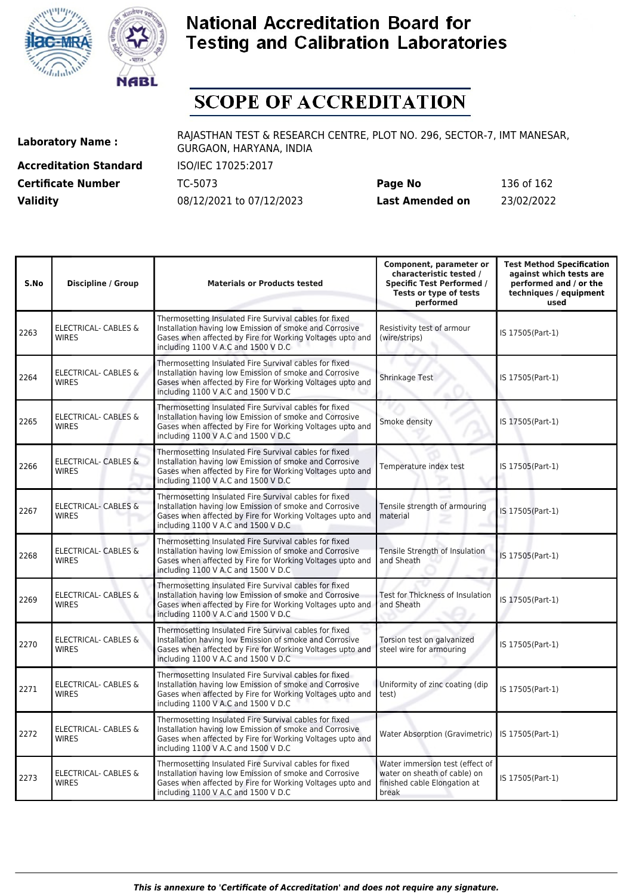# National Accreditation Board for Testing and Calibration Laboratories

## SCOPE OF ACCREDITATION

| | | | |
|---|---|---|---|
| **Laboratory Name :** | RAJASTHAN TEST & RESEARCH CENTRE, PLOT NO. 296, SECTOR-7, IMT MANESAR, GURGAON, HARYANA, INDIA | | |
| **Accreditation Standard** | ISO/IEC 17025:2017 | | |
| **Certificate Number** | TC-5073 | **Page No** | 136 of 162 |
| **Validity** | 08/12/2021 to 07/12/2023 | **Last Amended on** | 23/02/2022 |

| S.No | Discipline / Group | Materials or Products tested | Component, parameter or characteristic tested / Specific Test Performed / Tests or type of tests performed | Test Method Specification against which tests are performed and / or the techniques / equipment used |
|---|---|---|---|---|
| 2263 | ELECTRICAL- CABLES & WIRES | Thermosetting Insulated Fire Survival cables for fixed Installation having low Emission of smoke and Corrosive Gases when affected by Fire for Working Voltages upto and including 1100 V A.C and 1500 V D.C | Resistivity test of armour (wire/strips) | IS 17505(Part-1) |
| 2264 | ELECTRICAL- CABLES & WIRES | Thermosetting Insulated Fire Survival cables for fixed Installation having low Emission of smoke and Corrosive Gases when affected by Fire for Working Voltages upto and including 1100 V A.C and 1500 V D.C | Shrinkage Test | IS 17505(Part-1) |
| 2265 | ELECTRICAL- CABLES & WIRES | Thermosetting Insulated Fire Survival cables for fixed Installation having low Emission of smoke and Corrosive Gases when affected by Fire for Working Voltages upto and including 1100 V A.C and 1500 V D.C | Smoke density | IS 17505(Part-1) |
| 2266 | ELECTRICAL- CABLES & WIRES | Thermosetting Insulated Fire Survival cables for fixed Installation having low Emission of smoke and Corrosive Gases when affected by Fire for Working Voltages upto and including 1100 V A.C and 1500 V D.C | Temperature index test | IS 17505(Part-1) |
| 2267 | ELECTRICAL- CABLES & WIRES | Thermosetting Insulated Fire Survival cables for fixed Installation having low Emission of smoke and Corrosive Gases when affected by Fire for Working Voltages upto and including 1100 V A.C and 1500 V D.C | Tensile strength of armouring material | IS 17505(Part-1) |
| 2268 | ELECTRICAL- CABLES & WIRES | Thermosetting Insulated Fire Survival cables for fixed Installation having low Emission of smoke and Corrosive Gases when affected by Fire for Working Voltages upto and including 1100 V A.C and 1500 V D.C | Tensile Strength of Insulation and Sheath | IS 17505(Part-1) |
| 2269 | ELECTRICAL- CABLES & WIRES | Thermosetting Insulated Fire Survival cables for fixed Installation having low Emission of smoke and Corrosive Gases when affected by Fire for Working Voltages upto and including 1100 V A.C and 1500 V D.C | Test for Thickness of Insulation and Sheath | IS 17505(Part-1) |
| 2270 | ELECTRICAL- CABLES & WIRES | Thermosetting Insulated Fire Survival cables for fixed Installation having low Emission of smoke and Corrosive Gases when affected by Fire for Working Voltages upto and including 1100 V A.C and 1500 V D.C | Torsion test on galvanized steel wire for armouring | IS 17505(Part-1) |
| 2271 | ELECTRICAL- CABLES & WIRES | Thermosetting Insulated Fire Survival cables for fixed Installation having low Emission of smoke and Corrosive Gases when affected by Fire for Working Voltages upto and including 1100 V A.C and 1500 V D.C | Uniformity of zinc coating (dip test) | IS 17505(Part-1) |
| 2272 | ELECTRICAL- CABLES & WIRES | Thermosetting Insulated Fire Survival cables for fixed Installation having low Emission of smoke and Corrosive Gases when affected by Fire for Working Voltages upto and including 1100 V A.C and 1500 V D.C | Water Absorption (Gravimetric) | IS 17505(Part-1) |
| 2273 | ELECTRICAL- CABLES & WIRES | Thermosetting Insulated Fire Survival cables for fixed Installation having low Emission of smoke and Corrosive Gases when affected by Fire for Working Voltages upto and including 1100 V A.C and 1500 V D.C | Water immersion test (effect of water on sheath of cable) on finished cable Elongation at break | IS 17505(Part-1) |

*This is annexure to 'Certificate of Accreditation' and does not require any signature.*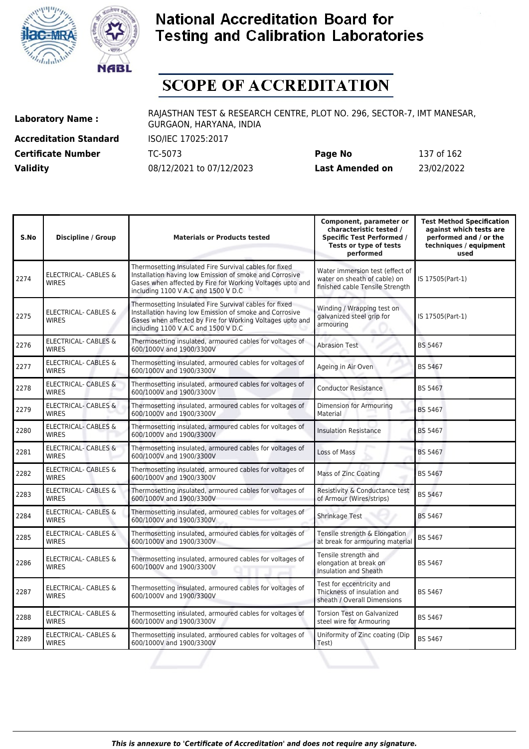# National Accreditation Board for Testing and Calibration Laboratories

# SCOPE OF ACCREDITATION

| | | | |
|---|---|---|---|
| **Laboratory Name :** | RAJASTHAN TEST & RESEARCH CENTRE, PLOT NO. 296, SECTOR-7, IMT MANESAR, GURGAON, HARYANA, INDIA | | |
| **Accreditation Standard** | ISO/IEC 17025:2017 | | |
| **Certificate Number** | TC-5073 | **Page No** | 137 of 162 |
| **Validity** | 08/12/2021 to 07/12/2023 | **Last Amended on** | 23/02/2022 |

| S.No | Discipline / Group | Materials or Products tested | Component, parameter or characteristic tested / Specific Test Performed / Tests or type of tests performed | Test Method Specification against which tests are performed and / or the techniques / equipment used |
|---|---|---|---|---|
| 2274 | ELECTRICAL- CABLES & WIRES | Thermosetting Insulated Fire Survival cables for fixed Installation having low Emission of smoke and Corrosive Gases when affected by Fire for Working Voltages upto and including 1100 V A.C and 1500 V D.C | Water immersion test (effect of water on sheath of cable) on finished cable Tensile Strength | IS 17505(Part-1) |
| 2275 | ELECTRICAL- CABLES & WIRES | Thermosetting Insulated Fire Survival cables for fixed Installation having low Emission of smoke and Corrosive Gases when affected by Fire for Working Voltages upto and including 1100 V A.C and 1500 V D.C | Winding / Wrapping test on galvanized steel grip for armouring | IS 17505(Part-1) |
| 2276 | ELECTRICAL- CABLES & WIRES | Thermosetting insulated, armoured cables for voltages of 600/1000V and 1900/3300V | Abrasion Test | BS 5467 |
| 2277 | ELECTRICAL- CABLES & WIRES | Thermosetting insulated, armoured cables for voltages of 600/1000V and 1900/3300V | Ageing in Air Oven | BS 5467 |
| 2278 | ELECTRICAL- CABLES & WIRES | Thermosetting insulated, armoured cables for voltages of 600/1000V and 1900/3300V | Conductor Resistance | BS 5467 |
| 2279 | ELECTRICAL- CABLES & WIRES | Thermosetting insulated, armoured cables for voltages of 600/1000V and 1900/3300V | Dimension for Armouring Material | BS 5467 |
| 2280 | ELECTRICAL- CABLES & WIRES | Thermosetting insulated, armoured cables for voltages of 600/1000V and 1900/3300V | Insulation Resistance | BS 5467 |
| 2281 | ELECTRICAL- CABLES & WIRES | Thermosetting insulated, armoured cables for voltages of 600/1000V and 1900/3300V | Loss of Mass | BS 5467 |
| 2282 | ELECTRICAL- CABLES & WIRES | Thermosetting insulated, armoured cables for voltages of 600/1000V and 1900/3300V | Mass of Zinc Coating | BS 5467 |
| 2283 | ELECTRICAL- CABLES & WIRES | Thermosetting insulated, armoured cables for voltages of 600/1000V and 1900/3300V | Resistivity & Conductance test of Armour (Wires/strips) | BS 5467 |
| 2284 | ELECTRICAL- CABLES & WIRES | Thermosetting insulated, armoured cables for voltages of 600/1000V and 1900/3300V | Shrinkage Test | BS 5467 |
| 2285 | ELECTRICAL- CABLES & WIRES | Thermosetting insulated, armoured cables for voltages of 600/1000V and 1900/3300V | Tensile strength & Elongation at break for armouring material | BS 5467 |
| 2286 | ELECTRICAL- CABLES & WIRES | Thermosetting insulated, armoured cables for voltages of 600/1000V and 1900/3300V | Tensile strength and elongation at break on Insulation and Sheath | BS 5467 |
| 2287 | ELECTRICAL- CABLES & WIRES | Thermosetting insulated, armoured cables for voltages of 600/1000V and 1900/3300V | Test for eccentricity and Thickness of insulation and sheath / Overall Dimensions | BS 5467 |
| 2288 | ELECTRICAL- CABLES & WIRES | Thermosetting insulated, armoured cables for voltages of 600/1000V and 1900/3300V | Torsion Test on Galvanized steel wire for Armouring | BS 5467 |
| 2289 | ELECTRICAL- CABLES & WIRES | Thermosetting insulated, armoured cables for voltages of 600/1000V and 1900/3300V | Uniformity of Zinc coating (Dip Test) | BS 5467 |

*This is annexure to 'Certificate of Accreditation' and does not require any signature.*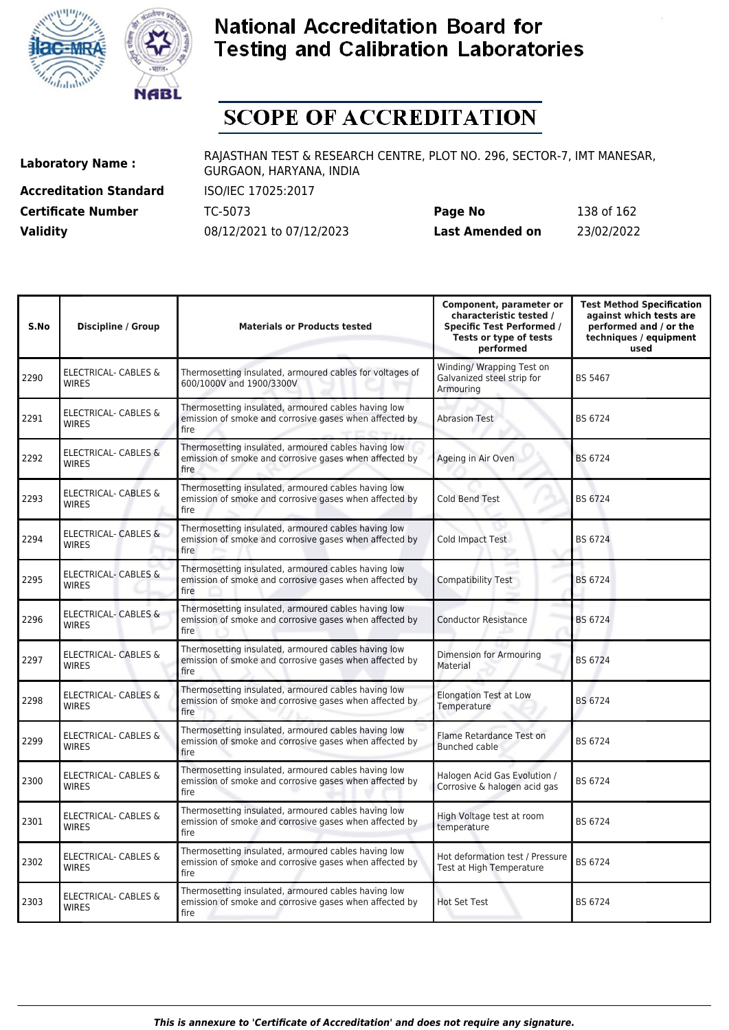# National Accreditation Board for Testing and Calibration Laboratories

# SCOPE OF ACCREDITATION

| | | | |
|---|---|---|---|
| **Laboratory Name :** | RAJASTHAN TEST & RESEARCH CENTRE, PLOT NO. 296, SECTOR-7, IMT MANESAR, GURGAON, HARYANA, INDIA | | |
| **Accreditation Standard** | ISO/IEC 17025:2017 | | |
| **Certificate Number** | TC-5073 | **Page No** | 138 of 162 |
| **Validity** | 08/12/2021 to 07/12/2023 | **Last Amended on** | 23/02/2022 |

| S.No | Discipline / Group | Materials or Products tested | Component, parameter or characteristic tested / Specific Test Performed / Tests or type of tests performed | Test Method Specification against which tests are performed and / or the techniques / equipment used |
|---|---|---|---|---|
| 2290 | ELECTRICAL- CABLES & WIRES | Thermosetting insulated, armoured cables for voltages of 600/1000V and 1900/3300V | Winding/ Wrapping Test on Galvanized steel strip for Armouring | BS 5467 |
| 2291 | ELECTRICAL- CABLES & WIRES | Thermosetting insulated, armoured cables having low emission of smoke and corrosive gases when affected by fire | Abrasion Test | BS 6724 |
| 2292 | ELECTRICAL- CABLES & WIRES | Thermosetting insulated, armoured cables having low emission of smoke and corrosive gases when affected by fire | Ageing in Air Oven | BS 6724 |
| 2293 | ELECTRICAL- CABLES & WIRES | Thermosetting insulated, armoured cables having low emission of smoke and corrosive gases when affected by fire | Cold Bend Test | BS 6724 |
| 2294 | ELECTRICAL- CABLES & WIRES | Thermosetting insulated, armoured cables having low emission of smoke and corrosive gases when affected by fire | Cold Impact Test | BS 6724 |
| 2295 | ELECTRICAL- CABLES & WIRES | Thermosetting insulated, armoured cables having low emission of smoke and corrosive gases when affected by fire | Compatibility Test | BS 6724 |
| 2296 | ELECTRICAL- CABLES & WIRES | Thermosetting insulated, armoured cables having low emission of smoke and corrosive gases when affected by fire | Conductor Resistance | BS 6724 |
| 2297 | ELECTRICAL- CABLES & WIRES | Thermosetting insulated, armoured cables having low emission of smoke and corrosive gases when affected by fire | Dimension for Armouring Material | BS 6724 |
| 2298 | ELECTRICAL- CABLES & WIRES | Thermosetting insulated, armoured cables having low emission of smoke and corrosive gases when affected by fire | Elongation Test at Low Temperature | BS 6724 |
| 2299 | ELECTRICAL- CABLES & WIRES | Thermosetting insulated, armoured cables having low emission of smoke and corrosive gases when affected by fire | Flame Retardance Test on Bunched cable | BS 6724 |
| 2300 | ELECTRICAL- CABLES & WIRES | Thermosetting insulated, armoured cables having low emission of smoke and corrosive gases when affected by fire | Halogen Acid Gas Evolution / Corrosive & halogen acid gas | BS 6724 |
| 2301 | ELECTRICAL- CABLES & WIRES | Thermosetting insulated, armoured cables having low emission of smoke and corrosive gases when affected by fire | High Voltage test at room temperature | BS 6724 |
| 2302 | ELECTRICAL- CABLES & WIRES | Thermosetting insulated, armoured cables having low emission of smoke and corrosive gases when affected by fire | Hot deformation test / Pressure Test at High Temperature | BS 6724 |
| 2303 | ELECTRICAL- CABLES & WIRES | Thermosetting insulated, armoured cables having low emission of smoke and corrosive gases when affected by fire | Hot Set Test | BS 6724 |

*This is annexure to 'Certificate of Accreditation' and does not require any signature.*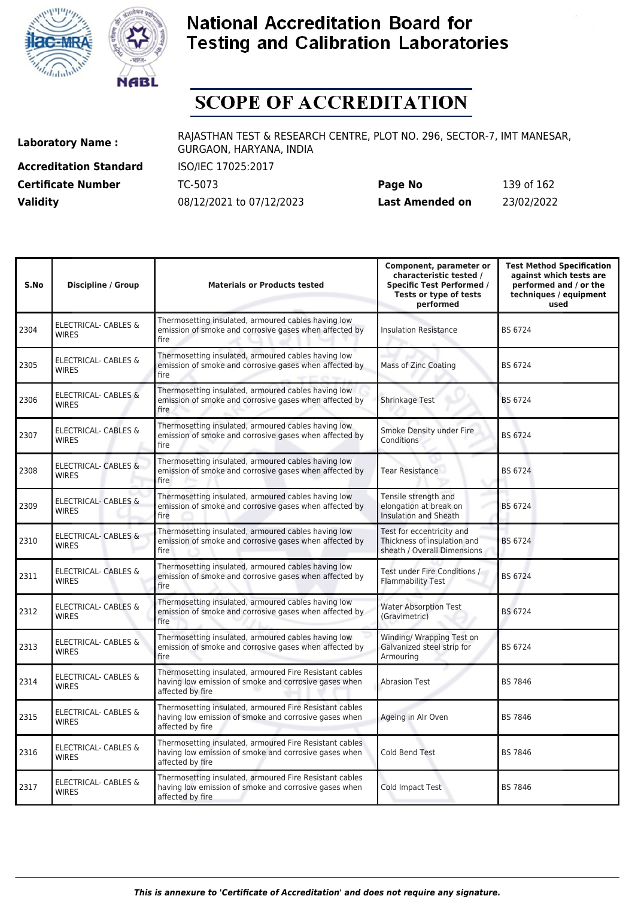# National Accreditation Board for Testing and Calibration Laboratories

# SCOPE OF ACCREDITATION

| | | | |
|---|---|---|---|
| **Laboratory Name :** | RAJASTHAN TEST & RESEARCH CENTRE, PLOT NO. 296, SECTOR-7, IMT MANESAR, GURGAON, HARYANA, INDIA | | |
| **Accreditation Standard** | ISO/IEC 17025:2017 | | |
| **Certificate Number** | TC-5073 | **Page No** | 139 of 162 |
| **Validity** | 08/12/2021 to 07/12/2023 | **Last Amended on** | 23/02/2022 |

| S.No | Discipline / Group | Materials or Products tested | Component, parameter or characteristic tested / Specific Test Performed / Tests or type of tests performed | Test Method Specification against which tests are performed and / or the techniques / equipment used |
|---|---|---|---|---|
| 2304 | ELECTRICAL- CABLES & WIRES | Thermosetting insulated, armoured cables having low emission of smoke and corrosive gases when affected by fire | Insulation Resistance | BS 6724 |
| 2305 | ELECTRICAL- CABLES & WIRES | Thermosetting insulated, armoured cables having low emission of smoke and corrosive gases when affected by fire | Mass of Zinc Coating | BS 6724 |
| 2306 | ELECTRICAL- CABLES & WIRES | Thermosetting insulated, armoured cables having low emission of smoke and corrosive gases when affected by fire | Shrinkage Test | BS 6724 |
| 2307 | ELECTRICAL- CABLES & WIRES | Thermosetting insulated, armoured cables having low emission of smoke and corrosive gases when affected by fire | Smoke Density under Fire Conditions | BS 6724 |
| 2308 | ELECTRICAL- CABLES & WIRES | Thermosetting insulated, armoured cables having low emission of smoke and corrosive gases when affected by fire | Tear Resistance | BS 6724 |
| 2309 | ELECTRICAL- CABLES & WIRES | Thermosetting insulated, armoured cables having low emission of smoke and corrosive gases when affected by fire | Tensile strength and elongation at break on Insulation and Sheath | BS 6724 |
| 2310 | ELECTRICAL- CABLES & WIRES | Thermosetting insulated, armoured cables having low emission of smoke and corrosive gases when affected by fire | Test for eccentricity and Thickness of insulation and sheath / Overall Dimensions | BS 6724 |
| 2311 | ELECTRICAL- CABLES & WIRES | Thermosetting insulated, armoured cables having low emission of smoke and corrosive gases when affected by fire | Test under Fire Conditions / Flammability Test | BS 6724 |
| 2312 | ELECTRICAL- CABLES & WIRES | Thermosetting insulated, armoured cables having low emission of smoke and corrosive gases when affected by fire | Water Absorption Test (Gravimetric) | BS 6724 |
| 2313 | ELECTRICAL- CABLES & WIRES | Thermosetting insulated, armoured cables having low emission of smoke and corrosive gases when affected by fire | Winding/ Wrapping Test on Galvanized steel strip for Armouring | BS 6724 |
| 2314 | ELECTRICAL- CABLES & WIRES | Thermosetting insulated, armoured Fire Resistant cables having low emission of smoke and corrosive gases when affected by fire | Abrasion Test | BS 7846 |
| 2315 | ELECTRICAL- CABLES & WIRES | Thermosetting insulated, armoured Fire Resistant cables having low emission of smoke and corrosive gases when affected by fire | Ageing in AIr Oven | BS 7846 |
| 2316 | ELECTRICAL- CABLES & WIRES | Thermosetting insulated, armoured Fire Resistant cables having low emission of smoke and corrosive gases when affected by fire | Cold Bend Test | BS 7846 |
| 2317 | ELECTRICAL- CABLES & WIRES | Thermosetting insulated, armoured Fire Resistant cables having low emission of smoke and corrosive gases when affected by fire | Cold Impact Test | BS 7846 |

*This is annexure to 'Certificate of Accreditation' and does not require any signature.*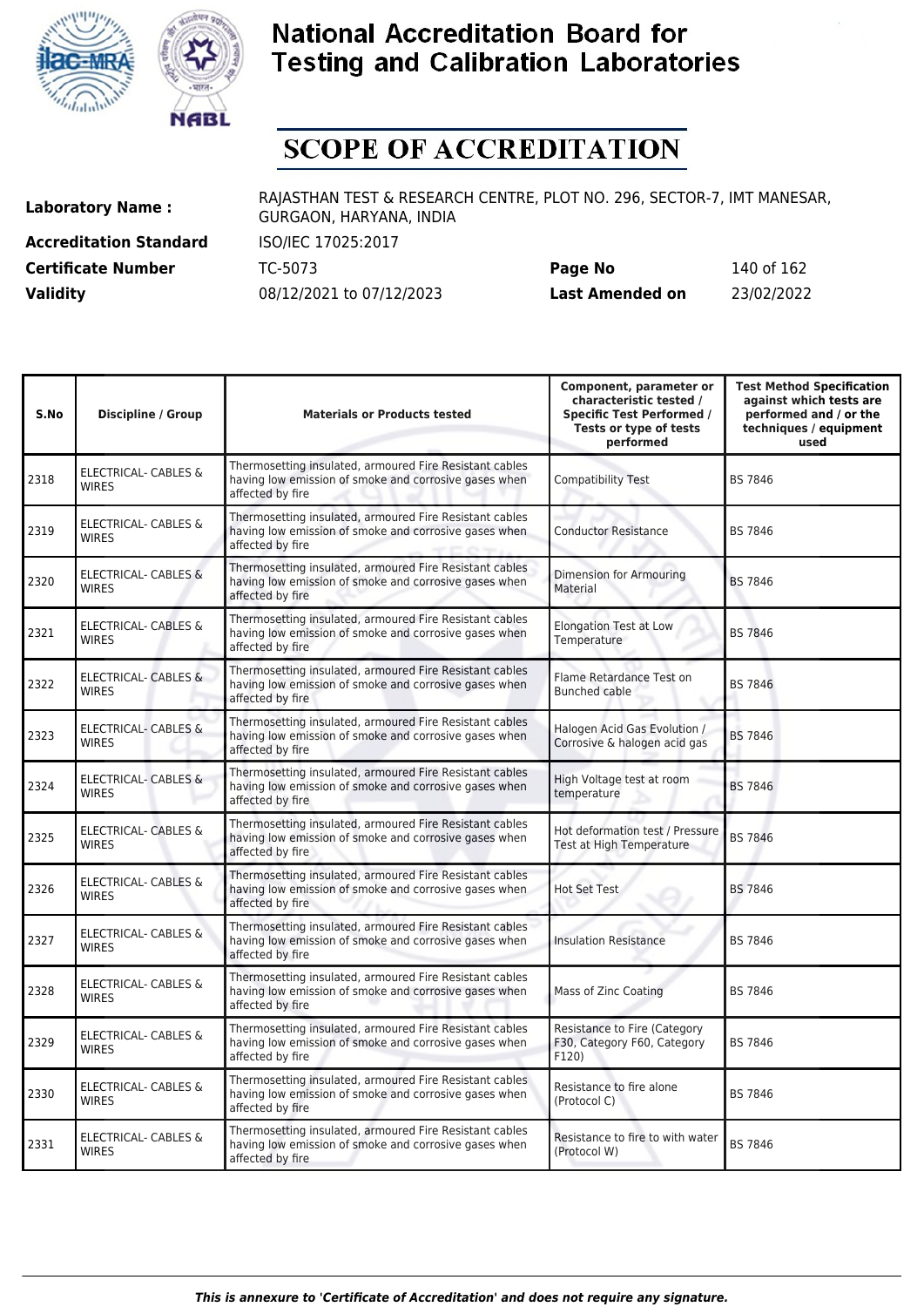# National Accreditation Board for Testing and Calibration Laboratories

# SCOPE OF ACCREDITATION

**Laboratory Name :** RAJASTHAN TEST & RESEARCH CENTRE, PLOT NO. 296, SECTOR-7, IMT MANESAR, GURGAON, HARYANA, INDIA

**Accreditation Standard** ISO/IEC 17025:2017

**Certificate Number** TC-5073 **Page No** 140 of 162

**Validity** 08/12/2021 to 07/12/2023 **Last Amended on** 23/02/2022

| S.No | Discipline / Group | Materials or Products tested | Component, parameter or characteristic tested / Specific Test Performed / Tests or type of tests performed | Test Method Specification against which tests are performed and / or the techniques / equipment used |
|---|---|---|---|---|
| 2318 | ELECTRICAL- CABLES & WIRES | Thermosetting insulated, armoured Fire Resistant cables having low emission of smoke and corrosive gases when affected by fire | Compatibility Test | BS 7846 |
| 2319 | ELECTRICAL- CABLES & WIRES | Thermosetting insulated, armoured Fire Resistant cables having low emission of smoke and corrosive gases when affected by fire | Conductor Resistance | BS 7846 |
| 2320 | ELECTRICAL- CABLES & WIRES | Thermosetting insulated, armoured Fire Resistant cables having low emission of smoke and corrosive gases when affected by fire | Dimension for Armouring Material | BS 7846 |
| 2321 | ELECTRICAL- CABLES & WIRES | Thermosetting insulated, armoured Fire Resistant cables having low emission of smoke and corrosive gases when affected by fire | Elongation Test at Low Temperature | BS 7846 |
| 2322 | ELECTRICAL- CABLES & WIRES | Thermosetting insulated, armoured Fire Resistant cables having low emission of smoke and corrosive gases when affected by fire | Flame Retardance Test on Bunched cable | BS 7846 |
| 2323 | ELECTRICAL- CABLES & WIRES | Thermosetting insulated, armoured Fire Resistant cables having low emission of smoke and corrosive gases when affected by fire | Halogen Acid Gas Evolution / Corrosive & halogen acid gas | BS 7846 |
| 2324 | ELECTRICAL- CABLES & WIRES | Thermosetting insulated, armoured Fire Resistant cables having low emission of smoke and corrosive gases when affected by fire | High Voltage test at room temperature | BS 7846 |
| 2325 | ELECTRICAL- CABLES & WIRES | Thermosetting insulated, armoured Fire Resistant cables having low emission of smoke and corrosive gases when affected by fire | Hot deformation test / Pressure Test at High Temperature | BS 7846 |
| 2326 | ELECTRICAL- CABLES & WIRES | Thermosetting insulated, armoured Fire Resistant cables having low emission of smoke and corrosive gases when affected by fire | Hot Set Test | BS 7846 |
| 2327 | ELECTRICAL- CABLES & WIRES | Thermosetting insulated, armoured Fire Resistant cables having low emission of smoke and corrosive gases when affected by fire | Insulation Resistance | BS 7846 |
| 2328 | ELECTRICAL- CABLES & WIRES | Thermosetting insulated, armoured Fire Resistant cables having low emission of smoke and corrosive gases when affected by fire | Mass of Zinc Coating | BS 7846 |
| 2329 | ELECTRICAL- CABLES & WIRES | Thermosetting insulated, armoured Fire Resistant cables having low emission of smoke and corrosive gases when affected by fire | Resistance to Fire (Category F30, Category F60, Category F120) | BS 7846 |
| 2330 | ELECTRICAL- CABLES & WIRES | Thermosetting insulated, armoured Fire Resistant cables having low emission of smoke and corrosive gases when affected by fire | Resistance to fire alone (Protocol C) | BS 7846 |
| 2331 | ELECTRICAL- CABLES & WIRES | Thermosetting insulated, armoured Fire Resistant cables having low emission of smoke and corrosive gases when affected by fire | Resistance to fire to with water (Protocol W) | BS 7846 |

*This is annexure to 'Certificate of Accreditation' and does not require any signature.*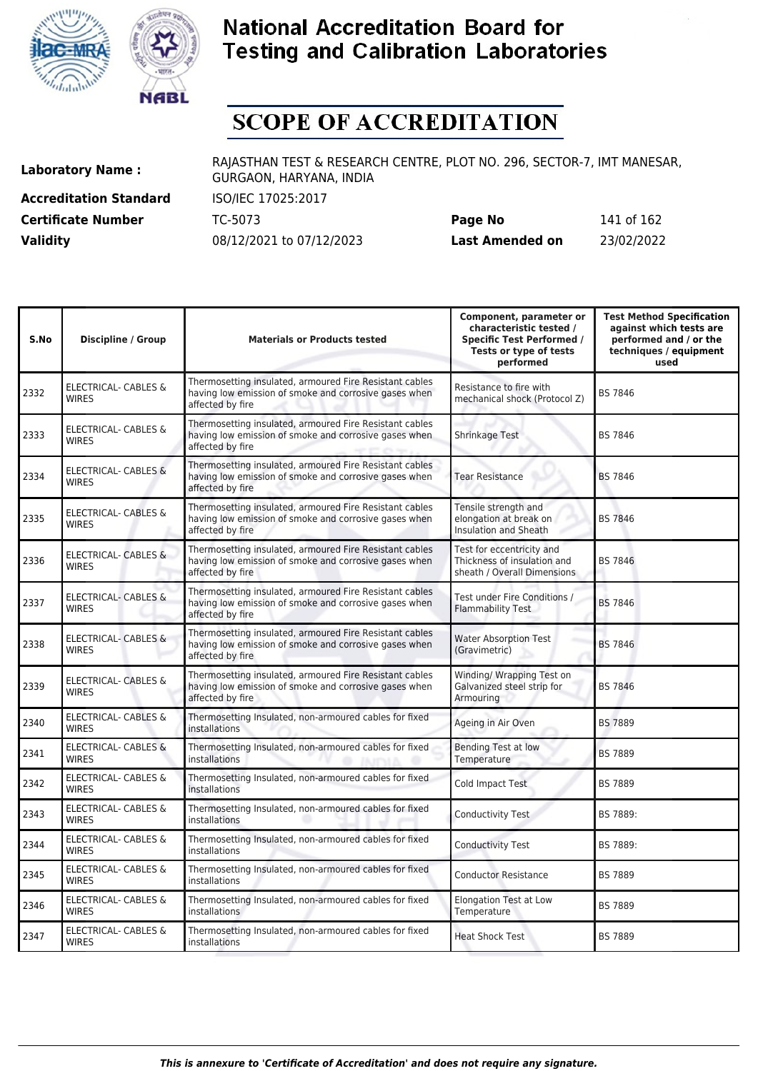# National Accreditation Board for Testing and Calibration Laboratories

# SCOPE OF ACCREDITATION

**Laboratory Name :** RAJASTHAN TEST & RESEARCH CENTRE, PLOT NO. 296, SECTOR-7, IMT MANESAR, GURGAON, HARYANA, INDIA

**Accreditation Standard** ISO/IEC 17025:2017

**Certificate Number** TC-5073 **Page No** 141 of 162

**Validity** 08/12/2021 to 07/12/2023 **Last Amended on** 23/02/2022

| S.No | Discipline / Group | Materials or Products tested | Component, parameter or characteristic tested / Specific Test Performed / Tests or type of tests performed | Test Method Specification against which tests are performed and / or the techniques / equipment used |
|---|---|---|---|---|
| 2332 | ELECTRICAL- CABLES & WIRES | Thermosetting insulated, armoured Fire Resistant cables having low emission of smoke and corrosive gases when affected by fire | Resistance to fire with mechanical shock (Protocol Z) | BS 7846 |
| 2333 | ELECTRICAL- CABLES & WIRES | Thermosetting insulated, armoured Fire Resistant cables having low emission of smoke and corrosive gases when affected by fire | Shrinkage Test | BS 7846 |
| 2334 | ELECTRICAL- CABLES & WIRES | Thermosetting insulated, armoured Fire Resistant cables having low emission of smoke and corrosive gases when affected by fire | Tear Resistance | BS 7846 |
| 2335 | ELECTRICAL- CABLES & WIRES | Thermosetting insulated, armoured Fire Resistant cables having low emission of smoke and corrosive gases when affected by fire | Tensile strength and elongation at break on Insulation and Sheath | BS 7846 |
| 2336 | ELECTRICAL- CABLES & WIRES | Thermosetting insulated, armoured Fire Resistant cables having low emission of smoke and corrosive gases when affected by fire | Test for eccentricity and Thickness of insulation and sheath / Overall Dimensions | BS 7846 |
| 2337 | ELECTRICAL- CABLES & WIRES | Thermosetting insulated, armoured Fire Resistant cables having low emission of smoke and corrosive gases when affected by fire | Test under Fire Conditions / Flammability Test | BS 7846 |
| 2338 | ELECTRICAL- CABLES & WIRES | Thermosetting insulated, armoured Fire Resistant cables having low emission of smoke and corrosive gases when affected by fire | Water Absorption Test (Gravimetric) | BS 7846 |
| 2339 | ELECTRICAL- CABLES & WIRES | Thermosetting insulated, armoured Fire Resistant cables having low emission of smoke and corrosive gases when affected by fire | Winding/ Wrapping Test on Galvanized steel strip for Armouring | BS 7846 |
| 2340 | ELECTRICAL- CABLES & WIRES | Thermosetting Insulated, non-armoured cables for fixed installations | Ageing in Air Oven | BS 7889 |
| 2341 | ELECTRICAL- CABLES & WIRES | Thermosetting Insulated, non-armoured cables for fixed installations | Bending Test at low Temperature | BS 7889 |
| 2342 | ELECTRICAL- CABLES & WIRES | Thermosetting Insulated, non-armoured cables for fixed installations | Cold Impact Test | BS 7889 |
| 2343 | ELECTRICAL- CABLES & WIRES | Thermosetting Insulated, non-armoured cables for fixed installations | Conductivity Test | BS 7889: |
| 2344 | ELECTRICAL- CABLES & WIRES | Thermosetting Insulated, non-armoured cables for fixed installations | Conductivity Test | BS 7889: |
| 2345 | ELECTRICAL- CABLES & WIRES | Thermosetting Insulated, non-armoured cables for fixed installations | Conductor Resistance | BS 7889 |
| 2346 | ELECTRICAL- CABLES & WIRES | Thermosetting Insulated, non-armoured cables for fixed installations | Elongation Test at Low Temperature | BS 7889 |
| 2347 | ELECTRICAL- CABLES & WIRES | Thermosetting Insulated, non-armoured cables for fixed installations | Heat Shock Test | BS 7889 |

*This is annexure to 'Certificate of Accreditation' and does not require any signature.*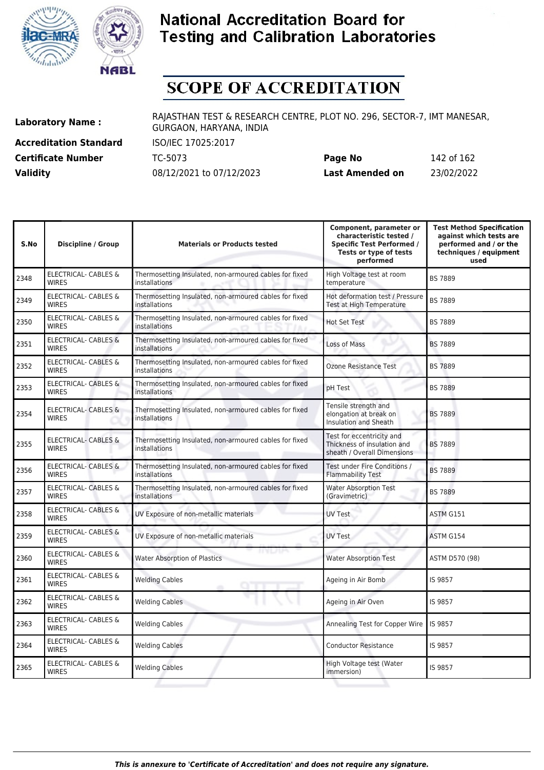# National Accreditation Board for Testing and Calibration Laboratories

# SCOPE OF ACCREDITATION

| | | | |
|---|---|---|---|
| **Laboratory Name :** | RAJASTHAN TEST & RESEARCH CENTRE, PLOT NO. 296, SECTOR-7, IMT MANESAR, GURGAON, HARYANA, INDIA | | |
| **Accreditation Standard** | ISO/IEC 17025:2017 | | |
| **Certificate Number** | TC-5073 | **Page No** | 142 of 162 |
| **Validity** | 08/12/2021 to 07/12/2023 | **Last Amended on** | 23/02/2022 |

| S.No | Discipline / Group | Materials or Products tested | Component, parameter or characteristic tested / Specific Test Performed / Tests or type of tests performed | Test Method Specification against which tests are performed and / or the techniques / equipment used |
|---|---|---|---|---|
| 2348 | ELECTRICAL- CABLES & WIRES | Thermosetting Insulated, non-armoured cables for fixed installations | High Voltage test at room temperature | BS 7889 |
| 2349 | ELECTRICAL- CABLES & WIRES | Thermosetting Insulated, non-armoured cables for fixed installations | Hot deformation test / Pressure Test at High Temperature | BS 7889 |
| 2350 | ELECTRICAL- CABLES & WIRES | Thermosetting Insulated, non-armoured cables for fixed installations | Hot Set Test | BS 7889 |
| 2351 | ELECTRICAL- CABLES & WIRES | Thermosetting Insulated, non-armoured cables for fixed installations | Loss of Mass | BS 7889 |
| 2352 | ELECTRICAL- CABLES & WIRES | Thermosetting Insulated, non-armoured cables for fixed installations | Ozone Resistance Test | BS 7889 |
| 2353 | ELECTRICAL- CABLES & WIRES | Thermosetting Insulated, non-armoured cables for fixed installations | pH Test | BS 7889 |
| 2354 | ELECTRICAL- CABLES & WIRES | Thermosetting Insulated, non-armoured cables for fixed installations | Tensile strength and elongation at break on Insulation and Sheath | BS 7889 |
| 2355 | ELECTRICAL- CABLES & WIRES | Thermosetting Insulated, non-armoured cables for fixed installations | Test for eccentricity and Thickness of insulation and sheath / Overall Dimensions | BS 7889 |
| 2356 | ELECTRICAL- CABLES & WIRES | Thermosetting Insulated, non-armoured cables for fixed installations | Test under Fire Conditions / Flammability Test | BS 7889 |
| 2357 | ELECTRICAL- CABLES & WIRES | Thermosetting Insulated, non-armoured cables for fixed installations | Water Absorption Test (Gravimetric) | BS 7889 |
| 2358 | ELECTRICAL- CABLES & WIRES | UV Exposure of non-metallic materials | UV Test | ASTM G151 |
| 2359 | ELECTRICAL- CABLES & WIRES | UV Exposure of non-metallic materials | UV Test | ASTM G154 |
| 2360 | ELECTRICAL- CABLES & WIRES | Water Absorption of Plastics | Water Absorption Test | ASTM D570 (98) |
| 2361 | ELECTRICAL- CABLES & WIRES | Welding Cables | Ageing in Air Bomb | IS 9857 |
| 2362 | ELECTRICAL- CABLES & WIRES | Welding Cables | Ageing in Air Oven | IS 9857 |
| 2363 | ELECTRICAL- CABLES & WIRES | Welding Cables | Annealing Test for Copper Wire | IS 9857 |
| 2364 | ELECTRICAL- CABLES & WIRES | Welding Cables | Conductor Resistance | IS 9857 |
| 2365 | ELECTRICAL- CABLES & WIRES | Welding Cables | High Voltage test (Water immersion) | IS 9857 |

*This is annexure to 'Certificate of Accreditation' and does not require any signature.*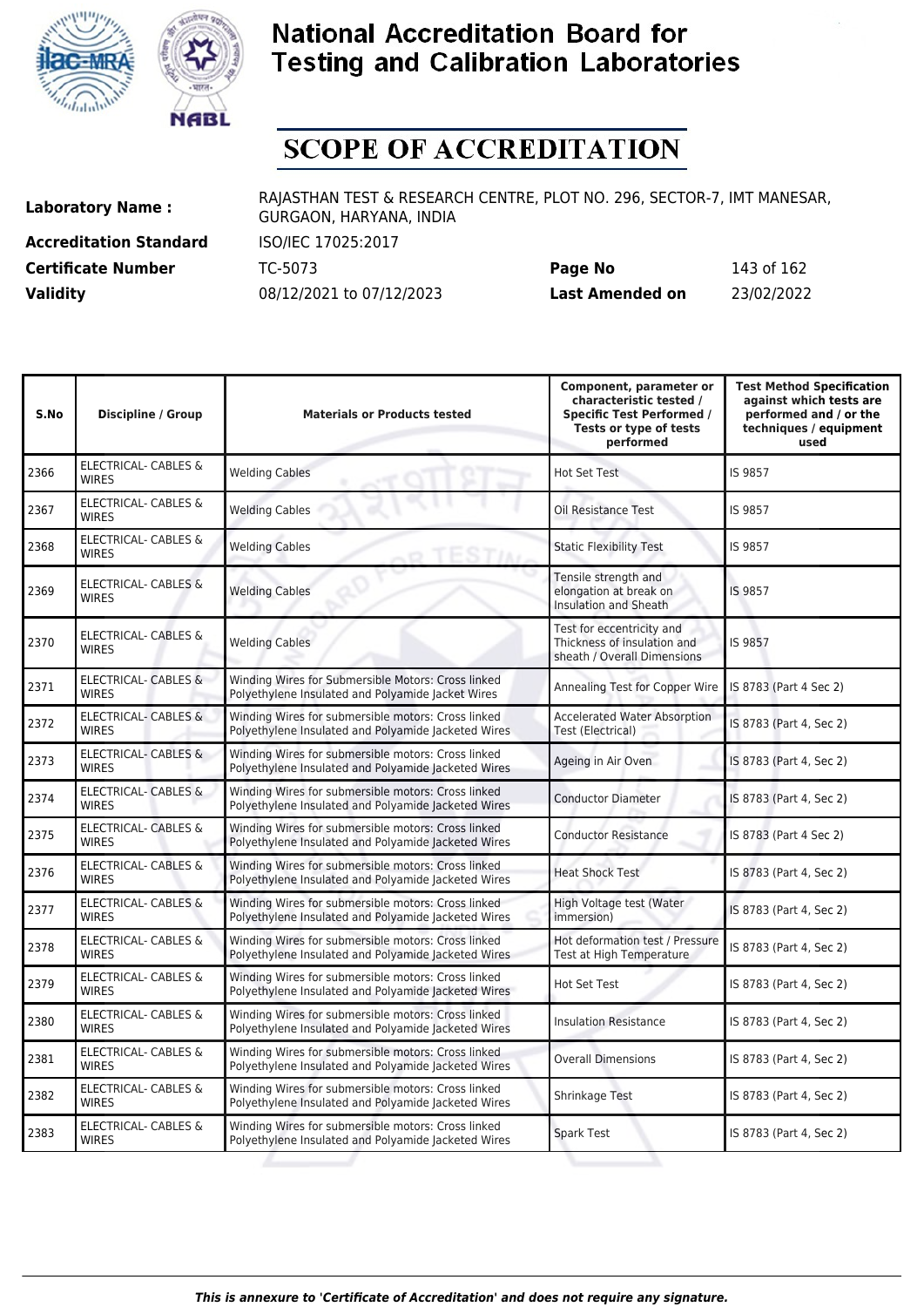# National Accreditation Board for Testing and Calibration Laboratories

# SCOPE OF ACCREDITATION

**Laboratory Name :** RAJASTHAN TEST & RESEARCH CENTRE, PLOT NO. 296, SECTOR-7, IMT MANESAR, GURGAON, HARYANA, INDIA

**Accreditation Standard** ISO/IEC 17025:2017

**Certificate Number** TC-5073 **Page No** 143 of 162

**Validity** 08/12/2021 to 07/12/2023 **Last Amended on** 23/02/2022

| S.No | Discipline / Group | Materials or Products tested | Component, parameter or characteristic tested / Specific Test Performed / Tests or type of tests performed | Test Method Specification against which tests are performed and / or the techniques / equipment used |
|---|---|---|---|---|
| 2366 | ELECTRICAL- CABLES & WIRES | Welding Cables | Hot Set Test | IS 9857 |
| 2367 | ELECTRICAL- CABLES & WIRES | Welding Cables | Oil Resistance Test | IS 9857 |
| 2368 | ELECTRICAL- CABLES & WIRES | Welding Cables | Static Flexibility Test | IS 9857 |
| 2369 | ELECTRICAL- CABLES & WIRES | Welding Cables | Tensile strength and elongation at break on Insulation and Sheath | IS 9857 |
| 2370 | ELECTRICAL- CABLES & WIRES | Welding Cables | Test for eccentricity and Thickness of insulation and sheath / Overall Dimensions | IS 9857 |
| 2371 | ELECTRICAL- CABLES & WIRES | Winding Wires for Submersible Motors: Cross linked Polyethylene Insulated and Polyamide Jacket Wires | Annealing Test for Copper Wire | IS 8783 (Part 4 Sec 2) |
| 2372 | ELECTRICAL- CABLES & WIRES | Winding Wires for submersible motors: Cross linked Polyethylene Insulated and Polyamide Jacketed Wires | Accelerated Water Absorption Test (Electrical) | IS 8783 (Part 4, Sec 2) |
| 2373 | ELECTRICAL- CABLES & WIRES | Winding Wires for submersible motors: Cross linked Polyethylene Insulated and Polyamide Jacketed Wires | Ageing in Air Oven | IS 8783 (Part 4, Sec 2) |
| 2374 | ELECTRICAL- CABLES & WIRES | Winding Wires for submersible motors: Cross linked Polyethylene Insulated and Polyamide Jacketed Wires | Conductor Diameter | IS 8783 (Part 4, Sec 2) |
| 2375 | ELECTRICAL- CABLES & WIRES | Winding Wires for submersible motors: Cross linked Polyethylene Insulated and Polyamide Jacketed Wires | Conductor Resistance | IS 8783 (Part 4 Sec 2) |
| 2376 | ELECTRICAL- CABLES & WIRES | Winding Wires for submersible motors: Cross linked Polyethylene Insulated and Polyamide Jacketed Wires | Heat Shock Test | IS 8783 (Part 4, Sec 2) |
| 2377 | ELECTRICAL- CABLES & WIRES | Winding Wires for submersible motors: Cross linked Polyethylene Insulated and Polyamide Jacketed Wires | High Voltage test (Water immersion) | IS 8783 (Part 4, Sec 2) |
| 2378 | ELECTRICAL- CABLES & WIRES | Winding Wires for submersible motors: Cross linked Polyethylene Insulated and Polyamide Jacketed Wires | Hot deformation test / Pressure Test at High Temperature | IS 8783 (Part 4, Sec 2) |
| 2379 | ELECTRICAL- CABLES & WIRES | Winding Wires for submersible motors: Cross linked Polyethylene Insulated and Polyamide Jacketed Wires | Hot Set Test | IS 8783 (Part 4, Sec 2) |
| 2380 | ELECTRICAL- CABLES & WIRES | Winding Wires for submersible motors: Cross linked Polyethylene Insulated and Polyamide Jacketed Wires | Insulation Resistance | IS 8783 (Part 4, Sec 2) |
| 2381 | ELECTRICAL- CABLES & WIRES | Winding Wires for submersible motors: Cross linked Polyethylene Insulated and Polyamide Jacketed Wires | Overall Dimensions | IS 8783 (Part 4, Sec 2) |
| 2382 | ELECTRICAL- CABLES & WIRES | Winding Wires for submersible motors: Cross linked Polyethylene Insulated and Polyamide Jacketed Wires | Shrinkage Test | IS 8783 (Part 4, Sec 2) |
| 2383 | ELECTRICAL- CABLES & WIRES | Winding Wires for submersible motors: Cross linked Polyethylene Insulated and Polyamide Jacketed Wires | Spark Test | IS 8783 (Part 4, Sec 2) |

*This is annexure to 'Certificate of Accreditation' and does not require any signature.*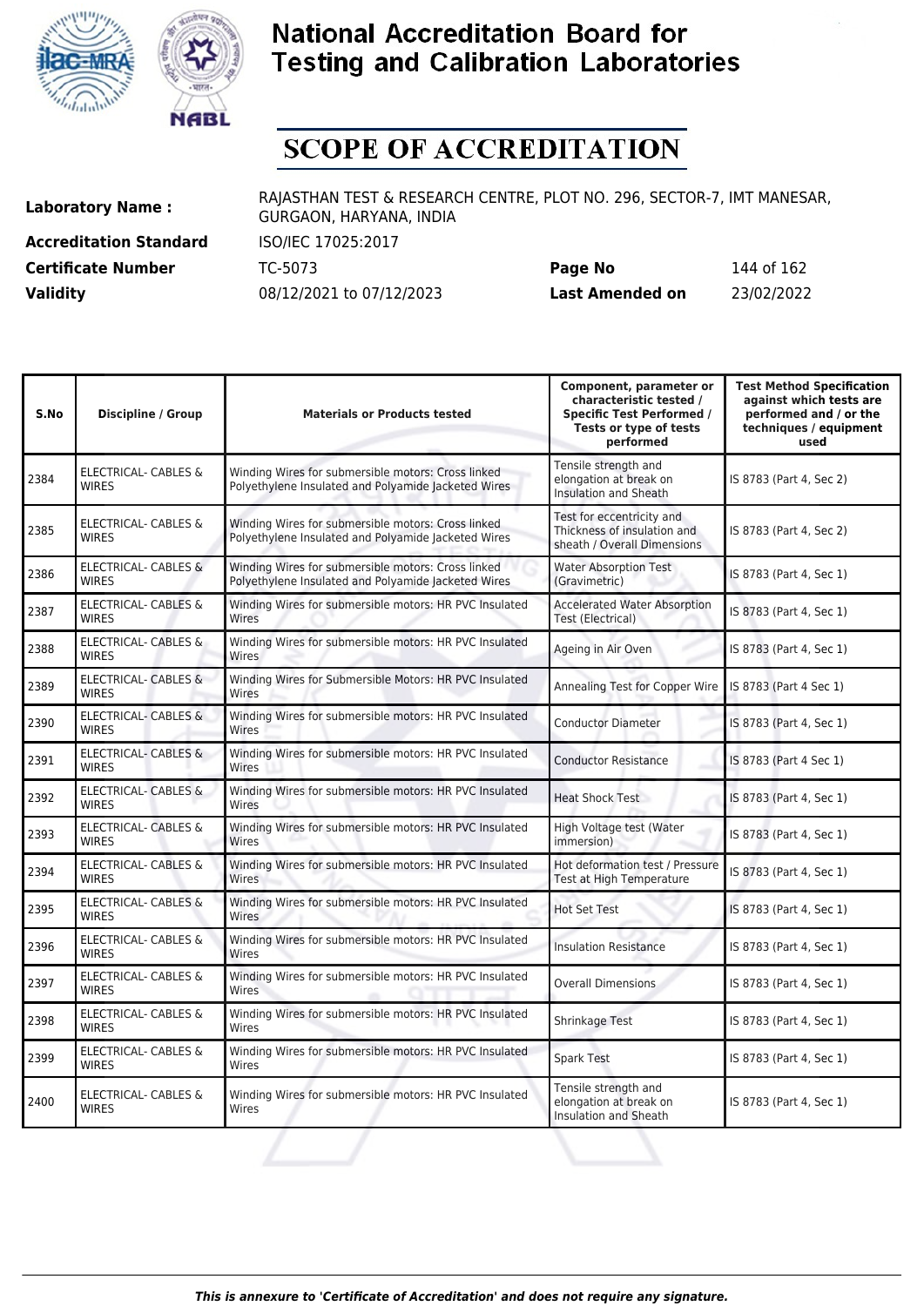# National Accreditation Board for Testing and Calibration Laboratories

# SCOPE OF ACCREDITATION

| | | | |
|---|---|---|---|
| **Laboratory Name :** | RAJASTHAN TEST & RESEARCH CENTRE, PLOT NO. 296, SECTOR-7, IMT MANESAR, GURGAON, HARYANA, INDIA | | |
| **Accreditation Standard** | ISO/IEC 17025:2017 | | |
| **Certificate Number** | TC-5073 | **Page No** | 144 of 162 |
| **Validity** | 08/12/2021 to 07/12/2023 | **Last Amended on** | 23/02/2022 |

| S.No | Discipline / Group | Materials or Products tested | Component, parameter or characteristic tested / Specific Test Performed / Tests or type of tests performed | Test Method Specification against which tests are performed and / or the techniques / equipment used |
|---|---|---|---|---|
| 2384 | ELECTRICAL- CABLES & WIRES | Winding Wires for submersible motors: Cross linked Polyethylene Insulated and Polyamide Jacketed Wires | Tensile strength and elongation at break on Insulation and Sheath | IS 8783 (Part 4, Sec 2) |
| 2385 | ELECTRICAL- CABLES & WIRES | Winding Wires for submersible motors: Cross linked Polyethylene Insulated and Polyamide Jacketed Wires | Test for eccentricity and Thickness of insulation and sheath / Overall Dimensions | IS 8783 (Part 4, Sec 2) |
| 2386 | ELECTRICAL- CABLES & WIRES | Winding Wires for submersible motors: Cross linked Polyethylene Insulated and Polyamide Jacketed Wires | Water Absorption Test (Gravimetric) | IS 8783 (Part 4, Sec 1) |
| 2387 | ELECTRICAL- CABLES & WIRES | Winding Wires for submersible motors: HR PVC Insulated Wires | Accelerated Water Absorption Test (Electrical) | IS 8783 (Part 4, Sec 1) |
| 2388 | ELECTRICAL- CABLES & WIRES | Winding Wires for submersible motors: HR PVC Insulated Wires | Ageing in Air Oven | IS 8783 (Part 4, Sec 1) |
| 2389 | ELECTRICAL- CABLES & WIRES | Winding Wires for Submersible Motors: HR PVC Insulated Wires | Annealing Test for Copper Wire | IS 8783 (Part 4 Sec 1) |
| 2390 | ELECTRICAL- CABLES & WIRES | Winding Wires for submersible motors: HR PVC Insulated Wires | Conductor Diameter | IS 8783 (Part 4, Sec 1) |
| 2391 | ELECTRICAL- CABLES & WIRES | Winding Wires for submersible motors: HR PVC Insulated Wires | Conductor Resistance | IS 8783 (Part 4 Sec 1) |
| 2392 | ELECTRICAL- CABLES & WIRES | Winding Wires for submersible motors: HR PVC Insulated Wires | Heat Shock Test | IS 8783 (Part 4, Sec 1) |
| 2393 | ELECTRICAL- CABLES & WIRES | Winding Wires for submersible motors: HR PVC Insulated Wires | High Voltage test (Water immersion) | IS 8783 (Part 4, Sec 1) |
| 2394 | ELECTRICAL- CABLES & WIRES | Winding Wires for submersible motors: HR PVC Insulated Wires | Hot deformation test / Pressure Test at High Temperature | IS 8783 (Part 4, Sec 1) |
| 2395 | ELECTRICAL- CABLES & WIRES | Winding Wires for submersible motors: HR PVC Insulated Wires | Hot Set Test | IS 8783 (Part 4, Sec 1) |
| 2396 | ELECTRICAL- CABLES & WIRES | Winding Wires for submersible motors: HR PVC Insulated Wires | Insulation Resistance | IS 8783 (Part 4, Sec 1) |
| 2397 | ELECTRICAL- CABLES & WIRES | Winding Wires for submersible motors: HR PVC Insulated Wires | Overall Dimensions | IS 8783 (Part 4, Sec 1) |
| 2398 | ELECTRICAL- CABLES & WIRES | Winding Wires for submersible motors: HR PVC Insulated Wires | Shrinkage Test | IS 8783 (Part 4, Sec 1) |
| 2399 | ELECTRICAL- CABLES & WIRES | Winding Wires for submersible motors: HR PVC Insulated Wires | Spark Test | IS 8783 (Part 4, Sec 1) |
| 2400 | ELECTRICAL- CABLES & WIRES | Winding Wires for submersible motors: HR PVC Insulated Wires | Tensile strength and elongation at break on Insulation and Sheath | IS 8783 (Part 4, Sec 1) |

*This is annexure to 'Certificate of Accreditation' and does not require any signature.*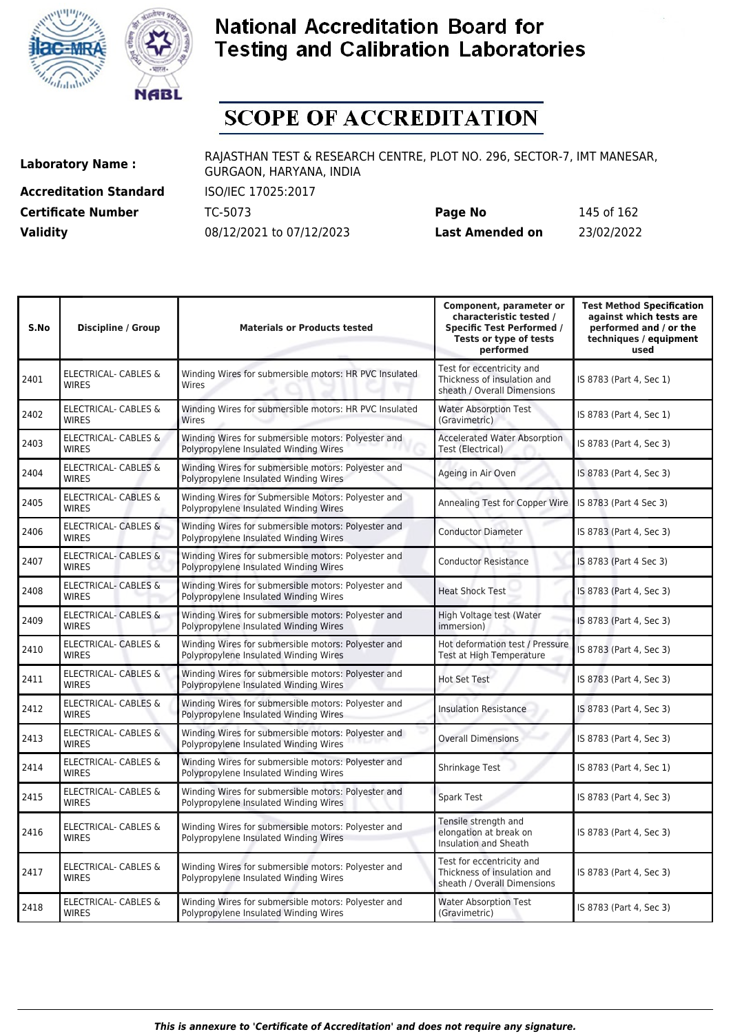# National Accreditation Board for Testing and Calibration Laboratories

# SCOPE OF ACCREDITATION

| | | | |
|---|---|---|---|
| **Laboratory Name :** | RAJASTHAN TEST & RESEARCH CENTRE, PLOT NO. 296, SECTOR-7, IMT MANESAR, GURGAON, HARYANA, INDIA | | |
| **Accreditation Standard** | ISO/IEC 17025:2017 | | |
| **Certificate Number** | TC-5073 | **Page No** | 145 of 162 |
| **Validity** | 08/12/2021 to 07/12/2023 | **Last Amended on** | 23/02/2022 |

| S.No | Discipline / Group | Materials or Products tested | Component, parameter or characteristic tested / Specific Test Performed / Tests or type of tests performed | Test Method Specification against which tests are performed and / or the techniques / equipment used |
|---|---|---|---|---|
| 2401 | ELECTRICAL- CABLES & WIRES | Winding Wires for submersible motors: HR PVC Insulated Wires | Test for eccentricity and Thickness of insulation and sheath / Overall Dimensions | IS 8783 (Part 4, Sec 1) |
| 2402 | ELECTRICAL- CABLES & WIRES | Winding Wires for submersible motors: HR PVC Insulated Wires | Water Absorption Test (Gravimetric) | IS 8783 (Part 4, Sec 1) |
| 2403 | ELECTRICAL- CABLES & WIRES | Winding Wires for submersible motors: Polyester and Polypropylene Insulated Winding Wires | Accelerated Water Absorption Test (Electrical) | IS 8783 (Part 4, Sec 3) |
| 2404 | ELECTRICAL- CABLES & WIRES | Winding Wires for submersible motors: Polyester and Polypropylene Insulated Winding Wires | Ageing in Air Oven | IS 8783 (Part 4, Sec 3) |
| 2405 | ELECTRICAL- CABLES & WIRES | Winding Wires for Submersible Motors: Polyester and Polypropylene Insulated Winding Wires | Annealing Test for Copper Wire | IS 8783 (Part 4 Sec 3) |
| 2406 | ELECTRICAL- CABLES & WIRES | Winding Wires for submersible motors: Polyester and Polypropylene Insulated Winding Wires | Conductor Diameter | IS 8783 (Part 4, Sec 3) |
| 2407 | ELECTRICAL- CABLES & WIRES | Winding Wires for submersible motors: Polyester and Polypropylene Insulated Winding Wires | Conductor Resistance | IS 8783 (Part 4 Sec 3) |
| 2408 | ELECTRICAL- CABLES & WIRES | Winding Wires for submersible motors: Polyester and Polypropylene Insulated Winding Wires | Heat Shock Test | IS 8783 (Part 4, Sec 3) |
| 2409 | ELECTRICAL- CABLES & WIRES | Winding Wires for submersible motors: Polyester and Polypropylene Insulated Winding Wires | High Voltage test (Water immersion) | IS 8783 (Part 4, Sec 3) |
| 2410 | ELECTRICAL- CABLES & WIRES | Winding Wires for submersible motors: Polyester and Polypropylene Insulated Winding Wires | Hot deformation test / Pressure Test at High Temperature | IS 8783 (Part 4, Sec 3) |
| 2411 | ELECTRICAL- CABLES & WIRES | Winding Wires for submersible motors: Polyester and Polypropylene Insulated Winding Wires | Hot Set Test | IS 8783 (Part 4, Sec 3) |
| 2412 | ELECTRICAL- CABLES & WIRES | Winding Wires for submersible motors: Polyester and Polypropylene Insulated Winding Wires | Insulation Resistance | IS 8783 (Part 4, Sec 3) |
| 2413 | ELECTRICAL- CABLES & WIRES | Winding Wires for submersible motors: Polyester and Polypropylene Insulated Winding Wires | Overall Dimensions | IS 8783 (Part 4, Sec 3) |
| 2414 | ELECTRICAL- CABLES & WIRES | Winding Wires for submersible motors: Polyester and Polypropylene Insulated Winding Wires | Shrinkage Test | IS 8783 (Part 4, Sec 1) |
| 2415 | ELECTRICAL- CABLES & WIRES | Winding Wires for submersible motors: Polyester and Polypropylene Insulated Winding Wires | Spark Test | IS 8783 (Part 4, Sec 3) |
| 2416 | ELECTRICAL- CABLES & WIRES | Winding Wires for submersible motors: Polyester and Polypropylene Insulated Winding Wires | Tensile strength and elongation at break on Insulation and Sheath | IS 8783 (Part 4, Sec 3) |
| 2417 | ELECTRICAL- CABLES & WIRES | Winding Wires for submersible motors: Polyester and Polypropylene Insulated Winding Wires | Test for eccentricity and Thickness of insulation and sheath / Overall Dimensions | IS 8783 (Part 4, Sec 3) |
| 2418 | ELECTRICAL- CABLES & WIRES | Winding Wires for submersible motors: Polyester and Polypropylene Insulated Winding Wires | Water Absorption Test (Gravimetric) | IS 8783 (Part 4, Sec 3) |

*This is annexure to 'Certificate of Accreditation' and does not require any signature.*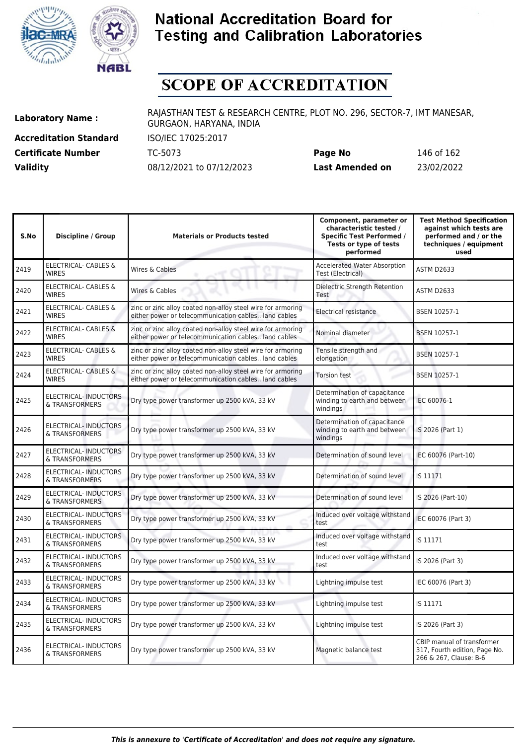# National Accreditation Board for Testing and Calibration Laboratories

# SCOPE OF ACCREDITATION

| | | | |
|---|---|---|---|
| **Laboratory Name :** | RAJASTHAN TEST & RESEARCH CENTRE, PLOT NO. 296, SECTOR-7, IMT MANESAR, GURGAON, HARYANA, INDIA | | |
| **Accreditation Standard** | ISO/IEC 17025:2017 | | |
| **Certificate Number** | TC-5073 | **Page No** | 146 of 162 |
| **Validity** | 08/12/2021 to 07/12/2023 | **Last Amended on** | 23/02/2022 |

| S.No | Discipline / Group | Materials or Products tested | Component, parameter or characteristic tested / Specific Test Performed / Tests or type of tests performed | Test Method Specification against which tests are performed and / or the techniques / equipment used |
|---|---|---|---|---|
| 2419 | ELECTRICAL- CABLES & WIRES | Wires & Cables | Accelerated Water Absorption Test (Electrical) | ASTM D2633 |
| 2420 | ELECTRICAL- CABLES & WIRES | Wires & Cables | Dielectric Strength Retention Test | ASTM D2633 |
| 2421 | ELECTRICAL- CABLES & WIRES | zinc or zinc alloy coated non-alloy steel wire for armoring either power or telecommunication cables.. land cables | Electrical resistance | BSEN 10257-1 |
| 2422 | ELECTRICAL- CABLES & WIRES | zinc or zinc alloy coated non-alloy steel wire for armoring either power or telecommunication cables.. land cables | Nominal diameter | BSEN 10257-1 |
| 2423 | ELECTRICAL- CABLES & WIRES | zinc or zinc alloy coated non-alloy steel wire for armoring either power or telecommunication cables.. land cables | Tensile strength and elongation | BSEN 10257-1 |
| 2424 | ELECTRICAL- CABLES & WIRES | zinc or zinc alloy coated non-alloy steel wire for armoring either power or telecommunication cables.. land cables | Torsion test | BSEN 10257-1 |
| 2425 | ELECTRICAL- INDUCTORS & TRANSFORMERS | Dry type power transformer up 2500 kVA, 33 kV | Determination of capacitance winding to earth and between windings | IEC 60076-1 |
| 2426 | ELECTRICAL- INDUCTORS & TRANSFORMERS | Dry type power transformer up 2500 kVA, 33 kV | Determination of capacitance winding to earth and between windings | IS 2026 (Part 1) |
| 2427 | ELECTRICAL- INDUCTORS & TRANSFORMERS | Dry type power transformer up 2500 kVA, 33 kV | Determination of sound level | IEC 60076 (Part-10) |
| 2428 | ELECTRICAL- INDUCTORS & TRANSFORMERS | Dry type power transformer up 2500 kVA, 33 kV | Determination of sound level | IS 11171 |
| 2429 | ELECTRICAL- INDUCTORS & TRANSFORMERS | Dry type power transformer up 2500 kVA, 33 kV | Determination of sound level | IS 2026 (Part-10) |
| 2430 | ELECTRICAL- INDUCTORS & TRANSFORMERS | Dry type power transformer up 2500 kVA, 33 kV | Induced over voltage withstand test | IEC 60076 (Part 3) |
| 2431 | ELECTRICAL- INDUCTORS & TRANSFORMERS | Dry type power transformer up 2500 kVA, 33 kV | Induced over voltage withstand test | IS 11171 |
| 2432 | ELECTRICAL- INDUCTORS & TRANSFORMERS | Dry type power transformer up 2500 kVA, 33 kV | Induced over voltage withstand test | IS 2026 (Part 3) |
| 2433 | ELECTRICAL- INDUCTORS & TRANSFORMERS | Dry type power transformer up 2500 kVA, 33 kV | Lightning impulse test | IEC 60076 (Part 3) |
| 2434 | ELECTRICAL- INDUCTORS & TRANSFORMERS | Dry type power transformer up 2500 kVA, 33 kV | Lightning impulse test | IS 11171 |
| 2435 | ELECTRICAL- INDUCTORS & TRANSFORMERS | Dry type power transformer up 2500 kVA, 33 kV | Lightning impulse test | IS 2026 (Part 3) |
| 2436 | ELECTRICAL- INDUCTORS & TRANSFORMERS | Dry type power transformer up 2500 kVA, 33 kV | Magnetic balance test | CBIP manual of transformer 317, Fourth edition, Page No. 266 & 267, Clause: B-6 |

*This is annexure to 'Certificate of Accreditation' and does not require any signature.*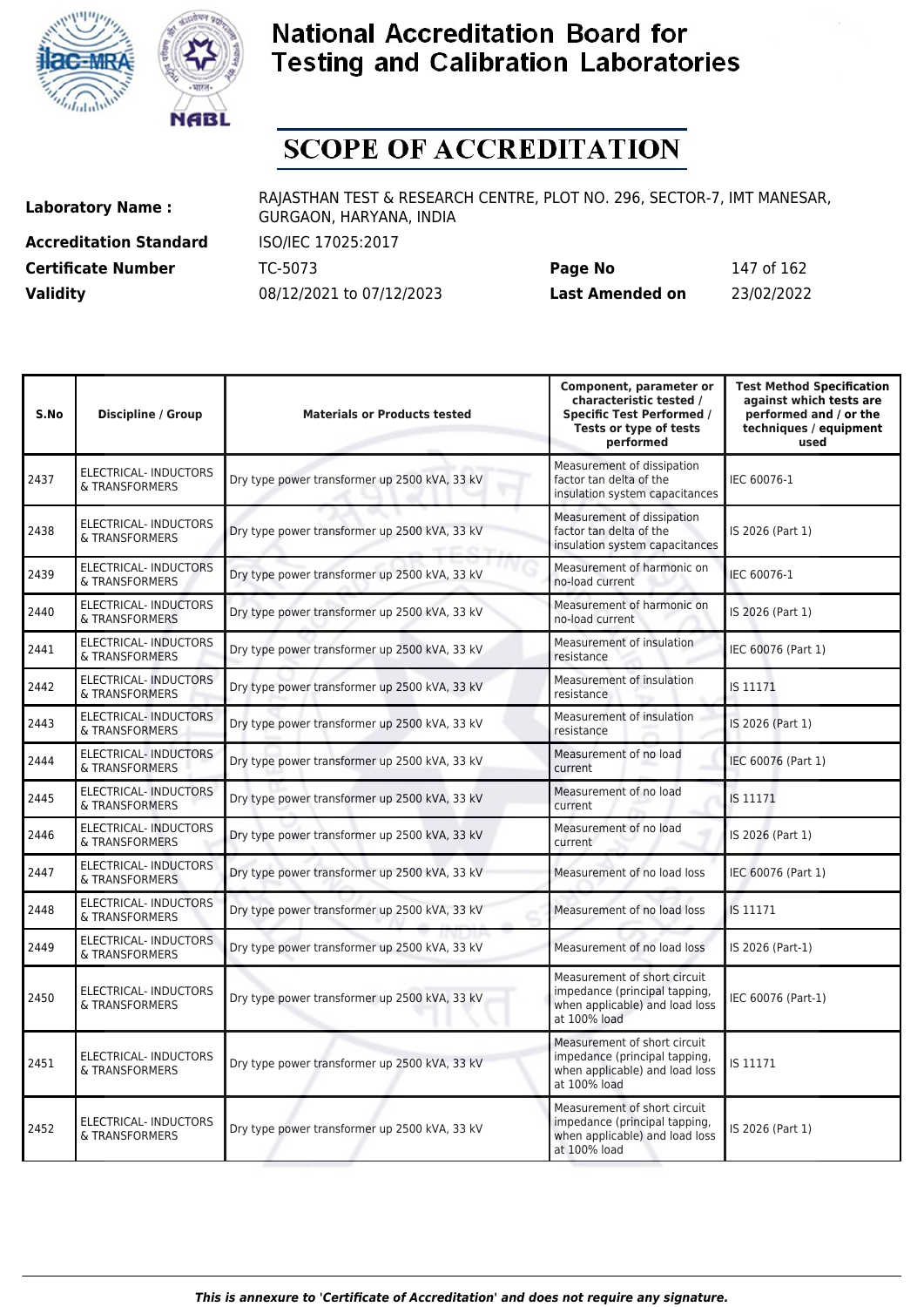# National Accreditation Board for Testing and Calibration Laboratories

# SCOPE OF ACCREDITATION

| | | | |
|---|---|---|---|
| **Laboratory Name :** | RAJASTHAN TEST & RESEARCH CENTRE, PLOT NO. 296, SECTOR-7, IMT MANESAR, GURGAON, HARYANA, INDIA | | |
| **Accreditation Standard** | ISO/IEC 17025:2017 | | |
| **Certificate Number** | TC-5073 | **Page No** | 147 of 162 |
| **Validity** | 08/12/2021 to 07/12/2023 | **Last Amended on** | 23/02/2022 |

| S.No | Discipline / Group | Materials or Products tested | Component, parameter or characteristic tested / Specific Test Performed / Tests or type of tests performed | Test Method Specification against which tests are performed and / or the techniques / equipment used |
|---|---|---|---|---|
| 2437 | ELECTRICAL- INDUCTORS & TRANSFORMERS | Dry type power transformer up 2500 kVA, 33 kV | Measurement of dissipation factor tan delta of the insulation system capacitances | IEC 60076-1 |
| 2438 | ELECTRICAL- INDUCTORS & TRANSFORMERS | Dry type power transformer up 2500 kVA, 33 kV | Measurement of dissipation factor tan delta of the insulation system capacitances | IS 2026 (Part 1) |
| 2439 | ELECTRICAL- INDUCTORS & TRANSFORMERS | Dry type power transformer up 2500 kVA, 33 kV | Measurement of harmonic on no-load current | IEC 60076-1 |
| 2440 | ELECTRICAL- INDUCTORS & TRANSFORMERS | Dry type power transformer up 2500 kVA, 33 kV | Measurement of harmonic on no-load current | IS 2026 (Part 1) |
| 2441 | ELECTRICAL- INDUCTORS & TRANSFORMERS | Dry type power transformer up 2500 kVA, 33 kV | Measurement of insulation resistance | IEC 60076 (Part 1) |
| 2442 | ELECTRICAL- INDUCTORS & TRANSFORMERS | Dry type power transformer up 2500 kVA, 33 kV | Measurement of insulation resistance | IS 11171 |
| 2443 | ELECTRICAL- INDUCTORS & TRANSFORMERS | Dry type power transformer up 2500 kVA, 33 kV | Measurement of insulation resistance | IS 2026 (Part 1) |
| 2444 | ELECTRICAL- INDUCTORS & TRANSFORMERS | Dry type power transformer up 2500 kVA, 33 kV | Measurement of no load current | IEC 60076 (Part 1) |
| 2445 | ELECTRICAL- INDUCTORS & TRANSFORMERS | Dry type power transformer up 2500 kVA, 33 kV | Measurement of no load current | IS 11171 |
| 2446 | ELECTRICAL- INDUCTORS & TRANSFORMERS | Dry type power transformer up 2500 kVA, 33 kV | Measurement of no load current | IS 2026 (Part 1) |
| 2447 | ELECTRICAL- INDUCTORS & TRANSFORMERS | Dry type power transformer up 2500 kVA, 33 kV | Measurement of no load loss | IEC 60076 (Part 1) |
| 2448 | ELECTRICAL- INDUCTORS & TRANSFORMERS | Dry type power transformer up 2500 kVA, 33 kV | Measurement of no load loss | IS 11171 |
| 2449 | ELECTRICAL- INDUCTORS & TRANSFORMERS | Dry type power transformer up 2500 kVA, 33 kV | Measurement of no load loss | IS 2026 (Part-1) |
| 2450 | ELECTRICAL- INDUCTORS & TRANSFORMERS | Dry type power transformer up 2500 kVA, 33 kV | Measurement of short circuit impedance (principal tapping, when applicable) and load loss at 100% load | IEC 60076 (Part-1) |
| 2451 | ELECTRICAL- INDUCTORS & TRANSFORMERS | Dry type power transformer up 2500 kVA, 33 kV | Measurement of short circuit impedance (principal tapping, when applicable) and load loss at 100% load | IS 11171 |
| 2452 | ELECTRICAL- INDUCTORS & TRANSFORMERS | Dry type power transformer up 2500 kVA, 33 kV | Measurement of short circuit impedance (principal tapping, when applicable) and load loss at 100% load | IS 2026 (Part 1) |

*This is annexure to 'Certificate of Accreditation' and does not require any signature.*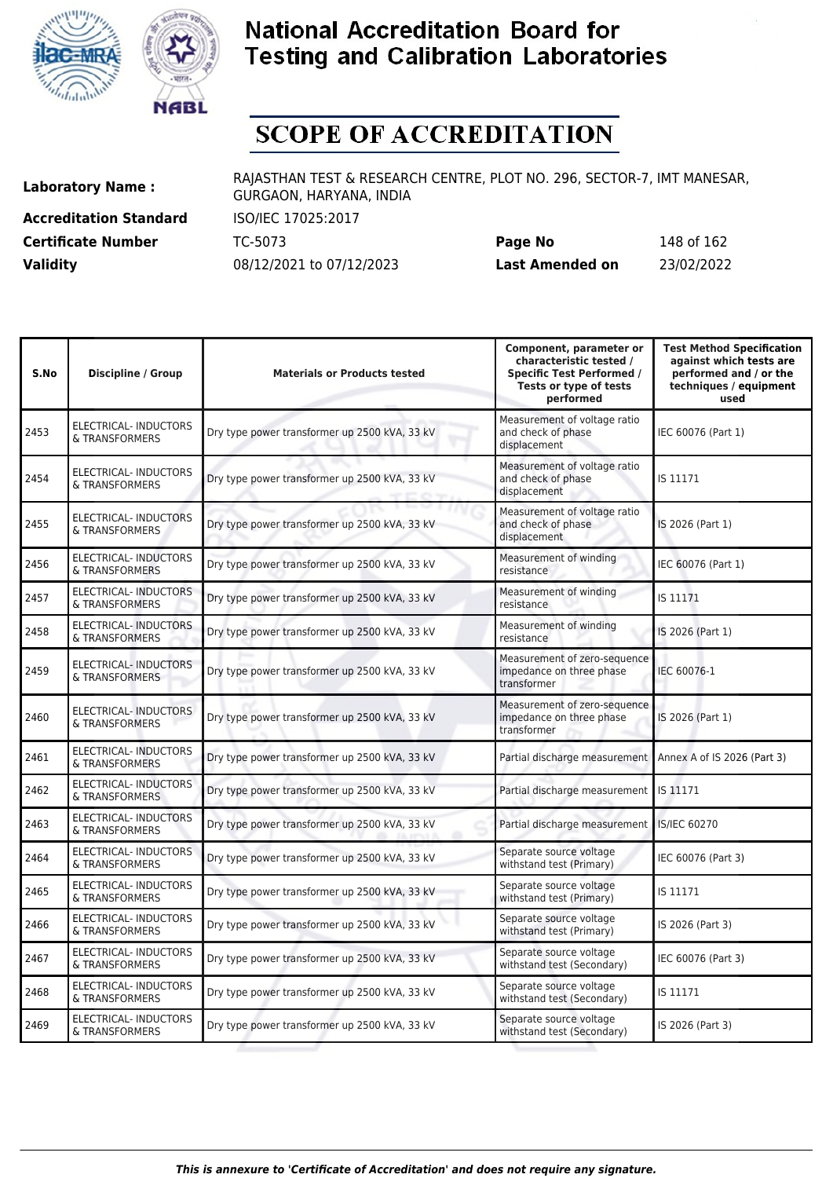# National Accreditation Board for Testing and Calibration Laboratories

# SCOPE OF ACCREDITATION

**Laboratory Name :** RAJASTHAN TEST & RESEARCH CENTRE, PLOT NO. 296, SECTOR-7, IMT MANESAR, GURGAON, HARYANA, INDIA

**Accreditation Standard** ISO/IEC 17025:2017

**Certificate Number** TC-5073 **Page No** 148 of 162

**Validity** 08/12/2021 to 07/12/2023 **Last Amended on** 23/02/2022

| S.No | Discipline / Group | Materials or Products tested | Component, parameter or characteristic tested / Specific Test Performed / Tests or type of tests performed | Test Method Specification against which tests are performed and / or the techniques / equipment used |
|---|---|---|---|---|
| 2453 | ELECTRICAL- INDUCTORS & TRANSFORMERS | Dry type power transformer up 2500 kVA, 33 kV | Measurement of voltage ratio and check of phase displacement | IEC 60076 (Part 1) |
| 2454 | ELECTRICAL- INDUCTORS & TRANSFORMERS | Dry type power transformer up 2500 kVA, 33 kV | Measurement of voltage ratio and check of phase displacement | IS 11171 |
| 2455 | ELECTRICAL- INDUCTORS & TRANSFORMERS | Dry type power transformer up 2500 kVA, 33 kV | Measurement of voltage ratio and check of phase displacement | IS 2026 (Part 1) |
| 2456 | ELECTRICAL- INDUCTORS & TRANSFORMERS | Dry type power transformer up 2500 kVA, 33 kV | Measurement of winding resistance | IEC 60076 (Part 1) |
| 2457 | ELECTRICAL- INDUCTORS & TRANSFORMERS | Dry type power transformer up 2500 kVA, 33 kV | Measurement of winding resistance | IS 11171 |
| 2458 | ELECTRICAL- INDUCTORS & TRANSFORMERS | Dry type power transformer up 2500 kVA, 33 kV | Measurement of winding resistance | IS 2026 (Part 1) |
| 2459 | ELECTRICAL- INDUCTORS & TRANSFORMERS | Dry type power transformer up 2500 kVA, 33 kV | Measurement of zero-sequence impedance on three phase transformer | IEC 60076-1 |
| 2460 | ELECTRICAL- INDUCTORS & TRANSFORMERS | Dry type power transformer up 2500 kVA, 33 kV | Measurement of zero-sequence impedance on three phase transformer | IS 2026 (Part 1) |
| 2461 | ELECTRICAL- INDUCTORS & TRANSFORMERS | Dry type power transformer up 2500 kVA, 33 kV | Partial discharge measurement | Annex A of IS 2026 (Part 3) |
| 2462 | ELECTRICAL- INDUCTORS & TRANSFORMERS | Dry type power transformer up 2500 kVA, 33 kV | Partial discharge measurement | IS 11171 |
| 2463 | ELECTRICAL- INDUCTORS & TRANSFORMERS | Dry type power transformer up 2500 kVA, 33 kV | Partial discharge measurement | IS/IEC 60270 |
| 2464 | ELECTRICAL- INDUCTORS & TRANSFORMERS | Dry type power transformer up 2500 kVA, 33 kV | Separate source voltage withstand test (Primary) | IEC 60076 (Part 3) |
| 2465 | ELECTRICAL- INDUCTORS & TRANSFORMERS | Dry type power transformer up 2500 kVA, 33 kV | Separate source voltage withstand test (Primary) | IS 11171 |
| 2466 | ELECTRICAL- INDUCTORS & TRANSFORMERS | Dry type power transformer up 2500 kVA, 33 kV | Separate source voltage withstand test (Primary) | IS 2026 (Part 3) |
| 2467 | ELECTRICAL- INDUCTORS & TRANSFORMERS | Dry type power transformer up 2500 kVA, 33 kV | Separate source voltage withstand test (Secondary) | IEC 60076 (Part 3) |
| 2468 | ELECTRICAL- INDUCTORS & TRANSFORMERS | Dry type power transformer up 2500 kVA, 33 kV | Separate source voltage withstand test (Secondary) | IS 11171 |
| 2469 | ELECTRICAL- INDUCTORS & TRANSFORMERS | Dry type power transformer up 2500 kVA, 33 kV | Separate source voltage withstand test (Secondary) | IS 2026 (Part 3) |

*This is annexure to 'Certificate of Accreditation' and does not require any signature.*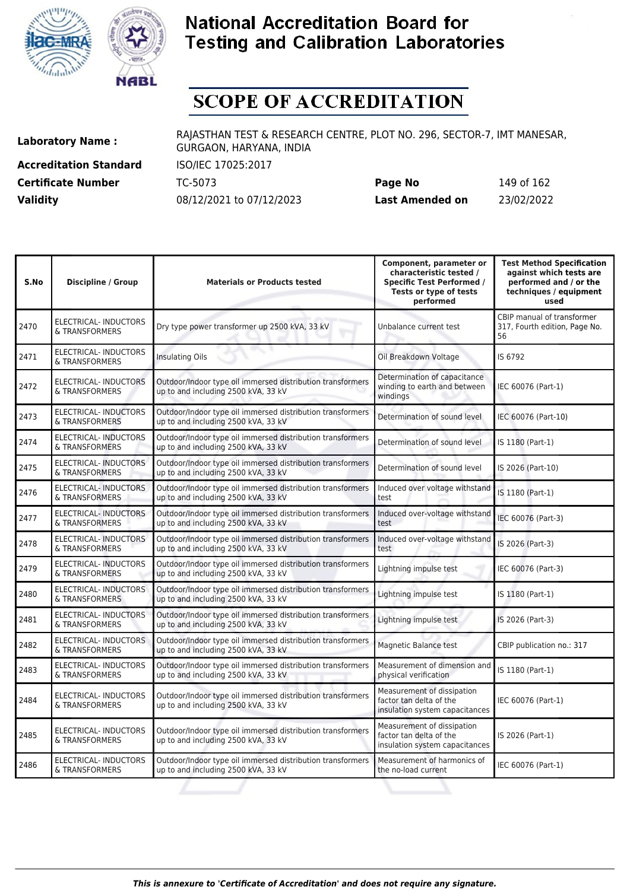# National Accreditation Board for Testing and Calibration Laboratories

# SCOPE OF ACCREDITATION

| | | | |
|---|---|---|---|
| **Laboratory Name :** | RAJASTHAN TEST & RESEARCH CENTRE, PLOT NO. 296, SECTOR-7, IMT MANESAR, GURGAON, HARYANA, INDIA | | |
| **Accreditation Standard** | ISO/IEC 17025:2017 | | |
| **Certificate Number** | TC-5073 | **Page No** | 149 of 162 |
| **Validity** | 08/12/2021 to 07/12/2023 | **Last Amended on** | 23/02/2022 |

| S.No | Discipline / Group | Materials or Products tested | Component, parameter or characteristic tested / Specific Test Performed / Tests or type of tests performed | Test Method Specification against which tests are performed and / or the techniques / equipment used |
|---|---|---|---|---|
| 2470 | ELECTRICAL- INDUCTORS & TRANSFORMERS | Dry type power transformer up 2500 kVA, 33 kV | Unbalance current test | CBIP manual of transformer 317, Fourth edition, Page No. 56 |
| 2471 | ELECTRICAL- INDUCTORS & TRANSFORMERS | Insulating Oils | Oil Breakdown Voltage | IS 6792 |
| 2472 | ELECTRICAL- INDUCTORS & TRANSFORMERS | Outdoor/Indoor type oil immersed distribution transformers up to and including 2500 kVA, 33 kV | Determination of capacitance winding to earth and between windings | IEC 60076 (Part-1) |
| 2473 | ELECTRICAL- INDUCTORS & TRANSFORMERS | Outdoor/Indoor type oil immersed distribution transformers up to and including 2500 kVA, 33 kV | Determination of sound level | IEC 60076 (Part-10) |
| 2474 | ELECTRICAL- INDUCTORS & TRANSFORMERS | Outdoor/Indoor type oil immersed distribution transformers up to and including 2500 kVA, 33 kV | Determination of sound level | IS 1180 (Part-1) |
| 2475 | ELECTRICAL- INDUCTORS & TRANSFORMERS | Outdoor/Indoor type oil immersed distribution transformers up to and including 2500 kVA, 33 kV | Determination of sound level | IS 2026 (Part-10) |
| 2476 | ELECTRICAL- INDUCTORS & TRANSFORMERS | Outdoor/Indoor type oil immersed distribution transformers up to and including 2500 kVA, 33 kV | Induced over voltage withstand test | IS 1180 (Part-1) |
| 2477 | ELECTRICAL- INDUCTORS & TRANSFORMERS | Outdoor/Indoor type oil immersed distribution transformers up to and including 2500 kVA, 33 kV | Induced over-voltage withstand test | IEC 60076 (Part-3) |
| 2478 | ELECTRICAL- INDUCTORS & TRANSFORMERS | Outdoor/Indoor type oil immersed distribution transformers up to and including 2500 kVA, 33 kV | Induced over-voltage withstand test | IS 2026 (Part-3) |
| 2479 | ELECTRICAL- INDUCTORS & TRANSFORMERS | Outdoor/Indoor type oil immersed distribution transformers up to and including 2500 kVA, 33 kV | Lightning impulse test | IEC 60076 (Part-3) |
| 2480 | ELECTRICAL- INDUCTORS & TRANSFORMERS | Outdoor/Indoor type oil immersed distribution transformers up to and including 2500 kVA, 33 kV | Lightning impulse test | IS 1180 (Part-1) |
| 2481 | ELECTRICAL- INDUCTORS & TRANSFORMERS | Outdoor/Indoor type oil immersed distribution transformers up to and including 2500 kVA, 33 kV | Lightning impulse test | IS 2026 (Part-3) |
| 2482 | ELECTRICAL- INDUCTORS & TRANSFORMERS | Outdoor/Indoor type oil immersed distribution transformers up to and including 2500 kVA, 33 kV | Magnetic Balance test | CBIP publication no.: 317 |
| 2483 | ELECTRICAL- INDUCTORS & TRANSFORMERS | Outdoor/Indoor type oil immersed distribution transformers up to and including 2500 kVA, 33 kV | Measurement of dimension and physical verification | IS 1180 (Part-1) |
| 2484 | ELECTRICAL- INDUCTORS & TRANSFORMERS | Outdoor/Indoor type oil immersed distribution transformers up to and including 2500 kVA, 33 kV | Measurement of dissipation factor tan delta of the insulation system capacitances | IEC 60076 (Part-1) |
| 2485 | ELECTRICAL- INDUCTORS & TRANSFORMERS | Outdoor/Indoor type oil immersed distribution transformers up to and including 2500 kVA, 33 kV | Measurement of dissipation factor tan delta of the insulation system capacitances | IS 2026 (Part-1) |
| 2486 | ELECTRICAL- INDUCTORS & TRANSFORMERS | Outdoor/Indoor type oil immersed distribution transformers up to and including 2500 kVA, 33 kV | Measurement of harmonics of the no-load current | IEC 60076 (Part-1) |

*This is annexure to 'Certificate of Accreditation' and does not require any signature.*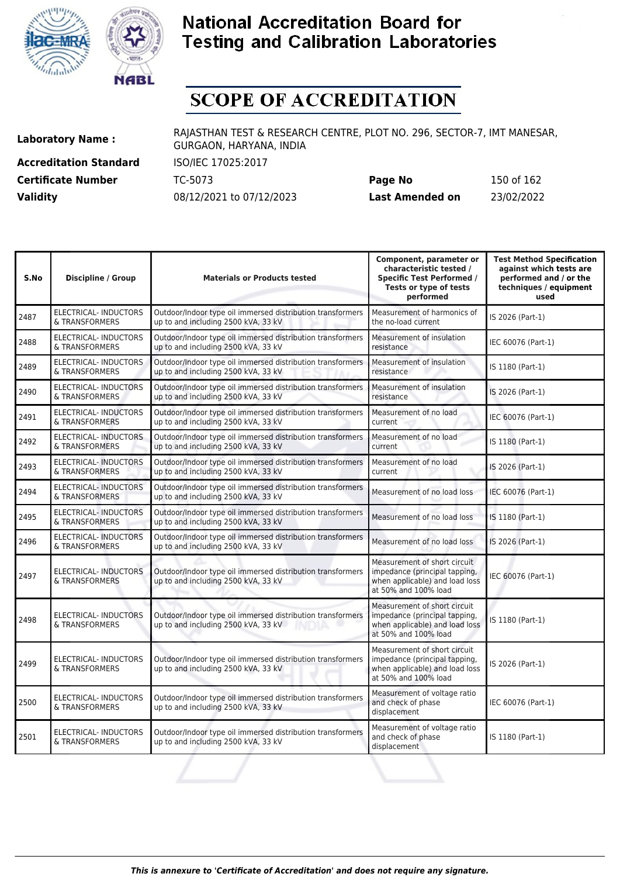# National Accreditation Board for Testing and Calibration Laboratories

# SCOPE OF ACCREDITATION

**Laboratory Name :** RAJASTHAN TEST & RESEARCH CENTRE, PLOT NO. 296, SECTOR-7, IMT MANESAR, GURGAON, HARYANA, INDIA

**Accreditation Standard** ISO/IEC 17025:2017

**Certificate Number** TC-5073 **Page No** 150 of 162

**Validity** 08/12/2021 to 07/12/2023 **Last Amended on** 23/02/2022

| S.No | Discipline / Group | Materials or Products tested | Component, parameter or characteristic tested / Specific Test Performed / Tests or type of tests performed | Test Method Specification against which tests are performed and / or the techniques / equipment used |
|---|---|---|---|---|
| 2487 | ELECTRICAL- INDUCTORS & TRANSFORMERS | Outdoor/Indoor type oil immersed distribution transformers up to and including 2500 kVA, 33 kV | Measurement of harmonics of the no-load current | IS 2026 (Part-1) |
| 2488 | ELECTRICAL- INDUCTORS & TRANSFORMERS | Outdoor/Indoor type oil immersed distribution transformers up to and including 2500 kVA, 33 kV | Measurement of insulation resistance | IEC 60076 (Part-1) |
| 2489 | ELECTRICAL- INDUCTORS & TRANSFORMERS | Outdoor/Indoor type oil immersed distribution transformers up to and including 2500 kVA, 33 kV | Measurement of insulation resistance | IS 1180 (Part-1) |
| 2490 | ELECTRICAL- INDUCTORS & TRANSFORMERS | Outdoor/Indoor type oil immersed distribution transformers up to and including 2500 kVA, 33 kV | Measurement of insulation resistance | IS 2026 (Part-1) |
| 2491 | ELECTRICAL- INDUCTORS & TRANSFORMERS | Outdoor/Indoor type oil immersed distribution transformers up to and including 2500 kVA, 33 kV | Measurement of no load current | IEC 60076 (Part-1) |
| 2492 | ELECTRICAL- INDUCTORS & TRANSFORMERS | Outdoor/Indoor type oil immersed distribution transformers up to and including 2500 kVA, 33 kV | Measurement of no load current | IS 1180 (Part-1) |
| 2493 | ELECTRICAL- INDUCTORS & TRANSFORMERS | Outdoor/Indoor type oil immersed distribution transformers up to and including 2500 kVA, 33 kV | Measurement of no load current | IS 2026 (Part-1) |
| 2494 | ELECTRICAL- INDUCTORS & TRANSFORMERS | Outdoor/Indoor type oil immersed distribution transformers up to and including 2500 kVA, 33 kV | Measurement of no load loss | IEC 60076 (Part-1) |
| 2495 | ELECTRICAL- INDUCTORS & TRANSFORMERS | Outdoor/Indoor type oil immersed distribution transformers up to and including 2500 kVA, 33 kV | Measurement of no load loss | IS 1180 (Part-1) |
| 2496 | ELECTRICAL- INDUCTORS & TRANSFORMERS | Outdoor/Indoor type oil immersed distribution transformers up to and including 2500 kVA, 33 kV | Measurement of no load loss | IS 2026 (Part-1) |
| 2497 | ELECTRICAL- INDUCTORS & TRANSFORMERS | Outdoor/Indoor type oil immersed distribution transformers up to and including 2500 kVA, 33 kV | Measurement of short circuit impedance (principal tapping, when applicable) and load loss at 50% and 100% load | IEC 60076 (Part-1) |
| 2498 | ELECTRICAL- INDUCTORS & TRANSFORMERS | Outdoor/Indoor type oil immersed distribution transformers up to and including 2500 kVA, 33 kV | Measurement of short circuit impedance (principal tapping, when applicable) and load loss at 50% and 100% load | IS 1180 (Part-1) |
| 2499 | ELECTRICAL- INDUCTORS & TRANSFORMERS | Outdoor/Indoor type oil immersed distribution transformers up to and including 2500 kVA, 33 kV | Measurement of short circuit impedance (principal tapping, when applicable) and load loss at 50% and 100% load | IS 2026 (Part-1) |
| 2500 | ELECTRICAL- INDUCTORS & TRANSFORMERS | Outdoor/Indoor type oil immersed distribution transformers up to and including 2500 kVA, 33 kV | Measurement of voltage ratio and check of phase displacement | IEC 60076 (Part-1) |
| 2501 | ELECTRICAL- INDUCTORS & TRANSFORMERS | Outdoor/Indoor type oil immersed distribution transformers up to and including 2500 kVA, 33 kV | Measurement of voltage ratio and check of phase displacement | IS 1180 (Part-1) |

*This is annexure to 'Certificate of Accreditation' and does not require any signature.*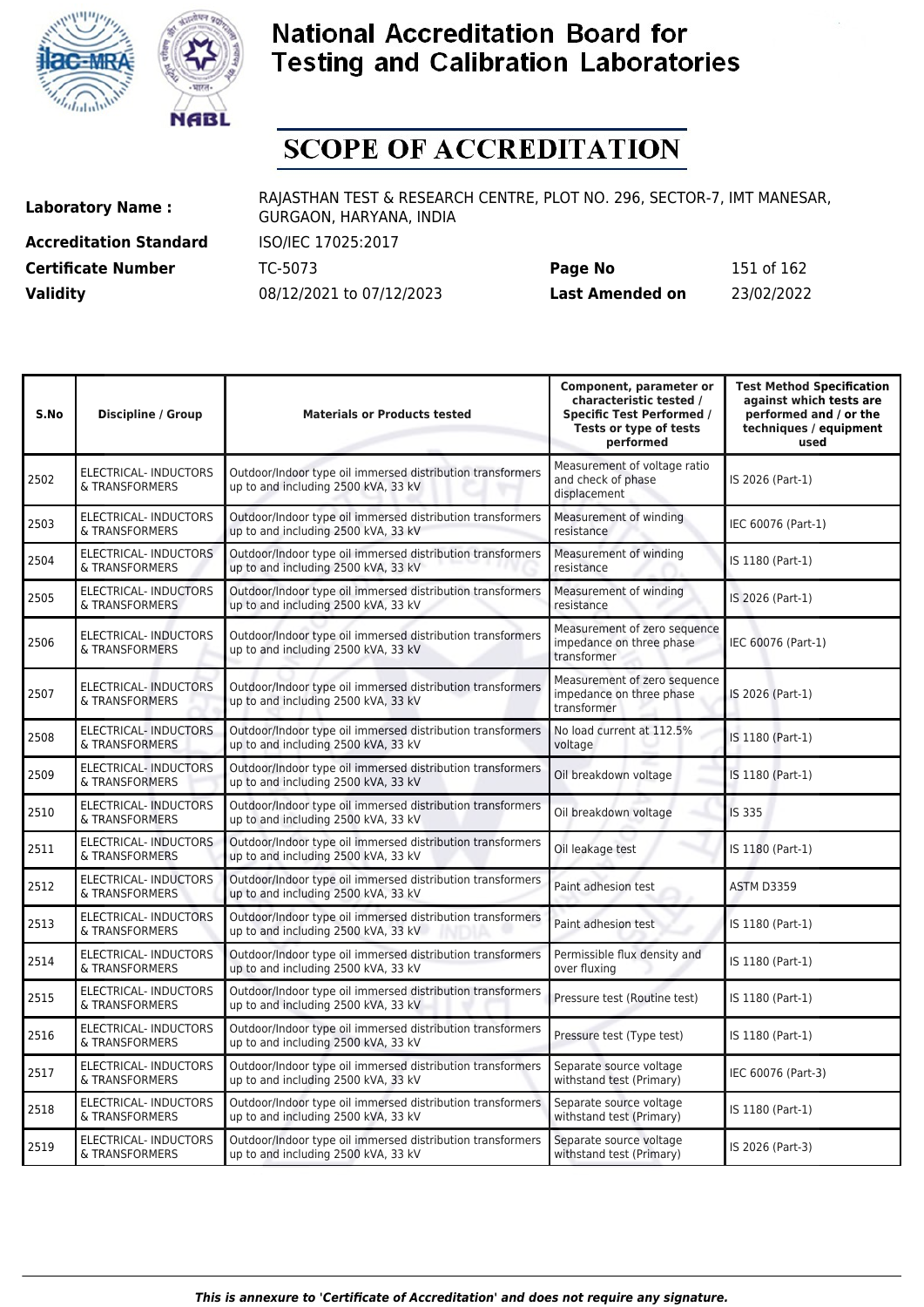# National Accreditation Board for Testing and Calibration Laboratories

# SCOPE OF ACCREDITATION

| | | | |
|---|---|---|---|
| **Laboratory Name :** | RAJASTHAN TEST & RESEARCH CENTRE, PLOT NO. 296, SECTOR-7, IMT MANESAR, GURGAON, HARYANA, INDIA | | |
| **Accreditation Standard** | ISO/IEC 17025:2017 | | |
| **Certificate Number** | TC-5073 | **Page No** | 151 of 162 |
| **Validity** | 08/12/2021 to 07/12/2023 | **Last Amended on** | 23/02/2022 |

| S.No | Discipline / Group | Materials or Products tested | Component, parameter or characteristic tested / Specific Test Performed / Tests or type of tests performed | Test Method Specification against which tests are performed and / or the techniques / equipment used |
|---|---|---|---|---|
| 2502 | ELECTRICAL- INDUCTORS & TRANSFORMERS | Outdoor/Indoor type oil immersed distribution transformers up to and including 2500 kVA, 33 kV | Measurement of voltage ratio and check of phase displacement | IS 2026 (Part-1) |
| 2503 | ELECTRICAL- INDUCTORS & TRANSFORMERS | Outdoor/Indoor type oil immersed distribution transformers up to and including 2500 kVA, 33 kV | Measurement of winding resistance | IEC 60076 (Part-1) |
| 2504 | ELECTRICAL- INDUCTORS & TRANSFORMERS | Outdoor/Indoor type oil immersed distribution transformers up to and including 2500 kVA, 33 kV | Measurement of winding resistance | IS 1180 (Part-1) |
| 2505 | ELECTRICAL- INDUCTORS & TRANSFORMERS | Outdoor/Indoor type oil immersed distribution transformers up to and including 2500 kVA, 33 kV | Measurement of winding resistance | IS 2026 (Part-1) |
| 2506 | ELECTRICAL- INDUCTORS & TRANSFORMERS | Outdoor/Indoor type oil immersed distribution transformers up to and including 2500 kVA, 33 kV | Measurement of zero sequence impedance on three phase transformer | IEC 60076 (Part-1) |
| 2507 | ELECTRICAL- INDUCTORS & TRANSFORMERS | Outdoor/Indoor type oil immersed distribution transformers up to and including 2500 kVA, 33 kV | Measurement of zero sequence impedance on three phase transformer | IS 2026 (Part-1) |
| 2508 | ELECTRICAL- INDUCTORS & TRANSFORMERS | Outdoor/Indoor type oil immersed distribution transformers up to and including 2500 kVA, 33 kV | No load current at 112.5% voltage | IS 1180 (Part-1) |
| 2509 | ELECTRICAL- INDUCTORS & TRANSFORMERS | Outdoor/Indoor type oil immersed distribution transformers up to and including 2500 kVA, 33 kV | Oil breakdown voltage | IS 1180 (Part-1) |
| 2510 | ELECTRICAL- INDUCTORS & TRANSFORMERS | Outdoor/Indoor type oil immersed distribution transformers up to and including 2500 kVA, 33 kV | Oil breakdown voltage | IS 335 |
| 2511 | ELECTRICAL- INDUCTORS & TRANSFORMERS | Outdoor/Indoor type oil immersed distribution transformers up to and including 2500 kVA, 33 kV | Oil leakage test | IS 1180 (Part-1) |
| 2512 | ELECTRICAL- INDUCTORS & TRANSFORMERS | Outdoor/Indoor type oil immersed distribution transformers up to and including 2500 kVA, 33 kV | Paint adhesion test | ASTM D3359 |
| 2513 | ELECTRICAL- INDUCTORS & TRANSFORMERS | Outdoor/Indoor type oil immersed distribution transformers up to and including 2500 kVA, 33 kV | Paint adhesion test | IS 1180 (Part-1) |
| 2514 | ELECTRICAL- INDUCTORS & TRANSFORMERS | Outdoor/Indoor type oil immersed distribution transformers up to and including 2500 kVA, 33 kV | Permissible flux density and over fluxing | IS 1180 (Part-1) |
| 2515 | ELECTRICAL- INDUCTORS & TRANSFORMERS | Outdoor/Indoor type oil immersed distribution transformers up to and including 2500 kVA, 33 kV | Pressure test (Routine test) | IS 1180 (Part-1) |
| 2516 | ELECTRICAL- INDUCTORS & TRANSFORMERS | Outdoor/Indoor type oil immersed distribution transformers up to and including 2500 kVA, 33 kV | Pressure test (Type test) | IS 1180 (Part-1) |
| 2517 | ELECTRICAL- INDUCTORS & TRANSFORMERS | Outdoor/Indoor type oil immersed distribution transformers up to and including 2500 kVA, 33 kV | Separate source voltage withstand test (Primary) | IEC 60076 (Part-3) |
| 2518 | ELECTRICAL- INDUCTORS & TRANSFORMERS | Outdoor/Indoor type oil immersed distribution transformers up to and including 2500 kVA, 33 kV | Separate source voltage withstand test (Primary) | IS 1180 (Part-1) |
| 2519 | ELECTRICAL- INDUCTORS & TRANSFORMERS | Outdoor/Indoor type oil immersed distribution transformers up to and including 2500 kVA, 33 kV | Separate source voltage withstand test (Primary) | IS 2026 (Part-3) |

*This is annexure to 'Certificate of Accreditation' and does not require any signature.*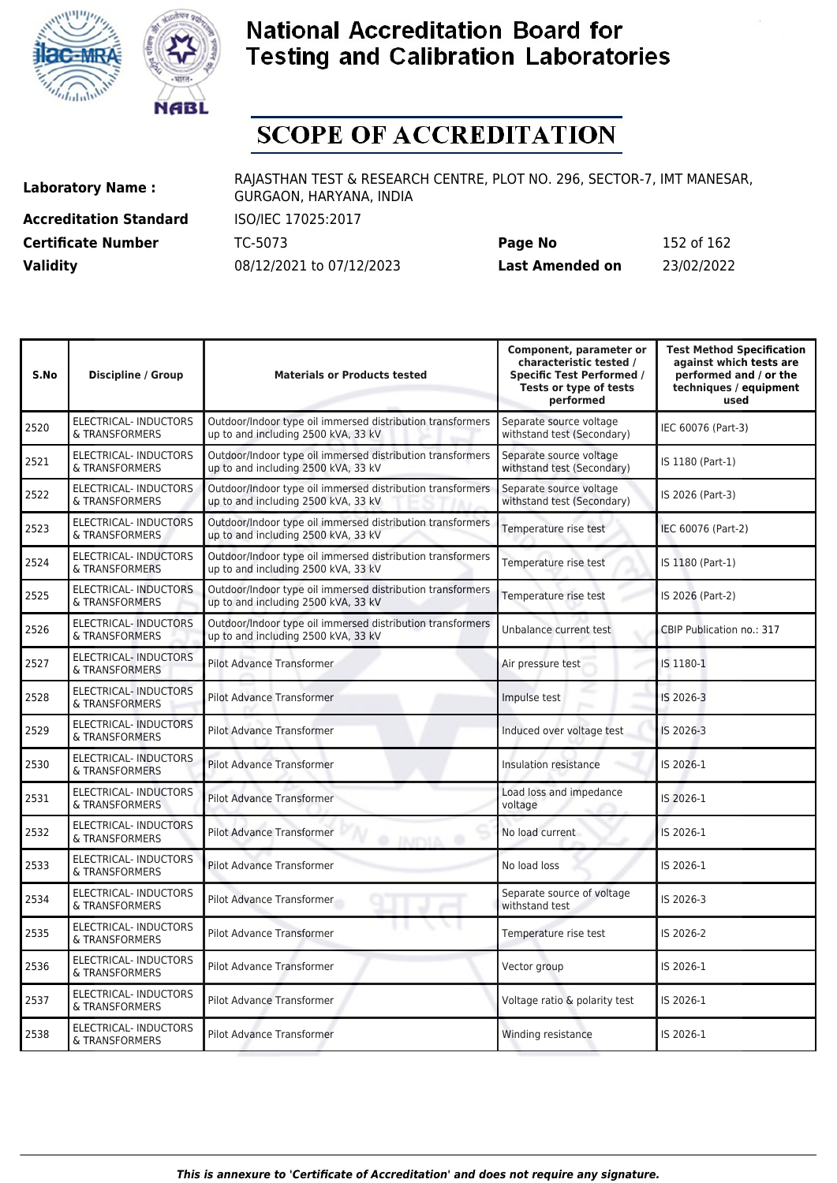# National Accreditation Board for Testing and Calibration Laboratories

# SCOPE OF ACCREDITATION

| | | | |
|---|---|---|---|
| **Laboratory Name :** | RAJASTHAN TEST & RESEARCH CENTRE, PLOT NO. 296, SECTOR-7, IMT MANESAR, GURGAON, HARYANA, INDIA | | |
| **Accreditation Standard** | ISO/IEC 17025:2017 | | |
| **Certificate Number** | TC-5073 | **Page No** | 152 of 162 |
| **Validity** | 08/12/2021 to 07/12/2023 | **Last Amended on** | 23/02/2022 |

| S.No | Discipline / Group | Materials or Products tested | Component, parameter or characteristic tested / Specific Test Performed / Tests or type of tests performed | Test Method Specification against which tests are performed and / or the techniques / equipment used |
|---|---|---|---|---|
| 2520 | ELECTRICAL- INDUCTORS & TRANSFORMERS | Outdoor/Indoor type oil immersed distribution transformers up to and including 2500 kVA, 33 kV | Separate source voltage withstand test (Secondary) | IEC 60076 (Part-3) |
| 2521 | ELECTRICAL- INDUCTORS & TRANSFORMERS | Outdoor/Indoor type oil immersed distribution transformers up to and including 2500 kVA, 33 kV | Separate source voltage withstand test (Secondary) | IS 1180 (Part-1) |
| 2522 | ELECTRICAL- INDUCTORS & TRANSFORMERS | Outdoor/Indoor type oil immersed distribution transformers up to and including 2500 kVA, 33 kV | Separate source voltage withstand test (Secondary) | IS 2026 (Part-3) |
| 2523 | ELECTRICAL- INDUCTORS & TRANSFORMERS | Outdoor/Indoor type oil immersed distribution transformers up to and including 2500 kVA, 33 kV | Temperature rise test | IEC 60076 (Part-2) |
| 2524 | ELECTRICAL- INDUCTORS & TRANSFORMERS | Outdoor/Indoor type oil immersed distribution transformers up to and including 2500 kVA, 33 kV | Temperature rise test | IS 1180 (Part-1) |
| 2525 | ELECTRICAL- INDUCTORS & TRANSFORMERS | Outdoor/Indoor type oil immersed distribution transformers up to and including 2500 kVA, 33 kV | Temperature rise test | IS 2026 (Part-2) |
| 2526 | ELECTRICAL- INDUCTORS & TRANSFORMERS | Outdoor/Indoor type oil immersed distribution transformers up to and including 2500 kVA, 33 kV | Unbalance current test | CBIP Publication no.: 317 |
| 2527 | ELECTRICAL- INDUCTORS & TRANSFORMERS | Pilot Advance Transformer | Air pressure test | IS 1180-1 |
| 2528 | ELECTRICAL- INDUCTORS & TRANSFORMERS | Pilot Advance Transformer | Impulse test | IS 2026-3 |
| 2529 | ELECTRICAL- INDUCTORS & TRANSFORMERS | Pilot Advance Transformer | Induced over voltage test | IS 2026-3 |
| 2530 | ELECTRICAL- INDUCTORS & TRANSFORMERS | Pilot Advance Transformer | Insulation resistance | IS 2026-1 |
| 2531 | ELECTRICAL- INDUCTORS & TRANSFORMERS | Pilot Advance Transformer | Load loss and impedance voltage | IS 2026-1 |
| 2532 | ELECTRICAL- INDUCTORS & TRANSFORMERS | Pilot Advance Transformer | No load current | IS 2026-1 |
| 2533 | ELECTRICAL- INDUCTORS & TRANSFORMERS | Pilot Advance Transformer | No load loss | IS 2026-1 |
| 2534 | ELECTRICAL- INDUCTORS & TRANSFORMERS | Pilot Advance Transformer | Separate source of voltage withstand test | IS 2026-3 |
| 2535 | ELECTRICAL- INDUCTORS & TRANSFORMERS | Pilot Advance Transformer | Temperature rise test | IS 2026-2 |
| 2536 | ELECTRICAL- INDUCTORS & TRANSFORMERS | Pilot Advance Transformer | Vector group | IS 2026-1 |
| 2537 | ELECTRICAL- INDUCTORS & TRANSFORMERS | Pilot Advance Transformer | Voltage ratio & polarity test | IS 2026-1 |
| 2538 | ELECTRICAL- INDUCTORS & TRANSFORMERS | Pilot Advance Transformer | Winding resistance | IS 2026-1 |

*This is annexure to 'Certificate of Accreditation' and does not require any signature.*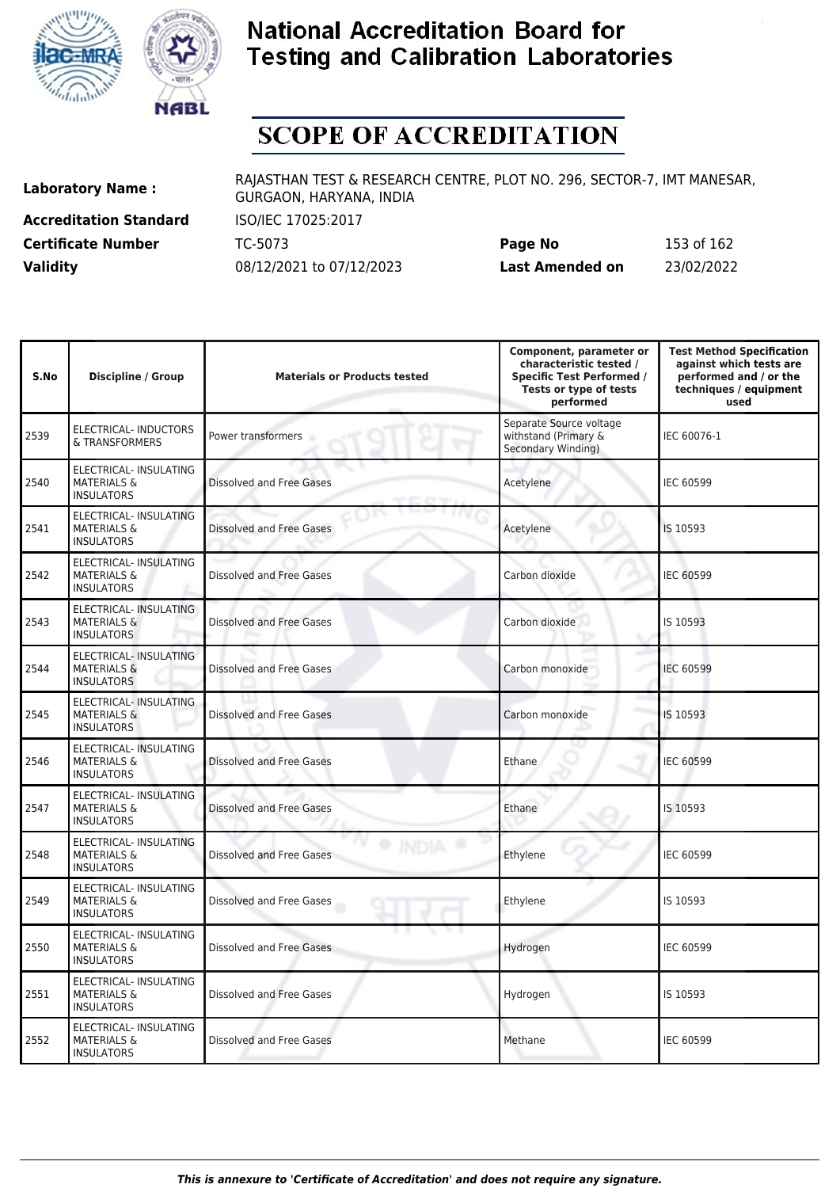# National Accreditation Board for Testing and Calibration Laboratories

# SCOPE OF ACCREDITATION

| | | | |
|---|---|---|---|
| **Laboratory Name :** | RAJASTHAN TEST & RESEARCH CENTRE, PLOT NO. 296, SECTOR-7, IMT MANESAR, GURGAON, HARYANA, INDIA | | |
| **Accreditation Standard** | ISO/IEC 17025:2017 | | |
| **Certificate Number** | TC-5073 | **Page No** | 153 of 162 |
| **Validity** | 08/12/2021 to 07/12/2023 | **Last Amended on** | 23/02/2022 |

| S.No | Discipline / Group | Materials or Products tested | Component, parameter or characteristic tested / Specific Test Performed / Tests or type of tests performed | Test Method Specification against which tests are performed and / or the techniques / equipment used |
|---|---|---|---|---|
| 2539 | ELECTRICAL- INDUCTORS & TRANSFORMERS | Power transformers | Separate Source voltage withstand (Primary & Secondary Winding) | IEC 60076-1 |
| 2540 | ELECTRICAL- INSULATING MATERIALS & INSULATORS | Dissolved and Free Gases | Acetylene | IEC 60599 |
| 2541 | ELECTRICAL- INSULATING MATERIALS & INSULATORS | Dissolved and Free Gases | Acetylene | IS 10593 |
| 2542 | ELECTRICAL- INSULATING MATERIALS & INSULATORS | Dissolved and Free Gases | Carbon dioxide | IEC 60599 |
| 2543 | ELECTRICAL- INSULATING MATERIALS & INSULATORS | Dissolved and Free Gases | Carbon dioxide | IS 10593 |
| 2544 | ELECTRICAL- INSULATING MATERIALS & INSULATORS | Dissolved and Free Gases | Carbon monoxide | IEC 60599 |
| 2545 | ELECTRICAL- INSULATING MATERIALS & INSULATORS | Dissolved and Free Gases | Carbon monoxide | IS 10593 |
| 2546 | ELECTRICAL- INSULATING MATERIALS & INSULATORS | Dissolved and Free Gases | Ethane | IEC 60599 |
| 2547 | ELECTRICAL- INSULATING MATERIALS & INSULATORS | Dissolved and Free Gases | Ethane | IS 10593 |
| 2548 | ELECTRICAL- INSULATING MATERIALS & INSULATORS | Dissolved and Free Gases | Ethylene | IEC 60599 |
| 2549 | ELECTRICAL- INSULATING MATERIALS & INSULATORS | Dissolved and Free Gases | Ethylene | IS 10593 |
| 2550 | ELECTRICAL- INSULATING MATERIALS & INSULATORS | Dissolved and Free Gases | Hydrogen | IEC 60599 |
| 2551 | ELECTRICAL- INSULATING MATERIALS & INSULATORS | Dissolved and Free Gases | Hydrogen | IS 10593 |
| 2552 | ELECTRICAL- INSULATING MATERIALS & INSULATORS | Dissolved and Free Gases | Methane | IEC 60599 |

*This is annexure to 'Certificate of Accreditation' and does not require any signature.*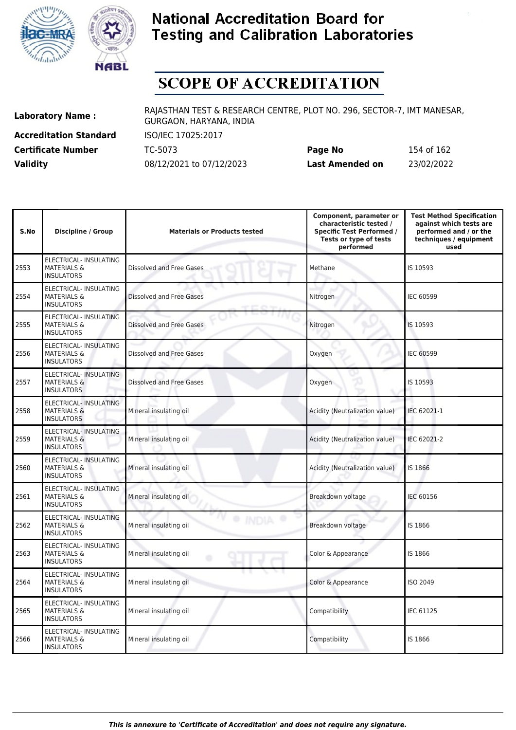# National Accreditation Board for Testing and Calibration Laboratories

# SCOPE OF ACCREDITATION

| | | | |
|---|---|---|---|
| **Laboratory Name :** | RAJASTHAN TEST & RESEARCH CENTRE, PLOT NO. 296, SECTOR-7, IMT MANESAR, GURGAON, HARYANA, INDIA | | |
| **Accreditation Standard** | ISO/IEC 17025:2017 | | |
| **Certificate Number** | TC-5073 | **Page No** | 154 of 162 |
| **Validity** | 08/12/2021 to 07/12/2023 | **Last Amended on** | 23/02/2022 |

| S.No | Discipline / Group | Materials or Products tested | Component, parameter or characteristic tested / Specific Test Performed / Tests or type of tests performed | Test Method Specification against which tests are performed and / or the techniques / equipment used |
|---|---|---|---|---|
| 2553 | ELECTRICAL- INSULATING MATERIALS & INSULATORS | Dissolved and Free Gases | Methane | IS 10593 |
| 2554 | ELECTRICAL- INSULATING MATERIALS & INSULATORS | Dissolved and Free Gases | Nitrogen | IEC 60599 |
| 2555 | ELECTRICAL- INSULATING MATERIALS & INSULATORS | Dissolved and Free Gases | Nitrogen | IS 10593 |
| 2556 | ELECTRICAL- INSULATING MATERIALS & INSULATORS | Dissolved and Free Gases | Oxygen | IEC 60599 |
| 2557 | ELECTRICAL- INSULATING MATERIALS & INSULATORS | Dissolved and Free Gases | Oxygen | IS 10593 |
| 2558 | ELECTRICAL- INSULATING MATERIALS & INSULATORS | Mineral insulating oil | Acidity (Neutralization value) | IEC 62021-1 |
| 2559 | ELECTRICAL- INSULATING MATERIALS & INSULATORS | Mineral insulating oil | Acidity (Neutralization value) | IEC 62021-2 |
| 2560 | ELECTRICAL- INSULATING MATERIALS & INSULATORS | Mineral insulating oil | Acidity (Neutralization value) | IS 1866 |
| 2561 | ELECTRICAL- INSULATING MATERIALS & INSULATORS | Mineral insulating oil | Breakdown voltage | IEC 60156 |
| 2562 | ELECTRICAL- INSULATING MATERIALS & INSULATORS | Mineral insulating oil | Breakdown voltage | IS 1866 |
| 2563 | ELECTRICAL- INSULATING MATERIALS & INSULATORS | Mineral insulating oil | Color & Appearance | IS 1866 |
| 2564 | ELECTRICAL- INSULATING MATERIALS & INSULATORS | Mineral insulating oil | Color & Appearance | ISO 2049 |
| 2565 | ELECTRICAL- INSULATING MATERIALS & INSULATORS | Mineral insulating oil | Compatibility | IEC 61125 |
| 2566 | ELECTRICAL- INSULATING MATERIALS & INSULATORS | Mineral insulating oil | Compatibility | IS 1866 |

*This is annexure to 'Certificate of Accreditation' and does not require any signature.*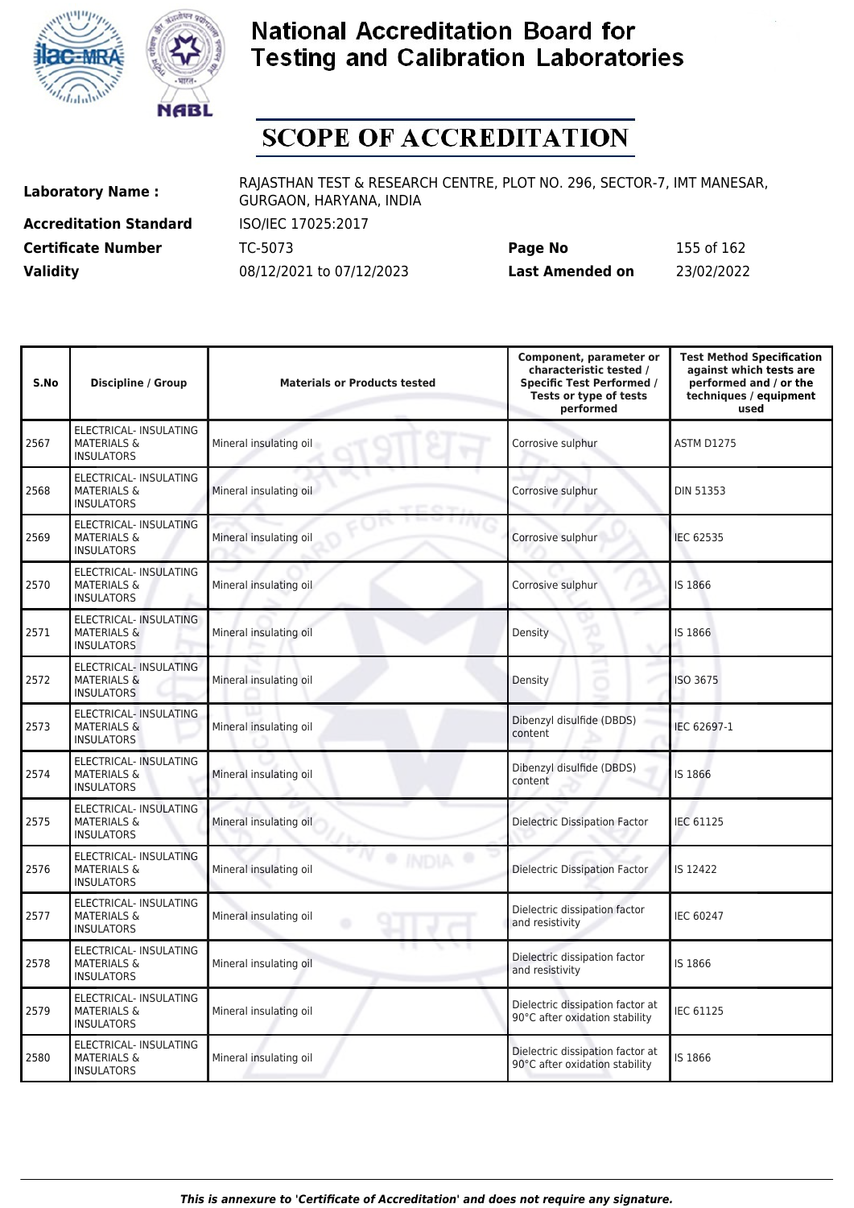# National Accreditation Board for Testing and Calibration Laboratories

## SCOPE OF ACCREDITATION

| | | | |
|---|---|---|---|
| **Laboratory Name :** | RAJASTHAN TEST & RESEARCH CENTRE, PLOT NO. 296, SECTOR-7, IMT MANESAR, GURGAON, HARYANA, INDIA | | |
| **Accreditation Standard** | ISO/IEC 17025:2017 | | |
| **Certificate Number** | TC-5073 | **Page No** | 155 of 162 |
| **Validity** | 08/12/2021 to 07/12/2023 | **Last Amended on** | 23/02/2022 |

| S.No | Discipline / Group | Materials or Products tested | Component, parameter or characteristic tested / Specific Test Performed / Tests or type of tests performed | Test Method Specification against which tests are performed and / or the techniques / equipment used |
|---|---|---|---|---|
| 2567 | ELECTRICAL- INSULATING MATERIALS & INSULATORS | Mineral insulating oil | Corrosive sulphur | ASTM D1275 |
| 2568 | ELECTRICAL- INSULATING MATERIALS & INSULATORS | Mineral insulating oil | Corrosive sulphur | DIN 51353 |
| 2569 | ELECTRICAL- INSULATING MATERIALS & INSULATORS | Mineral insulating oil | Corrosive sulphur | IEC 62535 |
| 2570 | ELECTRICAL- INSULATING MATERIALS & INSULATORS | Mineral insulating oil | Corrosive sulphur | IS 1866 |
| 2571 | ELECTRICAL- INSULATING MATERIALS & INSULATORS | Mineral insulating oil | Density | IS 1866 |
| 2572 | ELECTRICAL- INSULATING MATERIALS & INSULATORS | Mineral insulating oil | Density | ISO 3675 |
| 2573 | ELECTRICAL- INSULATING MATERIALS & INSULATORS | Mineral insulating oil | Dibenzyl disulfide (DBDS) content | IEC 62697-1 |
| 2574 | ELECTRICAL- INSULATING MATERIALS & INSULATORS | Mineral insulating oil | Dibenzyl disulfide (DBDS) content | IS 1866 |
| 2575 | ELECTRICAL- INSULATING MATERIALS & INSULATORS | Mineral insulating oil | Dielectric Dissipation Factor | IEC 61125 |
| 2576 | ELECTRICAL- INSULATING MATERIALS & INSULATORS | Mineral insulating oil | Dielectric Dissipation Factor | IS 12422 |
| 2577 | ELECTRICAL- INSULATING MATERIALS & INSULATORS | Mineral insulating oil | Dielectric dissipation factor and resistivity | IEC 60247 |
| 2578 | ELECTRICAL- INSULATING MATERIALS & INSULATORS | Mineral insulating oil | Dielectric dissipation factor and resistivity | IS 1866 |
| 2579 | ELECTRICAL- INSULATING MATERIALS & INSULATORS | Mineral insulating oil | Dielectric dissipation factor at 90°C after oxidation stability | IEC 61125 |
| 2580 | ELECTRICAL- INSULATING MATERIALS & INSULATORS | Mineral insulating oil | Dielectric dissipation factor at 90°C after oxidation stability | IS 1866 |

*This is annexure to 'Certificate of Accreditation' and does not require any signature.*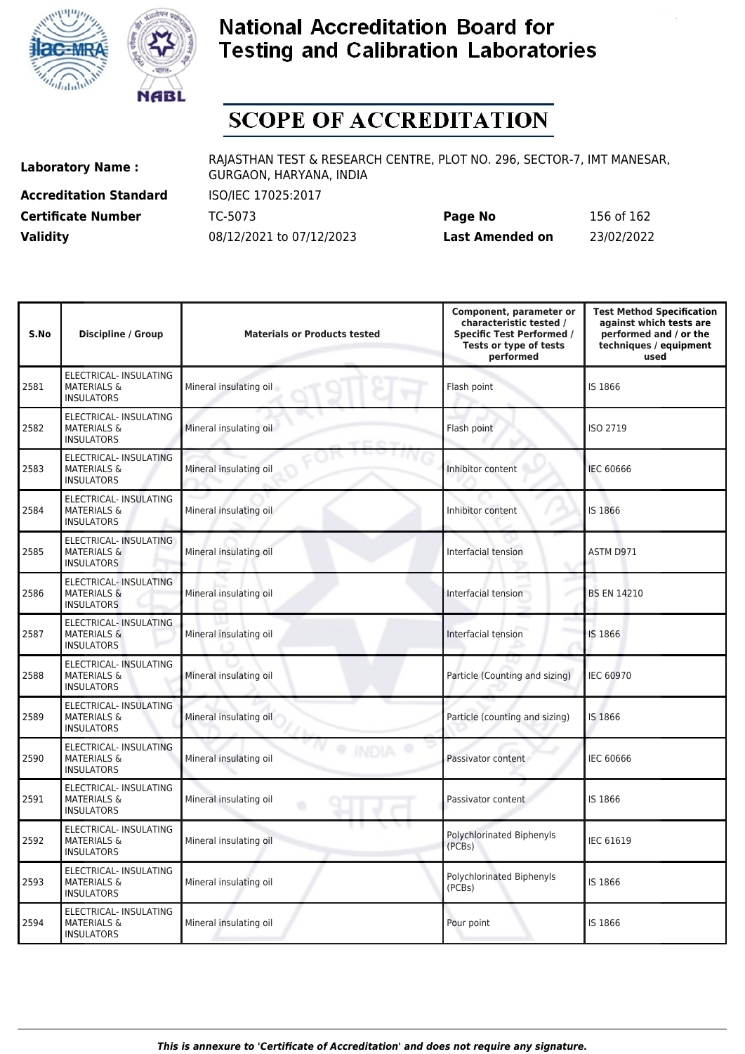# National Accreditation Board for Testing and Calibration Laboratories

## SCOPE OF ACCREDITATION

**Laboratory Name :** RAJASTHAN TEST & RESEARCH CENTRE, PLOT NO. 296, SECTOR-7, IMT MANESAR, GURGAON, HARYANA, INDIA

**Accreditation Standard** ISO/IEC 17025:2017

**Certificate Number** TC-5073 **Page No** 156 of 162

**Validity** 08/12/2021 to 07/12/2023 **Last Amended on** 23/02/2022

| S.No | Discipline / Group | Materials or Products tested | Component, parameter or characteristic tested / Specific Test Performed / Tests or type of tests performed | Test Method Specification against which tests are performed and / or the techniques / equipment used |
|---|---|---|---|---|
| 2581 | ELECTRICAL- INSULATING MATERIALS & INSULATORS | Mineral insulating oil | Flash point | IS 1866 |
| 2582 | ELECTRICAL- INSULATING MATERIALS & INSULATORS | Mineral insulating oil | Flash point | ISO 2719 |
| 2583 | ELECTRICAL- INSULATING MATERIALS & INSULATORS | Mineral insulating oil | Inhibitor content | IEC 60666 |
| 2584 | ELECTRICAL- INSULATING MATERIALS & INSULATORS | Mineral insulating oil | Inhibitor content | IS 1866 |
| 2585 | ELECTRICAL- INSULATING MATERIALS & INSULATORS | Mineral insulating oil | Interfacial tension | ASTM D971 |
| 2586 | ELECTRICAL- INSULATING MATERIALS & INSULATORS | Mineral insulating oil | Interfacial tension | BS EN 14210 |
| 2587 | ELECTRICAL- INSULATING MATERIALS & INSULATORS | Mineral insulating oil | Interfacial tension | IS 1866 |
| 2588 | ELECTRICAL- INSULATING MATERIALS & INSULATORS | Mineral insulating oil | Particle (Counting and sizing) | IEC 60970 |
| 2589 | ELECTRICAL- INSULATING MATERIALS & INSULATORS | Mineral insulating oil | Particle (counting and sizing) | IS 1866 |
| 2590 | ELECTRICAL- INSULATING MATERIALS & INSULATORS | Mineral insulating oil | Passivator content | IEC 60666 |
| 2591 | ELECTRICAL- INSULATING MATERIALS & INSULATORS | Mineral insulating oil | Passivator content | IS 1866 |
| 2592 | ELECTRICAL- INSULATING MATERIALS & INSULATORS | Mineral insulating oil | Polychlorinated Biphenyls (PCBs) | IEC 61619 |
| 2593 | ELECTRICAL- INSULATING MATERIALS & INSULATORS | Mineral insulating oil | Polychlorinated Biphenyls (PCBs) | IS 1866 |
| 2594 | ELECTRICAL- INSULATING MATERIALS & INSULATORS | Mineral insulating oil | Pour point | IS 1866 |

*This is annexure to 'Certificate of Accreditation' and does not require any signature.*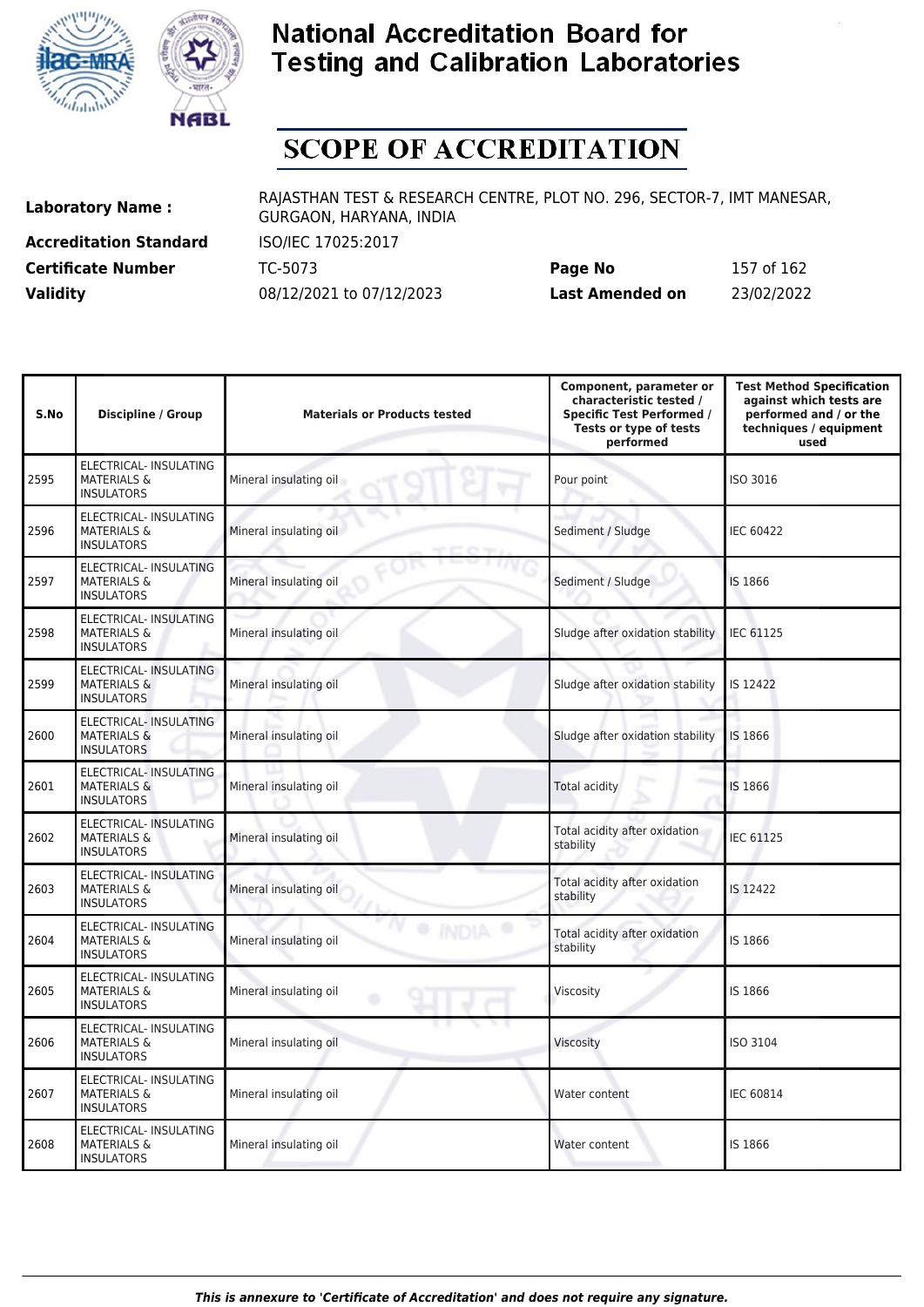# National Accreditation Board for Testing and Calibration Laboratories

# SCOPE OF ACCREDITATION

| | | | |
|---|---|---|---|
| **Laboratory Name :** | RAJASTHAN TEST & RESEARCH CENTRE, PLOT NO. 296, SECTOR-7, IMT MANESAR, GURGAON, HARYANA, INDIA | | |
| **Accreditation Standard** | ISO/IEC 17025:2017 | | |
| **Certificate Number** | TC-5073 | **Page No** | 157 of 162 |
| **Validity** | 08/12/2021 to 07/12/2023 | **Last Amended on** | 23/02/2022 |

| S.No | Discipline / Group | Materials or Products tested | Component, parameter or characteristic tested / Specific Test Performed / Tests or type of tests performed | Test Method Specification against which tests are performed and / or the techniques / equipment used |
|---|---|---|---|---|
| 2595 | ELECTRICAL- INSULATING MATERIALS & INSULATORS | Mineral insulating oil | Pour point | ISO 3016 |
| 2596 | ELECTRICAL- INSULATING MATERIALS & INSULATORS | Mineral insulating oil | Sediment / Sludge | IEC 60422 |
| 2597 | ELECTRICAL- INSULATING MATERIALS & INSULATORS | Mineral insulating oil | Sediment / Sludge | IS 1866 |
| 2598 | ELECTRICAL- INSULATING MATERIALS & INSULATORS | Mineral insulating oil | Sludge after oxidation stability | IEC 61125 |
| 2599 | ELECTRICAL- INSULATING MATERIALS & INSULATORS | Mineral insulating oil | Sludge after oxidation stability | IS 12422 |
| 2600 | ELECTRICAL- INSULATING MATERIALS & INSULATORS | Mineral insulating oil | Sludge after oxidation stability | IS 1866 |
| 2601 | ELECTRICAL- INSULATING MATERIALS & INSULATORS | Mineral insulating oil | Total acidity | IS 1866 |
| 2602 | ELECTRICAL- INSULATING MATERIALS & INSULATORS | Mineral insulating oil | Total acidity after oxidation stability | IEC 61125 |
| 2603 | ELECTRICAL- INSULATING MATERIALS & INSULATORS | Mineral insulating oil | Total acidity after oxidation stability | IS 12422 |
| 2604 | ELECTRICAL- INSULATING MATERIALS & INSULATORS | Mineral insulating oil | Total acidity after oxidation stability | IS 1866 |
| 2605 | ELECTRICAL- INSULATING MATERIALS & INSULATORS | Mineral insulating oil | Viscosity | IS 1866 |
| 2606 | ELECTRICAL- INSULATING MATERIALS & INSULATORS | Mineral insulating oil | Viscosity | ISO 3104 |
| 2607 | ELECTRICAL- INSULATING MATERIALS & INSULATORS | Mineral insulating oil | Water content | IEC 60814 |
| 2608 | ELECTRICAL- INSULATING MATERIALS & INSULATORS | Mineral insulating oil | Water content | IS 1866 |

*This is annexure to 'Certificate of Accreditation' and does not require any signature.*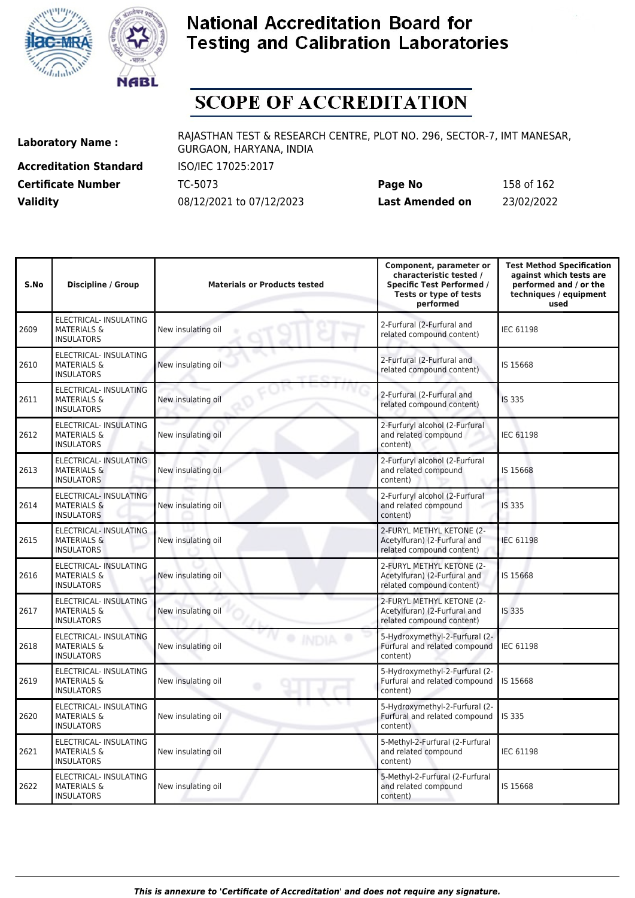# National Accreditation Board for Testing and Calibration Laboratories

# SCOPE OF ACCREDITATION

| | | | |
|---|---|---|---|
| **Laboratory Name :** | RAJASTHAN TEST & RESEARCH CENTRE, PLOT NO. 296, SECTOR-7, IMT MANESAR, GURGAON, HARYANA, INDIA | | |
| **Accreditation Standard** | ISO/IEC 17025:2017 | | |
| **Certificate Number** | TC-5073 | **Page No** | 158 of 162 |
| **Validity** | 08/12/2021 to 07/12/2023 | **Last Amended on** | 23/02/2022 |

| S.No | Discipline / Group | Materials or Products tested | Component, parameter or characteristic tested / Specific Test Performed / Tests or type of tests performed | Test Method Specification against which tests are performed and / or the techniques / equipment used |
|---|---|---|---|---|
| 2609 | ELECTRICAL- INSULATING MATERIALS & INSULATORS | New insulating oil | 2-Furfural (2-Furfural and related compound content) | IEC 61198 |
| 2610 | ELECTRICAL- INSULATING MATERIALS & INSULATORS | New insulating oil | 2-Furfural (2-Furfural and related compound content) | IS 15668 |
| 2611 | ELECTRICAL- INSULATING MATERIALS & INSULATORS | New insulating oil | 2-Furfural (2-Furfural and related compound content) | IS 335 |
| 2612 | ELECTRICAL- INSULATING MATERIALS & INSULATORS | New insulating oil | 2-Furfuryl alcohol (2-Furfural and related compound content) | IEC 61198 |
| 2613 | ELECTRICAL- INSULATING MATERIALS & INSULATORS | New insulating oil | 2-Furfuryl alcohol (2-Furfural and related compound content) | IS 15668 |
| 2614 | ELECTRICAL- INSULATING MATERIALS & INSULATORS | New insulating oil | 2-Furfuryl alcohol (2-Furfural and related compound content) | IS 335 |
| 2615 | ELECTRICAL- INSULATING MATERIALS & INSULATORS | New insulating oil | 2-FURYL METHYL KETONE (2-Acetylfuran) (2-Furfural and related compound content) | IEC 61198 |
| 2616 | ELECTRICAL- INSULATING MATERIALS & INSULATORS | New insulating oil | 2-FURYL METHYL KETONE (2-Acetylfuran) (2-Furfural and related compound content) | IS 15668 |
| 2617 | ELECTRICAL- INSULATING MATERIALS & INSULATORS | New insulating oil | 2-FURYL METHYL KETONE (2-Acetylfuran) (2-Furfural and related compound content) | IS 335 |
| 2618 | ELECTRICAL- INSULATING MATERIALS & INSULATORS | New insulating oil | 5-Hydroxymethyl-2-Furfural (2-Furfural and related compound content) | IEC 61198 |
| 2619 | ELECTRICAL- INSULATING MATERIALS & INSULATORS | New insulating oil | 5-Hydroxymethyl-2-Furfural (2-Furfural and related compound content) | IS 15668 |
| 2620 | ELECTRICAL- INSULATING MATERIALS & INSULATORS | New insulating oil | 5-Hydroxymethyl-2-Furfural (2-Furfural and related compound content) | IS 335 |
| 2621 | ELECTRICAL- INSULATING MATERIALS & INSULATORS | New insulating oil | 5-Methyl-2-Furfural (2-Furfural and related compound content) | IEC 61198 |
| 2622 | ELECTRICAL- INSULATING MATERIALS & INSULATORS | New insulating oil | 5-Methyl-2-Furfural (2-Furfural and related compound content) | IS 15668 |

*This is annexure to 'Certificate of Accreditation' and does not require any signature.*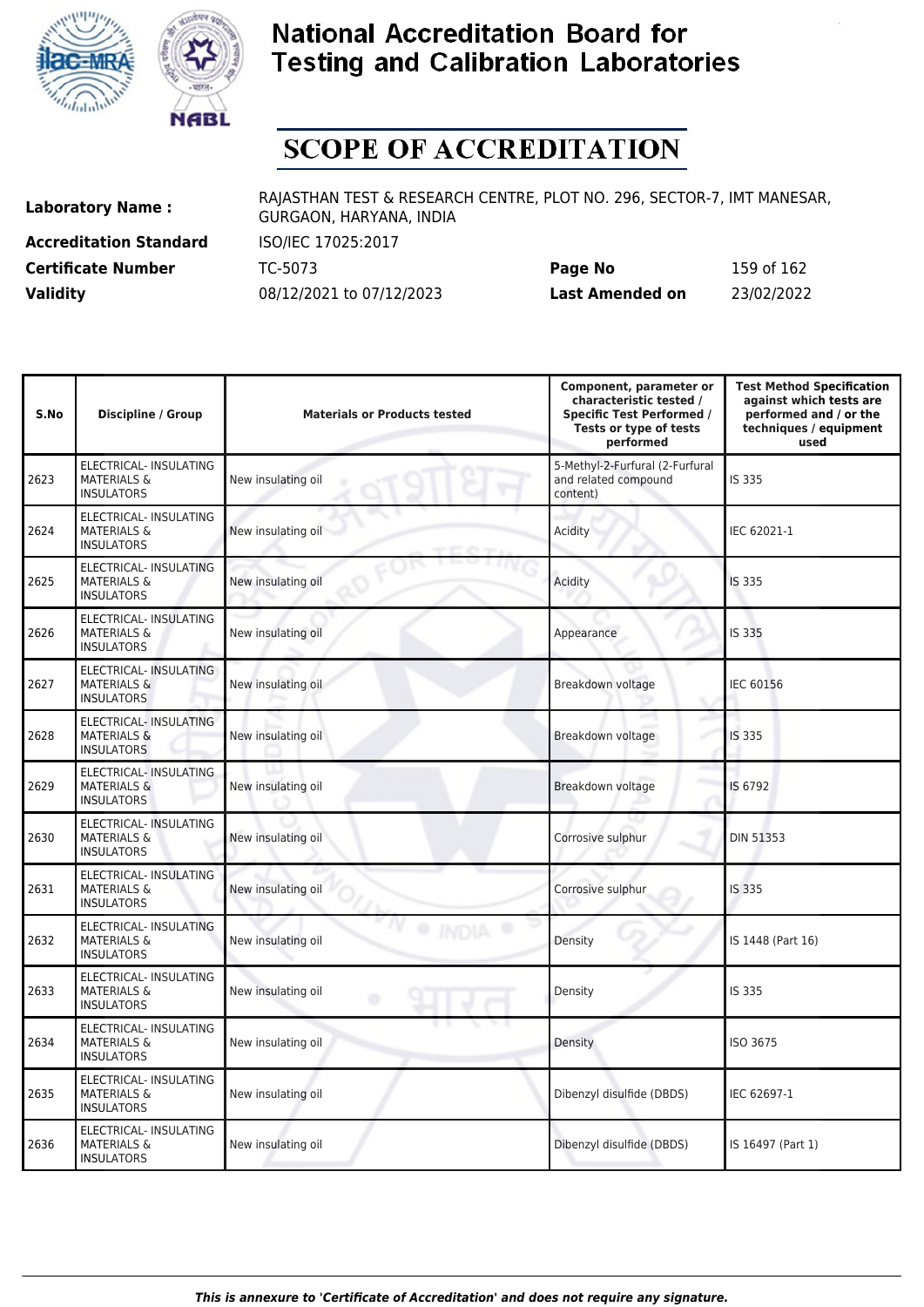# National Accreditation Board for Testing and Calibration Laboratories

# SCOPE OF ACCREDITATION

**Laboratory Name :** RAJASTHAN TEST & RESEARCH CENTRE, PLOT NO. 296, SECTOR-7, IMT MANESAR, GURGAON, HARYANA, INDIA

**Accreditation Standard** ISO/IEC 17025:2017

**Certificate Number** TC-5073 **Page No** 159 of 162

**Validity** 08/12/2021 to 07/12/2023 **Last Amended on** 23/02/2022

| S.No | Discipline / Group | Materials or Products tested | Component, parameter or characteristic tested / Specific Test Performed / Tests or type of tests performed | Test Method Specification against which tests are performed and / or the techniques / equipment used |
|---|---|---|---|---|
| 2623 | ELECTRICAL- INSULATING MATERIALS & INSULATORS | New insulating oil | 5-Methyl-2-Furfural (2-Furfural and related compound content) | IS 335 |
| 2624 | ELECTRICAL- INSULATING MATERIALS & INSULATORS | New insulating oil | Acidity | IEC 62021-1 |
| 2625 | ELECTRICAL- INSULATING MATERIALS & INSULATORS | New insulating oil | Acidity | IS 335 |
| 2626 | ELECTRICAL- INSULATING MATERIALS & INSULATORS | New insulating oil | Appearance | IS 335 |
| 2627 | ELECTRICAL- INSULATING MATERIALS & INSULATORS | New insulating oil | Breakdown voltage | IEC 60156 |
| 2628 | ELECTRICAL- INSULATING MATERIALS & INSULATORS | New insulating oil | Breakdown voltage | IS 335 |
| 2629 | ELECTRICAL- INSULATING MATERIALS & INSULATORS | New insulating oil | Breakdown voltage | IS 6792 |
| 2630 | ELECTRICAL- INSULATING MATERIALS & INSULATORS | New insulating oil | Corrosive sulphur | DIN 51353 |
| 2631 | ELECTRICAL- INSULATING MATERIALS & INSULATORS | New insulating oil | Corrosive sulphur | IS 335 |
| 2632 | ELECTRICAL- INSULATING MATERIALS & INSULATORS | New insulating oil | Density | IS 1448 (Part 16) |
| 2633 | ELECTRICAL- INSULATING MATERIALS & INSULATORS | New insulating oil | Density | IS 335 |
| 2634 | ELECTRICAL- INSULATING MATERIALS & INSULATORS | New insulating oil | Density | ISO 3675 |
| 2635 | ELECTRICAL- INSULATING MATERIALS & INSULATORS | New insulating oil | Dibenzyl disulfide (DBDS) | IEC 62697-1 |
| 2636 | ELECTRICAL- INSULATING MATERIALS & INSULATORS | New insulating oil | Dibenzyl disulfide (DBDS) | IS 16497 (Part 1) |

*This is annexure to 'Certificate of Accreditation' and does not require any signature.*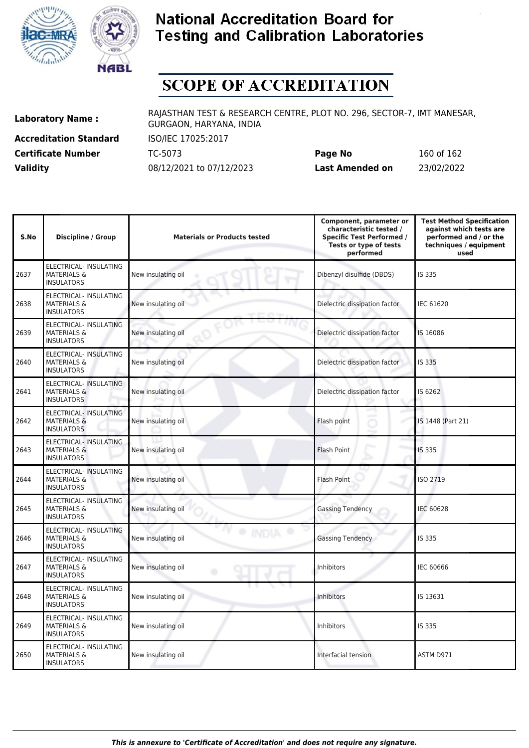# National Accreditation Board for Testing and Calibration Laboratories

## SCOPE OF ACCREDITATION

| | | | |
|---|---|---|---|
| **Laboratory Name :** | RAJASTHAN TEST & RESEARCH CENTRE, PLOT NO. 296, SECTOR-7, IMT MANESAR, GURGAON, HARYANA, INDIA | | |
| **Accreditation Standard** | ISO/IEC 17025:2017 | | |
| **Certificate Number** | TC-5073 | **Page No** | 160 of 162 |
| **Validity** | 08/12/2021 to 07/12/2023 | **Last Amended on** | 23/02/2022 |

| S.No | Discipline / Group | Materials or Products tested | Component, parameter or characteristic tested / Specific Test Performed / Tests or type of tests performed | Test Method Specification against which tests are performed and / or the techniques / equipment used |
|---|---|---|---|---|
| 2637 | ELECTRICAL- INSULATING MATERIALS & INSULATORS | New insulating oil | Dibenzyl disulfide (DBDS) | IS 335 |
| 2638 | ELECTRICAL- INSULATING MATERIALS & INSULATORS | New insulating oil | Dielectric dissipation factor | IEC 61620 |
| 2639 | ELECTRICAL- INSULATING MATERIALS & INSULATORS | New insulating oil | Dielectric dissipation factor | IS 16086 |
| 2640 | ELECTRICAL- INSULATING MATERIALS & INSULATORS | New insulating oil | Dielectric dissipation factor | IS 335 |
| 2641 | ELECTRICAL- INSULATING MATERIALS & INSULATORS | New insulating oil | Dielectric dissipation factor | IS 6262 |
| 2642 | ELECTRICAL- INSULATING MATERIALS & INSULATORS | New insulating oil | Flash point | IS 1448 (Part 21) |
| 2643 | ELECTRICAL- INSULATING MATERIALS & INSULATORS | New insulating oil | Flash Point | IS 335 |
| 2644 | ELECTRICAL- INSULATING MATERIALS & INSULATORS | New insulating oil | Flash Point | ISO 2719 |
| 2645 | ELECTRICAL- INSULATING MATERIALS & INSULATORS | New insulating oil | Gassing Tendency | IEC 60628 |
| 2646 | ELECTRICAL- INSULATING MATERIALS & INSULATORS | New insulating oil | Gassing Tendency | IS 335 |
| 2647 | ELECTRICAL- INSULATING MATERIALS & INSULATORS | New insulating oil | Inhibitors | IEC 60666 |
| 2648 | ELECTRICAL- INSULATING MATERIALS & INSULATORS | New insulating oil | Inhibitors | IS 13631 |
| 2649 | ELECTRICAL- INSULATING MATERIALS & INSULATORS | New insulating oil | Inhibitors | IS 335 |
| 2650 | ELECTRICAL- INSULATING MATERIALS & INSULATORS | New insulating oil | Interfacial tension | ASTM D971 |

*This is annexure to 'Certificate of Accreditation' and does not require any signature.*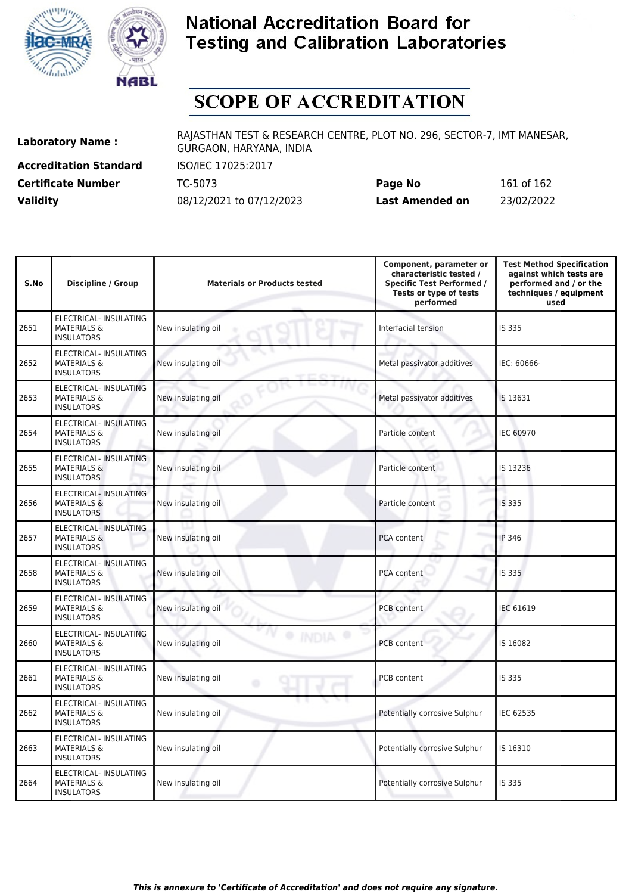# National Accreditation Board for Testing and Calibration Laboratories

## SCOPE OF ACCREDITATION

**Laboratory Name :** RAJASTHAN TEST & RESEARCH CENTRE, PLOT NO. 296, SECTOR-7, IMT MANESAR, GURGAON, HARYANA, INDIA

**Accreditation Standard** ISO/IEC 17025:2017

**Certificate Number** TC-5073 **Page No** 161 of 162

**Validity** 08/12/2021 to 07/12/2023 **Last Amended on** 23/02/2022

| S.No | Discipline / Group | Materials or Products tested | Component, parameter or characteristic tested / Specific Test Performed / Tests or type of tests performed | Test Method Specification against which tests are performed and / or the techniques / equipment used |
|---|---|---|---|---|
| 2651 | ELECTRICAL- INSULATING MATERIALS & INSULATORS | New insulating oil | Interfacial tension | IS 335 |
| 2652 | ELECTRICAL- INSULATING MATERIALS & INSULATORS | New insulating oil | Metal passivator additives | IEC: 60666- |
| 2653 | ELECTRICAL- INSULATING MATERIALS & INSULATORS | New insulating oil | Metal passivator additives | IS 13631 |
| 2654 | ELECTRICAL- INSULATING MATERIALS & INSULATORS | New insulating oil | Particle content | IEC 60970 |
| 2655 | ELECTRICAL- INSULATING MATERIALS & INSULATORS | New insulating oil | Particle content | IS 13236 |
| 2656 | ELECTRICAL- INSULATING MATERIALS & INSULATORS | New insulating oil | Particle content | IS 335 |
| 2657 | ELECTRICAL- INSULATING MATERIALS & INSULATORS | New insulating oil | PCA content | IP 346 |
| 2658 | ELECTRICAL- INSULATING MATERIALS & INSULATORS | New insulating oil | PCA content | IS 335 |
| 2659 | ELECTRICAL- INSULATING MATERIALS & INSULATORS | New insulating oil | PCB content | IEC 61619 |
| 2660 | ELECTRICAL- INSULATING MATERIALS & INSULATORS | New insulating oil | PCB content | IS 16082 |
| 2661 | ELECTRICAL- INSULATING MATERIALS & INSULATORS | New insulating oil | PCB content | IS 335 |
| 2662 | ELECTRICAL- INSULATING MATERIALS & INSULATORS | New insulating oil | Potentially corrosive Sulphur | IEC 62535 |
| 2663 | ELECTRICAL- INSULATING MATERIALS & INSULATORS | New insulating oil | Potentially corrosive Sulphur | IS 16310 |
| 2664 | ELECTRICAL- INSULATING MATERIALS & INSULATORS | New insulating oil | Potentially corrosive Sulphur | IS 335 |

*This is annexure to 'Certificate of Accreditation' and does not require any signature.*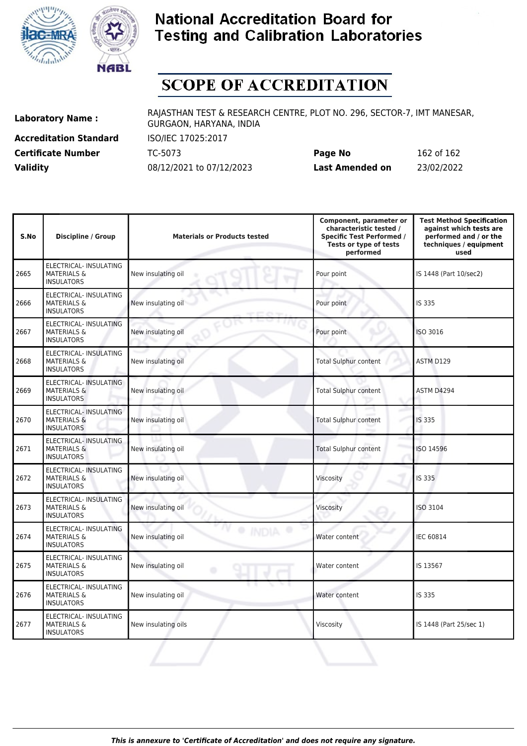# National Accreditation Board for Testing and Calibration Laboratories

## SCOPE OF ACCREDITATION

**Laboratory Name :** RAJASTHAN TEST & RESEARCH CENTRE, PLOT NO. 296, SECTOR-7, IMT MANESAR, GURGAON, HARYANA, INDIA

**Accreditation Standard** ISO/IEC 17025:2017

**Certificate Number** TC-5073 **Page No** 162 of 162

**Validity** 08/12/2021 to 07/12/2023 **Last Amended on** 23/02/2022

| S.No | Discipline / Group | Materials or Products tested | Component, parameter or characteristic tested / Specific Test Performed / Tests or type of tests performed | Test Method Specification against which tests are performed and / or the techniques / equipment used |
|---|---|---|---|---|
| 2665 | ELECTRICAL- INSULATING MATERIALS & INSULATORS | New insulating oil | Pour point | IS 1448 (Part 10/sec2) |
| 2666 | ELECTRICAL- INSULATING MATERIALS & INSULATORS | New insulating oil | Pour point | IS 335 |
| 2667 | ELECTRICAL- INSULATING MATERIALS & INSULATORS | New insulating oil | Pour point | ISO 3016 |
| 2668 | ELECTRICAL- INSULATING MATERIALS & INSULATORS | New insulating oil | Total Sulphur content | ASTM D129 |
| 2669 | ELECTRICAL- INSULATING MATERIALS & INSULATORS | New insulating oil | Total Sulphur content | ASTM D4294 |
| 2670 | ELECTRICAL- INSULATING MATERIALS & INSULATORS | New insulating oil | Total Sulphur content | IS 335 |
| 2671 | ELECTRICAL- INSULATING MATERIALS & INSULATORS | New insulating oil | Total Sulphur content | ISO 14596 |
| 2672 | ELECTRICAL- INSULATING MATERIALS & INSULATORS | New insulating oil | Viscosity | IS 335 |
| 2673 | ELECTRICAL- INSULATING MATERIALS & INSULATORS | New insulating oil | Viscosity | ISO 3104 |
| 2674 | ELECTRICAL- INSULATING MATERIALS & INSULATORS | New insulating oil | Water content | IEC 60814 |
| 2675 | ELECTRICAL- INSULATING MATERIALS & INSULATORS | New insulating oil | Water content | IS 13567 |
| 2676 | ELECTRICAL- INSULATING MATERIALS & INSULATORS | New insulating oil | Water content | IS 335 |
| 2677 | ELECTRICAL- INSULATING MATERIALS & INSULATORS | New insulating oils | Viscosity | IS 1448 (Part 25/sec 1) |

*This is annexure to 'Certificate of Accreditation' and does not require any signature.*